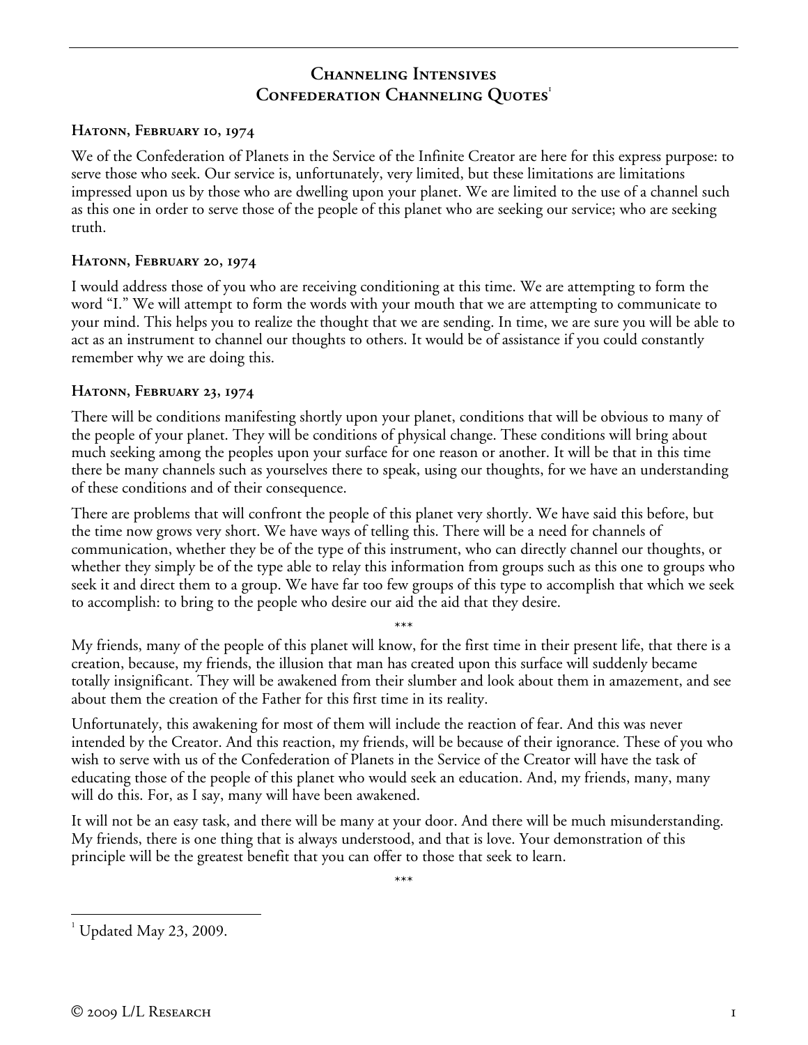# Channeling Intensives
# Confederation Channeling Quotes[1]

### Hatonn, February 10, 1974

We of the Confederation of Planets in the Service of the Infinite Creator are here for this express purpose: to serve those who seek. Our service is, unfortunately, very limited, but these limitations are limitations impressed upon us by those who are dwelling upon your planet. We are limited to the use of a channel such as this one in order to serve those of the people of this planet who are seeking our service; who are seeking truth.

### Hatonn, February 20, 1974

I would address those of you who are receiving conditioning at this time. We are attempting to form the word "I." We will attempt to form the words with your mouth that we are attempting to communicate to your mind. This helps you to realize the thought that we are sending. In time, we are sure you will be able to act as an instrument to channel our thoughts to others. It would be of assistance if you could constantly remember why we are doing this.

### Hatonn, February 23, 1974

There will be conditions manifesting shortly upon your planet, conditions that will be obvious to many of the people of your planet. They will be conditions of physical change. These conditions will bring about much seeking among the peoples upon your surface for one reason or another. It will be that in this time there be many channels such as yourselves there to speak, using our thoughts, for we have an understanding of these conditions and of their consequence.

There are problems that will confront the people of this planet very shortly. We have said this before, but the time now grows very short. We have ways of telling this. There will be a need for channels of communication, whether they be of the type of this instrument, who can directly channel our thoughts, or whether they simply be of the type able to relay this information from groups such as this one to groups who seek it and direct them to a group. We have far too few groups of this type to accomplish that which we seek to accomplish: to bring to the people who desire our aid the aid that they desire.

\*\*\*

My friends, many of the people of this planet will know, for the first time in their present life, that there is a creation, because, my friends, the illusion that man has created upon this surface will suddenly became totally insignificant. They will be awakened from their slumber and look about them in amazement, and see about them the creation of the Father for this first time in its reality.

Unfortunately, this awakening for most of them will include the reaction of fear. And this was never intended by the Creator. And this reaction, my friends, will be because of their ignorance. These of you who wish to serve with us of the Confederation of Planets in the Service of the Creator will have the task of educating those of the people of this planet who would seek an education. And, my friends, many, many will do this. For, as I say, many will have been awakened.

It will not be an easy task, and there will be many at your door. And there will be much misunderstanding. My friends, there is one thing that is always understood, and that is love. Your demonstration of this principle will be the greatest benefit that you can offer to those that seek to learn.

\*\*\*

[1] Updated May 23, 2009.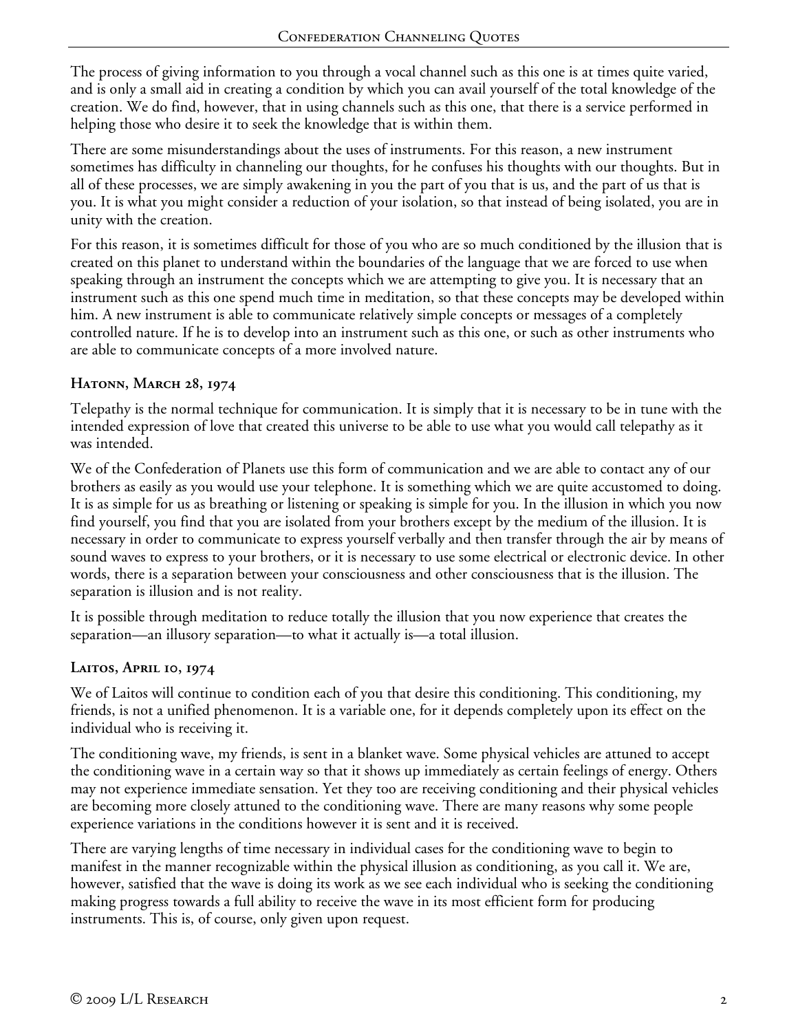The process of giving information to you through a vocal channel such as this one is at times quite varied, and is only a small aid in creating a condition by which you can avail yourself of the total knowledge of the creation. We do find, however, that in using channels such as this one, that there is a service performed in helping those who desire it to seek the knowledge that is within them.

There are some misunderstandings about the uses of instruments. For this reason, a new instrument sometimes has difficulty in channeling our thoughts, for he confuses his thoughts with our thoughts. But in all of these processes, we are simply awakening in you the part of you that is us, and the part of us that is you. It is what you might consider a reduction of your isolation, so that instead of being isolated, you are in unity with the creation.

For this reason, it is sometimes difficult for those of you who are so much conditioned by the illusion that is created on this planet to understand within the boundaries of the language that we are forced to use when speaking through an instrument the concepts which we are attempting to give you. It is necessary that an instrument such as this one spend much time in meditation, so that these concepts may be developed within him. A new instrument is able to communicate relatively simple concepts or messages of a completely controlled nature. If he is to develop into an instrument such as this one, or such as other instruments who are able to communicate concepts of a more involved nature.

### Hatonn, March 28, 1974

Telepathy is the normal technique for communication. It is simply that it is necessary to be in tune with the intended expression of love that created this universe to be able to use what you would call telepathy as it was intended.

We of the Confederation of Planets use this form of communication and we are able to contact any of our brothers as easily as you would use your telephone. It is something which we are quite accustomed to doing. It is as simple for us as breathing or listening or speaking is simple for you. In the illusion in which you now find yourself, you find that you are isolated from your brothers except by the medium of the illusion. It is necessary in order to communicate to express yourself verbally and then transfer through the air by means of sound waves to express to your brothers, or it is necessary to use some electrical or electronic device. In other words, there is a separation between your consciousness and other consciousness that is the illusion. The separation is illusion and is not reality.

It is possible through meditation to reduce totally the illusion that you now experience that creates the separation—an illusory separation—to what it actually is—a total illusion.

### Laitos, April 10, 1974

We of Laitos will continue to condition each of you that desire this conditioning. This conditioning, my friends, is not a unified phenomenon. It is a variable one, for it depends completely upon its effect on the individual who is receiving it.

The conditioning wave, my friends, is sent in a blanket wave. Some physical vehicles are attuned to accept the conditioning wave in a certain way so that it shows up immediately as certain feelings of energy. Others may not experience immediate sensation. Yet they too are receiving conditioning and their physical vehicles are becoming more closely attuned to the conditioning wave. There are many reasons why some people experience variations in the conditions however it is sent and it is received.

There are varying lengths of time necessary in individual cases for the conditioning wave to begin to manifest in the manner recognizable within the physical illusion as conditioning, as you call it. We are, however, satisfied that the wave is doing its work as we see each individual who is seeking the conditioning making progress towards a full ability to receive the wave in its most efficient form for producing instruments. This is, of course, only given upon request.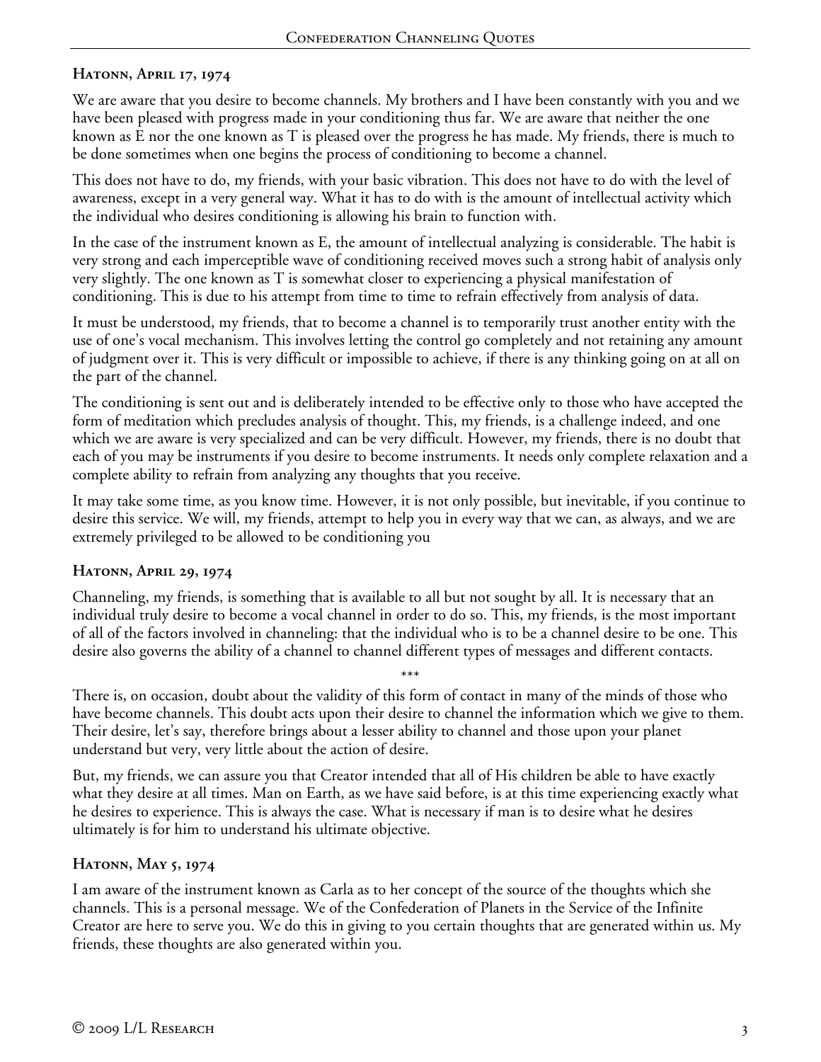### Hatonn, April 17, 1974

We are aware that you desire to become channels. My brothers and I have been constantly with you and we have been pleased with progress made in your conditioning thus far. We are aware that neither the one known as E nor the one known as T is pleased over the progress he has made. My friends, there is much to be done sometimes when one begins the process of conditioning to become a channel.

This does not have to do, my friends, with your basic vibration. This does not have to do with the level of awareness, except in a very general way. What it has to do with is the amount of intellectual activity which the individual who desires conditioning is allowing his brain to function with.

In the case of the instrument known as E, the amount of intellectual analyzing is considerable. The habit is very strong and each imperceptible wave of conditioning received moves such a strong habit of analysis only very slightly. The one known as T is somewhat closer to experiencing a physical manifestation of conditioning. This is due to his attempt from time to time to refrain effectively from analysis of data.

It must be understood, my friends, that to become a channel is to temporarily trust another entity with the use of one's vocal mechanism. This involves letting the control go completely and not retaining any amount of judgment over it. This is very difficult or impossible to achieve, if there is any thinking going on at all on the part of the channel.

The conditioning is sent out and is deliberately intended to be effective only to those who have accepted the form of meditation which precludes analysis of thought. This, my friends, is a challenge indeed, and one which we are aware is very specialized and can be very difficult. However, my friends, there is no doubt that each of you may be instruments if you desire to become instruments. It needs only complete relaxation and a complete ability to refrain from analyzing any thoughts that you receive.

It may take some time, as you know time. However, it is not only possible, but inevitable, if you continue to desire this service. We will, my friends, attempt to help you in every way that we can, as always, and we are extremely privileged to be allowed to be conditioning you

### Hatonn, April 29, 1974

Channeling, my friends, is something that is available to all but not sought by all. It is necessary that an individual truly desire to become a vocal channel in order to do so. This, my friends, is the most important of all of the factors involved in channeling: that the individual who is to be a channel desire to be one. This desire also governs the ability of a channel to channel different types of messages and different contacts.

\*\*\*

There is, on occasion, doubt about the validity of this form of contact in many of the minds of those who have become channels. This doubt acts upon their desire to channel the information which we give to them. Their desire, let's say, therefore brings about a lesser ability to channel and those upon your planet understand but very, very little about the action of desire.

But, my friends, we can assure you that Creator intended that all of His children be able to have exactly what they desire at all times. Man on Earth, as we have said before, is at this time experiencing exactly what he desires to experience. This is always the case. What is necessary if man is to desire what he desires ultimately is for him to understand his ultimate objective.

### Hatonn, May 5, 1974

I am aware of the instrument known as Carla as to her concept of the source of the thoughts which she channels. This is a personal message. We of the Confederation of Planets in the Service of the Infinite Creator are here to serve you. We do this in giving to you certain thoughts that are generated within us. My friends, these thoughts are also generated within you.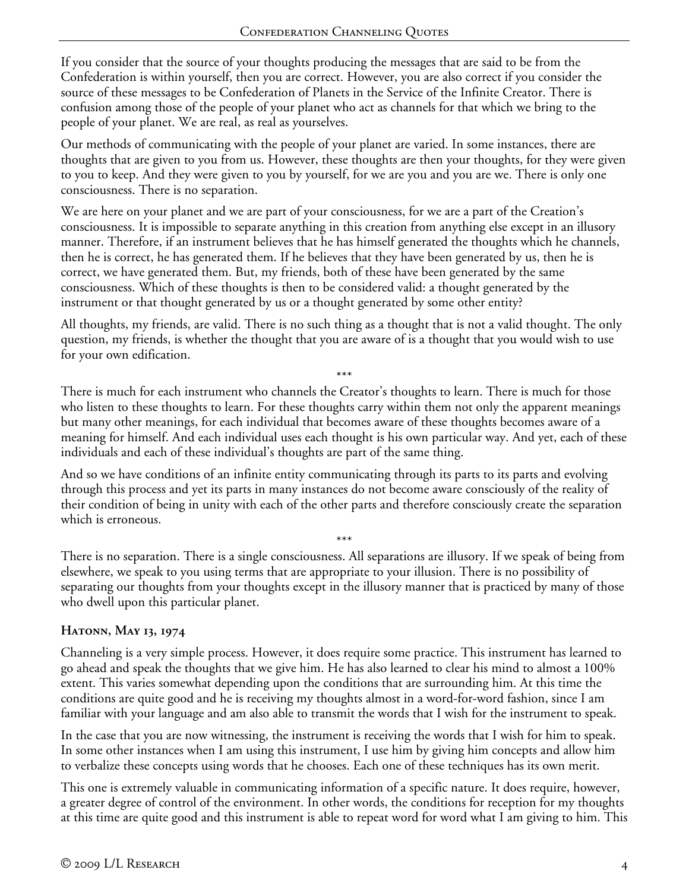If you consider that the source of your thoughts producing the messages that are said to be from the Confederation is within yourself, then you are correct. However, you are also correct if you consider the source of these messages to be Confederation of Planets in the Service of the Infinite Creator. There is confusion among those of the people of your planet who act as channels for that which we bring to the people of your planet. We are real, as real as yourselves.

Our methods of communicating with the people of your planet are varied. In some instances, there are thoughts that are given to you from us. However, these thoughts are then your thoughts, for they were given to you to keep. And they were given to you by yourself, for we are you and you are we. There is only one consciousness. There is no separation.

We are here on your planet and we are part of your consciousness, for we are a part of the Creation's consciousness. It is impossible to separate anything in this creation from anything else except in an illusory manner. Therefore, if an instrument believes that he has himself generated the thoughts which he channels, then he is correct, he has generated them. If he believes that they have been generated by us, then he is correct, we have generated them. But, my friends, both of these have been generated by the same consciousness. Which of these thoughts is then to be considered valid: a thought generated by the instrument or that thought generated by us or a thought generated by some other entity?

All thoughts, my friends, are valid. There is no such thing as a thought that is not a valid thought. The only question, my friends, is whether the thought that you are aware of is a thought that you would wish to use for your own edification.

\*\*\*

There is much for each instrument who channels the Creator's thoughts to learn. There is much for those who listen to these thoughts to learn. For these thoughts carry within them not only the apparent meanings but many other meanings, for each individual that becomes aware of these thoughts becomes aware of a meaning for himself. And each individual uses each thought is his own particular way. And yet, each of these individuals and each of these individual's thoughts are part of the same thing.

And so we have conditions of an infinite entity communicating through its parts to its parts and evolving through this process and yet its parts in many instances do not become aware consciously of the reality of their condition of being in unity with each of the other parts and therefore consciously create the separation which is erroneous.

\*\*\*

There is no separation. There is a single consciousness. All separations are illusory. If we speak of being from elsewhere, we speak to you using terms that are appropriate to your illusion. There is no possibility of separating our thoughts from your thoughts except in the illusory manner that is practiced by many of those who dwell upon this particular planet.

### Hatonn, May 13, 1974

Channeling is a very simple process. However, it does require some practice. This instrument has learned to go ahead and speak the thoughts that we give him. He has also learned to clear his mind to almost a 100% extent. This varies somewhat depending upon the conditions that are surrounding him. At this time the conditions are quite good and he is receiving my thoughts almost in a word-for-word fashion, since I am familiar with your language and am also able to transmit the words that I wish for the instrument to speak.

In the case that you are now witnessing, the instrument is receiving the words that I wish for him to speak. In some other instances when I am using this instrument, I use him by giving him concepts and allow him to verbalize these concepts using words that he chooses. Each one of these techniques has its own merit.

This one is extremely valuable in communicating information of a specific nature. It does require, however, a greater degree of control of the environment. In other words, the conditions for reception for my thoughts at this time are quite good and this instrument is able to repeat word for word what I am giving to him. This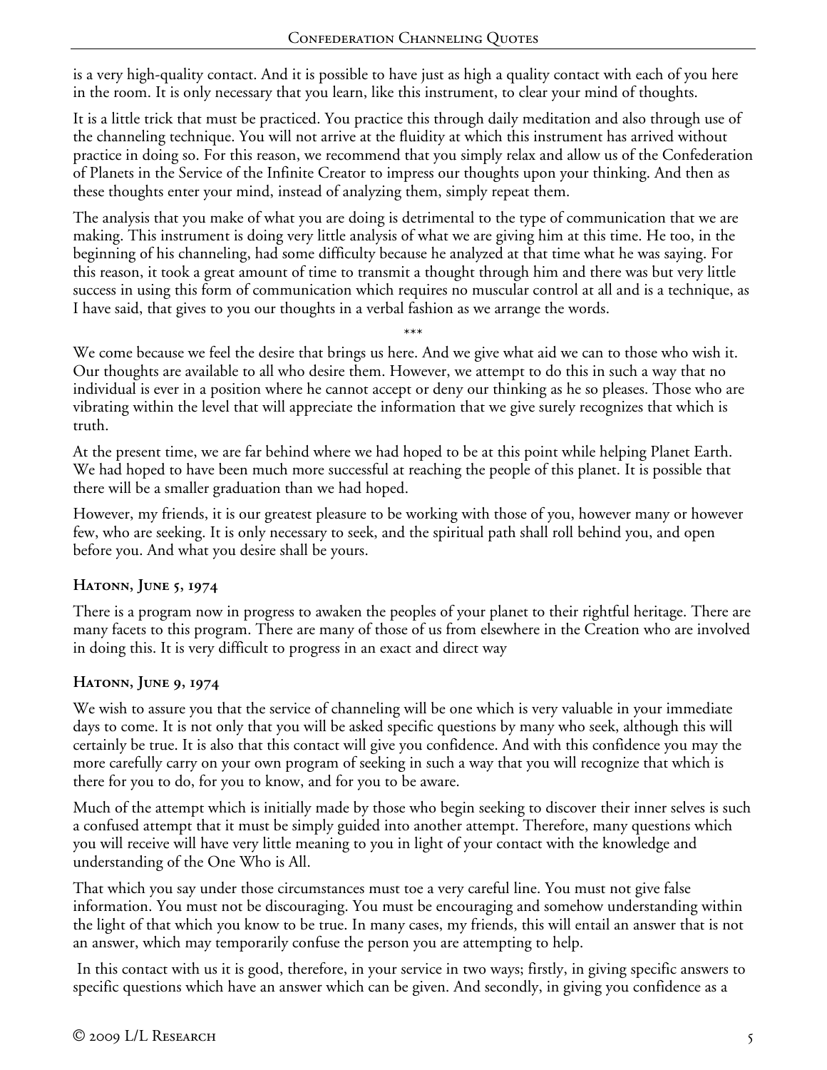is a very high-quality contact. And it is possible to have just as high a quality contact with each of you here in the room. It is only necessary that you learn, like this instrument, to clear your mind of thoughts.

It is a little trick that must be practiced. You practice this through daily meditation and also through use of the channeling technique. You will not arrive at the fluidity at which this instrument has arrived without practice in doing so. For this reason, we recommend that you simply relax and allow us of the Confederation of Planets in the Service of the Infinite Creator to impress our thoughts upon your thinking. And then as these thoughts enter your mind, instead of analyzing them, simply repeat them.

The analysis that you make of what you are doing is detrimental to the type of communication that we are making. This instrument is doing very little analysis of what we are giving him at this time. He too, in the beginning of his channeling, had some difficulty because he analyzed at that time what he was saying. For this reason, it took a great amount of time to transmit a thought through him and there was but very little success in using this form of communication which requires no muscular control at all and is a technique, as I have said, that gives to you our thoughts in a verbal fashion as we arrange the words.

\*\*\*

We come because we feel the desire that brings us here. And we give what aid we can to those who wish it. Our thoughts are available to all who desire them. However, we attempt to do this in such a way that no individual is ever in a position where he cannot accept or deny our thinking as he so pleases. Those who are vibrating within the level that will appreciate the information that we give surely recognizes that which is truth.

At the present time, we are far behind where we had hoped to be at this point while helping Planet Earth. We had hoped to have been much more successful at reaching the people of this planet. It is possible that there will be a smaller graduation than we had hoped.

However, my friends, it is our greatest pleasure to be working with those of you, however many or however few, who are seeking. It is only necessary to seek, and the spiritual path shall roll behind you, and open before you. And what you desire shall be yours.

### Hatonn, June 5, 1974

There is a program now in progress to awaken the peoples of your planet to their rightful heritage. There are many facets to this program. There are many of those of us from elsewhere in the Creation who are involved in doing this. It is very difficult to progress in an exact and direct way

### Hatonn, June 9, 1974

We wish to assure you that the service of channeling will be one which is very valuable in your immediate days to come. It is not only that you will be asked specific questions by many who seek, although this will certainly be true. It is also that this contact will give you confidence. And with this confidence you may the more carefully carry on your own program of seeking in such a way that you will recognize that which is there for you to do, for you to know, and for you to be aware.

Much of the attempt which is initially made by those who begin seeking to discover their inner selves is such a confused attempt that it must be simply guided into another attempt. Therefore, many questions which you will receive will have very little meaning to you in light of your contact with the knowledge and understanding of the One Who is All.

That which you say under those circumstances must toe a very careful line. You must not give false information. You must not be discouraging. You must be encouraging and somehow understanding within the light of that which you know to be true. In many cases, my friends, this will entail an answer that is not an answer, which may temporarily confuse the person you are attempting to help.

In this contact with us it is good, therefore, in your service in two ways; firstly, in giving specific answers to specific questions which have an answer which can be given. And secondly, in giving you confidence as a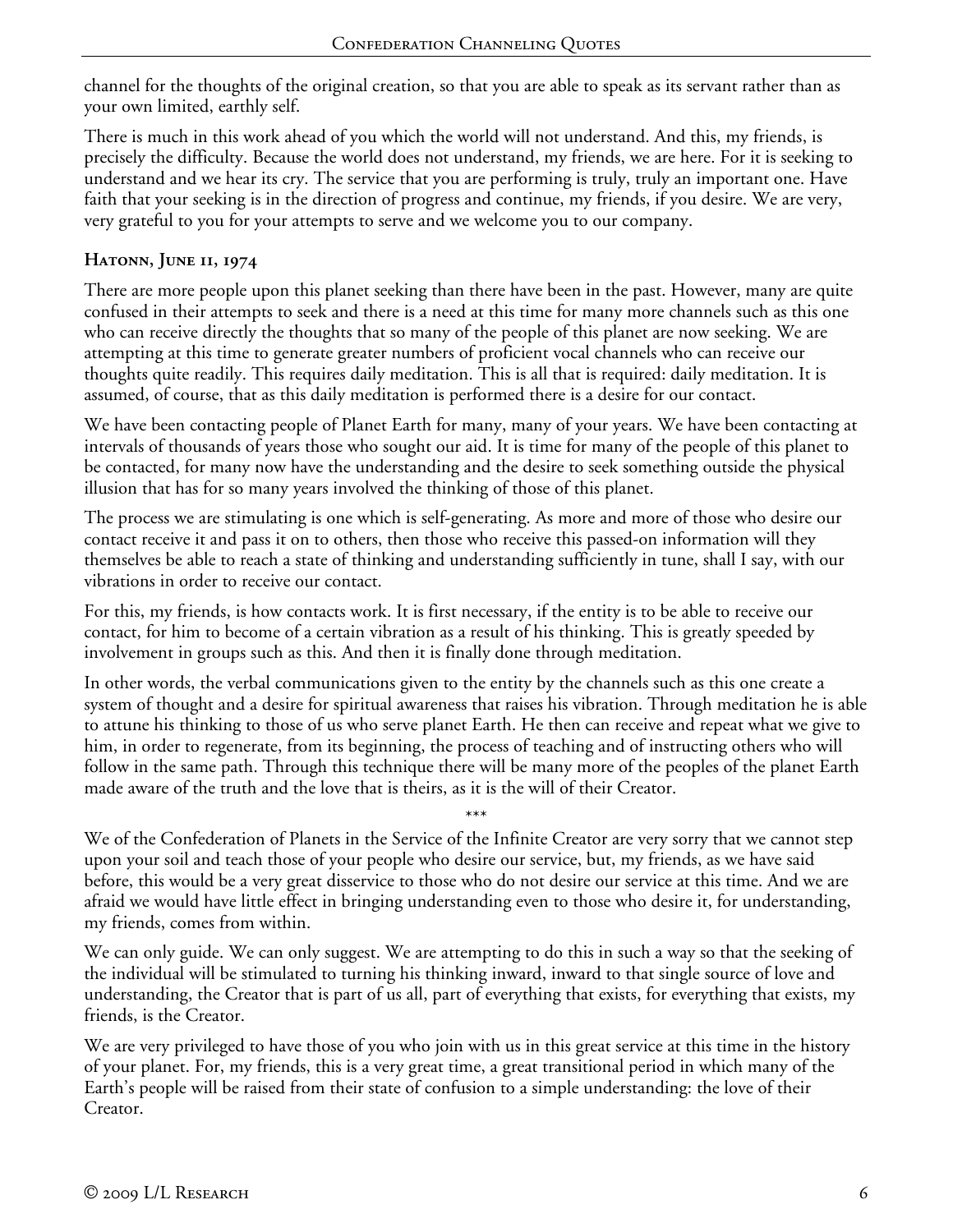channel for the thoughts of the original creation, so that you are able to speak as its servant rather than as your own limited, earthly self.

There is much in this work ahead of you which the world will not understand. And this, my friends, is precisely the difficulty. Because the world does not understand, my friends, we are here. For it is seeking to understand and we hear its cry. The service that you are performing is truly, truly an important one. Have faith that your seeking is in the direction of progress and continue, my friends, if you desire. We are very, very grateful to you for your attempts to serve and we welcome you to our company.

### Hatonn, June 11, 1974

There are more people upon this planet seeking than there have been in the past. However, many are quite confused in their attempts to seek and there is a need at this time for many more channels such as this one who can receive directly the thoughts that so many of the people of this planet are now seeking. We are attempting at this time to generate greater numbers of proficient vocal channels who can receive our thoughts quite readily. This requires daily meditation. This is all that is required: daily meditation. It is assumed, of course, that as this daily meditation is performed there is a desire for our contact.

We have been contacting people of Planet Earth for many, many of your years. We have been contacting at intervals of thousands of years those who sought our aid. It is time for many of the people of this planet to be contacted, for many now have the understanding and the desire to seek something outside the physical illusion that has for so many years involved the thinking of those of this planet.

The process we are stimulating is one which is self-generating. As more and more of those who desire our contact receive it and pass it on to others, then those who receive this passed-on information will they themselves be able to reach a state of thinking and understanding sufficiently in tune, shall I say, with our vibrations in order to receive our contact.

For this, my friends, is how contacts work. It is first necessary, if the entity is to be able to receive our contact, for him to become of a certain vibration as a result of his thinking. This is greatly speeded by involvement in groups such as this. And then it is finally done through meditation.

In other words, the verbal communications given to the entity by the channels such as this one create a system of thought and a desire for spiritual awareness that raises his vibration. Through meditation he is able to attune his thinking to those of us who serve planet Earth. He then can receive and repeat what we give to him, in order to regenerate, from its beginning, the process of teaching and of instructing others who will follow in the same path. Through this technique there will be many more of the peoples of the planet Earth made aware of the truth and the love that is theirs, as it is the will of their Creator.

\*\*\*

We of the Confederation of Planets in the Service of the Infinite Creator are very sorry that we cannot step upon your soil and teach those of your people who desire our service, but, my friends, as we have said before, this would be a very great disservice to those who do not desire our service at this time. And we are afraid we would have little effect in bringing understanding even to those who desire it, for understanding, my friends, comes from within.

We can only guide. We can only suggest. We are attempting to do this in such a way so that the seeking of the individual will be stimulated to turning his thinking inward, inward to that single source of love and understanding, the Creator that is part of us all, part of everything that exists, for everything that exists, my friends, is the Creator.

We are very privileged to have those of you who join with us in this great service at this time in the history of your planet. For, my friends, this is a very great time, a great transitional period in which many of the Earth's people will be raised from their state of confusion to a simple understanding: the love of their Creator.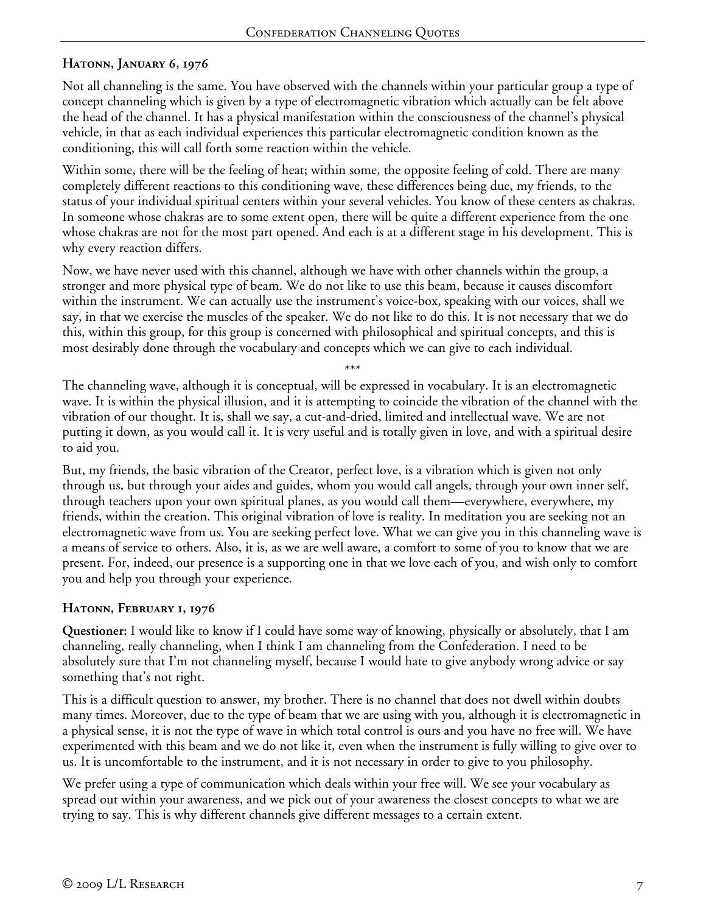### Hatonn, January 6, 1976

Not all channeling is the same. You have observed with the channels within your particular group a type of concept channeling which is given by a type of electromagnetic vibration which actually can be felt above the head of the channel. It has a physical manifestation within the consciousness of the channel's physical vehicle, in that as each individual experiences this particular electromagnetic condition known as the conditioning, this will call forth some reaction within the vehicle.

Within some, there will be the feeling of heat; within some, the opposite feeling of cold. There are many completely different reactions to this conditioning wave, these differences being due, my friends, to the status of your individual spiritual centers within your several vehicles. You know of these centers as chakras. In someone whose chakras are to some extent open, there will be quite a different experience from the one whose chakras are not for the most part opened. And each is at a different stage in his development. This is why every reaction differs.

Now, we have never used with this channel, although we have with other channels within the group, a stronger and more physical type of beam. We do not like to use this beam, because it causes discomfort within the instrument. We can actually use the instrument's voice-box, speaking with our voices, shall we say, in that we exercise the muscles of the speaker. We do not like to do this. It is not necessary that we do this, within this group, for this group is concerned with philosophical and spiritual concepts, and this is most desirably done through the vocabulary and concepts which we can give to each individual.

\*\*\*

The channeling wave, although it is conceptual, will be expressed in vocabulary. It is an electromagnetic wave. It is within the physical illusion, and it is attempting to coincide the vibration of the channel with the vibration of our thought. It is, shall we say, a cut-and-dried, limited and intellectual wave. We are not putting it down, as you would call it. It is very useful and is totally given in love, and with a spiritual desire to aid you.

But, my friends, the basic vibration of the Creator, perfect love, is a vibration which is given not only through us, but through your aides and guides, whom you would call angels, through your own inner self, through teachers upon your own spiritual planes, as you would call them—everywhere, everywhere, my friends, within the creation. This original vibration of love is reality. In meditation you are seeking not an electromagnetic wave from us. You are seeking perfect love. What we can give you in this channeling wave is a means of service to others. Also, it is, as we are well aware, a comfort to some of you to know that we are present. For, indeed, our presence is a supporting one in that we love each of you, and wish only to comfort you and help you through your experience.

### Hatonn, February 1, 1976

**Questioner:** I would like to know if I could have some way of knowing, physically or absolutely, that I am channeling, really channeling, when I think I am channeling from the Confederation. I need to be absolutely sure that I'm not channeling myself, because I would hate to give anybody wrong advice or say something that's not right.

This is a difficult question to answer, my brother. There is no channel that does not dwell within doubts many times. Moreover, due to the type of beam that we are using with you, although it is electromagnetic in a physical sense, it is not the type of wave in which total control is ours and you have no free will. We have experimented with this beam and we do not like it, even when the instrument is fully willing to give over to us. It is uncomfortable to the instrument, and it is not necessary in order to give to you philosophy.

We prefer using a type of communication which deals within your free will. We see your vocabulary as spread out within your awareness, and we pick out of your awareness the closest concepts to what we are trying to say. This is why different channels give different messages to a certain extent.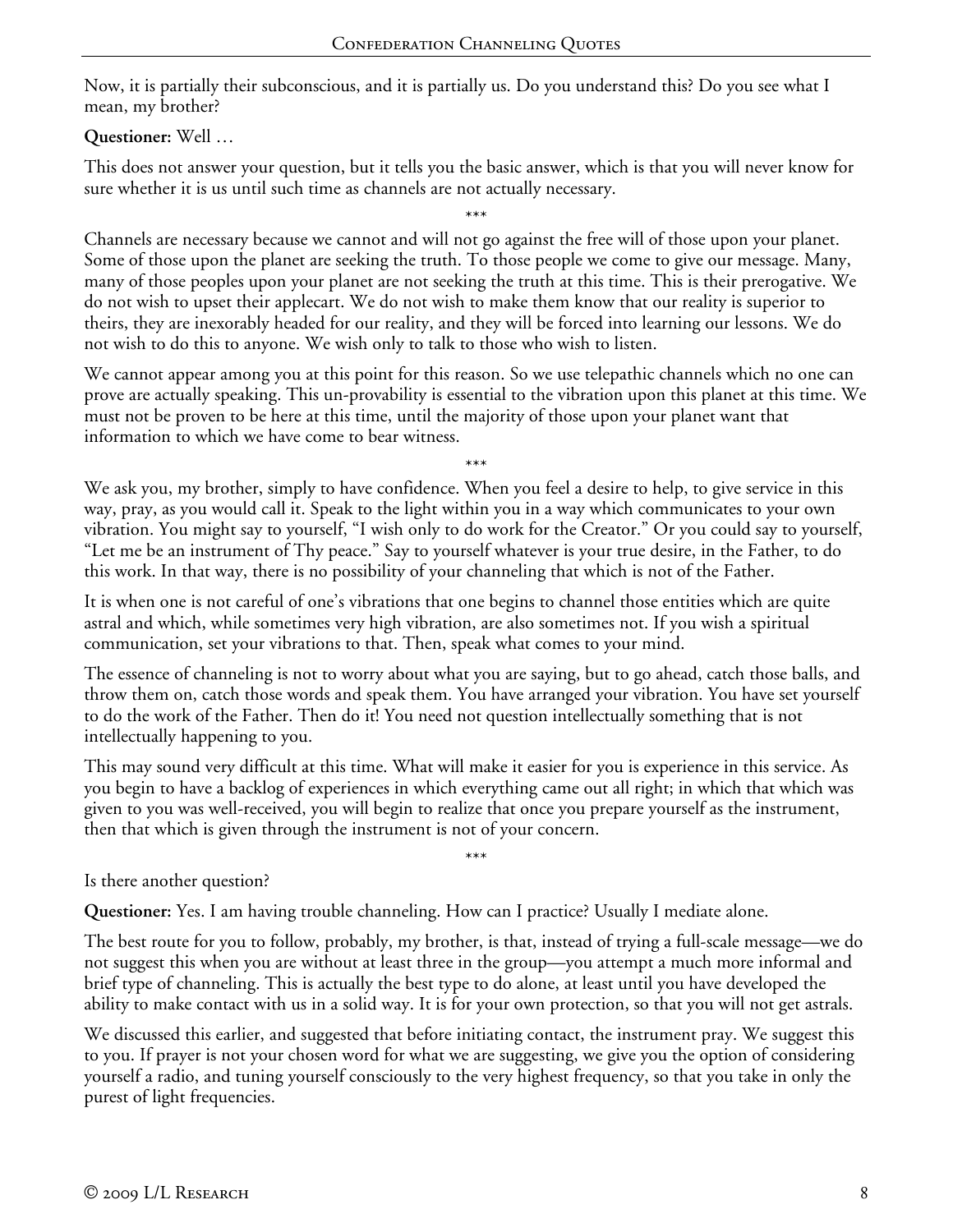Now, it is partially their subconscious, and it is partially us. Do you understand this? Do you see what I mean, my brother?

**Questioner:** Well …

This does not answer your question, but it tells you the basic answer, which is that you will never know for sure whether it is us until such time as channels are not actually necessary.

\*\*\*

Channels are necessary because we cannot and will not go against the free will of those upon your planet. Some of those upon the planet are seeking the truth. To those people we come to give our message. Many, many of those peoples upon your planet are not seeking the truth at this time. This is their prerogative. We do not wish to upset their applecart. We do not wish to make them know that our reality is superior to theirs, they are inexorably headed for our reality, and they will be forced into learning our lessons. We do not wish to do this to anyone. We wish only to talk to those who wish to listen.

We cannot appear among you at this point for this reason. So we use telepathic channels which no one can prove are actually speaking. This un-provability is essential to the vibration upon this planet at this time. We must not be proven to be here at this time, until the majority of those upon your planet want that information to which we have come to bear witness.

\*\*\*

We ask you, my brother, simply to have confidence. When you feel a desire to help, to give service in this way, pray, as you would call it. Speak to the light within you in a way which communicates to your own vibration. You might say to yourself, "I wish only to do work for the Creator." Or you could say to yourself, "Let me be an instrument of Thy peace." Say to yourself whatever is your true desire, in the Father, to do this work. In that way, there is no possibility of your channeling that which is not of the Father.

It is when one is not careful of one's vibrations that one begins to channel those entities which are quite astral and which, while sometimes very high vibration, are also sometimes not. If you wish a spiritual communication, set your vibrations to that. Then, speak what comes to your mind.

The essence of channeling is not to worry about what you are saying, but to go ahead, catch those balls, and throw them on, catch those words and speak them. You have arranged your vibration. You have set yourself to do the work of the Father. Then do it! You need not question intellectually something that is not intellectually happening to you.

This may sound very difficult at this time. What will make it easier for you is experience in this service. As you begin to have a backlog of experiences in which everything came out all right; in which that which was given to you was well-received, you will begin to realize that once you prepare yourself as the instrument, then that which is given through the instrument is not of your concern.

\*\*\*

Is there another question?

**Questioner:** Yes. I am having trouble channeling. How can I practice? Usually I mediate alone.

The best route for you to follow, probably, my brother, is that, instead of trying a full-scale message—we do not suggest this when you are without at least three in the group—you attempt a much more informal and brief type of channeling. This is actually the best type to do alone, at least until you have developed the ability to make contact with us in a solid way. It is for your own protection, so that you will not get astrals.

We discussed this earlier, and suggested that before initiating contact, the instrument pray. We suggest this to you. If prayer is not your chosen word for what we are suggesting, we give you the option of considering yourself a radio, and tuning yourself consciously to the very highest frequency, so that you take in only the purest of light frequencies.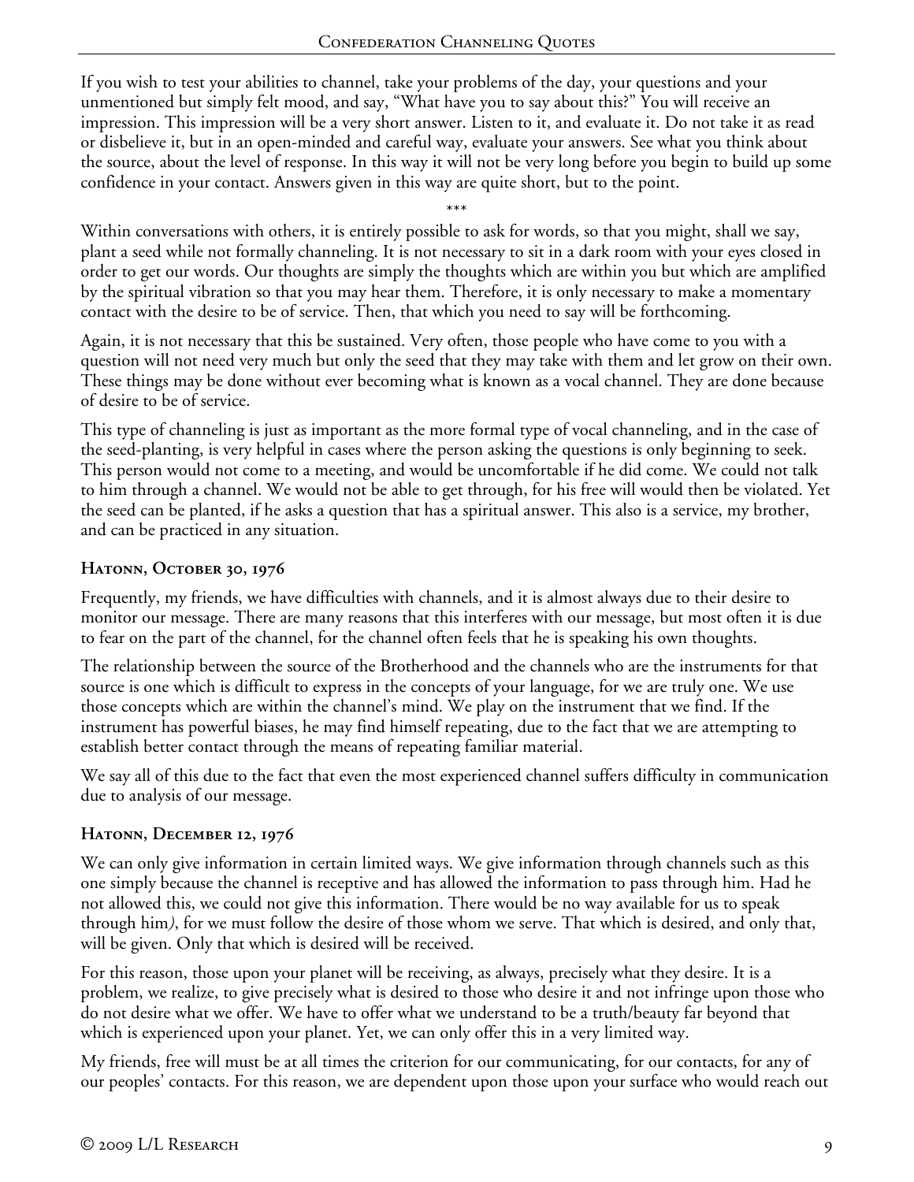If you wish to test your abilities to channel, take your problems of the day, your questions and your unmentioned but simply felt mood, and say, "What have you to say about this?" You will receive an impression. This impression will be a very short answer. Listen to it, and evaluate it. Do not take it as read or disbelieve it, but in an open-minded and careful way, evaluate your answers. See what you think about the source, about the level of response. In this way it will not be very long before you begin to build up some confidence in your contact. Answers given in this way are quite short, but to the point.

***

Within conversations with others, it is entirely possible to ask for words, so that you might, shall we say, plant a seed while not formally channeling. It is not necessary to sit in a dark room with your eyes closed in order to get our words. Our thoughts are simply the thoughts which are within you but which are amplified by the spiritual vibration so that you may hear them. Therefore, it is only necessary to make a momentary contact with the desire to be of service. Then, that which you need to say will be forthcoming.

Again, it is not necessary that this be sustained. Very often, those people who have come to you with a question will not need very much but only the seed that they may take with them and let grow on their own. These things may be done without ever becoming what is known as a vocal channel. They are done because of desire to be of service.

This type of channeling is just as important as the more formal type of vocal channeling, and in the case of the seed-planting, is very helpful in cases where the person asking the questions is only beginning to seek. This person would not come to a meeting, and would be uncomfortable if he did come. We could not talk to him through a channel. We would not be able to get through, for his free will would then be violated. Yet the seed can be planted, if he asks a question that has a spiritual answer. This also is a service, my brother, and can be practiced in any situation.

### Hatonn, October 30, 1976

Frequently, my friends, we have difficulties with channels, and it is almost always due to their desire to monitor our message. There are many reasons that this interferes with our message, but most often it is due to fear on the part of the channel, for the channel often feels that he is speaking his own thoughts.

The relationship between the source of the Brotherhood and the channels who are the instruments for that source is one which is difficult to express in the concepts of your language, for we are truly one. We use those concepts which are within the channel's mind. We play on the instrument that we find. If the instrument has powerful biases, he may find himself repeating, due to the fact that we are attempting to establish better contact through the means of repeating familiar material.

We say all of this due to the fact that even the most experienced channel suffers difficulty in communication due to analysis of our message.

### Hatonn, December 12, 1976

We can only give information in certain limited ways. We give information through channels such as this one simply because the channel is receptive and has allowed the information to pass through him. Had he not allowed this, we could not give this information. There would be no way available for us to speak through him*)*, for we must follow the desire of those whom we serve. That which is desired, and only that, will be given. Only that which is desired will be received.

For this reason, those upon your planet will be receiving, as always, precisely what they desire. It is a problem, we realize, to give precisely what is desired to those who desire it and not infringe upon those who do not desire what we offer. We have to offer what we understand to be a truth/beauty far beyond that which is experienced upon your planet. Yet, we can only offer this in a very limited way.

My friends, free will must be at all times the criterion for our communicating, for our contacts, for any of our peoples' contacts. For this reason, we are dependent upon those upon your surface who would reach out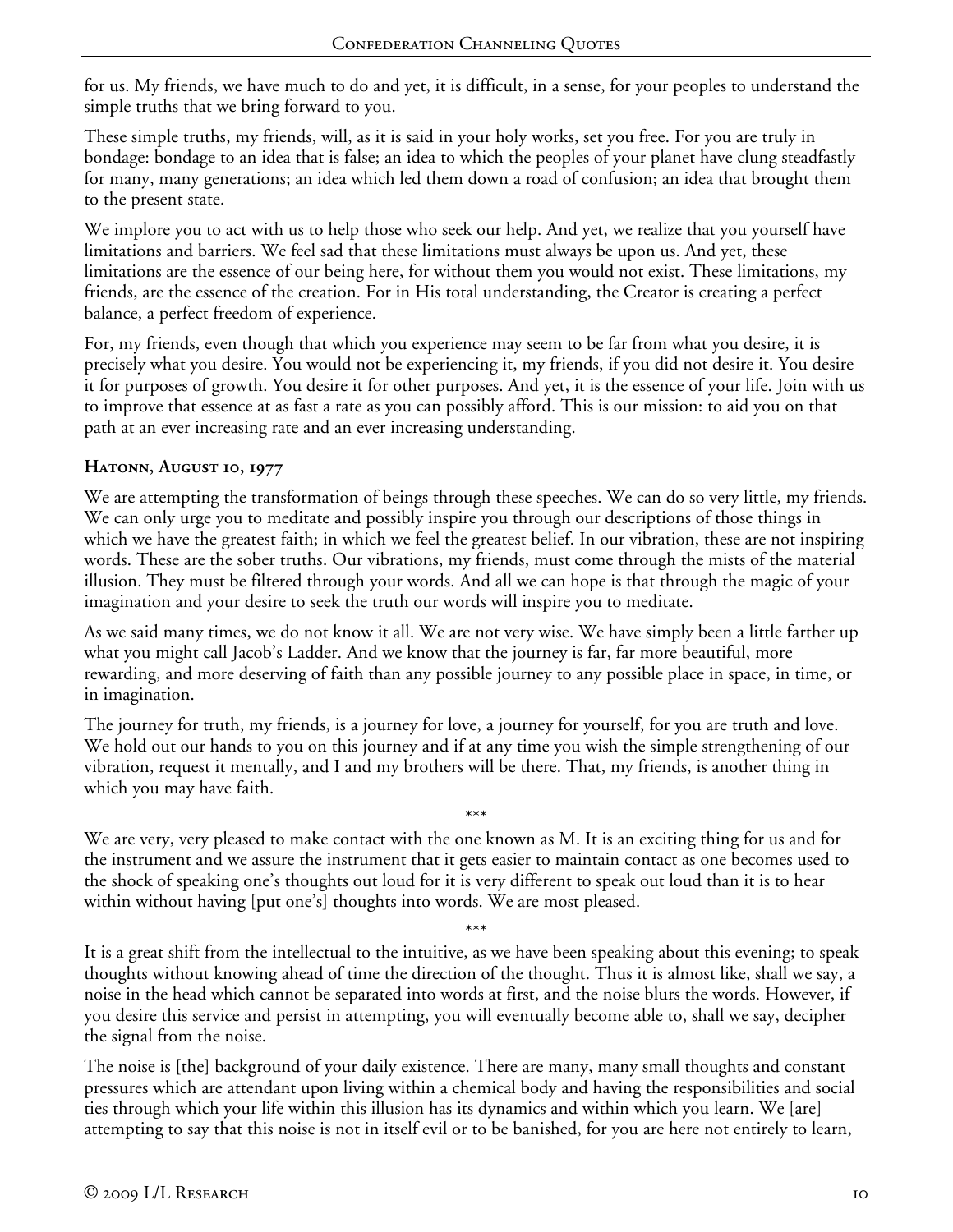for us. My friends, we have much to do and yet, it is difficult, in a sense, for your peoples to understand the simple truths that we bring forward to you.

These simple truths, my friends, will, as it is said in your holy works, set you free. For you are truly in bondage: bondage to an idea that is false; an idea to which the peoples of your planet have clung steadfastly for many, many generations; an idea which led them down a road of confusion; an idea that brought them to the present state.

We implore you to act with us to help those who seek our help. And yet, we realize that you yourself have limitations and barriers. We feel sad that these limitations must always be upon us. And yet, these limitations are the essence of our being here, for without them you would not exist. These limitations, my friends, are the essence of the creation. For in His total understanding, the Creator is creating a perfect balance, a perfect freedom of experience.

For, my friends, even though that which you experience may seem to be far from what you desire, it is precisely what you desire. You would not be experiencing it, my friends, if you did not desire it. You desire it for purposes of growth. You desire it for other purposes. And yet, it is the essence of your life. Join with us to improve that essence at as fast a rate as you can possibly afford. This is our mission: to aid you on that path at an ever increasing rate and an ever increasing understanding.

**Hatonn, August 10, 1977**

We are attempting the transformation of beings through these speeches. We can do so very little, my friends. We can only urge you to meditate and possibly inspire you through our descriptions of those things in which we have the greatest faith; in which we feel the greatest belief. In our vibration, these are not inspiring words. These are the sober truths. Our vibrations, my friends, must come through the mists of the material illusion. They must be filtered through your words. And all we can hope is that through the magic of your imagination and your desire to seek the truth our words will inspire you to meditate.

As we said many times, we do not know it all. We are not very wise. We have simply been a little farther up what you might call Jacob's Ladder. And we know that the journey is far, far more beautiful, more rewarding, and more deserving of faith than any possible journey to any possible place in space, in time, or in imagination.

The journey for truth, my friends, is a journey for love, a journey for yourself, for you are truth and love. We hold out our hands to you on this journey and if at any time you wish the simple strengthening of our vibration, request it mentally, and I and my brothers will be there. That, my friends, is another thing in which you may have faith.

\*\*\*

We are very, very pleased to make contact with the one known as M. It is an exciting thing for us and for the instrument and we assure the instrument that it gets easier to maintain contact as one becomes used to the shock of speaking one's thoughts out loud for it is very different to speak out loud than it is to hear within without having [put one's] thoughts into words. We are most pleased.

\*\*\*

It is a great shift from the intellectual to the intuitive, as we have been speaking about this evening; to speak thoughts without knowing ahead of time the direction of the thought. Thus it is almost like, shall we say, a noise in the head which cannot be separated into words at first, and the noise blurs the words. However, if you desire this service and persist in attempting, you will eventually become able to, shall we say, decipher the signal from the noise.

The noise is [the] background of your daily existence. There are many, many small thoughts and constant pressures which are attendant upon living within a chemical body and having the responsibilities and social ties through which your life within this illusion has its dynamics and within which you learn. We [are] attempting to say that this noise is not in itself evil or to be banished, for you are here not entirely to learn,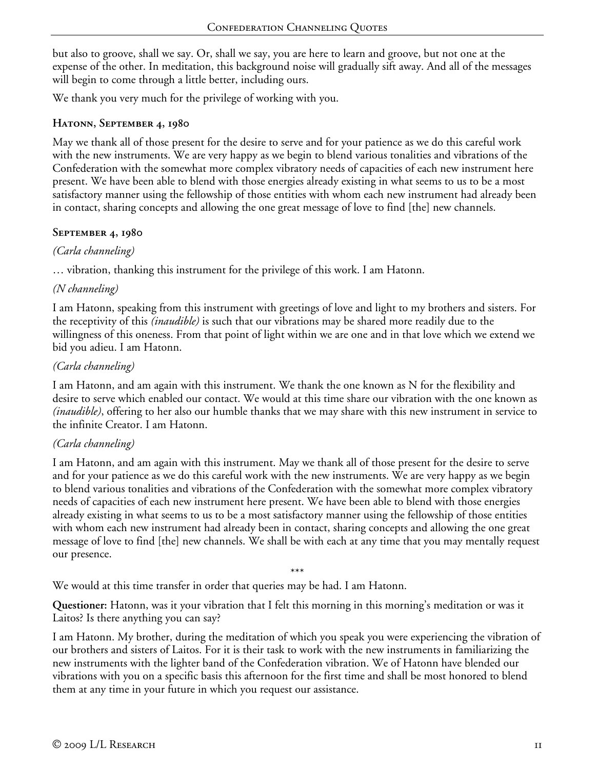but also to groove, shall we say. Or, shall we say, you are here to learn and groove, but not one at the expense of the other. In meditation, this background noise will gradually sift away. And all of the messages will begin to come through a little better, including ours.

We thank you very much for the privilege of working with you.

### Hatonn, September 4, 1980

May we thank all of those present for the desire to serve and for your patience as we do this careful work with the new instruments. We are very happy as we begin to blend various tonalities and vibrations of the Confederation with the somewhat more complex vibratory needs of capacities of each new instrument here present. We have been able to blend with those energies already existing in what seems to us to be a most satisfactory manner using the fellowship of those entities with whom each new instrument had already been in contact, sharing concepts and allowing the one great message of love to find [the] new channels.

### September 4, 1980

*(Carla channeling)*

… vibration, thanking this instrument for the privilege of this work. I am Hatonn.

*(N channeling)*

I am Hatonn, speaking from this instrument with greetings of love and light to my brothers and sisters. For the receptivity of this *(inaudible)* is such that our vibrations may be shared more readily due to the willingness of this oneness. From that point of light within we are one and in that love which we extend we bid you adieu. I am Hatonn.

*(Carla channeling)*

I am Hatonn, and am again with this instrument. We thank the one known as N for the flexibility and desire to serve which enabled our contact. We would at this time share our vibration with the one known as *(inaudible)*, offering to her also our humble thanks that we may share with this new instrument in service to the infinite Creator. I am Hatonn.

*(Carla channeling)*

I am Hatonn, and am again with this instrument. May we thank all of those present for the desire to serve and for your patience as we do this careful work with the new instruments. We are very happy as we begin to blend various tonalities and vibrations of the Confederation with the somewhat more complex vibratory needs of capacities of each new instrument here present. We have been able to blend with those energies already existing in what seems to us to be a most satisfactory manner using the fellowship of those entities with whom each new instrument had already been in contact, sharing concepts and allowing the one great message of love to find [the] new channels. We shall be with each at any time that you may mentally request our presence.

\*\*\*

We would at this time transfer in order that queries may be had. I am Hatonn.

**Questioner:** Hatonn, was it your vibration that I felt this morning in this morning's meditation or was it Laitos? Is there anything you can say?

I am Hatonn. My brother, during the meditation of which you speak you were experiencing the vibration of our brothers and sisters of Laitos. For it is their task to work with the new instruments in familiarizing the new instruments with the lighter band of the Confederation vibration. We of Hatonn have blended our vibrations with you on a specific basis this afternoon for the first time and shall be most honored to blend them at any time in your future in which you request our assistance.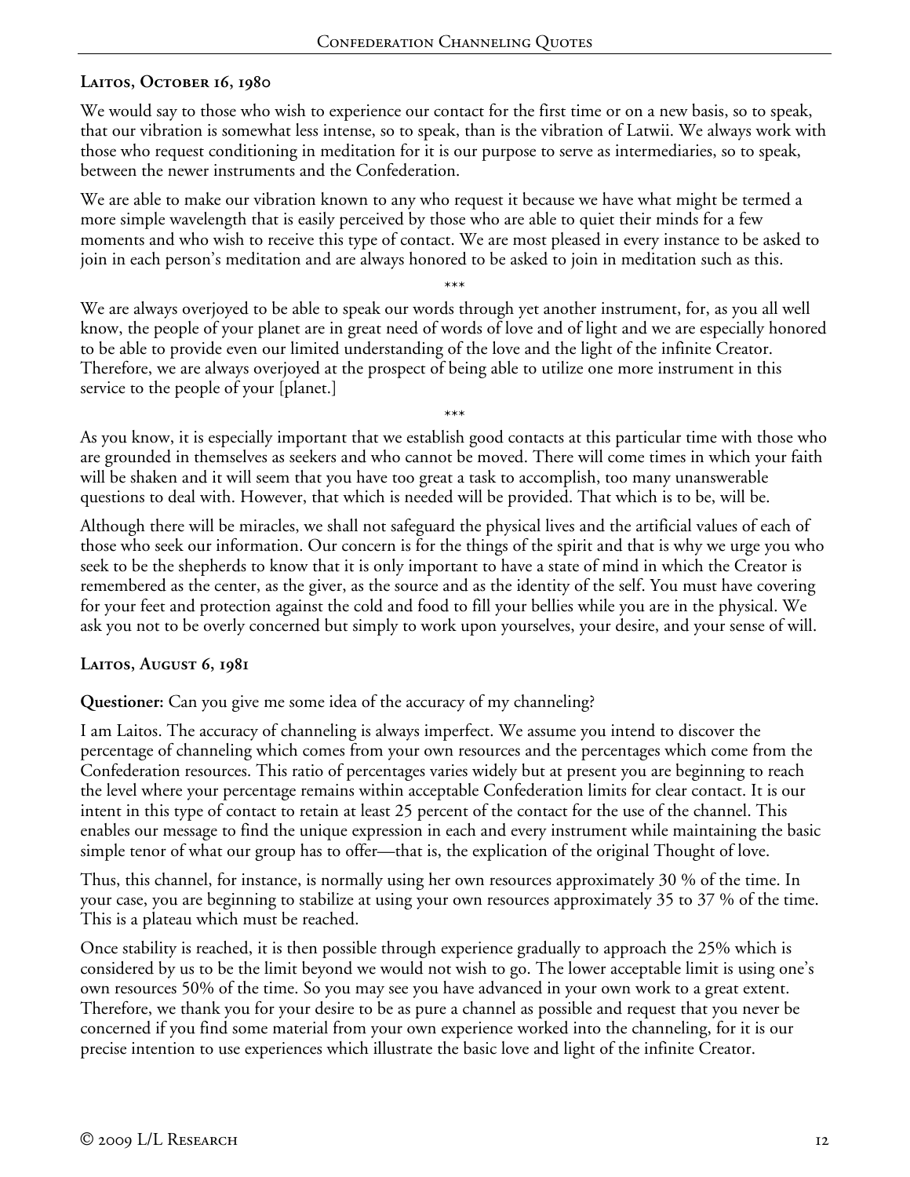**Laitos, October 16, 1980**

We would say to those who wish to experience our contact for the first time or on a new basis, so to speak, that our vibration is somewhat less intense, so to speak, than is the vibration of Latwii. We always work with those who request conditioning in meditation for it is our purpose to serve as intermediaries, so to speak, between the newer instruments and the Confederation.

We are able to make our vibration known to any who request it because we have what might be termed a more simple wavelength that is easily perceived by those who are able to quiet their minds for a few moments and who wish to receive this type of contact. We are most pleased in every instance to be asked to join in each person's meditation and are always honored to be asked to join in meditation such as this.

\*\*\*

We are always overjoyed to be able to speak our words through yet another instrument, for, as you all well know, the people of your planet are in great need of words of love and of light and we are especially honored to be able to provide even our limited understanding of the love and the light of the infinite Creator. Therefore, we are always overjoyed at the prospect of being able to utilize one more instrument in this service to the people of your [planet.]

\*\*\*

As you know, it is especially important that we establish good contacts at this particular time with those who are grounded in themselves as seekers and who cannot be moved. There will come times in which your faith will be shaken and it will seem that you have too great a task to accomplish, too many unanswerable questions to deal with. However, that which is needed will be provided. That which is to be, will be.

Although there will be miracles, we shall not safeguard the physical lives and the artificial values of each of those who seek our information. Our concern is for the things of the spirit and that is why we urge you who seek to be the shepherds to know that it is only important to have a state of mind in which the Creator is remembered as the center, as the giver, as the source and as the identity of the self. You must have covering for your feet and protection against the cold and food to fill your bellies while you are in the physical. We ask you not to be overly concerned but simply to work upon yourselves, your desire, and your sense of will.

**Laitos, August 6, 1981**

**Questioner:** Can you give me some idea of the accuracy of my channeling?

I am Laitos. The accuracy of channeling is always imperfect. We assume you intend to discover the percentage of channeling which comes from your own resources and the percentages which come from the Confederation resources. This ratio of percentages varies widely but at present you are beginning to reach the level where your percentage remains within acceptable Confederation limits for clear contact. It is our intent in this type of contact to retain at least 25 percent of the contact for the use of the channel. This enables our message to find the unique expression in each and every instrument while maintaining the basic simple tenor of what our group has to offer—that is, the explication of the original Thought of love.

Thus, this channel, for instance, is normally using her own resources approximately 30 % of the time. In your case, you are beginning to stabilize at using your own resources approximately 35 to 37 % of the time. This is a plateau which must be reached.

Once stability is reached, it is then possible through experience gradually to approach the 25% which is considered by us to be the limit beyond we would not wish to go. The lower acceptable limit is using one's own resources 50% of the time. So you may see you have advanced in your own work to a great extent. Therefore, we thank you for your desire to be as pure a channel as possible and request that you never be concerned if you find some material from your own experience worked into the channeling, for it is our precise intention to use experiences which illustrate the basic love and light of the infinite Creator.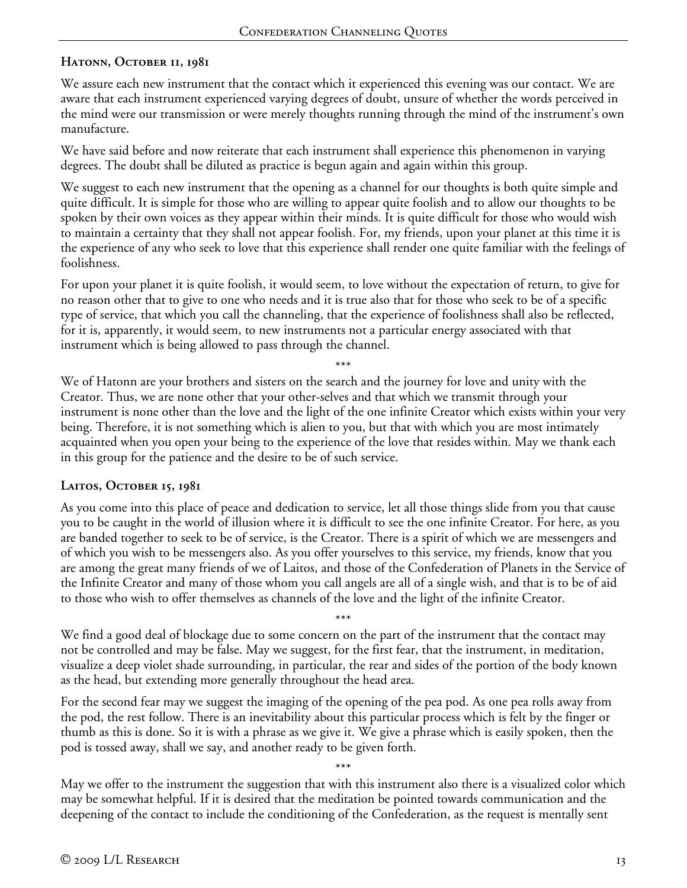### Hatonn, October 11, 1981

We assure each new instrument that the contact which it experienced this evening was our contact. We are aware that each instrument experienced varying degrees of doubt, unsure of whether the words perceived in the mind were our transmission or were merely thoughts running through the mind of the instrument's own manufacture.

We have said before and now reiterate that each instrument shall experience this phenomenon in varying degrees. The doubt shall be diluted as practice is begun again and again within this group.

We suggest to each new instrument that the opening as a channel for our thoughts is both quite simple and quite difficult. It is simple for those who are willing to appear quite foolish and to allow our thoughts to be spoken by their own voices as they appear within their minds. It is quite difficult for those who would wish to maintain a certainty that they shall not appear foolish. For, my friends, upon your planet at this time it is the experience of any who seek to love that this experience shall render one quite familiar with the feelings of foolishness.

For upon your planet it is quite foolish, it would seem, to love without the expectation of return, to give for no reason other that to give to one who needs and it is true also that for those who seek to be of a specific type of service, that which you call the channeling, that the experience of foolishness shall also be reflected, for it is, apparently, it would seem, to new instruments not a particular energy associated with that instrument which is being allowed to pass through the channel.

\*\*\*

We of Hatonn are your brothers and sisters on the search and the journey for love and unity with the Creator. Thus, we are none other that your other-selves and that which we transmit through your instrument is none other than the love and the light of the one infinite Creator which exists within your very being. Therefore, it is not something which is alien to you, but that with which you are most intimately acquainted when you open your being to the experience of the love that resides within. May we thank each in this group for the patience and the desire to be of such service.

### Laitos, October 15, 1981

As you come into this place of peace and dedication to service, let all those things slide from you that cause you to be caught in the world of illusion where it is difficult to see the one infinite Creator. For here, as you are banded together to seek to be of service, is the Creator. There is a spirit of which we are messengers and of which you wish to be messengers also. As you offer yourselves to this service, my friends, know that you are among the great many friends of we of Laitos, and those of the Confederation of Planets in the Service of the Infinite Creator and many of those whom you call angels are all of a single wish, and that is to be of aid to those who wish to offer themselves as channels of the love and the light of the infinite Creator.

\*\*\*

We find a good deal of blockage due to some concern on the part of the instrument that the contact may not be controlled and may be false. May we suggest, for the first fear, that the instrument, in meditation, visualize a deep violet shade surrounding, in particular, the rear and sides of the portion of the body known as the head, but extending more generally throughout the head area.

For the second fear may we suggest the imaging of the opening of the pea pod. As one pea rolls away from the pod, the rest follow. There is an inevitability about this particular process which is felt by the finger or thumb as this is done. So it is with a phrase as we give it. We give a phrase which is easily spoken, then the pod is tossed away, shall we say, and another ready to be given forth.

\*\*\*

May we offer to the instrument the suggestion that with this instrument also there is a visualized color which may be somewhat helpful. If it is desired that the meditation be pointed towards communication and the deepening of the contact to include the conditioning of the Confederation, as the request is mentally sent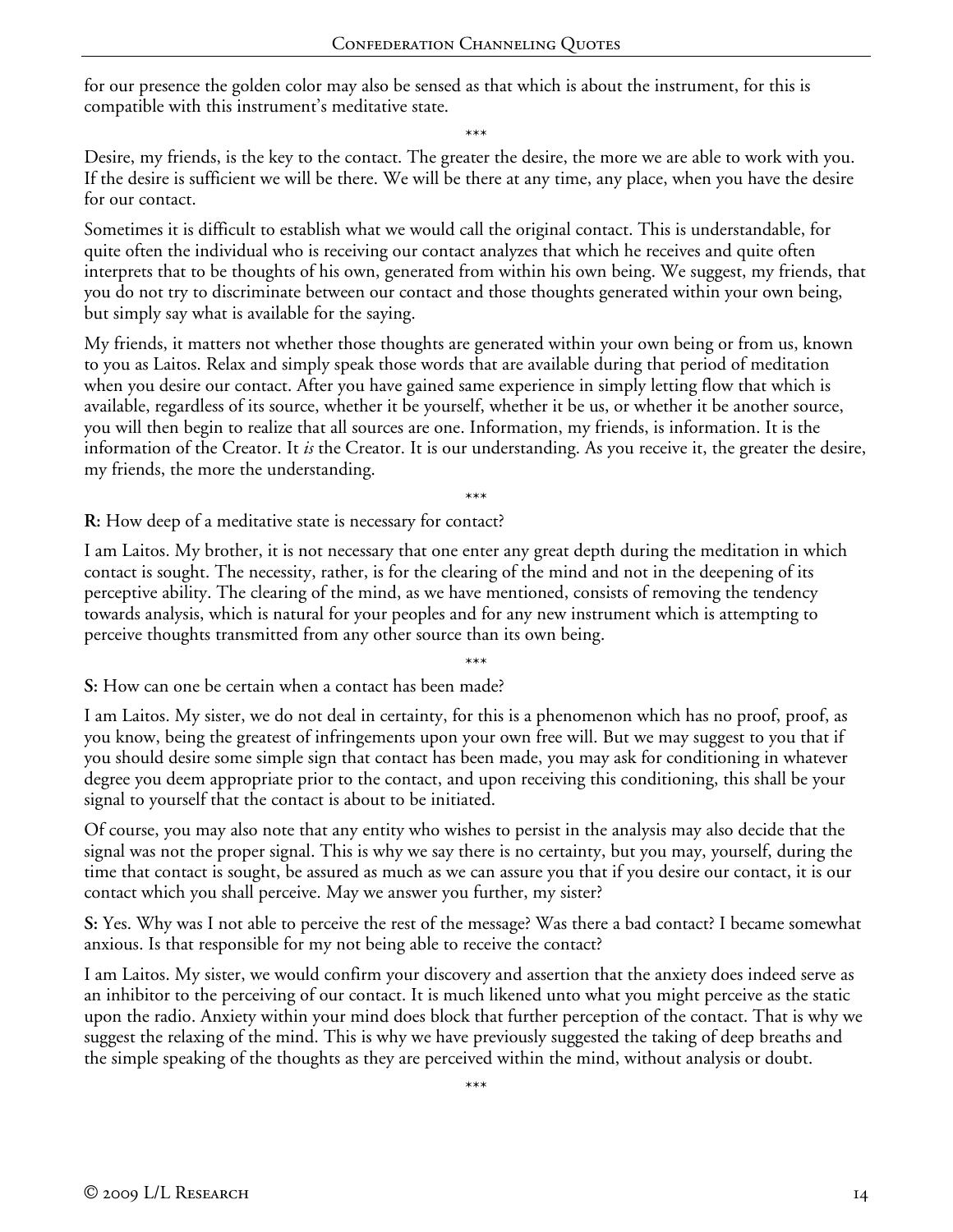for our presence the golden color may also be sensed as that which is about the instrument, for this is compatible with this instrument's meditative state.

\*\*\*

Desire, my friends, is the key to the contact. The greater the desire, the more we are able to work with you. If the desire is sufficient we will be there. We will be there at any time, any place, when you have the desire for our contact.

Sometimes it is difficult to establish what we would call the original contact. This is understandable, for quite often the individual who is receiving our contact analyzes that which he receives and quite often interprets that to be thoughts of his own, generated from within his own being. We suggest, my friends, that you do not try to discriminate between our contact and those thoughts generated within your own being, but simply say what is available for the saying.

My friends, it matters not whether those thoughts are generated within your own being or from us, known to you as Laitos. Relax and simply speak those words that are available during that period of meditation when you desire our contact. After you have gained same experience in simply letting flow that which is available, regardless of its source, whether it be yourself, whether it be us, or whether it be another source, you will then begin to realize that all sources are one. Information, my friends, is information. It is the information of the Creator. It *is* the Creator. It is our understanding. As you receive it, the greater the desire, my friends, the more the understanding.

\*\*\*

**R:** How deep of a meditative state is necessary for contact?

I am Laitos. My brother, it is not necessary that one enter any great depth during the meditation in which contact is sought. The necessity, rather, is for the clearing of the mind and not in the deepening of its perceptive ability. The clearing of the mind, as we have mentioned, consists of removing the tendency towards analysis, which is natural for your peoples and for any new instrument which is attempting to perceive thoughts transmitted from any other source than its own being.

\*\*\*

**S:** How can one be certain when a contact has been made?

I am Laitos. My sister, we do not deal in certainty, for this is a phenomenon which has no proof, proof, as you know, being the greatest of infringements upon your own free will. But we may suggest to you that if you should desire some simple sign that contact has been made, you may ask for conditioning in whatever degree you deem appropriate prior to the contact, and upon receiving this conditioning, this shall be your signal to yourself that the contact is about to be initiated.

Of course, you may also note that any entity who wishes to persist in the analysis may also decide that the signal was not the proper signal. This is why we say there is no certainty, but you may, yourself, during the time that contact is sought, be assured as much as we can assure you that if you desire our contact, it is our contact which you shall perceive. May we answer you further, my sister?

**S:** Yes. Why was I not able to perceive the rest of the message? Was there a bad contact? I became somewhat anxious. Is that responsible for my not being able to receive the contact?

I am Laitos. My sister, we would confirm your discovery and assertion that the anxiety does indeed serve as an inhibitor to the perceiving of our contact. It is much likened unto what you might perceive as the static upon the radio. Anxiety within your mind does block that further perception of the contact. That is why we suggest the relaxing of the mind. This is why we have previously suggested the taking of deep breaths and the simple speaking of the thoughts as they are perceived within the mind, without analysis or doubt.

\*\*\*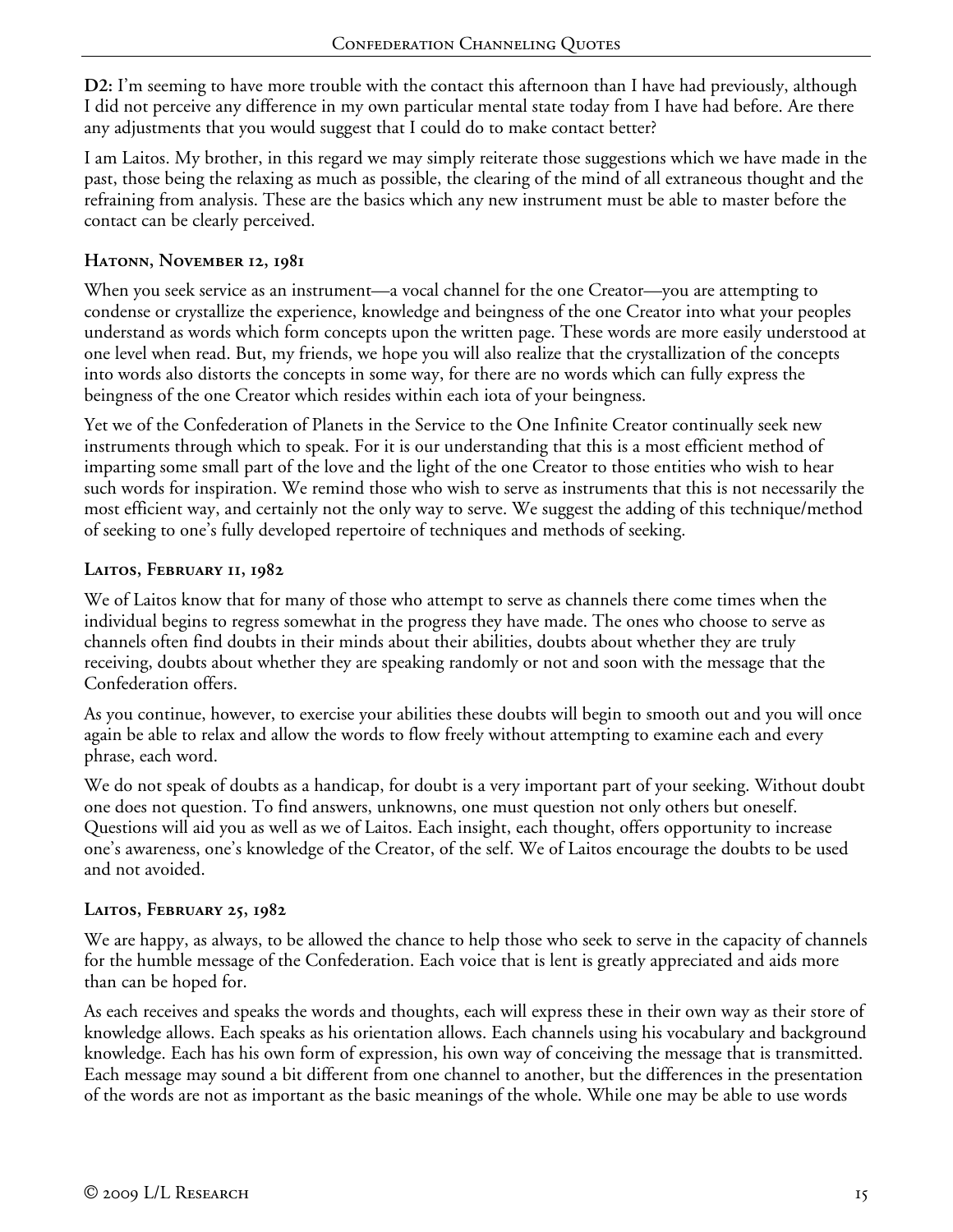**D2:** I'm seeming to have more trouble with the contact this afternoon than I have had previously, although I did not perceive any difference in my own particular mental state today from I have had before. Are there any adjustments that you would suggest that I could do to make contact better?

I am Laitos. My brother, in this regard we may simply reiterate those suggestions which we have made in the past, those being the relaxing as much as possible, the clearing of the mind of all extraneous thought and the refraining from analysis. These are the basics which any new instrument must be able to master before the contact can be clearly perceived.

### Hatonn, November 12, 1981

When you seek service as an instrument—a vocal channel for the one Creator—you are attempting to condense or crystallize the experience, knowledge and beingness of the one Creator into what your peoples understand as words which form concepts upon the written page. These words are more easily understood at one level when read. But, my friends, we hope you will also realize that the crystallization of the concepts into words also distorts the concepts in some way, for there are no words which can fully express the beingness of the one Creator which resides within each iota of your beingness.

Yet we of the Confederation of Planets in the Service to the One Infinite Creator continually seek new instruments through which to speak. For it is our understanding that this is a most efficient method of imparting some small part of the love and the light of the one Creator to those entities who wish to hear such words for inspiration. We remind those who wish to serve as instruments that this is not necessarily the most efficient way, and certainly not the only way to serve. We suggest the adding of this technique/method of seeking to one's fully developed repertoire of techniques and methods of seeking.

### Laitos, February 11, 1982

We of Laitos know that for many of those who attempt to serve as channels there come times when the individual begins to regress somewhat in the progress they have made. The ones who choose to serve as channels often find doubts in their minds about their abilities, doubts about whether they are truly receiving, doubts about whether they are speaking randomly or not and soon with the message that the Confederation offers.

As you continue, however, to exercise your abilities these doubts will begin to smooth out and you will once again be able to relax and allow the words to flow freely without attempting to examine each and every phrase, each word.

We do not speak of doubts as a handicap, for doubt is a very important part of your seeking. Without doubt one does not question. To find answers, unknowns, one must question not only others but oneself. Questions will aid you as well as we of Laitos. Each insight, each thought, offers opportunity to increase one's awareness, one's knowledge of the Creator, of the self. We of Laitos encourage the doubts to be used and not avoided.

### Laitos, February 25, 1982

We are happy, as always, to be allowed the chance to help those who seek to serve in the capacity of channels for the humble message of the Confederation. Each voice that is lent is greatly appreciated and aids more than can be hoped for.

As each receives and speaks the words and thoughts, each will express these in their own way as their store of knowledge allows. Each speaks as his orientation allows. Each channels using his vocabulary and background knowledge. Each has his own form of expression, his own way of conceiving the message that is transmitted. Each message may sound a bit different from one channel to another, but the differences in the presentation of the words are not as important as the basic meanings of the whole. While one may be able to use words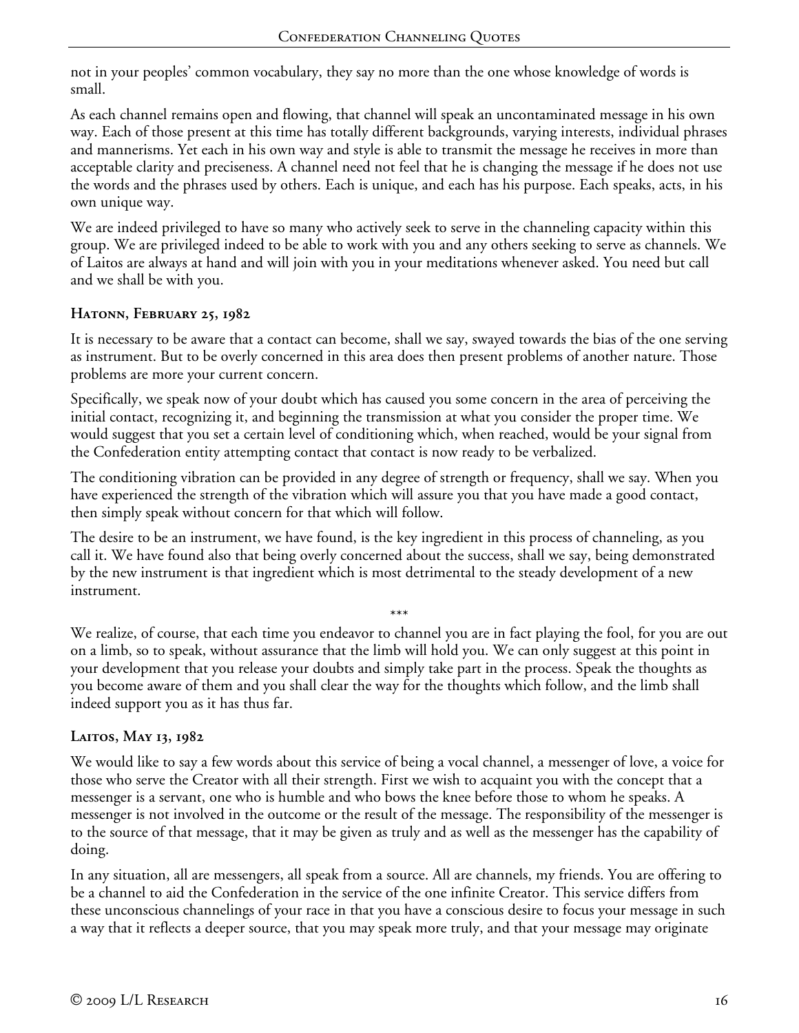not in your peoples' common vocabulary, they say no more than the one whose knowledge of words is small.

As each channel remains open and flowing, that channel will speak an uncontaminated message in his own way. Each of those present at this time has totally different backgrounds, varying interests, individual phrases and mannerisms. Yet each in his own way and style is able to transmit the message he receives in more than acceptable clarity and preciseness. A channel need not feel that he is changing the message if he does not use the words and the phrases used by others. Each is unique, and each has his purpose. Each speaks, acts, in his own unique way.

We are indeed privileged to have so many who actively seek to serve in the channeling capacity within this group. We are privileged indeed to be able to work with you and any others seeking to serve as channels. We of Laitos are always at hand and will join with you in your meditations whenever asked. You need but call and we shall be with you.

### Hatonn, February 25, 1982

It is necessary to be aware that a contact can become, shall we say, swayed towards the bias of the one serving as instrument. But to be overly concerned in this area does then present problems of another nature. Those problems are more your current concern.

Specifically, we speak now of your doubt which has caused you some concern in the area of perceiving the initial contact, recognizing it, and beginning the transmission at what you consider the proper time. We would suggest that you set a certain level of conditioning which, when reached, would be your signal from the Confederation entity attempting contact that contact is now ready to be verbalized.

The conditioning vibration can be provided in any degree of strength or frequency, shall we say. When you have experienced the strength of the vibration which will assure you that you have made a good contact, then simply speak without concern for that which will follow.

The desire to be an instrument, we have found, is the key ingredient in this process of channeling, as you call it. We have found also that being overly concerned about the success, shall we say, being demonstrated by the new instrument is that ingredient which is most detrimental to the steady development of a new instrument.

\*\*\*

We realize, of course, that each time you endeavor to channel you are in fact playing the fool, for you are out on a limb, so to speak, without assurance that the limb will hold you. We can only suggest at this point in your development that you release your doubts and simply take part in the process. Speak the thoughts as you become aware of them and you shall clear the way for the thoughts which follow, and the limb shall indeed support you as it has thus far.

### Laitos, May 13, 1982

We would like to say a few words about this service of being a vocal channel, a messenger of love, a voice for those who serve the Creator with all their strength. First we wish to acquaint you with the concept that a messenger is a servant, one who is humble and who bows the knee before those to whom he speaks. A messenger is not involved in the outcome or the result of the message. The responsibility of the messenger is to the source of that message, that it may be given as truly and as well as the messenger has the capability of doing.

In any situation, all are messengers, all speak from a source. All are channels, my friends. You are offering to be a channel to aid the Confederation in the service of the one infinite Creator. This service differs from these unconscious channelings of your race in that you have a conscious desire to focus your message in such a way that it reflects a deeper source, that you may speak more truly, and that your message may originate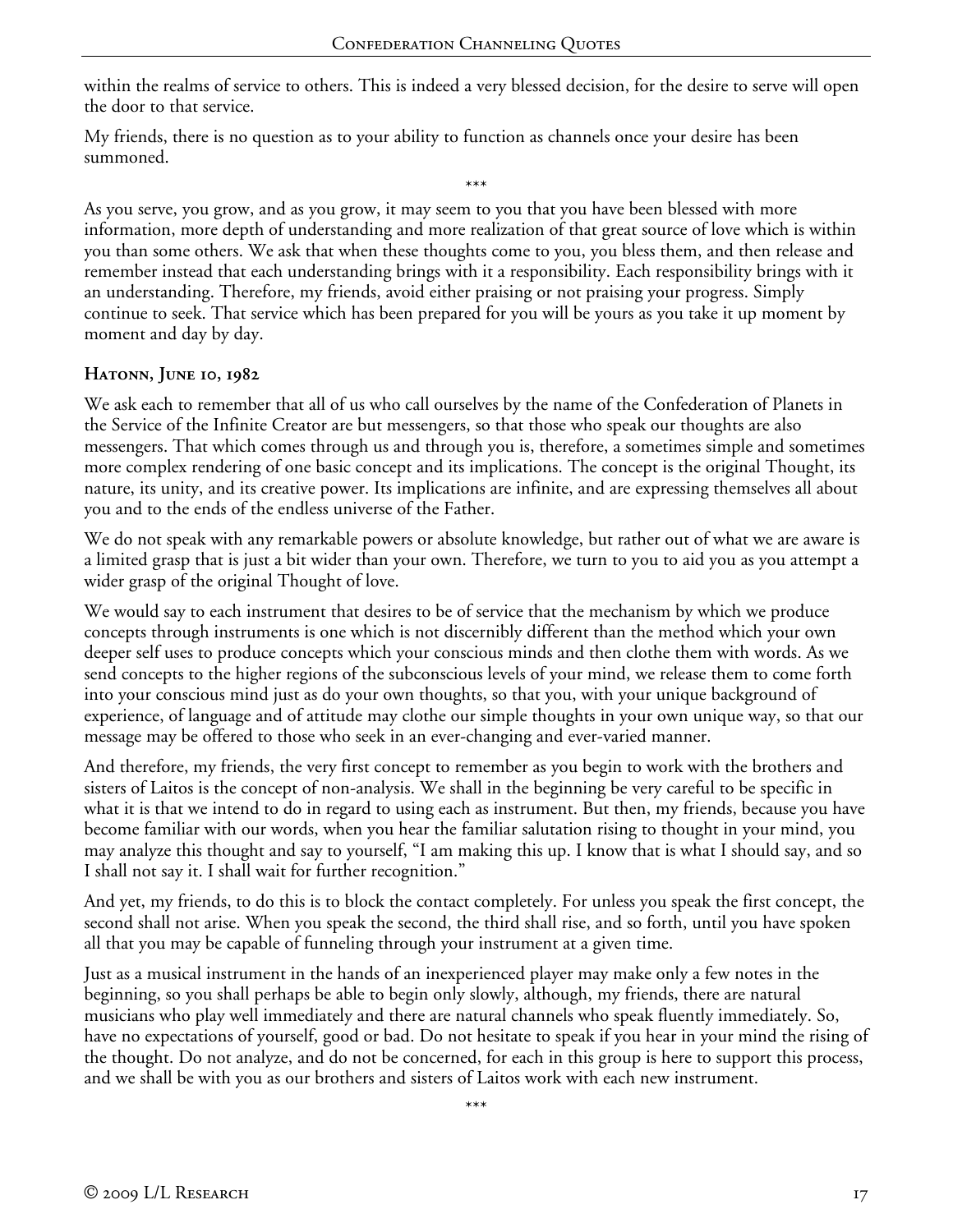within the realms of service to others. This is indeed a very blessed decision, for the desire to serve will open the door to that service.

My friends, there is no question as to your ability to function as channels once your desire has been summoned.

\*\*\*

As you serve, you grow, and as you grow, it may seem to you that you have been blessed with more information, more depth of understanding and more realization of that great source of love which is within you than some others. We ask that when these thoughts come to you, you bless them, and then release and remember instead that each understanding brings with it a responsibility. Each responsibility brings with it an understanding. Therefore, my friends, avoid either praising or not praising your progress. Simply continue to seek. That service which has been prepared for you will be yours as you take it up moment by moment and day by day.

### Hatonn, June 10, 1982

We ask each to remember that all of us who call ourselves by the name of the Confederation of Planets in the Service of the Infinite Creator are but messengers, so that those who speak our thoughts are also messengers. That which comes through us and through you is, therefore, a sometimes simple and sometimes more complex rendering of one basic concept and its implications. The concept is the original Thought, its nature, its unity, and its creative power. Its implications are infinite, and are expressing themselves all about you and to the ends of the endless universe of the Father.

We do not speak with any remarkable powers or absolute knowledge, but rather out of what we are aware is a limited grasp that is just a bit wider than your own. Therefore, we turn to you to aid you as you attempt a wider grasp of the original Thought of love.

We would say to each instrument that desires to be of service that the mechanism by which we produce concepts through instruments is one which is not discernibly different than the method which your own deeper self uses to produce concepts which your conscious minds and then clothe them with words. As we send concepts to the higher regions of the subconscious levels of your mind, we release them to come forth into your conscious mind just as do your own thoughts, so that you, with your unique background of experience, of language and of attitude may clothe our simple thoughts in your own unique way, so that our message may be offered to those who seek in an ever-changing and ever-varied manner.

And therefore, my friends, the very first concept to remember as you begin to work with the brothers and sisters of Laitos is the concept of non-analysis. We shall in the beginning be very careful to be specific in what it is that we intend to do in regard to using each as instrument. But then, my friends, because you have become familiar with our words, when you hear the familiar salutation rising to thought in your mind, you may analyze this thought and say to yourself, "I am making this up. I know that is what I should say, and so I shall not say it. I shall wait for further recognition."

And yet, my friends, to do this is to block the contact completely. For unless you speak the first concept, the second shall not arise. When you speak the second, the third shall rise, and so forth, until you have spoken all that you may be capable of funneling through your instrument at a given time.

Just as a musical instrument in the hands of an inexperienced player may make only a few notes in the beginning, so you shall perhaps be able to begin only slowly, although, my friends, there are natural musicians who play well immediately and there are natural channels who speak fluently immediately. So, have no expectations of yourself, good or bad. Do not hesitate to speak if you hear in your mind the rising of the thought. Do not analyze, and do not be concerned, for each in this group is here to support this process, and we shall be with you as our brothers and sisters of Laitos work with each new instrument.

\*\*\*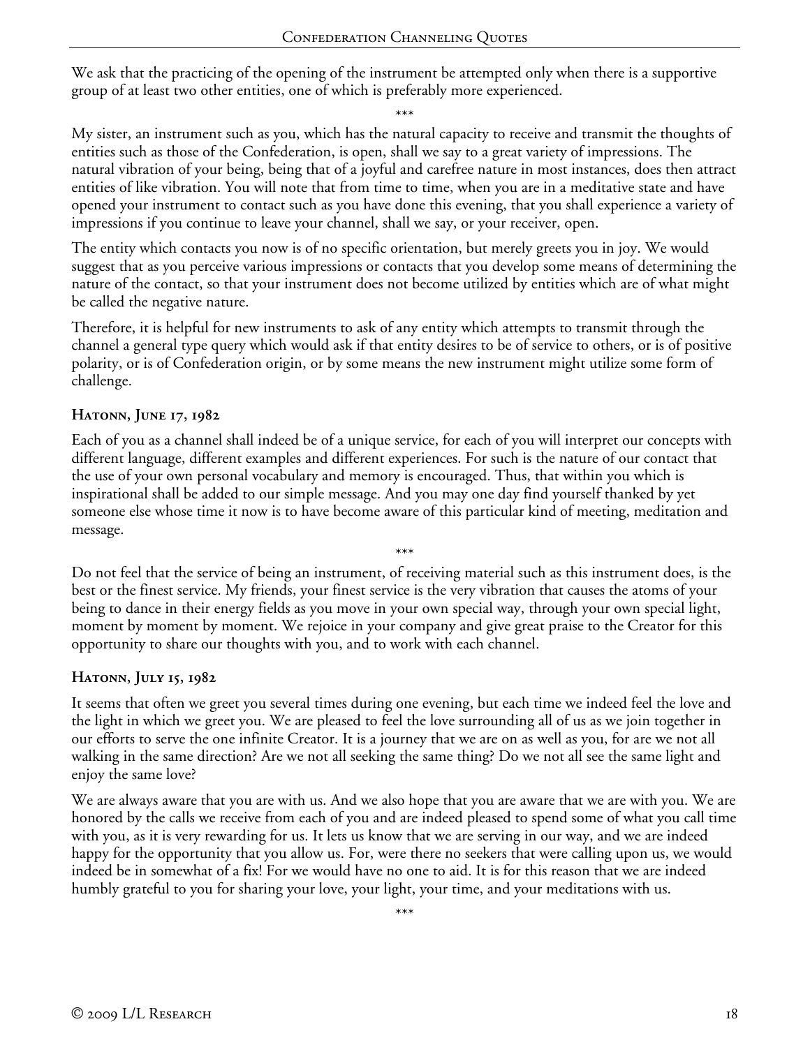We ask that the practicing of the opening of the instrument be attempted only when there is a supportive group of at least two other entities, one of which is preferably more experienced.

\*\*\*

My sister, an instrument such as you, which has the natural capacity to receive and transmit the thoughts of entities such as those of the Confederation, is open, shall we say to a great variety of impressions. The natural vibration of your being, being that of a joyful and carefree nature in most instances, does then attract entities of like vibration. You will note that from time to time, when you are in a meditative state and have opened your instrument to contact such as you have done this evening, that you shall experience a variety of impressions if you continue to leave your channel, shall we say, or your receiver, open.

The entity which contacts you now is of no specific orientation, but merely greets you in joy. We would suggest that as you perceive various impressions or contacts that you develop some means of determining the nature of the contact, so that your instrument does not become utilized by entities which are of what might be called the negative nature.

Therefore, it is helpful for new instruments to ask of any entity which attempts to transmit through the channel a general type query which would ask if that entity desires to be of service to others, or is of positive polarity, or is of Confederation origin, or by some means the new instrument might utilize some form of challenge.

### Hatonn, June 17, 1982

Each of you as a channel shall indeed be of a unique service, for each of you will interpret our concepts with different language, different examples and different experiences. For such is the nature of our contact that the use of your own personal vocabulary and memory is encouraged. Thus, that within you which is inspirational shall be added to our simple message. And you may one day find yourself thanked by yet someone else whose time it now is to have become aware of this particular kind of meeting, meditation and message.

\*\*\*

Do not feel that the service of being an instrument, of receiving material such as this instrument does, is the best or the finest service. My friends, your finest service is the very vibration that causes the atoms of your being to dance in their energy fields as you move in your own special way, through your own special light, moment by moment by moment. We rejoice in your company and give great praise to the Creator for this opportunity to share our thoughts with you, and to work with each channel.

### Hatonn, July 15, 1982

It seems that often we greet you several times during one evening, but each time we indeed feel the love and the light in which we greet you. We are pleased to feel the love surrounding all of us as we join together in our efforts to serve the one infinite Creator. It is a journey that we are on as well as you, for are we not all walking in the same direction? Are we not all seeking the same thing? Do we not all see the same light and enjoy the same love?

We are always aware that you are with us. And we also hope that you are aware that we are with you. We are honored by the calls we receive from each of you and are indeed pleased to spend some of what you call time with you, as it is very rewarding for us. It lets us know that we are serving in our way, and we are indeed happy for the opportunity that you allow us. For, were there no seekers that were calling upon us, we would indeed be in somewhat of a fix! For we would have no one to aid. It is for this reason that we are indeed humbly grateful to you for sharing your love, your light, your time, and your meditations with us.

\*\*\*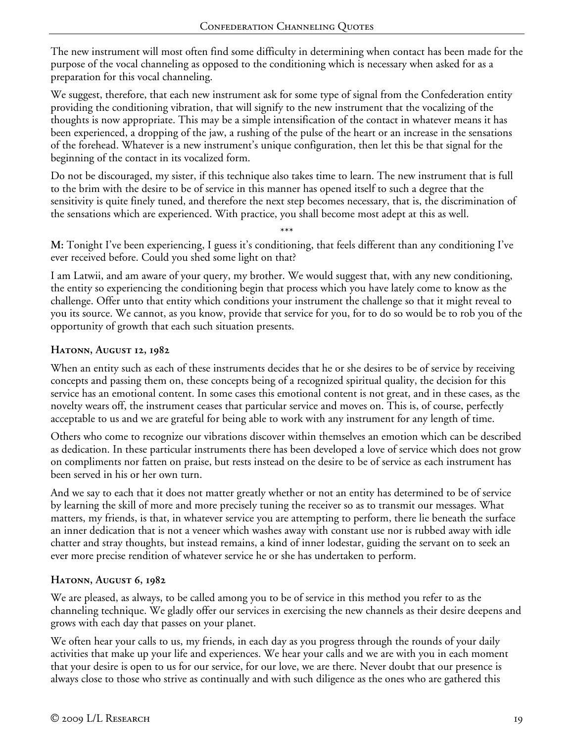The new instrument will most often find some difficulty in determining when contact has been made for the purpose of the vocal channeling as opposed to the conditioning which is necessary when asked for as a preparation for this vocal channeling.

We suggest, therefore, that each new instrument ask for some type of signal from the Confederation entity providing the conditioning vibration, that will signify to the new instrument that the vocalizing of the thoughts is now appropriate. This may be a simple intensification of the contact in whatever means it has been experienced, a dropping of the jaw, a rushing of the pulse of the heart or an increase in the sensations of the forehead. Whatever is a new instrument's unique configuration, then let this be that signal for the beginning of the contact in its vocalized form.

Do not be discouraged, my sister, if this technique also takes time to learn. The new instrument that is full to the brim with the desire to be of service in this manner has opened itself to such a degree that the sensitivity is quite finely tuned, and therefore the next step becomes necessary, that is, the discrimination of the sensations which are experienced. With practice, you shall become most adept at this as well.

\*\*\*

**M:** Tonight I've been experiencing, I guess it's conditioning, that feels different than any conditioning I've ever received before. Could you shed some light on that?

I am Latwii, and am aware of your query, my brother. We would suggest that, with any new conditioning, the entity so experiencing the conditioning begin that process which you have lately come to know as the challenge. Offer unto that entity which conditions your instrument the challenge so that it might reveal to you its source. We cannot, as you know, provide that service for you, for to do so would be to rob you of the opportunity of growth that each such situation presents.

### Hatonn, August 12, 1982

When an entity such as each of these instruments decides that he or she desires to be of service by receiving concepts and passing them on, these concepts being of a recognized spiritual quality, the decision for this service has an emotional content. In some cases this emotional content is not great, and in these cases, as the novelty wears off, the instrument ceases that particular service and moves on. This is, of course, perfectly acceptable to us and we are grateful for being able to work with any instrument for any length of time.

Others who come to recognize our vibrations discover within themselves an emotion which can be described as dedication. In these particular instruments there has been developed a love of service which does not grow on compliments nor fatten on praise, but rests instead on the desire to be of service as each instrument has been served in his or her own turn.

And we say to each that it does not matter greatly whether or not an entity has determined to be of service by learning the skill of more and more precisely tuning the receiver so as to transmit our messages. What matters, my friends, is that, in whatever service you are attempting to perform, there lie beneath the surface an inner dedication that is not a veneer which washes away with constant use nor is rubbed away with idle chatter and stray thoughts, but instead remains, a kind of inner lodestar, guiding the servant on to seek an ever more precise rendition of whatever service he or she has undertaken to perform.

### Hatonn, August 6, 1982

We are pleased, as always, to be called among you to be of service in this method you refer to as the channeling technique. We gladly offer our services in exercising the new channels as their desire deepens and grows with each day that passes on your planet.

We often hear your calls to us, my friends, in each day as you progress through the rounds of your daily activities that make up your life and experiences. We hear your calls and we are with you in each moment that your desire is open to us for our service, for our love, we are there. Never doubt that our presence is always close to those who strive as continually and with such diligence as the ones who are gathered this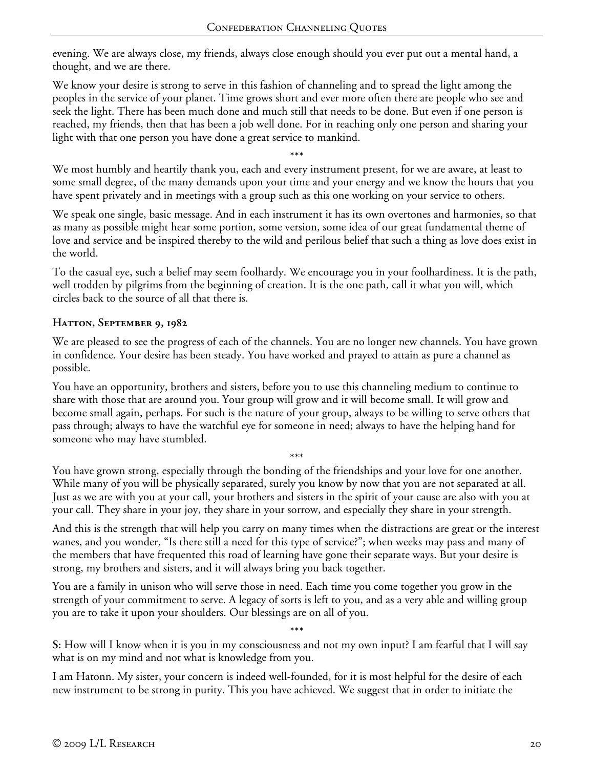evening. We are always close, my friends, always close enough should you ever put out a mental hand, a thought, and we are there.

We know your desire is strong to serve in this fashion of channeling and to spread the light among the peoples in the service of your planet. Time grows short and ever more often there are people who see and seek the light. There has been much done and much still that needs to be done. But even if one person is reached, my friends, then that has been a job well done. For in reaching only one person and sharing your light with that one person you have done a great service to mankind.

\*\*\*

We most humbly and heartily thank you, each and every instrument present, for we are aware, at least to some small degree, of the many demands upon your time and your energy and we know the hours that you have spent privately and in meetings with a group such as this one working on your service to others.

We speak one single, basic message. And in each instrument it has its own overtones and harmonies, so that as many as possible might hear some portion, some version, some idea of our great fundamental theme of love and service and be inspired thereby to the wild and perilous belief that such a thing as love does exist in the world.

To the casual eye, such a belief may seem foolhardy. We encourage you in your foolhardiness. It is the path, well trodden by pilgrims from the beginning of creation. It is the one path, call it what you will, which circles back to the source of all that there is.

### Hatton, September 9, 1982

We are pleased to see the progress of each of the channels. You are no longer new channels. You have grown in confidence. Your desire has been steady. You have worked and prayed to attain as pure a channel as possible.

You have an opportunity, brothers and sisters, before you to use this channeling medium to continue to share with those that are around you. Your group will grow and it will become small. It will grow and become small again, perhaps. For such is the nature of your group, always to be willing to serve others that pass through; always to have the watchful eye for someone in need; always to have the helping hand for someone who may have stumbled.

\*\*\*

You have grown strong, especially through the bonding of the friendships and your love for one another. While many of you will be physically separated, surely you know by now that you are not separated at all. Just as we are with you at your call, your brothers and sisters in the spirit of your cause are also with you at your call. They share in your joy, they share in your sorrow, and especially they share in your strength.

And this is the strength that will help you carry on many times when the distractions are great or the interest wanes, and you wonder, "Is there still a need for this type of service?"; when weeks may pass and many of the members that have frequented this road of learning have gone their separate ways. But your desire is strong, my brothers and sisters, and it will always bring you back together.

You are a family in unison who will serve those in need. Each time you come together you grow in the strength of your commitment to serve. A legacy of sorts is left to you, and as a very able and willing group you are to take it upon your shoulders. Our blessings are on all of you.

\*\*\*

**S:** How will I know when it is you in my consciousness and not my own input? I am fearful that I will say what is on my mind and not what is knowledge from you.

I am Hatonn. My sister, your concern is indeed well-founded, for it is most helpful for the desire of each new instrument to be strong in purity. This you have achieved. We suggest that in order to initiate the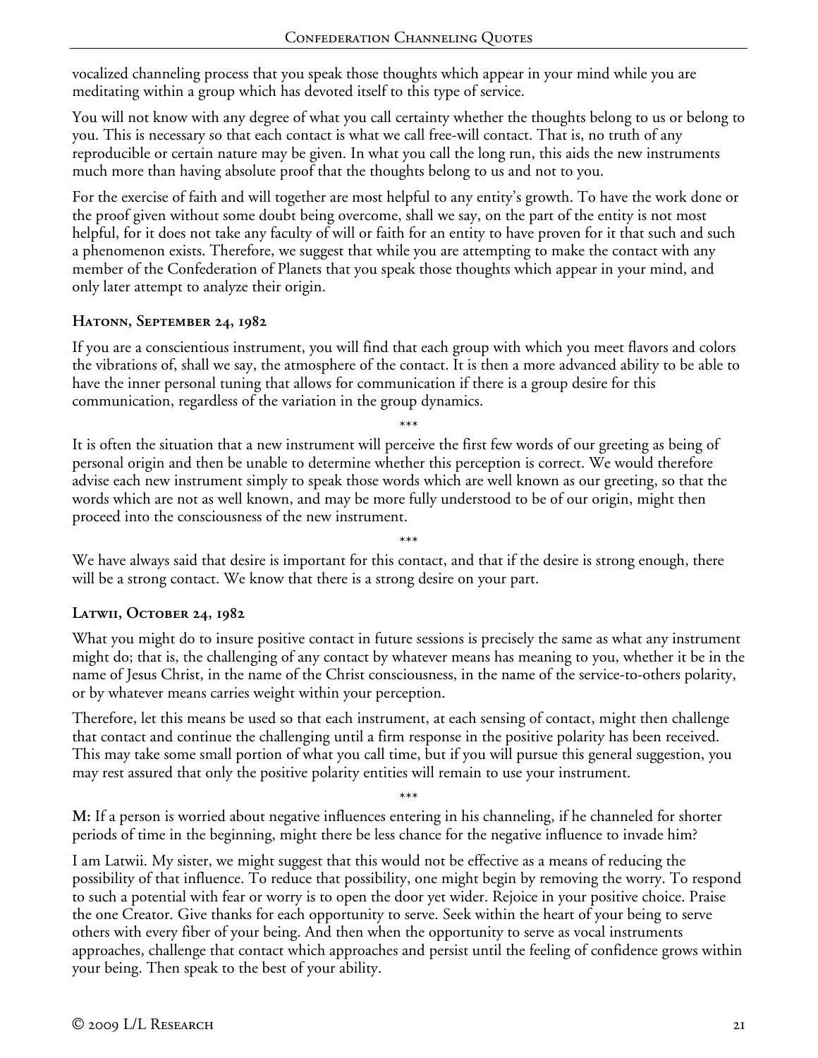vocalized channeling process that you speak those thoughts which appear in your mind while you are meditating within a group which has devoted itself to this type of service.

You will not know with any degree of what you call certainty whether the thoughts belong to us or belong to you. This is necessary so that each contact is what we call free-will contact. That is, no truth of any reproducible or certain nature may be given. In what you call the long run, this aids the new instruments much more than having absolute proof that the thoughts belong to us and not to you.

For the exercise of faith and will together are most helpful to any entity's growth. To have the work done or the proof given without some doubt being overcome, shall we say, on the part of the entity is not most helpful, for it does not take any faculty of will or faith for an entity to have proven for it that such and such a phenomenon exists. Therefore, we suggest that while you are attempting to make the contact with any member of the Confederation of Planets that you speak those thoughts which appear in your mind, and only later attempt to analyze their origin.

### Hatonn, September 24, 1982

If you are a conscientious instrument, you will find that each group with which you meet flavors and colors the vibrations of, shall we say, the atmosphere of the contact. It is then a more advanced ability to be able to have the inner personal tuning that allows for communication if there is a group desire for this communication, regardless of the variation in the group dynamics.

\*\*\*

It is often the situation that a new instrument will perceive the first few words of our greeting as being of personal origin and then be unable to determine whether this perception is correct. We would therefore advise each new instrument simply to speak those words which are well known as our greeting, so that the words which are not as well known, and may be more fully understood to be of our origin, might then proceed into the consciousness of the new instrument.

\*\*\*

We have always said that desire is important for this contact, and that if the desire is strong enough, there will be a strong contact. We know that there is a strong desire on your part.

### Latwii, October 24, 1982

What you might do to insure positive contact in future sessions is precisely the same as what any instrument might do; that is, the challenging of any contact by whatever means has meaning to you, whether it be in the name of Jesus Christ, in the name of the Christ consciousness, in the name of the service-to-others polarity, or by whatever means carries weight within your perception.

Therefore, let this means be used so that each instrument, at each sensing of contact, might then challenge that contact and continue the challenging until a firm response in the positive polarity has been received. This may take some small portion of what you call time, but if you will pursue this general suggestion, you may rest assured that only the positive polarity entities will remain to use your instrument.

\*\*\*

**M:** If a person is worried about negative influences entering in his channeling, if he channeled for shorter periods of time in the beginning, might there be less chance for the negative influence to invade him?

I am Latwii. My sister, we might suggest that this would not be effective as a means of reducing the possibility of that influence. To reduce that possibility, one might begin by removing the worry. To respond to such a potential with fear or worry is to open the door yet wider. Rejoice in your positive choice. Praise the one Creator. Give thanks for each opportunity to serve. Seek within the heart of your being to serve others with every fiber of your being. And then when the opportunity to serve as vocal instruments approaches, challenge that contact which approaches and persist until the feeling of confidence grows within your being. Then speak to the best of your ability.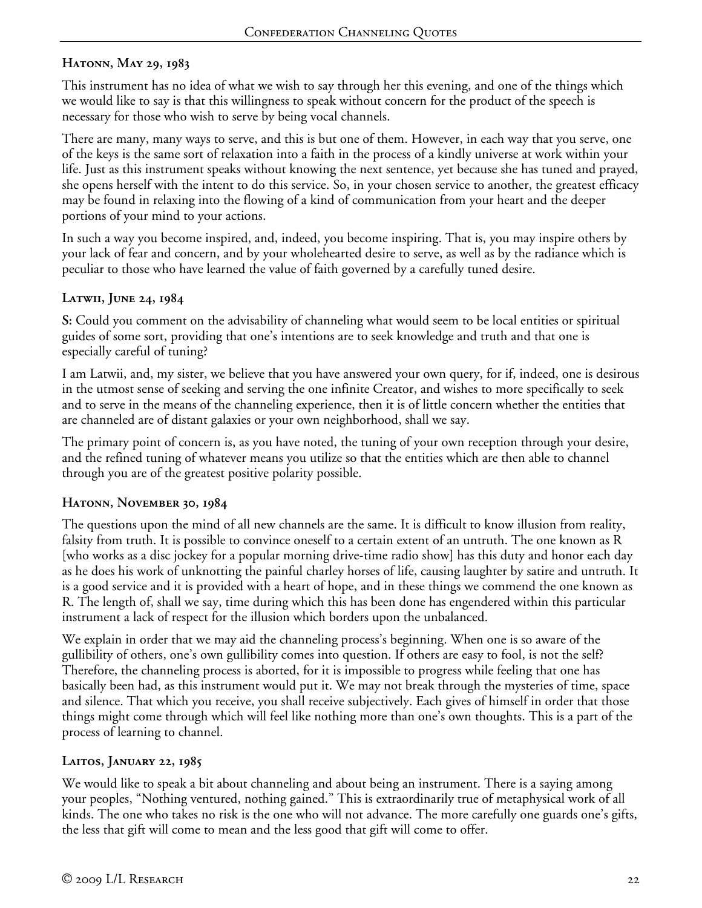### Hatonn, May 29, 1983

This instrument has no idea of what we wish to say through her this evening, and one of the things which we would like to say is that this willingness to speak without concern for the product of the speech is necessary for those who wish to serve by being vocal channels.

There are many, many ways to serve, and this is but one of them. However, in each way that you serve, one of the keys is the same sort of relaxation into a faith in the process of a kindly universe at work within your life. Just as this instrument speaks without knowing the next sentence, yet because she has tuned and prayed, she opens herself with the intent to do this service. So, in your chosen service to another, the greatest efficacy may be found in relaxing into the flowing of a kind of communication from your heart and the deeper portions of your mind to your actions.

In such a way you become inspired, and, indeed, you become inspiring. That is, you may inspire others by your lack of fear and concern, and by your wholehearted desire to serve, as well as by the radiance which is peculiar to those who have learned the value of faith governed by a carefully tuned desire.

### Latwii, June 24, 1984

**S:** Could you comment on the advisability of channeling what would seem to be local entities or spiritual guides of some sort, providing that one's intentions are to seek knowledge and truth and that one is especially careful of tuning?

I am Latwii, and, my sister, we believe that you have answered your own query, for if, indeed, one is desirous in the utmost sense of seeking and serving the one infinite Creator, and wishes to more specifically to seek and to serve in the means of the channeling experience, then it is of little concern whether the entities that are channeled are of distant galaxies or your own neighborhood, shall we say.

The primary point of concern is, as you have noted, the tuning of your own reception through your desire, and the refined tuning of whatever means you utilize so that the entities which are then able to channel through you are of the greatest positive polarity possible.

### Hatonn, November 30, 1984

The questions upon the mind of all new channels are the same. It is difficult to know illusion from reality, falsity from truth. It is possible to convince oneself to a certain extent of an untruth. The one known as R [who works as a disc jockey for a popular morning drive-time radio show] has this duty and honor each day as he does his work of unknotting the painful charley horses of life, causing laughter by satire and untruth. It is a good service and it is provided with a heart of hope, and in these things we commend the one known as R. The length of, shall we say, time during which this has been done has engendered within this particular instrument a lack of respect for the illusion which borders upon the unbalanced.

We explain in order that we may aid the channeling process's beginning. When one is so aware of the gullibility of others, one's own gullibility comes into question. If others are easy to fool, is not the self? Therefore, the channeling process is aborted, for it is impossible to progress while feeling that one has basically been had, as this instrument would put it. We may not break through the mysteries of time, space and silence. That which you receive, you shall receive subjectively. Each gives of himself in order that those things might come through which will feel like nothing more than one's own thoughts. This is a part of the process of learning to channel.

### Laitos, January 22, 1985

We would like to speak a bit about channeling and about being an instrument. There is a saying among your peoples, "Nothing ventured, nothing gained." This is extraordinarily true of metaphysical work of all kinds. The one who takes no risk is the one who will not advance. The more carefully one guards one's gifts, the less that gift will come to mean and the less good that gift will come to offer.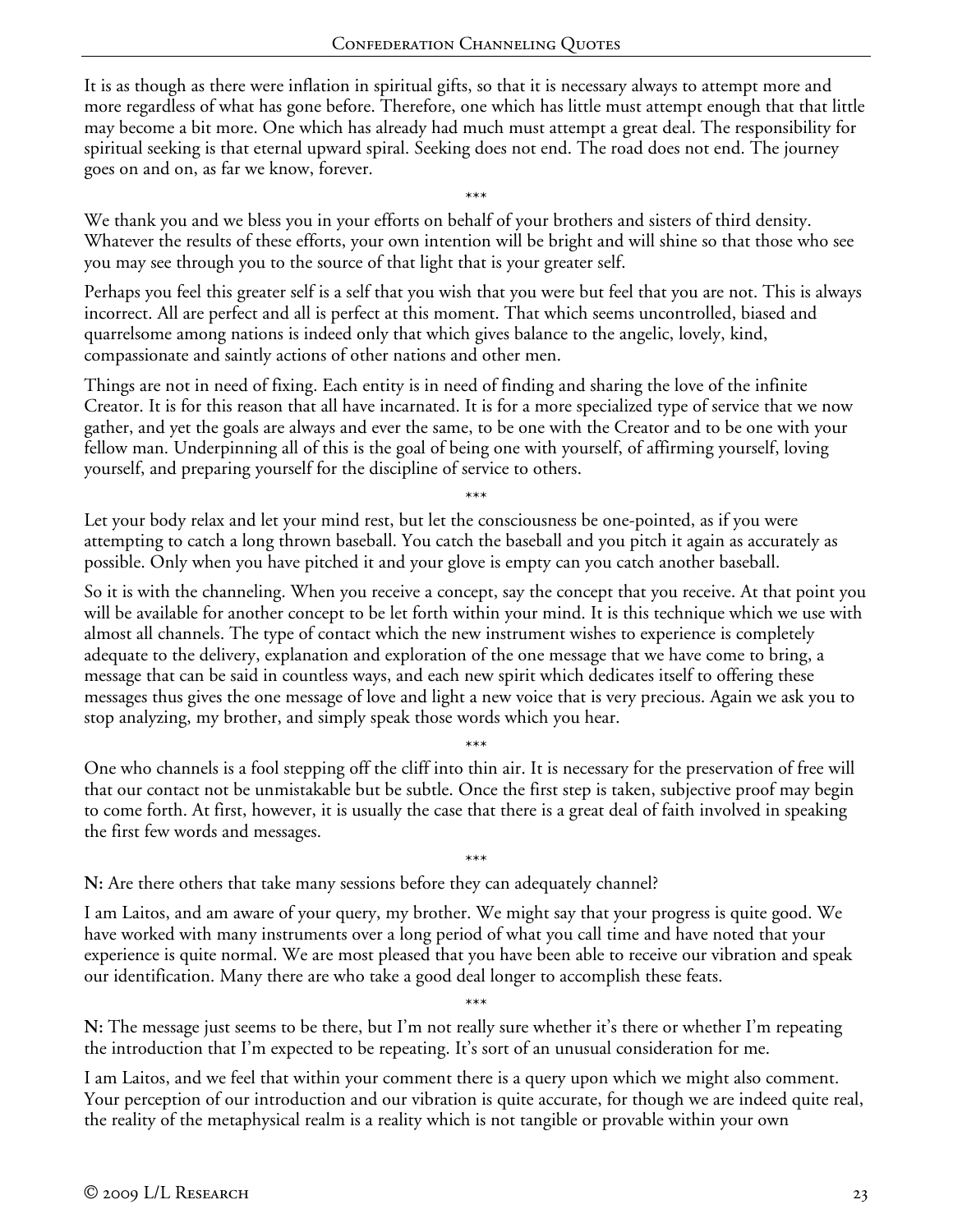It is as though as there were inflation in spiritual gifts, so that it is necessary always to attempt more and more regardless of what has gone before. Therefore, one which has little must attempt enough that that little may become a bit more. One which has already had much must attempt a great deal. The responsibility for spiritual seeking is that eternal upward spiral. Seeking does not end. The road does not end. The journey goes on and on, as far we know, forever.

\*\*\*

We thank you and we bless you in your efforts on behalf of your brothers and sisters of third density. Whatever the results of these efforts, your own intention will be bright and will shine so that those who see you may see through you to the source of that light that is your greater self.

Perhaps you feel this greater self is a self that you wish that you were but feel that you are not. This is always incorrect. All are perfect and all is perfect at this moment. That which seems uncontrolled, biased and quarrelsome among nations is indeed only that which gives balance to the angelic, lovely, kind, compassionate and saintly actions of other nations and other men.

Things are not in need of fixing. Each entity is in need of finding and sharing the love of the infinite Creator. It is for this reason that all have incarnated. It is for a more specialized type of service that we now gather, and yet the goals are always and ever the same, to be one with the Creator and to be one with your fellow man. Underpinning all of this is the goal of being one with yourself, of affirming yourself, loving yourself, and preparing yourself for the discipline of service to others.

\*\*\*

Let your body relax and let your mind rest, but let the consciousness be one-pointed, as if you were attempting to catch a long thrown baseball. You catch the baseball and you pitch it again as accurately as possible. Only when you have pitched it and your glove is empty can you catch another baseball.

So it is with the channeling. When you receive a concept, say the concept that you receive. At that point you will be available for another concept to be let forth within your mind. It is this technique which we use with almost all channels. The type of contact which the new instrument wishes to experience is completely adequate to the delivery, explanation and exploration of the one message that we have come to bring, a message that can be said in countless ways, and each new spirit which dedicates itself to offering these messages thus gives the one message of love and light a new voice that is very precious. Again we ask you to stop analyzing, my brother, and simply speak those words which you hear.

\*\*\*

One who channels is a fool stepping off the cliff into thin air. It is necessary for the preservation of free will that our contact not be unmistakable but be subtle. Once the first step is taken, subjective proof may begin to come forth. At first, however, it is usually the case that there is a great deal of faith involved in speaking the first few words and messages.

\*\*\*

**N:** Are there others that take many sessions before they can adequately channel?

I am Laitos, and am aware of your query, my brother. We might say that your progress is quite good. We have worked with many instruments over a long period of what you call time and have noted that your experience is quite normal. We are most pleased that you have been able to receive our vibration and speak our identification. Many there are who take a good deal longer to accomplish these feats.

\*\*\*

**N:** The message just seems to be there, but I'm not really sure whether it's there or whether I'm repeating the introduction that I'm expected to be repeating. It's sort of an unusual consideration for me.

I am Laitos, and we feel that within your comment there is a query upon which we might also comment. Your perception of our introduction and our vibration is quite accurate, for though we are indeed quite real, the reality of the metaphysical realm is a reality which is not tangible or provable within your own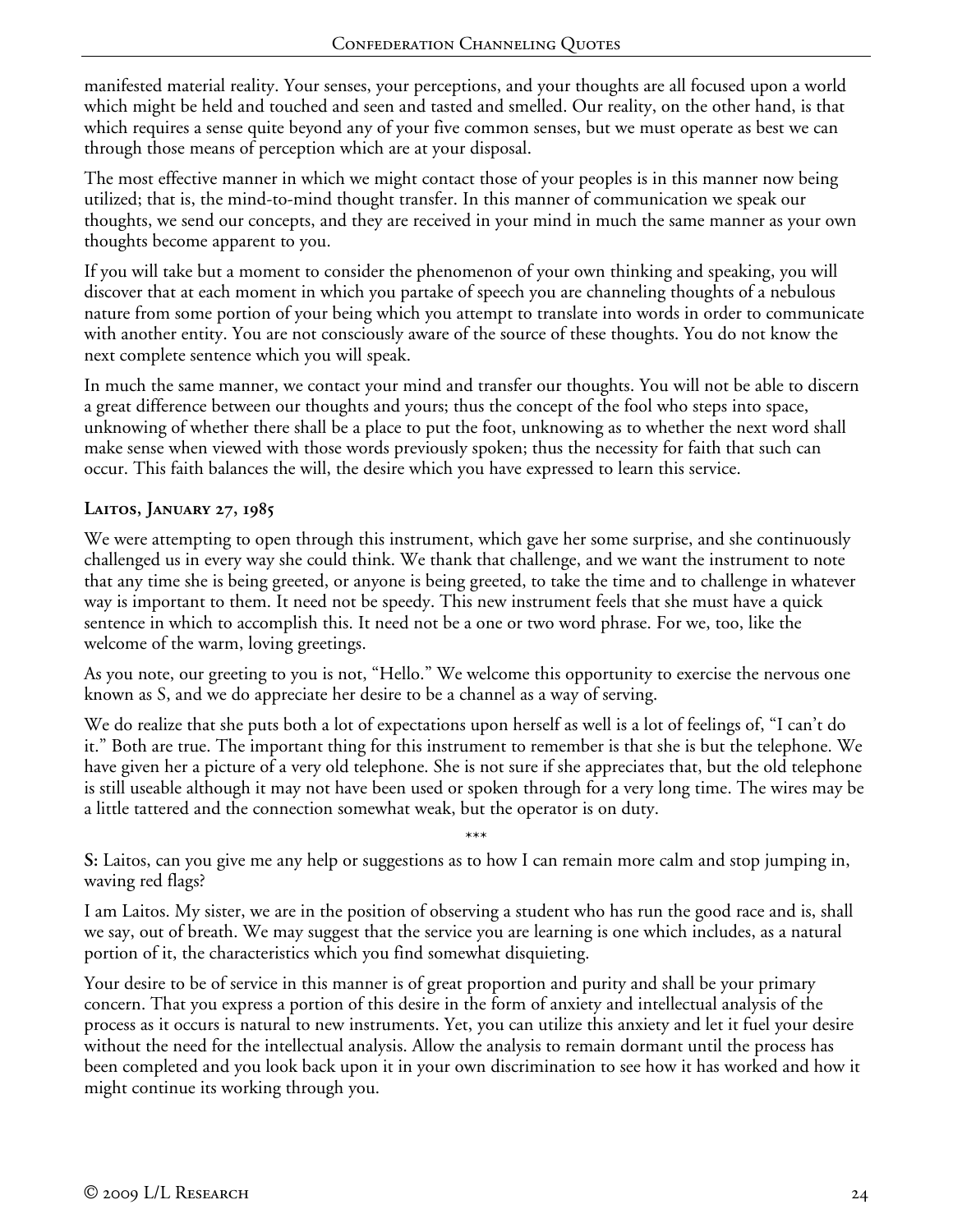manifested material reality. Your senses, your perceptions, and your thoughts are all focused upon a world which might be held and touched and seen and tasted and smelled. Our reality, on the other hand, is that which requires a sense quite beyond any of your five common senses, but we must operate as best we can through those means of perception which are at your disposal.

The most effective manner in which we might contact those of your peoples is in this manner now being utilized; that is, the mind-to-mind thought transfer. In this manner of communication we speak our thoughts, we send our concepts, and they are received in your mind in much the same manner as your own thoughts become apparent to you.

If you will take but a moment to consider the phenomenon of your own thinking and speaking, you will discover that at each moment in which you partake of speech you are channeling thoughts of a nebulous nature from some portion of your being which you attempt to translate into words in order to communicate with another entity. You are not consciously aware of the source of these thoughts. You do not know the next complete sentence which you will speak.

In much the same manner, we contact your mind and transfer our thoughts. You will not be able to discern a great difference between our thoughts and yours; thus the concept of the fool who steps into space, unknowing of whether there shall be a place to put the foot, unknowing as to whether the next word shall make sense when viewed with those words previously spoken; thus the necessity for faith that such can occur. This faith balances the will, the desire which you have expressed to learn this service.

**Laitos, January 27, 1985**

We were attempting to open through this instrument, which gave her some surprise, and she continuously challenged us in every way she could think. We thank that challenge, and we want the instrument to note that any time she is being greeted, or anyone is being greeted, to take the time and to challenge in whatever way is important to them. It need not be speedy. This new instrument feels that she must have a quick sentence in which to accomplish this. It need not be a one or two word phrase. For we, too, like the welcome of the warm, loving greetings.

As you note, our greeting to you is not, "Hello." We welcome this opportunity to exercise the nervous one known as S, and we do appreciate her desire to be a channel as a way of serving.

We do realize that she puts both a lot of expectations upon herself as well is a lot of feelings of, "I can't do it." Both are true. The important thing for this instrument to remember is that she is but the telephone. We have given her a picture of a very old telephone. She is not sure if she appreciates that, but the old telephone is still useable although it may not have been used or spoken through for a very long time. The wires may be a little tattered and the connection somewhat weak, but the operator is on duty.

\*\*\*

**S:** Laitos, can you give me any help or suggestions as to how I can remain more calm and stop jumping in, waving red flags?

I am Laitos. My sister, we are in the position of observing a student who has run the good race and is, shall we say, out of breath. We may suggest that the service you are learning is one which includes, as a natural portion of it, the characteristics which you find somewhat disquieting.

Your desire to be of service in this manner is of great proportion and purity and shall be your primary concern. That you express a portion of this desire in the form of anxiety and intellectual analysis of the process as it occurs is natural to new instruments. Yet, you can utilize this anxiety and let it fuel your desire without the need for the intellectual analysis. Allow the analysis to remain dormant until the process has been completed and you look back upon it in your own discrimination to see how it has worked and how it might continue its working through you.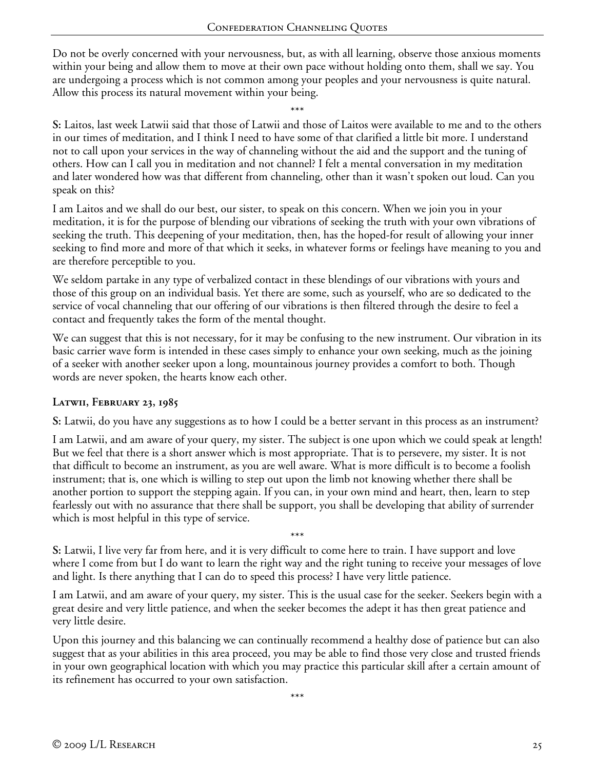Do not be overly concerned with your nervousness, but, as with all learning, observe those anxious moments within your being and allow them to move at their own pace without holding onto them, shall we say. You are undergoing a process which is not common among your peoples and your nervousness is quite natural. Allow this process its natural movement within your being.

\*\*\*

**S:** Laitos, last week Latwii said that those of Latwii and those of Laitos were available to me and to the others in our times of meditation, and I think I need to have some of that clarified a little bit more. I understand not to call upon your services in the way of channeling without the aid and the support and the tuning of others. How can I call you in meditation and not channel? I felt a mental conversation in my meditation and later wondered how was that different from channeling, other than it wasn't spoken out loud. Can you speak on this?

I am Laitos and we shall do our best, our sister, to speak on this concern. When we join you in your meditation, it is for the purpose of blending our vibrations of seeking the truth with your own vibrations of seeking the truth. This deepening of your meditation, then, has the hoped-for result of allowing your inner seeking to find more and more of that which it seeks, in whatever forms or feelings have meaning to you and are therefore perceptible to you.

We seldom partake in any type of verbalized contact in these blendings of our vibrations with yours and those of this group on an individual basis. Yet there are some, such as yourself, who are so dedicated to the service of vocal channeling that our offering of our vibrations is then filtered through the desire to feel a contact and frequently takes the form of the mental thought.

We can suggest that this is not necessary, for it may be confusing to the new instrument. Our vibration in its basic carrier wave form is intended in these cases simply to enhance your own seeking, much as the joining of a seeker with another seeker upon a long, mountainous journey provides a comfort to both. Though words are never spoken, the hearts know each other.

### Latwii, February 23, 1985

**S:** Latwii, do you have any suggestions as to how I could be a better servant in this process as an instrument?

I am Latwii, and am aware of your query, my sister. The subject is one upon which we could speak at length! But we feel that there is a short answer which is most appropriate. That is to persevere, my sister. It is not that difficult to become an instrument, as you are well aware. What is more difficult is to become a foolish instrument; that is, one which is willing to step out upon the limb not knowing whether there shall be another portion to support the stepping again. If you can, in your own mind and heart, then, learn to step fearlessly out with no assurance that there shall be support, you shall be developing that ability of surrender which is most helpful in this type of service.

\*\*\*

**S:** Latwii, I live very far from here, and it is very difficult to come here to train. I have support and love where I come from but I do want to learn the right way and the right tuning to receive your messages of love and light. Is there anything that I can do to speed this process? I have very little patience.

I am Latwii, and am aware of your query, my sister. This is the usual case for the seeker. Seekers begin with a great desire and very little patience, and when the seeker becomes the adept it has then great patience and very little desire.

Upon this journey and this balancing we can continually recommend a healthy dose of patience but can also suggest that as your abilities in this area proceed, you may be able to find those very close and trusted friends in your own geographical location with which you may practice this particular skill after a certain amount of its refinement has occurred to your own satisfaction.

\*\*\*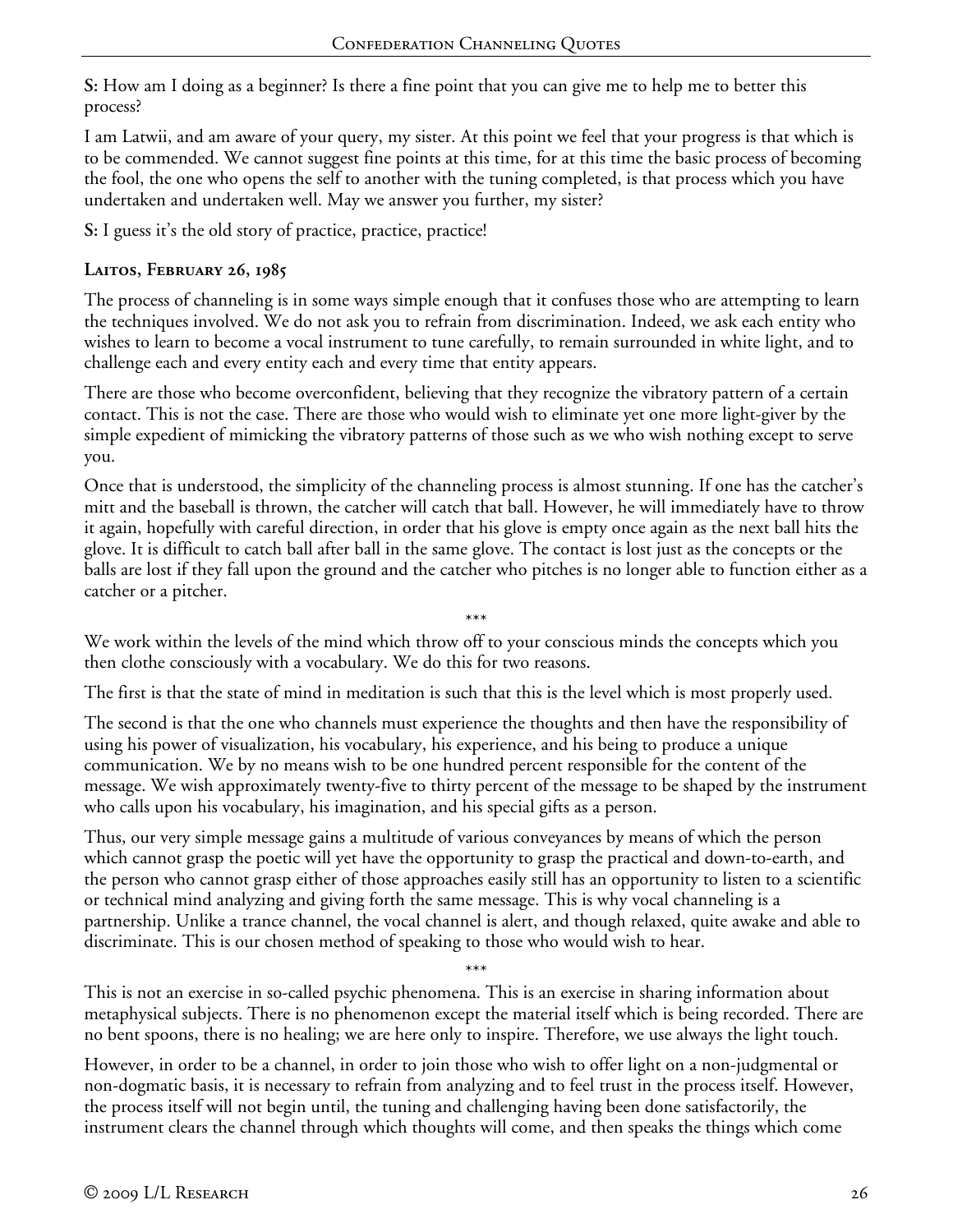**S:** How am I doing as a beginner? Is there a fine point that you can give me to help me to better this process?

I am Latwii, and am aware of your query, my sister. At this point we feel that your progress is that which is to be commended. We cannot suggest fine points at this time, for at this time the basic process of becoming the fool, the one who opens the self to another with the tuning completed, is that process which you have undertaken and undertaken well. May we answer you further, my sister?

**S:** I guess it's the old story of practice, practice, practice!

### Laitos, February 26, 1985

The process of channeling is in some ways simple enough that it confuses those who are attempting to learn the techniques involved. We do not ask you to refrain from discrimination. Indeed, we ask each entity who wishes to learn to become a vocal instrument to tune carefully, to remain surrounded in white light, and to challenge each and every entity each and every time that entity appears.

There are those who become overconfident, believing that they recognize the vibratory pattern of a certain contact. This is not the case. There are those who would wish to eliminate yet one more light-giver by the simple expedient of mimicking the vibratory patterns of those such as we who wish nothing except to serve you.

Once that is understood, the simplicity of the channeling process is almost stunning. If one has the catcher's mitt and the baseball is thrown, the catcher will catch that ball. However, he will immediately have to throw it again, hopefully with careful direction, in order that his glove is empty once again as the next ball hits the glove. It is difficult to catch ball after ball in the same glove. The contact is lost just as the concepts or the balls are lost if they fall upon the ground and the catcher who pitches is no longer able to function either as a catcher or a pitcher.

\*\*\*

We work within the levels of the mind which throw off to your conscious minds the concepts which you then clothe consciously with a vocabulary. We do this for two reasons.

The first is that the state of mind in meditation is such that this is the level which is most properly used.

The second is that the one who channels must experience the thoughts and then have the responsibility of using his power of visualization, his vocabulary, his experience, and his being to produce a unique communication. We by no means wish to be one hundred percent responsible for the content of the message. We wish approximately twenty-five to thirty percent of the message to be shaped by the instrument who calls upon his vocabulary, his imagination, and his special gifts as a person.

Thus, our very simple message gains a multitude of various conveyances by means of which the person which cannot grasp the poetic will yet have the opportunity to grasp the practical and down-to-earth, and the person who cannot grasp either of those approaches easily still has an opportunity to listen to a scientific or technical mind analyzing and giving forth the same message. This is why vocal channeling is a partnership. Unlike a trance channel, the vocal channel is alert, and though relaxed, quite awake and able to discriminate. This is our chosen method of speaking to those who would wish to hear.

\*\*\*

This is not an exercise in so-called psychic phenomena. This is an exercise in sharing information about metaphysical subjects. There is no phenomenon except the material itself which is being recorded. There are no bent spoons, there is no healing; we are here only to inspire. Therefore, we use always the light touch.

However, in order to be a channel, in order to join those who wish to offer light on a non-judgmental or non-dogmatic basis, it is necessary to refrain from analyzing and to feel trust in the process itself. However, the process itself will not begin until, the tuning and challenging having been done satisfactorily, the instrument clears the channel through which thoughts will come, and then speaks the things which come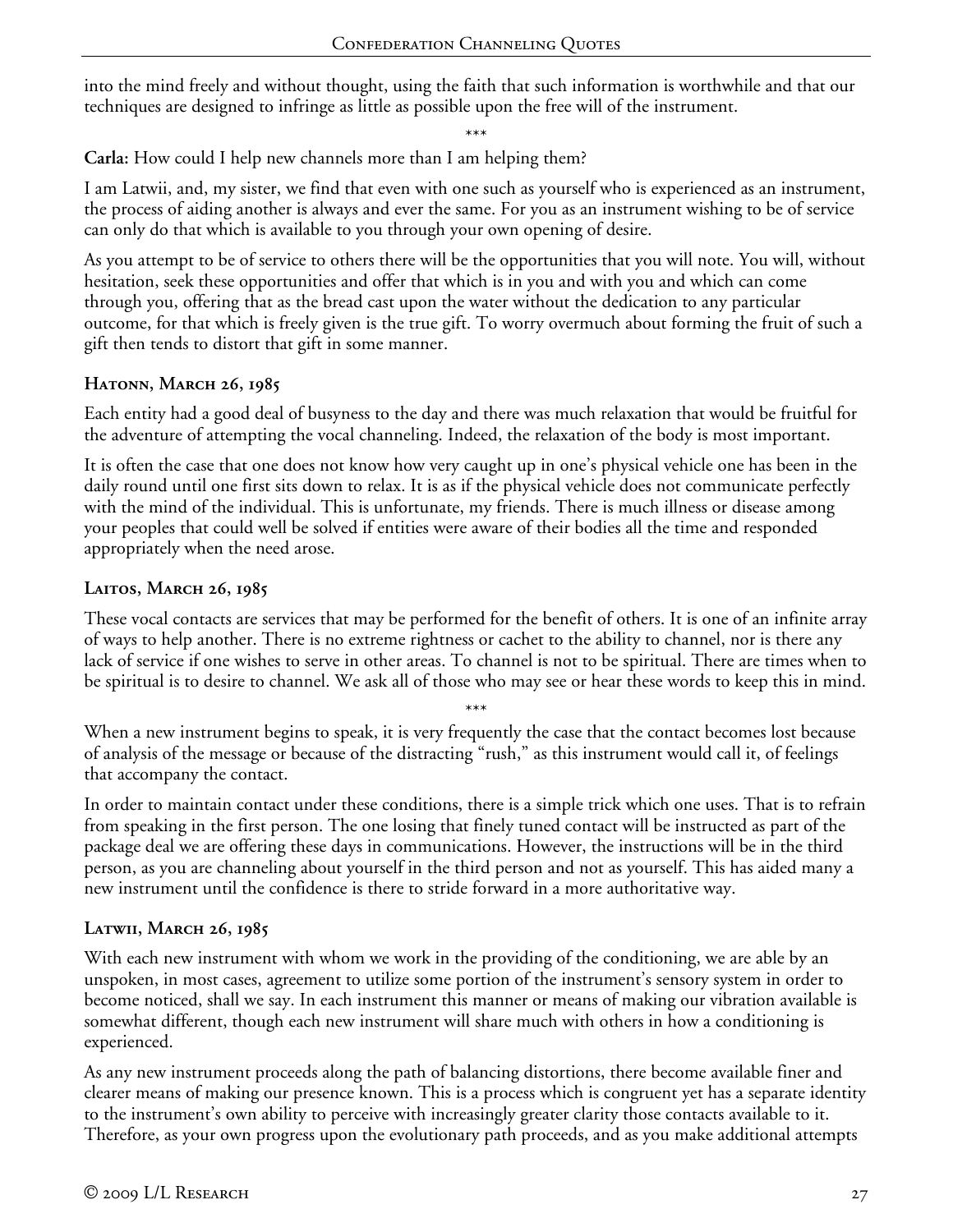into the mind freely and without thought, using the faith that such information is worthwhile and that our techniques are designed to infringe as little as possible upon the free will of the instrument.

\*\*\*

**Carla:** How could I help new channels more than I am helping them?

I am Latwii, and, my sister, we find that even with one such as yourself who is experienced as an instrument, the process of aiding another is always and ever the same. For you as an instrument wishing to be of service can only do that which is available to you through your own opening of desire.

As you attempt to be of service to others there will be the opportunities that you will note. You will, without hesitation, seek these opportunities and offer that which is in you and with you and which can come through you, offering that as the bread cast upon the water without the dedication to any particular outcome, for that which is freely given is the true gift. To worry overmuch about forming the fruit of such a gift then tends to distort that gift in some manner.

### Hatonn, March 26, 1985

Each entity had a good deal of busyness to the day and there was much relaxation that would be fruitful for the adventure of attempting the vocal channeling. Indeed, the relaxation of the body is most important.

It is often the case that one does not know how very caught up in one's physical vehicle one has been in the daily round until one first sits down to relax. It is as if the physical vehicle does not communicate perfectly with the mind of the individual. This is unfortunate, my friends. There is much illness or disease among your peoples that could well be solved if entities were aware of their bodies all the time and responded appropriately when the need arose.

### Laitos, March 26, 1985

These vocal contacts are services that may be performed for the benefit of others. It is one of an infinite array of ways to help another. There is no extreme rightness or cachet to the ability to channel, nor is there any lack of service if one wishes to serve in other areas. To channel is not to be spiritual. There are times when to be spiritual is to desire to channel. We ask all of those who may see or hear these words to keep this in mind.

\*\*\*

When a new instrument begins to speak, it is very frequently the case that the contact becomes lost because of analysis of the message or because of the distracting "rush," as this instrument would call it, of feelings that accompany the contact.

In order to maintain contact under these conditions, there is a simple trick which one uses. That is to refrain from speaking in the first person. The one losing that finely tuned contact will be instructed as part of the package deal we are offering these days in communications. However, the instructions will be in the third person, as you are channeling about yourself in the third person and not as yourself. This has aided many a new instrument until the confidence is there to stride forward in a more authoritative way.

### Latwii, March 26, 1985

With each new instrument with whom we work in the providing of the conditioning, we are able by an unspoken, in most cases, agreement to utilize some portion of the instrument's sensory system in order to become noticed, shall we say. In each instrument this manner or means of making our vibration available is somewhat different, though each new instrument will share much with others in how a conditioning is experienced.

As any new instrument proceeds along the path of balancing distortions, there become available finer and clearer means of making our presence known. This is a process which is congruent yet has a separate identity to the instrument's own ability to perceive with increasingly greater clarity those contacts available to it. Therefore, as your own progress upon the evolutionary path proceeds, and as you make additional attempts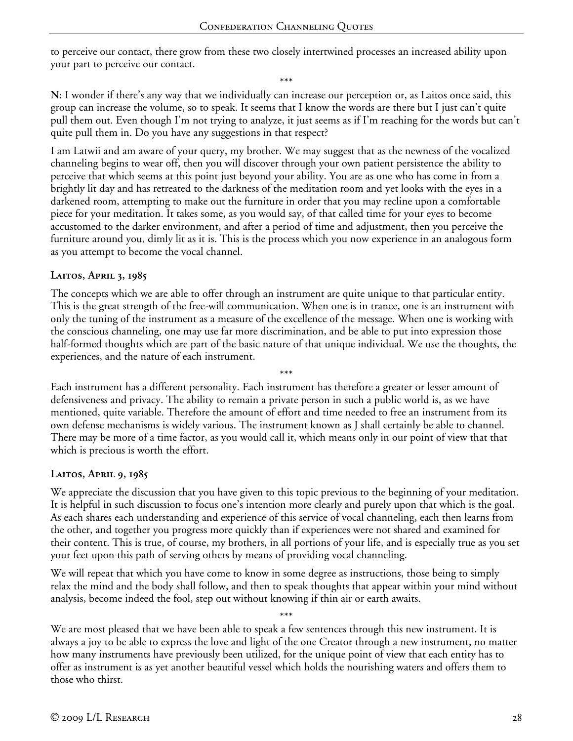to perceive our contact, there grow from these two closely intertwined processes an increased ability upon your part to perceive our contact.

\*\*\*

**N:** I wonder if there's any way that we individually can increase our perception or, as Laitos once said, this group can increase the volume, so to speak. It seems that I know the words are there but I just can't quite pull them out. Even though I'm not trying to analyze, it just seems as if I'm reaching for the words but can't quite pull them in. Do you have any suggestions in that respect?

I am Latwii and am aware of your query, my brother. We may suggest that as the newness of the vocalized channeling begins to wear off, then you will discover through your own patient persistence the ability to perceive that which seems at this point just beyond your ability. You are as one who has come in from a brightly lit day and has retreated to the darkness of the meditation room and yet looks with the eyes in a darkened room, attempting to make out the furniture in order that you may recline upon a comfortable piece for your meditation. It takes some, as you would say, of that called time for your eyes to become accustomed to the darker environment, and after a period of time and adjustment, then you perceive the furniture around you, dimly lit as it is. This is the process which you now experience in an analogous form as you attempt to become the vocal channel.

### Laitos, April 3, 1985

The concepts which we are able to offer through an instrument are quite unique to that particular entity. This is the great strength of the free-will communication. When one is in trance, one is an instrument with only the tuning of the instrument as a measure of the excellence of the message. When one is working with the conscious channeling, one may use far more discrimination, and be able to put into expression those half-formed thoughts which are part of the basic nature of that unique individual. We use the thoughts, the experiences, and the nature of each instrument.

\*\*\*

Each instrument has a different personality. Each instrument has therefore a greater or lesser amount of defensiveness and privacy. The ability to remain a private person in such a public world is, as we have mentioned, quite variable. Therefore the amount of effort and time needed to free an instrument from its own defense mechanisms is widely various. The instrument known as J shall certainly be able to channel. There may be more of a time factor, as you would call it, which means only in our point of view that that which is precious is worth the effort.

### Laitos, April 9, 1985

We appreciate the discussion that you have given to this topic previous to the beginning of your meditation. It is helpful in such discussion to focus one's intention more clearly and purely upon that which is the goal. As each shares each understanding and experience of this service of vocal channeling, each then learns from the other, and together you progress more quickly than if experiences were not shared and examined for their content. This is true, of course, my brothers, in all portions of your life, and is especially true as you set your feet upon this path of serving others by means of providing vocal channeling.

We will repeat that which you have come to know in some degree as instructions, those being to simply relax the mind and the body shall follow, and then to speak thoughts that appear within your mind without analysis, become indeed the fool, step out without knowing if thin air or earth awaits.

\*\*\*

We are most pleased that we have been able to speak a few sentences through this new instrument. It is always a joy to be able to express the love and light of the one Creator through a new instrument, no matter how many instruments have previously been utilized, for the unique point of view that each entity has to offer as instrument is as yet another beautiful vessel which holds the nourishing waters and offers them to those who thirst.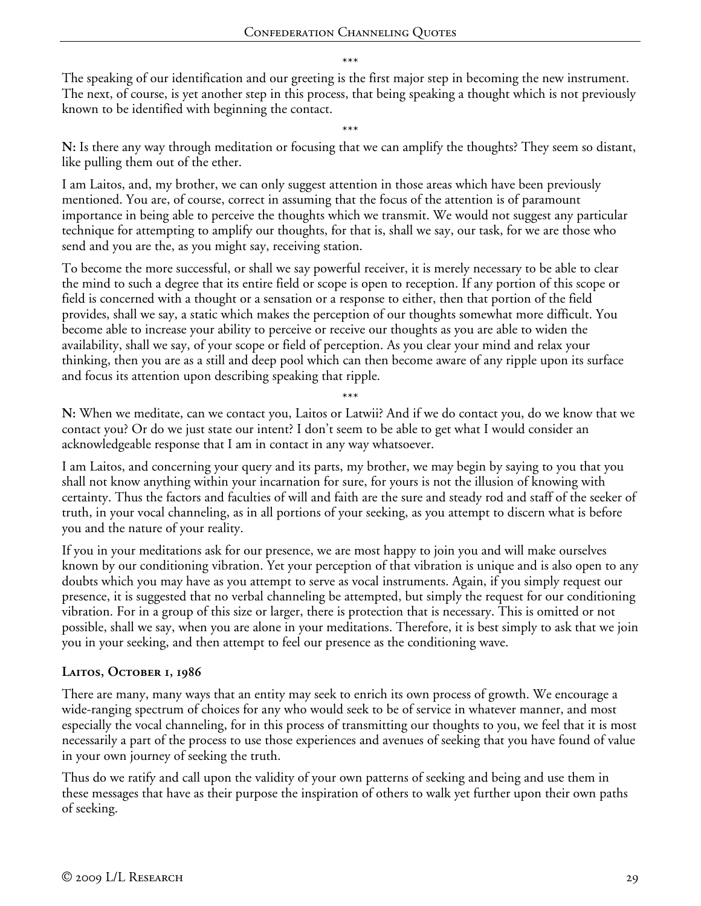\*\*\*

The speaking of our identification and our greeting is the first major step in becoming the new instrument. The next, of course, is yet another step in this process, that being speaking a thought which is not previously known to be identified with beginning the contact.

\*\*\*

**N:** Is there any way through meditation or focusing that we can amplify the thoughts? They seem so distant, like pulling them out of the ether.

I am Laitos, and, my brother, we can only suggest attention in those areas which have been previously mentioned. You are, of course, correct in assuming that the focus of the attention is of paramount importance in being able to perceive the thoughts which we transmit. We would not suggest any particular technique for attempting to amplify our thoughts, for that is, shall we say, our task, for we are those who send and you are the, as you might say, receiving station.

To become the more successful, or shall we say powerful receiver, it is merely necessary to be able to clear the mind to such a degree that its entire field or scope is open to reception. If any portion of this scope or field is concerned with a thought or a sensation or a response to either, then that portion of the field provides, shall we say, a static which makes the perception of our thoughts somewhat more difficult. You become able to increase your ability to perceive or receive our thoughts as you are able to widen the availability, shall we say, of your scope or field of perception. As you clear your mind and relax your thinking, then you are as a still and deep pool which can then become aware of any ripple upon its surface and focus its attention upon describing speaking that ripple.

\*\*\*

**N:** When we meditate, can we contact you, Laitos or Latwii? And if we do contact you, do we know that we contact you? Or do we just state our intent? I don't seem to be able to get what I would consider an acknowledgeable response that I am in contact in any way whatsoever.

I am Laitos, and concerning your query and its parts, my brother, we may begin by saying to you that you shall not know anything within your incarnation for sure, for yours is not the illusion of knowing with certainty. Thus the factors and faculties of will and faith are the sure and steady rod and staff of the seeker of truth, in your vocal channeling, as in all portions of your seeking, as you attempt to discern what is before you and the nature of your reality.

If you in your meditations ask for our presence, we are most happy to join you and will make ourselves known by our conditioning vibration. Yet your perception of that vibration is unique and is also open to any doubts which you may have as you attempt to serve as vocal instruments. Again, if you simply request our presence, it is suggested that no verbal channeling be attempted, but simply the request for our conditioning vibration. For in a group of this size or larger, there is protection that is necessary. This is omitted or not possible, shall we say, when you are alone in your meditations. Therefore, it is best simply to ask that we join you in your seeking, and then attempt to feel our presence as the conditioning wave.

### Laitos, October 1, 1986

There are many, many ways that an entity may seek to enrich its own process of growth. We encourage a wide-ranging spectrum of choices for any who would seek to be of service in whatever manner, and most especially the vocal channeling, for in this process of transmitting our thoughts to you, we feel that it is most necessarily a part of the process to use those experiences and avenues of seeking that you have found of value in your own journey of seeking the truth.

Thus do we ratify and call upon the validity of your own patterns of seeking and being and use them in these messages that have as their purpose the inspiration of others to walk yet further upon their own paths of seeking.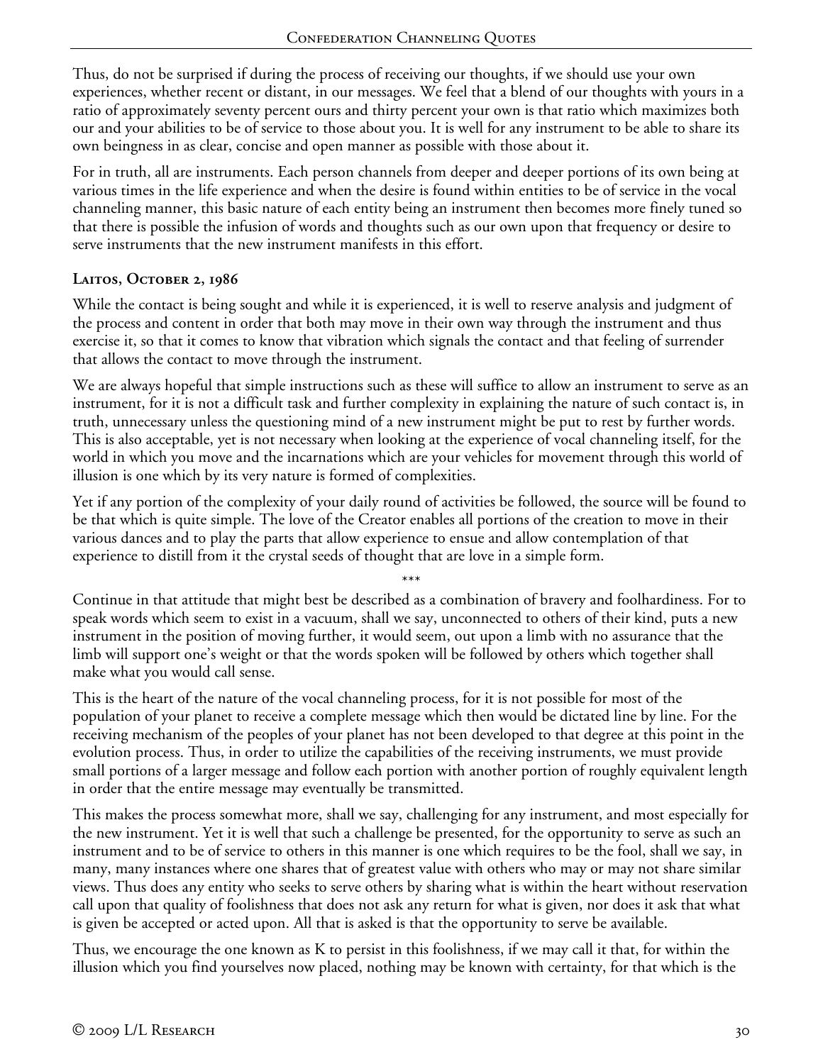Thus, do not be surprised if during the process of receiving our thoughts, if we should use your own experiences, whether recent or distant, in our messages. We feel that a blend of our thoughts with yours in a ratio of approximately seventy percent ours and thirty percent your own is that ratio which maximizes both our and your abilities to be of service to those about you. It is well for any instrument to be able to share its own beingness in as clear, concise and open manner as possible with those about it.

For in truth, all are instruments. Each person channels from deeper and deeper portions of its own being at various times in the life experience and when the desire is found within entities to be of service in the vocal channeling manner, this basic nature of each entity being an instrument then becomes more finely tuned so that there is possible the infusion of words and thoughts such as our own upon that frequency or desire to serve instruments that the new instrument manifests in this effort.

### Laitos, October 2, 1986

While the contact is being sought and while it is experienced, it is well to reserve analysis and judgment of the process and content in order that both may move in their own way through the instrument and thus exercise it, so that it comes to know that vibration which signals the contact and that feeling of surrender that allows the contact to move through the instrument.

We are always hopeful that simple instructions such as these will suffice to allow an instrument to serve as an instrument, for it is not a difficult task and further complexity in explaining the nature of such contact is, in truth, unnecessary unless the questioning mind of a new instrument might be put to rest by further words. This is also acceptable, yet is not necessary when looking at the experience of vocal channeling itself, for the world in which you move and the incarnations which are your vehicles for movement through this world of illusion is one which by its very nature is formed of complexities.

Yet if any portion of the complexity of your daily round of activities be followed, the source will be found to be that which is quite simple. The love of the Creator enables all portions of the creation to move in their various dances and to play the parts that allow experience to ensue and allow contemplation of that experience to distill from it the crystal seeds of thought that are love in a simple form.

\*\*\*

Continue in that attitude that might best be described as a combination of bravery and foolhardiness. For to speak words which seem to exist in a vacuum, shall we say, unconnected to others of their kind, puts a new instrument in the position of moving further, it would seem, out upon a limb with no assurance that the limb will support one's weight or that the words spoken will be followed by others which together shall make what you would call sense.

This is the heart of the nature of the vocal channeling process, for it is not possible for most of the population of your planet to receive a complete message which then would be dictated line by line. For the receiving mechanism of the peoples of your planet has not been developed to that degree at this point in the evolution process. Thus, in order to utilize the capabilities of the receiving instruments, we must provide small portions of a larger message and follow each portion with another portion of roughly equivalent length in order that the entire message may eventually be transmitted.

This makes the process somewhat more, shall we say, challenging for any instrument, and most especially for the new instrument. Yet it is well that such a challenge be presented, for the opportunity to serve as such an instrument and to be of service to others in this manner is one which requires to be the fool, shall we say, in many, many instances where one shares that of greatest value with others who may or may not share similar views. Thus does any entity who seeks to serve others by sharing what is within the heart without reservation call upon that quality of foolishness that does not ask any return for what is given, nor does it ask that what is given be accepted or acted upon. All that is asked is that the opportunity to serve be available.

Thus, we encourage the one known as K to persist in this foolishness, if we may call it that, for within the illusion which you find yourselves now placed, nothing may be known with certainty, for that which is the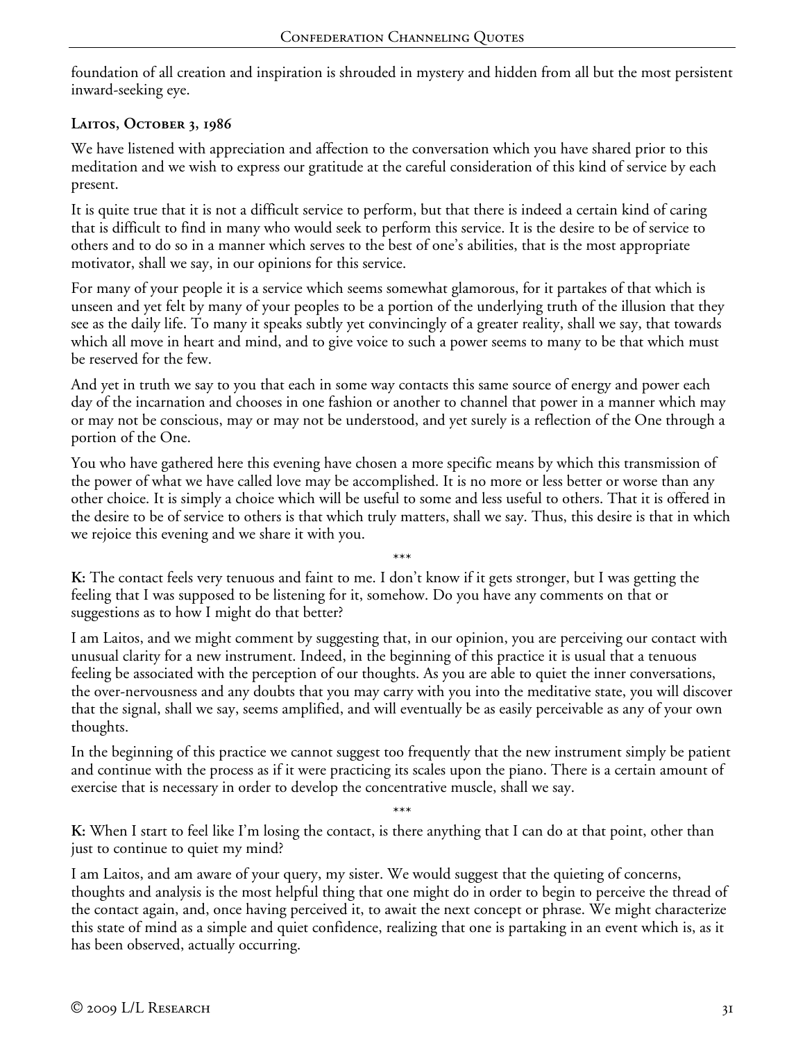foundation of all creation and inspiration is shrouded in mystery and hidden from all but the most persistent inward-seeking eye.

### Laitos, October 3, 1986

We have listened with appreciation and affection to the conversation which you have shared prior to this meditation and we wish to express our gratitude at the careful consideration of this kind of service by each present.

It is quite true that it is not a difficult service to perform, but that there is indeed a certain kind of caring that is difficult to find in many who would seek to perform this service. It is the desire to be of service to others and to do so in a manner which serves to the best of one's abilities, that is the most appropriate motivator, shall we say, in our opinions for this service.

For many of your people it is a service which seems somewhat glamorous, for it partakes of that which is unseen and yet felt by many of your peoples to be a portion of the underlying truth of the illusion that they see as the daily life. To many it speaks subtly yet convincingly of a greater reality, shall we say, that towards which all move in heart and mind, and to give voice to such a power seems to many to be that which must be reserved for the few.

And yet in truth we say to you that each in some way contacts this same source of energy and power each day of the incarnation and chooses in one fashion or another to channel that power in a manner which may or may not be conscious, may or may not be understood, and yet surely is a reflection of the One through a portion of the One.

You who have gathered here this evening have chosen a more specific means by which this transmission of the power of what we have called love may be accomplished. It is no more or less better or worse than any other choice. It is simply a choice which will be useful to some and less useful to others. That it is offered in the desire to be of service to others is that which truly matters, shall we say. Thus, this desire is that in which we rejoice this evening and we share it with you.

\*\*\*

**K:** The contact feels very tenuous and faint to me. I don't know if it gets stronger, but I was getting the feeling that I was supposed to be listening for it, somehow. Do you have any comments on that or suggestions as to how I might do that better?

I am Laitos, and we might comment by suggesting that, in our opinion, you are perceiving our contact with unusual clarity for a new instrument. Indeed, in the beginning of this practice it is usual that a tenuous feeling be associated with the perception of our thoughts. As you are able to quiet the inner conversations, the over-nervousness and any doubts that you may carry with you into the meditative state, you will discover that the signal, shall we say, seems amplified, and will eventually be as easily perceivable as any of your own thoughts.

In the beginning of this practice we cannot suggest too frequently that the new instrument simply be patient and continue with the process as if it were practicing its scales upon the piano. There is a certain amount of exercise that is necessary in order to develop the concentrative muscle, shall we say.

\*\*\*

**K:** When I start to feel like I'm losing the contact, is there anything that I can do at that point, other than just to continue to quiet my mind?

I am Laitos, and am aware of your query, my sister. We would suggest that the quieting of concerns, thoughts and analysis is the most helpful thing that one might do in order to begin to perceive the thread of the contact again, and, once having perceived it, to await the next concept or phrase. We might characterize this state of mind as a simple and quiet confidence, realizing that one is partaking in an event which is, as it has been observed, actually occurring.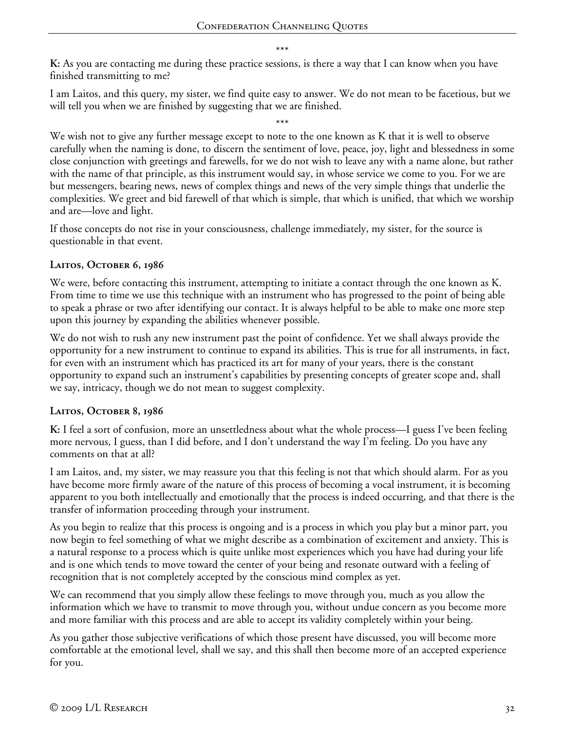\*\*\*

**K:** As you are contacting me during these practice sessions, is there a way that I can know when you have finished transmitting to me?

I am Laitos, and this query, my sister, we find quite easy to answer. We do not mean to be facetious, but we will tell you when we are finished by suggesting that we are finished.

\*\*\*

We wish not to give any further message except to note to the one known as K that it is well to observe carefully when the naming is done, to discern the sentiment of love, peace, joy, light and blessedness in some close conjunction with greetings and farewells, for we do not wish to leave any with a name alone, but rather with the name of that principle, as this instrument would say, in whose service we come to you. For we are but messengers, bearing news, news of complex things and news of the very simple things that underlie the complexities. We greet and bid farewell of that which is simple, that which is unified, that which we worship and are—love and light.

If those concepts do not rise in your consciousness, challenge immediately, my sister, for the source is questionable in that event.

### Laitos, October 6, 1986

We were, before contacting this instrument, attempting to initiate a contact through the one known as K. From time to time we use this technique with an instrument who has progressed to the point of being able to speak a phrase or two after identifying our contact. It is always helpful to be able to make one more step upon this journey by expanding the abilities whenever possible.

We do not wish to rush any new instrument past the point of confidence. Yet we shall always provide the opportunity for a new instrument to continue to expand its abilities. This is true for all instruments, in fact, for even with an instrument which has practiced its art for many of your years, there is the constant opportunity to expand such an instrument's capabilities by presenting concepts of greater scope and, shall we say, intricacy, though we do not mean to suggest complexity.

### Laitos, October 8, 1986

**K:** I feel a sort of confusion, more an unsettledness about what the whole process—I guess I've been feeling more nervous, I guess, than I did before, and I don't understand the way I'm feeling. Do you have any comments on that at all?

I am Laitos, and, my sister, we may reassure you that this feeling is not that which should alarm. For as you have become more firmly aware of the nature of this process of becoming a vocal instrument, it is becoming apparent to you both intellectually and emotionally that the process is indeed occurring, and that there is the transfer of information proceeding through your instrument.

As you begin to realize that this process is ongoing and is a process in which you play but a minor part, you now begin to feel something of what we might describe as a combination of excitement and anxiety. This is a natural response to a process which is quite unlike most experiences which you have had during your life and is one which tends to move toward the center of your being and resonate outward with a feeling of recognition that is not completely accepted by the conscious mind complex as yet.

We can recommend that you simply allow these feelings to move through you, much as you allow the information which we have to transmit to move through you, without undue concern as you become more and more familiar with this process and are able to accept its validity completely within your being.

As you gather those subjective verifications of which those present have discussed, you will become more comfortable at the emotional level, shall we say, and this shall then become more of an accepted experience for you.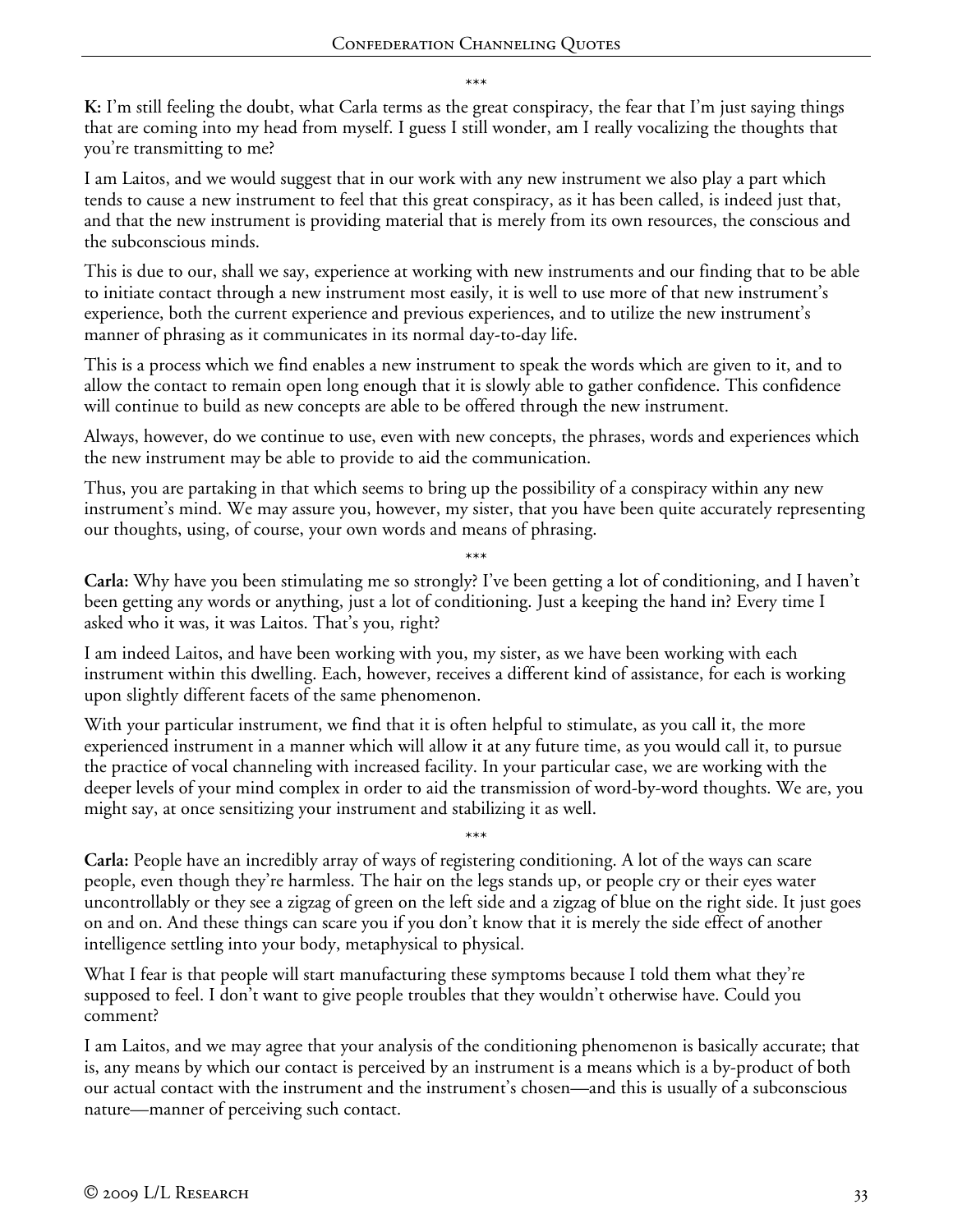\*\*\*

**K:** I'm still feeling the doubt, what Carla terms as the great conspiracy, the fear that I'm just saying things that are coming into my head from myself. I guess I still wonder, am I really vocalizing the thoughts that you're transmitting to me?

I am Laitos, and we would suggest that in our work with any new instrument we also play a part which tends to cause a new instrument to feel that this great conspiracy, as it has been called, is indeed just that, and that the new instrument is providing material that is merely from its own resources, the conscious and the subconscious minds.

This is due to our, shall we say, experience at working with new instruments and our finding that to be able to initiate contact through a new instrument most easily, it is well to use more of that new instrument's experience, both the current experience and previous experiences, and to utilize the new instrument's manner of phrasing as it communicates in its normal day-to-day life.

This is a process which we find enables a new instrument to speak the words which are given to it, and to allow the contact to remain open long enough that it is slowly able to gather confidence. This confidence will continue to build as new concepts are able to be offered through the new instrument.

Always, however, do we continue to use, even with new concepts, the phrases, words and experiences which the new instrument may be able to provide to aid the communication.

Thus, you are partaking in that which seems to bring up the possibility of a conspiracy within any new instrument's mind. We may assure you, however, my sister, that you have been quite accurately representing our thoughts, using, of course, your own words and means of phrasing.

\*\*\*

**Carla:** Why have you been stimulating me so strongly? I've been getting a lot of conditioning, and I haven't been getting any words or anything, just a lot of conditioning. Just a keeping the hand in? Every time I asked who it was, it was Laitos. That's you, right?

I am indeed Laitos, and have been working with you, my sister, as we have been working with each instrument within this dwelling. Each, however, receives a different kind of assistance, for each is working upon slightly different facets of the same phenomenon.

With your particular instrument, we find that it is often helpful to stimulate, as you call it, the more experienced instrument in a manner which will allow it at any future time, as you would call it, to pursue the practice of vocal channeling with increased facility. In your particular case, we are working with the deeper levels of your mind complex in order to aid the transmission of word-by-word thoughts. We are, you might say, at once sensitizing your instrument and stabilizing it as well.

\*\*\*

**Carla:** People have an incredibly array of ways of registering conditioning. A lot of the ways can scare people, even though they're harmless. The hair on the legs stands up, or people cry or their eyes water uncontrollably or they see a zigzag of green on the left side and a zigzag of blue on the right side. It just goes on and on. And these things can scare you if you don't know that it is merely the side effect of another intelligence settling into your body, metaphysical to physical.

What I fear is that people will start manufacturing these symptoms because I told them what they're supposed to feel. I don't want to give people troubles that they wouldn't otherwise have. Could you comment?

I am Laitos, and we may agree that your analysis of the conditioning phenomenon is basically accurate; that is, any means by which our contact is perceived by an instrument is a means which is a by-product of both our actual contact with the instrument and the instrument's chosen—and this is usually of a subconscious nature—manner of perceiving such contact.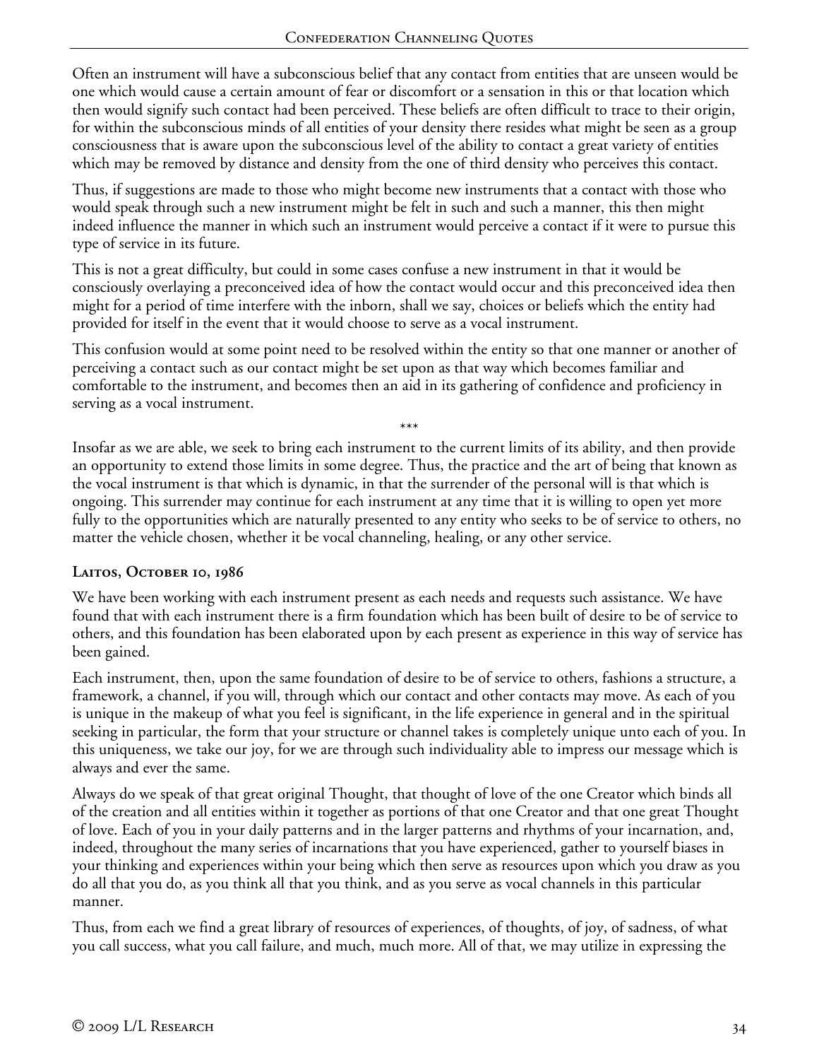Often an instrument will have a subconscious belief that any contact from entities that are unseen would be one which would cause a certain amount of fear or discomfort or a sensation in this or that location which then would signify such contact had been perceived. These beliefs are often difficult to trace to their origin, for within the subconscious minds of all entities of your density there resides what might be seen as a group consciousness that is aware upon the subconscious level of the ability to contact a great variety of entities which may be removed by distance and density from the one of third density who perceives this contact.

Thus, if suggestions are made to those who might become new instruments that a contact with those who would speak through such a new instrument might be felt in such and such a manner, this then might indeed influence the manner in which such an instrument would perceive a contact if it were to pursue this type of service in its future.

This is not a great difficulty, but could in some cases confuse a new instrument in that it would be consciously overlaying a preconceived idea of how the contact would occur and this preconceived idea then might for a period of time interfere with the inborn, shall we say, choices or beliefs which the entity had provided for itself in the event that it would choose to serve as a vocal instrument.

This confusion would at some point need to be resolved within the entity so that one manner or another of perceiving a contact such as our contact might be set upon as that way which becomes familiar and comfortable to the instrument, and becomes then an aid in its gathering of confidence and proficiency in serving as a vocal instrument.

\*\*\*

Insofar as we are able, we seek to bring each instrument to the current limits of its ability, and then provide an opportunity to extend those limits in some degree. Thus, the practice and the art of being that known as the vocal instrument is that which is dynamic, in that the surrender of the personal will is that which is ongoing. This surrender may continue for each instrument at any time that it is willing to open yet more fully to the opportunities which are naturally presented to any entity who seeks to be of service to others, no matter the vehicle chosen, whether it be vocal channeling, healing, or any other service.

### Laitos, October 10, 1986

We have been working with each instrument present as each needs and requests such assistance. We have found that with each instrument there is a firm foundation which has been built of desire to be of service to others, and this foundation has been elaborated upon by each present as experience in this way of service has been gained.

Each instrument, then, upon the same foundation of desire to be of service to others, fashions a structure, a framework, a channel, if you will, through which our contact and other contacts may move. As each of you is unique in the makeup of what you feel is significant, in the life experience in general and in the spiritual seeking in particular, the form that your structure or channel takes is completely unique unto each of you. In this uniqueness, we take our joy, for we are through such individuality able to impress our message which is always and ever the same.

Always do we speak of that great original Thought, that thought of love of the one Creator which binds all of the creation and all entities within it together as portions of that one Creator and that one great Thought of love. Each of you in your daily patterns and in the larger patterns and rhythms of your incarnation, and, indeed, throughout the many series of incarnations that you have experienced, gather to yourself biases in your thinking and experiences within your being which then serve as resources upon which you draw as you do all that you do, as you think all that you think, and as you serve as vocal channels in this particular manner.

Thus, from each we find a great library of resources of experiences, of thoughts, of joy, of sadness, of what you call success, what you call failure, and much, much more. All of that, we may utilize in expressing the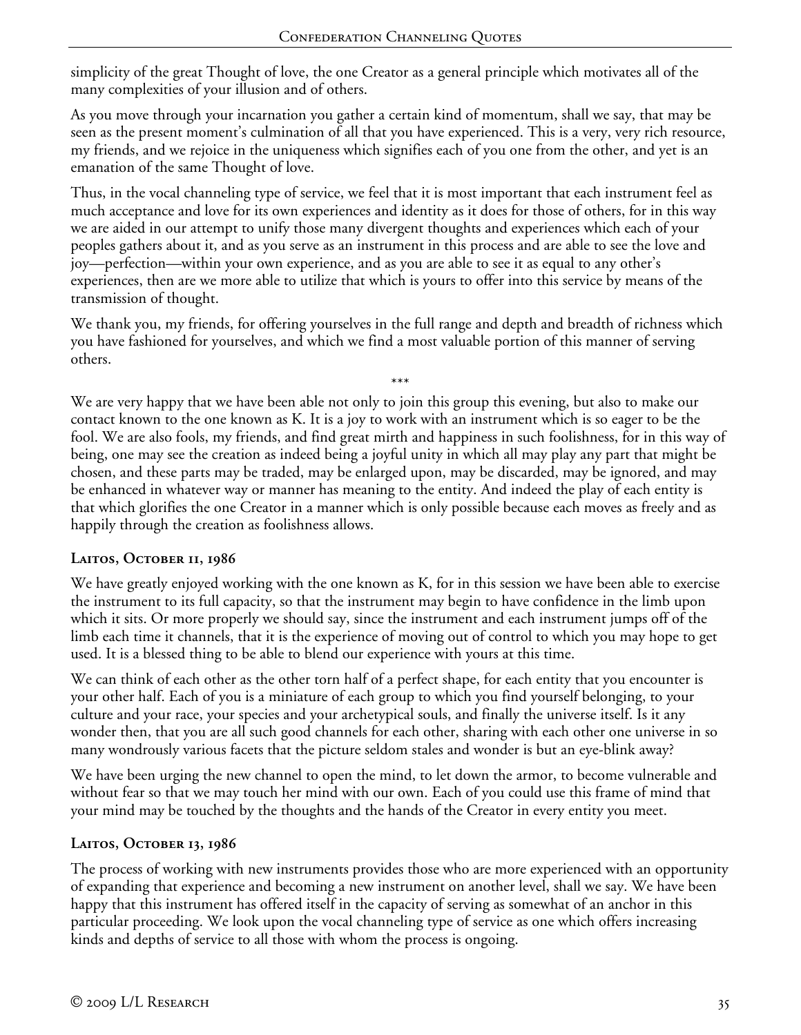simplicity of the great Thought of love, the one Creator as a general principle which motivates all of the many complexities of your illusion and of others.

As you move through your incarnation you gather a certain kind of momentum, shall we say, that may be seen as the present moment's culmination of all that you have experienced. This is a very, very rich resource, my friends, and we rejoice in the uniqueness which signifies each of you one from the other, and yet is an emanation of the same Thought of love.

Thus, in the vocal channeling type of service, we feel that it is most important that each instrument feel as much acceptance and love for its own experiences and identity as it does for those of others, for in this way we are aided in our attempt to unify those many divergent thoughts and experiences which each of your peoples gathers about it, and as you serve as an instrument in this process and are able to see the love and joy—perfection—within your own experience, and as you are able to see it as equal to any other's experiences, then are we more able to utilize that which is yours to offer into this service by means of the transmission of thought.

We thank you, my friends, for offering yourselves in the full range and depth and breadth of richness which you have fashioned for yourselves, and which we find a most valuable portion of this manner of serving others.

***

We are very happy that we have been able not only to join this group this evening, but also to make our contact known to the one known as K. It is a joy to work with an instrument which is so eager to be the fool. We are also fools, my friends, and find great mirth and happiness in such foolishness, for in this way of being, one may see the creation as indeed being a joyful unity in which all may play any part that might be chosen, and these parts may be traded, may be enlarged upon, may be discarded, may be ignored, and may be enhanced in whatever way or manner has meaning to the entity. And indeed the play of each entity is that which glorifies the one Creator in a manner which is only possible because each moves as freely and as happily through the creation as foolishness allows.

### Laitos, October 11, 1986

We have greatly enjoyed working with the one known as K, for in this session we have been able to exercise the instrument to its full capacity, so that the instrument may begin to have confidence in the limb upon which it sits. Or more properly we should say, since the instrument and each instrument jumps off of the limb each time it channels, that it is the experience of moving out of control to which you may hope to get used. It is a blessed thing to be able to blend our experience with yours at this time.

We can think of each other as the other torn half of a perfect shape, for each entity that you encounter is your other half. Each of you is a miniature of each group to which you find yourself belonging, to your culture and your race, your species and your archetypical souls, and finally the universe itself. Is it any wonder then, that you are all such good channels for each other, sharing with each other one universe in so many wondrously various facets that the picture seldom stales and wonder is but an eye-blink away?

We have been urging the new channel to open the mind, to let down the armor, to become vulnerable and without fear so that we may touch her mind with our own. Each of you could use this frame of mind that your mind may be touched by the thoughts and the hands of the Creator in every entity you meet.

### Laitos, October 13, 1986

The process of working with new instruments provides those who are more experienced with an opportunity of expanding that experience and becoming a new instrument on another level, shall we say. We have been happy that this instrument has offered itself in the capacity of serving as somewhat of an anchor in this particular proceeding. We look upon the vocal channeling type of service as one which offers increasing kinds and depths of service to all those with whom the process is ongoing.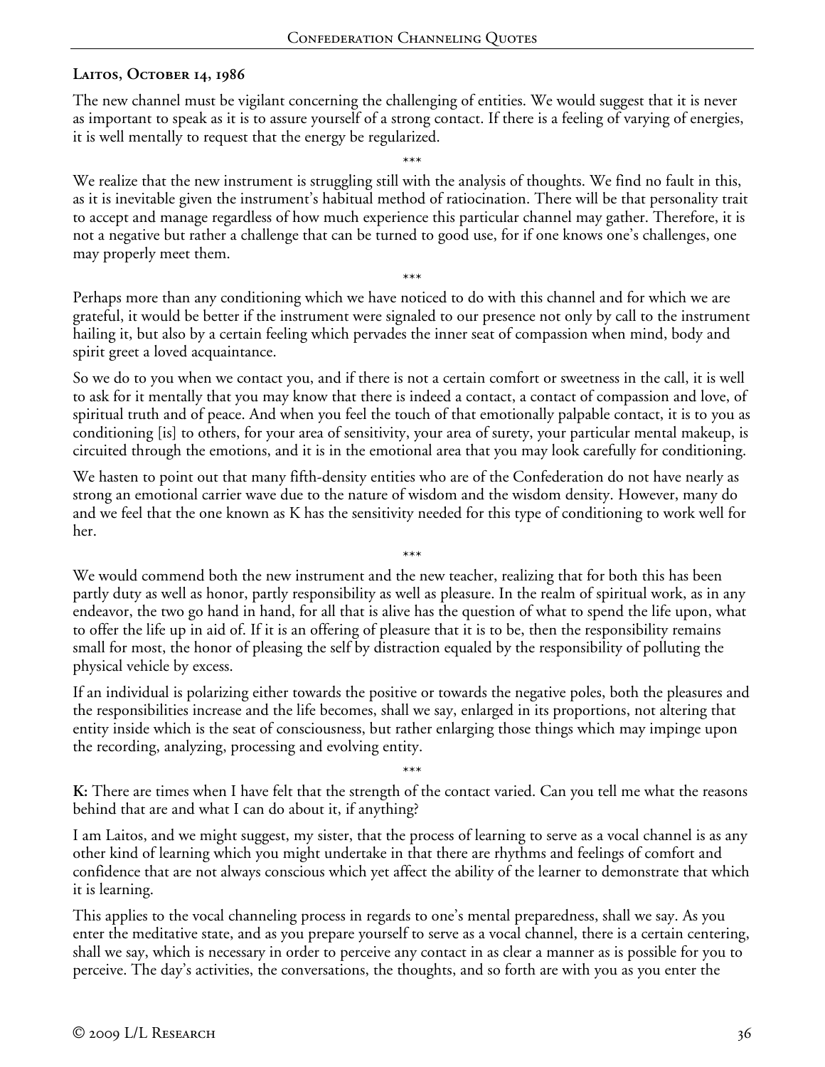**Laitos, October 14, 1986**

The new channel must be vigilant concerning the challenging of entities. We would suggest that it is never as important to speak as it is to assure yourself of a strong contact. If there is a feeling of varying of energies, it is well mentally to request that the energy be regularized.

\*\*\*

We realize that the new instrument is struggling still with the analysis of thoughts. We find no fault in this, as it is inevitable given the instrument's habitual method of ratiocination. There will be that personality trait to accept and manage regardless of how much experience this particular channel may gather. Therefore, it is not a negative but rather a challenge that can be turned to good use, for if one knows one's challenges, one may properly meet them.

\*\*\*

Perhaps more than any conditioning which we have noticed to do with this channel and for which we are grateful, it would be better if the instrument were signaled to our presence not only by call to the instrument hailing it, but also by a certain feeling which pervades the inner seat of compassion when mind, body and spirit greet a loved acquaintance.

So we do to you when we contact you, and if there is not a certain comfort or sweetness in the call, it is well to ask for it mentally that you may know that there is indeed a contact, a contact of compassion and love, of spiritual truth and of peace. And when you feel the touch of that emotionally palpable contact, it is to you as conditioning [is] to others, for your area of sensitivity, your area of surety, your particular mental makeup, is circuited through the emotions, and it is in the emotional area that you may look carefully for conditioning.

We hasten to point out that many fifth-density entities who are of the Confederation do not have nearly as strong an emotional carrier wave due to the nature of wisdom and the wisdom density. However, many do and we feel that the one known as K has the sensitivity needed for this type of conditioning to work well for her.

\*\*\*

We would commend both the new instrument and the new teacher, realizing that for both this has been partly duty as well as honor, partly responsibility as well as pleasure. In the realm of spiritual work, as in any endeavor, the two go hand in hand, for all that is alive has the question of what to spend the life upon, what to offer the life up in aid of. If it is an offering of pleasure that it is to be, then the responsibility remains small for most, the honor of pleasing the self by distraction equaled by the responsibility of polluting the physical vehicle by excess.

If an individual is polarizing either towards the positive or towards the negative poles, both the pleasures and the responsibilities increase and the life becomes, shall we say, enlarged in its proportions, not altering that entity inside which is the seat of consciousness, but rather enlarging those things which may impinge upon the recording, analyzing, processing and evolving entity.

\*\*\*

**K:** There are times when I have felt that the strength of the contact varied. Can you tell me what the reasons behind that are and what I can do about it, if anything?

I am Laitos, and we might suggest, my sister, that the process of learning to serve as a vocal channel is as any other kind of learning which you might undertake in that there are rhythms and feelings of comfort and confidence that are not always conscious which yet affect the ability of the learner to demonstrate that which it is learning.

This applies to the vocal channeling process in regards to one's mental preparedness, shall we say. As you enter the meditative state, and as you prepare yourself to serve as a vocal channel, there is a certain centering, shall we say, which is necessary in order to perceive any contact in as clear a manner as is possible for you to perceive. The day's activities, the conversations, the thoughts, and so forth are with you as you enter the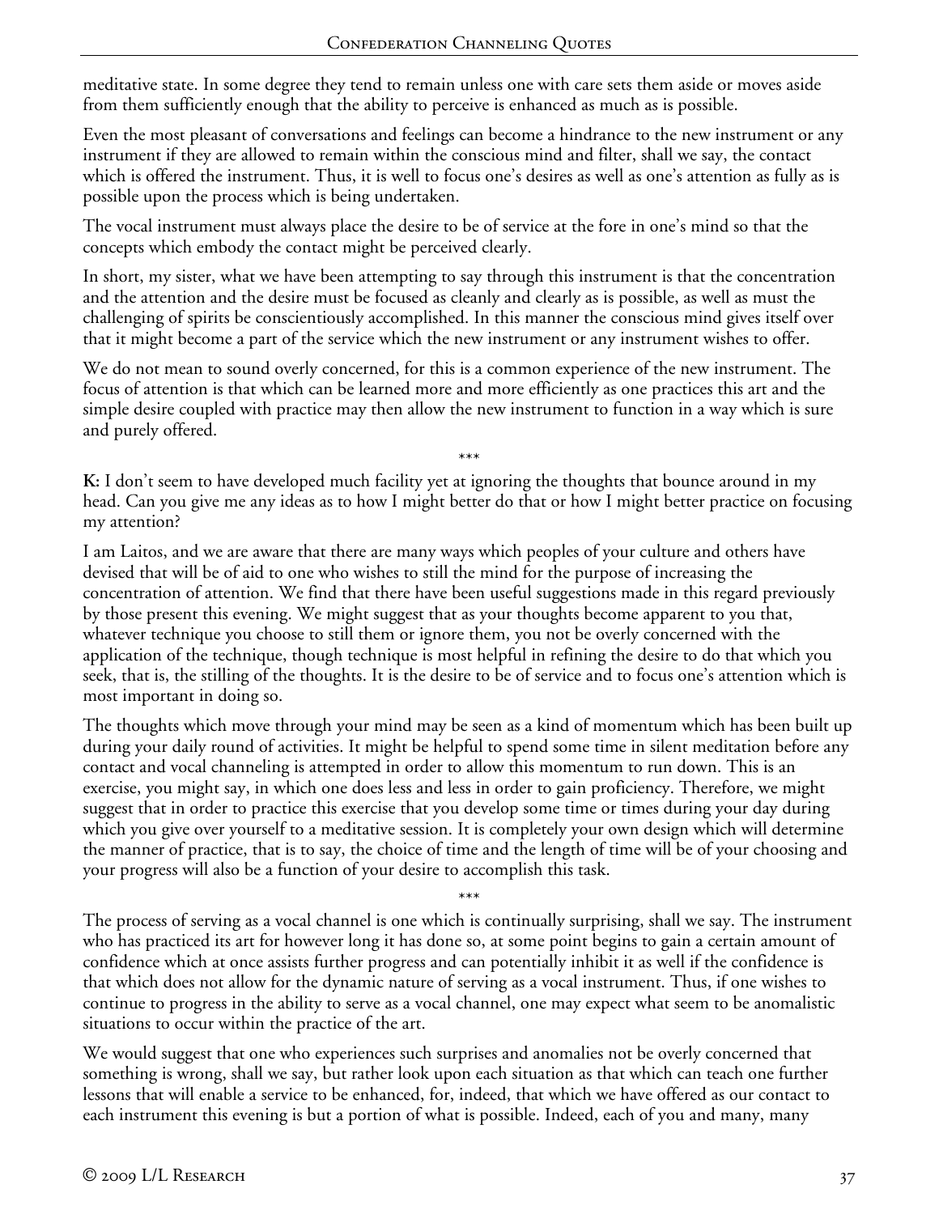meditative state. In some degree they tend to remain unless one with care sets them aside or moves aside from them sufficiently enough that the ability to perceive is enhanced as much as is possible.

Even the most pleasant of conversations and feelings can become a hindrance to the new instrument or any instrument if they are allowed to remain within the conscious mind and filter, shall we say, the contact which is offered the instrument. Thus, it is well to focus one's desires as well as one's attention as fully as is possible upon the process which is being undertaken.

The vocal instrument must always place the desire to be of service at the fore in one's mind so that the concepts which embody the contact might be perceived clearly.

In short, my sister, what we have been attempting to say through this instrument is that the concentration and the attention and the desire must be focused as cleanly and clearly as is possible, as well as must the challenging of spirits be conscientiously accomplished. In this manner the conscious mind gives itself over that it might become a part of the service which the new instrument or any instrument wishes to offer.

We do not mean to sound overly concerned, for this is a common experience of the new instrument. The focus of attention is that which can be learned more and more efficiently as one practices this art and the simple desire coupled with practice may then allow the new instrument to function in a way which is sure and purely offered.

\*\*\*

**K:** I don't seem to have developed much facility yet at ignoring the thoughts that bounce around in my head. Can you give me any ideas as to how I might better do that or how I might better practice on focusing my attention?

I am Laitos, and we are aware that there are many ways which peoples of your culture and others have devised that will be of aid to one who wishes to still the mind for the purpose of increasing the concentration of attention. We find that there have been useful suggestions made in this regard previously by those present this evening. We might suggest that as your thoughts become apparent to you that, whatever technique you choose to still them or ignore them, you not be overly concerned with the application of the technique, though technique is most helpful in refining the desire to do that which you seek, that is, the stilling of the thoughts. It is the desire to be of service and to focus one's attention which is most important in doing so.

The thoughts which move through your mind may be seen as a kind of momentum which has been built up during your daily round of activities. It might be helpful to spend some time in silent meditation before any contact and vocal channeling is attempted in order to allow this momentum to run down. This is an exercise, you might say, in which one does less and less in order to gain proficiency. Therefore, we might suggest that in order to practice this exercise that you develop some time or times during your day during which you give over yourself to a meditative session. It is completely your own design which will determine the manner of practice, that is to say, the choice of time and the length of time will be of your choosing and your progress will also be a function of your desire to accomplish this task.

\*\*\*

The process of serving as a vocal channel is one which is continually surprising, shall we say. The instrument who has practiced its art for however long it has done so, at some point begins to gain a certain amount of confidence which at once assists further progress and can potentially inhibit it as well if the confidence is that which does not allow for the dynamic nature of serving as a vocal instrument. Thus, if one wishes to continue to progress in the ability to serve as a vocal channel, one may expect what seem to be anomalistic situations to occur within the practice of the art.

We would suggest that one who experiences such surprises and anomalies not be overly concerned that something is wrong, shall we say, but rather look upon each situation as that which can teach one further lessons that will enable a service to be enhanced, for, indeed, that which we have offered as our contact to each instrument this evening is but a portion of what is possible. Indeed, each of you and many, many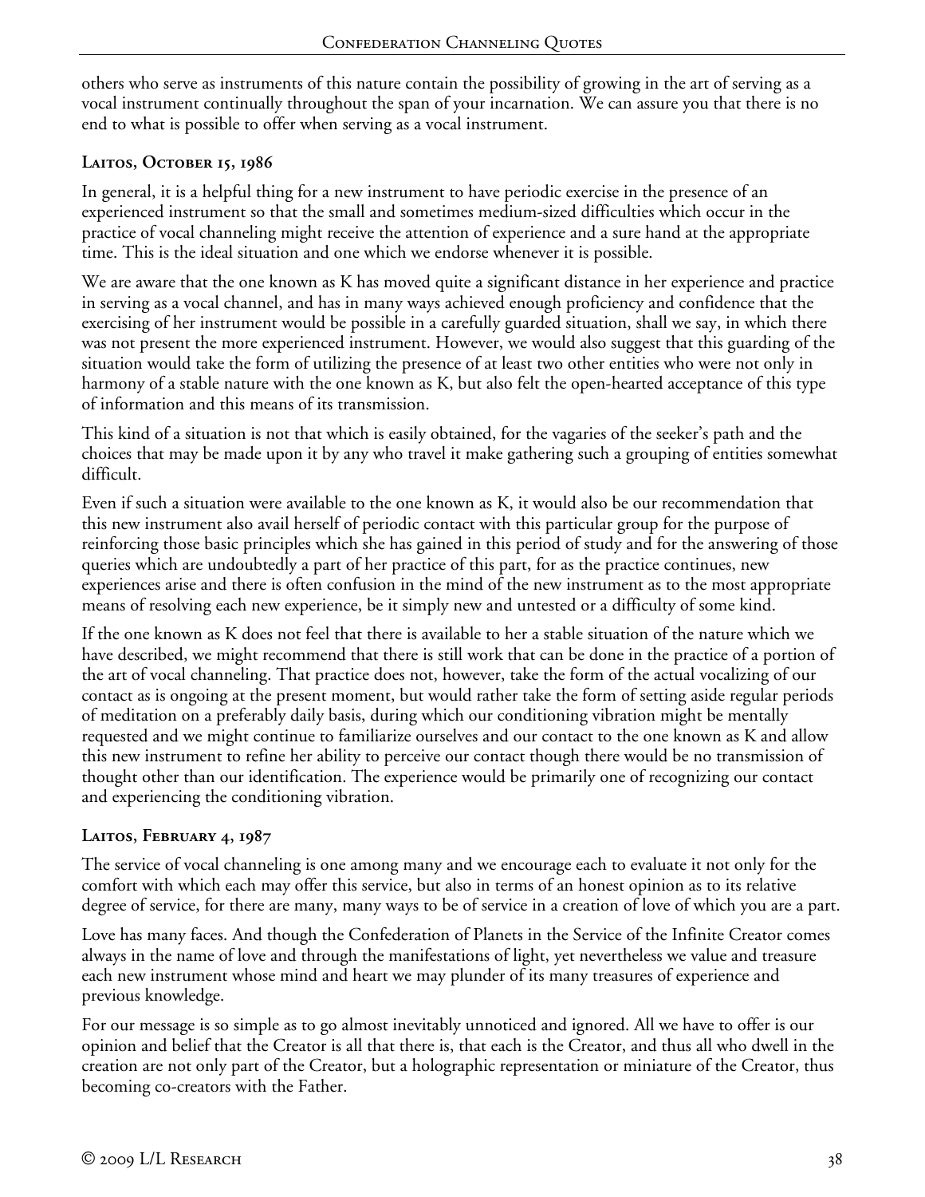others who serve as instruments of this nature contain the possibility of growing in the art of serving as a vocal instrument continually throughout the span of your incarnation. We can assure you that there is no end to what is possible to offer when serving as a vocal instrument.

### Laitos, October 15, 1986

In general, it is a helpful thing for a new instrument to have periodic exercise in the presence of an experienced instrument so that the small and sometimes medium-sized difficulties which occur in the practice of vocal channeling might receive the attention of experience and a sure hand at the appropriate time. This is the ideal situation and one which we endorse whenever it is possible.

We are aware that the one known as K has moved quite a significant distance in her experience and practice in serving as a vocal channel, and has in many ways achieved enough proficiency and confidence that the exercising of her instrument would be possible in a carefully guarded situation, shall we say, in which there was not present the more experienced instrument. However, we would also suggest that this guarding of the situation would take the form of utilizing the presence of at least two other entities who were not only in harmony of a stable nature with the one known as K, but also felt the open-hearted acceptance of this type of information and this means of its transmission.

This kind of a situation is not that which is easily obtained, for the vagaries of the seeker's path and the choices that may be made upon it by any who travel it make gathering such a grouping of entities somewhat difficult.

Even if such a situation were available to the one known as K, it would also be our recommendation that this new instrument also avail herself of periodic contact with this particular group for the purpose of reinforcing those basic principles which she has gained in this period of study and for the answering of those queries which are undoubtedly a part of her practice of this part, for as the practice continues, new experiences arise and there is often confusion in the mind of the new instrument as to the most appropriate means of resolving each new experience, be it simply new and untested or a difficulty of some kind.

If the one known as K does not feel that there is available to her a stable situation of the nature which we have described, we might recommend that there is still work that can be done in the practice of a portion of the art of vocal channeling. That practice does not, however, take the form of the actual vocalizing of our contact as is ongoing at the present moment, but would rather take the form of setting aside regular periods of meditation on a preferably daily basis, during which our conditioning vibration might be mentally requested and we might continue to familiarize ourselves and our contact to the one known as K and allow this new instrument to refine her ability to perceive our contact though there would be no transmission of thought other than our identification. The experience would be primarily one of recognizing our contact and experiencing the conditioning vibration.

### Laitos, February 4, 1987

The service of vocal channeling is one among many and we encourage each to evaluate it not only for the comfort with which each may offer this service, but also in terms of an honest opinion as to its relative degree of service, for there are many, many ways to be of service in a creation of love of which you are a part.

Love has many faces. And though the Confederation of Planets in the Service of the Infinite Creator comes always in the name of love and through the manifestations of light, yet nevertheless we value and treasure each new instrument whose mind and heart we may plunder of its many treasures of experience and previous knowledge.

For our message is so simple as to go almost inevitably unnoticed and ignored. All we have to offer is our opinion and belief that the Creator is all that there is, that each is the Creator, and thus all who dwell in the creation are not only part of the Creator, but a holographic representation or miniature of the Creator, thus becoming co-creators with the Father.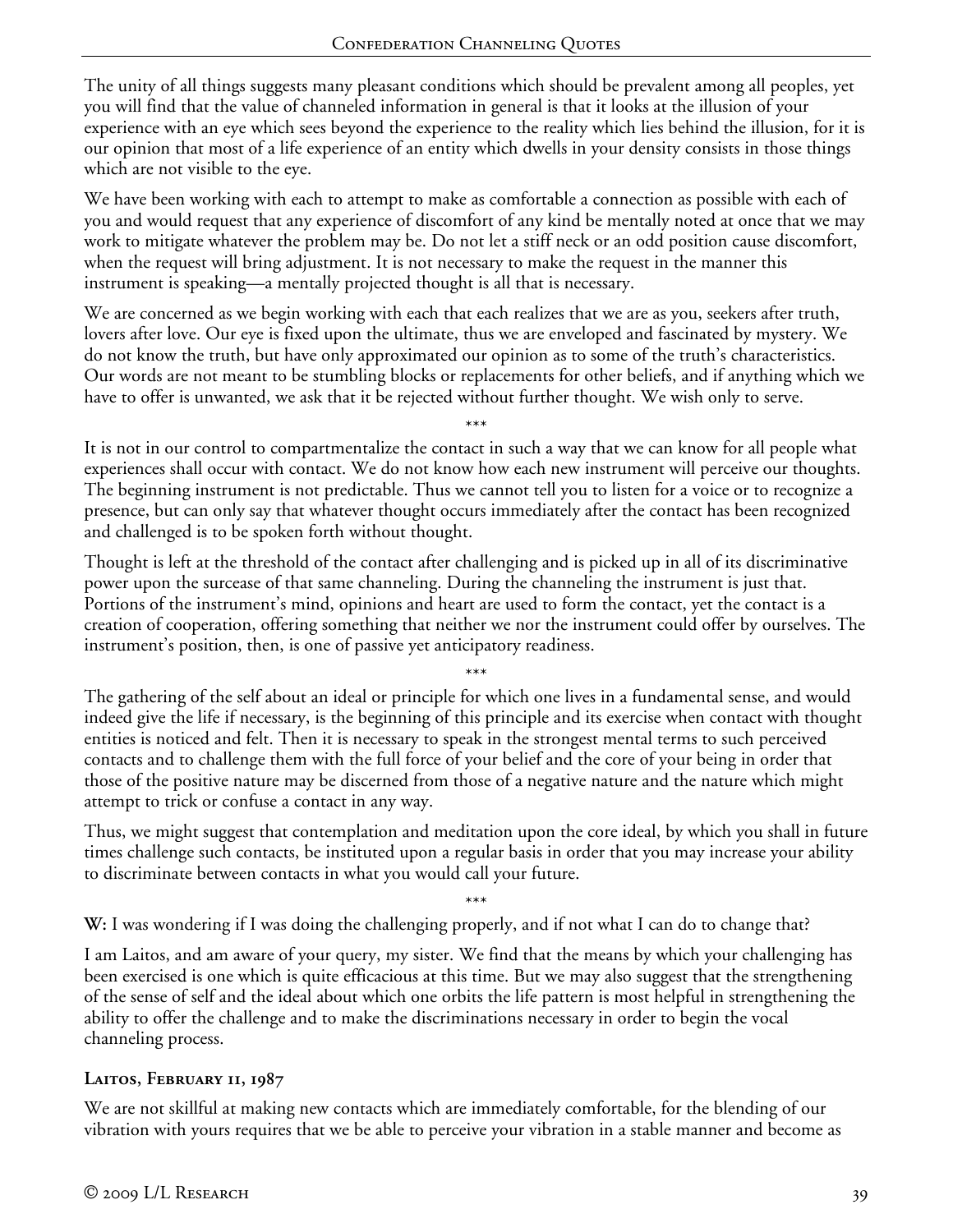The unity of all things suggests many pleasant conditions which should be prevalent among all peoples, yet you will find that the value of channeled information in general is that it looks at the illusion of your experience with an eye which sees beyond the experience to the reality which lies behind the illusion, for it is our opinion that most of a life experience of an entity which dwells in your density consists in those things which are not visible to the eye.

We have been working with each to attempt to make as comfortable a connection as possible with each of you and would request that any experience of discomfort of any kind be mentally noted at once that we may work to mitigate whatever the problem may be. Do not let a stiff neck or an odd position cause discomfort, when the request will bring adjustment. It is not necessary to make the request in the manner this instrument is speaking—a mentally projected thought is all that is necessary.

We are concerned as we begin working with each that each realizes that we are as you, seekers after truth, lovers after love. Our eye is fixed upon the ultimate, thus we are enveloped and fascinated by mystery. We do not know the truth, but have only approximated our opinion as to some of the truth's characteristics. Our words are not meant to be stumbling blocks or replacements for other beliefs, and if anything which we have to offer is unwanted, we ask that it be rejected without further thought. We wish only to serve.

\*\*\*

It is not in our control to compartmentalize the contact in such a way that we can know for all people what experiences shall occur with contact. We do not know how each new instrument will perceive our thoughts. The beginning instrument is not predictable. Thus we cannot tell you to listen for a voice or to recognize a presence, but can only say that whatever thought occurs immediately after the contact has been recognized and challenged is to be spoken forth without thought.

Thought is left at the threshold of the contact after challenging and is picked up in all of its discriminative power upon the surcease of that same channeling. During the channeling the instrument is just that. Portions of the instrument's mind, opinions and heart are used to form the contact, yet the contact is a creation of cooperation, offering something that neither we nor the instrument could offer by ourselves. The instrument's position, then, is one of passive yet anticipatory readiness.

\*\*\*

The gathering of the self about an ideal or principle for which one lives in a fundamental sense, and would indeed give the life if necessary, is the beginning of this principle and its exercise when contact with thought entities is noticed and felt. Then it is necessary to speak in the strongest mental terms to such perceived contacts and to challenge them with the full force of your belief and the core of your being in order that those of the positive nature may be discerned from those of a negative nature and the nature which might attempt to trick or confuse a contact in any way.

Thus, we might suggest that contemplation and meditation upon the core ideal, by which you shall in future times challenge such contacts, be instituted upon a regular basis in order that you may increase your ability to discriminate between contacts in what you would call your future.

\*\*\*

**W:** I was wondering if I was doing the challenging properly, and if not what I can do to change that?

I am Laitos, and am aware of your query, my sister. We find that the means by which your challenging has been exercised is one which is quite efficacious at this time. But we may also suggest that the strengthening of the sense of self and the ideal about which one orbits the life pattern is most helpful in strengthening the ability to offer the challenge and to make the discriminations necessary in order to begin the vocal channeling process.

### Laitos, February 11, 1987

We are not skillful at making new contacts which are immediately comfortable, for the blending of our vibration with yours requires that we be able to perceive your vibration in a stable manner and become as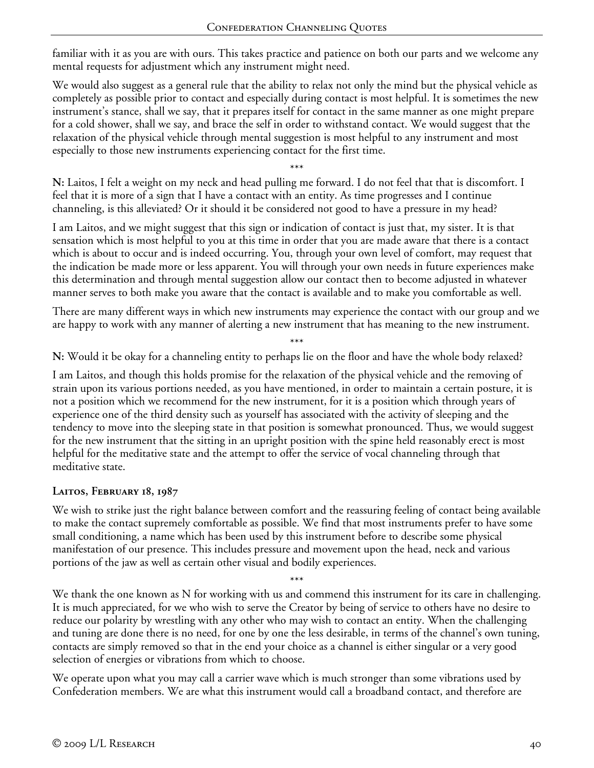familiar with it as you are with ours. This takes practice and patience on both our parts and we welcome any mental requests for adjustment which any instrument might need.

We would also suggest as a general rule that the ability to relax not only the mind but the physical vehicle as completely as possible prior to contact and especially during contact is most helpful. It is sometimes the new instrument's stance, shall we say, that it prepares itself for contact in the same manner as one might prepare for a cold shower, shall we say, and brace the self in order to withstand contact. We would suggest that the relaxation of the physical vehicle through mental suggestion is most helpful to any instrument and most especially to those new instruments experiencing contact for the first time.

\*\*\*

**N:** Laitos, I felt a weight on my neck and head pulling me forward. I do not feel that that is discomfort. I feel that it is more of a sign that I have a contact with an entity. As time progresses and I continue channeling, is this alleviated? Or it should it be considered not good to have a pressure in my head?

I am Laitos, and we might suggest that this sign or indication of contact is just that, my sister. It is that sensation which is most helpful to you at this time in order that you are made aware that there is a contact which is about to occur and is indeed occurring. You, through your own level of comfort, may request that the indication be made more or less apparent. You will through your own needs in future experiences make this determination and through mental suggestion allow our contact then to become adjusted in whatever manner serves to both make you aware that the contact is available and to make you comfortable as well.

There are many different ways in which new instruments may experience the contact with our group and we are happy to work with any manner of alerting a new instrument that has meaning to the new instrument.

\*\*\*

**N:** Would it be okay for a channeling entity to perhaps lie on the floor and have the whole body relaxed?

I am Laitos, and though this holds promise for the relaxation of the physical vehicle and the removing of strain upon its various portions needed, as you have mentioned, in order to maintain a certain posture, it is not a position which we recommend for the new instrument, for it is a position which through years of experience one of the third density such as yourself has associated with the activity of sleeping and the tendency to move into the sleeping state in that position is somewhat pronounced. Thus, we would suggest for the new instrument that the sitting in an upright position with the spine held reasonably erect is most helpful for the meditative state and the attempt to offer the service of vocal channeling through that meditative state.

### Laitos, February 18, 1987

We wish to strike just the right balance between comfort and the reassuring feeling of contact being available to make the contact supremely comfortable as possible. We find that most instruments prefer to have some small conditioning, a name which has been used by this instrument before to describe some physical manifestation of our presence. This includes pressure and movement upon the head, neck and various portions of the jaw as well as certain other visual and bodily experiences.

\*\*\*

We thank the one known as N for working with us and commend this instrument for its care in challenging. It is much appreciated, for we who wish to serve the Creator by being of service to others have no desire to reduce our polarity by wrestling with any other who may wish to contact an entity. When the challenging and tuning are done there is no need, for one by one the less desirable, in terms of the channel's own tuning, contacts are simply removed so that in the end your choice as a channel is either singular or a very good selection of energies or vibrations from which to choose.

We operate upon what you may call a carrier wave which is much stronger than some vibrations used by Confederation members. We are what this instrument would call a broadband contact, and therefore are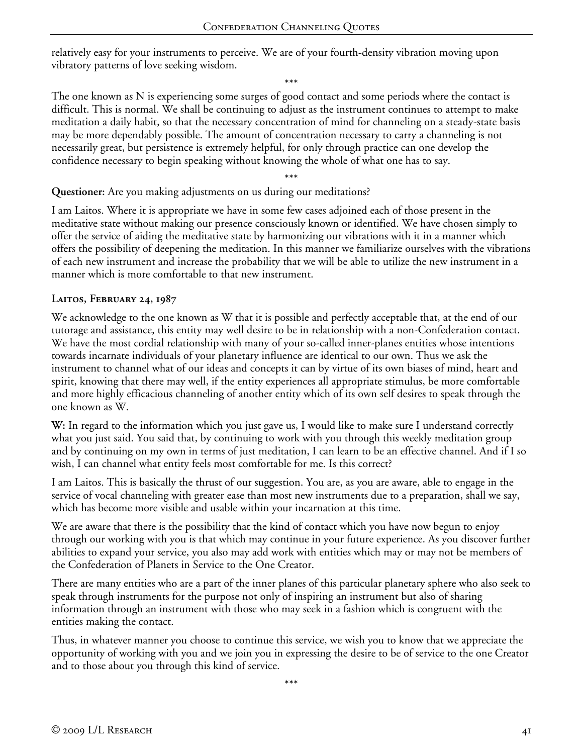relatively easy for your instruments to perceive. We are of your fourth-density vibration moving upon vibratory patterns of love seeking wisdom.

\*\*\*

The one known as N is experiencing some surges of good contact and some periods where the contact is difficult. This is normal. We shall be continuing to adjust as the instrument continues to attempt to make meditation a daily habit, so that the necessary concentration of mind for channeling on a steady-state basis may be more dependably possible. The amount of concentration necessary to carry a channeling is not necessarily great, but persistence is extremely helpful, for only through practice can one develop the confidence necessary to begin speaking without knowing the whole of what one has to say.

\*\*\*

**Questioner:** Are you making adjustments on us during our meditations?

I am Laitos. Where it is appropriate we have in some few cases adjoined each of those present in the meditative state without making our presence consciously known or identified. We have chosen simply to offer the service of aiding the meditative state by harmonizing our vibrations with it in a manner which offers the possibility of deepening the meditation. In this manner we familiarize ourselves with the vibrations of each new instrument and increase the probability that we will be able to utilize the new instrument in a manner which is more comfortable to that new instrument.

### Laitos, February 24, 1987

We acknowledge to the one known as W that it is possible and perfectly acceptable that, at the end of our tutorage and assistance, this entity may well desire to be in relationship with a non-Confederation contact. We have the most cordial relationship with many of your so-called inner-planes entities whose intentions towards incarnate individuals of your planetary influence are identical to our own. Thus we ask the instrument to channel what of our ideas and concepts it can by virtue of its own biases of mind, heart and spirit, knowing that there may well, if the entity experiences all appropriate stimulus, be more comfortable and more highly efficacious channeling of another entity which of its own self desires to speak through the one known as W.

**W:** In regard to the information which you just gave us, I would like to make sure I understand correctly what you just said. You said that, by continuing to work with you through this weekly meditation group and by continuing on my own in terms of just meditation, I can learn to be an effective channel. And if I so wish, I can channel what entity feels most comfortable for me. Is this correct?

I am Laitos. This is basically the thrust of our suggestion. You are, as you are aware, able to engage in the service of vocal channeling with greater ease than most new instruments due to a preparation, shall we say, which has become more visible and usable within your incarnation at this time.

We are aware that there is the possibility that the kind of contact which you have now begun to enjoy through our working with you is that which may continue in your future experience. As you discover further abilities to expand your service, you also may add work with entities which may or may not be members of the Confederation of Planets in Service to the One Creator.

There are many entities who are a part of the inner planes of this particular planetary sphere who also seek to speak through instruments for the purpose not only of inspiring an instrument but also of sharing information through an instrument with those who may seek in a fashion which is congruent with the entities making the contact.

Thus, in whatever manner you choose to continue this service, we wish you to know that we appreciate the opportunity of working with you and we join you in expressing the desire to be of service to the one Creator and to those about you through this kind of service.

\*\*\*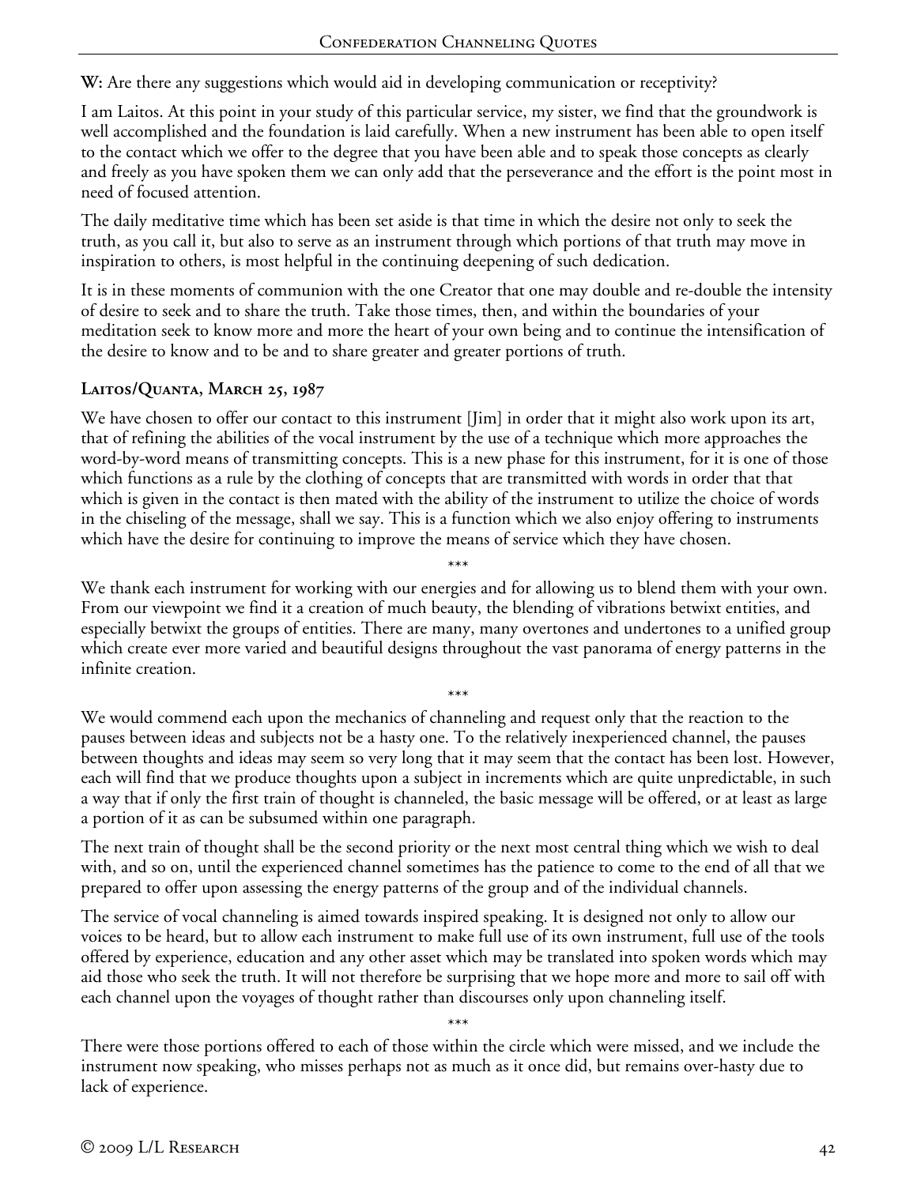**W:** Are there any suggestions which would aid in developing communication or receptivity?

I am Laitos. At this point in your study of this particular service, my sister, we find that the groundwork is well accomplished and the foundation is laid carefully. When a new instrument has been able to open itself to the contact which we offer to the degree that you have been able and to speak those concepts as clearly and freely as you have spoken them we can only add that the perseverance and the effort is the point most in need of focused attention.

The daily meditative time which has been set aside is that time in which the desire not only to seek the truth, as you call it, but also to serve as an instrument through which portions of that truth may move in inspiration to others, is most helpful in the continuing deepening of such dedication.

It is in these moments of communion with the one Creator that one may double and re-double the intensity of desire to seek and to share the truth. Take those times, then, and within the boundaries of your meditation seek to know more and more the heart of your own being and to continue the intensification of the desire to know and to be and to share greater and greater portions of truth.

### Laitos/Quanta, March 25, 1987

We have chosen to offer our contact to this instrument [Jim] in order that it might also work upon its art, that of refining the abilities of the vocal instrument by the use of a technique which more approaches the word-by-word means of transmitting concepts. This is a new phase for this instrument, for it is one of those which functions as a rule by the clothing of concepts that are transmitted with words in order that that which is given in the contact is then mated with the ability of the instrument to utilize the choice of words in the chiseling of the message, shall we say. This is a function which we also enjoy offering to instruments which have the desire for continuing to improve the means of service which they have chosen.

\*\*\*

We thank each instrument for working with our energies and for allowing us to blend them with your own. From our viewpoint we find it a creation of much beauty, the blending of vibrations betwixt entities, and especially betwixt the groups of entities. There are many, many overtones and undertones to a unified group which create ever more varied and beautiful designs throughout the vast panorama of energy patterns in the infinite creation.

\*\*\*

We would commend each upon the mechanics of channeling and request only that the reaction to the pauses between ideas and subjects not be a hasty one. To the relatively inexperienced channel, the pauses between thoughts and ideas may seem so very long that it may seem that the contact has been lost. However, each will find that we produce thoughts upon a subject in increments which are quite unpredictable, in such a way that if only the first train of thought is channeled, the basic message will be offered, or at least as large a portion of it as can be subsumed within one paragraph.

The next train of thought shall be the second priority or the next most central thing which we wish to deal with, and so on, until the experienced channel sometimes has the patience to come to the end of all that we prepared to offer upon assessing the energy patterns of the group and of the individual channels.

The service of vocal channeling is aimed towards inspired speaking. It is designed not only to allow our voices to be heard, but to allow each instrument to make full use of its own instrument, full use of the tools offered by experience, education and any other asset which may be translated into spoken words which may aid those who seek the truth. It will not therefore be surprising that we hope more and more to sail off with each channel upon the voyages of thought rather than discourses only upon channeling itself.

\*\*\*

There were those portions offered to each of those within the circle which were missed, and we include the instrument now speaking, who misses perhaps not as much as it once did, but remains over-hasty due to lack of experience.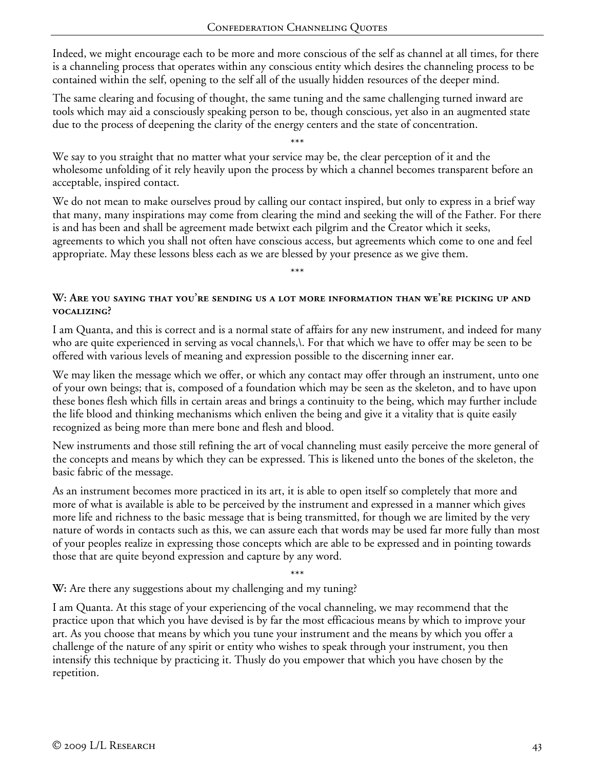Indeed, we might encourage each to be more and more conscious of the self as channel at all times, for there is a channeling process that operates within any conscious entity which desires the channeling process to be contained within the self, opening to the self all of the usually hidden resources of the deeper mind.

The same clearing and focusing of thought, the same tuning and the same challenging turned inward are tools which may aid a consciously speaking person to be, though conscious, yet also in an augmented state due to the process of deepening the clarity of the energy centers and the state of concentration.

\*\*\*

We say to you straight that no matter what your service may be, the clear perception of it and the wholesome unfolding of it rely heavily upon the process by which a channel becomes transparent before an acceptable, inspired contact.

We do not mean to make ourselves proud by calling our contact inspired, but only to express in a brief way that many, many inspirations may come from clearing the mind and seeking the will of the Father. For there is and has been and shall be agreement made betwixt each pilgrim and the Creator which it seeks, agreements to which you shall not often have conscious access, but agreements which come to one and feel appropriate. May these lessons bless each as we are blessed by your presence as we give them.

\*\*\*

**W: Are you saying that you're sending us a lot more information than we're picking up and vocalizing?**

I am Quanta, and this is correct and is a normal state of affairs for any new instrument, and indeed for many who are quite experienced in serving as vocal channels,\. For that which we have to offer may be seen to be offered with various levels of meaning and expression possible to the discerning inner ear.

We may liken the message which we offer, or which any contact may offer through an instrument, unto one of your own beings; that is, composed of a foundation which may be seen as the skeleton, and to have upon these bones flesh which fills in certain areas and brings a continuity to the being, which may further include the life blood and thinking mechanisms which enliven the being and give it a vitality that is quite easily recognized as being more than mere bone and flesh and blood.

New instruments and those still refining the art of vocal channeling must easily perceive the more general of the concepts and means by which they can be expressed. This is likened unto the bones of the skeleton, the basic fabric of the message.

As an instrument becomes more practiced in its art, it is able to open itself so completely that more and more of what is available is able to be perceived by the instrument and expressed in a manner which gives more life and richness to the basic message that is being transmitted, for though we are limited by the very nature of words in contacts such as this, we can assure each that words may be used far more fully than most of your peoples realize in expressing those concepts which are able to be expressed and in pointing towards those that are quite beyond expression and capture by any word.

\*\*\*

**W:** Are there any suggestions about my challenging and my tuning?

I am Quanta. At this stage of your experiencing of the vocal channeling, we may recommend that the practice upon that which you have devised is by far the most efficacious means by which to improve your art. As you choose that means by which you tune your instrument and the means by which you offer a challenge of the nature of any spirit or entity who wishes to speak through your instrument, you then intensify this technique by practicing it. Thusly do you empower that which you have chosen by the repetition.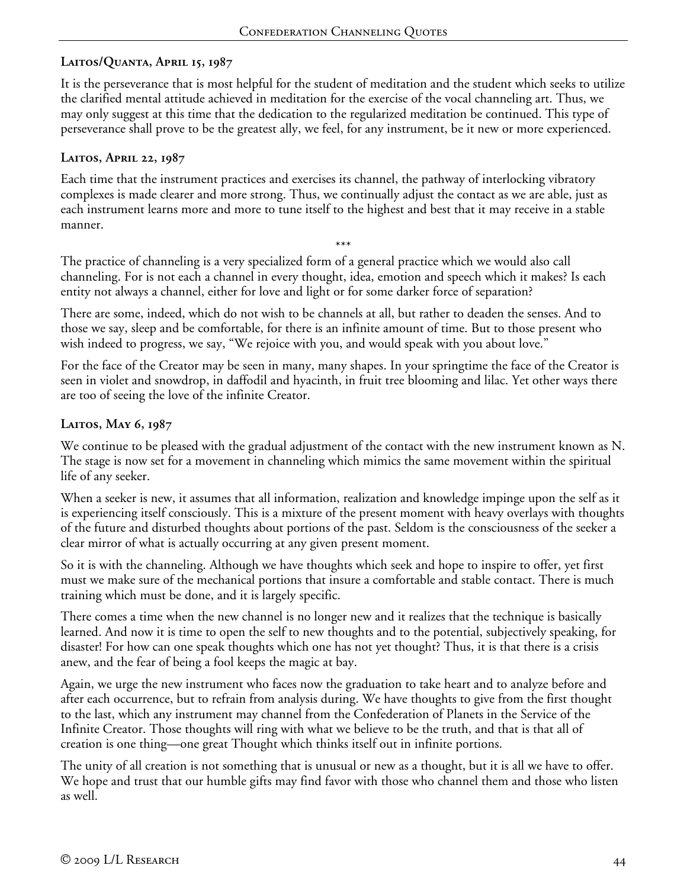### Laitos/Quanta, April 15, 1987

It is the perseverance that is most helpful for the student of meditation and the student which seeks to utilize the clarified mental attitude achieved in meditation for the exercise of the vocal channeling art. Thus, we may only suggest at this time that the dedication to the regularized meditation be continued. This type of perseverance shall prove to be the greatest ally, we feel, for any instrument, be it new or more experienced.

### Laitos, April 22, 1987

Each time that the instrument practices and exercises its channel, the pathway of interlocking vibratory complexes is made clearer and more strong. Thus, we continually adjust the contact as we are able, just as each instrument learns more and more to tune itself to the highest and best that it may receive in a stable manner.

\*\*\*

The practice of channeling is a very specialized form of a general practice which we would also call channeling. For is not each a channel in every thought, idea, emotion and speech which it makes? Is each entity not always a channel, either for love and light or for some darker force of separation?

There are some, indeed, which do not wish to be channels at all, but rather to deaden the senses. And to those we say, sleep and be comfortable, for there is an infinite amount of time. But to those present who wish indeed to progress, we say, "We rejoice with you, and would speak with you about love."

For the face of the Creator may be seen in many, many shapes. In your springtime the face of the Creator is seen in violet and snowdrop, in daffodil and hyacinth, in fruit tree blooming and lilac. Yet other ways there are too of seeing the love of the infinite Creator.

### Laitos, May 6, 1987

We continue to be pleased with the gradual adjustment of the contact with the new instrument known as N. The stage is now set for a movement in channeling which mimics the same movement within the spiritual life of any seeker.

When a seeker is new, it assumes that all information, realization and knowledge impinge upon the self as it is experiencing itself consciously. This is a mixture of the present moment with heavy overlays with thoughts of the future and disturbed thoughts about portions of the past. Seldom is the consciousness of the seeker a clear mirror of what is actually occurring at any given present moment.

So it is with the channeling. Although we have thoughts which seek and hope to inspire to offer, yet first must we make sure of the mechanical portions that insure a comfortable and stable contact. There is much training which must be done, and it is largely specific.

There comes a time when the new channel is no longer new and it realizes that the technique is basically learned. And now it is time to open the self to new thoughts and to the potential, subjectively speaking, for disaster! For how can one speak thoughts which one has not yet thought? Thus, it is that there is a crisis anew, and the fear of being a fool keeps the magic at bay.

Again, we urge the new instrument who faces now the graduation to take heart and to analyze before and after each occurrence, but to refrain from analysis during. We have thoughts to give from the first thought to the last, which any instrument may channel from the Confederation of Planets in the Service of the Infinite Creator. Those thoughts will ring with what we believe to be the truth, and that is that all of creation is one thing—one great Thought which thinks itself out in infinite portions.

The unity of all creation is not something that is unusual or new as a thought, but it is all we have to offer. We hope and trust that our humble gifts may find favor with those who channel them and those who listen as well.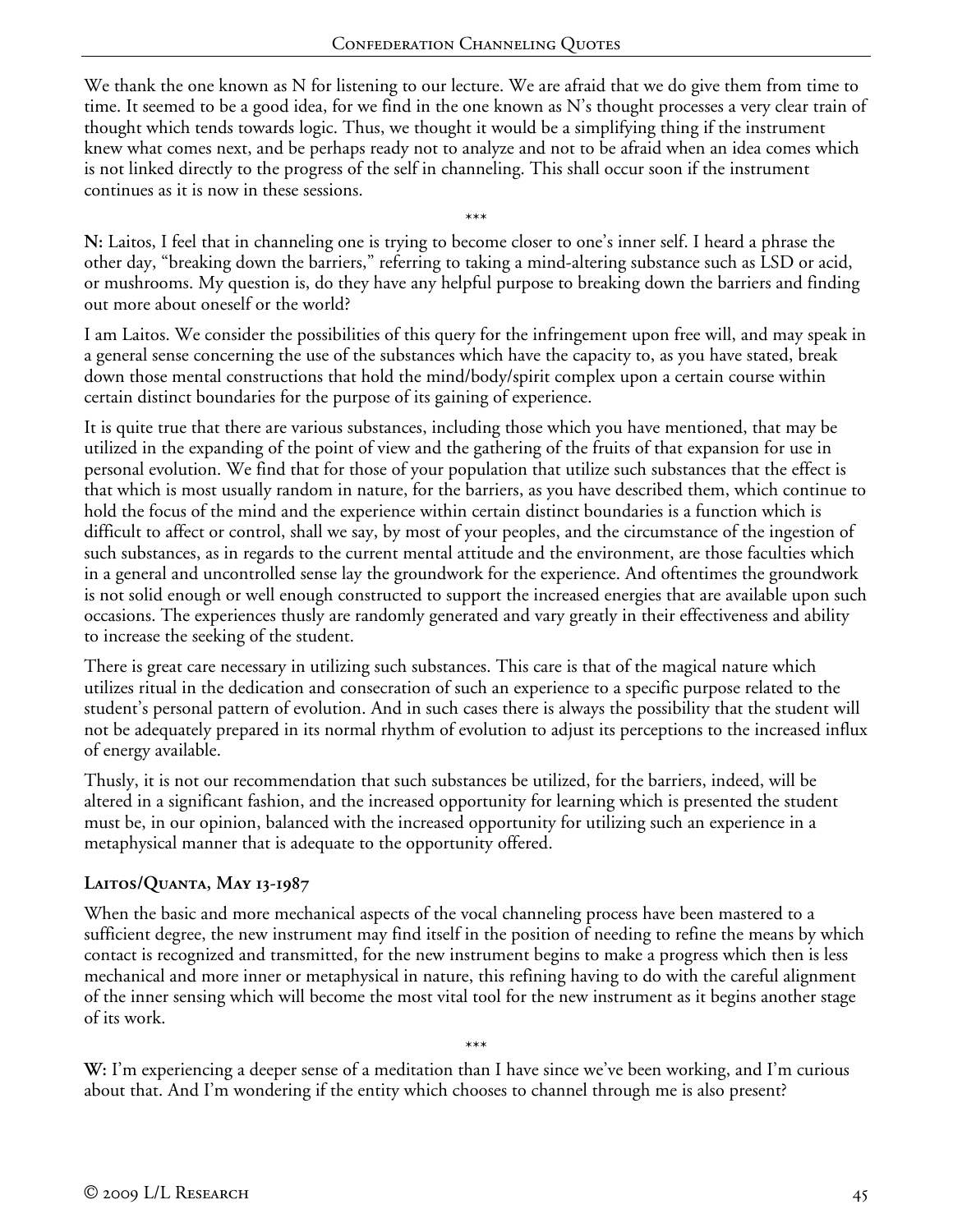We thank the one known as N for listening to our lecture. We are afraid that we do give them from time to time. It seemed to be a good idea, for we find in the one known as N's thought processes a very clear train of thought which tends towards logic. Thus, we thought it would be a simplifying thing if the instrument knew what comes next, and be perhaps ready not to analyze and not to be afraid when an idea comes which is not linked directly to the progress of the self in channeling. This shall occur soon if the instrument continues as it is now in these sessions.

\*\*\*

**N:** Laitos, I feel that in channeling one is trying to become closer to one's inner self. I heard a phrase the other day, "breaking down the barriers," referring to taking a mind-altering substance such as LSD or acid, or mushrooms. My question is, do they have any helpful purpose to breaking down the barriers and finding out more about oneself or the world?

I am Laitos. We consider the possibilities of this query for the infringement upon free will, and may speak in a general sense concerning the use of the substances which have the capacity to, as you have stated, break down those mental constructions that hold the mind/body/spirit complex upon a certain course within certain distinct boundaries for the purpose of its gaining of experience.

It is quite true that there are various substances, including those which you have mentioned, that may be utilized in the expanding of the point of view and the gathering of the fruits of that expansion for use in personal evolution. We find that for those of your population that utilize such substances that the effect is that which is most usually random in nature, for the barriers, as you have described them, which continue to hold the focus of the mind and the experience within certain distinct boundaries is a function which is difficult to affect or control, shall we say, by most of your peoples, and the circumstance of the ingestion of such substances, as in regards to the current mental attitude and the environment, are those faculties which in a general and uncontrolled sense lay the groundwork for the experience. And oftentimes the groundwork is not solid enough or well enough constructed to support the increased energies that are available upon such occasions. The experiences thusly are randomly generated and vary greatly in their effectiveness and ability to increase the seeking of the student.

There is great care necessary in utilizing such substances. This care is that of the magical nature which utilizes ritual in the dedication and consecration of such an experience to a specific purpose related to the student's personal pattern of evolution. And in such cases there is always the possibility that the student will not be adequately prepared in its normal rhythm of evolution to adjust its perceptions to the increased influx of energy available.

Thusly, it is not our recommendation that such substances be utilized, for the barriers, indeed, will be altered in a significant fashion, and the increased opportunity for learning which is presented the student must be, in our opinion, balanced with the increased opportunity for utilizing such an experience in a metaphysical manner that is adequate to the opportunity offered.

### Laitos/Quanta, May 13-1987

When the basic and more mechanical aspects of the vocal channeling process have been mastered to a sufficient degree, the new instrument may find itself in the position of needing to refine the means by which contact is recognized and transmitted, for the new instrument begins to make a progress which then is less mechanical and more inner or metaphysical in nature, this refining having to do with the careful alignment of the inner sensing which will become the most vital tool for the new instrument as it begins another stage of its work.

\*\*\*

**W:** I'm experiencing a deeper sense of a meditation than I have since we've been working, and I'm curious about that. And I'm wondering if the entity which chooses to channel through me is also present?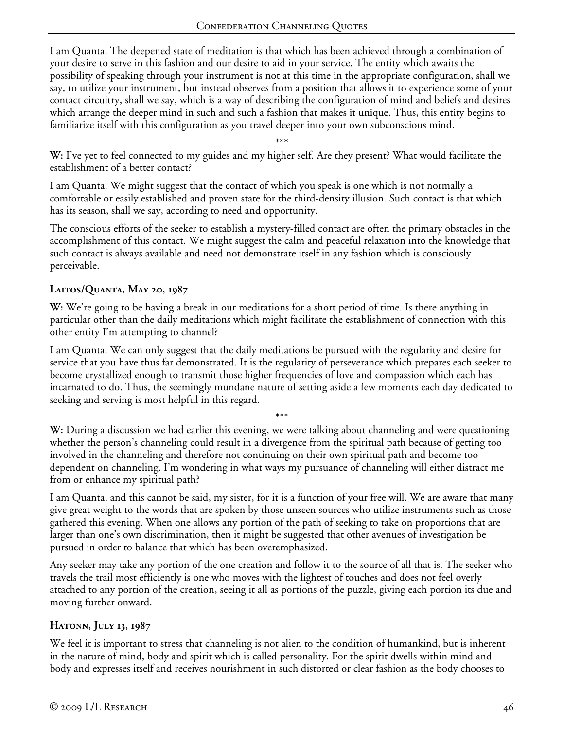I am Quanta. The deepened state of meditation is that which has been achieved through a combination of your desire to serve in this fashion and our desire to aid in your service. The entity which awaits the possibility of speaking through your instrument is not at this time in the appropriate configuration, shall we say, to utilize your instrument, but instead observes from a position that allows it to experience some of your contact circuitry, shall we say, which is a way of describing the configuration of mind and beliefs and desires which arrange the deeper mind in such and such a fashion that makes it unique. Thus, this entity begins to familiarize itself with this configuration as you travel deeper into your own subconscious mind.

\*\*\*

**W:** I've yet to feel connected to my guides and my higher self. Are they present? What would facilitate the establishment of a better contact?

I am Quanta. We might suggest that the contact of which you speak is one which is not normally a comfortable or easily established and proven state for the third-density illusion. Such contact is that which has its season, shall we say, according to need and opportunity.

The conscious efforts of the seeker to establish a mystery-filled contact are often the primary obstacles in the accomplishment of this contact. We might suggest the calm and peaceful relaxation into the knowledge that such contact is always available and need not demonstrate itself in any fashion which is consciously perceivable.

### Laitos/Quanta, May 20, 1987

**W:** We're going to be having a break in our meditations for a short period of time. Is there anything in particular other than the daily meditations which might facilitate the establishment of connection with this other entity I'm attempting to channel?

I am Quanta. We can only suggest that the daily meditations be pursued with the regularity and desire for service that you have thus far demonstrated. It is the regularity of perseverance which prepares each seeker to become crystallized enough to transmit those higher frequencies of love and compassion which each has incarnated to do. Thus, the seemingly mundane nature of setting aside a few moments each day dedicated to seeking and serving is most helpful in this regard.

\*\*\*

**W:** During a discussion we had earlier this evening, we were talking about channeling and were questioning whether the person's channeling could result in a divergence from the spiritual path because of getting too involved in the channeling and therefore not continuing on their own spiritual path and become too dependent on channeling. I'm wondering in what ways my pursuance of channeling will either distract me from or enhance my spiritual path?

I am Quanta, and this cannot be said, my sister, for it is a function of your free will. We are aware that many give great weight to the words that are spoken by those unseen sources who utilize instruments such as those gathered this evening. When one allows any portion of the path of seeking to take on proportions that are larger than one's own discrimination, then it might be suggested that other avenues of investigation be pursued in order to balance that which has been overemphasized.

Any seeker may take any portion of the one creation and follow it to the source of all that is. The seeker who travels the trail most efficiently is one who moves with the lightest of touches and does not feel overly attached to any portion of the creation, seeing it all as portions of the puzzle, giving each portion its due and moving further onward.

### Hatonn, July 13, 1987

We feel it is important to stress that channeling is not alien to the condition of humankind, but is inherent in the nature of mind, body and spirit which is called personality. For the spirit dwells within mind and body and expresses itself and receives nourishment in such distorted or clear fashion as the body chooses to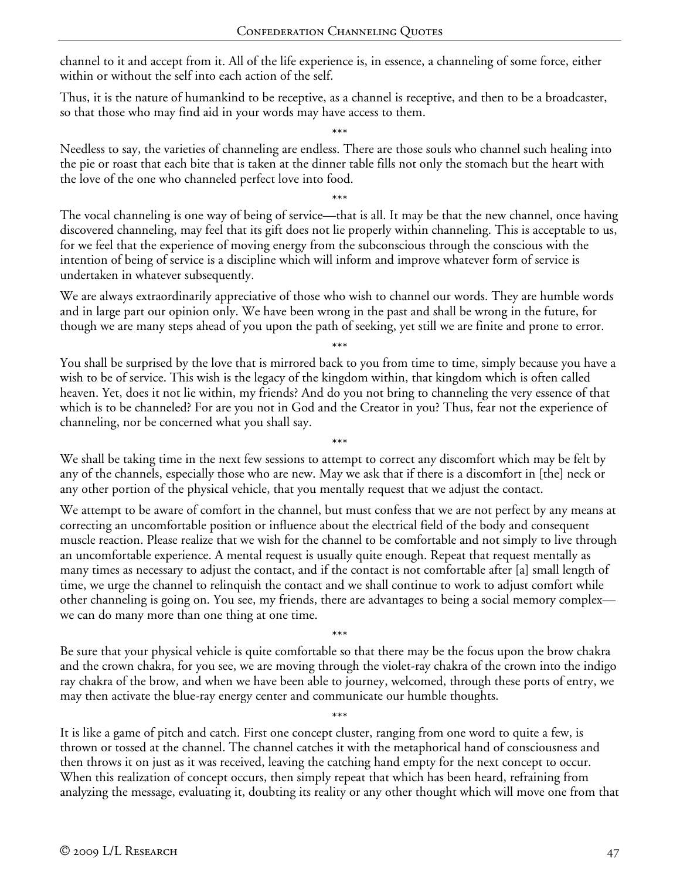channel to it and accept from it. All of the life experience is, in essence, a channeling of some force, either within or without the self into each action of the self.

Thus, it is the nature of humankind to be receptive, as a channel is receptive, and then to be a broadcaster, so that those who may find aid in your words may have access to them.

\*\*\*

Needless to say, the varieties of channeling are endless. There are those souls who channel such healing into the pie or roast that each bite that is taken at the dinner table fills not only the stomach but the heart with the love of the one who channeled perfect love into food.

\*\*\*

The vocal channeling is one way of being of service—that is all. It may be that the new channel, once having discovered channeling, may feel that its gift does not lie properly within channeling. This is acceptable to us, for we feel that the experience of moving energy from the subconscious through the conscious with the intention of being of service is a discipline which will inform and improve whatever form of service is undertaken in whatever subsequently.

We are always extraordinarily appreciative of those who wish to channel our words. They are humble words and in large part our opinion only. We have been wrong in the past and shall be wrong in the future, for though we are many steps ahead of you upon the path of seeking, yet still we are finite and prone to error.

\*\*\*

You shall be surprised by the love that is mirrored back to you from time to time, simply because you have a wish to be of service. This wish is the legacy of the kingdom within, that kingdom which is often called heaven. Yet, does it not lie within, my friends? And do you not bring to channeling the very essence of that which is to be channeled? For are you not in God and the Creator in you? Thus, fear not the experience of channeling, nor be concerned what you shall say.

\*\*\*

We shall be taking time in the next few sessions to attempt to correct any discomfort which may be felt by any of the channels, especially those who are new. May we ask that if there is a discomfort in [the] neck or any other portion of the physical vehicle, that you mentally request that we adjust the contact.

We attempt to be aware of comfort in the channel, but must confess that we are not perfect by any means at correcting an uncomfortable position or influence about the electrical field of the body and consequent muscle reaction. Please realize that we wish for the channel to be comfortable and not simply to live through an uncomfortable experience. A mental request is usually quite enough. Repeat that request mentally as many times as necessary to adjust the contact, and if the contact is not comfortable after [a] small length of time, we urge the channel to relinquish the contact and we shall continue to work to adjust comfort while other channeling is going on. You see, my friends, there are advantages to being a social memory complex—we can do many more than one thing at one time.

\*\*\*

Be sure that your physical vehicle is quite comfortable so that there may be the focus upon the brow chakra and the crown chakra, for you see, we are moving through the violet-ray chakra of the crown into the indigo ray chakra of the brow, and when we have been able to journey, welcomed, through these ports of entry, we may then activate the blue-ray energy center and communicate our humble thoughts.

\*\*\*

It is like a game of pitch and catch. First one concept cluster, ranging from one word to quite a few, is thrown or tossed at the channel. The channel catches it with the metaphorical hand of consciousness and then throws it on just as it was received, leaving the catching hand empty for the next concept to occur. When this realization of concept occurs, then simply repeat that which has been heard, refraining from analyzing the message, evaluating it, doubting its reality or any other thought which will move one from that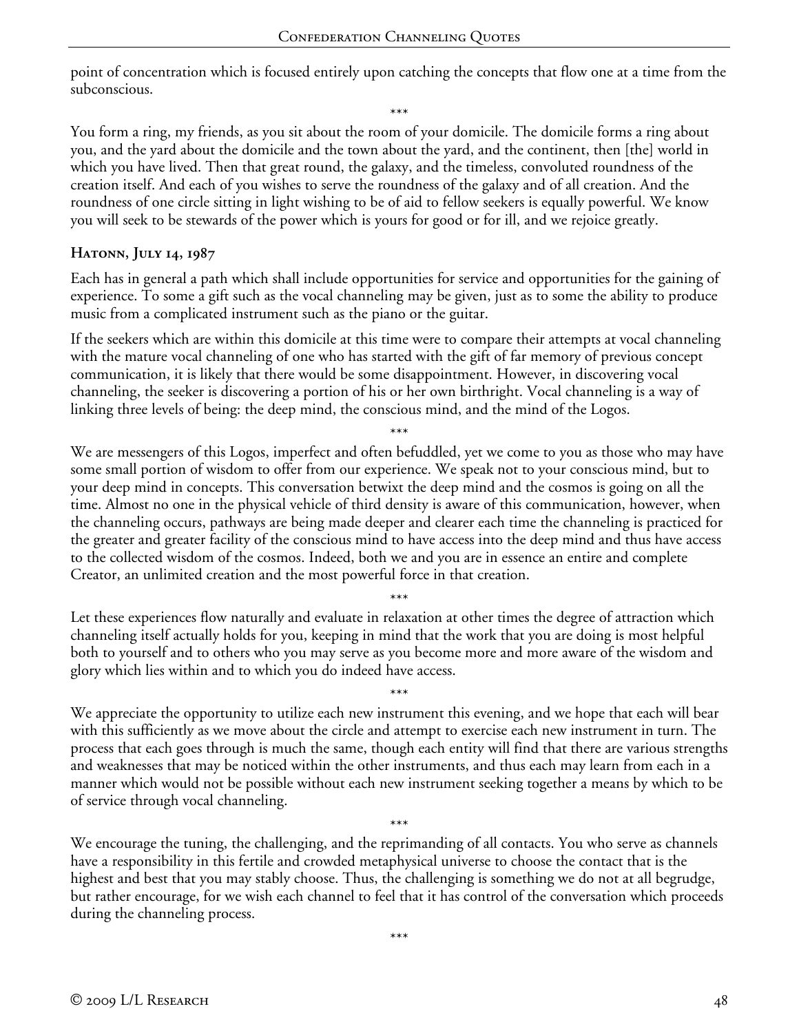point of concentration which is focused entirely upon catching the concepts that flow one at a time from the subconscious.

\*\*\*

You form a ring, my friends, as you sit about the room of your domicile. The domicile forms a ring about you, and the yard about the domicile and the town about the yard, and the continent, then [the] world in which you have lived. Then that great round, the galaxy, and the timeless, convoluted roundness of the creation itself. And each of you wishes to serve the roundness of the galaxy and of all creation. And the roundness of one circle sitting in light wishing to be of aid to fellow seekers is equally powerful. We know you will seek to be stewards of the power which is yours for good or for ill, and we rejoice greatly.

### Hatonn, July 14, 1987

Each has in general a path which shall include opportunities for service and opportunities for the gaining of experience. To some a gift such as the vocal channeling may be given, just as to some the ability to produce music from a complicated instrument such as the piano or the guitar.

If the seekers which are within this domicile at this time were to compare their attempts at vocal channeling with the mature vocal channeling of one who has started with the gift of far memory of previous concept communication, it is likely that there would be some disappointment. However, in discovering vocal channeling, the seeker is discovering a portion of his or her own birthright. Vocal channeling is a way of linking three levels of being: the deep mind, the conscious mind, and the mind of the Logos.

\*\*\*

We are messengers of this Logos, imperfect and often befuddled, yet we come to you as those who may have some small portion of wisdom to offer from our experience. We speak not to your conscious mind, but to your deep mind in concepts. This conversation betwixt the deep mind and the cosmos is going on all the time. Almost no one in the physical vehicle of third density is aware of this communication, however, when the channeling occurs, pathways are being made deeper and clearer each time the channeling is practiced for the greater and greater facility of the conscious mind to have access into the deep mind and thus have access to the collected wisdom of the cosmos. Indeed, both we and you are in essence an entire and complete Creator, an unlimited creation and the most powerful force in that creation.

\*\*\*

Let these experiences flow naturally and evaluate in relaxation at other times the degree of attraction which channeling itself actually holds for you, keeping in mind that the work that you are doing is most helpful both to yourself and to others who you may serve as you become more and more aware of the wisdom and glory which lies within and to which you do indeed have access.

\*\*\*

We appreciate the opportunity to utilize each new instrument this evening, and we hope that each will bear with this sufficiently as we move about the circle and attempt to exercise each new instrument in turn. The process that each goes through is much the same, though each entity will find that there are various strengths and weaknesses that may be noticed within the other instruments, and thus each may learn from each in a manner which would not be possible without each new instrument seeking together a means by which to be of service through vocal channeling.

\*\*\*

We encourage the tuning, the challenging, and the reprimanding of all contacts. You who serve as channels have a responsibility in this fertile and crowded metaphysical universe to choose the contact that is the highest and best that you may stably choose. Thus, the challenging is something we do not at all begrudge, but rather encourage, for we wish each channel to feel that it has control of the conversation which proceeds during the channeling process.

\*\*\*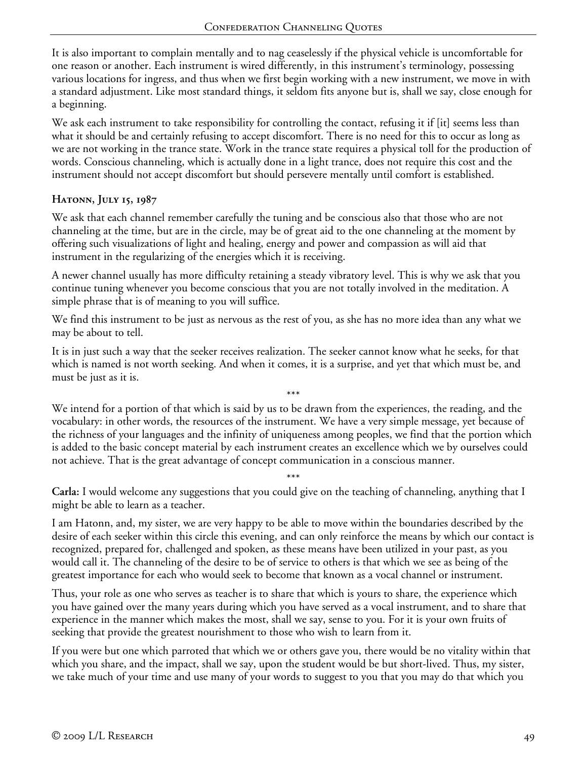It is also important to complain mentally and to nag ceaselessly if the physical vehicle is uncomfortable for one reason or another. Each instrument is wired differently, in this instrument's terminology, possessing various locations for ingress, and thus when we first begin working with a new instrument, we move in with a standard adjustment. Like most standard things, it seldom fits anyone but is, shall we say, close enough for a beginning.

We ask each instrument to take responsibility for controlling the contact, refusing it if [it] seems less than what it should be and certainly refusing to accept discomfort. There is no need for this to occur as long as we are not working in the trance state. Work in the trance state requires a physical toll for the production of words. Conscious channeling, which is actually done in a light trance, does not require this cost and the instrument should not accept discomfort but should persevere mentally until comfort is established.

### Hatonn, July 15, 1987

We ask that each channel remember carefully the tuning and be conscious also that those who are not channeling at the time, but are in the circle, may be of great aid to the one channeling at the moment by offering such visualizations of light and healing, energy and power and compassion as will aid that instrument in the regularizing of the energies which it is receiving.

A newer channel usually has more difficulty retaining a steady vibratory level. This is why we ask that you continue tuning whenever you become conscious that you are not totally involved in the meditation. A simple phrase that is of meaning to you will suffice.

We find this instrument to be just as nervous as the rest of you, as she has no more idea than any what we may be about to tell.

It is in just such a way that the seeker receives realization. The seeker cannot know what he seeks, for that which is named is not worth seeking. And when it comes, it is a surprise, and yet that which must be, and must be just as it is.

\*\*\*

We intend for a portion of that which is said by us to be drawn from the experiences, the reading, and the vocabulary: in other words, the resources of the instrument. We have a very simple message, yet because of the richness of your languages and the infinity of uniqueness among peoples, we find that the portion which is added to the basic concept material by each instrument creates an excellence which we by ourselves could not achieve. That is the great advantage of concept communication in a conscious manner.

\*\*\*

**Carla:** I would welcome any suggestions that you could give on the teaching of channeling, anything that I might be able to learn as a teacher.

I am Hatonn, and, my sister, we are very happy to be able to move within the boundaries described by the desire of each seeker within this circle this evening, and can only reinforce the means by which our contact is recognized, prepared for, challenged and spoken, as these means have been utilized in your past, as you would call it. The channeling of the desire to be of service to others is that which we see as being of the greatest importance for each who would seek to become that known as a vocal channel or instrument.

Thus, your role as one who serves as teacher is to share that which is yours to share, the experience which you have gained over the many years during which you have served as a vocal instrument, and to share that experience in the manner which makes the most, shall we say, sense to you. For it is your own fruits of seeking that provide the greatest nourishment to those who wish to learn from it.

If you were but one which parroted that which we or others gave you, there would be no vitality within that which you share, and the impact, shall we say, upon the student would be but short-lived. Thus, my sister, we take much of your time and use many of your words to suggest to you that you may do that which you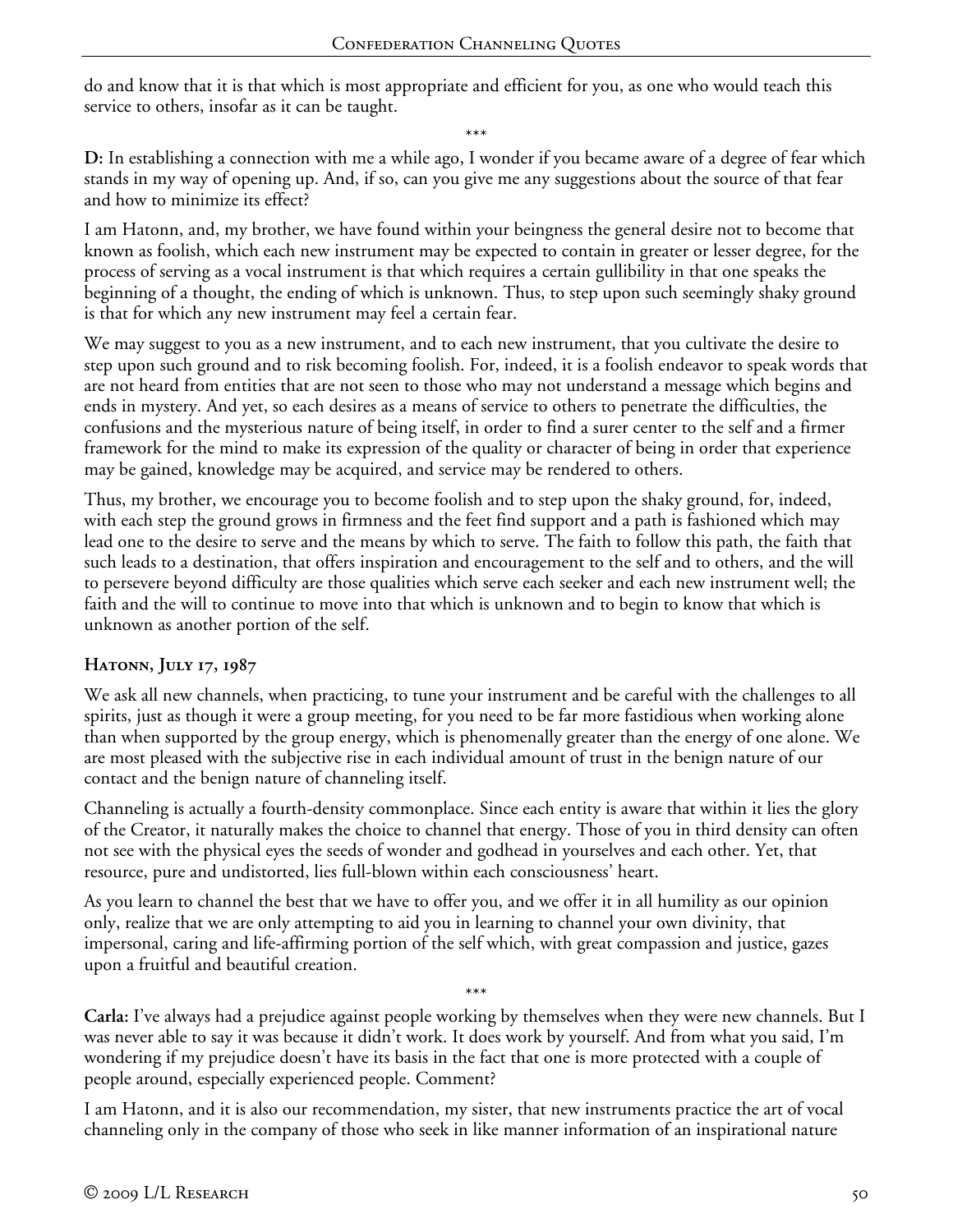do and know that it is that which is most appropriate and efficient for you, as one who would teach this service to others, insofar as it can be taught.

\*\*\*

**D:** In establishing a connection with me a while ago, I wonder if you became aware of a degree of fear which stands in my way of opening up. And, if so, can you give me any suggestions about the source of that fear and how to minimize its effect?

I am Hatonn, and, my brother, we have found within your beingness the general desire not to become that known as foolish, which each new instrument may be expected to contain in greater or lesser degree, for the process of serving as a vocal instrument is that which requires a certain gullibility in that one speaks the beginning of a thought, the ending of which is unknown. Thus, to step upon such seemingly shaky ground is that for which any new instrument may feel a certain fear.

We may suggest to you as a new instrument, and to each new instrument, that you cultivate the desire to step upon such ground and to risk becoming foolish. For, indeed, it is a foolish endeavor to speak words that are not heard from entities that are not seen to those who may not understand a message which begins and ends in mystery. And yet, so each desires as a means of service to others to penetrate the difficulties, the confusions and the mysterious nature of being itself, in order to find a surer center to the self and a firmer framework for the mind to make its expression of the quality or character of being in order that experience may be gained, knowledge may be acquired, and service may be rendered to others.

Thus, my brother, we encourage you to become foolish and to step upon the shaky ground, for, indeed, with each step the ground grows in firmness and the feet find support and a path is fashioned which may lead one to the desire to serve and the means by which to serve. The faith to follow this path, the faith that such leads to a destination, that offers inspiration and encouragement to the self and to others, and the will to persevere beyond difficulty are those qualities which serve each seeker and each new instrument well; the faith and the will to continue to move into that which is unknown and to begin to know that which is unknown as another portion of the self.

### Hatonn, July 17, 1987

We ask all new channels, when practicing, to tune your instrument and be careful with the challenges to all spirits, just as though it were a group meeting, for you need to be far more fastidious when working alone than when supported by the group energy, which is phenomenally greater than the energy of one alone. We are most pleased with the subjective rise in each individual amount of trust in the benign nature of our contact and the benign nature of channeling itself.

Channeling is actually a fourth-density commonplace. Since each entity is aware that within it lies the glory of the Creator, it naturally makes the choice to channel that energy. Those of you in third density can often not see with the physical eyes the seeds of wonder and godhead in yourselves and each other. Yet, that resource, pure and undistorted, lies full-blown within each consciousness' heart.

As you learn to channel the best that we have to offer you, and we offer it in all humility as our opinion only, realize that we are only attempting to aid you in learning to channel your own divinity, that impersonal, caring and life-affirming portion of the self which, with great compassion and justice, gazes upon a fruitful and beautiful creation.

\*\*\*

**Carla:** I've always had a prejudice against people working by themselves when they were new channels. But I was never able to say it was because it didn't work. It does work by yourself. And from what you said, I'm wondering if my prejudice doesn't have its basis in the fact that one is more protected with a couple of people around, especially experienced people. Comment?

I am Hatonn, and it is also our recommendation, my sister, that new instruments practice the art of vocal channeling only in the company of those who seek in like manner information of an inspirational nature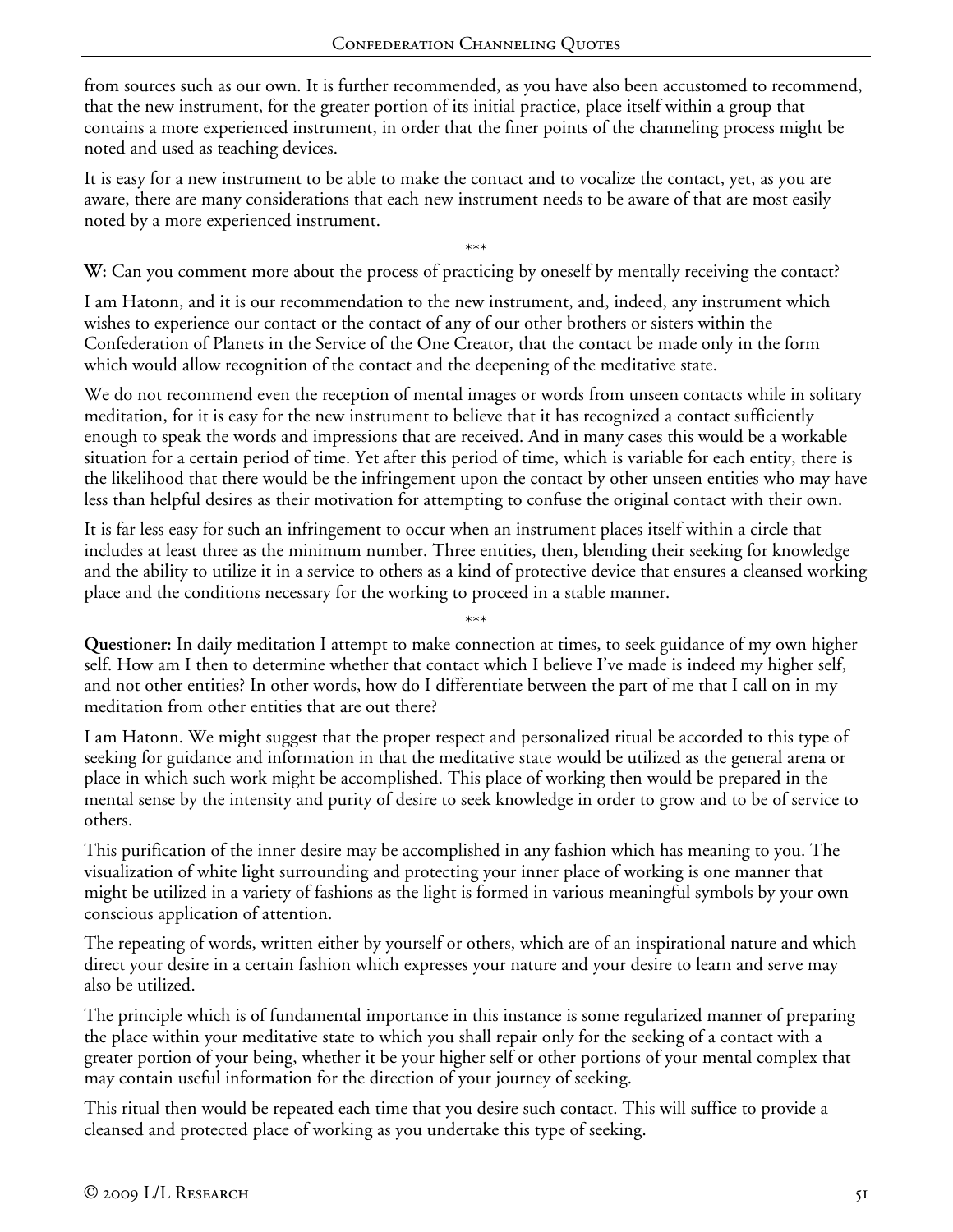from sources such as our own. It is further recommended, as you have also been accustomed to recommend, that the new instrument, for the greater portion of its initial practice, place itself within a group that contains a more experienced instrument, in order that the finer points of the channeling process might be noted and used as teaching devices.

It is easy for a new instrument to be able to make the contact and to vocalize the contact, yet, as you are aware, there are many considerations that each new instrument needs to be aware of that are most easily noted by a more experienced instrument.

\*\*\*

**W:** Can you comment more about the process of practicing by oneself by mentally receiving the contact?

I am Hatonn, and it is our recommendation to the new instrument, and, indeed, any instrument which wishes to experience our contact or the contact of any of our other brothers or sisters within the Confederation of Planets in the Service of the One Creator, that the contact be made only in the form which would allow recognition of the contact and the deepening of the meditative state.

We do not recommend even the reception of mental images or words from unseen contacts while in solitary meditation, for it is easy for the new instrument to believe that it has recognized a contact sufficiently enough to speak the words and impressions that are received. And in many cases this would be a workable situation for a certain period of time. Yet after this period of time, which is variable for each entity, there is the likelihood that there would be the infringement upon the contact by other unseen entities who may have less than helpful desires as their motivation for attempting to confuse the original contact with their own.

It is far less easy for such an infringement to occur when an instrument places itself within a circle that includes at least three as the minimum number. Three entities, then, blending their seeking for knowledge and the ability to utilize it in a service to others as a kind of protective device that ensures a cleansed working place and the conditions necessary for the working to proceed in a stable manner.

\*\*\*

**Questioner:** In daily meditation I attempt to make connection at times, to seek guidance of my own higher self. How am I then to determine whether that contact which I believe I've made is indeed my higher self, and not other entities? In other words, how do I differentiate between the part of me that I call on in my meditation from other entities that are out there?

I am Hatonn. We might suggest that the proper respect and personalized ritual be accorded to this type of seeking for guidance and information in that the meditative state would be utilized as the general arena or place in which such work might be accomplished. This place of working then would be prepared in the mental sense by the intensity and purity of desire to seek knowledge in order to grow and to be of service to others.

This purification of the inner desire may be accomplished in any fashion which has meaning to you. The visualization of white light surrounding and protecting your inner place of working is one manner that might be utilized in a variety of fashions as the light is formed in various meaningful symbols by your own conscious application of attention.

The repeating of words, written either by yourself or others, which are of an inspirational nature and which direct your desire in a certain fashion which expresses your nature and your desire to learn and serve may also be utilized.

The principle which is of fundamental importance in this instance is some regularized manner of preparing the place within your meditative state to which you shall repair only for the seeking of a contact with a greater portion of your being, whether it be your higher self or other portions of your mental complex that may contain useful information for the direction of your journey of seeking.

This ritual then would be repeated each time that you desire such contact. This will suffice to provide a cleansed and protected place of working as you undertake this type of seeking.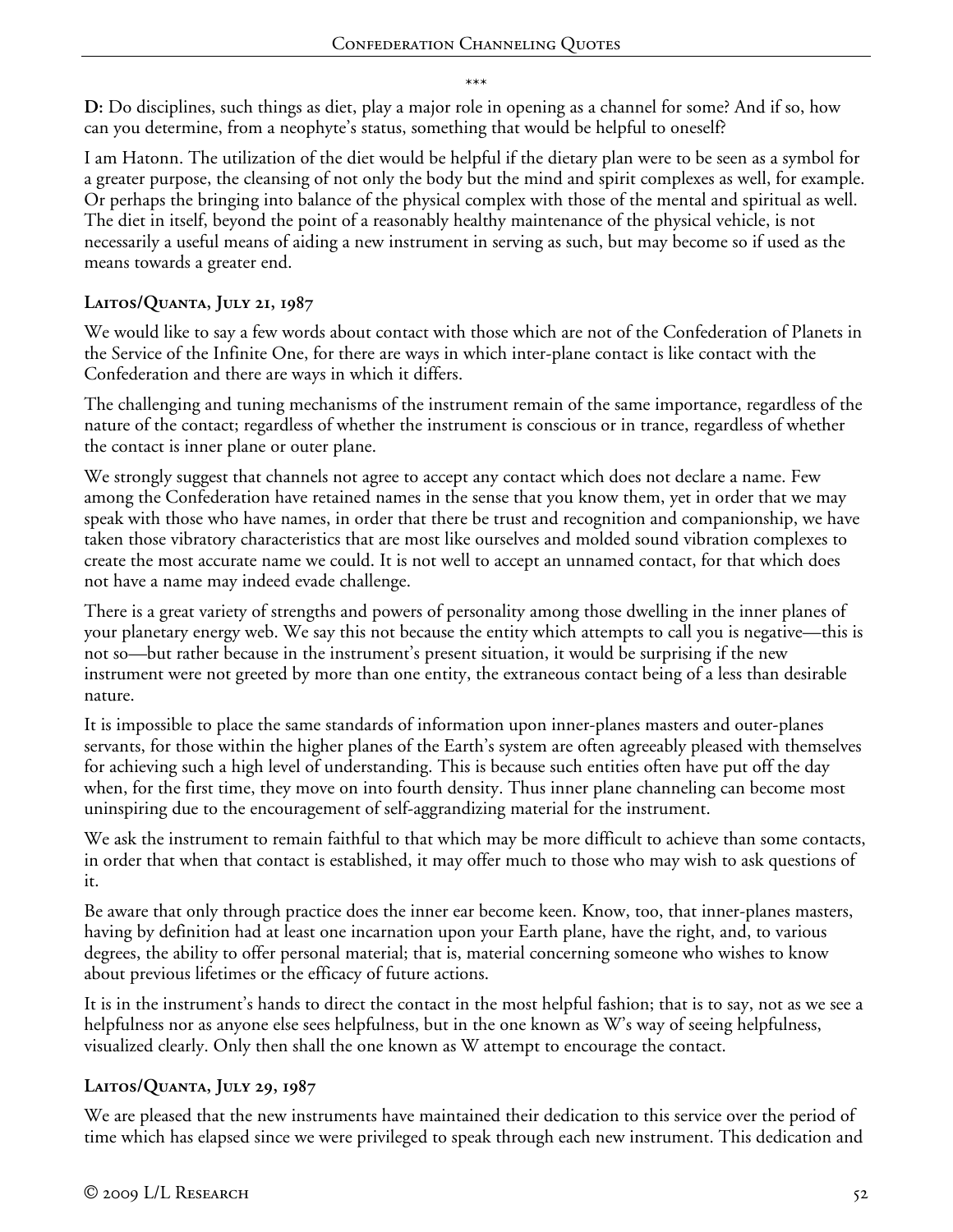\*\*\*

**D:** Do disciplines, such things as diet, play a major role in opening as a channel for some? And if so, how can you determine, from a neophyte's status, something that would be helpful to oneself?

I am Hatonn. The utilization of the diet would be helpful if the dietary plan were to be seen as a symbol for a greater purpose, the cleansing of not only the body but the mind and spirit complexes as well, for example. Or perhaps the bringing into balance of the physical complex with those of the mental and spiritual as well. The diet in itself, beyond the point of a reasonably healthy maintenance of the physical vehicle, is not necessarily a useful means of aiding a new instrument in serving as such, but may become so if used as the means towards a greater end.

### Laitos/Quanta, July 21, 1987

We would like to say a few words about contact with those which are not of the Confederation of Planets in the Service of the Infinite One, for there are ways in which inter-plane contact is like contact with the Confederation and there are ways in which it differs.

The challenging and tuning mechanisms of the instrument remain of the same importance, regardless of the nature of the contact; regardless of whether the instrument is conscious or in trance, regardless of whether the contact is inner plane or outer plane.

We strongly suggest that channels not agree to accept any contact which does not declare a name. Few among the Confederation have retained names in the sense that you know them, yet in order that we may speak with those who have names, in order that there be trust and recognition and companionship, we have taken those vibratory characteristics that are most like ourselves and molded sound vibration complexes to create the most accurate name we could. It is not well to accept an unnamed contact, for that which does not have a name may indeed evade challenge.

There is a great variety of strengths and powers of personality among those dwelling in the inner planes of your planetary energy web. We say this not because the entity which attempts to call you is negative—this is not so—but rather because in the instrument's present situation, it would be surprising if the new instrument were not greeted by more than one entity, the extraneous contact being of a less than desirable nature.

It is impossible to place the same standards of information upon inner-planes masters and outer-planes servants, for those within the higher planes of the Earth's system are often agreeably pleased with themselves for achieving such a high level of understanding. This is because such entities often have put off the day when, for the first time, they move on into fourth density. Thus inner plane channeling can become most uninspiring due to the encouragement of self-aggrandizing material for the instrument.

We ask the instrument to remain faithful to that which may be more difficult to achieve than some contacts, in order that when that contact is established, it may offer much to those who may wish to ask questions of it.

Be aware that only through practice does the inner ear become keen. Know, too, that inner-planes masters, having by definition had at least one incarnation upon your Earth plane, have the right, and, to various degrees, the ability to offer personal material; that is, material concerning someone who wishes to know about previous lifetimes or the efficacy of future actions.

It is in the instrument's hands to direct the contact in the most helpful fashion; that is to say, not as we see a helpfulness nor as anyone else sees helpfulness, but in the one known as W's way of seeing helpfulness, visualized clearly. Only then shall the one known as W attempt to encourage the contact.

### Laitos/Quanta, July 29, 1987

We are pleased that the new instruments have maintained their dedication to this service over the period of time which has elapsed since we were privileged to speak through each new instrument. This dedication and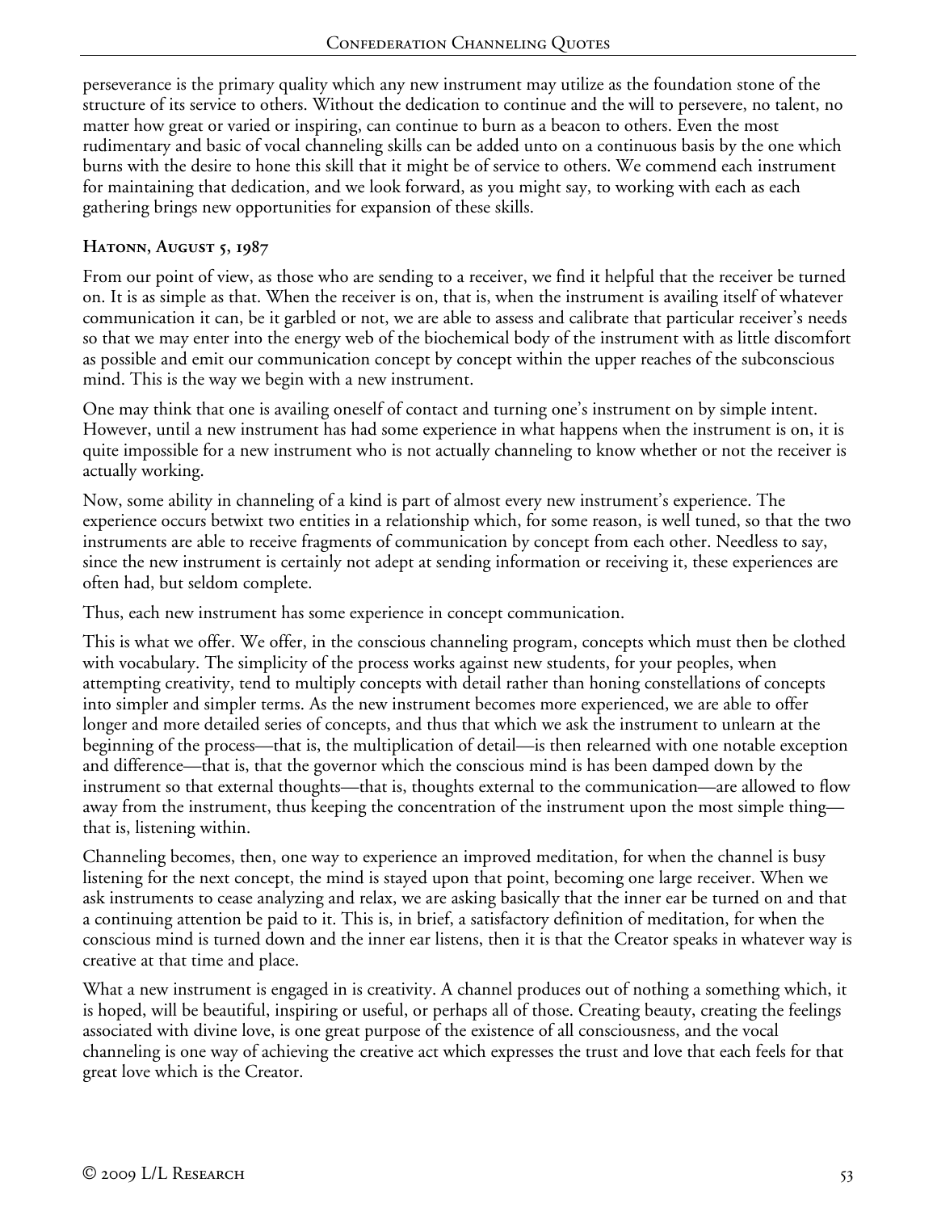perseverance is the primary quality which any new instrument may utilize as the foundation stone of the structure of its service to others. Without the dedication to continue and the will to persevere, no talent, no matter how great or varied or inspiring, can continue to burn as a beacon to others. Even the most rudimentary and basic of vocal channeling skills can be added unto on a continuous basis by the one which burns with the desire to hone this skill that it might be of service to others. We commend each instrument for maintaining that dedication, and we look forward, as you might say, to working with each as each gathering brings new opportunities for expansion of these skills.

#### Hatonn, August 5, 1987

From our point of view, as those who are sending to a receiver, we find it helpful that the receiver be turned on. It is as simple as that. When the receiver is on, that is, when the instrument is availing itself of whatever communication it can, be it garbled or not, we are able to assess and calibrate that particular receiver's needs so that we may enter into the energy web of the biochemical body of the instrument with as little discomfort as possible and emit our communication concept by concept within the upper reaches of the subconscious mind. This is the way we begin with a new instrument.

One may think that one is availing oneself of contact and turning one's instrument on by simple intent. However, until a new instrument has had some experience in what happens when the instrument is on, it is quite impossible for a new instrument who is not actually channeling to know whether or not the receiver is actually working.

Now, some ability in channeling of a kind is part of almost every new instrument's experience. The experience occurs betwixt two entities in a relationship which, for some reason, is well tuned, so that the two instruments are able to receive fragments of communication by concept from each other. Needless to say, since the new instrument is certainly not adept at sending information or receiving it, these experiences are often had, but seldom complete.

Thus, each new instrument has some experience in concept communication.

This is what we offer. We offer, in the conscious channeling program, concepts which must then be clothed with vocabulary. The simplicity of the process works against new students, for your peoples, when attempting creativity, tend to multiply concepts with detail rather than honing constellations of concepts into simpler and simpler terms. As the new instrument becomes more experienced, we are able to offer longer and more detailed series of concepts, and thus that which we ask the instrument to unlearn at the beginning of the process—that is, the multiplication of detail—is then relearned with one notable exception and difference—that is, that the governor which the conscious mind is has been damped down by the instrument so that external thoughts—that is, thoughts external to the communication—are allowed to flow away from the instrument, thus keeping the concentration of the instrument upon the most simple thing—that is, listening within.

Channeling becomes, then, one way to experience an improved meditation, for when the channel is busy listening for the next concept, the mind is stayed upon that point, becoming one large receiver. When we ask instruments to cease analyzing and relax, we are asking basically that the inner ear be turned on and that a continuing attention be paid to it. This is, in brief, a satisfactory definition of meditation, for when the conscious mind is turned down and the inner ear listens, then it is that the Creator speaks in whatever way is creative at that time and place.

What a new instrument is engaged in is creativity. A channel produces out of nothing a something which, it is hoped, will be beautiful, inspiring or useful, or perhaps all of those. Creating beauty, creating the feelings associated with divine love, is one great purpose of the existence of all consciousness, and the vocal channeling is one way of achieving the creative act which expresses the trust and love that each feels for that great love which is the Creator.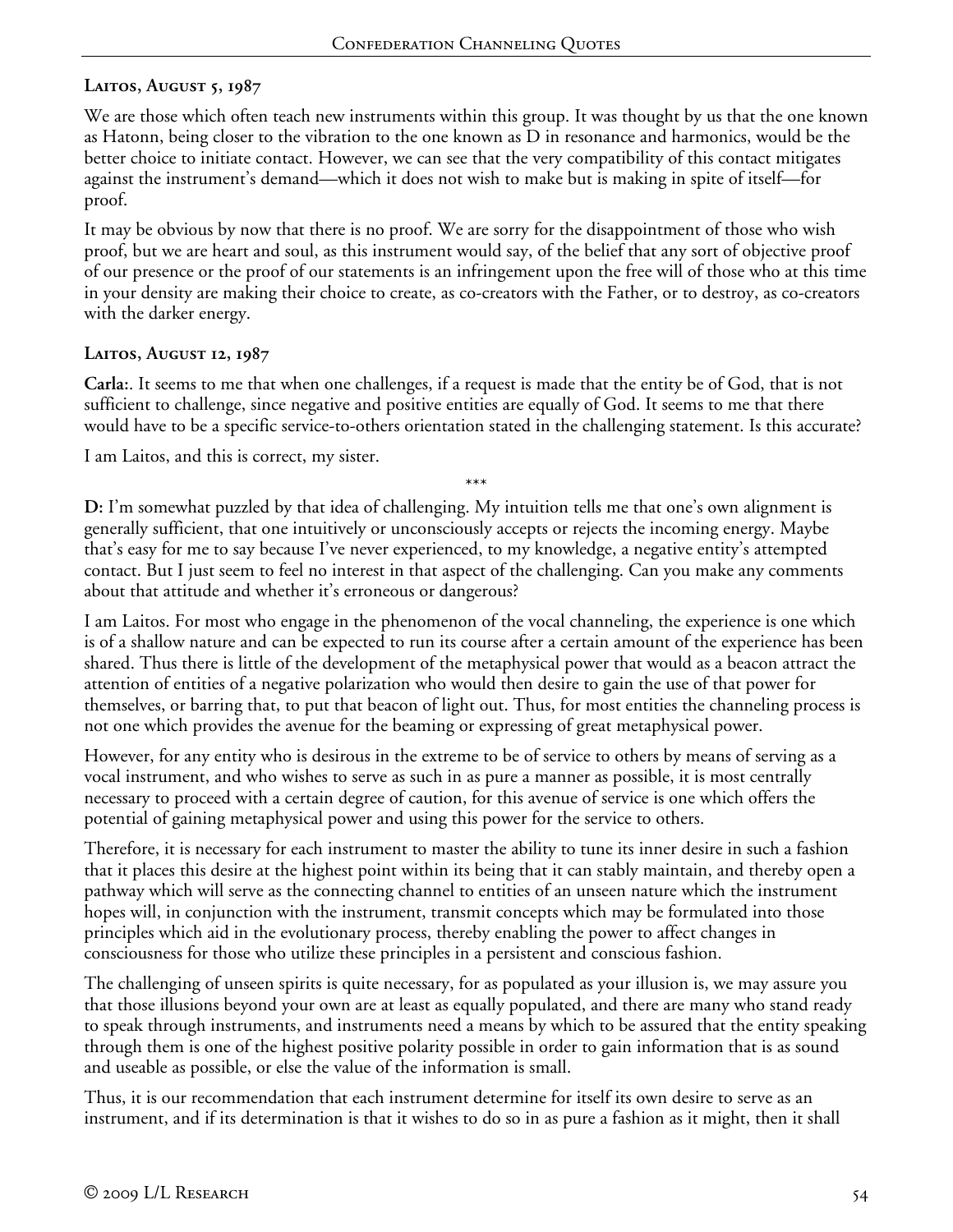**Laitos, August 5, 1987**

We are those which often teach new instruments within this group. It was thought by us that the one known as Hatonn, being closer to the vibration to the one known as D in resonance and harmonics, would be the better choice to initiate contact. However, we can see that the very compatibility of this contact mitigates against the instrument's demand—which it does not wish to make but is making in spite of itself—for proof.

It may be obvious by now that there is no proof. We are sorry for the disappointment of those who wish proof, but we are heart and soul, as this instrument would say, of the belief that any sort of objective proof of our presence or the proof of our statements is an infringement upon the free will of those who at this time in your density are making their choice to create, as co-creators with the Father, or to destroy, as co-creators with the darker energy.

**Laitos, August 12, 1987**

**Carla:**. It seems to me that when one challenges, if a request is made that the entity be of God, that is not sufficient to challenge, since negative and positive entities are equally of God. It seems to me that there would have to be a specific service-to-others orientation stated in the challenging statement. Is this accurate?

I am Laitos, and this is correct, my sister.

\*\*\*

**D:** I'm somewhat puzzled by that idea of challenging. My intuition tells me that one's own alignment is generally sufficient, that one intuitively or unconsciously accepts or rejects the incoming energy. Maybe that's easy for me to say because I've never experienced, to my knowledge, a negative entity's attempted contact. But I just seem to feel no interest in that aspect of the challenging. Can you make any comments about that attitude and whether it's erroneous or dangerous?

I am Laitos. For most who engage in the phenomenon of the vocal channeling, the experience is one which is of a shallow nature and can be expected to run its course after a certain amount of the experience has been shared. Thus there is little of the development of the metaphysical power that would as a beacon attract the attention of entities of a negative polarization who would then desire to gain the use of that power for themselves, or barring that, to put that beacon of light out. Thus, for most entities the channeling process is not one which provides the avenue for the beaming or expressing of great metaphysical power.

However, for any entity who is desirous in the extreme to be of service to others by means of serving as a vocal instrument, and who wishes to serve as such in as pure a manner as possible, it is most centrally necessary to proceed with a certain degree of caution, for this avenue of service is one which offers the potential of gaining metaphysical power and using this power for the service to others.

Therefore, it is necessary for each instrument to master the ability to tune its inner desire in such a fashion that it places this desire at the highest point within its being that it can stably maintain, and thereby open a pathway which will serve as the connecting channel to entities of an unseen nature which the instrument hopes will, in conjunction with the instrument, transmit concepts which may be formulated into those principles which aid in the evolutionary process, thereby enabling the power to affect changes in consciousness for those who utilize these principles in a persistent and conscious fashion.

The challenging of unseen spirits is quite necessary, for as populated as your illusion is, we may assure you that those illusions beyond your own are at least as equally populated, and there are many who stand ready to speak through instruments, and instruments need a means by which to be assured that the entity speaking through them is one of the highest positive polarity possible in order to gain information that is as sound and useable as possible, or else the value of the information is small.

Thus, it is our recommendation that each instrument determine for itself its own desire to serve as an instrument, and if its determination is that it wishes to do so in as pure a fashion as it might, then it shall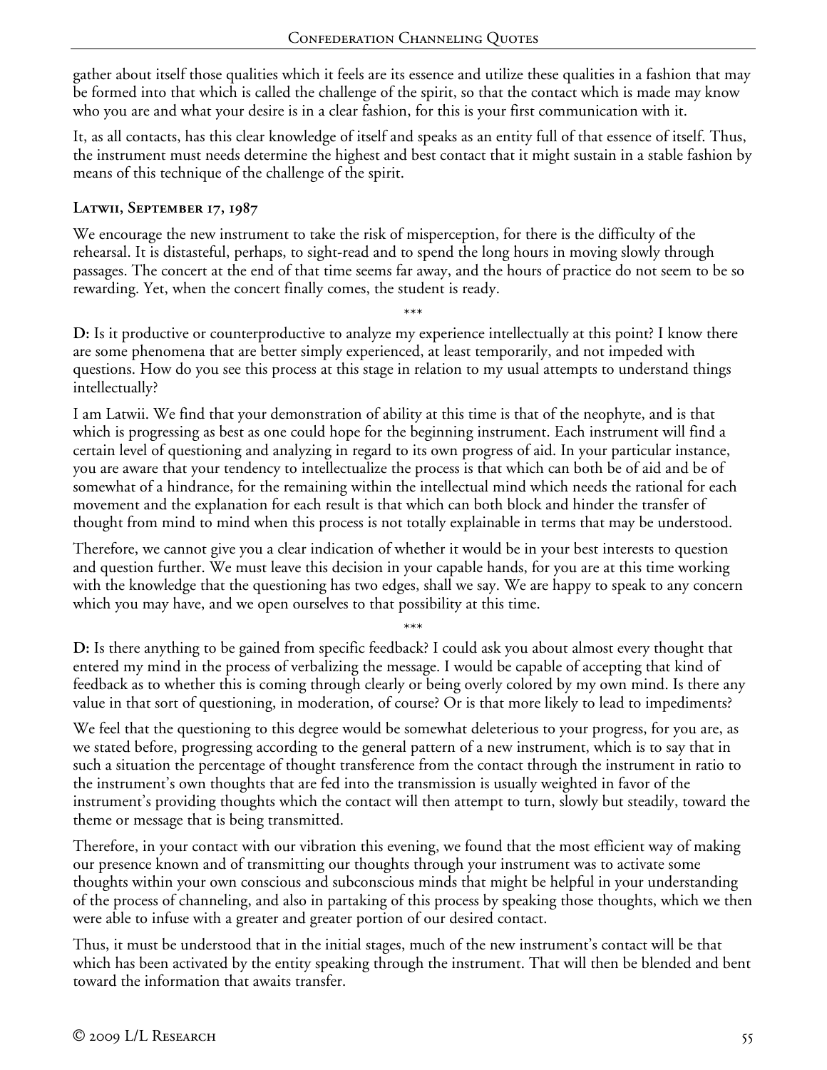gather about itself those qualities which it feels are its essence and utilize these qualities in a fashion that may be formed into that which is called the challenge of the spirit, so that the contact which is made may know who you are and what your desire is in a clear fashion, for this is your first communication with it.

It, as all contacts, has this clear knowledge of itself and speaks as an entity full of that essence of itself. Thus, the instrument must needs determine the highest and best contact that it might sustain in a stable fashion by means of this technique of the challenge of the spirit.

### Latwii, September 17, 1987

We encourage the new instrument to take the risk of misperception, for there is the difficulty of the rehearsal. It is distasteful, perhaps, to sight-read and to spend the long hours in moving slowly through passages. The concert at the end of that time seems far away, and the hours of practice do not seem to be so rewarding. Yet, when the concert finally comes, the student is ready.

\*\*\*

**D:** Is it productive or counterproductive to analyze my experience intellectually at this point? I know there are some phenomena that are better simply experienced, at least temporarily, and not impeded with questions. How do you see this process at this stage in relation to my usual attempts to understand things intellectually?

I am Latwii. We find that your demonstration of ability at this time is that of the neophyte, and is that which is progressing as best as one could hope for the beginning instrument. Each instrument will find a certain level of questioning and analyzing in regard to its own progress of aid. In your particular instance, you are aware that your tendency to intellectualize the process is that which can both be of aid and be of somewhat of a hindrance, for the remaining within the intellectual mind which needs the rational for each movement and the explanation for each result is that which can both block and hinder the transfer of thought from mind to mind when this process is not totally explainable in terms that may be understood.

Therefore, we cannot give you a clear indication of whether it would be in your best interests to question and question further. We must leave this decision in your capable hands, for you are at this time working with the knowledge that the questioning has two edges, shall we say. We are happy to speak to any concern which you may have, and we open ourselves to that possibility at this time.

\*\*\*

**D:** Is there anything to be gained from specific feedback? I could ask you about almost every thought that entered my mind in the process of verbalizing the message. I would be capable of accepting that kind of feedback as to whether this is coming through clearly or being overly colored by my own mind. Is there any value in that sort of questioning, in moderation, of course? Or is that more likely to lead to impediments?

We feel that the questioning to this degree would be somewhat deleterious to your progress, for you are, as we stated before, progressing according to the general pattern of a new instrument, which is to say that in such a situation the percentage of thought transference from the contact through the instrument in ratio to the instrument's own thoughts that are fed into the transmission is usually weighted in favor of the instrument's providing thoughts which the contact will then attempt to turn, slowly but steadily, toward the theme or message that is being transmitted.

Therefore, in your contact with our vibration this evening, we found that the most efficient way of making our presence known and of transmitting our thoughts through your instrument was to activate some thoughts within your own conscious and subconscious minds that might be helpful in your understanding of the process of channeling, and also in partaking of this process by speaking those thoughts, which we then were able to infuse with a greater and greater portion of our desired contact.

Thus, it must be understood that in the initial stages, much of the new instrument's contact will be that which has been activated by the entity speaking through the instrument. That will then be blended and bent toward the information that awaits transfer.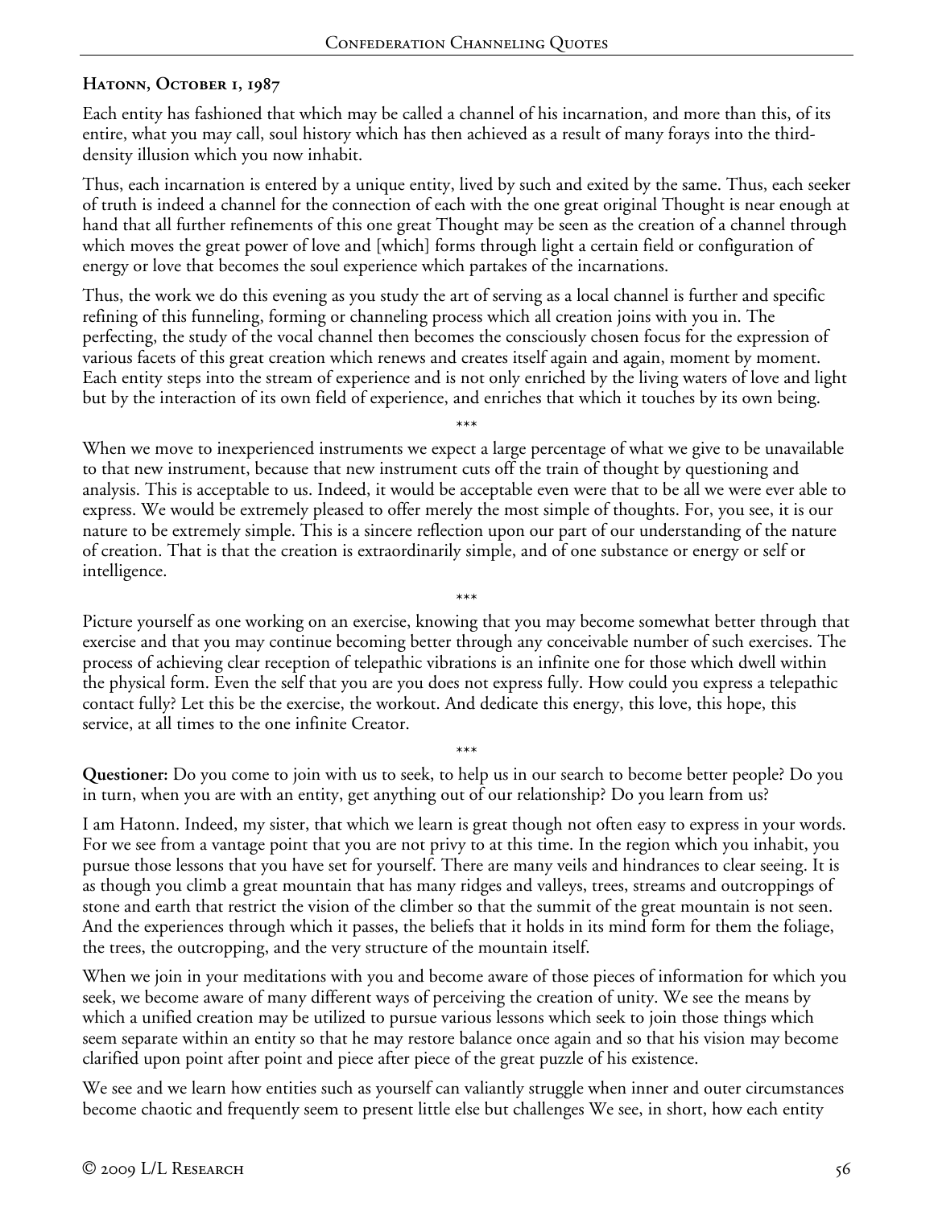**Hatonn, October 1, 1987**

Each entity has fashioned that which may be called a channel of his incarnation, and more than this, of its entire, what you may call, soul history which has then achieved as a result of many forays into the third-density illusion which you now inhabit.

Thus, each incarnation is entered by a unique entity, lived by such and exited by the same. Thus, each seeker of truth is indeed a channel for the connection of each with the one great original Thought is near enough at hand that all further refinements of this one great Thought may be seen as the creation of a channel through which moves the great power of love and [which] forms through light a certain field or configuration of energy or love that becomes the soul experience which partakes of the incarnations.

Thus, the work we do this evening as you study the art of serving as a local channel is further and specific refining of this funneling, forming or channeling process which all creation joins with you in. The perfecting, the study of the vocal channel then becomes the consciously chosen focus for the expression of various facets of this great creation which renews and creates itself again and again, moment by moment. Each entity steps into the stream of experience and is not only enriched by the living waters of love and light but by the interaction of its own field of experience, and enriches that which it touches by its own being.

***

When we move to inexperienced instruments we expect a large percentage of what we give to be unavailable to that new instrument, because that new instrument cuts off the train of thought by questioning and analysis. This is acceptable to us. Indeed, it would be acceptable even were that to be all we were ever able to express. We would be extremely pleased to offer merely the most simple of thoughts. For, you see, it is our nature to be extremely simple. This is a sincere reflection upon our part of our understanding of the nature of creation. That is that the creation is extraordinarily simple, and of one substance or energy or self or intelligence.

***

Picture yourself as one working on an exercise, knowing that you may become somewhat better through that exercise and that you may continue becoming better through any conceivable number of such exercises. The process of achieving clear reception of telepathic vibrations is an infinite one for those which dwell within the physical form. Even the self that you are you does not express fully. How could you express a telepathic contact fully? Let this be the exercise, the workout. And dedicate this energy, this love, this hope, this service, at all times to the one infinite Creator.

***

**Questioner:** Do you come to join with us to seek, to help us in our search to become better people? Do you in turn, when you are with an entity, get anything out of our relationship? Do you learn from us?

I am Hatonn. Indeed, my sister, that which we learn is great though not often easy to express in your words. For we see from a vantage point that you are not privy to at this time. In the region which you inhabit, you pursue those lessons that you have set for yourself. There are many veils and hindrances to clear seeing. It is as though you climb a great mountain that has many ridges and valleys, trees, streams and outcroppings of stone and earth that restrict the vision of the climber so that the summit of the great mountain is not seen. And the experiences through which it passes, the beliefs that it holds in its mind form for them the foliage, the trees, the outcropping, and the very structure of the mountain itself.

When we join in your meditations with you and become aware of those pieces of information for which you seek, we become aware of many different ways of perceiving the creation of unity. We see the means by which a unified creation may be utilized to pursue various lessons which seek to join those things which seem separate within an entity so that he may restore balance once again and so that his vision may become clarified upon point after point and piece after piece of the great puzzle of his existence.

We see and we learn how entities such as yourself can valiantly struggle when inner and outer circumstances become chaotic and frequently seem to present little else but challenges We see, in short, how each entity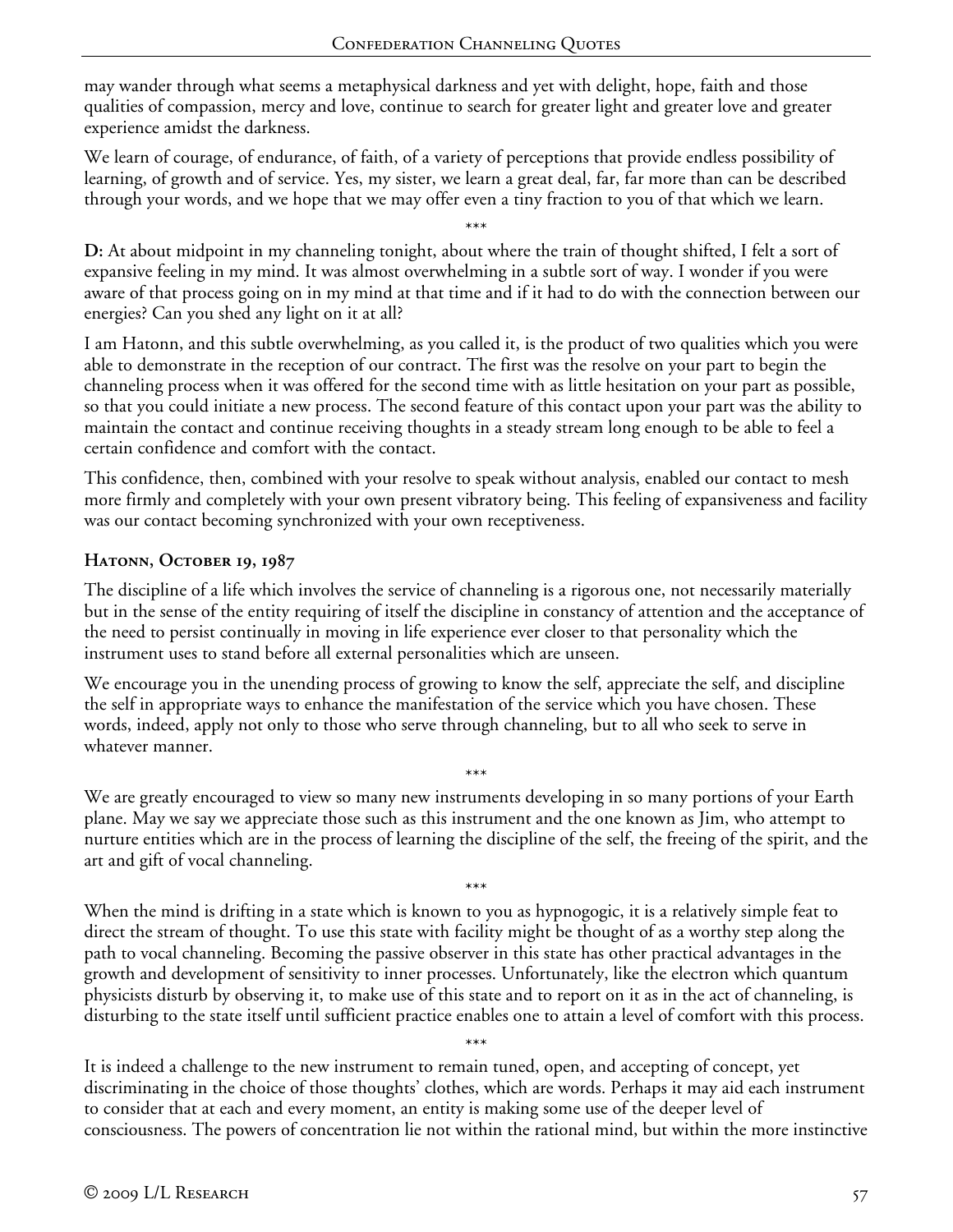may wander through what seems a metaphysical darkness and yet with delight, hope, faith and those qualities of compassion, mercy and love, continue to search for greater light and greater love and greater experience amidst the darkness.

We learn of courage, of endurance, of faith, of a variety of perceptions that provide endless possibility of learning, of growth and of service. Yes, my sister, we learn a great deal, far, far more than can be described through your words, and we hope that we may offer even a tiny fraction to you of that which we learn.

\*\*\*

**D:** At about midpoint in my channeling tonight, about where the train of thought shifted, I felt a sort of expansive feeling in my mind. It was almost overwhelming in a subtle sort of way. I wonder if you were aware of that process going on in my mind at that time and if it had to do with the connection between our energies? Can you shed any light on it at all?

I am Hatonn, and this subtle overwhelming, as you called it, is the product of two qualities which you were able to demonstrate in the reception of our contract. The first was the resolve on your part to begin the channeling process when it was offered for the second time with as little hesitation on your part as possible, so that you could initiate a new process. The second feature of this contact upon your part was the ability to maintain the contact and continue receiving thoughts in a steady stream long enough to be able to feel a certain confidence and comfort with the contact.

This confidence, then, combined with your resolve to speak without analysis, enabled our contact to mesh more firmly and completely with your own present vibratory being. This feeling of expansiveness and facility was our contact becoming synchronized with your own receptiveness.

### Hatonn, October 19, 1987

The discipline of a life which involves the service of channeling is a rigorous one, not necessarily materially but in the sense of the entity requiring of itself the discipline in constancy of attention and the acceptance of the need to persist continually in moving in life experience ever closer to that personality which the instrument uses to stand before all external personalities which are unseen.

We encourage you in the unending process of growing to know the self, appreciate the self, and discipline the self in appropriate ways to enhance the manifestation of the service which you have chosen. These words, indeed, apply not only to those who serve through channeling, but to all who seek to serve in whatever manner.

\*\*\*

We are greatly encouraged to view so many new instruments developing in so many portions of your Earth plane. May we say we appreciate those such as this instrument and the one known as Jim, who attempt to nurture entities which are in the process of learning the discipline of the self, the freeing of the spirit, and the art and gift of vocal channeling.

\*\*\*

When the mind is drifting in a state which is known to you as hypnogogic, it is a relatively simple feat to direct the stream of thought. To use this state with facility might be thought of as a worthy step along the path to vocal channeling. Becoming the passive observer in this state has other practical advantages in the growth and development of sensitivity to inner processes. Unfortunately, like the electron which quantum physicists disturb by observing it, to make use of this state and to report on it as in the act of channeling, is disturbing to the state itself until sufficient practice enables one to attain a level of comfort with this process.

\*\*\*

It is indeed a challenge to the new instrument to remain tuned, open, and accepting of concept, yet discriminating in the choice of those thoughts' clothes, which are words. Perhaps it may aid each instrument to consider that at each and every moment, an entity is making some use of the deeper level of consciousness. The powers of concentration lie not within the rational mind, but within the more instinctive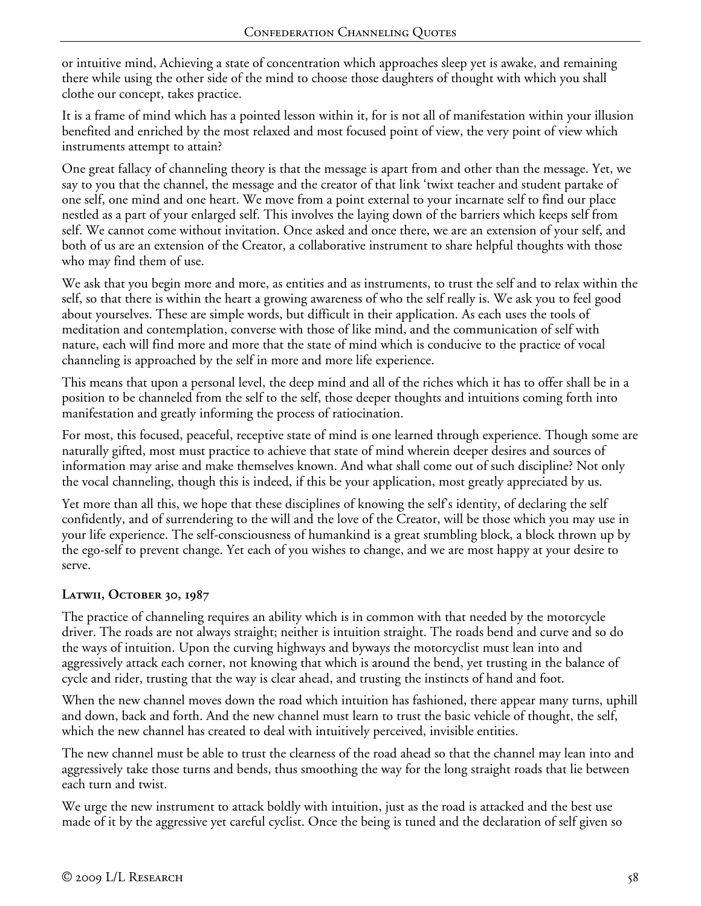or intuitive mind, Achieving a state of concentration which approaches sleep yet is awake, and remaining there while using the other side of the mind to choose those daughters of thought with which you shall clothe our concept, takes practice.

It is a frame of mind which has a pointed lesson within it, for is not all of manifestation within your illusion benefited and enriched by the most relaxed and most focused point of view, the very point of view which instruments attempt to attain?

One great fallacy of channeling theory is that the message is apart from and other than the message. Yet, we say to you that the channel, the message and the creator of that link 'twixt teacher and student partake of one self, one mind and one heart. We move from a point external to your incarnate self to find our place nestled as a part of your enlarged self. This involves the laying down of the barriers which keeps self from self. We cannot come without invitation. Once asked and once there, we are an extension of your self, and both of us are an extension of the Creator, a collaborative instrument to share helpful thoughts with those who may find them of use.

We ask that you begin more and more, as entities and as instruments, to trust the self and to relax within the self, so that there is within the heart a growing awareness of who the self really is. We ask you to feel good about yourselves. These are simple words, but difficult in their application. As each uses the tools of meditation and contemplation, converse with those of like mind, and the communication of self with nature, each will find more and more that the state of mind which is conducive to the practice of vocal channeling is approached by the self in more and more life experience.

This means that upon a personal level, the deep mind and all of the riches which it has to offer shall be in a position to be channeled from the self to the self, those deeper thoughts and intuitions coming forth into manifestation and greatly informing the process of ratiocination.

For most, this focused, peaceful, receptive state of mind is one learned through experience. Though some are naturally gifted, most must practice to achieve that state of mind wherein deeper desires and sources of information may arise and make themselves known. And what shall come out of such discipline? Not only the vocal channeling, though this is indeed, if this be your application, most greatly appreciated by us.

Yet more than all this, we hope that these disciplines of knowing the self's identity, of declaring the self confidently, and of surrendering to the will and the love of the Creator, will be those which you may use in your life experience. The self-consciousness of humankind is a great stumbling block, a block thrown up by the ego-self to prevent change. Yet each of you wishes to change, and we are most happy at your desire to serve.

### Latwii, October 30, 1987

The practice of channeling requires an ability which is in common with that needed by the motorcycle driver. The roads are not always straight; neither is intuition straight. The roads bend and curve and so do the ways of intuition. Upon the curving highways and byways the motorcyclist must lean into and aggressively attack each corner, not knowing that which is around the bend, yet trusting in the balance of cycle and rider, trusting that the way is clear ahead, and trusting the instincts of hand and foot.

When the new channel moves down the road which intuition has fashioned, there appear many turns, uphill and down, back and forth. And the new channel must learn to trust the basic vehicle of thought, the self, which the new channel has created to deal with intuitively perceived, invisible entities.

The new channel must be able to trust the clearness of the road ahead so that the channel may lean into and aggressively take those turns and bends, thus smoothing the way for the long straight roads that lie between each turn and twist.

We urge the new instrument to attack boldly with intuition, just as the road is attacked and the best use made of it by the aggressive yet careful cyclist. Once the being is tuned and the declaration of self given so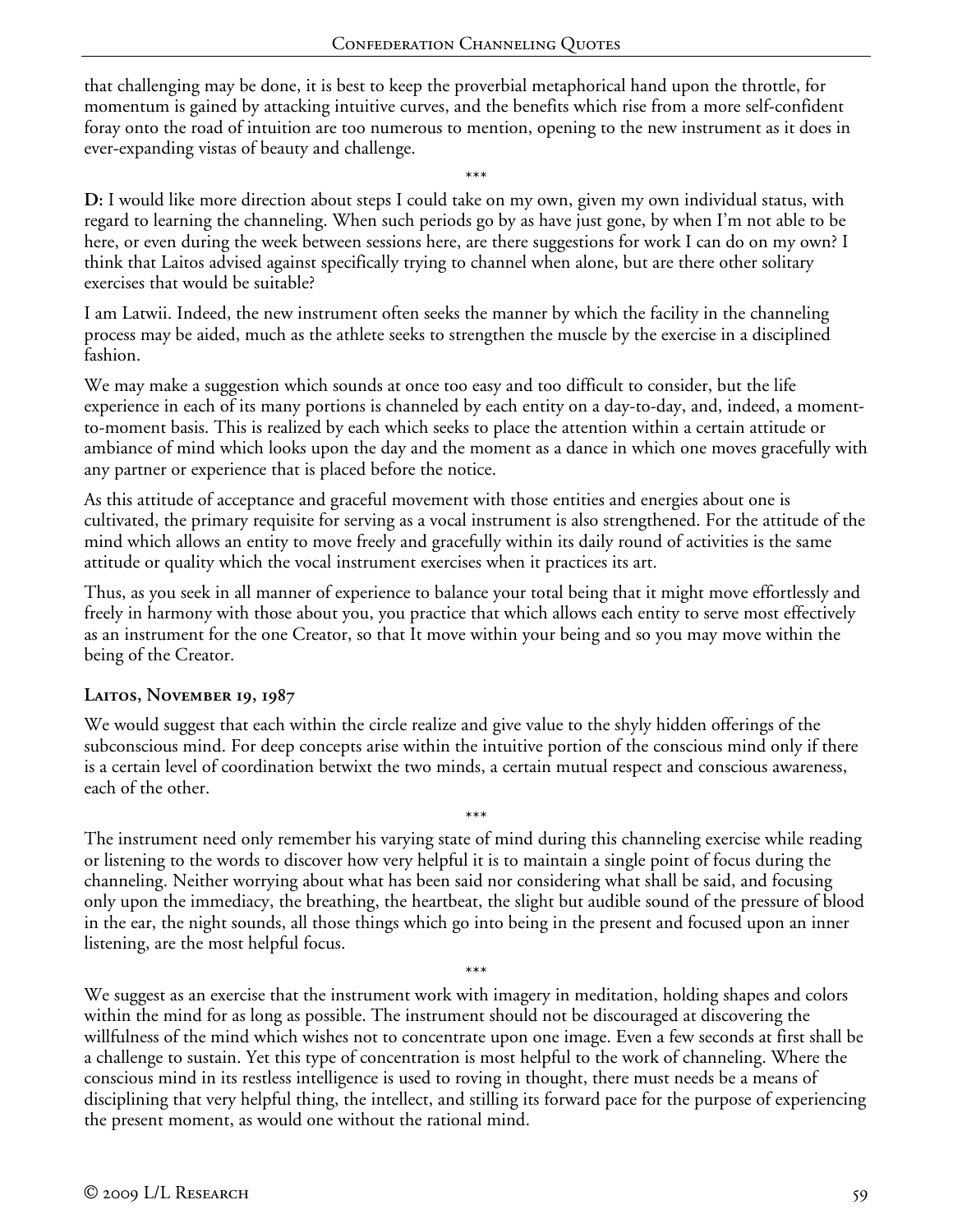that challenging may be done, it is best to keep the proverbial metaphorical hand upon the throttle, for momentum is gained by attacking intuitive curves, and the benefits which rise from a more self-confident foray onto the road of intuition are too numerous to mention, opening to the new instrument as it does in ever-expanding vistas of beauty and challenge.

\*\*\*

**D:** I would like more direction about steps I could take on my own, given my own individual status, with regard to learning the channeling. When such periods go by as have just gone, by when I'm not able to be here, or even during the week between sessions here, are there suggestions for work I can do on my own? I think that Laitos advised against specifically trying to channel when alone, but are there other solitary exercises that would be suitable?

I am Latwii. Indeed, the new instrument often seeks the manner by which the facility in the channeling process may be aided, much as the athlete seeks to strengthen the muscle by the exercise in a disciplined fashion.

We may make a suggestion which sounds at once too easy and too difficult to consider, but the life experience in each of its many portions is channeled by each entity on a day-to-day, and, indeed, a moment-to-moment basis. This is realized by each which seeks to place the attention within a certain attitude or ambiance of mind which looks upon the day and the moment as a dance in which one moves gracefully with any partner or experience that is placed before the notice.

As this attitude of acceptance and graceful movement with those entities and energies about one is cultivated, the primary requisite for serving as a vocal instrument is also strengthened. For the attitude of the mind which allows an entity to move freely and gracefully within its daily round of activities is the same attitude or quality which the vocal instrument exercises when it practices its art.

Thus, as you seek in all manner of experience to balance your total being that it might move effortlessly and freely in harmony with those about you, you practice that which allows each entity to serve most effectively as an instrument for the one Creator, so that It move within your being and so you may move within the being of the Creator.

### Laitos, November 19, 1987

We would suggest that each within the circle realize and give value to the shyly hidden offerings of the subconscious mind. For deep concepts arise within the intuitive portion of the conscious mind only if there is a certain level of coordination betwixt the two minds, a certain mutual respect and conscious awareness, each of the other.

\*\*\*

The instrument need only remember his varying state of mind during this channeling exercise while reading or listening to the words to discover how very helpful it is to maintain a single point of focus during the channeling. Neither worrying about what has been said nor considering what shall be said, and focusing only upon the immediacy, the breathing, the heartbeat, the slight but audible sound of the pressure of blood in the ear, the night sounds, all those things which go into being in the present and focused upon an inner listening, are the most helpful focus.

\*\*\*

We suggest as an exercise that the instrument work with imagery in meditation, holding shapes and colors within the mind for as long as possible. The instrument should not be discouraged at discovering the willfulness of the mind which wishes not to concentrate upon one image. Even a few seconds at first shall be a challenge to sustain. Yet this type of concentration is most helpful to the work of channeling. Where the conscious mind in its restless intelligence is used to roving in thought, there must needs be a means of disciplining that very helpful thing, the intellect, and stilling its forward pace for the purpose of experiencing the present moment, as would one without the rational mind.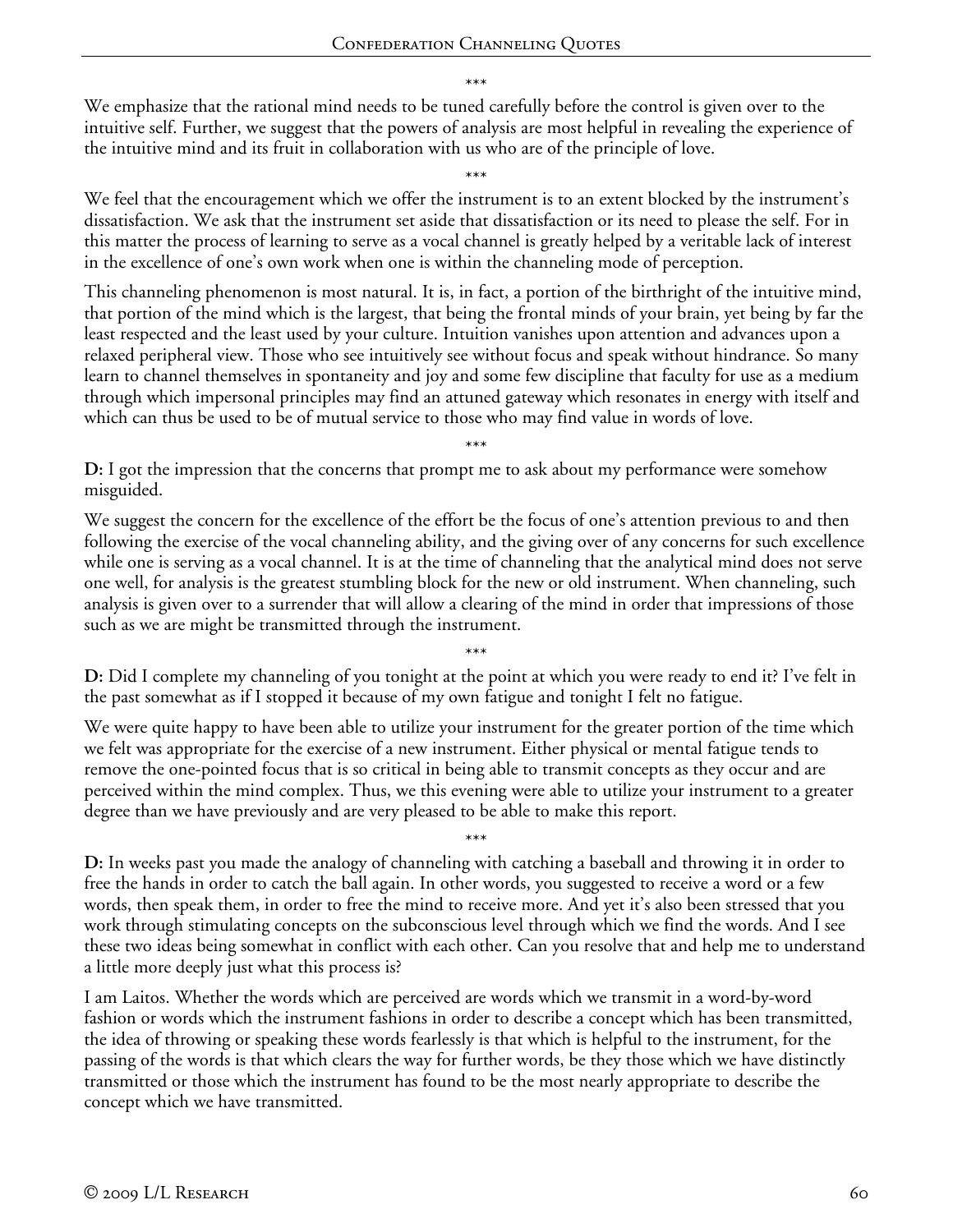\*\*\*

We emphasize that the rational mind needs to be tuned carefully before the control is given over to the intuitive self. Further, we suggest that the powers of analysis are most helpful in revealing the experience of the intuitive mind and its fruit in collaboration with us who are of the principle of love.

\*\*\*

We feel that the encouragement which we offer the instrument is to an extent blocked by the instrument's dissatisfaction. We ask that the instrument set aside that dissatisfaction or its need to please the self. For in this matter the process of learning to serve as a vocal channel is greatly helped by a veritable lack of interest in the excellence of one's own work when one is within the channeling mode of perception.

This channeling phenomenon is most natural. It is, in fact, a portion of the birthright of the intuitive mind, that portion of the mind which is the largest, that being the frontal minds of your brain, yet being by far the least respected and the least used by your culture. Intuition vanishes upon attention and advances upon a relaxed peripheral view. Those who see intuitively see without focus and speak without hindrance. So many learn to channel themselves in spontaneity and joy and some few discipline that faculty for use as a medium through which impersonal principles may find an attuned gateway which resonates in energy with itself and which can thus be used to be of mutual service to those who may find value in words of love.

\*\*\*

**D:** I got the impression that the concerns that prompt me to ask about my performance were somehow misguided.

We suggest the concern for the excellence of the effort be the focus of one's attention previous to and then following the exercise of the vocal channeling ability, and the giving over of any concerns for such excellence while one is serving as a vocal channel. It is at the time of channeling that the analytical mind does not serve one well, for analysis is the greatest stumbling block for the new or old instrument. When channeling, such analysis is given over to a surrender that will allow a clearing of the mind in order that impressions of those such as we are might be transmitted through the instrument.

\*\*\*

**D:** Did I complete my channeling of you tonight at the point at which you were ready to end it? I've felt in the past somewhat as if I stopped it because of my own fatigue and tonight I felt no fatigue.

We were quite happy to have been able to utilize your instrument for the greater portion of the time which we felt was appropriate for the exercise of a new instrument. Either physical or mental fatigue tends to remove the one-pointed focus that is so critical in being able to transmit concepts as they occur and are perceived within the mind complex. Thus, we this evening were able to utilize your instrument to a greater degree than we have previously and are very pleased to be able to make this report.

\*\*\*

**D:** In weeks past you made the analogy of channeling with catching a baseball and throwing it in order to free the hands in order to catch the ball again. In other words, you suggested to receive a word or a few words, then speak them, in order to free the mind to receive more. And yet it's also been stressed that you work through stimulating concepts on the subconscious level through which we find the words. And I see these two ideas being somewhat in conflict with each other. Can you resolve that and help me to understand a little more deeply just what this process is?

I am Laitos. Whether the words which are perceived are words which we transmit in a word-by-word fashion or words which the instrument fashions in order to describe a concept which has been transmitted, the idea of throwing or speaking these words fearlessly is that which is helpful to the instrument, for the passing of the words is that which clears the way for further words, be they those which we have distinctly transmitted or those which the instrument has found to be the most nearly appropriate to describe the concept which we have transmitted.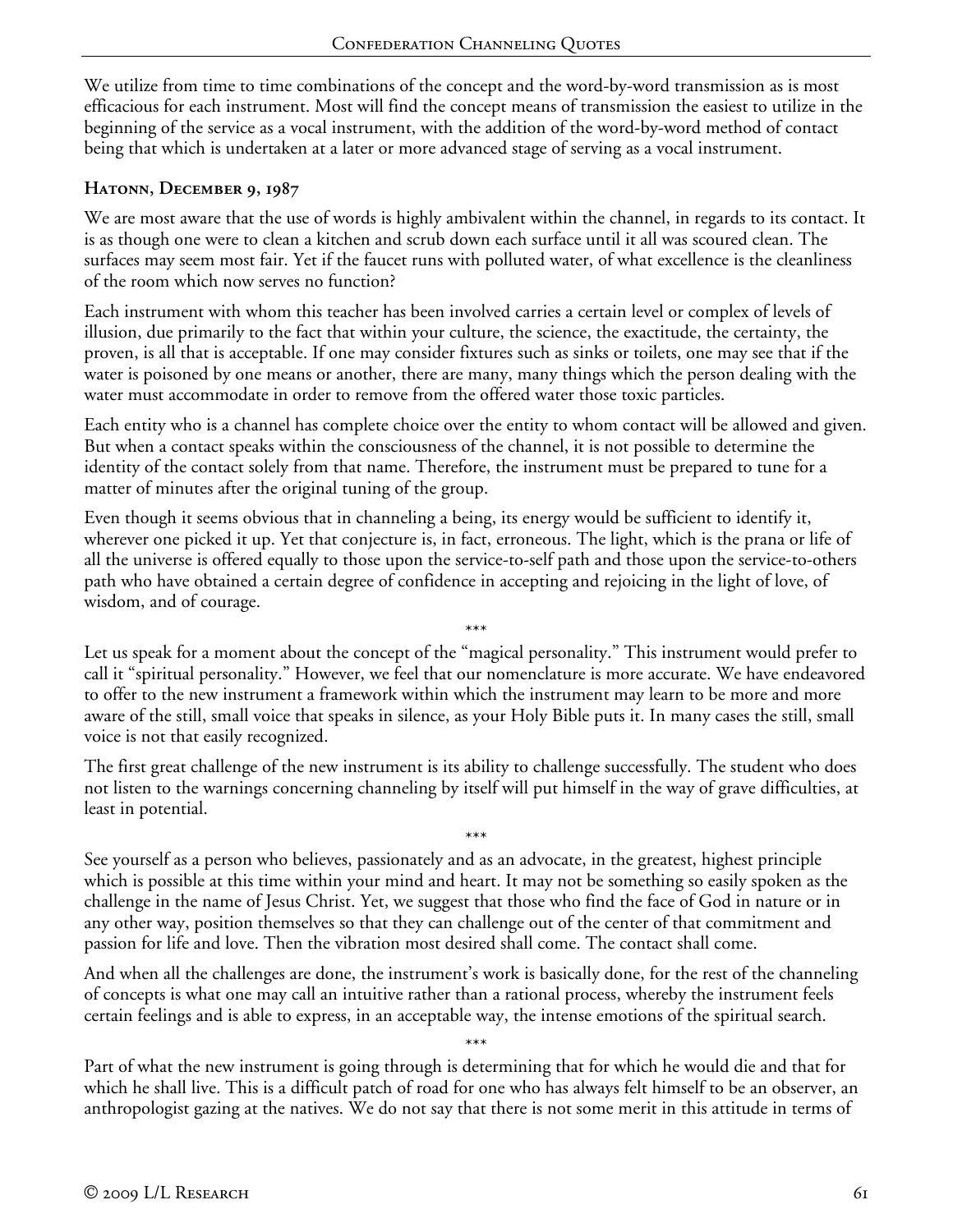We utilize from time to time combinations of the concept and the word-by-word transmission as is most efficacious for each instrument. Most will find the concept means of transmission the easiest to utilize in the beginning of the service as a vocal instrument, with the addition of the word-by-word method of contact being that which is undertaken at a later or more advanced stage of serving as a vocal instrument.

### Hatonn, December 9, 1987

We are most aware that the use of words is highly ambivalent within the channel, in regards to its contact. It is as though one were to clean a kitchen and scrub down each surface until it all was scoured clean. The surfaces may seem most fair. Yet if the faucet runs with polluted water, of what excellence is the cleanliness of the room which now serves no function?

Each instrument with whom this teacher has been involved carries a certain level or complex of levels of illusion, due primarily to the fact that within your culture, the science, the exactitude, the certainty, the proven, is all that is acceptable. If one may consider fixtures such as sinks or toilets, one may see that if the water is poisoned by one means or another, there are many, many things which the person dealing with the water must accommodate in order to remove from the offered water those toxic particles.

Each entity who is a channel has complete choice over the entity to whom contact will be allowed and given. But when a contact speaks within the consciousness of the channel, it is not possible to determine the identity of the contact solely from that name. Therefore, the instrument must be prepared to tune for a matter of minutes after the original tuning of the group.

Even though it seems obvious that in channeling a being, its energy would be sufficient to identify it, wherever one picked it up. Yet that conjecture is, in fact, erroneous. The light, which is the prana or life of all the universe is offered equally to those upon the service-to-self path and those upon the service-to-others path who have obtained a certain degree of confidence in accepting and rejoicing in the light of love, of wisdom, and of courage.

\*\*\*

Let us speak for a moment about the concept of the "magical personality." This instrument would prefer to call it "spiritual personality." However, we feel that our nomenclature is more accurate. We have endeavored to offer to the new instrument a framework within which the instrument may learn to be more and more aware of the still, small voice that speaks in silence, as your Holy Bible puts it. In many cases the still, small voice is not that easily recognized.

The first great challenge of the new instrument is its ability to challenge successfully. The student who does not listen to the warnings concerning channeling by itself will put himself in the way of grave difficulties, at least in potential.

\*\*\*

See yourself as a person who believes, passionately and as an advocate, in the greatest, highest principle which is possible at this time within your mind and heart. It may not be something so easily spoken as the challenge in the name of Jesus Christ. Yet, we suggest that those who find the face of God in nature or in any other way, position themselves so that they can challenge out of the center of that commitment and passion for life and love. Then the vibration most desired shall come. The contact shall come.

And when all the challenges are done, the instrument's work is basically done, for the rest of the channeling of concepts is what one may call an intuitive rather than a rational process, whereby the instrument feels certain feelings and is able to express, in an acceptable way, the intense emotions of the spiritual search.

\*\*\*

Part of what the new instrument is going through is determining that for which he would die and that for which he shall live. This is a difficult patch of road for one who has always felt himself to be an observer, an anthropologist gazing at the natives. We do not say that there is not some merit in this attitude in terms of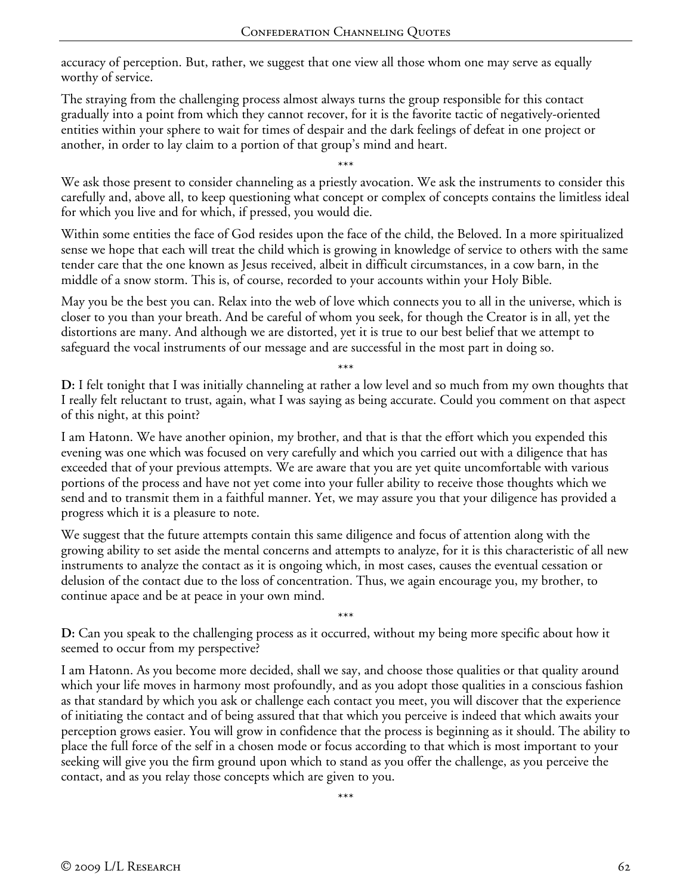accuracy of perception. But, rather, we suggest that one view all those whom one may serve as equally worthy of service.

The straying from the challenging process almost always turns the group responsible for this contact gradually into a point from which they cannot recover, for it is the favorite tactic of negatively-oriented entities within your sphere to wait for times of despair and the dark feelings of defeat in one project or another, in order to lay claim to a portion of that group's mind and heart.

\*\*\*

We ask those present to consider channeling as a priestly avocation. We ask the instruments to consider this carefully and, above all, to keep questioning what concept or complex of concepts contains the limitless ideal for which you live and for which, if pressed, you would die.

Within some entities the face of God resides upon the face of the child, the Beloved. In a more spiritualized sense we hope that each will treat the child which is growing in knowledge of service to others with the same tender care that the one known as Jesus received, albeit in difficult circumstances, in a cow barn, in the middle of a snow storm. This is, of course, recorded to your accounts within your Holy Bible.

May you be the best you can. Relax into the web of love which connects you to all in the universe, which is closer to you than your breath. And be careful of whom you seek, for though the Creator is in all, yet the distortions are many. And although we are distorted, yet it is true to our best belief that we attempt to safeguard the vocal instruments of our message and are successful in the most part in doing so.

\*\*\*

**D:** I felt tonight that I was initially channeling at rather a low level and so much from my own thoughts that I really felt reluctant to trust, again, what I was saying as being accurate. Could you comment on that aspect of this night, at this point?

I am Hatonn. We have another opinion, my brother, and that is that the effort which you expended this evening was one which was focused on very carefully and which you carried out with a diligence that has exceeded that of your previous attempts. We are aware that you are yet quite uncomfortable with various portions of the process and have not yet come into your fuller ability to receive those thoughts which we send and to transmit them in a faithful manner. Yet, we may assure you that your diligence has provided a progress which it is a pleasure to note.

We suggest that the future attempts contain this same diligence and focus of attention along with the growing ability to set aside the mental concerns and attempts to analyze, for it is this characteristic of all new instruments to analyze the contact as it is ongoing which, in most cases, causes the eventual cessation or delusion of the contact due to the loss of concentration. Thus, we again encourage you, my brother, to continue apace and be at peace in your own mind.

\*\*\*

**D:** Can you speak to the challenging process as it occurred, without my being more specific about how it seemed to occur from my perspective?

I am Hatonn. As you become more decided, shall we say, and choose those qualities or that quality around which your life moves in harmony most profoundly, and as you adopt those qualities in a conscious fashion as that standard by which you ask or challenge each contact you meet, you will discover that the experience of initiating the contact and of being assured that that which you perceive is indeed that which awaits your perception grows easier. You will grow in confidence that the process is beginning as it should. The ability to place the full force of the self in a chosen mode or focus according to that which is most important to your seeking will give you the firm ground upon which to stand as you offer the challenge, as you perceive the contact, and as you relay those concepts which are given to you.

\*\*\*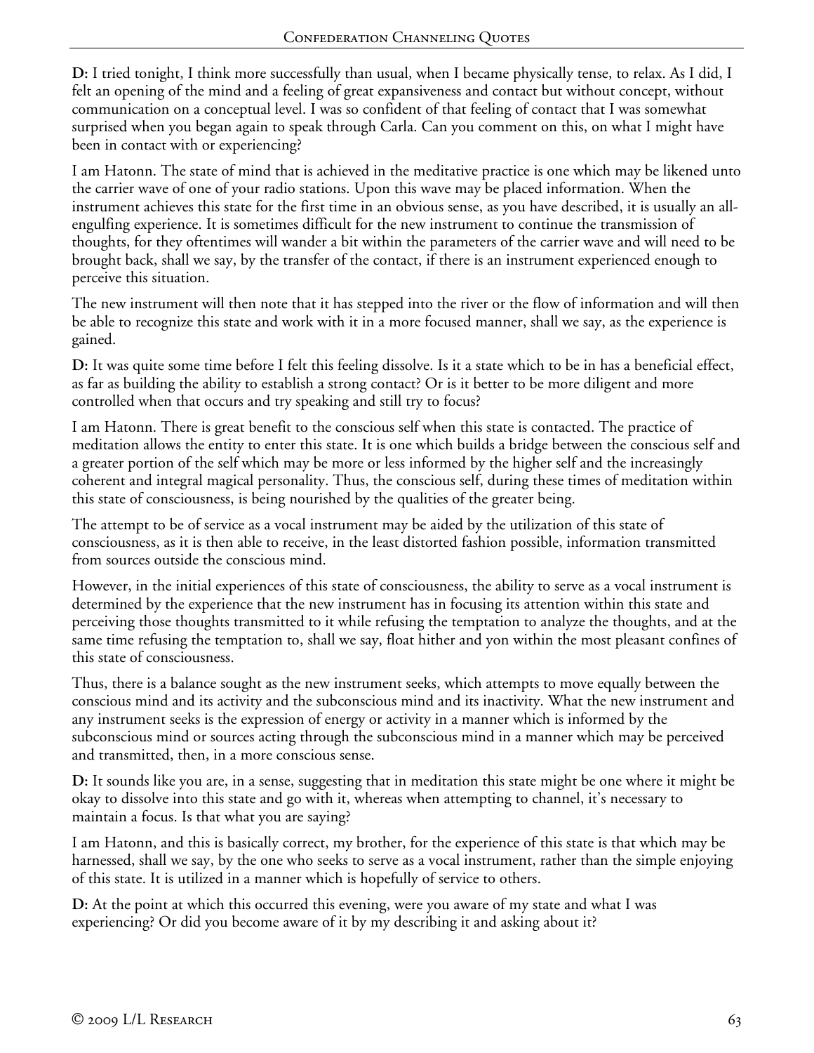**D:** I tried tonight, I think more successfully than usual, when I became physically tense, to relax. As I did, I felt an opening of the mind and a feeling of great expansiveness and contact but without concept, without communication on a conceptual level. I was so confident of that feeling of contact that I was somewhat surprised when you began again to speak through Carla. Can you comment on this, on what I might have been in contact with or experiencing?

I am Hatonn. The state of mind that is achieved in the meditative practice is one which may be likened unto the carrier wave of one of your radio stations. Upon this wave may be placed information. When the instrument achieves this state for the first time in an obvious sense, as you have described, it is usually an all-engulfing experience. It is sometimes difficult for the new instrument to continue the transmission of thoughts, for they oftentimes will wander a bit within the parameters of the carrier wave and will need to be brought back, shall we say, by the transfer of the contact, if there is an instrument experienced enough to perceive this situation.

The new instrument will then note that it has stepped into the river or the flow of information and will then be able to recognize this state and work with it in a more focused manner, shall we say, as the experience is gained.

**D:** It was quite some time before I felt this feeling dissolve. Is it a state which to be in has a beneficial effect, as far as building the ability to establish a strong contact? Or is it better to be more diligent and more controlled when that occurs and try speaking and still try to focus?

I am Hatonn. There is great benefit to the conscious self when this state is contacted. The practice of meditation allows the entity to enter this state. It is one which builds a bridge between the conscious self and a greater portion of the self which may be more or less informed by the higher self and the increasingly coherent and integral magical personality. Thus, the conscious self, during these times of meditation within this state of consciousness, is being nourished by the qualities of the greater being.

The attempt to be of service as a vocal instrument may be aided by the utilization of this state of consciousness, as it is then able to receive, in the least distorted fashion possible, information transmitted from sources outside the conscious mind.

However, in the initial experiences of this state of consciousness, the ability to serve as a vocal instrument is determined by the experience that the new instrument has in focusing its attention within this state and perceiving those thoughts transmitted to it while refusing the temptation to analyze the thoughts, and at the same time refusing the temptation to, shall we say, float hither and yon within the most pleasant confines of this state of consciousness.

Thus, there is a balance sought as the new instrument seeks, which attempts to move equally between the conscious mind and its activity and the subconscious mind and its inactivity. What the new instrument and any instrument seeks is the expression of energy or activity in a manner which is informed by the subconscious mind or sources acting through the subconscious mind in a manner which may be perceived and transmitted, then, in a more conscious sense.

**D:** It sounds like you are, in a sense, suggesting that in meditation this state might be one where it might be okay to dissolve into this state and go with it, whereas when attempting to channel, it's necessary to maintain a focus. Is that what you are saying?

I am Hatonn, and this is basically correct, my brother, for the experience of this state is that which may be harnessed, shall we say, by the one who seeks to serve as a vocal instrument, rather than the simple enjoying of this state. It is utilized in a manner which is hopefully of service to others.

**D:** At the point at which this occurred this evening, were you aware of my state and what I was experiencing? Or did you become aware of it by my describing it and asking about it?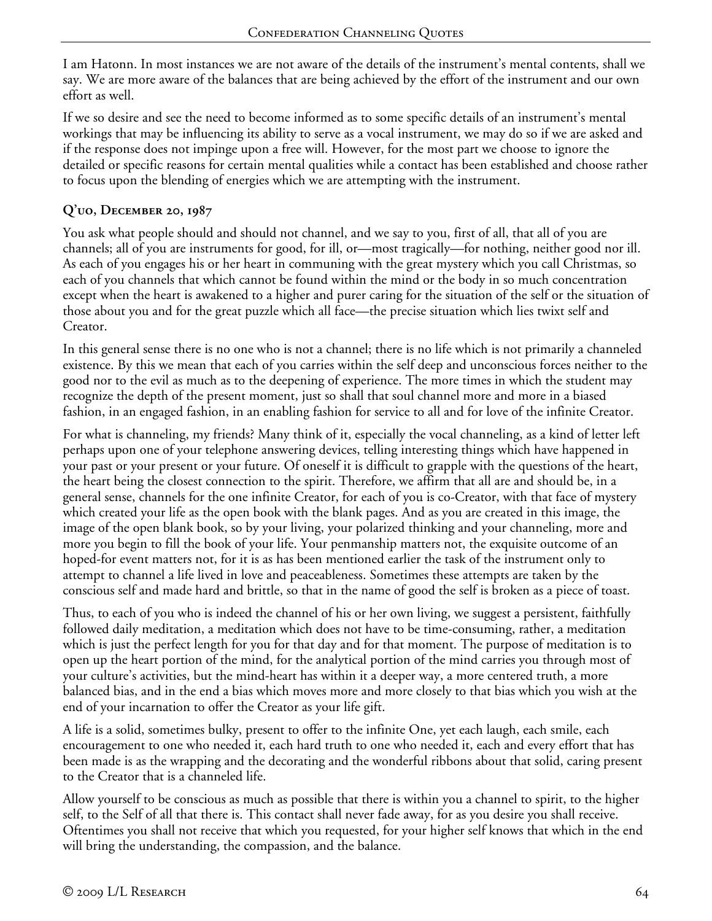I am Hatonn. In most instances we are not aware of the details of the instrument's mental contents, shall we say. We are more aware of the balances that are being achieved by the effort of the instrument and our own effort as well.

If we so desire and see the need to become informed as to some specific details of an instrument's mental workings that may be influencing its ability to serve as a vocal instrument, we may do so if we are asked and if the response does not impinge upon a free will. However, for the most part we choose to ignore the detailed or specific reasons for certain mental qualities while a contact has been established and choose rather to focus upon the blending of energies which we are attempting with the instrument.

### Q'uo, December 20, 1987

You ask what people should and should not channel, and we say to you, first of all, that all of you are channels; all of you are instruments for good, for ill, or—most tragically—for nothing, neither good nor ill. As each of you engages his or her heart in communing with the great mystery which you call Christmas, so each of you channels that which cannot be found within the mind or the body in so much concentration except when the heart is awakened to a higher and purer caring for the situation of the self or the situation of those about you and for the great puzzle which all face—the precise situation which lies twixt self and Creator.

In this general sense there is no one who is not a channel; there is no life which is not primarily a channeled existence. By this we mean that each of you carries within the self deep and unconscious forces neither to the good nor to the evil as much as to the deepening of experience. The more times in which the student may recognize the depth of the present moment, just so shall that soul channel more and more in a biased fashion, in an engaged fashion, in an enabling fashion for service to all and for love of the infinite Creator.

For what is channeling, my friends? Many think of it, especially the vocal channeling, as a kind of letter left perhaps upon one of your telephone answering devices, telling interesting things which have happened in your past or your present or your future. Of oneself it is difficult to grapple with the questions of the heart, the heart being the closest connection to the spirit. Therefore, we affirm that all are and should be, in a general sense, channels for the one infinite Creator, for each of you is co-Creator, with that face of mystery which created your life as the open book with the blank pages. And as you are created in this image, the image of the open blank book, so by your living, your polarized thinking and your channeling, more and more you begin to fill the book of your life. Your penmanship matters not, the exquisite outcome of an hoped-for event matters not, for it is as has been mentioned earlier the task of the instrument only to attempt to channel a life lived in love and peaceableness. Sometimes these attempts are taken by the conscious self and made hard and brittle, so that in the name of good the self is broken as a piece of toast.

Thus, to each of you who is indeed the channel of his or her own living, we suggest a persistent, faithfully followed daily meditation, a meditation which does not have to be time-consuming, rather, a meditation which is just the perfect length for you for that day and for that moment. The purpose of meditation is to open up the heart portion of the mind, for the analytical portion of the mind carries you through most of your culture's activities, but the mind-heart has within it a deeper way, a more centered truth, a more balanced bias, and in the end a bias which moves more and more closely to that bias which you wish at the end of your incarnation to offer the Creator as your life gift.

A life is a solid, sometimes bulky, present to offer to the infinite One, yet each laugh, each smile, each encouragement to one who needed it, each hard truth to one who needed it, each and every effort that has been made is as the wrapping and the decorating and the wonderful ribbons about that solid, caring present to the Creator that is a channeled life.

Allow yourself to be conscious as much as possible that there is within you a channel to spirit, to the higher self, to the Self of all that there is. This contact shall never fade away, for as you desire you shall receive. Oftentimes you shall not receive that which you requested, for your higher self knows that which in the end will bring the understanding, the compassion, and the balance.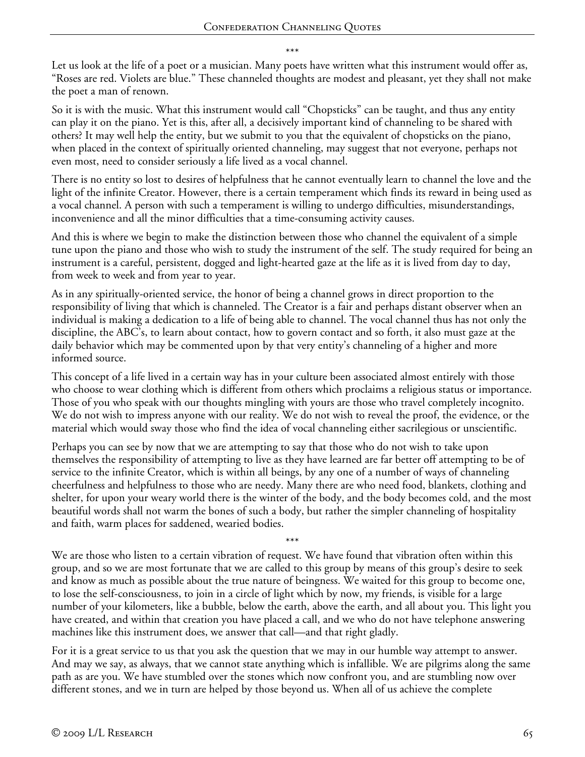\*\*\*

Let us look at the life of a poet or a musician. Many poets have written what this instrument would offer as, "Roses are red. Violets are blue." These channeled thoughts are modest and pleasant, yet they shall not make the poet a man of renown.

So it is with the music. What this instrument would call "Chopsticks" can be taught, and thus any entity can play it on the piano. Yet is this, after all, a decisively important kind of channeling to be shared with others? It may well help the entity, but we submit to you that the equivalent of chopsticks on the piano, when placed in the context of spiritually oriented channeling, may suggest that not everyone, perhaps not even most, need to consider seriously a life lived as a vocal channel.

There is no entity so lost to desires of helpfulness that he cannot eventually learn to channel the love and the light of the infinite Creator. However, there is a certain temperament which finds its reward in being used as a vocal channel. A person with such a temperament is willing to undergo difficulties, misunderstandings, inconvenience and all the minor difficulties that a time-consuming activity causes.

And this is where we begin to make the distinction between those who channel the equivalent of a simple tune upon the piano and those who wish to study the instrument of the self. The study required for being an instrument is a careful, persistent, dogged and light-hearted gaze at the life as it is lived from day to day, from week to week and from year to year.

As in any spiritually-oriented service, the honor of being a channel grows in direct proportion to the responsibility of living that which is channeled. The Creator is a fair and perhaps distant observer when an individual is making a dedication to a life of being able to channel. The vocal channel thus has not only the discipline, the ABC's, to learn about contact, how to govern contact and so forth, it also must gaze at the daily behavior which may be commented upon by that very entity's channeling of a higher and more informed source.

This concept of a life lived in a certain way has in your culture been associated almost entirely with those who choose to wear clothing which is different from others which proclaims a religious status or importance. Those of you who speak with our thoughts mingling with yours are those who travel completely incognito. We do not wish to impress anyone with our reality. We do not wish to reveal the proof, the evidence, or the material which would sway those who find the idea of vocal channeling either sacrilegious or unscientific.

Perhaps you can see by now that we are attempting to say that those who do not wish to take upon themselves the responsibility of attempting to live as they have learned are far better off attempting to be of service to the infinite Creator, which is within all beings, by any one of a number of ways of channeling cheerfulness and helpfulness to those who are needy. Many there are who need food, blankets, clothing and shelter, for upon your weary world there is the winter of the body, and the body becomes cold, and the most beautiful words shall not warm the bones of such a body, but rather the simpler channeling of hospitality and faith, warm places for saddened, wearied bodies.

\*\*\*

We are those who listen to a certain vibration of request. We have found that vibration often within this group, and so we are most fortunate that we are called to this group by means of this group's desire to seek and know as much as possible about the true nature of beingness. We waited for this group to become one, to lose the self-consciousness, to join in a circle of light which by now, my friends, is visible for a large number of your kilometers, like a bubble, below the earth, above the earth, and all about you. This light you have created, and within that creation you have placed a call, and we who do not have telephone answering machines like this instrument does, we answer that call—and that right gladly.

For it is a great service to us that you ask the question that we may in our humble way attempt to answer. And may we say, as always, that we cannot state anything which is infallible. We are pilgrims along the same path as are you. We have stumbled over the stones which now confront you, and are stumbling now over different stones, and we in turn are helped by those beyond us. When all of us achieve the complete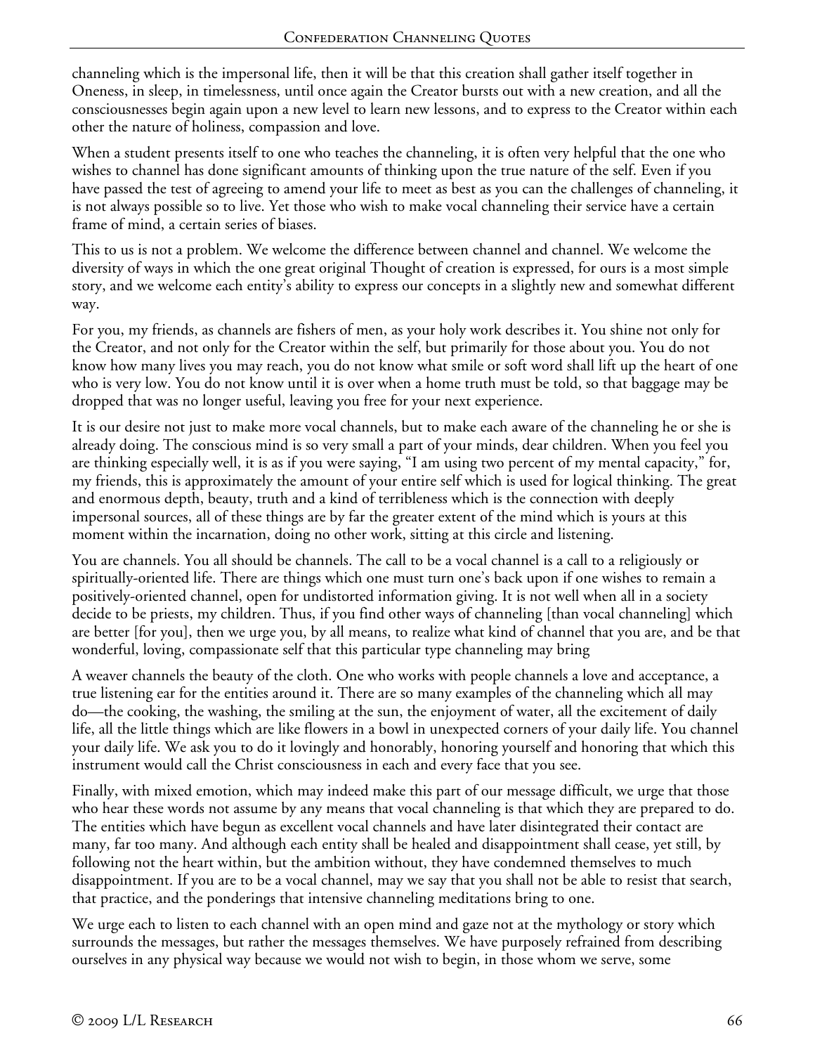channeling which is the impersonal life, then it will be that this creation shall gather itself together in Oneness, in sleep, in timelessness, until once again the Creator bursts out with a new creation, and all the consciousnesses begin again upon a new level to learn new lessons, and to express to the Creator within each other the nature of holiness, compassion and love.

When a student presents itself to one who teaches the channeling, it is often very helpful that the one who wishes to channel has done significant amounts of thinking upon the true nature of the self. Even if you have passed the test of agreeing to amend your life to meet as best as you can the challenges of channeling, it is not always possible so to live. Yet those who wish to make vocal channeling their service have a certain frame of mind, a certain series of biases.

This to us is not a problem. We welcome the difference between channel and channel. We welcome the diversity of ways in which the one great original Thought of creation is expressed, for ours is a most simple story, and we welcome each entity's ability to express our concepts in a slightly new and somewhat different way.

For you, my friends, as channels are fishers of men, as your holy work describes it. You shine not only for the Creator, and not only for the Creator within the self, but primarily for those about you. You do not know how many lives you may reach, you do not know what smile or soft word shall lift up the heart of one who is very low. You do not know until it is over when a home truth must be told, so that baggage may be dropped that was no longer useful, leaving you free for your next experience.

It is our desire not just to make more vocal channels, but to make each aware of the channeling he or she is already doing. The conscious mind is so very small a part of your minds, dear children. When you feel you are thinking especially well, it is as if you were saying, "I am using two percent of my mental capacity," for, my friends, this is approximately the amount of your entire self which is used for logical thinking. The great and enormous depth, beauty, truth and a kind of terribleness which is the connection with deeply impersonal sources, all of these things are by far the greater extent of the mind which is yours at this moment within the incarnation, doing no other work, sitting at this circle and listening.

You are channels. You all should be channels. The call to be a vocal channel is a call to a religiously or spiritually-oriented life. There are things which one must turn one's back upon if one wishes to remain a positively-oriented channel, open for undistorted information giving. It is not well when all in a society decide to be priests, my children. Thus, if you find other ways of channeling [than vocal channeling] which are better [for you], then we urge you, by all means, to realize what kind of channel that you are, and be that wonderful, loving, compassionate self that this particular type channeling may bring

A weaver channels the beauty of the cloth. One who works with people channels a love and acceptance, a true listening ear for the entities around it. There are so many examples of the channeling which all may do—the cooking, the washing, the smiling at the sun, the enjoyment of water, all the excitement of daily life, all the little things which are like flowers in a bowl in unexpected corners of your daily life. You channel your daily life. We ask you to do it lovingly and honorably, honoring yourself and honoring that which this instrument would call the Christ consciousness in each and every face that you see.

Finally, with mixed emotion, which may indeed make this part of our message difficult, we urge that those who hear these words not assume by any means that vocal channeling is that which they are prepared to do. The entities which have begun as excellent vocal channels and have later disintegrated their contact are many, far too many. And although each entity shall be healed and disappointment shall cease, yet still, by following not the heart within, but the ambition without, they have condemned themselves to much disappointment. If you are to be a vocal channel, may we say that you shall not be able to resist that search, that practice, and the ponderings that intensive channeling meditations bring to one.

We urge each to listen to each channel with an open mind and gaze not at the mythology or story which surrounds the messages, but rather the messages themselves. We have purposely refrained from describing ourselves in any physical way because we would not wish to begin, in those whom we serve, some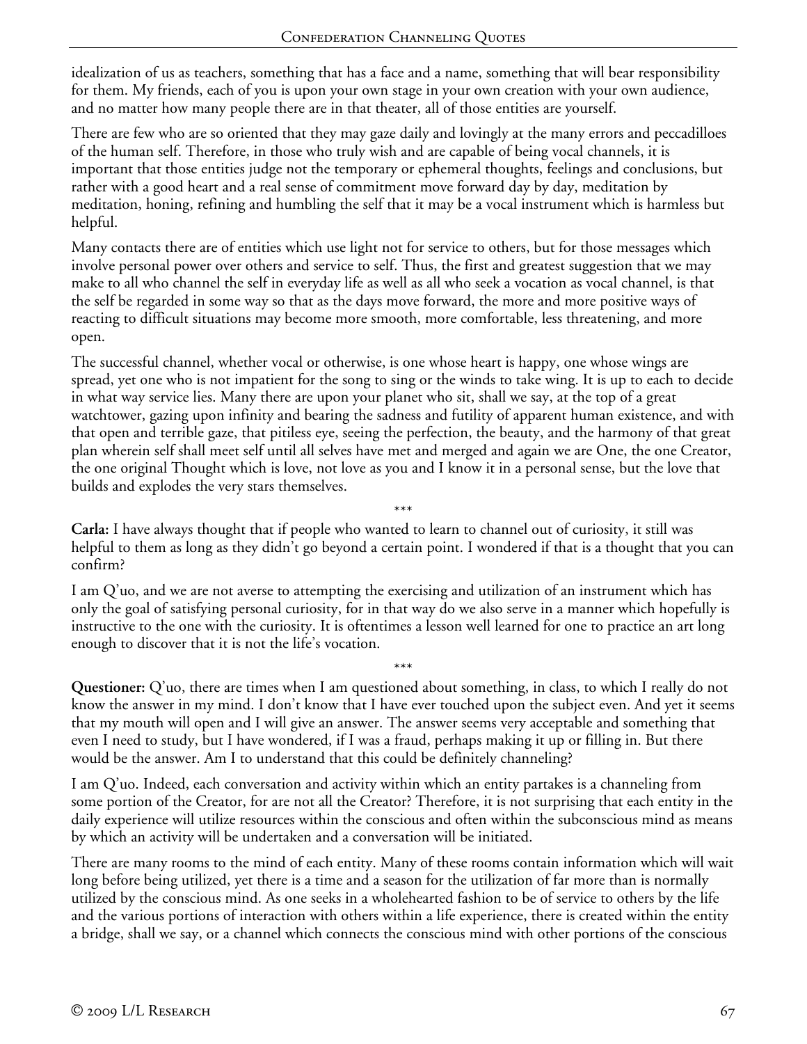idealization of us as teachers, something that has a face and a name, something that will bear responsibility for them. My friends, each of you is upon your own stage in your own creation with your own audience, and no matter how many people there are in that theater, all of those entities are yourself.

There are few who are so oriented that they may gaze daily and lovingly at the many errors and peccadilloes of the human self. Therefore, in those who truly wish and are capable of being vocal channels, it is important that those entities judge not the temporary or ephemeral thoughts, feelings and conclusions, but rather with a good heart and a real sense of commitment move forward day by day, meditation by meditation, honing, refining and humbling the self that it may be a vocal instrument which is harmless but helpful.

Many contacts there are of entities which use light not for service to others, but for those messages which involve personal power over others and service to self. Thus, the first and greatest suggestion that we may make to all who channel the self in everyday life as well as all who seek a vocation as vocal channel, is that the self be regarded in some way so that as the days move forward, the more and more positive ways of reacting to difficult situations may become more smooth, more comfortable, less threatening, and more open.

The successful channel, whether vocal or otherwise, is one whose heart is happy, one whose wings are spread, yet one who is not impatient for the song to sing or the winds to take wing. It is up to each to decide in what way service lies. Many there are upon your planet who sit, shall we say, at the top of a great watchtower, gazing upon infinity and bearing the sadness and futility of apparent human existence, and with that open and terrible gaze, that pitiless eye, seeing the perfection, the beauty, and the harmony of that great plan wherein self shall meet self until all selves have met and merged and again we are One, the one Creator, the one original Thought which is love, not love as you and I know it in a personal sense, but the love that builds and explodes the very stars themselves.

\*\*\*

**Carla:** I have always thought that if people who wanted to learn to channel out of curiosity, it still was helpful to them as long as they didn't go beyond a certain point. I wondered if that is a thought that you can confirm?

I am Q'uo, and we are not averse to attempting the exercising and utilization of an instrument which has only the goal of satisfying personal curiosity, for in that way do we also serve in a manner which hopefully is instructive to the one with the curiosity. It is oftentimes a lesson well learned for one to practice an art long enough to discover that it is not the life's vocation.

\*\*\*

**Questioner:** Q'uo, there are times when I am questioned about something, in class, to which I really do not know the answer in my mind. I don't know that I have ever touched upon the subject even. And yet it seems that my mouth will open and I will give an answer. The answer seems very acceptable and something that even I need to study, but I have wondered, if I was a fraud, perhaps making it up or filling in. But there would be the answer. Am I to understand that this could be definitely channeling?

I am Q'uo. Indeed, each conversation and activity within which an entity partakes is a channeling from some portion of the Creator, for are not all the Creator? Therefore, it is not surprising that each entity in the daily experience will utilize resources within the conscious and often within the subconscious mind as means by which an activity will be undertaken and a conversation will be initiated.

There are many rooms to the mind of each entity. Many of these rooms contain information which will wait long before being utilized, yet there is a time and a season for the utilization of far more than is normally utilized by the conscious mind. As one seeks in a wholehearted fashion to be of service to others by the life and the various portions of interaction with others within a life experience, there is created within the entity a bridge, shall we say, or a channel which connects the conscious mind with other portions of the conscious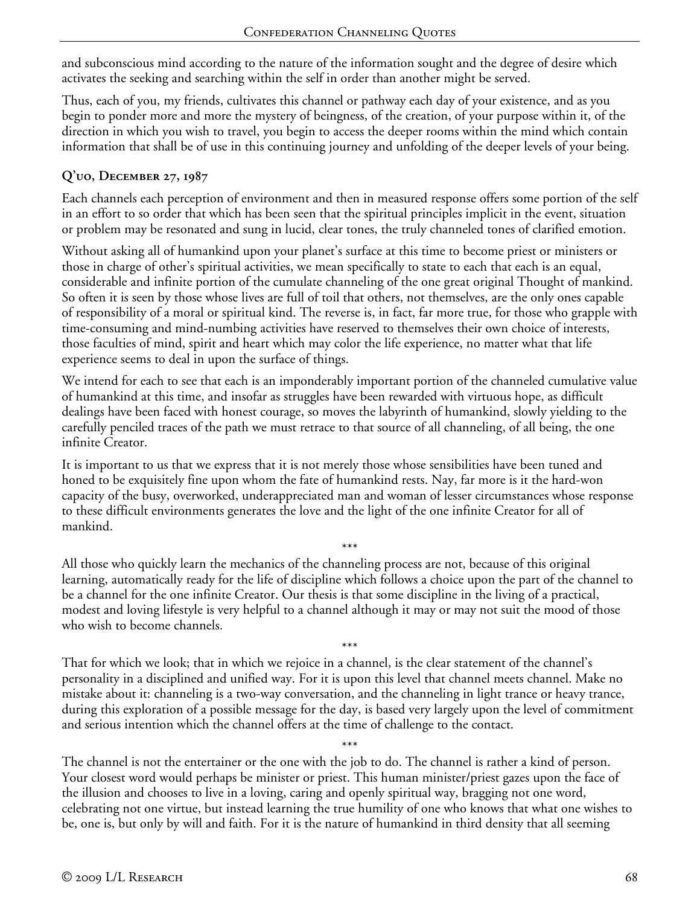and subconscious mind according to the nature of the information sought and the degree of desire which activates the seeking and searching within the self in order than another might be served.

Thus, each of you, my friends, cultivates this channel or pathway each day of your existence, and as you begin to ponder more and more the mystery of beingness, of the creation, of your purpose within it, of the direction in which you wish to travel, you begin to access the deeper rooms within the mind which contain information that shall be of use in this continuing journey and unfolding of the deeper levels of your being.

### Q'uo, December 27, 1987

Each channels each perception of environment and then in measured response offers some portion of the self in an effort to so order that which has been seen that the spiritual principles implicit in the event, situation or problem may be resonated and sung in lucid, clear tones, the truly channeled tones of clarified emotion.

Without asking all of humankind upon your planet's surface at this time to become priest or ministers or those in charge of other's spiritual activities, we mean specifically to state to each that each is an equal, considerable and infinite portion of the cumulate channeling of the one great original Thought of mankind. So often it is seen by those whose lives are full of toil that others, not themselves, are the only ones capable of responsibility of a moral or spiritual kind. The reverse is, in fact, far more true, for those who grapple with time-consuming and mind-numbing activities have reserved to themselves their own choice of interests, those faculties of mind, spirit and heart which may color the life experience, no matter what that life experience seems to deal in upon the surface of things.

We intend for each to see that each is an imponderably important portion of the channeled cumulative value of humankind at this time, and insofar as struggles have been rewarded with virtuous hope, as difficult dealings have been faced with honest courage, so moves the labyrinth of humankind, slowly yielding to the carefully penciled traces of the path we must retrace to that source of all channeling, of all being, the one infinite Creator.

It is important to us that we express that it is not merely those whose sensibilities have been tuned and honed to be exquisitely fine upon whom the fate of humankind rests. Nay, far more is it the hard-won capacity of the busy, overworked, underappreciated man and woman of lesser circumstances whose response to these difficult environments generates the love and the light of the one infinite Creator for all of mankind.

\*\*\*

All those who quickly learn the mechanics of the channeling process are not, because of this original learning, automatically ready for the life of discipline which follows a choice upon the part of the channel to be a channel for the one infinite Creator. Our thesis is that some discipline in the living of a practical, modest and loving lifestyle is very helpful to a channel although it may or may not suit the mood of those who wish to become channels.

\*\*\*

That for which we look; that in which we rejoice in a channel, is the clear statement of the channel's personality in a disciplined and unified way. For it is upon this level that channel meets channel. Make no mistake about it: channeling is a two-way conversation, and the channeling in light trance or heavy trance, during this exploration of a possible message for the day, is based very largely upon the level of commitment and serious intention which the channel offers at the time of challenge to the contact.

\*\*\*

The channel is not the entertainer or the one with the job to do. The channel is rather a kind of person. Your closest word would perhaps be minister or priest. This human minister/priest gazes upon the face of the illusion and chooses to live in a loving, caring and openly spiritual way, bragging not one word, celebrating not one virtue, but instead learning the true humility of one who knows that what one wishes to be, one is, but only by will and faith. For it is the nature of humankind in third density that all seeming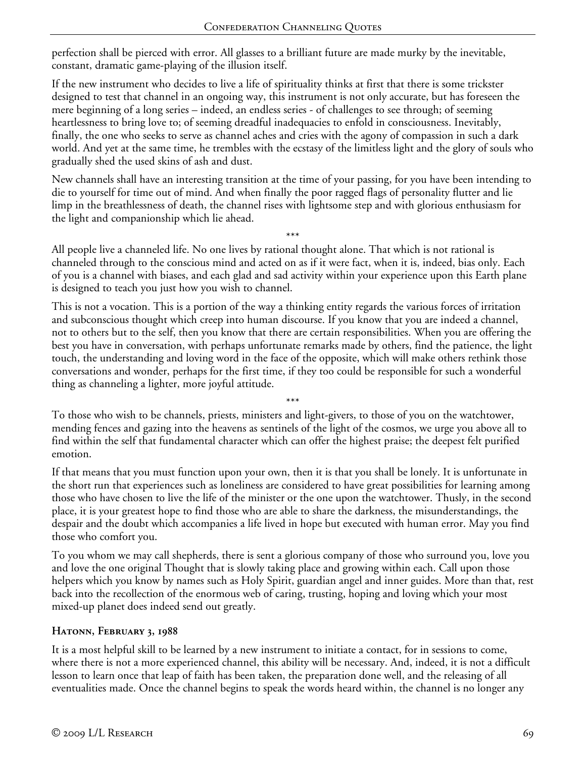perfection shall be pierced with error. All glasses to a brilliant future are made murky by the inevitable, constant, dramatic game-playing of the illusion itself.

If the new instrument who decides to live a life of spirituality thinks at first that there is some trickster designed to test that channel in an ongoing way, this instrument is not only accurate, but has foreseen the mere beginning of a long series – indeed, an endless series - of challenges to see through; of seeming heartlessness to bring love to; of seeming dreadful inadequacies to enfold in consciousness. Inevitably, finally, the one who seeks to serve as channel aches and cries with the agony of compassion in such a dark world. And yet at the same time, he trembles with the ecstasy of the limitless light and the glory of souls who gradually shed the used skins of ash and dust.

New channels shall have an interesting transition at the time of your passing, for you have been intending to die to yourself for time out of mind. And when finally the poor ragged flags of personality flutter and lie limp in the breathlessness of death, the channel rises with lightsome step and with glorious enthusiasm for the light and companionship which lie ahead.

\*\*\*

All people live a channeled life. No one lives by rational thought alone. That which is not rational is channeled through to the conscious mind and acted on as if it were fact, when it is, indeed, bias only. Each of you is a channel with biases, and each glad and sad activity within your experience upon this Earth plane is designed to teach you just how you wish to channel.

This is not a vocation. This is a portion of the way a thinking entity regards the various forces of irritation and subconscious thought which creep into human discourse. If you know that you are indeed a channel, not to others but to the self, then you know that there are certain responsibilities. When you are offering the best you have in conversation, with perhaps unfortunate remarks made by others, find the patience, the light touch, the understanding and loving word in the face of the opposite, which will make others rethink those conversations and wonder, perhaps for the first time, if they too could be responsible for such a wonderful thing as channeling a lighter, more joyful attitude.

\*\*\*

To those who wish to be channels, priests, ministers and light-givers, to those of you on the watchtower, mending fences and gazing into the heavens as sentinels of the light of the cosmos, we urge you above all to find within the self that fundamental character which can offer the highest praise; the deepest felt purified emotion.

If that means that you must function upon your own, then it is that you shall be lonely. It is unfortunate in the short run that experiences such as loneliness are considered to have great possibilities for learning among those who have chosen to live the life of the minister or the one upon the watchtower. Thusly, in the second place, it is your greatest hope to find those who are able to share the darkness, the misunderstandings, the despair and the doubt which accompanies a life lived in hope but executed with human error. May you find those who comfort you.

To you whom we may call shepherds, there is sent a glorious company of those who surround you, love you and love the one original Thought that is slowly taking place and growing within each. Call upon those helpers which you know by names such as Holy Spirit, guardian angel and inner guides. More than that, rest back into the recollection of the enormous web of caring, trusting, hoping and loving which your most mixed-up planet does indeed send out greatly.

### Hatonn, February 3, 1988

It is a most helpful skill to be learned by a new instrument to initiate a contact, for in sessions to come, where there is not a more experienced channel, this ability will be necessary. And, indeed, it is not a difficult lesson to learn once that leap of faith has been taken, the preparation done well, and the releasing of all eventualities made. Once the channel begins to speak the words heard within, the channel is no longer any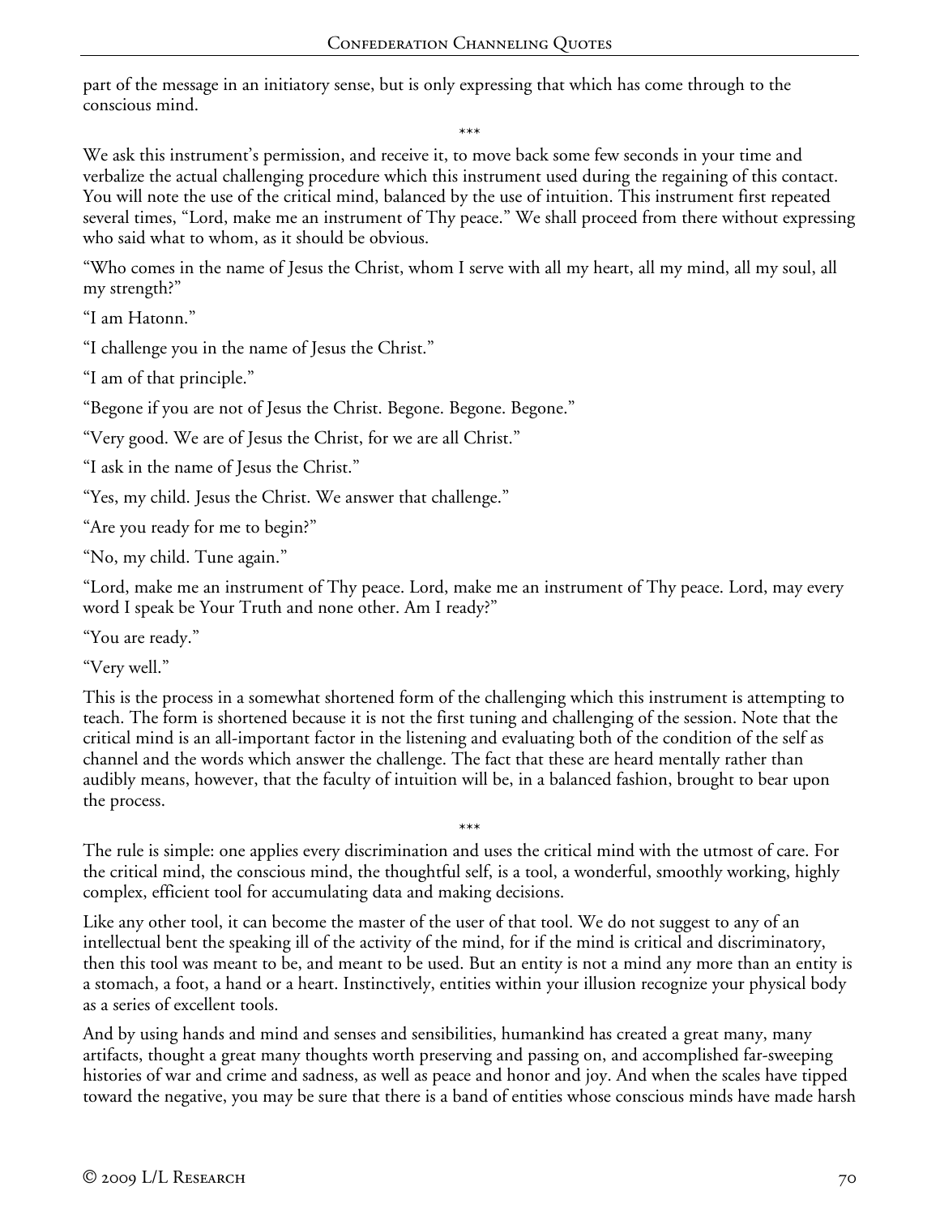part of the message in an initiatory sense, but is only expressing that which has come through to the conscious mind.

\*\*\*

We ask this instrument's permission, and receive it, to move back some few seconds in your time and verbalize the actual challenging procedure which this instrument used during the regaining of this contact. You will note the use of the critical mind, balanced by the use of intuition. This instrument first repeated several times, "Lord, make me an instrument of Thy peace." We shall proceed from there without expressing who said what to whom, as it should be obvious.

"Who comes in the name of Jesus the Christ, whom I serve with all my heart, all my mind, all my soul, all my strength?"

"I am Hatonn."

"I challenge you in the name of Jesus the Christ."

"I am of that principle."

"Begone if you are not of Jesus the Christ. Begone. Begone. Begone."

"Very good. We are of Jesus the Christ, for we are all Christ."

"I ask in the name of Jesus the Christ."

"Yes, my child. Jesus the Christ. We answer that challenge."

"Are you ready for me to begin?"

"No, my child. Tune again."

"Lord, make me an instrument of Thy peace. Lord, make me an instrument of Thy peace. Lord, may every word I speak be Your Truth and none other. Am I ready?"

"You are ready."

"Very well."

This is the process in a somewhat shortened form of the challenging which this instrument is attempting to teach. The form is shortened because it is not the first tuning and challenging of the session. Note that the critical mind is an all-important factor in the listening and evaluating both of the condition of the self as channel and the words which answer the challenge. The fact that these are heard mentally rather than audibly means, however, that the faculty of intuition will be, in a balanced fashion, brought to bear upon the process.

\*\*\*

The rule is simple: one applies every discrimination and uses the critical mind with the utmost of care. For the critical mind, the conscious mind, the thoughtful self, is a tool, a wonderful, smoothly working, highly complex, efficient tool for accumulating data and making decisions.

Like any other tool, it can become the master of the user of that tool. We do not suggest to any of an intellectual bent the speaking ill of the activity of the mind, for if the mind is critical and discriminatory, then this tool was meant to be, and meant to be used. But an entity is not a mind any more than an entity is a stomach, a foot, a hand or a heart. Instinctively, entities within your illusion recognize your physical body as a series of excellent tools.

And by using hands and mind and senses and sensibilities, humankind has created a great many, many artifacts, thought a great many thoughts worth preserving and passing on, and accomplished far-sweeping histories of war and crime and sadness, as well as peace and honor and joy. And when the scales have tipped toward the negative, you may be sure that there is a band of entities whose conscious minds have made harsh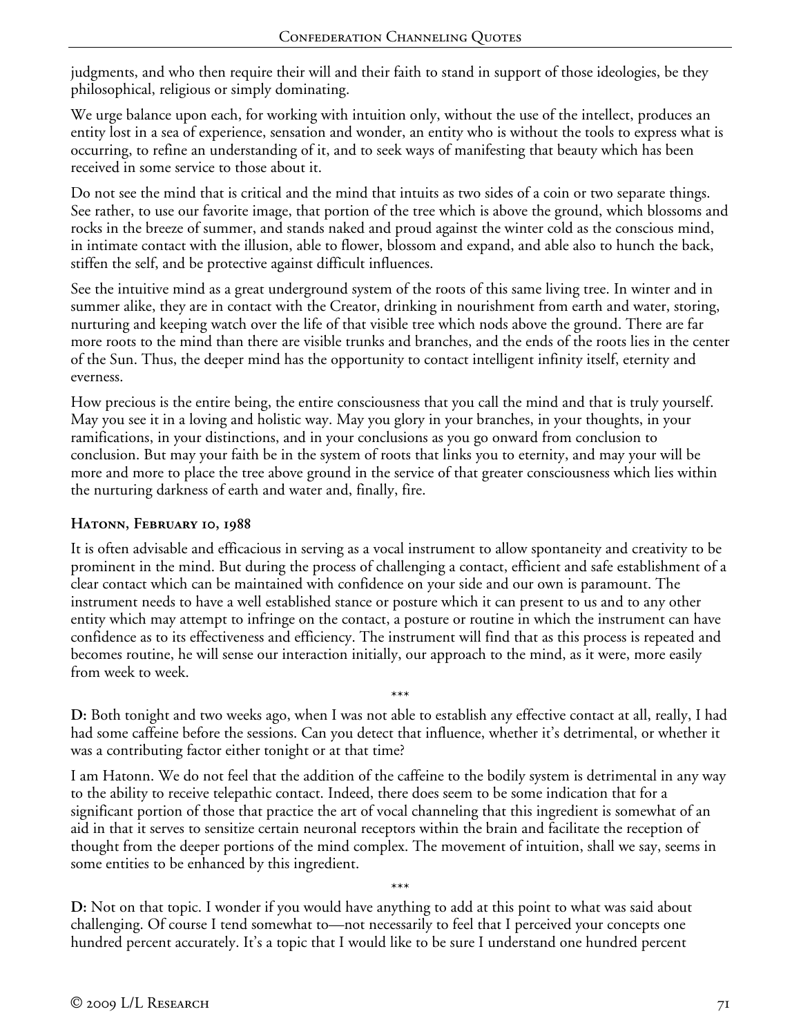judgments, and who then require their will and their faith to stand in support of those ideologies, be they philosophical, religious or simply dominating.

We urge balance upon each, for working with intuition only, without the use of the intellect, produces an entity lost in a sea of experience, sensation and wonder, an entity who is without the tools to express what is occurring, to refine an understanding of it, and to seek ways of manifesting that beauty which has been received in some service to those about it.

Do not see the mind that is critical and the mind that intuits as two sides of a coin or two separate things. See rather, to use our favorite image, that portion of the tree which is above the ground, which blossoms and rocks in the breeze of summer, and stands naked and proud against the winter cold as the conscious mind, in intimate contact with the illusion, able to flower, blossom and expand, and able also to hunch the back, stiffen the self, and be protective against difficult influences.

See the intuitive mind as a great underground system of the roots of this same living tree. In winter and in summer alike, they are in contact with the Creator, drinking in nourishment from earth and water, storing, nurturing and keeping watch over the life of that visible tree which nods above the ground. There are far more roots to the mind than there are visible trunks and branches, and the ends of the roots lies in the center of the Sun. Thus, the deeper mind has the opportunity to contact intelligent infinity itself, eternity and everness.

How precious is the entire being, the entire consciousness that you call the mind and that is truly yourself. May you see it in a loving and holistic way. May you glory in your branches, in your thoughts, in your ramifications, in your distinctions, and in your conclusions as you go onward from conclusion to conclusion. But may your faith be in the system of roots that links you to eternity, and may your will be more and more to place the tree above ground in the service of that greater consciousness which lies within the nurturing darkness of earth and water and, finally, fire.

### Hatonn, February 10, 1988

It is often advisable and efficacious in serving as a vocal instrument to allow spontaneity and creativity to be prominent in the mind. But during the process of challenging a contact, efficient and safe establishment of a clear contact which can be maintained with confidence on your side and our own is paramount. The instrument needs to have a well established stance or posture which it can present to us and to any other entity which may attempt to infringe on the contact, a posture or routine in which the instrument can have confidence as to its effectiveness and efficiency. The instrument will find that as this process is repeated and becomes routine, he will sense our interaction initially, our approach to the mind, as it were, more easily from week to week.

\*\*\*

**D:** Both tonight and two weeks ago, when I was not able to establish any effective contact at all, really, I had had some caffeine before the sessions. Can you detect that influence, whether it's detrimental, or whether it was a contributing factor either tonight or at that time?

I am Hatonn. We do not feel that the addition of the caffeine to the bodily system is detrimental in any way to the ability to receive telepathic contact. Indeed, there does seem to be some indication that for a significant portion of those that practice the art of vocal channeling that this ingredient is somewhat of an aid in that it serves to sensitize certain neuronal receptors within the brain and facilitate the reception of thought from the deeper portions of the mind complex. The movement of intuition, shall we say, seems in some entities to be enhanced by this ingredient.

\*\*\*

**D:** Not on that topic. I wonder if you would have anything to add at this point to what was said about challenging. Of course I tend somewhat to—not necessarily to feel that I perceived your concepts one hundred percent accurately. It's a topic that I would like to be sure I understand one hundred percent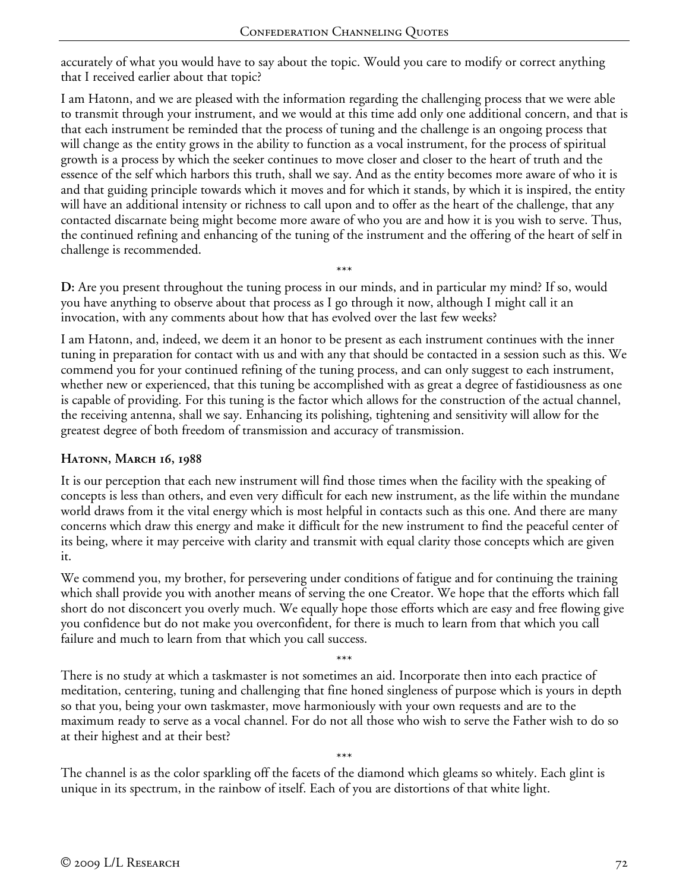accurately of what you would have to say about the topic. Would you care to modify or correct anything that I received earlier about that topic?

I am Hatonn, and we are pleased with the information regarding the challenging process that we were able to transmit through your instrument, and we would at this time add only one additional concern, and that is that each instrument be reminded that the process of tuning and the challenge is an ongoing process that will change as the entity grows in the ability to function as a vocal instrument, for the process of spiritual growth is a process by which the seeker continues to move closer and closer to the heart of truth and the essence of the self which harbors this truth, shall we say. And as the entity becomes more aware of who it is and that guiding principle towards which it moves and for which it stands, by which it is inspired, the entity will have an additional intensity or richness to call upon and to offer as the heart of the challenge, that any contacted discarnate being might become more aware of who you are and how it is you wish to serve. Thus, the continued refining and enhancing of the tuning of the instrument and the offering of the heart of self in challenge is recommended.

\*\*\*

**D:** Are you present throughout the tuning process in our minds, and in particular my mind? If so, would you have anything to observe about that process as I go through it now, although I might call it an invocation, with any comments about how that has evolved over the last few weeks?

I am Hatonn, and, indeed, we deem it an honor to be present as each instrument continues with the inner tuning in preparation for contact with us and with any that should be contacted in a session such as this. We commend you for your continued refining of the tuning process, and can only suggest to each instrument, whether new or experienced, that this tuning be accomplished with as great a degree of fastidiousness as one is capable of providing. For this tuning is the factor which allows for the construction of the actual channel, the receiving antenna, shall we say. Enhancing its polishing, tightening and sensitivity will allow for the greatest degree of both freedom of transmission and accuracy of transmission.

### Hatonn, March 16, 1988

It is our perception that each new instrument will find those times when the facility with the speaking of concepts is less than others, and even very difficult for each new instrument, as the life within the mundane world draws from it the vital energy which is most helpful in contacts such as this one. And there are many concerns which draw this energy and make it difficult for the new instrument to find the peaceful center of its being, where it may perceive with clarity and transmit with equal clarity those concepts which are given it.

We commend you, my brother, for persevering under conditions of fatigue and for continuing the training which shall provide you with another means of serving the one Creator. We hope that the efforts which fall short do not disconcert you overly much. We equally hope those efforts which are easy and free flowing give you confidence but do not make you overconfident, for there is much to learn from that which you call failure and much to learn from that which you call success.

\*\*\*

There is no study at which a taskmaster is not sometimes an aid. Incorporate then into each practice of meditation, centering, tuning and challenging that fine honed singleness of purpose which is yours in depth so that you, being your own taskmaster, move harmoniously with your own requests and are to the maximum ready to serve as a vocal channel. For do not all those who wish to serve the Father wish to do so at their highest and at their best?

\*\*\*

The channel is as the color sparkling off the facets of the diamond which gleams so whitely. Each glint is unique in its spectrum, in the rainbow of itself. Each of you are distortions of that white light.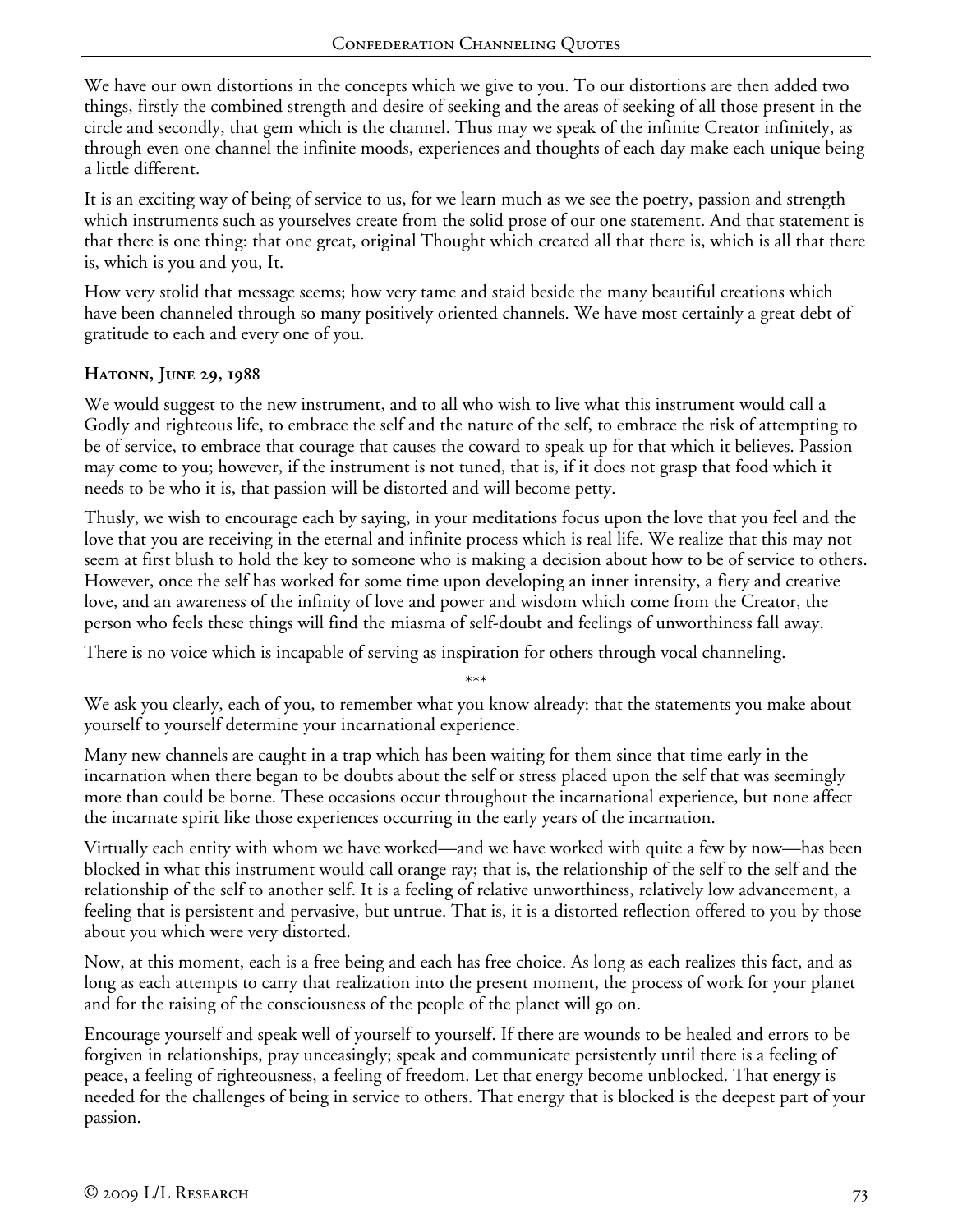We have our own distortions in the concepts which we give to you. To our distortions are then added two things, firstly the combined strength and desire of seeking and the areas of seeking of all those present in the circle and secondly, that gem which is the channel. Thus may we speak of the infinite Creator infinitely, as through even one channel the infinite moods, experiences and thoughts of each day make each unique being a little different.

It is an exciting way of being of service to us, for we learn much as we see the poetry, passion and strength which instruments such as yourselves create from the solid prose of our one statement. And that statement is that there is one thing: that one great, original Thought which created all that there is, which is all that there is, which is you and you, It.

How very stolid that message seems; how very tame and staid beside the many beautiful creations which have been channeled through so many positively oriented channels. We have most certainly a great debt of gratitude to each and every one of you.

**Hatonn, June 29, 1988**

We would suggest to the new instrument, and to all who wish to live what this instrument would call a Godly and righteous life, to embrace the self and the nature of the self, to embrace the risk of attempting to be of service, to embrace that courage that causes the coward to speak up for that which it believes. Passion may come to you; however, if the instrument is not tuned, that is, if it does not grasp that food which it needs to be who it is, that passion will be distorted and will become petty.

Thusly, we wish to encourage each by saying, in your meditations focus upon the love that you feel and the love that you are receiving in the eternal and infinite process which is real life. We realize that this may not seem at first blush to hold the key to someone who is making a decision about how to be of service to others. However, once the self has worked for some time upon developing an inner intensity, a fiery and creative love, and an awareness of the infinity of love and power and wisdom which come from the Creator, the person who feels these things will find the miasma of self-doubt and feelings of unworthiness fall away.

There is no voice which is incapable of serving as inspiration for others through vocal channeling.

\*\*\*

We ask you clearly, each of you, to remember what you know already: that the statements you make about yourself to yourself determine your incarnational experience.

Many new channels are caught in a trap which has been waiting for them since that time early in the incarnation when there began to be doubts about the self or stress placed upon the self that was seemingly more than could be borne. These occasions occur throughout the incarnational experience, but none affect the incarnate spirit like those experiences occurring in the early years of the incarnation.

Virtually each entity with whom we have worked—and we have worked with quite a few by now—has been blocked in what this instrument would call orange ray; that is, the relationship of the self to the self and the relationship of the self to another self. It is a feeling of relative unworthiness, relatively low advancement, a feeling that is persistent and pervasive, but untrue. That is, it is a distorted reflection offered to you by those about you which were very distorted.

Now, at this moment, each is a free being and each has free choice. As long as each realizes this fact, and as long as each attempts to carry that realization into the present moment, the process of work for your planet and for the raising of the consciousness of the people of the planet will go on.

Encourage yourself and speak well of yourself to yourself. If there are wounds to be healed and errors to be forgiven in relationships, pray unceasingly; speak and communicate persistently until there is a feeling of peace, a feeling of righteousness, a feeling of freedom. Let that energy become unblocked. That energy is needed for the challenges of being in service to others. That energy that is blocked is the deepest part of your passion.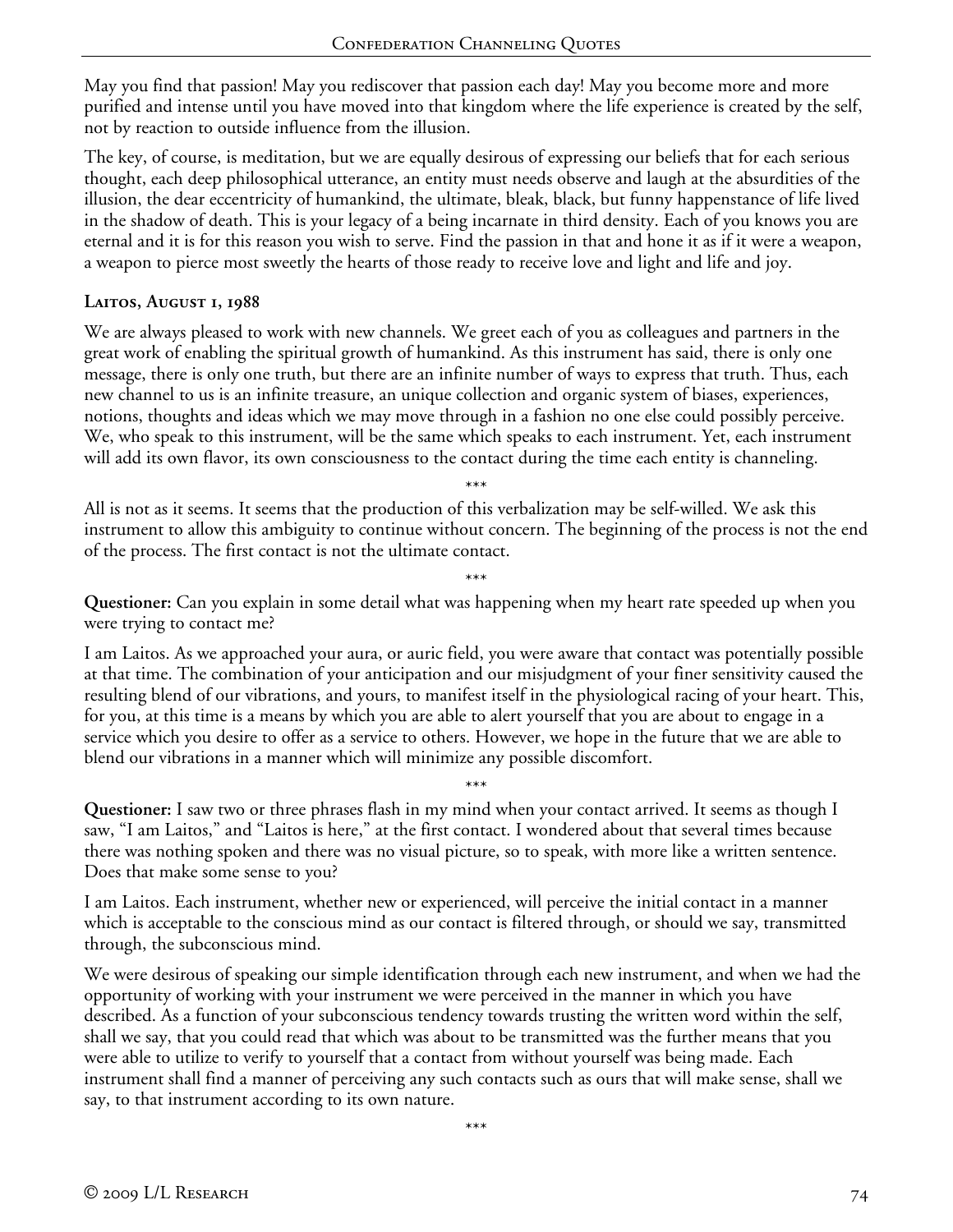May you find that passion! May you rediscover that passion each day! May you become more and more purified and intense until you have moved into that kingdom where the life experience is created by the self, not by reaction to outside influence from the illusion.

The key, of course, is meditation, but we are equally desirous of expressing our beliefs that for each serious thought, each deep philosophical utterance, an entity must needs observe and laugh at the absurdities of the illusion, the dear eccentricity of humankind, the ultimate, bleak, black, but funny happenstance of life lived in the shadow of death. This is your legacy of a being incarnate in third density. Each of you knows you are eternal and it is for this reason you wish to serve. Find the passion in that and hone it as if it were a weapon, a weapon to pierce most sweetly the hearts of those ready to receive love and light and life and joy.

**Laitos, August 1, 1988**

We are always pleased to work with new channels. We greet each of you as colleagues and partners in the great work of enabling the spiritual growth of humankind. As this instrument has said, there is only one message, there is only one truth, but there are an infinite number of ways to express that truth. Thus, each new channel to us is an infinite treasure, an unique collection and organic system of biases, experiences, notions, thoughts and ideas which we may move through in a fashion no one else could possibly perceive. We, who speak to this instrument, will be the same which speaks to each instrument. Yet, each instrument will add its own flavor, its own consciousness to the contact during the time each entity is channeling.

\*\*\*

All is not as it seems. It seems that the production of this verbalization may be self-willed. We ask this instrument to allow this ambiguity to continue without concern. The beginning of the process is not the end of the process. The first contact is not the ultimate contact.

\*\*\*

**Questioner:** Can you explain in some detail what was happening when my heart rate speeded up when you were trying to contact me?

I am Laitos. As we approached your aura, or auric field, you were aware that contact was potentially possible at that time. The combination of your anticipation and our misjudgment of your finer sensitivity caused the resulting blend of our vibrations, and yours, to manifest itself in the physiological racing of your heart. This, for you, at this time is a means by which you are able to alert yourself that you are about to engage in a service which you desire to offer as a service to others. However, we hope in the future that we are able to blend our vibrations in a manner which will minimize any possible discomfort.

\*\*\*

**Questioner:** I saw two or three phrases flash in my mind when your contact arrived. It seems as though I saw, "I am Laitos," and "Laitos is here," at the first contact. I wondered about that several times because there was nothing spoken and there was no visual picture, so to speak, with more like a written sentence. Does that make some sense to you?

I am Laitos. Each instrument, whether new or experienced, will perceive the initial contact in a manner which is acceptable to the conscious mind as our contact is filtered through, or should we say, transmitted through, the subconscious mind.

We were desirous of speaking our simple identification through each new instrument, and when we had the opportunity of working with your instrument we were perceived in the manner in which you have described. As a function of your subconscious tendency towards trusting the written word within the self, shall we say, that you could read that which was about to be transmitted was the further means that you were able to utilize to verify to yourself that a contact from without yourself was being made. Each instrument shall find a manner of perceiving any such contacts such as ours that will make sense, shall we say, to that instrument according to its own nature.

\*\*\*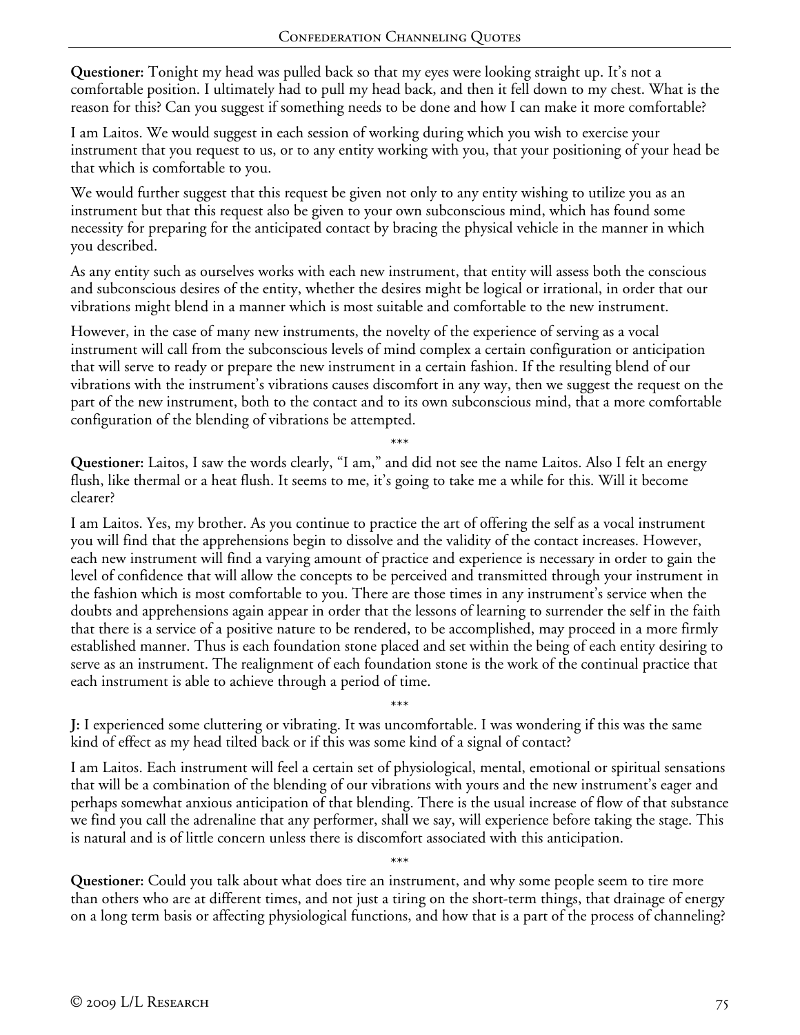**Questioner:** Tonight my head was pulled back so that my eyes were looking straight up. It's not a comfortable position. I ultimately had to pull my head back, and then it fell down to my chest. What is the reason for this? Can you suggest if something needs to be done and how I can make it more comfortable?

I am Laitos. We would suggest in each session of working during which you wish to exercise your instrument that you request to us, or to any entity working with you, that your positioning of your head be that which is comfortable to you.

We would further suggest that this request be given not only to any entity wishing to utilize you as an instrument but that this request also be given to your own subconscious mind, which has found some necessity for preparing for the anticipated contact by bracing the physical vehicle in the manner in which you described.

As any entity such as ourselves works with each new instrument, that entity will assess both the conscious and subconscious desires of the entity, whether the desires might be logical or irrational, in order that our vibrations might blend in a manner which is most suitable and comfortable to the new instrument.

However, in the case of many new instruments, the novelty of the experience of serving as a vocal instrument will call from the subconscious levels of mind complex a certain configuration or anticipation that will serve to ready or prepare the new instrument in a certain fashion. If the resulting blend of our vibrations with the instrument's vibrations causes discomfort in any way, then we suggest the request on the part of the new instrument, both to the contact and to its own subconscious mind, that a more comfortable configuration of the blending of vibrations be attempted.

\*\*\*

**Questioner:** Laitos, I saw the words clearly, "I am," and did not see the name Laitos. Also I felt an energy flush, like thermal or a heat flush. It seems to me, it's going to take me a while for this. Will it become clearer?

I am Laitos. Yes, my brother. As you continue to practice the art of offering the self as a vocal instrument you will find that the apprehensions begin to dissolve and the validity of the contact increases. However, each new instrument will find a varying amount of practice and experience is necessary in order to gain the level of confidence that will allow the concepts to be perceived and transmitted through your instrument in the fashion which is most comfortable to you. There are those times in any instrument's service when the doubts and apprehensions again appear in order that the lessons of learning to surrender the self in the faith that there is a service of a positive nature to be rendered, to be accomplished, may proceed in a more firmly established manner. Thus is each foundation stone placed and set within the being of each entity desiring to serve as an instrument. The realignment of each foundation stone is the work of the continual practice that each instrument is able to achieve through a period of time.

\*\*\*

**J:** I experienced some cluttering or vibrating. It was uncomfortable. I was wondering if this was the same kind of effect as my head tilted back or if this was some kind of a signal of contact?

I am Laitos. Each instrument will feel a certain set of physiological, mental, emotional or spiritual sensations that will be a combination of the blending of our vibrations with yours and the new instrument's eager and perhaps somewhat anxious anticipation of that blending. There is the usual increase of flow of that substance we find you call the adrenaline that any performer, shall we say, will experience before taking the stage. This is natural and is of little concern unless there is discomfort associated with this anticipation.

\*\*\*

**Questioner:** Could you talk about what does tire an instrument, and why some people seem to tire more than others who are at different times, and not just a tiring on the short-term things, that drainage of energy on a long term basis or affecting physiological functions, and how that is a part of the process of channeling?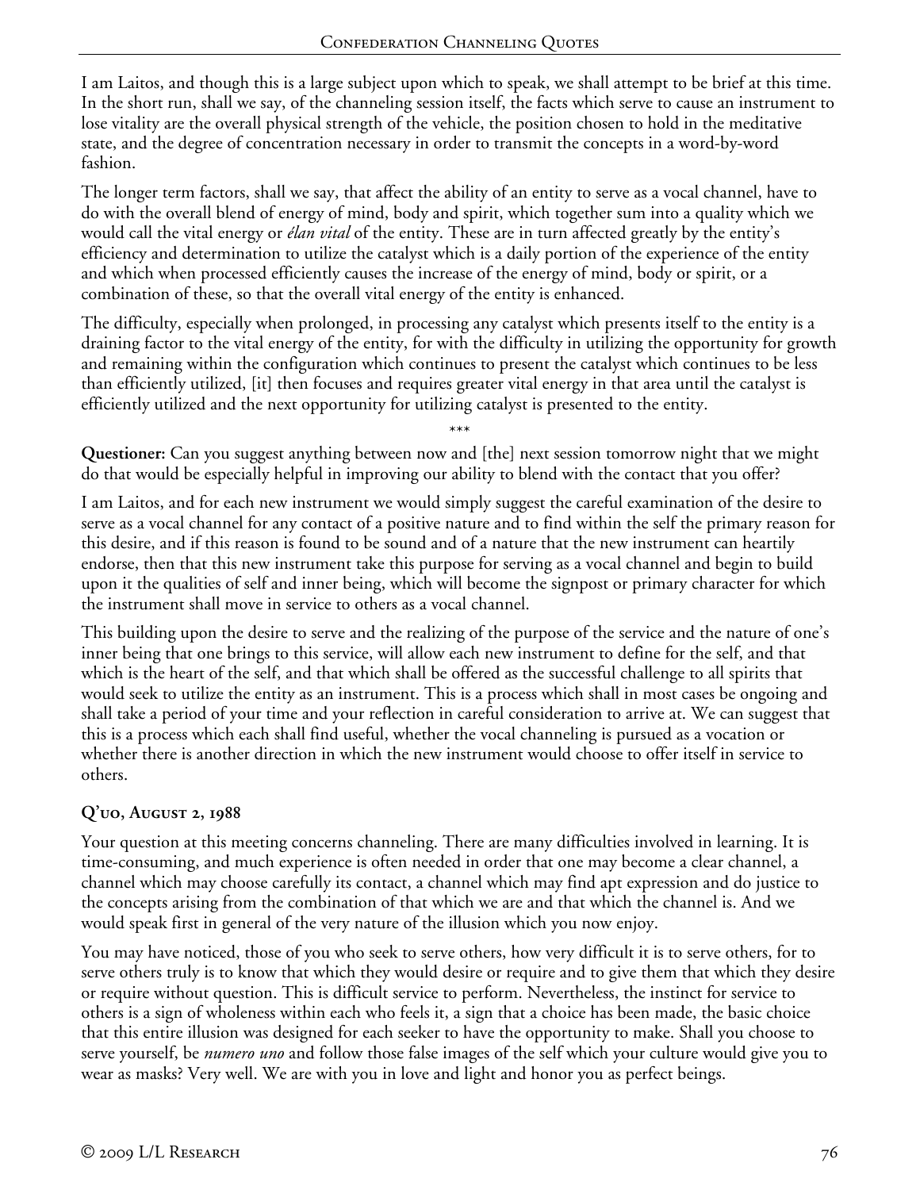I am Laitos, and though this is a large subject upon which to speak, we shall attempt to be brief at this time. In the short run, shall we say, of the channeling session itself, the facts which serve to cause an instrument to lose vitality are the overall physical strength of the vehicle, the position chosen to hold in the meditative state, and the degree of concentration necessary in order to transmit the concepts in a word-by-word fashion.

The longer term factors, shall we say, that affect the ability of an entity to serve as a vocal channel, have to do with the overall blend of energy of mind, body and spirit, which together sum into a quality which we would call the vital energy or *élan vital* of the entity. These are in turn affected greatly by the entity's efficiency and determination to utilize the catalyst which is a daily portion of the experience of the entity and which when processed efficiently causes the increase of the energy of mind, body or spirit, or a combination of these, so that the overall vital energy of the entity is enhanced.

The difficulty, especially when prolonged, in processing any catalyst which presents itself to the entity is a draining factor to the vital energy of the entity, for with the difficulty in utilizing the opportunity for growth and remaining within the configuration which continues to present the catalyst which continues to be less than efficiently utilized, [it] then focuses and requires greater vital energy in that area until the catalyst is efficiently utilized and the next opportunity for utilizing catalyst is presented to the entity.

\*\*\*

**Questioner:** Can you suggest anything between now and [the] next session tomorrow night that we might do that would be especially helpful in improving our ability to blend with the contact that you offer?

I am Laitos, and for each new instrument we would simply suggest the careful examination of the desire to serve as a vocal channel for any contact of a positive nature and to find within the self the primary reason for this desire, and if this reason is found to be sound and of a nature that the new instrument can heartily endorse, then that this new instrument take this purpose for serving as a vocal channel and begin to build upon it the qualities of self and inner being, which will become the signpost or primary character for which the instrument shall move in service to others as a vocal channel.

This building upon the desire to serve and the realizing of the purpose of the service and the nature of one's inner being that one brings to this service, will allow each new instrument to define for the self, and that which is the heart of the self, and that which shall be offered as the successful challenge to all spirits that would seek to utilize the entity as an instrument. This is a process which shall in most cases be ongoing and shall take a period of your time and your reflection in careful consideration to arrive at. We can suggest that this is a process which each shall find useful, whether the vocal channeling is pursued as a vocation or whether there is another direction in which the new instrument would choose to offer itself in service to others.

### Q'uo, August 2, 1988

Your question at this meeting concerns channeling. There are many difficulties involved in learning. It is time-consuming, and much experience is often needed in order that one may become a clear channel, a channel which may choose carefully its contact, a channel which may find apt expression and do justice to the concepts arising from the combination of that which we are and that which the channel is. And we would speak first in general of the very nature of the illusion which you now enjoy.

You may have noticed, those of you who seek to serve others, how very difficult it is to serve others, for to serve others truly is to know that which they would desire or require and to give them that which they desire or require without question. This is difficult service to perform. Nevertheless, the instinct for service to others is a sign of wholeness within each who feels it, a sign that a choice has been made, the basic choice that this entire illusion was designed for each seeker to have the opportunity to make. Shall you choose to serve yourself, be *numero uno* and follow those false images of the self which your culture would give you to wear as masks? Very well. We are with you in love and light and honor you as perfect beings.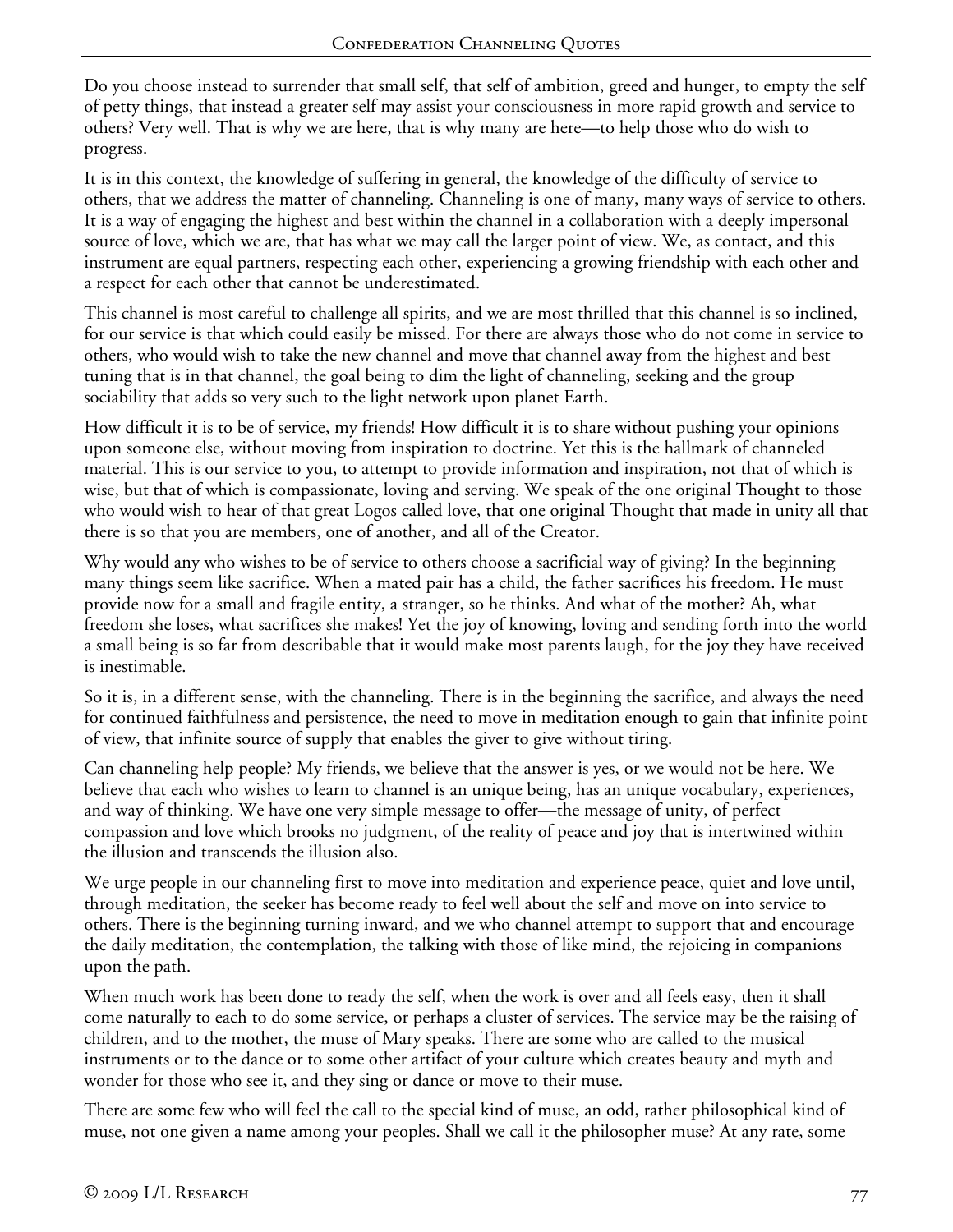Do you choose instead to surrender that small self, that self of ambition, greed and hunger, to empty the self of petty things, that instead a greater self may assist your consciousness in more rapid growth and service to others? Very well. That is why we are here, that is why many are here—to help those who do wish to progress.

It is in this context, the knowledge of suffering in general, the knowledge of the difficulty of service to others, that we address the matter of channeling. Channeling is one of many, many ways of service to others. It is a way of engaging the highest and best within the channel in a collaboration with a deeply impersonal source of love, which we are, that has what we may call the larger point of view. We, as contact, and this instrument are equal partners, respecting each other, experiencing a growing friendship with each other and a respect for each other that cannot be underestimated.

This channel is most careful to challenge all spirits, and we are most thrilled that this channel is so inclined, for our service is that which could easily be missed. For there are always those who do not come in service to others, who would wish to take the new channel and move that channel away from the highest and best tuning that is in that channel, the goal being to dim the light of channeling, seeking and the group sociability that adds so very such to the light network upon planet Earth.

How difficult it is to be of service, my friends! How difficult it is to share without pushing your opinions upon someone else, without moving from inspiration to doctrine. Yet this is the hallmark of channeled material. This is our service to you, to attempt to provide information and inspiration, not that of which is wise, but that of which is compassionate, loving and serving. We speak of the one original Thought to those who would wish to hear of that great Logos called love, that one original Thought that made in unity all that there is so that you are members, one of another, and all of the Creator.

Why would any who wishes to be of service to others choose a sacrificial way of giving? In the beginning many things seem like sacrifice. When a mated pair has a child, the father sacrifices his freedom. He must provide now for a small and fragile entity, a stranger, so he thinks. And what of the mother? Ah, what freedom she loses, what sacrifices she makes! Yet the joy of knowing, loving and sending forth into the world a small being is so far from describable that it would make most parents laugh, for the joy they have received is inestimable.

So it is, in a different sense, with the channeling. There is in the beginning the sacrifice, and always the need for continued faithfulness and persistence, the need to move in meditation enough to gain that infinite point of view, that infinite source of supply that enables the giver to give without tiring.

Can channeling help people? My friends, we believe that the answer is yes, or we would not be here. We believe that each who wishes to learn to channel is an unique being, has an unique vocabulary, experiences, and way of thinking. We have one very simple message to offer—the message of unity, of perfect compassion and love which brooks no judgment, of the reality of peace and joy that is intertwined within the illusion and transcends the illusion also.

We urge people in our channeling first to move into meditation and experience peace, quiet and love until, through meditation, the seeker has become ready to feel well about the self and move on into service to others. There is the beginning turning inward, and we who channel attempt to support that and encourage the daily meditation, the contemplation, the talking with those of like mind, the rejoicing in companions upon the path.

When much work has been done to ready the self, when the work is over and all feels easy, then it shall come naturally to each to do some service, or perhaps a cluster of services. The service may be the raising of children, and to the mother, the muse of Mary speaks. There are some who are called to the musical instruments or to the dance or to some other artifact of your culture which creates beauty and myth and wonder for those who see it, and they sing or dance or move to their muse.

There are some few who will feel the call to the special kind of muse, an odd, rather philosophical kind of muse, not one given a name among your peoples. Shall we call it the philosopher muse? At any rate, some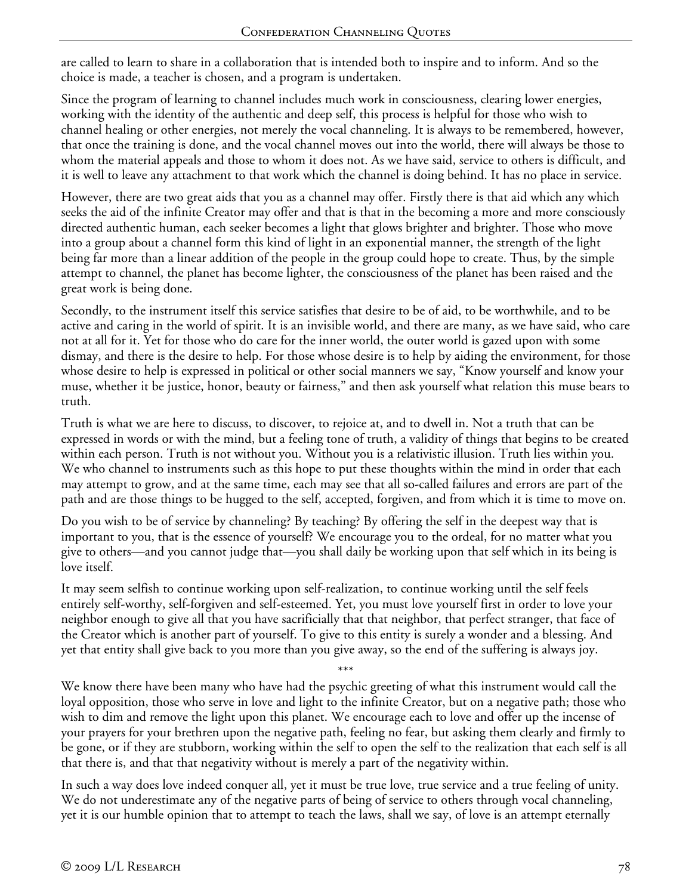are called to learn to share in a collaboration that is intended both to inspire and to inform. And so the choice is made, a teacher is chosen, and a program is undertaken.

Since the program of learning to channel includes much work in consciousness, clearing lower energies, working with the identity of the authentic and deep self, this process is helpful for those who wish to channel healing or other energies, not merely the vocal channeling. It is always to be remembered, however, that once the training is done, and the vocal channel moves out into the world, there will always be those to whom the material appeals and those to whom it does not. As we have said, service to others is difficult, and it is well to leave any attachment to that work which the channel is doing behind. It has no place in service.

However, there are two great aids that you as a channel may offer. Firstly there is that aid which any which seeks the aid of the infinite Creator may offer and that is that in the becoming a more and more consciously directed authentic human, each seeker becomes a light that glows brighter and brighter. Those who move into a group about a channel form this kind of light in an exponential manner, the strength of the light being far more than a linear addition of the people in the group could hope to create. Thus, by the simple attempt to channel, the planet has become lighter, the consciousness of the planet has been raised and the great work is being done.

Secondly, to the instrument itself this service satisfies that desire to be of aid, to be worthwhile, and to be active and caring in the world of spirit. It is an invisible world, and there are many, as we have said, who care not at all for it. Yet for those who do care for the inner world, the outer world is gazed upon with some dismay, and there is the desire to help. For those whose desire is to help by aiding the environment, for those whose desire to help is expressed in political or other social manners we say, "Know yourself and know your muse, whether it be justice, honor, beauty or fairness," and then ask yourself what relation this muse bears to truth.

Truth is what we are here to discuss, to discover, to rejoice at, and to dwell in. Not a truth that can be expressed in words or with the mind, but a feeling tone of truth, a validity of things that begins to be created within each person. Truth is not without you. Without you is a relativistic illusion. Truth lies within you. We who channel to instruments such as this hope to put these thoughts within the mind in order that each may attempt to grow, and at the same time, each may see that all so-called failures and errors are part of the path and are those things to be hugged to the self, accepted, forgiven, and from which it is time to move on.

Do you wish to be of service by channeling? By teaching? By offering the self in the deepest way that is important to you, that is the essence of yourself? We encourage you to the ordeal, for no matter what you give to others—and you cannot judge that—you shall daily be working upon that self which in its being is love itself.

It may seem selfish to continue working upon self-realization, to continue working until the self feels entirely self-worthy, self-forgiven and self-esteemed. Yet, you must love yourself first in order to love your neighbor enough to give all that you have sacrificially that that neighbor, that perfect stranger, that face of the Creator which is another part of yourself. To give to this entity is surely a wonder and a blessing. And yet that entity shall give back to you more than you give away, so the end of the suffering is always joy.

\*\*\*

We know there have been many who have had the psychic greeting of what this instrument would call the loyal opposition, those who serve in love and light to the infinite Creator, but on a negative path; those who wish to dim and remove the light upon this planet. We encourage each to love and offer up the incense of your prayers for your brethren upon the negative path, feeling no fear, but asking them clearly and firmly to be gone, or if they are stubborn, working within the self to open the self to the realization that each self is all that there is, and that that negativity without is merely a part of the negativity within.

In such a way does love indeed conquer all, yet it must be true love, true service and a true feeling of unity. We do not underestimate any of the negative parts of being of service to others through vocal channeling, yet it is our humble opinion that to attempt to teach the laws, shall we say, of love is an attempt eternally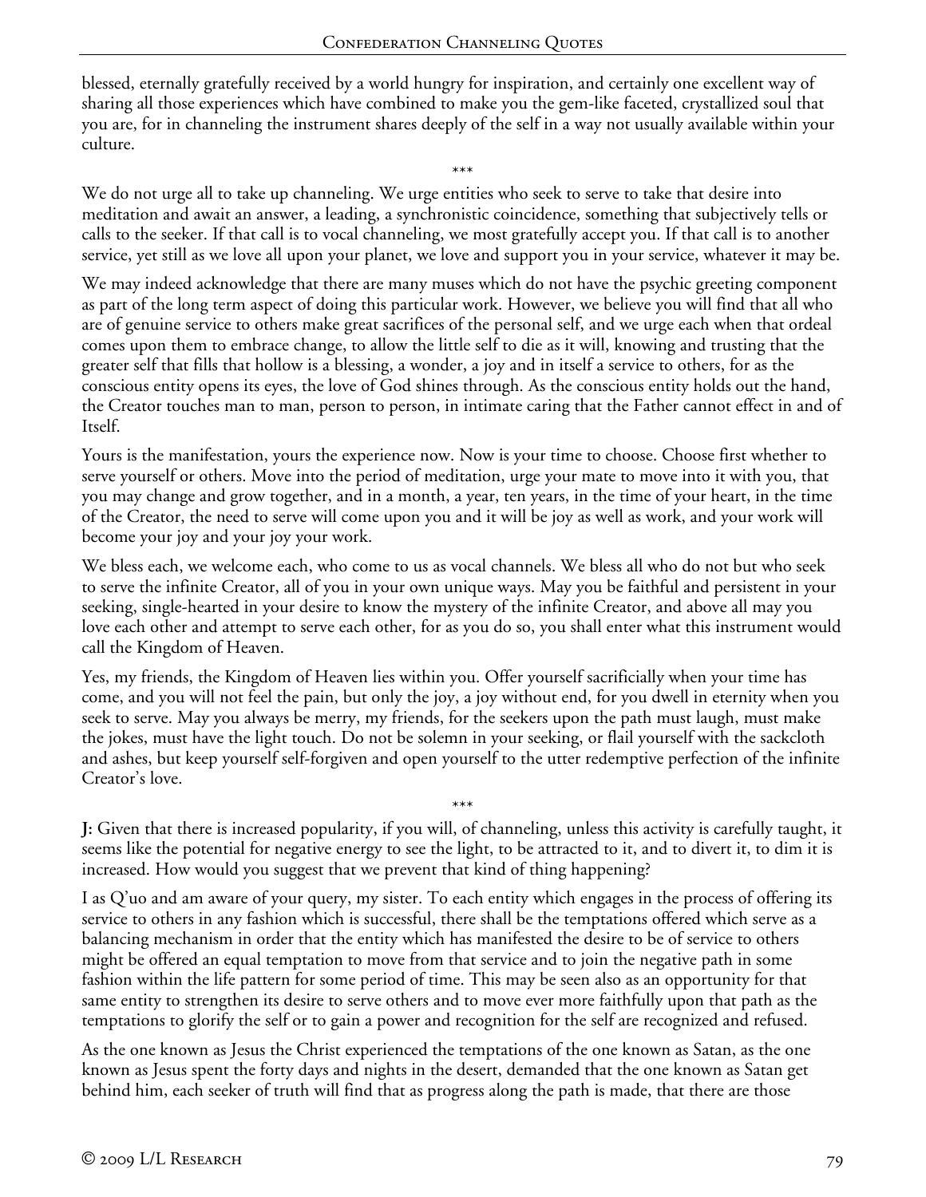blessed, eternally gratefully received by a world hungry for inspiration, and certainly one excellent way of sharing all those experiences which have combined to make you the gem-like faceted, crystallized soul that you are, for in channeling the instrument shares deeply of the self in a way not usually available within your culture.

\*\*\*

We do not urge all to take up channeling. We urge entities who seek to serve to take that desire into meditation and await an answer, a leading, a synchronistic coincidence, something that subjectively tells or calls to the seeker. If that call is to vocal channeling, we most gratefully accept you. If that call is to another service, yet still as we love all upon your planet, we love and support you in your service, whatever it may be.

We may indeed acknowledge that there are many muses which do not have the psychic greeting component as part of the long term aspect of doing this particular work. However, we believe you will find that all who are of genuine service to others make great sacrifices of the personal self, and we urge each when that ordeal comes upon them to embrace change, to allow the little self to die as it will, knowing and trusting that the greater self that fills that hollow is a blessing, a wonder, a joy and in itself a service to others, for as the conscious entity opens its eyes, the love of God shines through. As the conscious entity holds out the hand, the Creator touches man to man, person to person, in intimate caring that the Father cannot effect in and of Itself.

Yours is the manifestation, yours the experience now. Now is your time to choose. Choose first whether to serve yourself or others. Move into the period of meditation, urge your mate to move into it with you, that you may change and grow together, and in a month, a year, ten years, in the time of your heart, in the time of the Creator, the need to serve will come upon you and it will be joy as well as work, and your work will become your joy and your joy your work.

We bless each, we welcome each, who come to us as vocal channels. We bless all who do not but who seek to serve the infinite Creator, all of you in your own unique ways. May you be faithful and persistent in your seeking, single-hearted in your desire to know the mystery of the infinite Creator, and above all may you love each other and attempt to serve each other, for as you do so, you shall enter what this instrument would call the Kingdom of Heaven.

Yes, my friends, the Kingdom of Heaven lies within you. Offer yourself sacrificially when your time has come, and you will not feel the pain, but only the joy, a joy without end, for you dwell in eternity when you seek to serve. May you always be merry, my friends, for the seekers upon the path must laugh, must make the jokes, must have the light touch. Do not be solemn in your seeking, or flail yourself with the sackcloth and ashes, but keep yourself self-forgiven and open yourself to the utter redemptive perfection of the infinite Creator's love.

\*\*\*

**J:** Given that there is increased popularity, if you will, of channeling, unless this activity is carefully taught, it seems like the potential for negative energy to see the light, to be attracted to it, and to divert it, to dim it is increased. How would you suggest that we prevent that kind of thing happening?

I as Q'uo and am aware of your query, my sister. To each entity which engages in the process of offering its service to others in any fashion which is successful, there shall be the temptations offered which serve as a balancing mechanism in order that the entity which has manifested the desire to be of service to others might be offered an equal temptation to move from that service and to join the negative path in some fashion within the life pattern for some period of time. This may be seen also as an opportunity for that same entity to strengthen its desire to serve others and to move ever more faithfully upon that path as the temptations to glorify the self or to gain a power and recognition for the self are recognized and refused.

As the one known as Jesus the Christ experienced the temptations of the one known as Satan, as the one known as Jesus spent the forty days and nights in the desert, demanded that the one known as Satan get behind him, each seeker of truth will find that as progress along the path is made, that there are those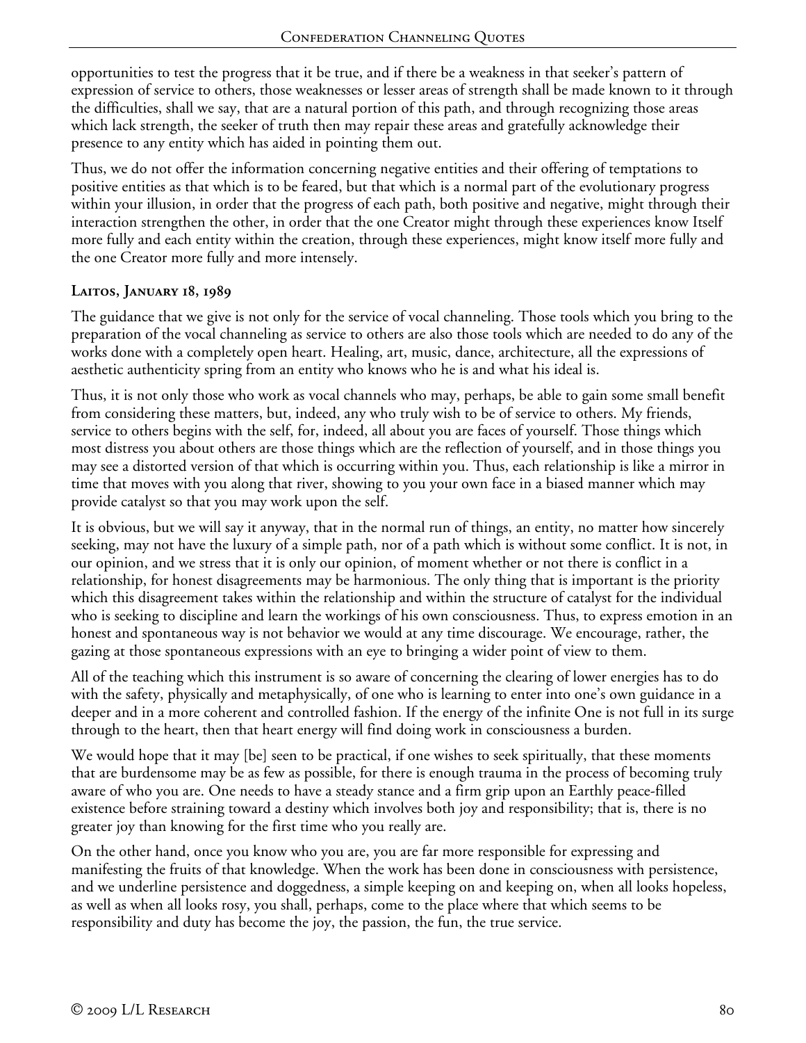opportunities to test the progress that it be true, and if there be a weakness in that seeker's pattern of expression of service to others, those weaknesses or lesser areas of strength shall be made known to it through the difficulties, shall we say, that are a natural portion of this path, and through recognizing those areas which lack strength, the seeker of truth then may repair these areas and gratefully acknowledge their presence to any entity which has aided in pointing them out.

Thus, we do not offer the information concerning negative entities and their offering of temptations to positive entities as that which is to be feared, but that which is a normal part of the evolutionary progress within your illusion, in order that the progress of each path, both positive and negative, might through their interaction strengthen the other, in order that the one Creator might through these experiences know Itself more fully and each entity within the creation, through these experiences, might know itself more fully and the one Creator more fully and more intensely.

**Laitos, January 18, 1989**

The guidance that we give is not only for the service of vocal channeling. Those tools which you bring to the preparation of the vocal channeling as service to others are also those tools which are needed to do any of the works done with a completely open heart. Healing, art, music, dance, architecture, all the expressions of aesthetic authenticity spring from an entity who knows who he is and what his ideal is.

Thus, it is not only those who work as vocal channels who may, perhaps, be able to gain some small benefit from considering these matters, but, indeed, any who truly wish to be of service to others. My friends, service to others begins with the self, for, indeed, all about you are faces of yourself. Those things which most distress you about others are those things which are the reflection of yourself, and in those things you may see a distorted version of that which is occurring within you. Thus, each relationship is like a mirror in time that moves with you along that river, showing to you your own face in a biased manner which may provide catalyst so that you may work upon the self.

It is obvious, but we will say it anyway, that in the normal run of things, an entity, no matter how sincerely seeking, may not have the luxury of a simple path, nor of a path which is without some conflict. It is not, in our opinion, and we stress that it is only our opinion, of moment whether or not there is conflict in a relationship, for honest disagreements may be harmonious. The only thing that is important is the priority which this disagreement takes within the relationship and within the structure of catalyst for the individual who is seeking to discipline and learn the workings of his own consciousness. Thus, to express emotion in an honest and spontaneous way is not behavior we would at any time discourage. We encourage, rather, the gazing at those spontaneous expressions with an eye to bringing a wider point of view to them.

All of the teaching which this instrument is so aware of concerning the clearing of lower energies has to do with the safety, physically and metaphysically, of one who is learning to enter into one's own guidance in a deeper and in a more coherent and controlled fashion. If the energy of the infinite One is not full in its surge through to the heart, then that heart energy will find doing work in consciousness a burden.

We would hope that it may [be] seen to be practical, if one wishes to seek spiritually, that these moments that are burdensome may be as few as possible, for there is enough trauma in the process of becoming truly aware of who you are. One needs to have a steady stance and a firm grip upon an Earthly peace-filled existence before straining toward a destiny which involves both joy and responsibility; that is, there is no greater joy than knowing for the first time who you really are.

On the other hand, once you know who you are, you are far more responsible for expressing and manifesting the fruits of that knowledge. When the work has been done in consciousness with persistence, and we underline persistence and doggedness, a simple keeping on and keeping on, when all looks hopeless, as well as when all looks rosy, you shall, perhaps, come to the place where that which seems to be responsibility and duty has become the joy, the passion, the fun, the true service.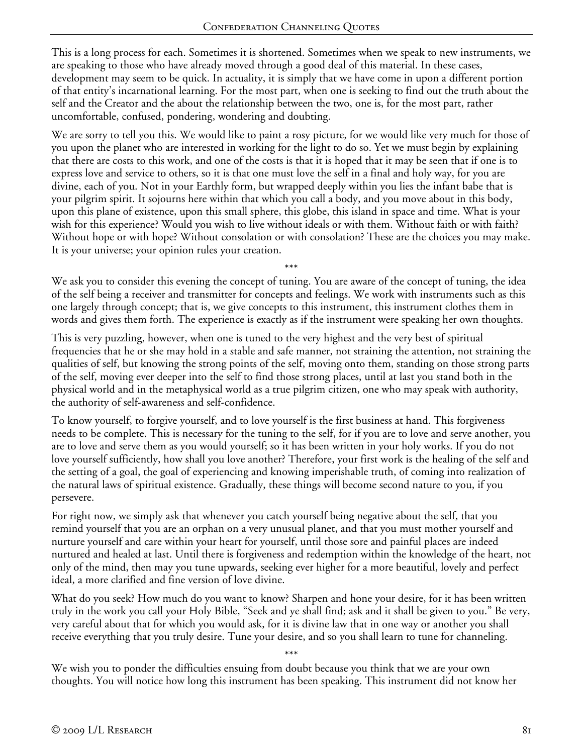This is a long process for each. Sometimes it is shortened. Sometimes when we speak to new instruments, we are speaking to those who have already moved through a good deal of this material. In these cases, development may seem to be quick. In actuality, it is simply that we have come in upon a different portion of that entity's incarnational learning. For the most part, when one is seeking to find out the truth about the self and the Creator and the about the relationship between the two, one is, for the most part, rather uncomfortable, confused, pondering, wondering and doubting.

We are sorry to tell you this. We would like to paint a rosy picture, for we would like very much for those of you upon the planet who are interested in working for the light to do so. Yet we must begin by explaining that there are costs to this work, and one of the costs is that it is hoped that it may be seen that if one is to express love and service to others, so it is that one must love the self in a final and holy way, for you are divine, each of you. Not in your Earthly form, but wrapped deeply within you lies the infant babe that is your pilgrim spirit. It sojourns here within that which you call a body, and you move about in this body, upon this plane of existence, upon this small sphere, this globe, this island in space and time. What is your wish for this experience? Would you wish to live without ideals or with them. Without faith or with faith? Without hope or with hope? Without consolation or with consolation? These are the choices you may make. It is your universe; your opinion rules your creation.

\*\*\*

We ask you to consider this evening the concept of tuning. You are aware of the concept of tuning, the idea of the self being a receiver and transmitter for concepts and feelings. We work with instruments such as this one largely through concept; that is, we give concepts to this instrument, this instrument clothes them in words and gives them forth. The experience is exactly as if the instrument were speaking her own thoughts.

This is very puzzling, however, when one is tuned to the very highest and the very best of spiritual frequencies that he or she may hold in a stable and safe manner, not straining the attention, not straining the qualities of self, but knowing the strong points of the self, moving onto them, standing on those strong parts of the self, moving ever deeper into the self to find those strong places, until at last you stand both in the physical world and in the metaphysical world as a true pilgrim citizen, one who may speak with authority, the authority of self-awareness and self-confidence.

To know yourself, to forgive yourself, and to love yourself is the first business at hand. This forgiveness needs to be complete. This is necessary for the tuning to the self, for if you are to love and serve another, you are to love and serve them as you would yourself; so it has been written in your holy works. If you do not love yourself sufficiently, how shall you love another? Therefore, your first work is the healing of the self and the setting of a goal, the goal of experiencing and knowing imperishable truth, of coming into realization of the natural laws of spiritual existence. Gradually, these things will become second nature to you, if you persevere.

For right now, we simply ask that whenever you catch yourself being negative about the self, that you remind yourself that you are an orphan on a very unusual planet, and that you must mother yourself and nurture yourself and care within your heart for yourself, until those sore and painful places are indeed nurtured and healed at last. Until there is forgiveness and redemption within the knowledge of the heart, not only of the mind, then may you tune upwards, seeking ever higher for a more beautiful, lovely and perfect ideal, a more clarified and fine version of love divine.

What do you seek? How much do you want to know? Sharpen and hone your desire, for it has been written truly in the work you call your Holy Bible, "Seek and ye shall find; ask and it shall be given to you." Be very, very careful about that for which you would ask, for it is divine law that in one way or another you shall receive everything that you truly desire. Tune your desire, and so you shall learn to tune for channeling.

\*\*\*

We wish you to ponder the difficulties ensuing from doubt because you think that we are your own thoughts. You will notice how long this instrument has been speaking. This instrument did not know her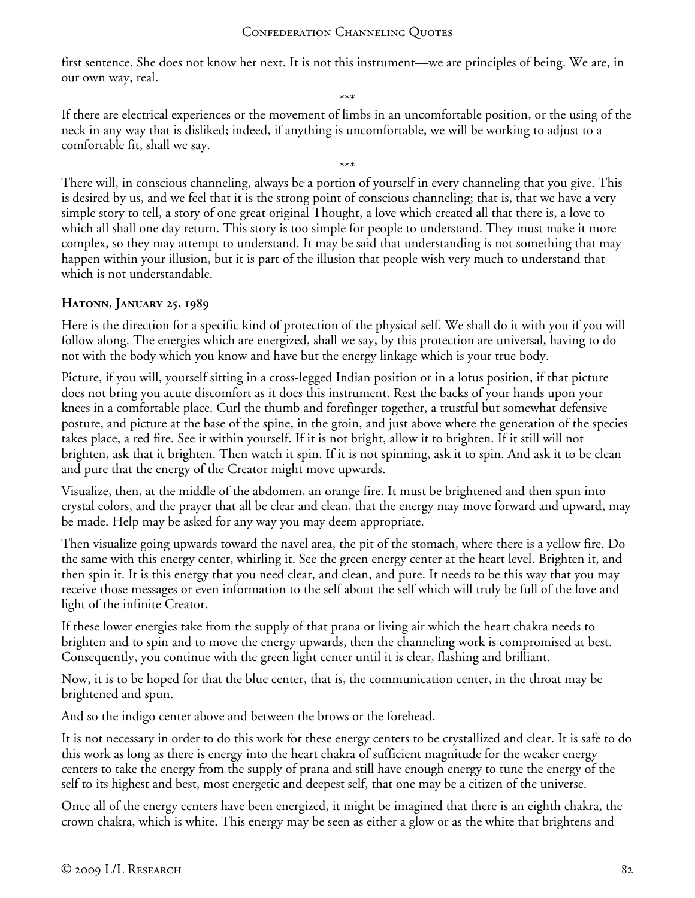first sentence. She does not know her next. It is not this instrument—we are principles of being. We are, in our own way, real.

\*\*\*

If there are electrical experiences or the movement of limbs in an uncomfortable position, or the using of the neck in any way that is disliked; indeed, if anything is uncomfortable, we will be working to adjust to a comfortable fit, shall we say.

\*\*\*

There will, in conscious channeling, always be a portion of yourself in every channeling that you give. This is desired by us, and we feel that it is the strong point of conscious channeling; that is, that we have a very simple story to tell, a story of one great original Thought, a love which created all that there is, a love to which all shall one day return. This story is too simple for people to understand. They must make it more complex, so they may attempt to understand. It may be said that understanding is not something that may happen within your illusion, but it is part of the illusion that people wish very much to understand that which is not understandable.

### Hatonn, January 25, 1989

Here is the direction for a specific kind of protection of the physical self. We shall do it with you if you will follow along. The energies which are energized, shall we say, by this protection are universal, having to do not with the body which you know and have but the energy linkage which is your true body.

Picture, if you will, yourself sitting in a cross-legged Indian position or in a lotus position, if that picture does not bring you acute discomfort as it does this instrument. Rest the backs of your hands upon your knees in a comfortable place. Curl the thumb and forefinger together, a trustful but somewhat defensive posture, and picture at the base of the spine, in the groin, and just above where the generation of the species takes place, a red fire. See it within yourself. If it is not bright, allow it to brighten. If it still will not brighten, ask that it brighten. Then watch it spin. If it is not spinning, ask it to spin. And ask it to be clean and pure that the energy of the Creator might move upwards.

Visualize, then, at the middle of the abdomen, an orange fire. It must be brightened and then spun into crystal colors, and the prayer that all be clear and clean, that the energy may move forward and upward, may be made. Help may be asked for any way you may deem appropriate.

Then visualize going upwards toward the navel area, the pit of the stomach, where there is a yellow fire. Do the same with this energy center, whirling it. See the green energy center at the heart level. Brighten it, and then spin it. It is this energy that you need clear, and clean, and pure. It needs to be this way that you may receive those messages or even information to the self about the self which will truly be full of the love and light of the infinite Creator.

If these lower energies take from the supply of that prana or living air which the heart chakra needs to brighten and to spin and to move the energy upwards, then the channeling work is compromised at best. Consequently, you continue with the green light center until it is clear, flashing and brilliant.

Now, it is to be hoped for that the blue center, that is, the communication center, in the throat may be brightened and spun.

And so the indigo center above and between the brows or the forehead.

It is not necessary in order to do this work for these energy centers to be crystallized and clear. It is safe to do this work as long as there is energy into the heart chakra of sufficient magnitude for the weaker energy centers to take the energy from the supply of prana and still have enough energy to tune the energy of the self to its highest and best, most energetic and deepest self, that one may be a citizen of the universe.

Once all of the energy centers have been energized, it might be imagined that there is an eighth chakra, the crown chakra, which is white. This energy may be seen as either a glow or as the white that brightens and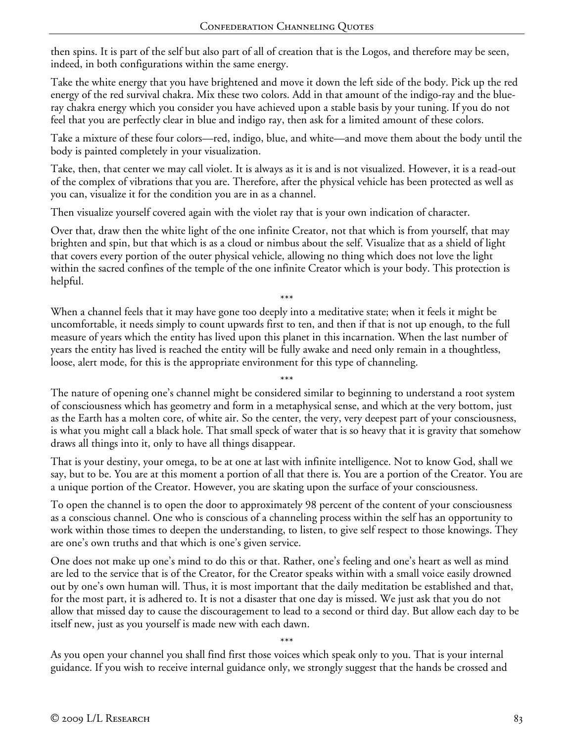then spins. It is part of the self but also part of all of creation that is the Logos, and therefore may be seen, indeed, in both configurations within the same energy.

Take the white energy that you have brightened and move it down the left side of the body. Pick up the red energy of the red survival chakra. Mix these two colors. Add in that amount of the indigo-ray and the blue-ray chakra energy which you consider you have achieved upon a stable basis by your tuning. If you do not feel that you are perfectly clear in blue and indigo ray, then ask for a limited amount of these colors.

Take a mixture of these four colors—red, indigo, blue, and white—and move them about the body until the body is painted completely in your visualization.

Take, then, that center we may call violet. It is always as it is and is not visualized. However, it is a read-out of the complex of vibrations that you are. Therefore, after the physical vehicle has been protected as well as you can, visualize it for the condition you are in as a channel.

Then visualize yourself covered again with the violet ray that is your own indication of character.

Over that, draw then the white light of the one infinite Creator, not that which is from yourself, that may brighten and spin, but that which is as a cloud or nimbus about the self. Visualize that as a shield of light that covers every portion of the outer physical vehicle, allowing no thing which does not love the light within the sacred confines of the temple of the one infinite Creator which is your body. This protection is helpful.

\*\*\*

When a channel feels that it may have gone too deeply into a meditative state; when it feels it might be uncomfortable, it needs simply to count upwards first to ten, and then if that is not up enough, to the full measure of years which the entity has lived upon this planet in this incarnation. When the last number of years the entity has lived is reached the entity will be fully awake and need only remain in a thoughtless, loose, alert mode, for this is the appropriate environment for this type of channeling.

\*\*\*

The nature of opening one's channel might be considered similar to beginning to understand a root system of consciousness which has geometry and form in a metaphysical sense, and which at the very bottom, just as the Earth has a molten core, of white air. So the center, the very, very deepest part of your consciousness, is what you might call a black hole. That small speck of water that is so heavy that it is gravity that somehow draws all things into it, only to have all things disappear.

That is your destiny, your omega, to be at one at last with infinite intelligence. Not to know God, shall we say, but to be. You are at this moment a portion of all that there is. You are a portion of the Creator. You are a unique portion of the Creator. However, you are skating upon the surface of your consciousness.

To open the channel is to open the door to approximately 98 percent of the content of your consciousness as a conscious channel. One who is conscious of a channeling process within the self has an opportunity to work within those times to deepen the understanding, to listen, to give self respect to those knowings. They are one's own truths and that which is one's given service.

One does not make up one's mind to do this or that. Rather, one's feeling and one's heart as well as mind are led to the service that is of the Creator, for the Creator speaks within with a small voice easily drowned out by one's own human will. Thus, it is most important that the daily meditation be established and that, for the most part, it is adhered to. It is not a disaster that one day is missed. We just ask that you do not allow that missed day to cause the discouragement to lead to a second or third day. But allow each day to be itself new, just as you yourself is made new with each dawn.

\*\*\*

As you open your channel you shall find first those voices which speak only to you. That is your internal guidance. If you wish to receive internal guidance only, we strongly suggest that the hands be crossed and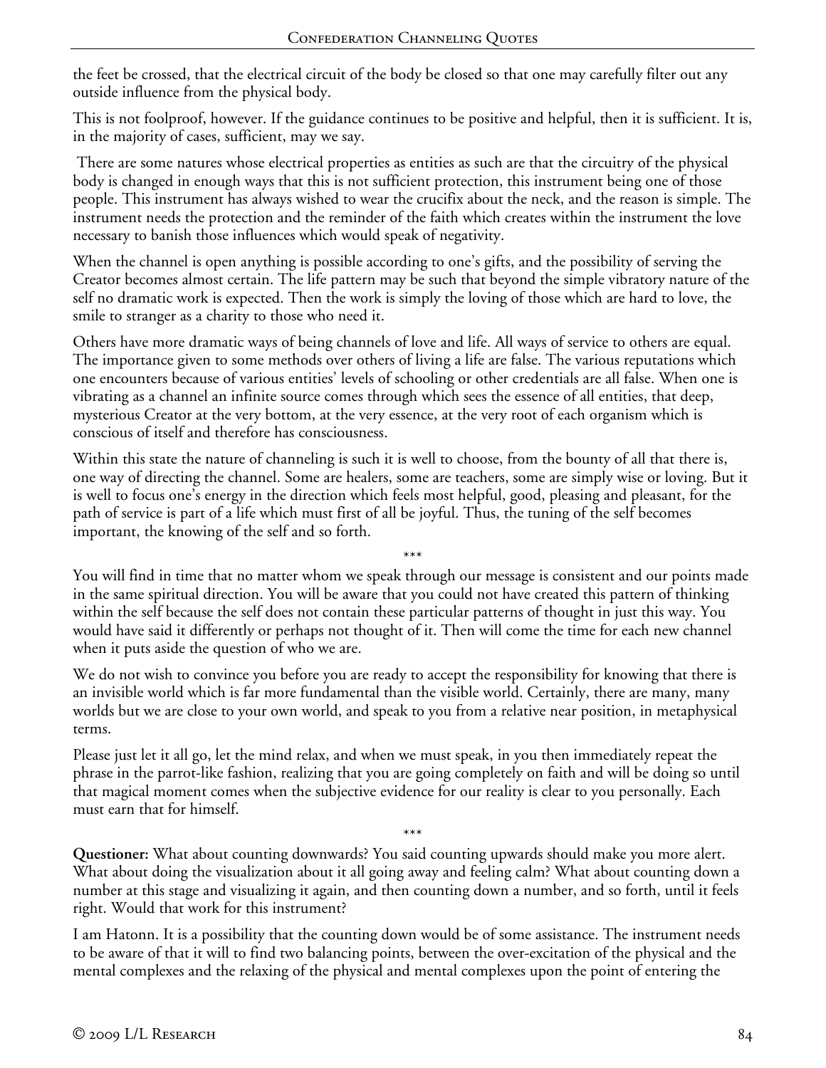the feet be crossed, that the electrical circuit of the body be closed so that one may carefully filter out any outside influence from the physical body.

This is not foolproof, however. If the guidance continues to be positive and helpful, then it is sufficient. It is, in the majority of cases, sufficient, may we say.

There are some natures whose electrical properties as entities as such are that the circuitry of the physical body is changed in enough ways that this is not sufficient protection, this instrument being one of those people. This instrument has always wished to wear the crucifix about the neck, and the reason is simple. The instrument needs the protection and the reminder of the faith which creates within the instrument the love necessary to banish those influences which would speak of negativity.

When the channel is open anything is possible according to one's gifts, and the possibility of serving the Creator becomes almost certain. The life pattern may be such that beyond the simple vibratory nature of the self no dramatic work is expected. Then the work is simply the loving of those which are hard to love, the smile to stranger as a charity to those who need it.

Others have more dramatic ways of being channels of love and life. All ways of service to others are equal. The importance given to some methods over others of living a life are false. The various reputations which one encounters because of various entities' levels of schooling or other credentials are all false. When one is vibrating as a channel an infinite source comes through which sees the essence of all entities, that deep, mysterious Creator at the very bottom, at the very essence, at the very root of each organism which is conscious of itself and therefore has consciousness.

Within this state the nature of channeling is such it is well to choose, from the bounty of all that there is, one way of directing the channel. Some are healers, some are teachers, some are simply wise or loving. But it is well to focus one's energy in the direction which feels most helpful, good, pleasing and pleasant, for the path of service is part of a life which must first of all be joyful. Thus, the tuning of the self becomes important, the knowing of the self and so forth.

\*\*\*

You will find in time that no matter whom we speak through our message is consistent and our points made in the same spiritual direction. You will be aware that you could not have created this pattern of thinking within the self because the self does not contain these particular patterns of thought in just this way. You would have said it differently or perhaps not thought of it. Then will come the time for each new channel when it puts aside the question of who we are.

We do not wish to convince you before you are ready to accept the responsibility for knowing that there is an invisible world which is far more fundamental than the visible world. Certainly, there are many, many worlds but we are close to your own world, and speak to you from a relative near position, in metaphysical terms.

Please just let it all go, let the mind relax, and when we must speak, in you then immediately repeat the phrase in the parrot-like fashion, realizing that you are going completely on faith and will be doing so until that magical moment comes when the subjective evidence for our reality is clear to you personally. Each must earn that for himself.

\*\*\*

**Questioner:** What about counting downwards? You said counting upwards should make you more alert. What about doing the visualization about it all going away and feeling calm? What about counting down a number at this stage and visualizing it again, and then counting down a number, and so forth, until it feels right. Would that work for this instrument?

I am Hatonn. It is a possibility that the counting down would be of some assistance. The instrument needs to be aware of that it will to find two balancing points, between the over-excitation of the physical and the mental complexes and the relaxing of the physical and mental complexes upon the point of entering the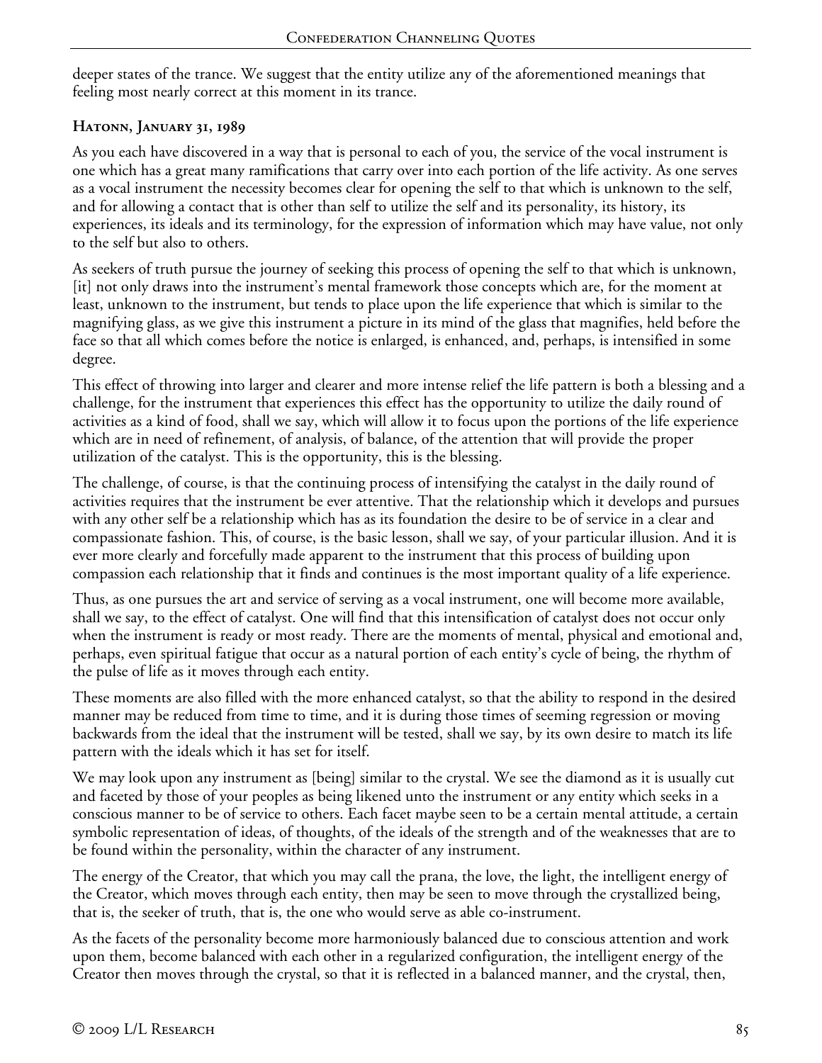deeper states of the trance. We suggest that the entity utilize any of the aforementioned meanings that feeling most nearly correct at this moment in its trance.

### Hatonn, January 31, 1989

As you each have discovered in a way that is personal to each of you, the service of the vocal instrument is one which has a great many ramifications that carry over into each portion of the life activity. As one serves as a vocal instrument the necessity becomes clear for opening the self to that which is unknown to the self, and for allowing a contact that is other than self to utilize the self and its personality, its history, its experiences, its ideals and its terminology, for the expression of information which may have value, not only to the self but also to others.

As seekers of truth pursue the journey of seeking this process of opening the self to that which is unknown, [it] not only draws into the instrument's mental framework those concepts which are, for the moment at least, unknown to the instrument, but tends to place upon the life experience that which is similar to the magnifying glass, as we give this instrument a picture in its mind of the glass that magnifies, held before the face so that all which comes before the notice is enlarged, is enhanced, and, perhaps, is intensified in some degree.

This effect of throwing into larger and clearer and more intense relief the life pattern is both a blessing and a challenge, for the instrument that experiences this effect has the opportunity to utilize the daily round of activities as a kind of food, shall we say, which will allow it to focus upon the portions of the life experience which are in need of refinement, of analysis, of balance, of the attention that will provide the proper utilization of the catalyst. This is the opportunity, this is the blessing.

The challenge, of course, is that the continuing process of intensifying the catalyst in the daily round of activities requires that the instrument be ever attentive. That the relationship which it develops and pursues with any other self be a relationship which has as its foundation the desire to be of service in a clear and compassionate fashion. This, of course, is the basic lesson, shall we say, of your particular illusion. And it is ever more clearly and forcefully made apparent to the instrument that this process of building upon compassion each relationship that it finds and continues is the most important quality of a life experience.

Thus, as one pursues the art and service of serving as a vocal instrument, one will become more available, shall we say, to the effect of catalyst. One will find that this intensification of catalyst does not occur only when the instrument is ready or most ready. There are the moments of mental, physical and emotional and, perhaps, even spiritual fatigue that occur as a natural portion of each entity's cycle of being, the rhythm of the pulse of life as it moves through each entity.

These moments are also filled with the more enhanced catalyst, so that the ability to respond in the desired manner may be reduced from time to time, and it is during those times of seeming regression or moving backwards from the ideal that the instrument will be tested, shall we say, by its own desire to match its life pattern with the ideals which it has set for itself.

We may look upon any instrument as [being] similar to the crystal. We see the diamond as it is usually cut and faceted by those of your peoples as being likened unto the instrument or any entity which seeks in a conscious manner to be of service to others. Each facet maybe seen to be a certain mental attitude, a certain symbolic representation of ideas, of thoughts, of the ideals of the strength and of the weaknesses that are to be found within the personality, within the character of any instrument.

The energy of the Creator, that which you may call the prana, the love, the light, the intelligent energy of the Creator, which moves through each entity, then may be seen to move through the crystallized being, that is, the seeker of truth, that is, the one who would serve as able co-instrument.

As the facets of the personality become more harmoniously balanced due to conscious attention and work upon them, become balanced with each other in a regularized configuration, the intelligent energy of the Creator then moves through the crystal, so that it is reflected in a balanced manner, and the crystal, then,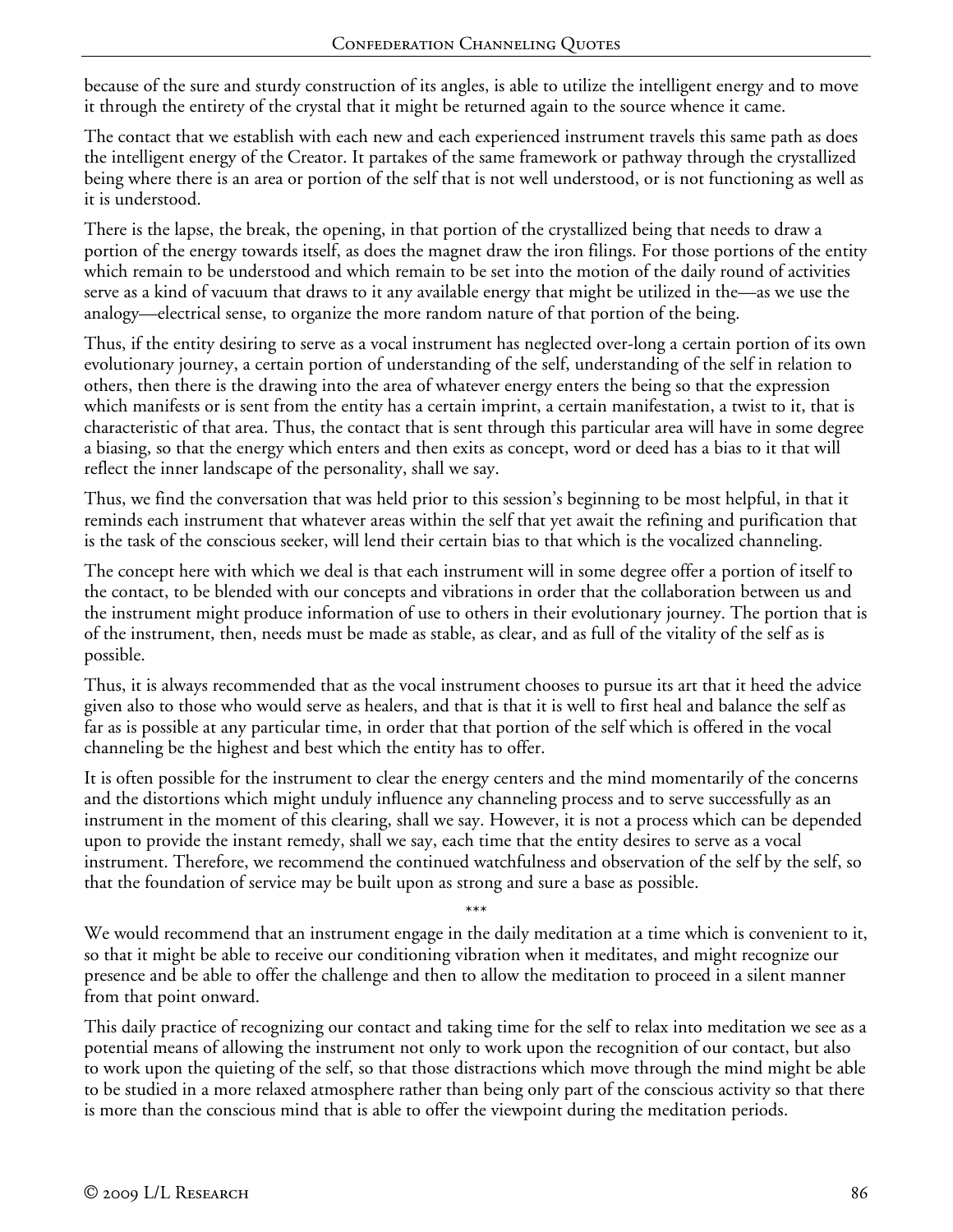because of the sure and sturdy construction of its angles, is able to utilize the intelligent energy and to move it through the entirety of the crystal that it might be returned again to the source whence it came.

The contact that we establish with each new and each experienced instrument travels this same path as does the intelligent energy of the Creator. It partakes of the same framework or pathway through the crystallized being where there is an area or portion of the self that is not well understood, or is not functioning as well as it is understood.

There is the lapse, the break, the opening, in that portion of the crystallized being that needs to draw a portion of the energy towards itself, as does the magnet draw the iron filings. For those portions of the entity which remain to be understood and which remain to be set into the motion of the daily round of activities serve as a kind of vacuum that draws to it any available energy that might be utilized in the—as we use the analogy—electrical sense, to organize the more random nature of that portion of the being.

Thus, if the entity desiring to serve as a vocal instrument has neglected over-long a certain portion of its own evolutionary journey, a certain portion of understanding of the self, understanding of the self in relation to others, then there is the drawing into the area of whatever energy enters the being so that the expression which manifests or is sent from the entity has a certain imprint, a certain manifestation, a twist to it, that is characteristic of that area. Thus, the contact that is sent through this particular area will have in some degree a biasing, so that the energy which enters and then exits as concept, word or deed has a bias to it that will reflect the inner landscape of the personality, shall we say.

Thus, we find the conversation that was held prior to this session's beginning to be most helpful, in that it reminds each instrument that whatever areas within the self that yet await the refining and purification that is the task of the conscious seeker, will lend their certain bias to that which is the vocalized channeling.

The concept here with which we deal is that each instrument will in some degree offer a portion of itself to the contact, to be blended with our concepts and vibrations in order that the collaboration between us and the instrument might produce information of use to others in their evolutionary journey. The portion that is of the instrument, then, needs must be made as stable, as clear, and as full of the vitality of the self as is possible.

Thus, it is always recommended that as the vocal instrument chooses to pursue its art that it heed the advice given also to those who would serve as healers, and that is that it is well to first heal and balance the self as far as is possible at any particular time, in order that that portion of the self which is offered in the vocal channeling be the highest and best which the entity has to offer.

It is often possible for the instrument to clear the energy centers and the mind momentarily of the concerns and the distortions which might unduly influence any channeling process and to serve successfully as an instrument in the moment of this clearing, shall we say. However, it is not a process which can be depended upon to provide the instant remedy, shall we say, each time that the entity desires to serve as a vocal instrument. Therefore, we recommend the continued watchfulness and observation of the self by the self, so that the foundation of service may be built upon as strong and sure a base as possible.

\*\*\*

We would recommend that an instrument engage in the daily meditation at a time which is convenient to it, so that it might be able to receive our conditioning vibration when it meditates, and might recognize our presence and be able to offer the challenge and then to allow the meditation to proceed in a silent manner from that point onward.

This daily practice of recognizing our contact and taking time for the self to relax into meditation we see as a potential means of allowing the instrument not only to work upon the recognition of our contact, but also to work upon the quieting of the self, so that those distractions which move through the mind might be able to be studied in a more relaxed atmosphere rather than being only part of the conscious activity so that there is more than the conscious mind that is able to offer the viewpoint during the meditation periods.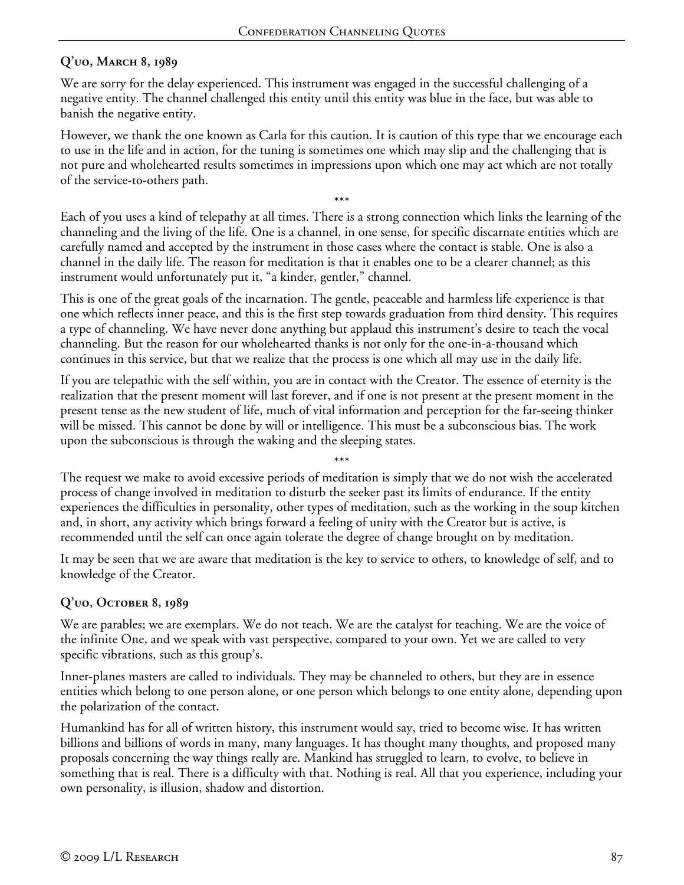### Q'uo, March 8, 1989

We are sorry for the delay experienced. This instrument was engaged in the successful challenging of a negative entity. The channel challenged this entity until this entity was blue in the face, but was able to banish the negative entity.

However, we thank the one known as Carla for this caution. It is caution of this type that we encourage each to use in the life and in action, for the tuning is sometimes one which may slip and the challenging that is not pure and wholehearted results sometimes in impressions upon which one may act which are not totally of the service-to-others path.

\*\*\*

Each of you uses a kind of telepathy at all times. There is a strong connection which links the learning of the channeling and the living of the life. One is a channel, in one sense, for specific discarnate entities which are carefully named and accepted by the instrument in those cases where the contact is stable. One is also a channel in the daily life. The reason for meditation is that it enables one to be a clearer channel; as this instrument would unfortunately put it, "a kinder, gentler," channel.

This is one of the great goals of the incarnation. The gentle, peaceable and harmless life experience is that one which reflects inner peace, and this is the first step towards graduation from third density. This requires a type of channeling. We have never done anything but applaud this instrument's desire to teach the vocal channeling. But the reason for our wholehearted thanks is not only for the one-in-a-thousand which continues in this service, but that we realize that the process is one which all may use in the daily life.

If you are telepathic with the self within, you are in contact with the Creator. The essence of eternity is the realization that the present moment will last forever, and if one is not present at the present moment in the present tense as the new student of life, much of vital information and perception for the far-seeing thinker will be missed. This cannot be done by will or intelligence. This must be a subconscious bias. The work upon the subconscious is through the waking and the sleeping states.

\*\*\*

The request we make to avoid excessive periods of meditation is simply that we do not wish the accelerated process of change involved in meditation to disturb the seeker past its limits of endurance. If the entity experiences the difficulties in personality, other types of meditation, such as the working in the soup kitchen and, in short, any activity which brings forward a feeling of unity with the Creator but is active, is recommended until the self can once again tolerate the degree of change brought on by meditation.

It may be seen that we are aware that meditation is the key to service to others, to knowledge of self, and to knowledge of the Creator.

### Q'uo, October 8, 1989

We are parables; we are exemplars. We do not teach. We are the catalyst for teaching. We are the voice of the infinite One, and we speak with vast perspective, compared to your own. Yet we are called to very specific vibrations, such as this group's.

Inner-planes masters are called to individuals. They may be channeled to others, but they are in essence entities which belong to one person alone, or one person which belongs to one entity alone, depending upon the polarization of the contact.

Humankind has for all of written history, this instrument would say, tried to become wise. It has written billions and billions of words in many, many languages. It has thought many thoughts, and proposed many proposals concerning the way things really are. Mankind has struggled to learn, to evolve, to believe in something that is real. There is a difficulty with that. Nothing is real. All that you experience, including your own personality, is illusion, shadow and distortion.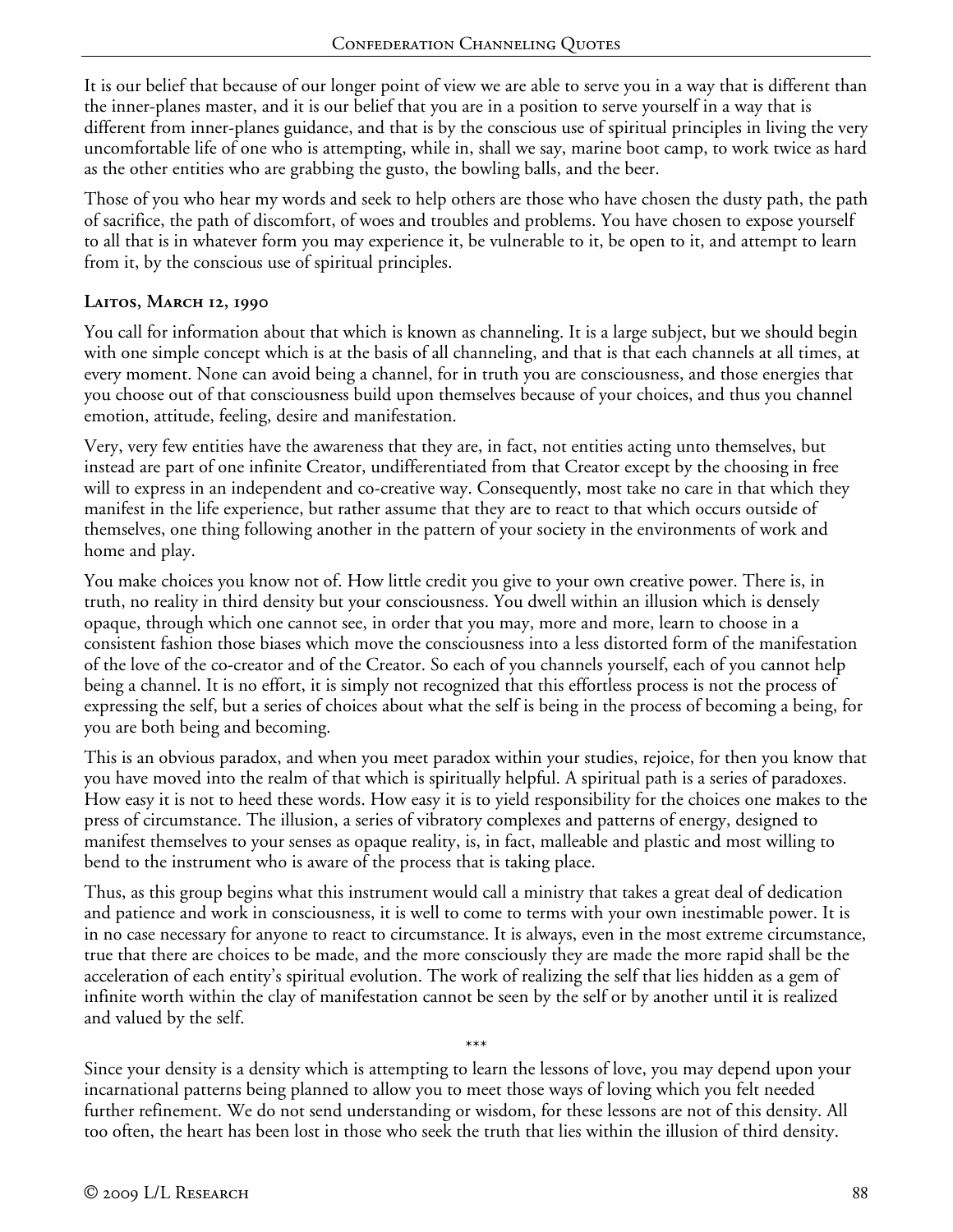It is our belief that because of our longer point of view we are able to serve you in a way that is different than the inner-planes master, and it is our belief that you are in a position to serve yourself in a way that is different from inner-planes guidance, and that is by the conscious use of spiritual principles in living the very uncomfortable life of one who is attempting, while in, shall we say, marine boot camp, to work twice as hard as the other entities who are grabbing the gusto, the bowling balls, and the beer.

Those of you who hear my words and seek to help others are those who have chosen the dusty path, the path of sacrifice, the path of discomfort, of woes and troubles and problems. You have chosen to expose yourself to all that is in whatever form you may experience it, be vulnerable to it, be open to it, and attempt to learn from it, by the conscious use of spiritual principles.

### Laitos, March 12, 1990

You call for information about that which is known as channeling. It is a large subject, but we should begin with one simple concept which is at the basis of all channeling, and that is that each channels at all times, at every moment. None can avoid being a channel, for in truth you are consciousness, and those energies that you choose out of that consciousness build upon themselves because of your choices, and thus you channel emotion, attitude, feeling, desire and manifestation.

Very, very few entities have the awareness that they are, in fact, not entities acting unto themselves, but instead are part of one infinite Creator, undifferentiated from that Creator except by the choosing in free will to express in an independent and co-creative way. Consequently, most take no care in that which they manifest in the life experience, but rather assume that they are to react to that which occurs outside of themselves, one thing following another in the pattern of your society in the environments of work and home and play.

You make choices you know not of. How little credit you give to your own creative power. There is, in truth, no reality in third density but your consciousness. You dwell within an illusion which is densely opaque, through which one cannot see, in order that you may, more and more, learn to choose in a consistent fashion those biases which move the consciousness into a less distorted form of the manifestation of the love of the co-creator and of the Creator. So each of you channels yourself, each of you cannot help being a channel. It is no effort, it is simply not recognized that this effortless process is not the process of expressing the self, but a series of choices about what the self is being in the process of becoming a being, for you are both being and becoming.

This is an obvious paradox, and when you meet paradox within your studies, rejoice, for then you know that you have moved into the realm of that which is spiritually helpful. A spiritual path is a series of paradoxes. How easy it is not to heed these words. How easy it is to yield responsibility for the choices one makes to the press of circumstance. The illusion, a series of vibratory complexes and patterns of energy, designed to manifest themselves to your senses as opaque reality, is, in fact, malleable and plastic and most willing to bend to the instrument who is aware of the process that is taking place.

Thus, as this group begins what this instrument would call a ministry that takes a great deal of dedication and patience and work in consciousness, it is well to come to terms with your own inestimable power. It is in no case necessary for anyone to react to circumstance. It is always, even in the most extreme circumstance, true that there are choices to be made, and the more consciously they are made the more rapid shall be the acceleration of each entity's spiritual evolution. The work of realizing the self that lies hidden as a gem of infinite worth within the clay of manifestation cannot be seen by the self or by another until it is realized and valued by the self.

\*\*\*

Since your density is a density which is attempting to learn the lessons of love, you may depend upon your incarnational patterns being planned to allow you to meet those ways of loving which you felt needed further refinement. We do not send understanding or wisdom, for these lessons are not of this density. All too often, the heart has been lost in those who seek the truth that lies within the illusion of third density.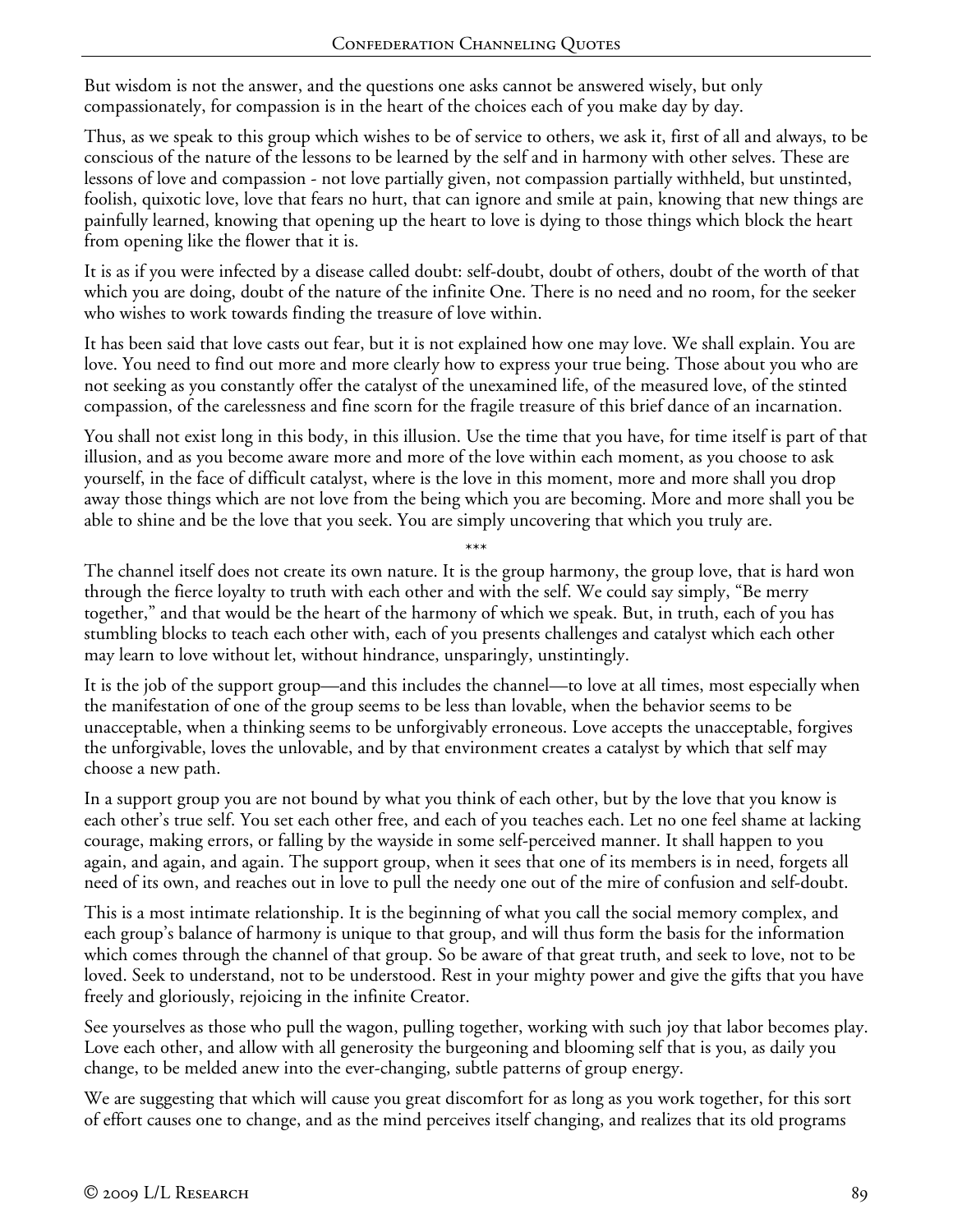But wisdom is not the answer, and the questions one asks cannot be answered wisely, but only compassionately, for compassion is in the heart of the choices each of you make day by day.

Thus, as we speak to this group which wishes to be of service to others, we ask it, first of all and always, to be conscious of the nature of the lessons to be learned by the self and in harmony with other selves. These are lessons of love and compassion - not love partially given, not compassion partially withheld, but unstinted, foolish, quixotic love, love that fears no hurt, that can ignore and smile at pain, knowing that new things are painfully learned, knowing that opening up the heart to love is dying to those things which block the heart from opening like the flower that it is.

It is as if you were infected by a disease called doubt: self-doubt, doubt of others, doubt of the worth of that which you are doing, doubt of the nature of the infinite One. There is no need and no room, for the seeker who wishes to work towards finding the treasure of love within.

It has been said that love casts out fear, but it is not explained how one may love. We shall explain. You are love. You need to find out more and more clearly how to express your true being. Those about you who are not seeking as you constantly offer the catalyst of the unexamined life, of the measured love, of the stinted compassion, of the carelessness and fine scorn for the fragile treasure of this brief dance of an incarnation.

You shall not exist long in this body, in this illusion. Use the time that you have, for time itself is part of that illusion, and as you become aware more and more of the love within each moment, as you choose to ask yourself, in the face of difficult catalyst, where is the love in this moment, more and more shall you drop away those things which are not love from the being which you are becoming. More and more shall you be able to shine and be the love that you seek. You are simply uncovering that which you truly are.

***

The channel itself does not create its own nature. It is the group harmony, the group love, that is hard won through the fierce loyalty to truth with each other and with the self. We could say simply, "Be merry together," and that would be the heart of the harmony of which we speak. But, in truth, each of you has stumbling blocks to teach each other with, each of you presents challenges and catalyst which each other may learn to love without let, without hindrance, unsparingly, unstintingly.

It is the job of the support group—and this includes the channel—to love at all times, most especially when the manifestation of one of the group seems to be less than lovable, when the behavior seems to be unacceptable, when a thinking seems to be unforgivably erroneous. Love accepts the unacceptable, forgives the unforgivable, loves the unlovable, and by that environment creates a catalyst by which that self may choose a new path.

In a support group you are not bound by what you think of each other, but by the love that you know is each other's true self. You set each other free, and each of you teaches each. Let no one feel shame at lacking courage, making errors, or falling by the wayside in some self-perceived manner. It shall happen to you again, and again, and again. The support group, when it sees that one of its members is in need, forgets all need of its own, and reaches out in love to pull the needy one out of the mire of confusion and self-doubt.

This is a most intimate relationship. It is the beginning of what you call the social memory complex, and each group's balance of harmony is unique to that group, and will thus form the basis for the information which comes through the channel of that group. So be aware of that great truth, and seek to love, not to be loved. Seek to understand, not to be understood. Rest in your mighty power and give the gifts that you have freely and gloriously, rejoicing in the infinite Creator.

See yourselves as those who pull the wagon, pulling together, working with such joy that labor becomes play. Love each other, and allow with all generosity the burgeoning and blooming self that is you, as daily you change, to be melded anew into the ever-changing, subtle patterns of group energy.

We are suggesting that which will cause you great discomfort for as long as you work together, for this sort of effort causes one to change, and as the mind perceives itself changing, and realizes that its old programs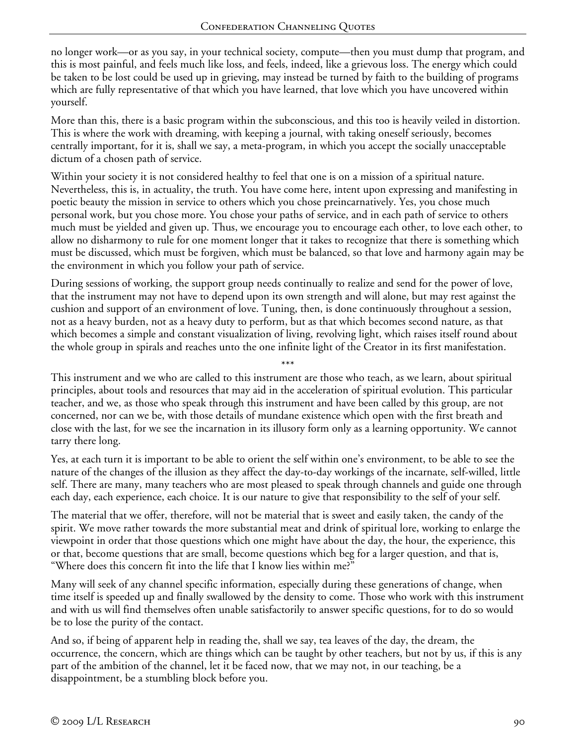no longer work—or as you say, in your technical society, compute—then you must dump that program, and this is most painful, and feels much like loss, and feels, indeed, like a grievous loss. The energy which could be taken to be lost could be used up in grieving, may instead be turned by faith to the building of programs which are fully representative of that which you have learned, that love which you have uncovered within yourself.

More than this, there is a basic program within the subconscious, and this too is heavily veiled in distortion. This is where the work with dreaming, with keeping a journal, with taking oneself seriously, becomes centrally important, for it is, shall we say, a meta-program, in which you accept the socially unacceptable dictum of a chosen path of service.

Within your society it is not considered healthy to feel that one is on a mission of a spiritual nature. Nevertheless, this is, in actuality, the truth. You have come here, intent upon expressing and manifesting in poetic beauty the mission in service to others which you chose preincarnatively. Yes, you chose much personal work, but you chose more. You chose your paths of service, and in each path of service to others much must be yielded and given up. Thus, we encourage you to encourage each other, to love each other, to allow no disharmony to rule for one moment longer that it takes to recognize that there is something which must be discussed, which must be forgiven, which must be balanced, so that love and harmony again may be the environment in which you follow your path of service.

During sessions of working, the support group needs continually to realize and send for the power of love, that the instrument may not have to depend upon its own strength and will alone, but may rest against the cushion and support of an environment of love. Tuning, then, is done continuously throughout a session, not as a heavy burden, not as a heavy duty to perform, but as that which becomes second nature, as that which becomes a simple and constant visualization of living, revolving light, which raises itself round about the whole group in spirals and reaches unto the one infinite light of the Creator in its first manifestation.

\*\*\*

This instrument and we who are called to this instrument are those who teach, as we learn, about spiritual principles, about tools and resources that may aid in the acceleration of spiritual evolution. This particular teacher, and we, as those who speak through this instrument and have been called by this group, are not concerned, nor can we be, with those details of mundane existence which open with the first breath and close with the last, for we see the incarnation in its illusory form only as a learning opportunity. We cannot tarry there long.

Yes, at each turn it is important to be able to orient the self within one's environment, to be able to see the nature of the changes of the illusion as they affect the day-to-day workings of the incarnate, self-willed, little self. There are many, many teachers who are most pleased to speak through channels and guide one through each day, each experience, each choice. It is our nature to give that responsibility to the self of your self.

The material that we offer, therefore, will not be material that is sweet and easily taken, the candy of the spirit. We move rather towards the more substantial meat and drink of spiritual lore, working to enlarge the viewpoint in order that those questions which one might have about the day, the hour, the experience, this or that, become questions that are small, become questions which beg for a larger question, and that is, "Where does this concern fit into the life that I know lies within me?"

Many will seek of any channel specific information, especially during these generations of change, when time itself is speeded up and finally swallowed by the density to come. Those who work with this instrument and with us will find themselves often unable satisfactorily to answer specific questions, for to do so would be to lose the purity of the contact.

And so, if being of apparent help in reading the, shall we say, tea leaves of the day, the dream, the occurrence, the concern, which are things which can be taught by other teachers, but not by us, if this is any part of the ambition of the channel, let it be faced now, that we may not, in our teaching, be a disappointment, be a stumbling block before you.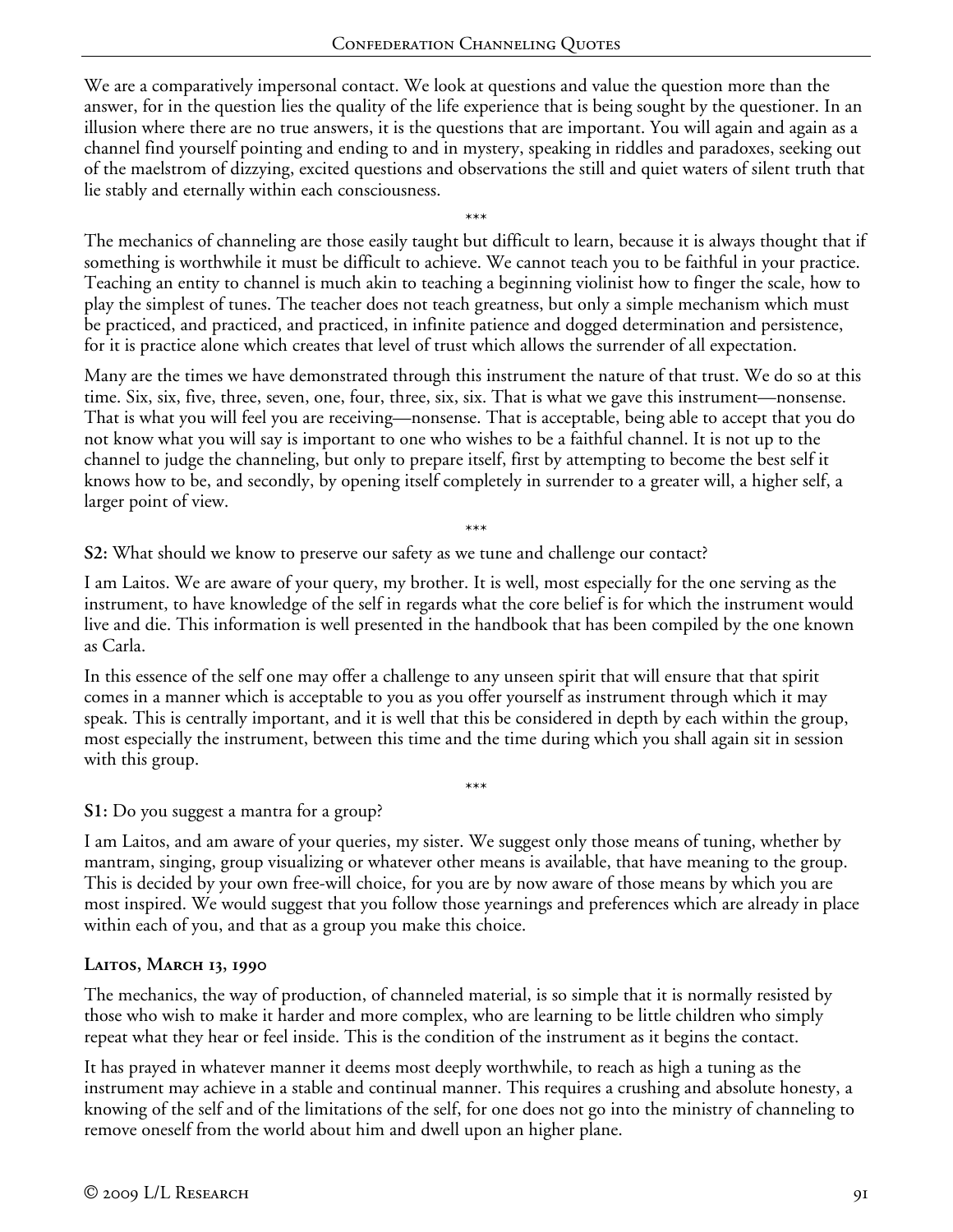We are a comparatively impersonal contact. We look at questions and value the question more than the answer, for in the question lies the quality of the life experience that is being sought by the questioner. In an illusion where there are no true answers, it is the questions that are important. You will again and again as a channel find yourself pointing and ending to and in mystery, speaking in riddles and paradoxes, seeking out of the maelstrom of dizzying, excited questions and observations the still and quiet waters of silent truth that lie stably and eternally within each consciousness.

\*\*\*

The mechanics of channeling are those easily taught but difficult to learn, because it is always thought that if something is worthwhile it must be difficult to achieve. We cannot teach you to be faithful in your practice. Teaching an entity to channel is much akin to teaching a beginning violinist how to finger the scale, how to play the simplest of tunes. The teacher does not teach greatness, but only a simple mechanism which must be practiced, and practiced, and practiced, in infinite patience and dogged determination and persistence, for it is practice alone which creates that level of trust which allows the surrender of all expectation.

Many are the times we have demonstrated through this instrument the nature of that trust. We do so at this time. Six, six, five, three, seven, one, four, three, six, six. That is what we gave this instrument—nonsense. That is what you will feel you are receiving—nonsense. That is acceptable, being able to accept that you do not know what you will say is important to one who wishes to be a faithful channel. It is not up to the channel to judge the channeling, but only to prepare itself, first by attempting to become the best self it knows how to be, and secondly, by opening itself completely in surrender to a greater will, a higher self, a larger point of view.

\*\*\*

**S2:** What should we know to preserve our safety as we tune and challenge our contact?

I am Laitos. We are aware of your query, my brother. It is well, most especially for the one serving as the instrument, to have knowledge of the self in regards what the core belief is for which the instrument would live and die. This information is well presented in the handbook that has been compiled by the one known as Carla.

In this essence of the self one may offer a challenge to any unseen spirit that will ensure that that spirit comes in a manner which is acceptable to you as you offer yourself as instrument through which it may speak. This is centrally important, and it is well that this be considered in depth by each within the group, most especially the instrument, between this time and the time during which you shall again sit in session with this group.

\*\*\*

**S1:** Do you suggest a mantra for a group?

I am Laitos, and am aware of your queries, my sister. We suggest only those means of tuning, whether by mantram, singing, group visualizing or whatever other means is available, that have meaning to the group. This is decided by your own free-will choice, for you are by now aware of those means by which you are most inspired. We would suggest that you follow those yearnings and preferences which are already in place within each of you, and that as a group you make this choice.

### Laitos, March 13, 1990

The mechanics, the way of production, of channeled material, is so simple that it is normally resisted by those who wish to make it harder and more complex, who are learning to be little children who simply repeat what they hear or feel inside. This is the condition of the instrument as it begins the contact.

It has prayed in whatever manner it deems most deeply worthwhile, to reach as high a tuning as the instrument may achieve in a stable and continual manner. This requires a crushing and absolute honesty, a knowing of the self and of the limitations of the self, for one does not go into the ministry of channeling to remove oneself from the world about him and dwell upon an higher plane.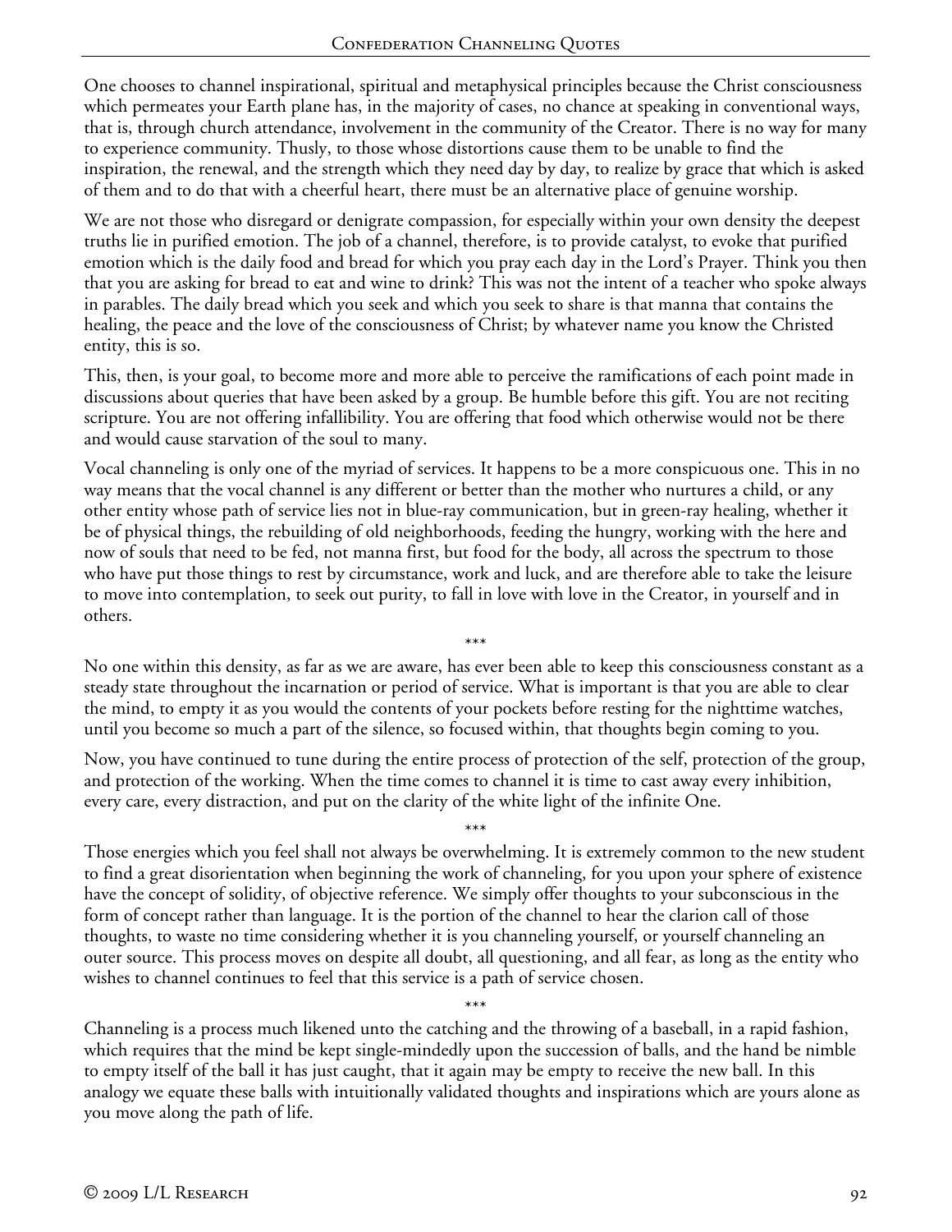One chooses to channel inspirational, spiritual and metaphysical principles because the Christ consciousness which permeates your Earth plane has, in the majority of cases, no chance at speaking in conventional ways, that is, through church attendance, involvement in the community of the Creator. There is no way for many to experience community. Thusly, to those whose distortions cause them to be unable to find the inspiration, the renewal, and the strength which they need day by day, to realize by grace that which is asked of them and to do that with a cheerful heart, there must be an alternative place of genuine worship.

We are not those who disregard or denigrate compassion, for especially within your own density the deepest truths lie in purified emotion. The job of a channel, therefore, is to provide catalyst, to evoke that purified emotion which is the daily food and bread for which you pray each day in the Lord's Prayer. Think you then that you are asking for bread to eat and wine to drink? This was not the intent of a teacher who spoke always in parables. The daily bread which you seek and which you seek to share is that manna that contains the healing, the peace and the love of the consciousness of Christ; by whatever name you know the Christed entity, this is so.

This, then, is your goal, to become more and more able to perceive the ramifications of each point made in discussions about queries that have been asked by a group. Be humble before this gift. You are not reciting scripture. You are not offering infallibility. You are offering that food which otherwise would not be there and would cause starvation of the soul to many.

Vocal channeling is only one of the myriad of services. It happens to be a more conspicuous one. This in no way means that the vocal channel is any different or better than the mother who nurtures a child, or any other entity whose path of service lies not in blue-ray communication, but in green-ray healing, whether it be of physical things, the rebuilding of old neighborhoods, feeding the hungry, working with the here and now of souls that need to be fed, not manna first, but food for the body, all across the spectrum to those who have put those things to rest by circumstance, work and luck, and are therefore able to take the leisure to move into contemplation, to seek out purity, to fall in love with love in the Creator, in yourself and in others.

\*\*\*

No one within this density, as far as we are aware, has ever been able to keep this consciousness constant as a steady state throughout the incarnation or period of service. What is important is that you are able to clear the mind, to empty it as you would the contents of your pockets before resting for the nighttime watches, until you become so much a part of the silence, so focused within, that thoughts begin coming to you.

Now, you have continued to tune during the entire process of protection of the self, protection of the group, and protection of the working. When the time comes to channel it is time to cast away every inhibition, every care, every distraction, and put on the clarity of the white light of the infinite One.

\*\*\*

Those energies which you feel shall not always be overwhelming. It is extremely common to the new student to find a great disorientation when beginning the work of channeling, for you upon your sphere of existence have the concept of solidity, of objective reference. We simply offer thoughts to your subconscious in the form of concept rather than language. It is the portion of the channel to hear the clarion call of those thoughts, to waste no time considering whether it is you channeling yourself, or yourself channeling an outer source. This process moves on despite all doubt, all questioning, and all fear, as long as the entity who wishes to channel continues to feel that this service is a path of service chosen.

\*\*\*

Channeling is a process much likened unto the catching and the throwing of a baseball, in a rapid fashion, which requires that the mind be kept single-mindedly upon the succession of balls, and the hand be nimble to empty itself of the ball it has just caught, that it again may be empty to receive the new ball. In this analogy we equate these balls with intuitionally validated thoughts and inspirations which are yours alone as you move along the path of life.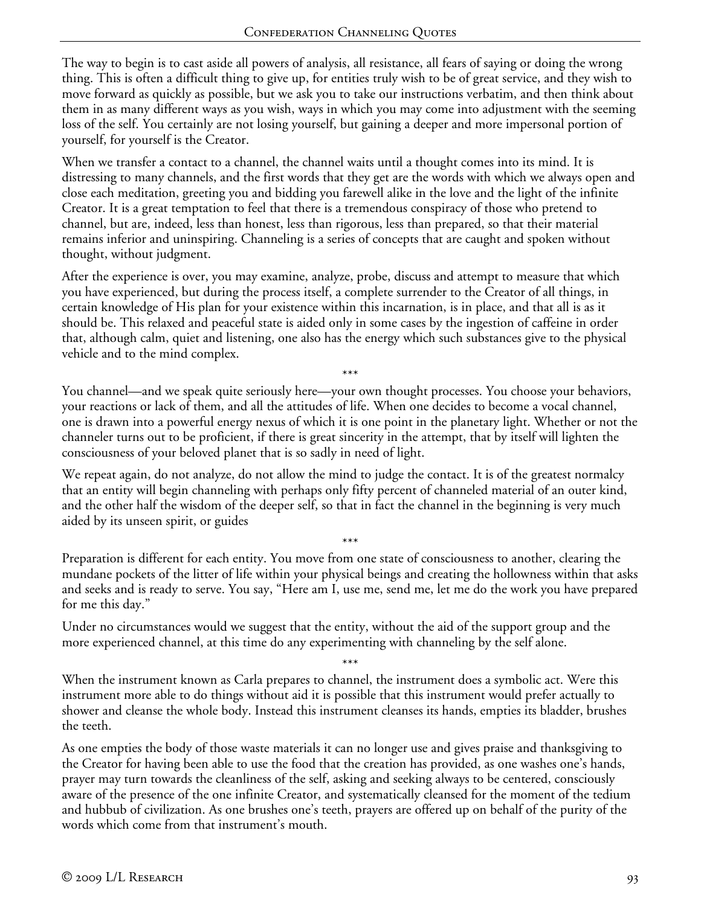The way to begin is to cast aside all powers of analysis, all resistance, all fears of saying or doing the wrong thing. This is often a difficult thing to give up, for entities truly wish to be of great service, and they wish to move forward as quickly as possible, but we ask you to take our instructions verbatim, and then think about them in as many different ways as you wish, ways in which you may come into adjustment with the seeming loss of the self. You certainly are not losing yourself, but gaining a deeper and more impersonal portion of yourself, for yourself is the Creator.

When we transfer a contact to a channel, the channel waits until a thought comes into its mind. It is distressing to many channels, and the first words that they get are the words with which we always open and close each meditation, greeting you and bidding you farewell alike in the love and the light of the infinite Creator. It is a great temptation to feel that there is a tremendous conspiracy of those who pretend to channel, but are, indeed, less than honest, less than rigorous, less than prepared, so that their material remains inferior and uninspiring. Channeling is a series of concepts that are caught and spoken without thought, without judgment.

After the experience is over, you may examine, analyze, probe, discuss and attempt to measure that which you have experienced, but during the process itself, a complete surrender to the Creator of all things, in certain knowledge of His plan for your existence within this incarnation, is in place, and that all is as it should be. This relaxed and peaceful state is aided only in some cases by the ingestion of caffeine in order that, although calm, quiet and listening, one also has the energy which such substances give to the physical vehicle and to the mind complex.

\*\*\*

You channel—and we speak quite seriously here—your own thought processes. You choose your behaviors, your reactions or lack of them, and all the attitudes of life. When one decides to become a vocal channel, one is drawn into a powerful energy nexus of which it is one point in the planetary light. Whether or not the channeler turns out to be proficient, if there is great sincerity in the attempt, that by itself will lighten the consciousness of your beloved planet that is so sadly in need of light.

We repeat again, do not analyze, do not allow the mind to judge the contact. It is of the greatest normalcy that an entity will begin channeling with perhaps only fifty percent of channeled material of an outer kind, and the other half the wisdom of the deeper self, so that in fact the channel in the beginning is very much aided by its unseen spirit, or guides

\*\*\*

Preparation is different for each entity. You move from one state of consciousness to another, clearing the mundane pockets of the litter of life within your physical beings and creating the hollowness within that asks and seeks and is ready to serve. You say, "Here am I, use me, send me, let me do the work you have prepared for me this day."

Under no circumstances would we suggest that the entity, without the aid of the support group and the more experienced channel, at this time do any experimenting with channeling by the self alone.

\*\*\*

When the instrument known as Carla prepares to channel, the instrument does a symbolic act. Were this instrument more able to do things without aid it is possible that this instrument would prefer actually to shower and cleanse the whole body. Instead this instrument cleanses its hands, empties its bladder, brushes the teeth.

As one empties the body of those waste materials it can no longer use and gives praise and thanksgiving to the Creator for having been able to use the food that the creation has provided, as one washes one's hands, prayer may turn towards the cleanliness of the self, asking and seeking always to be centered, consciously aware of the presence of the one infinite Creator, and systematically cleansed for the moment of the tedium and hubbub of civilization. As one brushes one's teeth, prayers are offered up on behalf of the purity of the words which come from that instrument's mouth.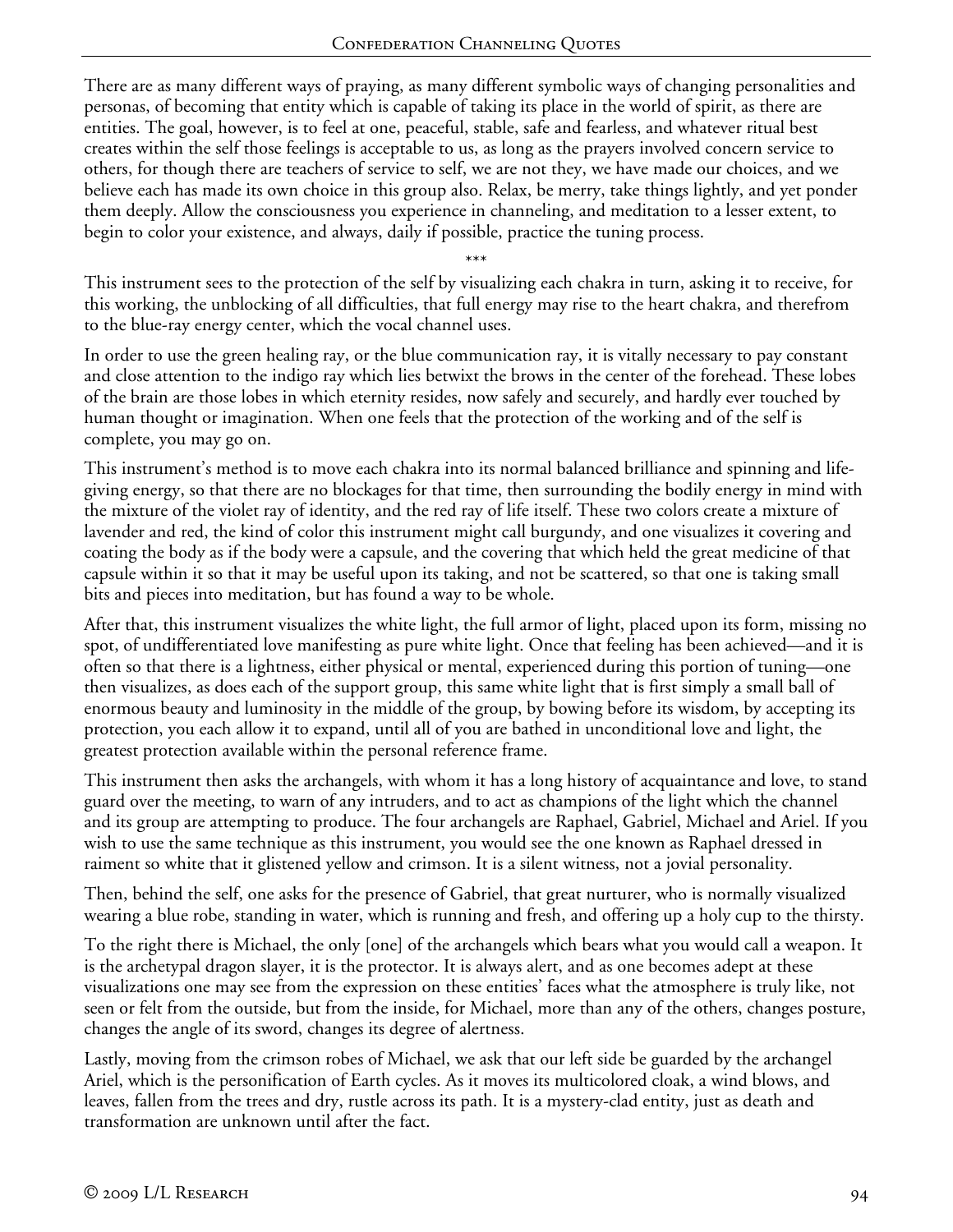There are as many different ways of praying, as many different symbolic ways of changing personalities and personas, of becoming that entity which is capable of taking its place in the world of spirit, as there are entities. The goal, however, is to feel at one, peaceful, stable, safe and fearless, and whatever ritual best creates within the self those feelings is acceptable to us, as long as the prayers involved concern service to others, for though there are teachers of service to self, we are not they, we have made our choices, and we believe each has made its own choice in this group also. Relax, be merry, take things lightly, and yet ponder them deeply. Allow the consciousness you experience in channeling, and meditation to a lesser extent, to begin to color your existence, and always, daily if possible, practice the tuning process.

\*\*\*

This instrument sees to the protection of the self by visualizing each chakra in turn, asking it to receive, for this working, the unblocking of all difficulties, that full energy may rise to the heart chakra, and therefrom to the blue-ray energy center, which the vocal channel uses.

In order to use the green healing ray, or the blue communication ray, it is vitally necessary to pay constant and close attention to the indigo ray which lies betwixt the brows in the center of the forehead. These lobes of the brain are those lobes in which eternity resides, now safely and securely, and hardly ever touched by human thought or imagination. When one feels that the protection of the working and of the self is complete, you may go on.

This instrument's method is to move each chakra into its normal balanced brilliance and spinning and life-giving energy, so that there are no blockages for that time, then surrounding the bodily energy in mind with the mixture of the violet ray of identity, and the red ray of life itself. These two colors create a mixture of lavender and red, the kind of color this instrument might call burgundy, and one visualizes it covering and coating the body as if the body were a capsule, and the covering that which held the great medicine of that capsule within it so that it may be useful upon its taking, and not be scattered, so that one is taking small bits and pieces into meditation, but has found a way to be whole.

After that, this instrument visualizes the white light, the full armor of light, placed upon its form, missing no spot, of undifferentiated love manifesting as pure white light. Once that feeling has been achieved—and it is often so that there is a lightness, either physical or mental, experienced during this portion of tuning—one then visualizes, as does each of the support group, this same white light that is first simply a small ball of enormous beauty and luminosity in the middle of the group, by bowing before its wisdom, by accepting its protection, you each allow it to expand, until all of you are bathed in unconditional love and light, the greatest protection available within the personal reference frame.

This instrument then asks the archangels, with whom it has a long history of acquaintance and love, to stand guard over the meeting, to warn of any intruders, and to act as champions of the light which the channel and its group are attempting to produce. The four archangels are Raphael, Gabriel, Michael and Ariel. If you wish to use the same technique as this instrument, you would see the one known as Raphael dressed in raiment so white that it glistened yellow and crimson. It is a silent witness, not a jovial personality.

Then, behind the self, one asks for the presence of Gabriel, that great nurturer, who is normally visualized wearing a blue robe, standing in water, which is running and fresh, and offering up a holy cup to the thirsty.

To the right there is Michael, the only [one] of the archangels which bears what you would call a weapon. It is the archetypal dragon slayer, it is the protector. It is always alert, and as one becomes adept at these visualizations one may see from the expression on these entities' faces what the atmosphere is truly like, not seen or felt from the outside, but from the inside, for Michael, more than any of the others, changes posture, changes the angle of its sword, changes its degree of alertness.

Lastly, moving from the crimson robes of Michael, we ask that our left side be guarded by the archangel Ariel, which is the personification of Earth cycles. As it moves its multicolored cloak, a wind blows, and leaves, fallen from the trees and dry, rustle across its path. It is a mystery-clad entity, just as death and transformation are unknown until after the fact.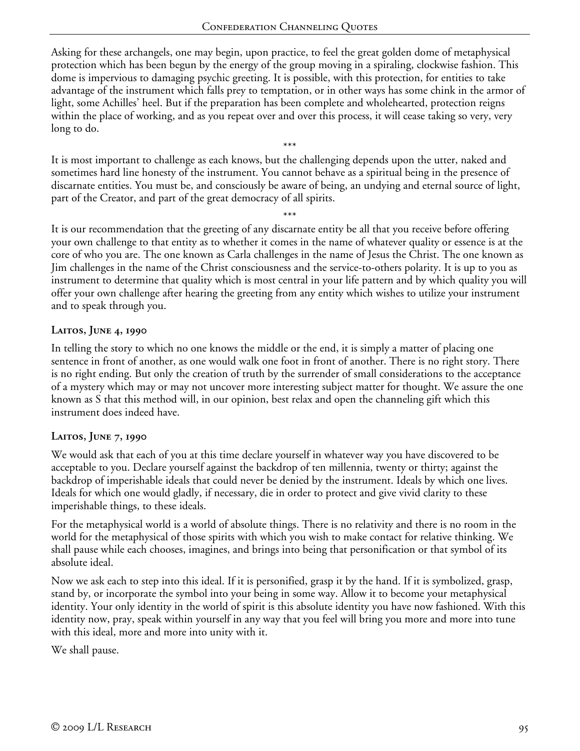Asking for these archangels, one may begin, upon practice, to feel the great golden dome of metaphysical protection which has been begun by the energy of the group moving in a spiraling, clockwise fashion. This dome is impervious to damaging psychic greeting. It is possible, with this protection, for entities to take advantage of the instrument which falls prey to temptation, or in other ways has some chink in the armor of light, some Achilles' heel. But if the preparation has been complete and wholehearted, protection reigns within the place of working, and as you repeat over and over this process, it will cease taking so very, very long to do.

\*\*\*

It is most important to challenge as each knows, but the challenging depends upon the utter, naked and sometimes hard line honesty of the instrument. You cannot behave as a spiritual being in the presence of discarnate entities. You must be, and consciously be aware of being, an undying and eternal source of light, part of the Creator, and part of the great democracy of all spirits.

\*\*\*

It is our recommendation that the greeting of any discarnate entity be all that you receive before offering your own challenge to that entity as to whether it comes in the name of whatever quality or essence is at the core of who you are. The one known as Carla challenges in the name of Jesus the Christ. The one known as Jim challenges in the name of the Christ consciousness and the service-to-others polarity. It is up to you as instrument to determine that quality which is most central in your life pattern and by which quality you will offer your own challenge after hearing the greeting from any entity which wishes to utilize your instrument and to speak through you.

### Laitos, June 4, 1990

In telling the story to which no one knows the middle or the end, it is simply a matter of placing one sentence in front of another, as one would walk one foot in front of another. There is no right story. There is no right ending. But only the creation of truth by the surrender of small considerations to the acceptance of a mystery which may or may not uncover more interesting subject matter for thought. We assure the one known as S that this method will, in our opinion, best relax and open the channeling gift which this instrument does indeed have.

### Laitos, June 7, 1990

We would ask that each of you at this time declare yourself in whatever way you have discovered to be acceptable to you. Declare yourself against the backdrop of ten millennia, twenty or thirty; against the backdrop of imperishable ideals that could never be denied by the instrument. Ideals by which one lives. Ideals for which one would gladly, if necessary, die in order to protect and give vivid clarity to these imperishable things, to these ideals.

For the metaphysical world is a world of absolute things. There is no relativity and there is no room in the world for the metaphysical of those spirits with which you wish to make contact for relative thinking. We shall pause while each chooses, imagines, and brings into being that personification or that symbol of its absolute ideal.

Now we ask each to step into this ideal. If it is personified, grasp it by the hand. If it is symbolized, grasp, stand by, or incorporate the symbol into your being in some way. Allow it to become your metaphysical identity. Your only identity in the world of spirit is this absolute identity you have now fashioned. With this identity now, pray, speak within yourself in any way that you feel will bring you more and more into tune with this ideal, more and more into unity with it.

We shall pause.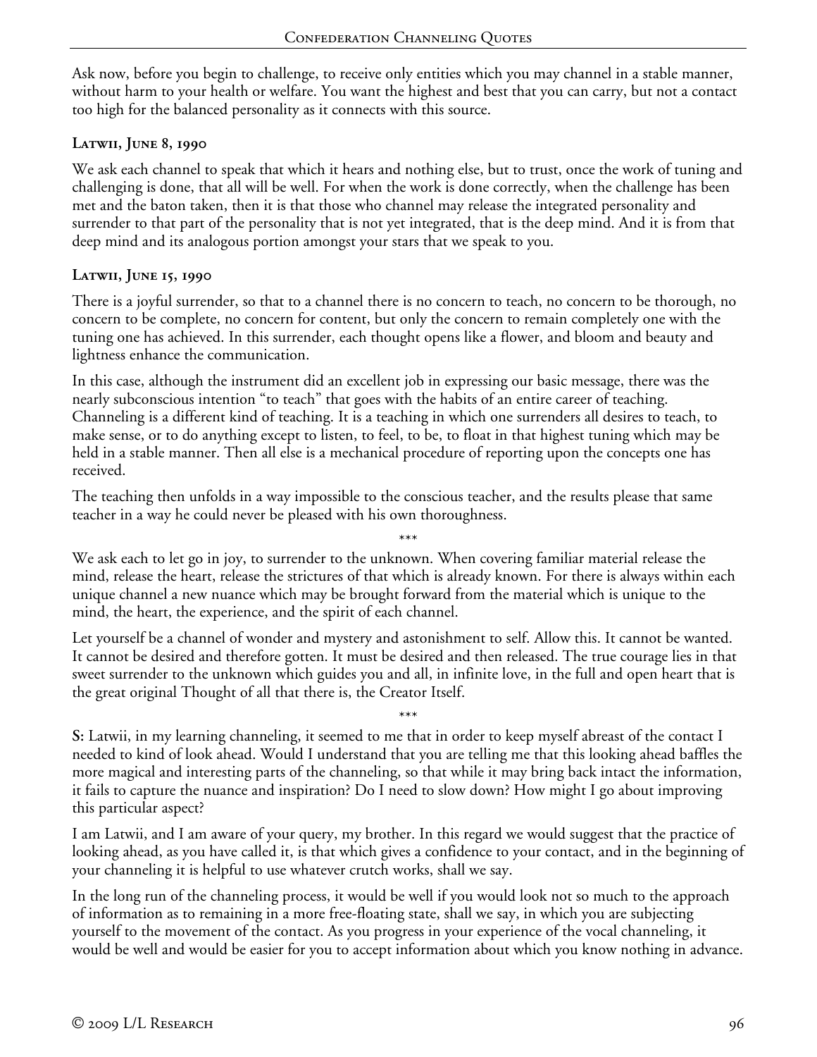Ask now, before you begin to challenge, to receive only entities which you may channel in a stable manner, without harm to your health or welfare. You want the highest and best that you can carry, but not a contact too high for the balanced personality as it connects with this source.

### Latwii, June 8, 1990

We ask each channel to speak that which it hears and nothing else, but to trust, once the work of tuning and challenging is done, that all will be well. For when the work is done correctly, when the challenge has been met and the baton taken, then it is that those who channel may release the integrated personality and surrender to that part of the personality that is not yet integrated, that is the deep mind. And it is from that deep mind and its analogous portion amongst your stars that we speak to you.

### Latwii, June 15, 1990

There is a joyful surrender, so that to a channel there is no concern to teach, no concern to be thorough, no concern to be complete, no concern for content, but only the concern to remain completely one with the tuning one has achieved. In this surrender, each thought opens like a flower, and bloom and beauty and lightness enhance the communication.

In this case, although the instrument did an excellent job in expressing our basic message, there was the nearly subconscious intention "to teach" that goes with the habits of an entire career of teaching. Channeling is a different kind of teaching. It is a teaching in which one surrenders all desires to teach, to make sense, or to do anything except to listen, to feel, to be, to float in that highest tuning which may be held in a stable manner. Then all else is a mechanical procedure of reporting upon the concepts one has received.

The teaching then unfolds in a way impossible to the conscious teacher, and the results please that same teacher in a way he could never be pleased with his own thoroughness.

\*\*\*

We ask each to let go in joy, to surrender to the unknown. When covering familiar material release the mind, release the heart, release the strictures of that which is already known. For there is always within each unique channel a new nuance which may be brought forward from the material which is unique to the mind, the heart, the experience, and the spirit of each channel.

Let yourself be a channel of wonder and mystery and astonishment to self. Allow this. It cannot be wanted. It cannot be desired and therefore gotten. It must be desired and then released. The true courage lies in that sweet surrender to the unknown which guides you and all, in infinite love, in the full and open heart that is the great original Thought of all that there is, the Creator Itself.

\*\*\*

**S:** Latwii, in my learning channeling, it seemed to me that in order to keep myself abreast of the contact I needed to kind of look ahead. Would I understand that you are telling me that this looking ahead baffles the more magical and interesting parts of the channeling, so that while it may bring back intact the information, it fails to capture the nuance and inspiration? Do I need to slow down? How might I go about improving this particular aspect?

I am Latwii, and I am aware of your query, my brother. In this regard we would suggest that the practice of looking ahead, as you have called it, is that which gives a confidence to your contact, and in the beginning of your channeling it is helpful to use whatever crutch works, shall we say.

In the long run of the channeling process, it would be well if you would look not so much to the approach of information as to remaining in a more free-floating state, shall we say, in which you are subjecting yourself to the movement of the contact. As you progress in your experience of the vocal channeling, it would be well and would be easier for you to accept information about which you know nothing in advance.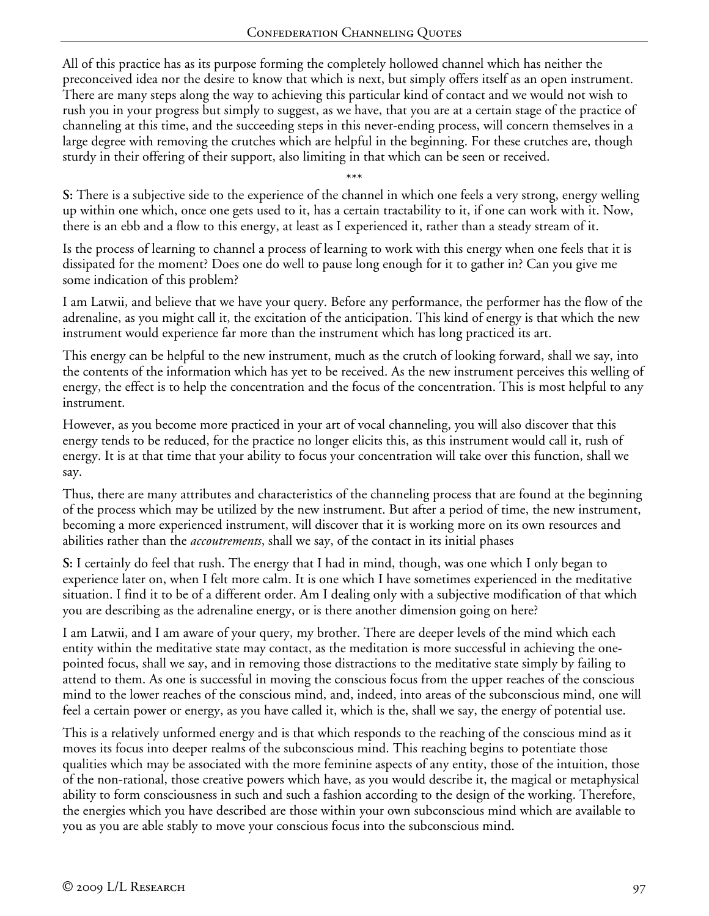All of this practice has as its purpose forming the completely hollowed channel which has neither the preconceived idea nor the desire to know that which is next, but simply offers itself as an open instrument. There are many steps along the way to achieving this particular kind of contact and we would not wish to rush you in your progress but simply to suggest, as we have, that you are at a certain stage of the practice of channeling at this time, and the succeeding steps in this never-ending process, will concern themselves in a large degree with removing the crutches which are helpful in the beginning. For these crutches are, though sturdy in their offering of their support, also limiting in that which can be seen or received.

\*\*\*

**S:** There is a subjective side to the experience of the channel in which one feels a very strong, energy welling up within one which, once one gets used to it, has a certain tractability to it, if one can work with it. Now, there is an ebb and a flow to this energy, at least as I experienced it, rather than a steady stream of it.

Is the process of learning to channel a process of learning to work with this energy when one feels that it is dissipated for the moment? Does one do well to pause long enough for it to gather in? Can you give me some indication of this problem?

I am Latwii, and believe that we have your query. Before any performance, the performer has the flow of the adrenaline, as you might call it, the excitation of the anticipation. This kind of energy is that which the new instrument would experience far more than the instrument which has long practiced its art.

This energy can be helpful to the new instrument, much as the crutch of looking forward, shall we say, into the contents of the information which has yet to be received. As the new instrument perceives this welling of energy, the effect is to help the concentration and the focus of the concentration. This is most helpful to any instrument.

However, as you become more practiced in your art of vocal channeling, you will also discover that this energy tends to be reduced, for the practice no longer elicits this, as this instrument would call it, rush of energy. It is at that time that your ability to focus your concentration will take over this function, shall we say.

Thus, there are many attributes and characteristics of the channeling process that are found at the beginning of the process which may be utilized by the new instrument. But after a period of time, the new instrument, becoming a more experienced instrument, will discover that it is working more on its own resources and abilities rather than the *accoutrements*, shall we say, of the contact in its initial phases

**S:** I certainly do feel that rush. The energy that I had in mind, though, was one which I only began to experience later on, when I felt more calm. It is one which I have sometimes experienced in the meditative situation. I find it to be of a different order. Am I dealing only with a subjective modification of that which you are describing as the adrenaline energy, or is there another dimension going on here?

I am Latwii, and I am aware of your query, my brother. There are deeper levels of the mind which each entity within the meditative state may contact, as the meditation is more successful in achieving the one-pointed focus, shall we say, and in removing those distractions to the meditative state simply by failing to attend to them. As one is successful in moving the conscious focus from the upper reaches of the conscious mind to the lower reaches of the conscious mind, and, indeed, into areas of the subconscious mind, one will feel a certain power or energy, as you have called it, which is the, shall we say, the energy of potential use.

This is a relatively unformed energy and is that which responds to the reaching of the conscious mind as it moves its focus into deeper realms of the subconscious mind. This reaching begins to potentiate those qualities which may be associated with the more feminine aspects of any entity, those of the intuition, those of the non-rational, those creative powers which have, as you would describe it, the magical or metaphysical ability to form consciousness in such and such a fashion according to the design of the working. Therefore, the energies which you have described are those within your own subconscious mind which are available to you as you are able stably to move your conscious focus into the subconscious mind.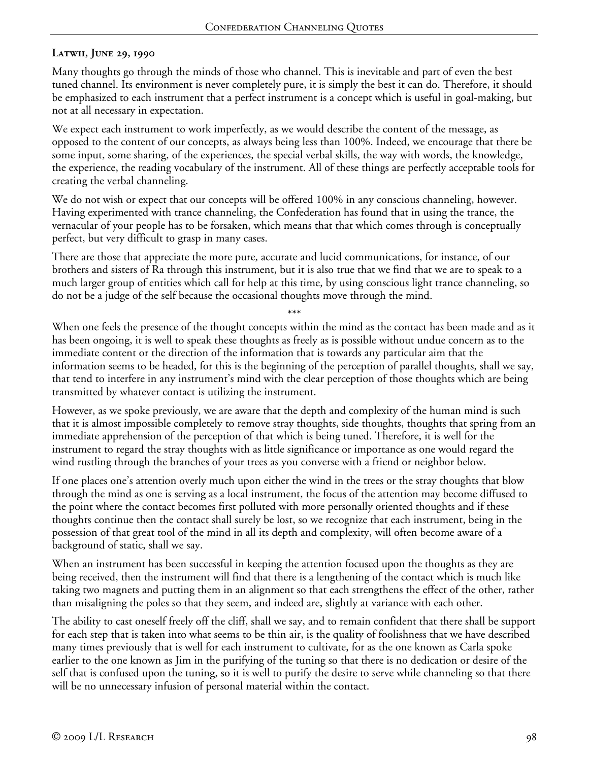**Latwii, June 29, 1990**

Many thoughts go through the minds of those who channel. This is inevitable and part of even the best tuned channel. Its environment is never completely pure, it is simply the best it can do. Therefore, it should be emphasized to each instrument that a perfect instrument is a concept which is useful in goal-making, but not at all necessary in expectation.

We expect each instrument to work imperfectly, as we would describe the content of the message, as opposed to the content of our concepts, as always being less than 100%. Indeed, we encourage that there be some input, some sharing, of the experiences, the special verbal skills, the way with words, the knowledge, the experience, the reading vocabulary of the instrument. All of these things are perfectly acceptable tools for creating the verbal channeling.

We do not wish or expect that our concepts will be offered 100% in any conscious channeling, however. Having experimented with trance channeling, the Confederation has found that in using the trance, the vernacular of your people has to be forsaken, which means that that which comes through is conceptually perfect, but very difficult to grasp in many cases.

There are those that appreciate the more pure, accurate and lucid communications, for instance, of our brothers and sisters of Ra through this instrument, but it is also true that we find that we are to speak to a much larger group of entities which call for help at this time, by using conscious light trance channeling, so do not be a judge of the self because the occasional thoughts move through the mind.

\*\*\*

When one feels the presence of the thought concepts within the mind as the contact has been made and as it has been ongoing, it is well to speak these thoughts as freely as is possible without undue concern as to the immediate content or the direction of the information that is towards any particular aim that the information seems to be headed, for this is the beginning of the perception of parallel thoughts, shall we say, that tend to interfere in any instrument's mind with the clear perception of those thoughts which are being transmitted by whatever contact is utilizing the instrument.

However, as we spoke previously, we are aware that the depth and complexity of the human mind is such that it is almost impossible completely to remove stray thoughts, side thoughts, thoughts that spring from an immediate apprehension of the perception of that which is being tuned. Therefore, it is well for the instrument to regard the stray thoughts with as little significance or importance as one would regard the wind rustling through the branches of your trees as you converse with a friend or neighbor below.

If one places one's attention overly much upon either the wind in the trees or the stray thoughts that blow through the mind as one is serving as a local instrument, the focus of the attention may become diffused to the point where the contact becomes first polluted with more personally oriented thoughts and if these thoughts continue then the contact shall surely be lost, so we recognize that each instrument, being in the possession of that great tool of the mind in all its depth and complexity, will often become aware of a background of static, shall we say.

When an instrument has been successful in keeping the attention focused upon the thoughts as they are being received, then the instrument will find that there is a lengthening of the contact which is much like taking two magnets and putting them in an alignment so that each strengthens the effect of the other, rather than misaligning the poles so that they seem, and indeed are, slightly at variance with each other.

The ability to cast oneself freely off the cliff, shall we say, and to remain confident that there shall be support for each step that is taken into what seems to be thin air, is the quality of foolishness that we have described many times previously that is well for each instrument to cultivate, for as the one known as Carla spoke earlier to the one known as Jim in the purifying of the tuning so that there is no dedication or desire of the self that is confused upon the tuning, so it is well to purify the desire to serve while channeling so that there will be no unnecessary infusion of personal material within the contact.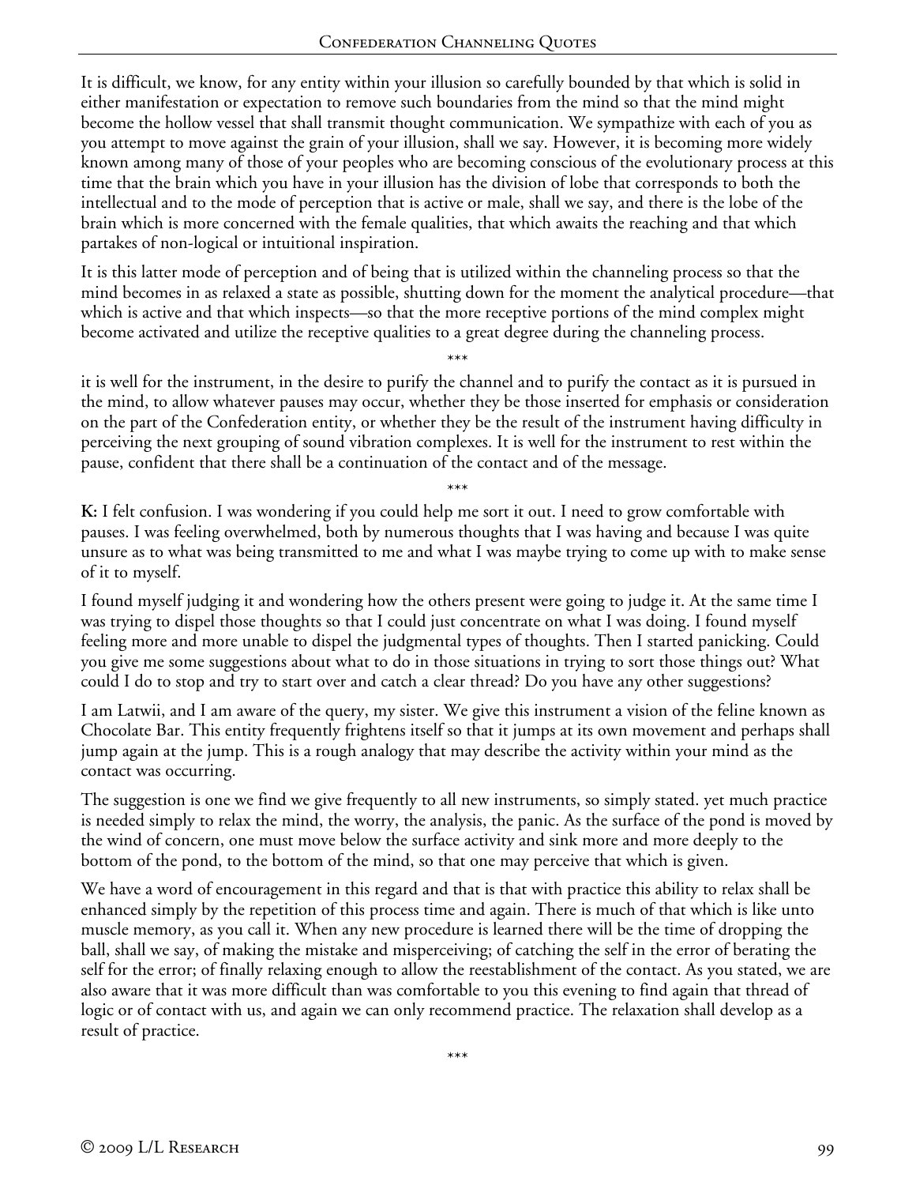It is difficult, we know, for any entity within your illusion so carefully bounded by that which is solid in either manifestation or expectation to remove such boundaries from the mind so that the mind might become the hollow vessel that shall transmit thought communication. We sympathize with each of you as you attempt to move against the grain of your illusion, shall we say. However, it is becoming more widely known among many of those of your peoples who are becoming conscious of the evolutionary process at this time that the brain which you have in your illusion has the division of lobe that corresponds to both the intellectual and to the mode of perception that is active or male, shall we say, and there is the lobe of the brain which is more concerned with the female qualities, that which awaits the reaching and that which partakes of non-logical or intuitional inspiration.

It is this latter mode of perception and of being that is utilized within the channeling process so that the mind becomes in as relaxed a state as possible, shutting down for the moment the analytical procedure—that which is active and that which inspects—so that the more receptive portions of the mind complex might become activated and utilize the receptive qualities to a great degree during the channeling process.

\*\*\*

it is well for the instrument, in the desire to purify the channel and to purify the contact as it is pursued in the mind, to allow whatever pauses may occur, whether they be those inserted for emphasis or consideration on the part of the Confederation entity, or whether they be the result of the instrument having difficulty in perceiving the next grouping of sound vibration complexes. It is well for the instrument to rest within the pause, confident that there shall be a continuation of the contact and of the message.

\*\*\*

**K:** I felt confusion. I was wondering if you could help me sort it out. I need to grow comfortable with pauses. I was feeling overwhelmed, both by numerous thoughts that I was having and because I was quite unsure as to what was being transmitted to me and what I was maybe trying to come up with to make sense of it to myself.

I found myself judging it and wondering how the others present were going to judge it. At the same time I was trying to dispel those thoughts so that I could just concentrate on what I was doing. I found myself feeling more and more unable to dispel the judgmental types of thoughts. Then I started panicking. Could you give me some suggestions about what to do in those situations in trying to sort those things out? What could I do to stop and try to start over and catch a clear thread? Do you have any other suggestions?

I am Latwii, and I am aware of the query, my sister. We give this instrument a vision of the feline known as Chocolate Bar. This entity frequently frightens itself so that it jumps at its own movement and perhaps shall jump again at the jump. This is a rough analogy that may describe the activity within your mind as the contact was occurring.

The suggestion is one we find we give frequently to all new instruments, so simply stated. yet much practice is needed simply to relax the mind, the worry, the analysis, the panic. As the surface of the pond is moved by the wind of concern, one must move below the surface activity and sink more and more deeply to the bottom of the pond, to the bottom of the mind, so that one may perceive that which is given.

We have a word of encouragement in this regard and that is that with practice this ability to relax shall be enhanced simply by the repetition of this process time and again. There is much of that which is like unto muscle memory, as you call it. When any new procedure is learned there will be the time of dropping the ball, shall we say, of making the mistake and misperceiving; of catching the self in the error of berating the self for the error; of finally relaxing enough to allow the reestablishment of the contact. As you stated, we are also aware that it was more difficult than was comfortable to you this evening to find again that thread of logic or of contact with us, and again we can only recommend practice. The relaxation shall develop as a result of practice.

\*\*\*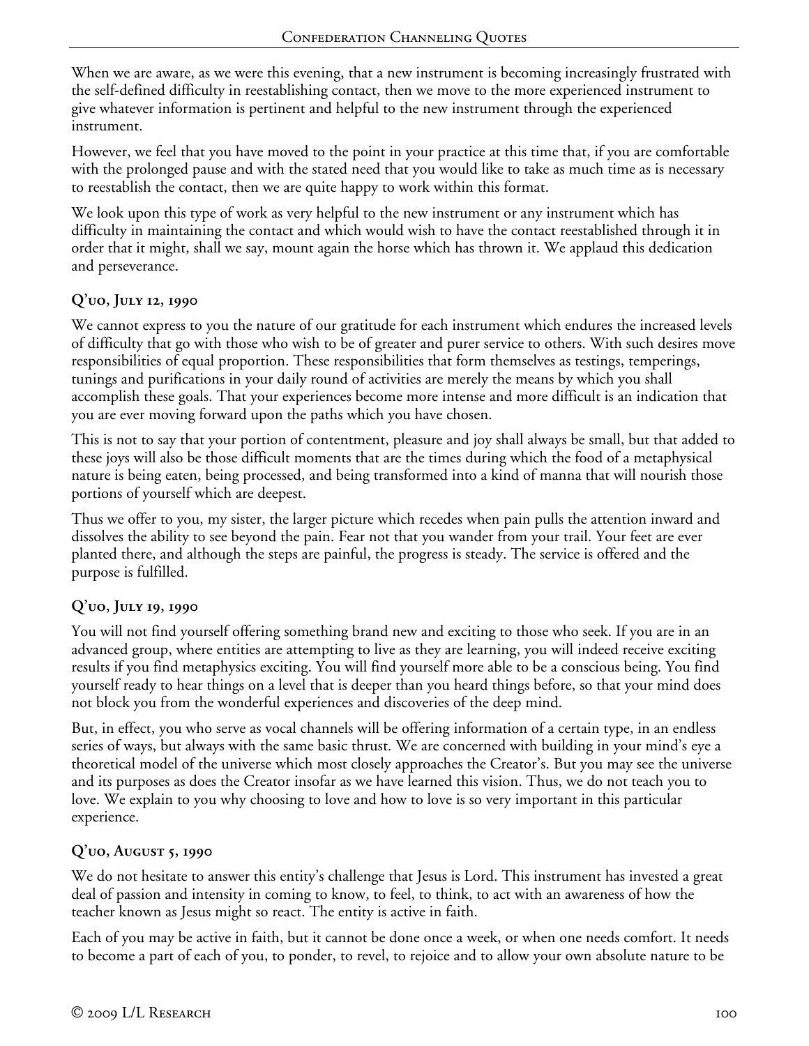When we are aware, as we were this evening, that a new instrument is becoming increasingly frustrated with the self-defined difficulty in reestablishing contact, then we move to the more experienced instrument to give whatever information is pertinent and helpful to the new instrument through the experienced instrument.

However, we feel that you have moved to the point in your practice at this time that, if you are comfortable with the prolonged pause and with the stated need that you would like to take as much time as is necessary to reestablish the contact, then we are quite happy to work within this format.

We look upon this type of work as very helpful to the new instrument or any instrument which has difficulty in maintaining the contact and which would wish to have the contact reestablished through it in order that it might, shall we say, mount again the horse which has thrown it. We applaud this dedication and perseverance.

### Q'uo, July 12, 1990

We cannot express to you the nature of our gratitude for each instrument which endures the increased levels of difficulty that go with those who wish to be of greater and purer service to others. With such desires move responsibilities of equal proportion. These responsibilities that form themselves as testings, temperings, tunings and purifications in your daily round of activities are merely the means by which you shall accomplish these goals. That your experiences become more intense and more difficult is an indication that you are ever moving forward upon the paths which you have chosen.

This is not to say that your portion of contentment, pleasure and joy shall always be small, but that added to these joys will also be those difficult moments that are the times during which the food of a metaphysical nature is being eaten, being processed, and being transformed into a kind of manna that will nourish those portions of yourself which are deepest.

Thus we offer to you, my sister, the larger picture which recedes when pain pulls the attention inward and dissolves the ability to see beyond the pain. Fear not that you wander from your trail. Your feet are ever planted there, and although the steps are painful, the progress is steady. The service is offered and the purpose is fulfilled.

### Q'uo, July 19, 1990

You will not find yourself offering something brand new and exciting to those who seek. If you are in an advanced group, where entities are attempting to live as they are learning, you will indeed receive exciting results if you find metaphysics exciting. You will find yourself more able to be a conscious being. You find yourself ready to hear things on a level that is deeper than you heard things before, so that your mind does not block you from the wonderful experiences and discoveries of the deep mind.

But, in effect, you who serve as vocal channels will be offering information of a certain type, in an endless series of ways, but always with the same basic thrust. We are concerned with building in your mind's eye a theoretical model of the universe which most closely approaches the Creator's. But you may see the universe and its purposes as does the Creator insofar as we have learned this vision. Thus, we do not teach you to love. We explain to you why choosing to love and how to love is so very important in this particular experience.

### Q'uo, August 5, 1990

We do not hesitate to answer this entity's challenge that Jesus is Lord. This instrument has invested a great deal of passion and intensity in coming to know, to feel, to think, to act with an awareness of how the teacher known as Jesus might so react. The entity is active in faith.

Each of you may be active in faith, but it cannot be done once a week, or when one needs comfort. It needs to become a part of each of you, to ponder, to revel, to rejoice and to allow your own absolute nature to be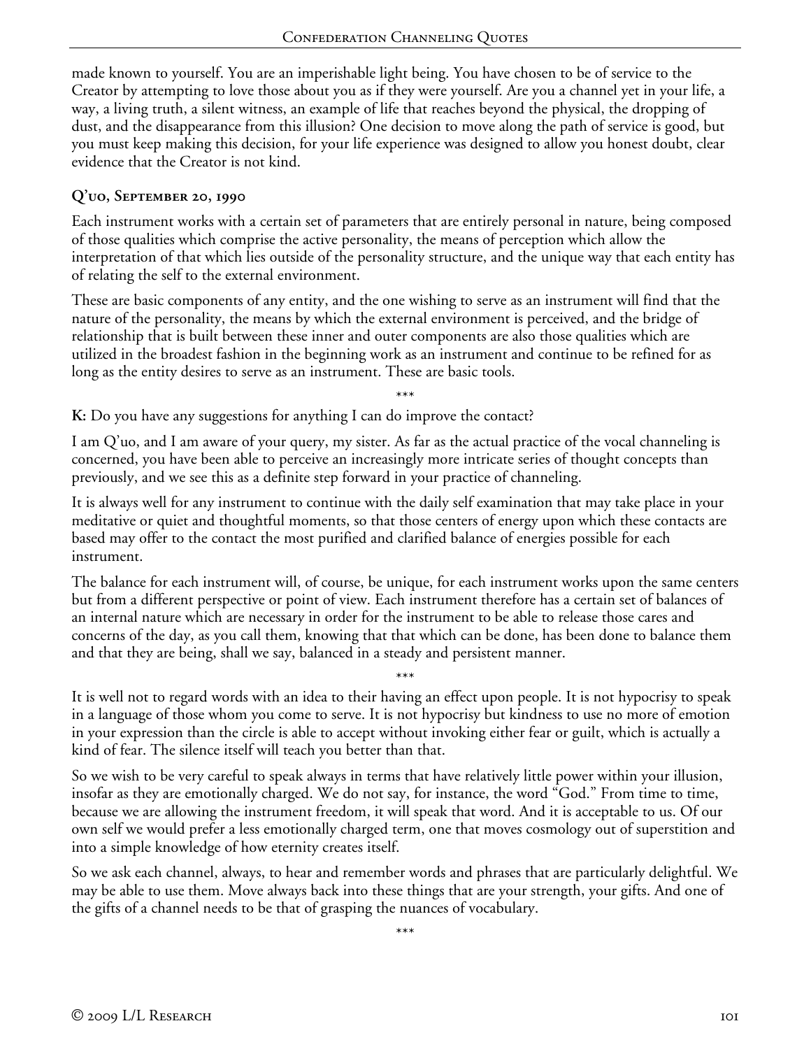made known to yourself. You are an imperishable light being. You have chosen to be of service to the Creator by attempting to love those about you as if they were yourself. Are you a channel yet in your life, a way, a living truth, a silent witness, an example of life that reaches beyond the physical, the dropping of dust, and the disappearance from this illusion? One decision to move along the path of service is good, but you must keep making this decision, for your life experience was designed to allow you honest doubt, clear evidence that the Creator is not kind.

### Q'uo, September 20, 1990

Each instrument works with a certain set of parameters that are entirely personal in nature, being composed of those qualities which comprise the active personality, the means of perception which allow the interpretation of that which lies outside of the personality structure, and the unique way that each entity has of relating the self to the external environment.

These are basic components of any entity, and the one wishing to serve as an instrument will find that the nature of the personality, the means by which the external environment is perceived, and the bridge of relationship that is built between these inner and outer components are also those qualities which are utilized in the broadest fashion in the beginning work as an instrument and continue to be refined for as long as the entity desires to serve as an instrument. These are basic tools.

\*\*\*

**K:** Do you have any suggestions for anything I can do improve the contact?

I am Q'uo, and I am aware of your query, my sister. As far as the actual practice of the vocal channeling is concerned, you have been able to perceive an increasingly more intricate series of thought concepts than previously, and we see this as a definite step forward in your practice of channeling.

It is always well for any instrument to continue with the daily self examination that may take place in your meditative or quiet and thoughtful moments, so that those centers of energy upon which these contacts are based may offer to the contact the most purified and clarified balance of energies possible for each instrument.

The balance for each instrument will, of course, be unique, for each instrument works upon the same centers but from a different perspective or point of view. Each instrument therefore has a certain set of balances of an internal nature which are necessary in order for the instrument to be able to release those cares and concerns of the day, as you call them, knowing that that which can be done, has been done to balance them and that they are being, shall we say, balanced in a steady and persistent manner.

\*\*\*

It is well not to regard words with an idea to their having an effect upon people. It is not hypocrisy to speak in a language of those whom you come to serve. It is not hypocrisy but kindness to use no more of emotion in your expression than the circle is able to accept without invoking either fear or guilt, which is actually a kind of fear. The silence itself will teach you better than that.

So we wish to be very careful to speak always in terms that have relatively little power within your illusion, insofar as they are emotionally charged. We do not say, for instance, the word "God." From time to time, because we are allowing the instrument freedom, it will speak that word. And it is acceptable to us. Of our own self we would prefer a less emotionally charged term, one that moves cosmology out of superstition and into a simple knowledge of how eternity creates itself.

So we ask each channel, always, to hear and remember words and phrases that are particularly delightful. We may be able to use them. Move always back into these things that are your strength, your gifts. And one of the gifts of a channel needs to be that of grasping the nuances of vocabulary.

\*\*\*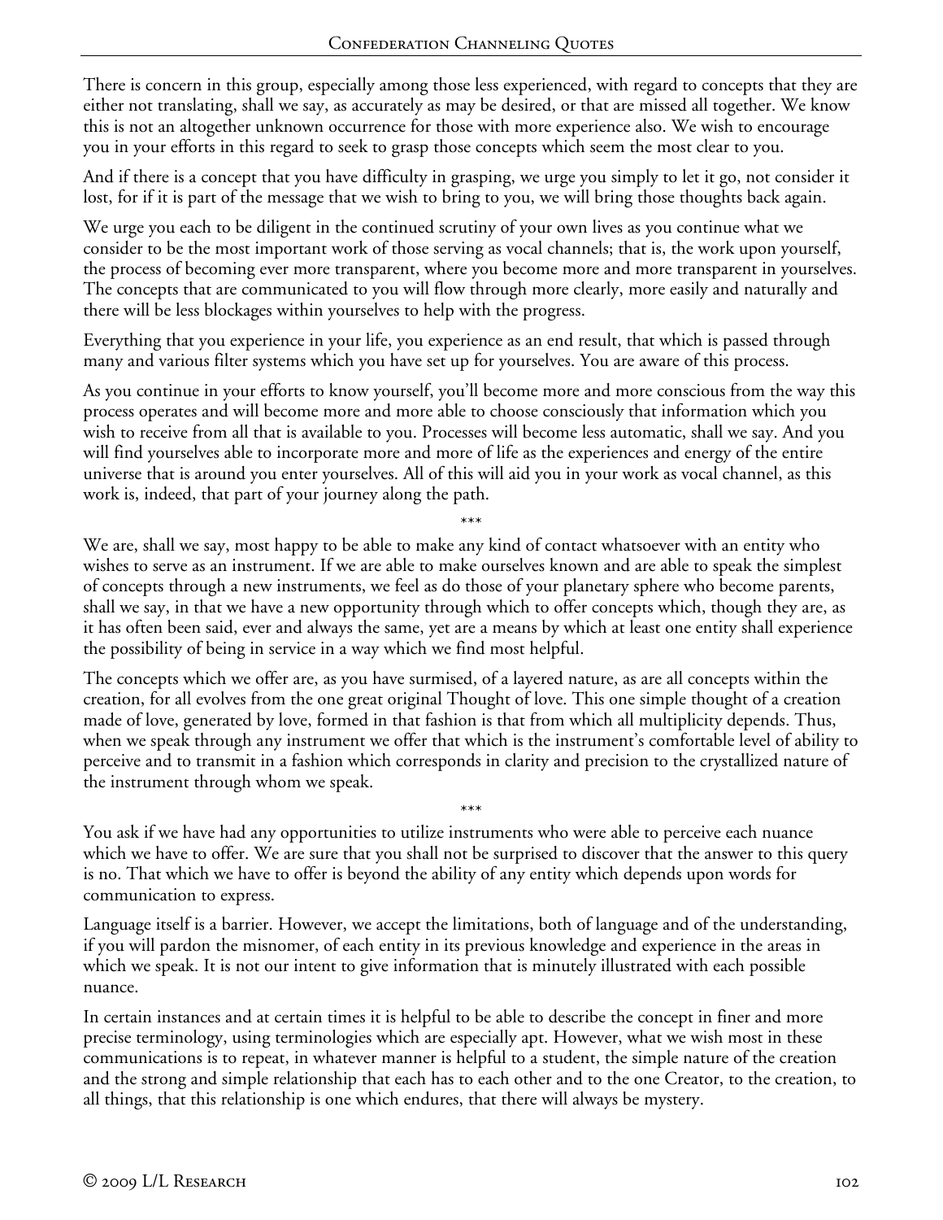There is concern in this group, especially among those less experienced, with regard to concepts that they are either not translating, shall we say, as accurately as may be desired, or that are missed all together. We know this is not an altogether unknown occurrence for those with more experience also. We wish to encourage you in your efforts in this regard to seek to grasp those concepts which seem the most clear to you.

And if there is a concept that you have difficulty in grasping, we urge you simply to let it go, not consider it lost, for if it is part of the message that we wish to bring to you, we will bring those thoughts back again.

We urge you each to be diligent in the continued scrutiny of your own lives as you continue what we consider to be the most important work of those serving as vocal channels; that is, the work upon yourself, the process of becoming ever more transparent, where you become more and more transparent in yourselves. The concepts that are communicated to you will flow through more clearly, more easily and naturally and there will be less blockages within yourselves to help with the progress.

Everything that you experience in your life, you experience as an end result, that which is passed through many and various filter systems which you have set up for yourselves. You are aware of this process.

As you continue in your efforts to know yourself, you'll become more and more conscious from the way this process operates and will become more and more able to choose consciously that information which you wish to receive from all that is available to you. Processes will become less automatic, shall we say. And you will find yourselves able to incorporate more and more of life as the experiences and energy of the entire universe that is around you enter yourselves. All of this will aid you in your work as vocal channel, as this work is, indeed, that part of your journey along the path.

\*\*\*

We are, shall we say, most happy to be able to make any kind of contact whatsoever with an entity who wishes to serve as an instrument. If we are able to make ourselves known and are able to speak the simplest of concepts through a new instruments, we feel as do those of your planetary sphere who become parents, shall we say, in that we have a new opportunity through which to offer concepts which, though they are, as it has often been said, ever and always the same, yet are a means by which at least one entity shall experience the possibility of being in service in a way which we find most helpful.

The concepts which we offer are, as you have surmised, of a layered nature, as are all concepts within the creation, for all evolves from the one great original Thought of love. This one simple thought of a creation made of love, generated by love, formed in that fashion is that from which all multiplicity depends. Thus, when we speak through any instrument we offer that which is the instrument's comfortable level of ability to perceive and to transmit in a fashion which corresponds in clarity and precision to the crystallized nature of the instrument through whom we speak.

\*\*\*

You ask if we have had any opportunities to utilize instruments who were able to perceive each nuance which we have to offer. We are sure that you shall not be surprised to discover that the answer to this query is no. That which we have to offer is beyond the ability of any entity which depends upon words for communication to express.

Language itself is a barrier. However, we accept the limitations, both of language and of the understanding, if you will pardon the misnomer, of each entity in its previous knowledge and experience in the areas in which we speak. It is not our intent to give information that is minutely illustrated with each possible nuance.

In certain instances and at certain times it is helpful to be able to describe the concept in finer and more precise terminology, using terminologies which are especially apt. However, what we wish most in these communications is to repeat, in whatever manner is helpful to a student, the simple nature of the creation and the strong and simple relationship that each has to each other and to the one Creator, to the creation, to all things, that this relationship is one which endures, that there will always be mystery.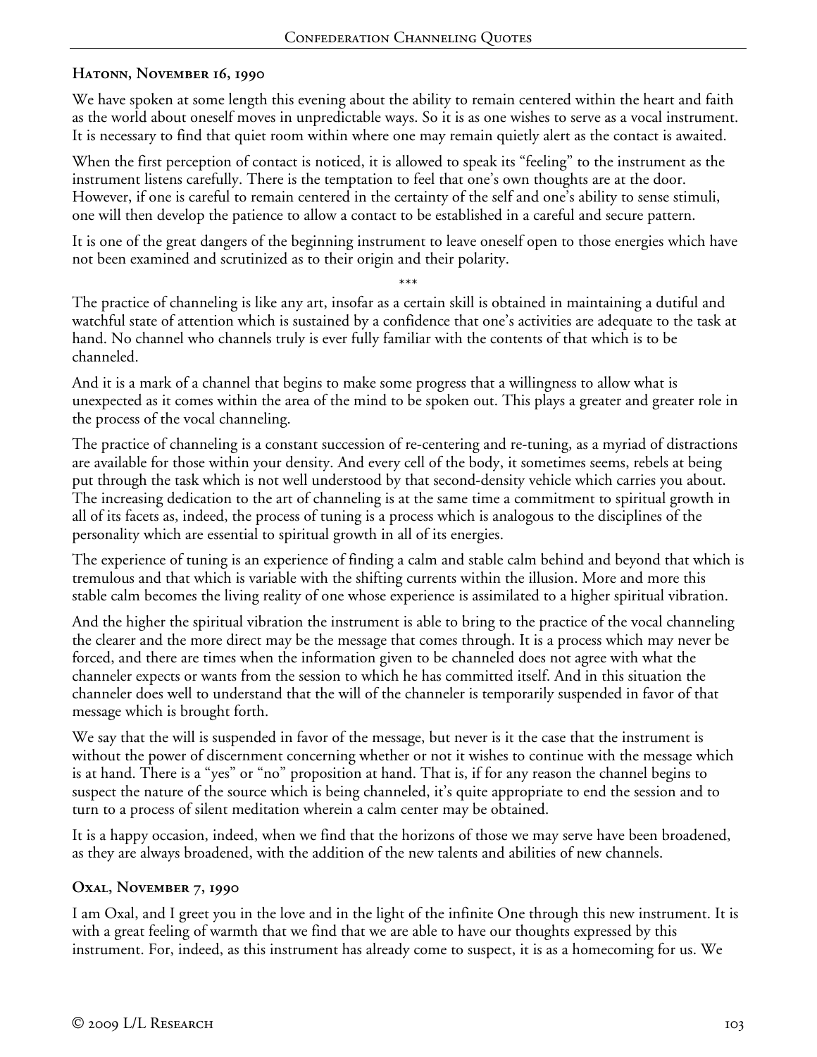### Hatonn, November 16, 1990

We have spoken at some length this evening about the ability to remain centered within the heart and faith as the world about oneself moves in unpredictable ways. So it is as one wishes to serve as a vocal instrument. It is necessary to find that quiet room within where one may remain quietly alert as the contact is awaited.

When the first perception of contact is noticed, it is allowed to speak its "feeling" to the instrument as the instrument listens carefully. There is the temptation to feel that one's own thoughts are at the door. However, if one is careful to remain centered in the certainty of the self and one's ability to sense stimuli, one will then develop the patience to allow a contact to be established in a careful and secure pattern.

It is one of the great dangers of the beginning instrument to leave oneself open to those energies which have not been examined and scrutinized as to their origin and their polarity.

\*\*\*

The practice of channeling is like any art, insofar as a certain skill is obtained in maintaining a dutiful and watchful state of attention which is sustained by a confidence that one's activities are adequate to the task at hand. No channel who channels truly is ever fully familiar with the contents of that which is to be channeled.

And it is a mark of a channel that begins to make some progress that a willingness to allow what is unexpected as it comes within the area of the mind to be spoken out. This plays a greater and greater role in the process of the vocal channeling.

The practice of channeling is a constant succession of re-centering and re-tuning, as a myriad of distractions are available for those within your density. And every cell of the body, it sometimes seems, rebels at being put through the task which is not well understood by that second-density vehicle which carries you about. The increasing dedication to the art of channeling is at the same time a commitment to spiritual growth in all of its facets as, indeed, the process of tuning is a process which is analogous to the disciplines of the personality which are essential to spiritual growth in all of its energies.

The experience of tuning is an experience of finding a calm and stable calm behind and beyond that which is tremulous and that which is variable with the shifting currents within the illusion. More and more this stable calm becomes the living reality of one whose experience is assimilated to a higher spiritual vibration.

And the higher the spiritual vibration the instrument is able to bring to the practice of the vocal channeling the clearer and the more direct may be the message that comes through. It is a process which may never be forced, and there are times when the information given to be channeled does not agree with what the channeler expects or wants from the session to which he has committed itself. And in this situation the channeler does well to understand that the will of the channeler is temporarily suspended in favor of that message which is brought forth.

We say that the will is suspended in favor of the message, but never is it the case that the instrument is without the power of discernment concerning whether or not it wishes to continue with the message which is at hand. There is a "yes" or "no" proposition at hand. That is, if for any reason the channel begins to suspect the nature of the source which is being channeled, it's quite appropriate to end the session and to turn to a process of silent meditation wherein a calm center may be obtained.

It is a happy occasion, indeed, when we find that the horizons of those we may serve have been broadened, as they are always broadened, with the addition of the new talents and abilities of new channels.

### Oxal, November 7, 1990

I am Oxal, and I greet you in the love and in the light of the infinite One through this new instrument. It is with a great feeling of warmth that we find that we are able to have our thoughts expressed by this instrument. For, indeed, as this instrument has already come to suspect, it is as a homecoming for us. We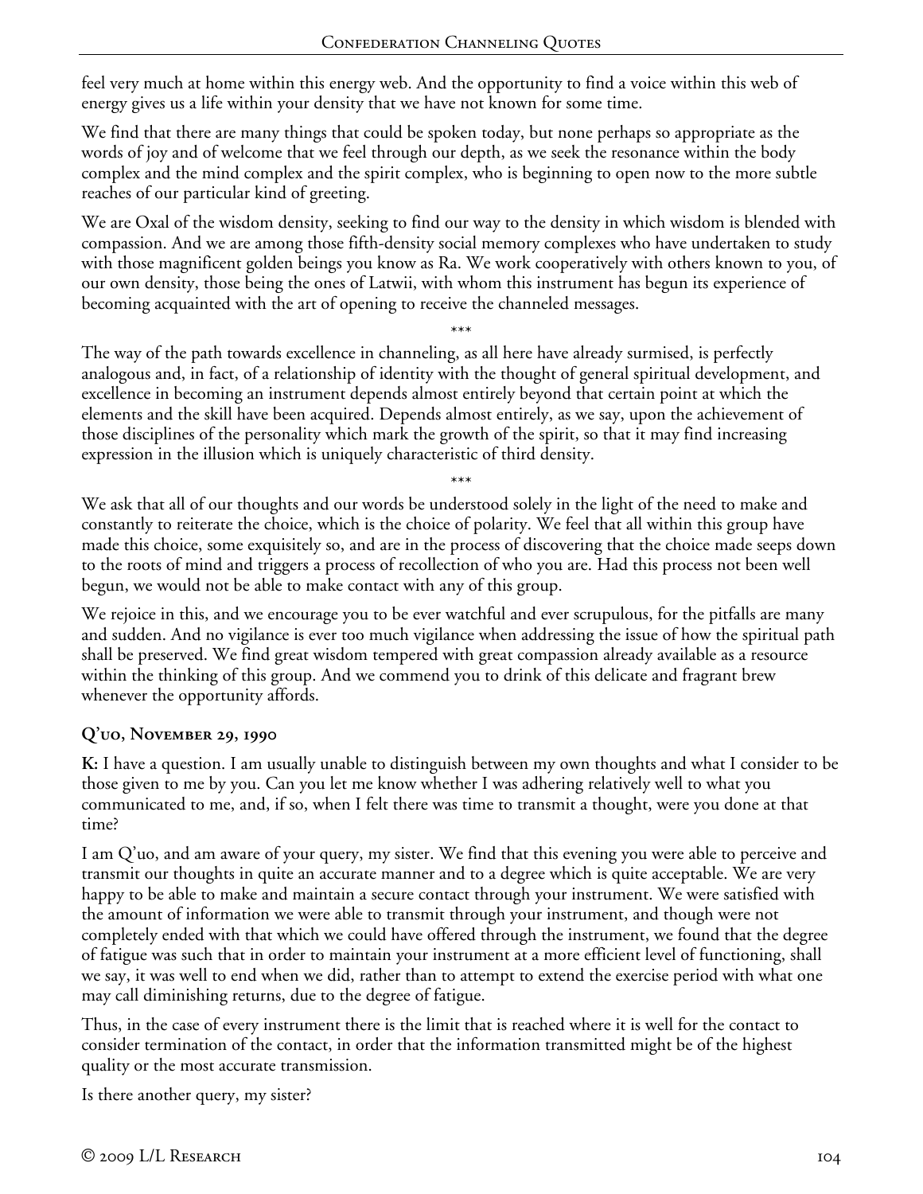feel very much at home within this energy web. And the opportunity to find a voice within this web of energy gives us a life within your density that we have not known for some time.

We find that there are many things that could be spoken today, but none perhaps so appropriate as the words of joy and of welcome that we feel through our depth, as we seek the resonance within the body complex and the mind complex and the spirit complex, who is beginning to open now to the more subtle reaches of our particular kind of greeting.

We are Oxal of the wisdom density, seeking to find our way to the density in which wisdom is blended with compassion. And we are among those fifth-density social memory complexes who have undertaken to study with those magnificent golden beings you know as Ra. We work cooperatively with others known to you, of our own density, those being the ones of Latwii, with whom this instrument has begun its experience of becoming acquainted with the art of opening to receive the channeled messages.

\*\*\*

The way of the path towards excellence in channeling, as all here have already surmised, is perfectly analogous and, in fact, of a relationship of identity with the thought of general spiritual development, and excellence in becoming an instrument depends almost entirely beyond that certain point at which the elements and the skill have been acquired. Depends almost entirely, as we say, upon the achievement of those disciplines of the personality which mark the growth of the spirit, so that it may find increasing expression in the illusion which is uniquely characteristic of third density.

\*\*\*

We ask that all of our thoughts and our words be understood solely in the light of the need to make and constantly to reiterate the choice, which is the choice of polarity. We feel that all within this group have made this choice, some exquisitely so, and are in the process of discovering that the choice made seeps down to the roots of mind and triggers a process of recollection of who you are. Had this process not been well begun, we would not be able to make contact with any of this group.

We rejoice in this, and we encourage you to be ever watchful and ever scrupulous, for the pitfalls are many and sudden. And no vigilance is ever too much vigilance when addressing the issue of how the spiritual path shall be preserved. We find great wisdom tempered with great compassion already available as a resource within the thinking of this group. And we commend you to drink of this delicate and fragrant brew whenever the opportunity affords.

### Q'uo, November 29, 1990

**K:** I have a question. I am usually unable to distinguish between my own thoughts and what I consider to be those given to me by you. Can you let me know whether I was adhering relatively well to what you communicated to me, and, if so, when I felt there was time to transmit a thought, were you done at that time?

I am Q'uo, and am aware of your query, my sister. We find that this evening you were able to perceive and transmit our thoughts in quite an accurate manner and to a degree which is quite acceptable. We are very happy to be able to make and maintain a secure contact through your instrument. We were satisfied with the amount of information we were able to transmit through your instrument, and though were not completely ended with that which we could have offered through the instrument, we found that the degree of fatigue was such that in order to maintain your instrument at a more efficient level of functioning, shall we say, it was well to end when we did, rather than to attempt to extend the exercise period with what one may call diminishing returns, due to the degree of fatigue.

Thus, in the case of every instrument there is the limit that is reached where it is well for the contact to consider termination of the contact, in order that the information transmitted might be of the highest quality or the most accurate transmission.

Is there another query, my sister?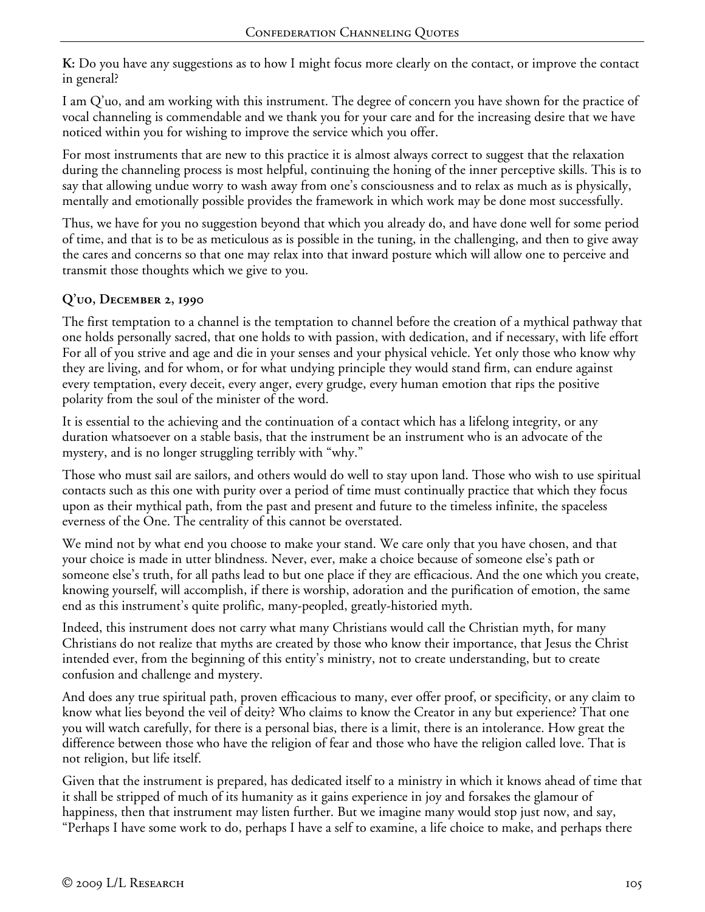**K:** Do you have any suggestions as to how I might focus more clearly on the contact, or improve the contact in general?

I am Q'uo, and am working with this instrument. The degree of concern you have shown for the practice of vocal channeling is commendable and we thank you for your care and for the increasing desire that we have noticed within you for wishing to improve the service which you offer.

For most instruments that are new to this practice it is almost always correct to suggest that the relaxation during the channeling process is most helpful, continuing the honing of the inner perceptive skills. This is to say that allowing undue worry to wash away from one's consciousness and to relax as much as is physically, mentally and emotionally possible provides the framework in which work may be done most successfully.

Thus, we have for you no suggestion beyond that which you already do, and have done well for some period of time, and that is to be as meticulous as is possible in the tuning, in the challenging, and then to give away the cares and concerns so that one may relax into that inward posture which will allow one to perceive and transmit those thoughts which we give to you.

### Q'uo, December 2, 1990

The first temptation to a channel is the temptation to channel before the creation of a mythical pathway that one holds personally sacred, that one holds to with passion, with dedication, and if necessary, with life effort For all of you strive and age and die in your senses and your physical vehicle. Yet only those who know why they are living, and for whom, or for what undying principle they would stand firm, can endure against every temptation, every deceit, every anger, every grudge, every human emotion that rips the positive polarity from the soul of the minister of the word.

It is essential to the achieving and the continuation of a contact which has a lifelong integrity, or any duration whatsoever on a stable basis, that the instrument be an instrument who is an advocate of the mystery, and is no longer struggling terribly with "why."

Those who must sail are sailors, and others would do well to stay upon land. Those who wish to use spiritual contacts such as this one with purity over a period of time must continually practice that which they focus upon as their mythical path, from the past and present and future to the timeless infinite, the spaceless everness of the One. The centrality of this cannot be overstated.

We mind not by what end you choose to make your stand. We care only that you have chosen, and that your choice is made in utter blindness. Never, ever, make a choice because of someone else's path or someone else's truth, for all paths lead to but one place if they are efficacious. And the one which you create, knowing yourself, will accomplish, if there is worship, adoration and the purification of emotion, the same end as this instrument's quite prolific, many-peopled, greatly-historied myth.

Indeed, this instrument does not carry what many Christians would call the Christian myth, for many Christians do not realize that myths are created by those who know their importance, that Jesus the Christ intended ever, from the beginning of this entity's ministry, not to create understanding, but to create confusion and challenge and mystery.

And does any true spiritual path, proven efficacious to many, ever offer proof, or specificity, or any claim to know what lies beyond the veil of deity? Who claims to know the Creator in any but experience? That one you will watch carefully, for there is a personal bias, there is a limit, there is an intolerance. How great the difference between those who have the religion of fear and those who have the religion called love. That is not religion, but life itself.

Given that the instrument is prepared, has dedicated itself to a ministry in which it knows ahead of time that it shall be stripped of much of its humanity as it gains experience in joy and forsakes the glamour of happiness, then that instrument may listen further. But we imagine many would stop just now, and say, "Perhaps I have some work to do, perhaps I have a self to examine, a life choice to make, and perhaps there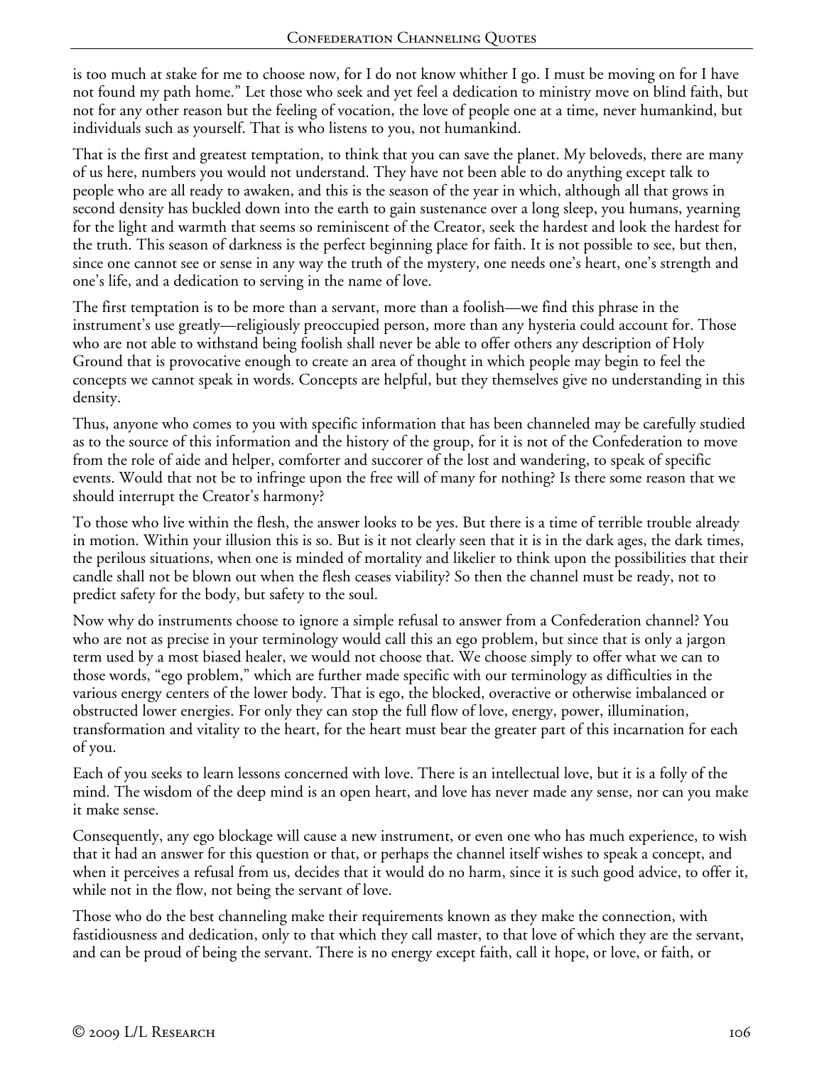is too much at stake for me to choose now, for I do not know whither I go. I must be moving on for I have not found my path home." Let those who seek and yet feel a dedication to ministry move on blind faith, but not for any other reason but the feeling of vocation, the love of people one at a time, never humankind, but individuals such as yourself. That is who listens to you, not humankind.

That is the first and greatest temptation, to think that you can save the planet. My beloveds, there are many of us here, numbers you would not understand. They have not been able to do anything except talk to people who are all ready to awaken, and this is the season of the year in which, although all that grows in second density has buckled down into the earth to gain sustenance over a long sleep, you humans, yearning for the light and warmth that seems so reminiscent of the Creator, seek the hardest and look the hardest for the truth. This season of darkness is the perfect beginning place for faith. It is not possible to see, but then, since one cannot see or sense in any way the truth of the mystery, one needs one's heart, one's strength and one's life, and a dedication to serving in the name of love.

The first temptation is to be more than a servant, more than a foolish—we find this phrase in the instrument's use greatly—religiously preoccupied person, more than any hysteria could account for. Those who are not able to withstand being foolish shall never be able to offer others any description of Holy Ground that is provocative enough to create an area of thought in which people may begin to feel the concepts we cannot speak in words. Concepts are helpful, but they themselves give no understanding in this density.

Thus, anyone who comes to you with specific information that has been channeled may be carefully studied as to the source of this information and the history of the group, for it is not of the Confederation to move from the role of aide and helper, comforter and succorer of the lost and wandering, to speak of specific events. Would that not be to infringe upon the free will of many for nothing? Is there some reason that we should interrupt the Creator's harmony?

To those who live within the flesh, the answer looks to be yes. But there is a time of terrible trouble already in motion. Within your illusion this is so. But is it not clearly seen that it is in the dark ages, the dark times, the perilous situations, when one is minded of mortality and likelier to think upon the possibilities that their candle shall not be blown out when the flesh ceases viability? So then the channel must be ready, not to predict safety for the body, but safety to the soul.

Now why do instruments choose to ignore a simple refusal to answer from a Confederation channel? You who are not as precise in your terminology would call this an ego problem, but since that is only a jargon term used by a most biased healer, we would not choose that. We choose simply to offer what we can to those words, "ego problem," which are further made specific with our terminology as difficulties in the various energy centers of the lower body. That is ego, the blocked, overactive or otherwise imbalanced or obstructed lower energies. For only they can stop the full flow of love, energy, power, illumination, transformation and vitality to the heart, for the heart must bear the greater part of this incarnation for each of you.

Each of you seeks to learn lessons concerned with love. There is an intellectual love, but it is a folly of the mind. The wisdom of the deep mind is an open heart, and love has never made any sense, nor can you make it make sense.

Consequently, any ego blockage will cause a new instrument, or even one who has much experience, to wish that it had an answer for this question or that, or perhaps the channel itself wishes to speak a concept, and when it perceives a refusal from us, decides that it would do no harm, since it is such good advice, to offer it, while not in the flow, not being the servant of love.

Those who do the best channeling make their requirements known as they make the connection, with fastidiousness and dedication, only to that which they call master, to that love of which they are the servant, and can be proud of being the servant. There is no energy except faith, call it hope, or love, or faith, or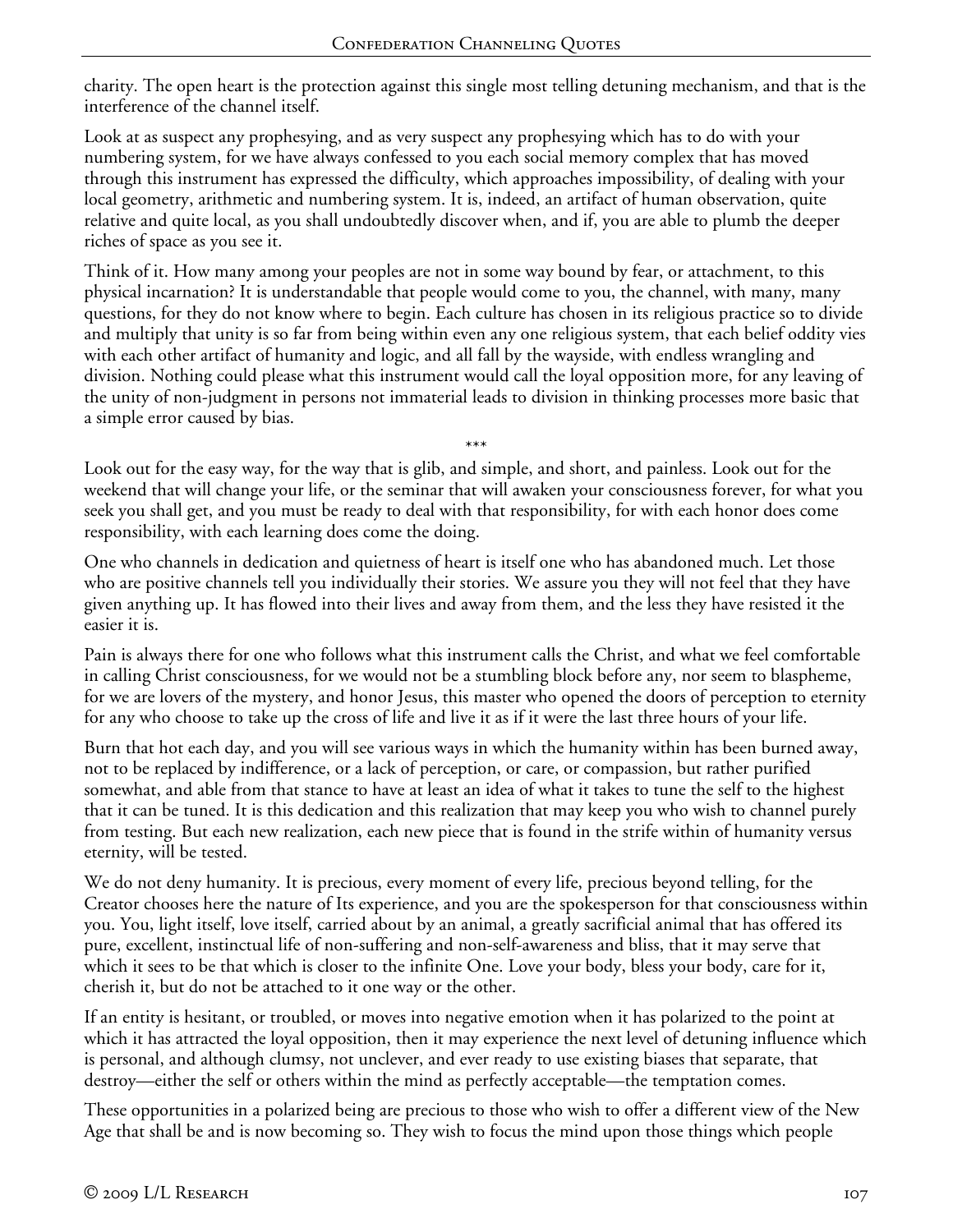charity. The open heart is the protection against this single most telling detuning mechanism, and that is the interference of the channel itself.

Look at as suspect any prophesying, and as very suspect any prophesying which has to do with your numbering system, for we have always confessed to you each social memory complex that has moved through this instrument has expressed the difficulty, which approaches impossibility, of dealing with your local geometry, arithmetic and numbering system. It is, indeed, an artifact of human observation, quite relative and quite local, as you shall undoubtedly discover when, and if, you are able to plumb the deeper riches of space as you see it.

Think of it. How many among your peoples are not in some way bound by fear, or attachment, to this physical incarnation? It is understandable that people would come to you, the channel, with many, many questions, for they do not know where to begin. Each culture has chosen in its religious practice so to divide and multiply that unity is so far from being within even any one religious system, that each belief oddity vies with each other artifact of humanity and logic, and all fall by the wayside, with endless wrangling and division. Nothing could please what this instrument would call the loyal opposition more, for any leaving of the unity of non-judgment in persons not immaterial leads to division in thinking processes more basic that a simple error caused by bias.

\*\*\*

Look out for the easy way, for the way that is glib, and simple, and short, and painless. Look out for the weekend that will change your life, or the seminar that will awaken your consciousness forever, for what you seek you shall get, and you must be ready to deal with that responsibility, for with each honor does come responsibility, with each learning does come the doing.

One who channels in dedication and quietness of heart is itself one who has abandoned much. Let those who are positive channels tell you individually their stories. We assure you they will not feel that they have given anything up. It has flowed into their lives and away from them, and the less they have resisted it the easier it is.

Pain is always there for one who follows what this instrument calls the Christ, and what we feel comfortable in calling Christ consciousness, for we would not be a stumbling block before any, nor seem to blaspheme, for we are lovers of the mystery, and honor Jesus, this master who opened the doors of perception to eternity for any who choose to take up the cross of life and live it as if it were the last three hours of your life.

Burn that hot each day, and you will see various ways in which the humanity within has been burned away, not to be replaced by indifference, or a lack of perception, or care, or compassion, but rather purified somewhat, and able from that stance to have at least an idea of what it takes to tune the self to the highest that it can be tuned. It is this dedication and this realization that may keep you who wish to channel purely from testing. But each new realization, each new piece that is found in the strife within of humanity versus eternity, will be tested.

We do not deny humanity. It is precious, every moment of every life, precious beyond telling, for the Creator chooses here the nature of Its experience, and you are the spokesperson for that consciousness within you. You, light itself, love itself, carried about by an animal, a greatly sacrificial animal that has offered its pure, excellent, instinctual life of non-suffering and non-self-awareness and bliss, that it may serve that which it sees to be that which is closer to the infinite One. Love your body, bless your body, care for it, cherish it, but do not be attached to it one way or the other.

If an entity is hesitant, or troubled, or moves into negative emotion when it has polarized to the point at which it has attracted the loyal opposition, then it may experience the next level of detuning influence which is personal, and although clumsy, not unclever, and ever ready to use existing biases that separate, that destroy—either the self or others within the mind as perfectly acceptable—the temptation comes.

These opportunities in a polarized being are precious to those who wish to offer a different view of the New Age that shall be and is now becoming so. They wish to focus the mind upon those things which people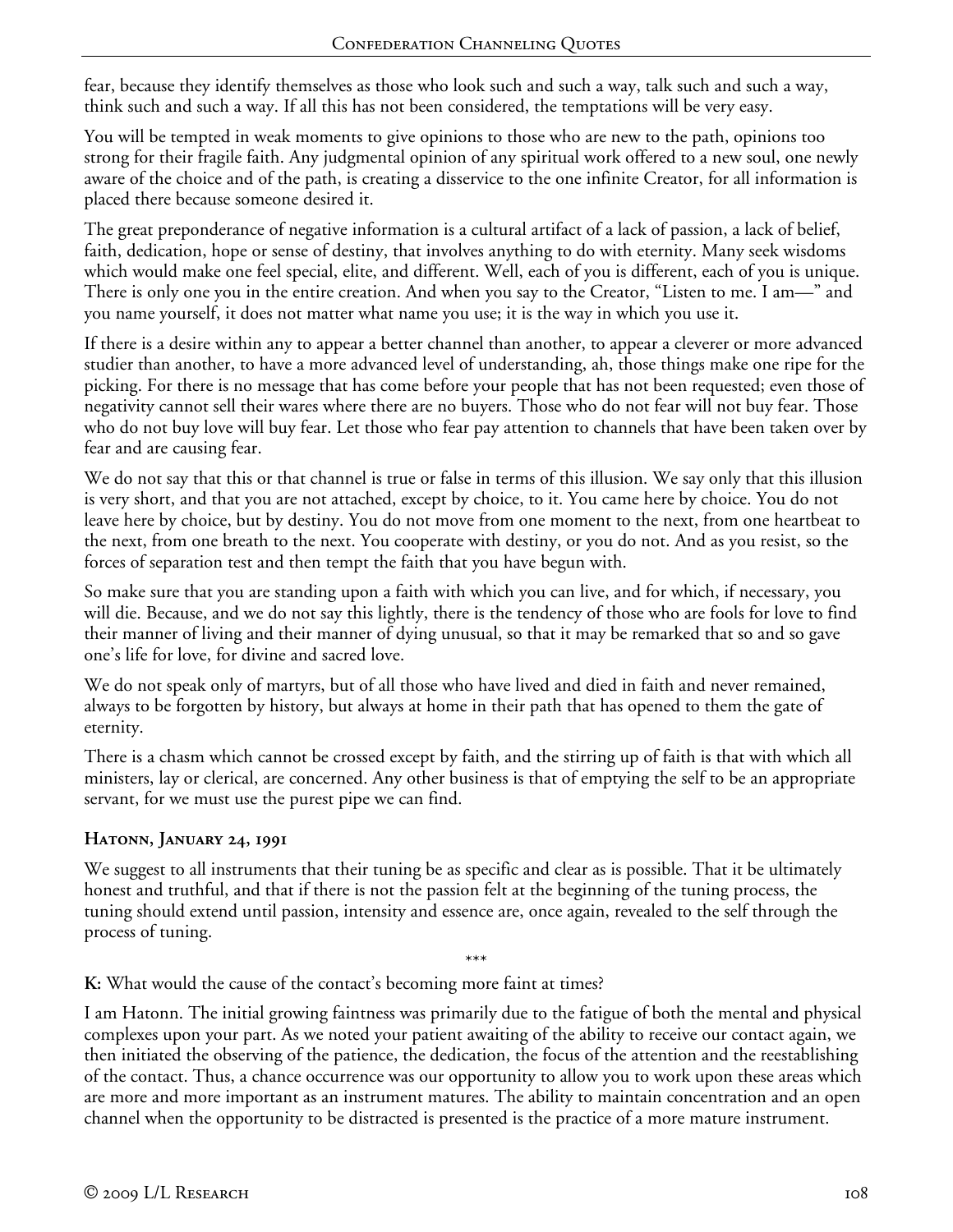fear, because they identify themselves as those who look such and such a way, talk such and such a way, think such and such a way. If all this has not been considered, the temptations will be very easy.

You will be tempted in weak moments to give opinions to those who are new to the path, opinions too strong for their fragile faith. Any judgmental opinion of any spiritual work offered to a new soul, one newly aware of the choice and of the path, is creating a disservice to the one infinite Creator, for all information is placed there because someone desired it.

The great preponderance of negative information is a cultural artifact of a lack of passion, a lack of belief, faith, dedication, hope or sense of destiny, that involves anything to do with eternity. Many seek wisdoms which would make one feel special, elite, and different. Well, each of you is different, each of you is unique. There is only one you in the entire creation. And when you say to the Creator, "Listen to me. I am—" and you name yourself, it does not matter what name you use; it is the way in which you use it.

If there is a desire within any to appear a better channel than another, to appear a cleverer or more advanced studier than another, to have a more advanced level of understanding, ah, those things make one ripe for the picking. For there is no message that has come before your people that has not been requested; even those of negativity cannot sell their wares where there are no buyers. Those who do not fear will not buy fear. Those who do not buy love will buy fear. Let those who fear pay attention to channels that have been taken over by fear and are causing fear.

We do not say that this or that channel is true or false in terms of this illusion. We say only that this illusion is very short, and that you are not attached, except by choice, to it. You came here by choice. You do not leave here by choice, but by destiny. You do not move from one moment to the next, from one heartbeat to the next, from one breath to the next. You cooperate with destiny, or you do not. And as you resist, so the forces of separation test and then tempt the faith that you have begun with.

So make sure that you are standing upon a faith with which you can live, and for which, if necessary, you will die. Because, and we do not say this lightly, there is the tendency of those who are fools for love to find their manner of living and their manner of dying unusual, so that it may be remarked that so and so gave one's life for love, for divine and sacred love.

We do not speak only of martyrs, but of all those who have lived and died in faith and never remained, always to be forgotten by history, but always at home in their path that has opened to them the gate of eternity.

There is a chasm which cannot be crossed except by faith, and the stirring up of faith is that with which all ministers, lay or clerical, are concerned. Any other business is that of emptying the self to be an appropriate servant, for we must use the purest pipe we can find.

### Hatonn, January 24, 1991

We suggest to all instruments that their tuning be as specific and clear as is possible. That it be ultimately honest and truthful, and that if there is not the passion felt at the beginning of the tuning process, the tuning should extend until passion, intensity and essence are, once again, revealed to the self through the process of tuning.

\*\*\*

**K:** What would the cause of the contact's becoming more faint at times?

I am Hatonn. The initial growing faintness was primarily due to the fatigue of both the mental and physical complexes upon your part. As we noted your patient awaiting of the ability to receive our contact again, we then initiated the observing of the patience, the dedication, the focus of the attention and the reestablishing of the contact. Thus, a chance occurrence was our opportunity to allow you to work upon these areas which are more and more important as an instrument matures. The ability to maintain concentration and an open channel when the opportunity to be distracted is presented is the practice of a more mature instrument.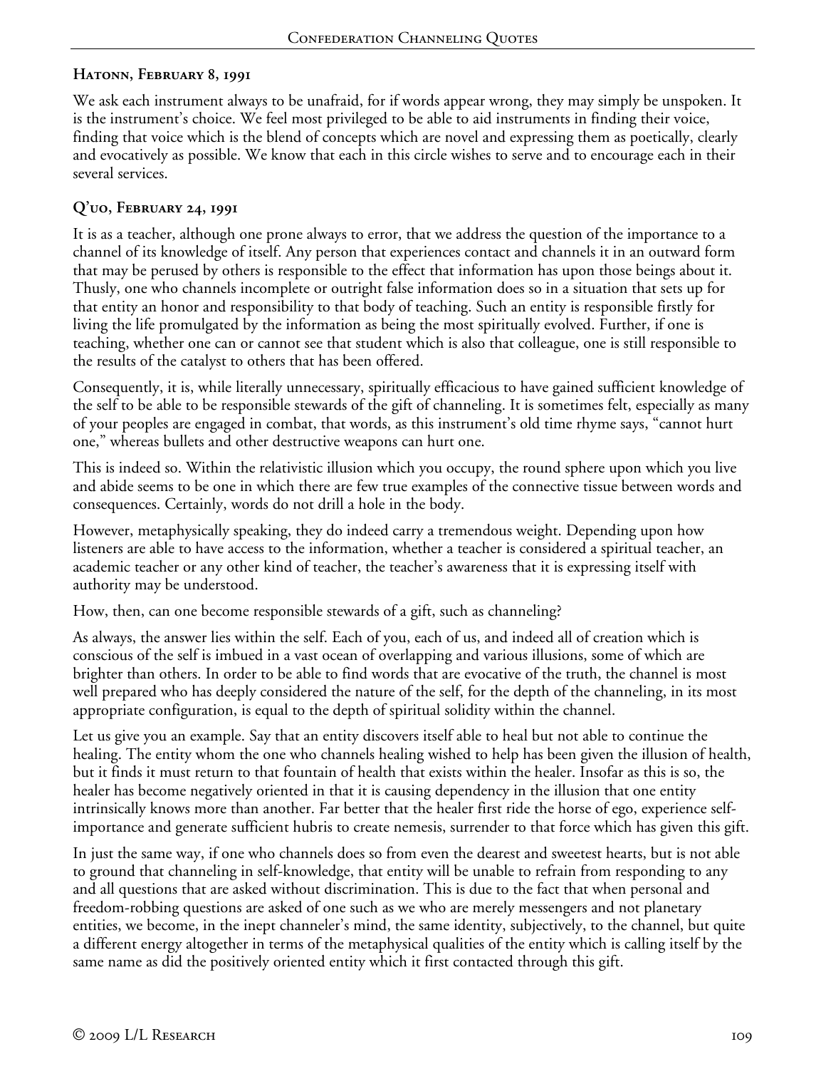### Hatonn, February 8, 1991

We ask each instrument always to be unafraid, for if words appear wrong, they may simply be unspoken. It is the instrument's choice. We feel most privileged to be able to aid instruments in finding their voice, finding that voice which is the blend of concepts which are novel and expressing them as poetically, clearly and evocatively as possible. We know that each in this circle wishes to serve and to encourage each in their several services.

### Q'uo, February 24, 1991

It is as a teacher, although one prone always to error, that we address the question of the importance to a channel of its knowledge of itself. Any person that experiences contact and channels it in an outward form that may be perused by others is responsible to the effect that information has upon those beings about it. Thusly, one who channels incomplete or outright false information does so in a situation that sets up for that entity an honor and responsibility to that body of teaching. Such an entity is responsible firstly for living the life promulgated by the information as being the most spiritually evolved. Further, if one is teaching, whether one can or cannot see that student which is also that colleague, one is still responsible to the results of the catalyst to others that has been offered.

Consequently, it is, while literally unnecessary, spiritually efficacious to have gained sufficient knowledge of the self to be able to be responsible stewards of the gift of channeling. It is sometimes felt, especially as many of your peoples are engaged in combat, that words, as this instrument's old time rhyme says, "cannot hurt one," whereas bullets and other destructive weapons can hurt one.

This is indeed so. Within the relativistic illusion which you occupy, the round sphere upon which you live and abide seems to be one in which there are few true examples of the connective tissue between words and consequences. Certainly, words do not drill a hole in the body.

However, metaphysically speaking, they do indeed carry a tremendous weight. Depending upon how listeners are able to have access to the information, whether a teacher is considered a spiritual teacher, an academic teacher or any other kind of teacher, the teacher's awareness that it is expressing itself with authority may be understood.

How, then, can one become responsible stewards of a gift, such as channeling?

As always, the answer lies within the self. Each of you, each of us, and indeed all of creation which is conscious of the self is imbued in a vast ocean of overlapping and various illusions, some of which are brighter than others. In order to be able to find words that are evocative of the truth, the channel is most well prepared who has deeply considered the nature of the self, for the depth of the channeling, in its most appropriate configuration, is equal to the depth of spiritual solidity within the channel.

Let us give you an example. Say that an entity discovers itself able to heal but not able to continue the healing. The entity whom the one who channels healing wished to help has been given the illusion of health, but it finds it must return to that fountain of health that exists within the healer. Insofar as this is so, the healer has become negatively oriented in that it is causing dependency in the illusion that one entity intrinsically knows more than another. Far better that the healer first ride the horse of ego, experience self-importance and generate sufficient hubris to create nemesis, surrender to that force which has given this gift.

In just the same way, if one who channels does so from even the dearest and sweetest hearts, but is not able to ground that channeling in self-knowledge, that entity will be unable to refrain from responding to any and all questions that are asked without discrimination. This is due to the fact that when personal and freedom-robbing questions are asked of one such as we who are merely messengers and not planetary entities, we become, in the inept channeler's mind, the same identity, subjectively, to the channel, but quite a different energy altogether in terms of the metaphysical qualities of the entity which is calling itself by the same name as did the positively oriented entity which it first contacted through this gift.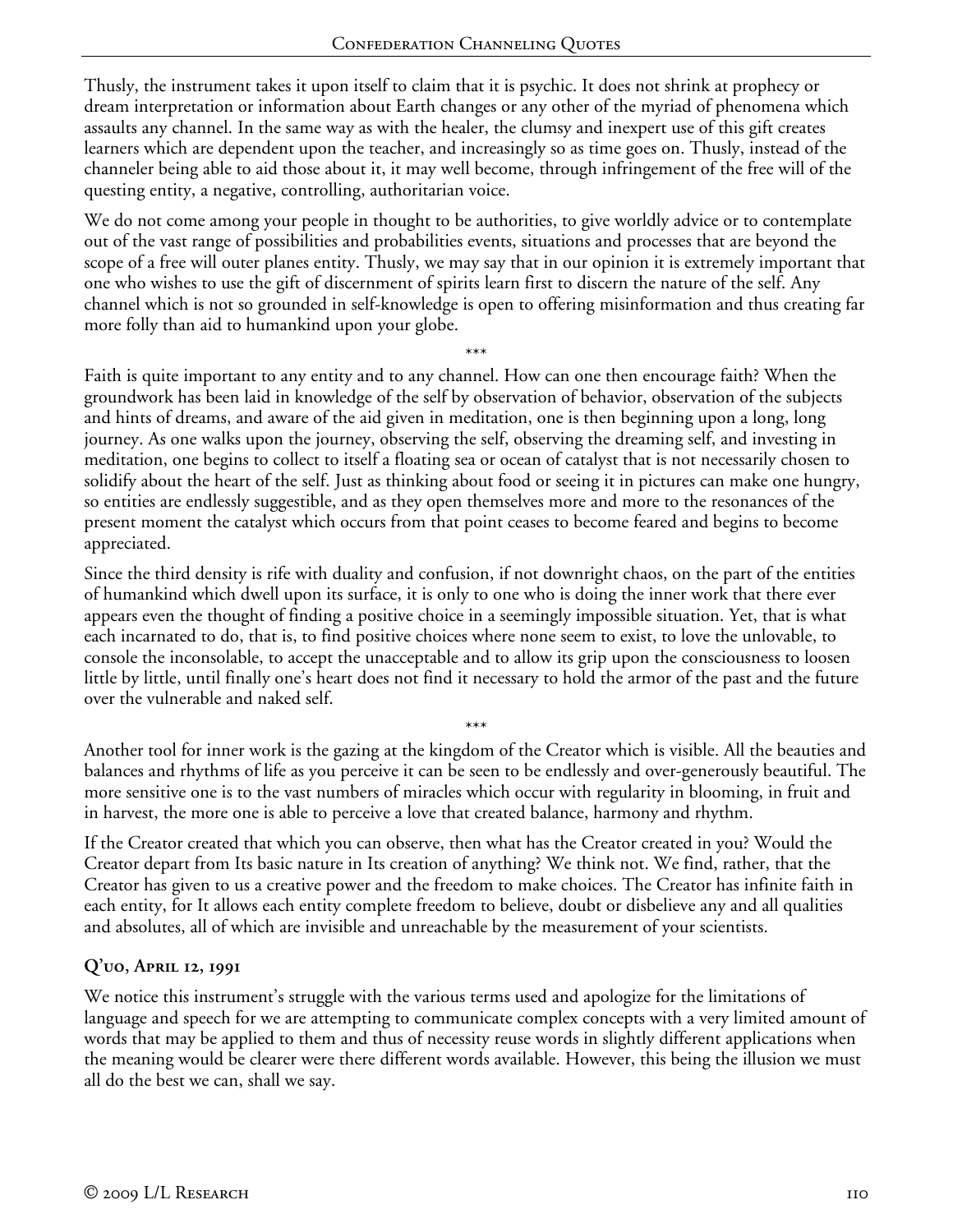Thusly, the instrument takes it upon itself to claim that it is psychic. It does not shrink at prophecy or dream interpretation or information about Earth changes or any other of the myriad of phenomena which assaults any channel. In the same way as with the healer, the clumsy and inexpert use of this gift creates learners which are dependent upon the teacher, and increasingly so as time goes on. Thusly, instead of the channeler being able to aid those about it, it may well become, through infringement of the free will of the questing entity, a negative, controlling, authoritarian voice.

We do not come among your people in thought to be authorities, to give worldly advice or to contemplate out of the vast range of possibilities and probabilities events, situations and processes that are beyond the scope of a free will outer planes entity. Thusly, we may say that in our opinion it is extremely important that one who wishes to use the gift of discernment of spirits learn first to discern the nature of the self. Any channel which is not so grounded in self-knowledge is open to offering misinformation and thus creating far more folly than aid to humankind upon your globe.

\*\*\*

Faith is quite important to any entity and to any channel. How can one then encourage faith? When the groundwork has been laid in knowledge of the self by observation of behavior, observation of the subjects and hints of dreams, and aware of the aid given in meditation, one is then beginning upon a long, long journey. As one walks upon the journey, observing the self, observing the dreaming self, and investing in meditation, one begins to collect to itself a floating sea or ocean of catalyst that is not necessarily chosen to solidify about the heart of the self. Just as thinking about food or seeing it in pictures can make one hungry, so entities are endlessly suggestible, and as they open themselves more and more to the resonances of the present moment the catalyst which occurs from that point ceases to become feared and begins to become appreciated.

Since the third density is rife with duality and confusion, if not downright chaos, on the part of the entities of humankind which dwell upon its surface, it is only to one who is doing the inner work that there ever appears even the thought of finding a positive choice in a seemingly impossible situation. Yet, that is what each incarnated to do, that is, to find positive choices where none seem to exist, to love the unlovable, to console the inconsolable, to accept the unacceptable and to allow its grip upon the consciousness to loosen little by little, until finally one's heart does not find it necessary to hold the armor of the past and the future over the vulnerable and naked self.

\*\*\*

Another tool for inner work is the gazing at the kingdom of the Creator which is visible. All the beauties and balances and rhythms of life as you perceive it can be seen to be endlessly and over-generously beautiful. The more sensitive one is to the vast numbers of miracles which occur with regularity in blooming, in fruit and in harvest, the more one is able to perceive a love that created balance, harmony and rhythm.

If the Creator created that which you can observe, then what has the Creator created in you? Would the Creator depart from Its basic nature in Its creation of anything? We think not. We find, rather, that the Creator has given to us a creative power and the freedom to make choices. The Creator has infinite faith in each entity, for It allows each entity complete freedom to believe, doubt or disbelieve any and all qualities and absolutes, all of which are invisible and unreachable by the measurement of your scientists.

### Q'uo, April 12, 1991

We notice this instrument's struggle with the various terms used and apologize for the limitations of language and speech for we are attempting to communicate complex concepts with a very limited amount of words that may be applied to them and thus of necessity reuse words in slightly different applications when the meaning would be clearer were there different words available. However, this being the illusion we must all do the best we can, shall we say.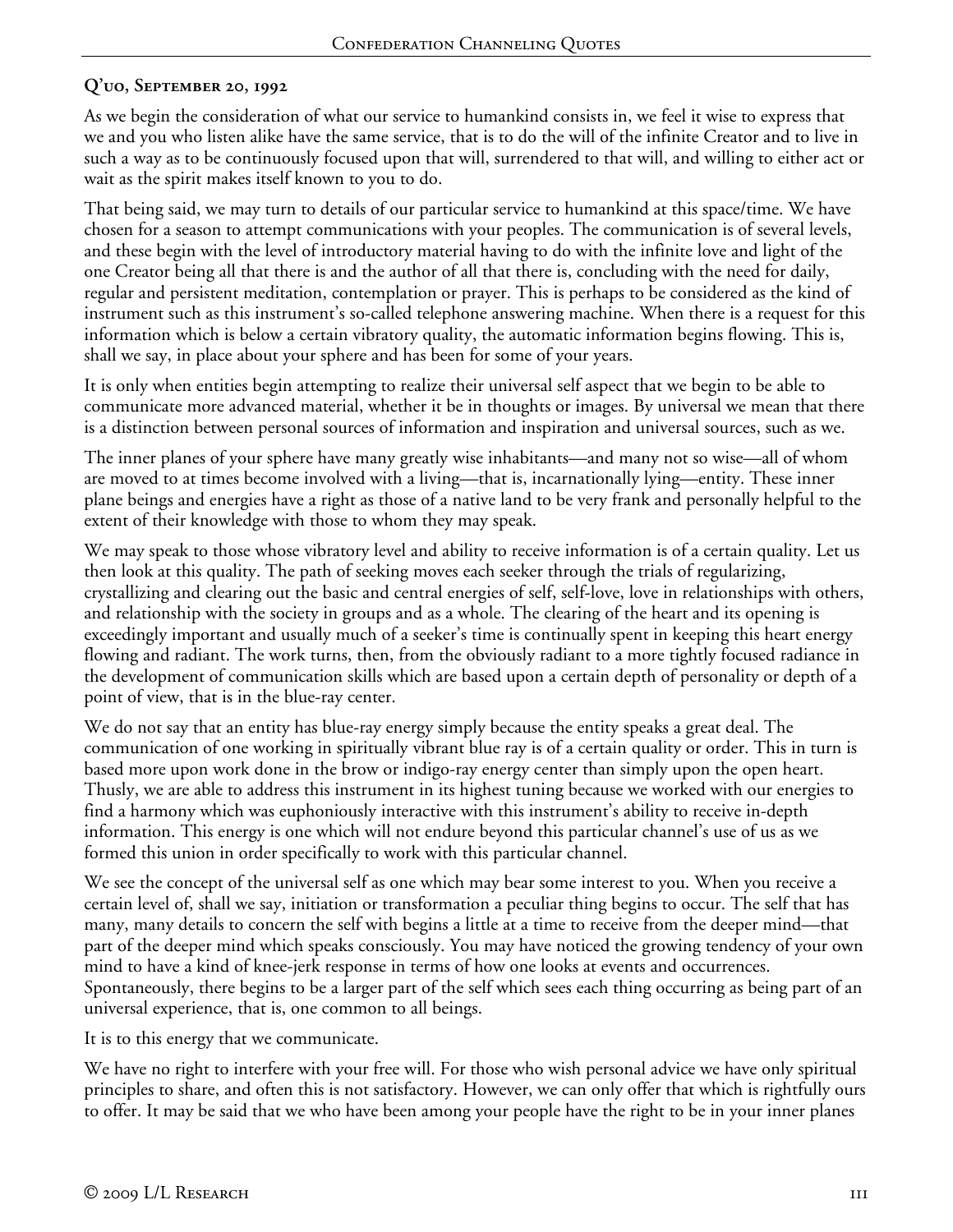### Q'uo, September 20, 1992

As we begin the consideration of what our service to humankind consists in, we feel it wise to express that we and you who listen alike have the same service, that is to do the will of the infinite Creator and to live in such a way as to be continuously focused upon that will, surrendered to that will, and willing to either act or wait as the spirit makes itself known to you to do.

That being said, we may turn to details of our particular service to humankind at this space/time. We have chosen for a season to attempt communications with your peoples. The communication is of several levels, and these begin with the level of introductory material having to do with the infinite love and light of the one Creator being all that there is and the author of all that there is, concluding with the need for daily, regular and persistent meditation, contemplation or prayer. This is perhaps to be considered as the kind of instrument such as this instrument's so-called telephone answering machine. When there is a request for this information which is below a certain vibratory quality, the automatic information begins flowing. This is, shall we say, in place about your sphere and has been for some of your years.

It is only when entities begin attempting to realize their universal self aspect that we begin to be able to communicate more advanced material, whether it be in thoughts or images. By universal we mean that there is a distinction between personal sources of information and inspiration and universal sources, such as we.

The inner planes of your sphere have many greatly wise inhabitants—and many not so wise—all of whom are moved to at times become involved with a living—that is, incarnationally lying—entity. These inner plane beings and energies have a right as those of a native land to be very frank and personally helpful to the extent of their knowledge with those to whom they may speak.

We may speak to those whose vibratory level and ability to receive information is of a certain quality. Let us then look at this quality. The path of seeking moves each seeker through the trials of regularizing, crystallizing and clearing out the basic and central energies of self, self-love, love in relationships with others, and relationship with the society in groups and as a whole. The clearing of the heart and its opening is exceedingly important and usually much of a seeker's time is continually spent in keeping this heart energy flowing and radiant. The work turns, then, from the obviously radiant to a more tightly focused radiance in the development of communication skills which are based upon a certain depth of personality or depth of a point of view, that is in the blue-ray center.

We do not say that an entity has blue-ray energy simply because the entity speaks a great deal. The communication of one working in spiritually vibrant blue ray is of a certain quality or order. This in turn is based more upon work done in the brow or indigo-ray energy center than simply upon the open heart. Thusly, we are able to address this instrument in its highest tuning because we worked with our energies to find a harmony which was euphoniously interactive with this instrument's ability to receive in-depth information. This energy is one which will not endure beyond this particular channel's use of us as we formed this union in order specifically to work with this particular channel.

We see the concept of the universal self as one which may bear some interest to you. When you receive a certain level of, shall we say, initiation or transformation a peculiar thing begins to occur. The self that has many, many details to concern the self with begins a little at a time to receive from the deeper mind—that part of the deeper mind which speaks consciously. You may have noticed the growing tendency of your own mind to have a kind of knee-jerk response in terms of how one looks at events and occurrences. Spontaneously, there begins to be a larger part of the self which sees each thing occurring as being part of an universal experience, that is, one common to all beings.

It is to this energy that we communicate.

We have no right to interfere with your free will. For those who wish personal advice we have only spiritual principles to share, and often this is not satisfactory. However, we can only offer that which is rightfully ours to offer. It may be said that we who have been among your people have the right to be in your inner planes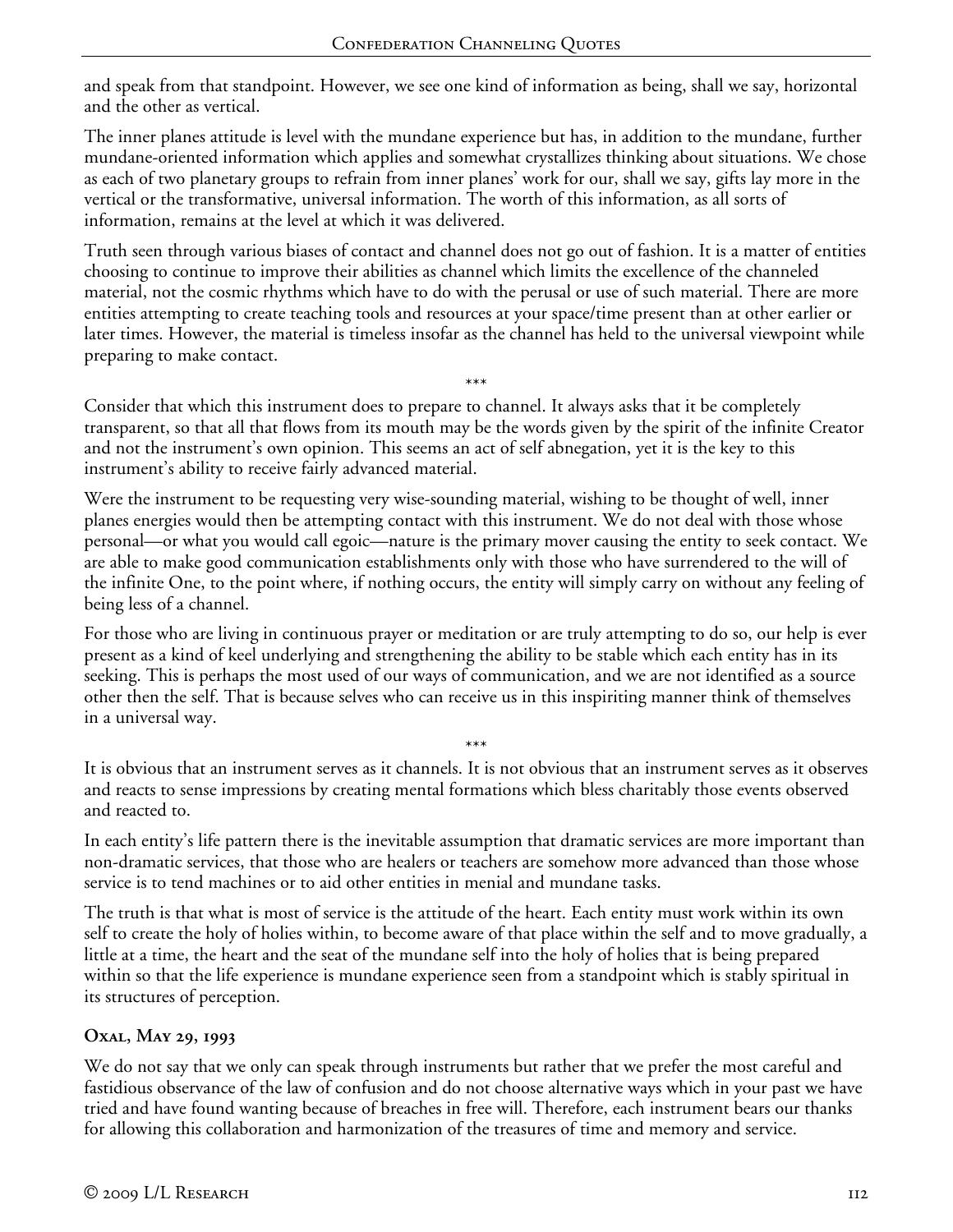and speak from that standpoint. However, we see one kind of information as being, shall we say, horizontal and the other as vertical.

The inner planes attitude is level with the mundane experience but has, in addition to the mundane, further mundane-oriented information which applies and somewhat crystallizes thinking about situations. We chose as each of two planetary groups to refrain from inner planes' work for our, shall we say, gifts lay more in the vertical or the transformative, universal information. The worth of this information, as all sorts of information, remains at the level at which it was delivered.

Truth seen through various biases of contact and channel does not go out of fashion. It is a matter of entities choosing to continue to improve their abilities as channel which limits the excellence of the channeled material, not the cosmic rhythms which have to do with the perusal or use of such material. There are more entities attempting to create teaching tools and resources at your space/time present than at other earlier or later times. However, the material is timeless insofar as the channel has held to the universal viewpoint while preparing to make contact.

\*\*\*

Consider that which this instrument does to prepare to channel. It always asks that it be completely transparent, so that all that flows from its mouth may be the words given by the spirit of the infinite Creator and not the instrument's own opinion. This seems an act of self abnegation, yet it is the key to this instrument's ability to receive fairly advanced material.

Were the instrument to be requesting very wise-sounding material, wishing to be thought of well, inner planes energies would then be attempting contact with this instrument. We do not deal with those whose personal—or what you would call egoic—nature is the primary mover causing the entity to seek contact. We are able to make good communication establishments only with those who have surrendered to the will of the infinite One, to the point where, if nothing occurs, the entity will simply carry on without any feeling of being less of a channel.

For those who are living in continuous prayer or meditation or are truly attempting to do so, our help is ever present as a kind of keel underlying and strengthening the ability to be stable which each entity has in its seeking. This is perhaps the most used of our ways of communication, and we are not identified as a source other then the self. That is because selves who can receive us in this inspiriting manner think of themselves in a universal way.

\*\*\*

It is obvious that an instrument serves as it channels. It is not obvious that an instrument serves as it observes and reacts to sense impressions by creating mental formations which bless charitably those events observed and reacted to.

In each entity's life pattern there is the inevitable assumption that dramatic services are more important than non-dramatic services, that those who are healers or teachers are somehow more advanced than those whose service is to tend machines or to aid other entities in menial and mundane tasks.

The truth is that what is most of service is the attitude of the heart. Each entity must work within its own self to create the holy of holies within, to become aware of that place within the self and to move gradually, a little at a time, the heart and the seat of the mundane self into the holy of holies that is being prepared within so that the life experience is mundane experience seen from a standpoint which is stably spiritual in its structures of perception.

### Oxal, May 29, 1993

We do not say that we only can speak through instruments but rather that we prefer the most careful and fastidious observance of the law of confusion and do not choose alternative ways which in your past we have tried and have found wanting because of breaches in free will. Therefore, each instrument bears our thanks for allowing this collaboration and harmonization of the treasures of time and memory and service.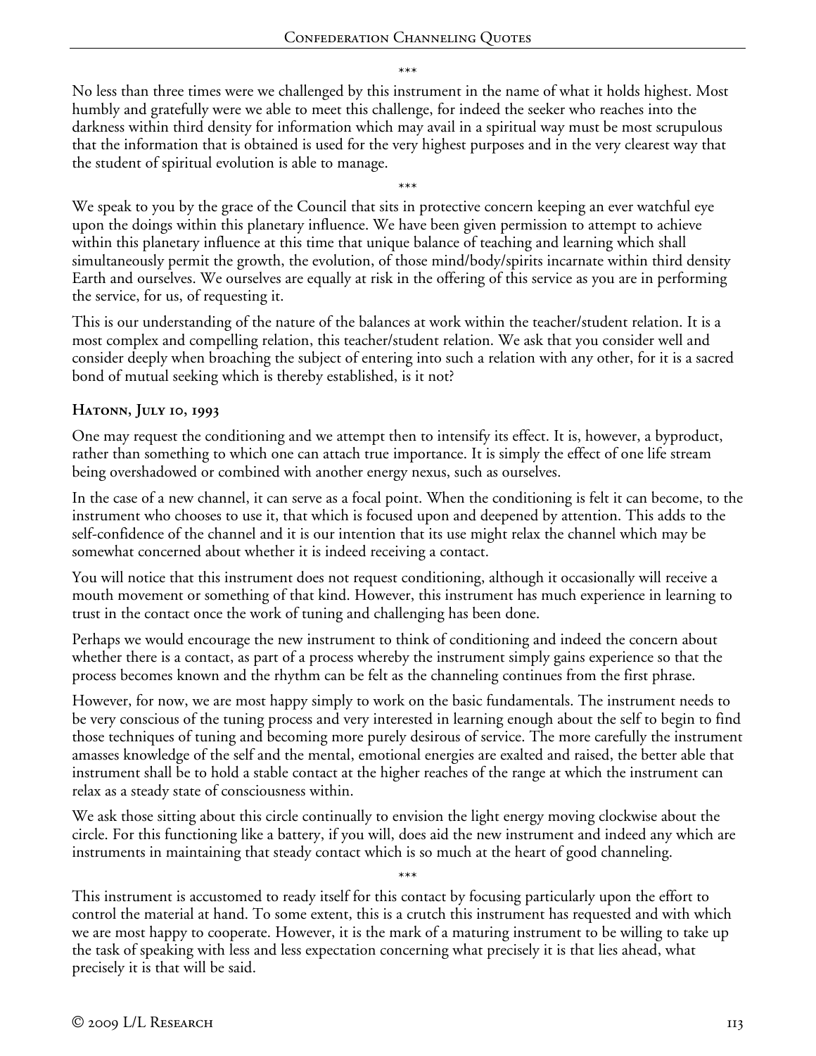\*\*\*

No less than three times were we challenged by this instrument in the name of what it holds highest. Most humbly and gratefully were we able to meet this challenge, for indeed the seeker who reaches into the darkness within third density for information which may avail in a spiritual way must be most scrupulous that the information that is obtained is used for the very highest purposes and in the very clearest way that the student of spiritual evolution is able to manage.

\*\*\*

We speak to you by the grace of the Council that sits in protective concern keeping an ever watchful eye upon the doings within this planetary influence. We have been given permission to attempt to achieve within this planetary influence at this time that unique balance of teaching and learning which shall simultaneously permit the growth, the evolution, of those mind/body/spirits incarnate within third density Earth and ourselves. We ourselves are equally at risk in the offering of this service as you are in performing the service, for us, of requesting it.

This is our understanding of the nature of the balances at work within the teacher/student relation. It is a most complex and compelling relation, this teacher/student relation. We ask that you consider well and consider deeply when broaching the subject of entering into such a relation with any other, for it is a sacred bond of mutual seeking which is thereby established, is it not?

### Hatonn, July 10, 1993

One may request the conditioning and we attempt then to intensify its effect. It is, however, a byproduct, rather than something to which one can attach true importance. It is simply the effect of one life stream being overshadowed or combined with another energy nexus, such as ourselves.

In the case of a new channel, it can serve as a focal point. When the conditioning is felt it can become, to the instrument who chooses to use it, that which is focused upon and deepened by attention. This adds to the self-confidence of the channel and it is our intention that its use might relax the channel which may be somewhat concerned about whether it is indeed receiving a contact.

You will notice that this instrument does not request conditioning, although it occasionally will receive a mouth movement or something of that kind. However, this instrument has much experience in learning to trust in the contact once the work of tuning and challenging has been done.

Perhaps we would encourage the new instrument to think of conditioning and indeed the concern about whether there is a contact, as part of a process whereby the instrument simply gains experience so that the process becomes known and the rhythm can be felt as the channeling continues from the first phrase.

However, for now, we are most happy simply to work on the basic fundamentals. The instrument needs to be very conscious of the tuning process and very interested in learning enough about the self to begin to find those techniques of tuning and becoming more purely desirous of service. The more carefully the instrument amasses knowledge of the self and the mental, emotional energies are exalted and raised, the better able that instrument shall be to hold a stable contact at the higher reaches of the range at which the instrument can relax as a steady state of consciousness within.

We ask those sitting about this circle continually to envision the light energy moving clockwise about the circle. For this functioning like a battery, if you will, does aid the new instrument and indeed any which are instruments in maintaining that steady contact which is so much at the heart of good channeling.

\*\*\*

This instrument is accustomed to ready itself for this contact by focusing particularly upon the effort to control the material at hand. To some extent, this is a crutch this instrument has requested and with which we are most happy to cooperate. However, it is the mark of a maturing instrument to be willing to take up the task of speaking with less and less expectation concerning what precisely it is that lies ahead, what precisely it is that will be said.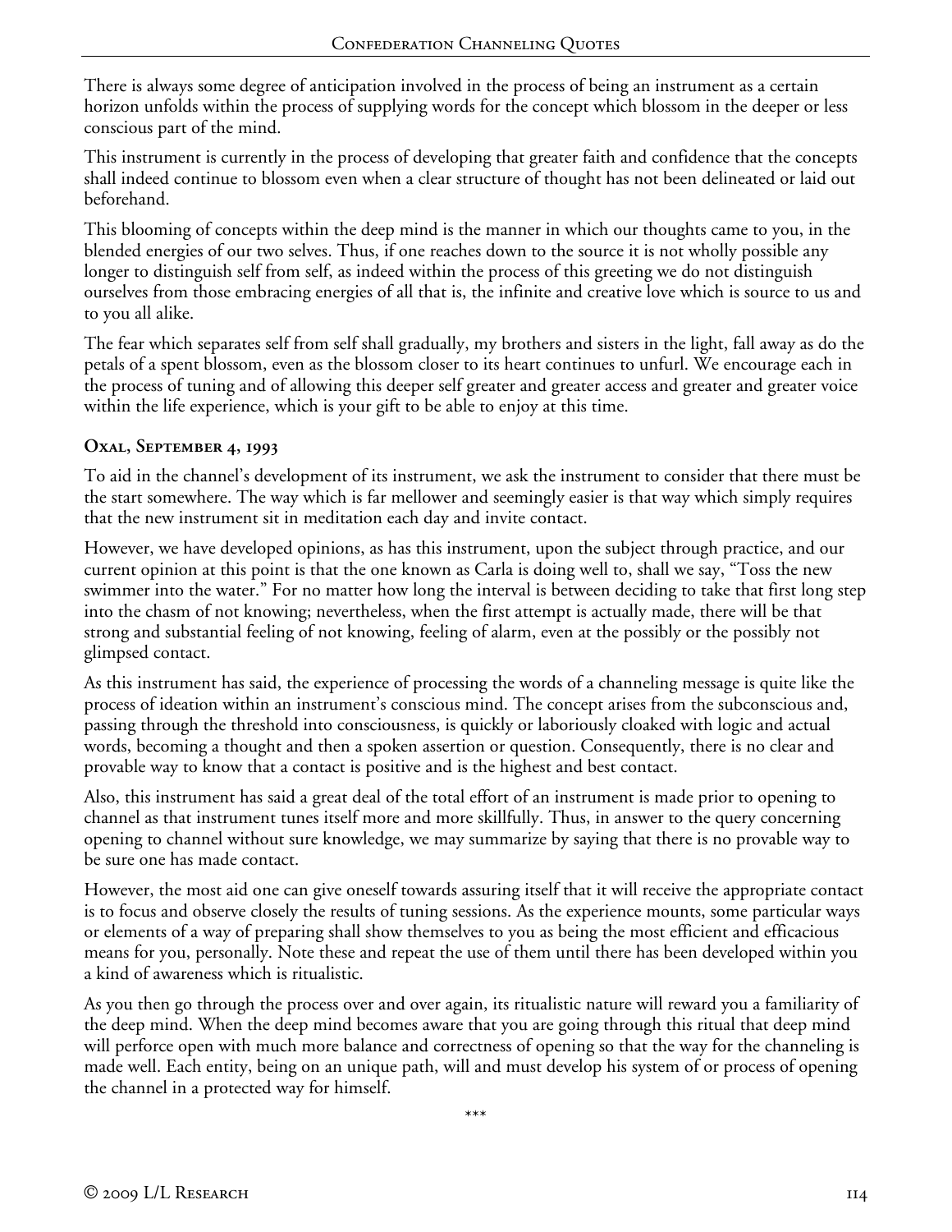There is always some degree of anticipation involved in the process of being an instrument as a certain horizon unfolds within the process of supplying words for the concept which blossom in the deeper or less conscious part of the mind.

This instrument is currently in the process of developing that greater faith and confidence that the concepts shall indeed continue to blossom even when a clear structure of thought has not been delineated or laid out beforehand.

This blooming of concepts within the deep mind is the manner in which our thoughts came to you, in the blended energies of our two selves. Thus, if one reaches down to the source it is not wholly possible any longer to distinguish self from self, as indeed within the process of this greeting we do not distinguish ourselves from those embracing energies of all that is, the infinite and creative love which is source to us and to you all alike.

The fear which separates self from self shall gradually, my brothers and sisters in the light, fall away as do the petals of a spent blossom, even as the blossom closer to its heart continues to unfurl. We encourage each in the process of tuning and of allowing this deeper self greater and greater access and greater and greater voice within the life experience, which is your gift to be able to enjoy at this time.

### Oxal, September 4, 1993

To aid in the channel's development of its instrument, we ask the instrument to consider that there must be the start somewhere. The way which is far mellower and seemingly easier is that way which simply requires that the new instrument sit in meditation each day and invite contact.

However, we have developed opinions, as has this instrument, upon the subject through practice, and our current opinion at this point is that the one known as Carla is doing well to, shall we say, "Toss the new swimmer into the water." For no matter how long the interval is between deciding to take that first long step into the chasm of not knowing; nevertheless, when the first attempt is actually made, there will be that strong and substantial feeling of not knowing, feeling of alarm, even at the possibly or the possibly not glimpsed contact.

As this instrument has said, the experience of processing the words of a channeling message is quite like the process of ideation within an instrument's conscious mind. The concept arises from the subconscious and, passing through the threshold into consciousness, is quickly or laboriously cloaked with logic and actual words, becoming a thought and then a spoken assertion or question. Consequently, there is no clear and provable way to know that a contact is positive and is the highest and best contact.

Also, this instrument has said a great deal of the total effort of an instrument is made prior to opening to channel as that instrument tunes itself more and more skillfully. Thus, in answer to the query concerning opening to channel without sure knowledge, we may summarize by saying that there is no provable way to be sure one has made contact.

However, the most aid one can give oneself towards assuring itself that it will receive the appropriate contact is to focus and observe closely the results of tuning sessions. As the experience mounts, some particular ways or elements of a way of preparing shall show themselves to you as being the most efficient and efficacious means for you, personally. Note these and repeat the use of them until there has been developed within you a kind of awareness which is ritualistic.

As you then go through the process over and over again, its ritualistic nature will reward you a familiarity of the deep mind. When the deep mind becomes aware that you are going through this ritual that deep mind will perforce open with much more balance and correctness of opening so that the way for the channeling is made well. Each entity, being on an unique path, will and must develop his system of or process of opening the channel in a protected way for himself.

\*\*\*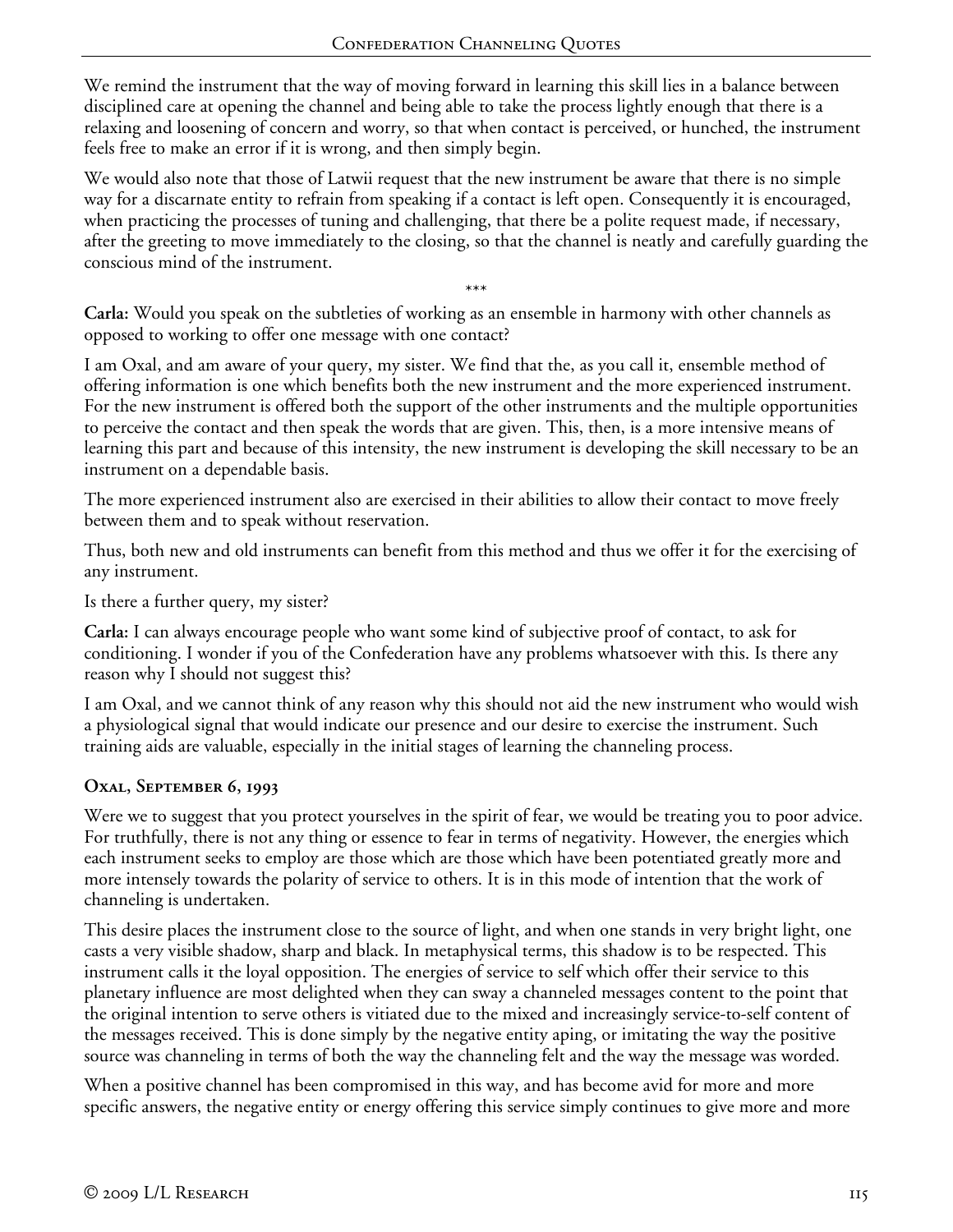We remind the instrument that the way of moving forward in learning this skill lies in a balance between disciplined care at opening the channel and being able to take the process lightly enough that there is a relaxing and loosening of concern and worry, so that when contact is perceived, or hunched, the instrument feels free to make an error if it is wrong, and then simply begin.

We would also note that those of Latwii request that the new instrument be aware that there is no simple way for a discarnate entity to refrain from speaking if a contact is left open. Consequently it is encouraged, when practicing the processes of tuning and challenging, that there be a polite request made, if necessary, after the greeting to move immediately to the closing, so that the channel is neatly and carefully guarding the conscious mind of the instrument.

\*\*\*

**Carla:** Would you speak on the subtleties of working as an ensemble in harmony with other channels as opposed to working to offer one message with one contact?

I am Oxal, and am aware of your query, my sister. We find that the, as you call it, ensemble method of offering information is one which benefits both the new instrument and the more experienced instrument. For the new instrument is offered both the support of the other instruments and the multiple opportunities to perceive the contact and then speak the words that are given. This, then, is a more intensive means of learning this part and because of this intensity, the new instrument is developing the skill necessary to be an instrument on a dependable basis.

The more experienced instrument also are exercised in their abilities to allow their contact to move freely between them and to speak without reservation.

Thus, both new and old instruments can benefit from this method and thus we offer it for the exercising of any instrument.

Is there a further query, my sister?

**Carla:** I can always encourage people who want some kind of subjective proof of contact, to ask for conditioning. I wonder if you of the Confederation have any problems whatsoever with this. Is there any reason why I should not suggest this?

I am Oxal, and we cannot think of any reason why this should not aid the new instrument who would wish a physiological signal that would indicate our presence and our desire to exercise the instrument. Such training aids are valuable, especially in the initial stages of learning the channeling process.

### Oxal, September 6, 1993

Were we to suggest that you protect yourselves in the spirit of fear, we would be treating you to poor advice. For truthfully, there is not any thing or essence to fear in terms of negativity. However, the energies which each instrument seeks to employ are those which are those which have been potentiated greatly more and more intensely towards the polarity of service to others. It is in this mode of intention that the work of channeling is undertaken.

This desire places the instrument close to the source of light, and when one stands in very bright light, one casts a very visible shadow, sharp and black. In metaphysical terms, this shadow is to be respected. This instrument calls it the loyal opposition. The energies of service to self which offer their service to this planetary influence are most delighted when they can sway a channeled messages content to the point that the original intention to serve others is vitiated due to the mixed and increasingly service-to-self content of the messages received. This is done simply by the negative entity aping, or imitating the way the positive source was channeling in terms of both the way the channeling felt and the way the message was worded.

When a positive channel has been compromised in this way, and has become avid for more and more specific answers, the negative entity or energy offering this service simply continues to give more and more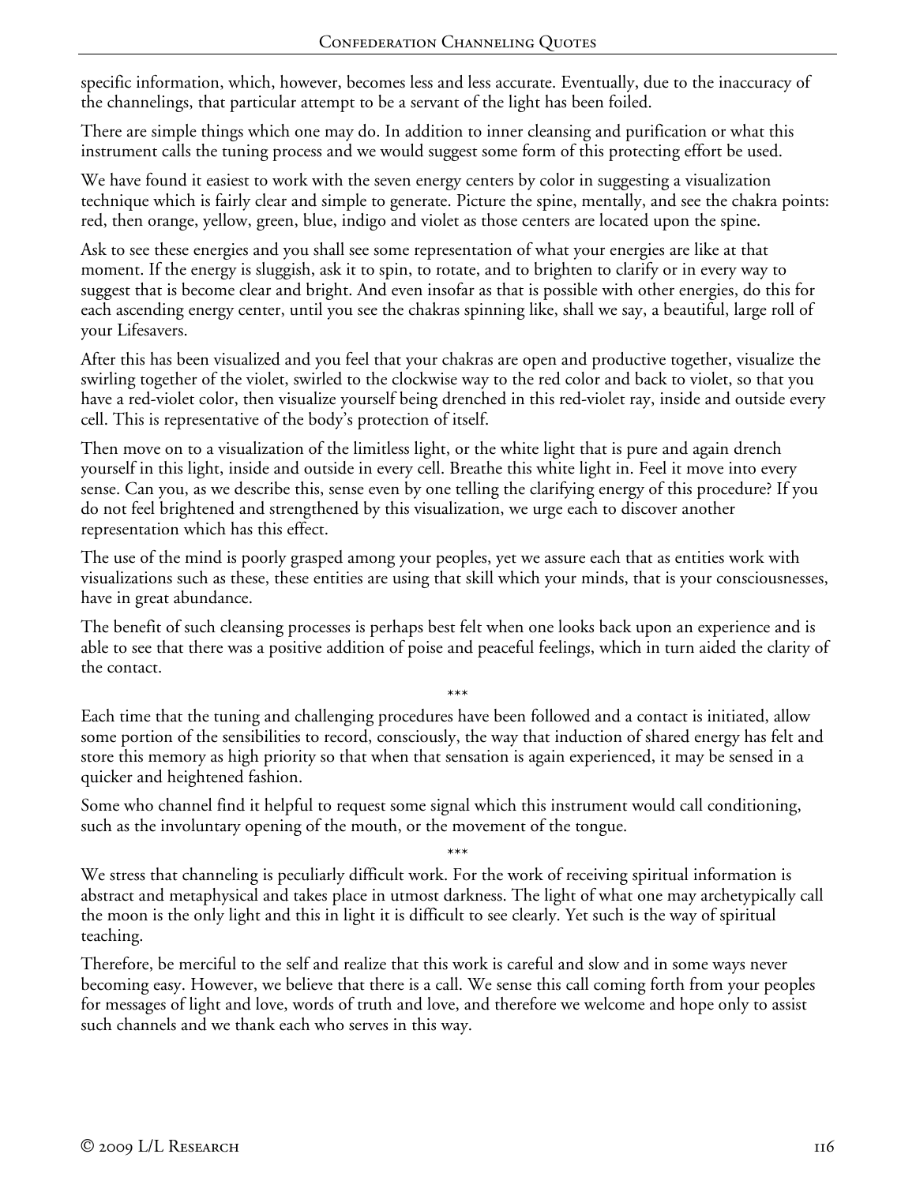specific information, which, however, becomes less and less accurate. Eventually, due to the inaccuracy of the channelings, that particular attempt to be a servant of the light has been foiled.

There are simple things which one may do. In addition to inner cleansing and purification or what this instrument calls the tuning process and we would suggest some form of this protecting effort be used.

We have found it easiest to work with the seven energy centers by color in suggesting a visualization technique which is fairly clear and simple to generate. Picture the spine, mentally, and see the chakra points: red, then orange, yellow, green, blue, indigo and violet as those centers are located upon the spine.

Ask to see these energies and you shall see some representation of what your energies are like at that moment. If the energy is sluggish, ask it to spin, to rotate, and to brighten to clarify or in every way to suggest that is become clear and bright. And even insofar as that is possible with other energies, do this for each ascending energy center, until you see the chakras spinning like, shall we say, a beautiful, large roll of your Lifesavers.

After this has been visualized and you feel that your chakras are open and productive together, visualize the swirling together of the violet, swirled to the clockwise way to the red color and back to violet, so that you have a red-violet color, then visualize yourself being drenched in this red-violet ray, inside and outside every cell. This is representative of the body's protection of itself.

Then move on to a visualization of the limitless light, or the white light that is pure and again drench yourself in this light, inside and outside in every cell. Breathe this white light in. Feel it move into every sense. Can you, as we describe this, sense even by one telling the clarifying energy of this procedure? If you do not feel brightened and strengthened by this visualization, we urge each to discover another representation which has this effect.

The use of the mind is poorly grasped among your peoples, yet we assure each that as entities work with visualizations such as these, these entities are using that skill which your minds, that is your consciousnesses, have in great abundance.

The benefit of such cleansing processes is perhaps best felt when one looks back upon an experience and is able to see that there was a positive addition of poise and peaceful feelings, which in turn aided the clarity of the contact.

\*\*\*

Each time that the tuning and challenging procedures have been followed and a contact is initiated, allow some portion of the sensibilities to record, consciously, the way that induction of shared energy has felt and store this memory as high priority so that when that sensation is again experienced, it may be sensed in a quicker and heightened fashion.

Some who channel find it helpful to request some signal which this instrument would call conditioning, such as the involuntary opening of the mouth, or the movement of the tongue.

\*\*\*

We stress that channeling is peculiarly difficult work. For the work of receiving spiritual information is abstract and metaphysical and takes place in utmost darkness. The light of what one may archetypically call the moon is the only light and this in light it is difficult to see clearly. Yet such is the way of spiritual teaching.

Therefore, be merciful to the self and realize that this work is careful and slow and in some ways never becoming easy. However, we believe that there is a call. We sense this call coming forth from your peoples for messages of light and love, words of truth and love, and therefore we welcome and hope only to assist such channels and we thank each who serves in this way.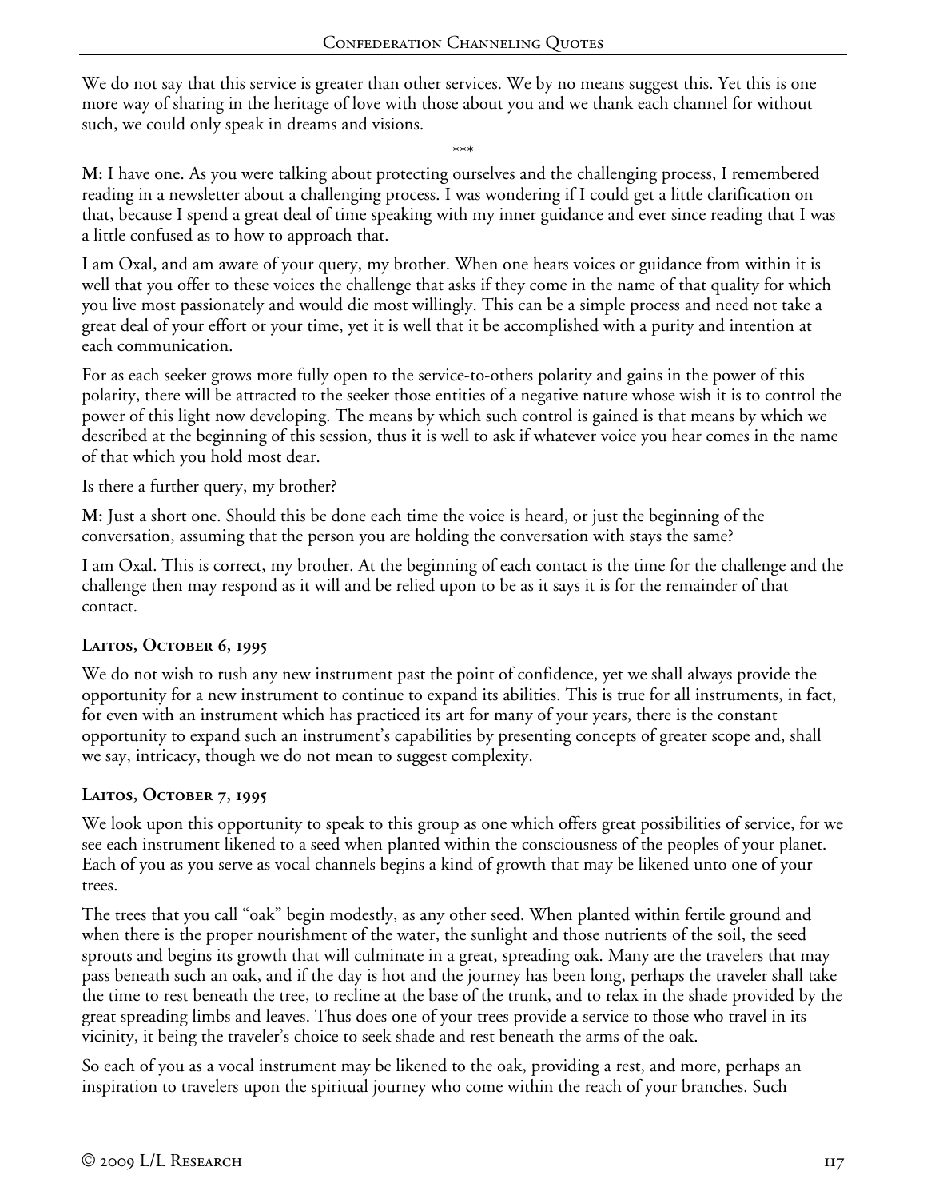We do not say that this service is greater than other services. We by no means suggest this. Yet this is one more way of sharing in the heritage of love with those about you and we thank each channel for without such, we could only speak in dreams and visions.

\*\*\*

**M:** I have one. As you were talking about protecting ourselves and the challenging process, I remembered reading in a newsletter about a challenging process. I was wondering if I could get a little clarification on that, because I spend a great deal of time speaking with my inner guidance and ever since reading that I was a little confused as to how to approach that.

I am Oxal, and am aware of your query, my brother. When one hears voices or guidance from within it is well that you offer to these voices the challenge that asks if they come in the name of that quality for which you live most passionately and would die most willingly. This can be a simple process and need not take a great deal of your effort or your time, yet it is well that it be accomplished with a purity and intention at each communication.

For as each seeker grows more fully open to the service-to-others polarity and gains in the power of this polarity, there will be attracted to the seeker those entities of a negative nature whose wish it is to control the power of this light now developing. The means by which such control is gained is that means by which we described at the beginning of this session, thus it is well to ask if whatever voice you hear comes in the name of that which you hold most dear.

Is there a further query, my brother?

**M:** Just a short one. Should this be done each time the voice is heard, or just the beginning of the conversation, assuming that the person you are holding the conversation with stays the same?

I am Oxal. This is correct, my brother. At the beginning of each contact is the time for the challenge and the challenge then may respond as it will and be relied upon to be as it says it is for the remainder of that contact.

### Laitos, October 6, 1995

We do not wish to rush any new instrument past the point of confidence, yet we shall always provide the opportunity for a new instrument to continue to expand its abilities. This is true for all instruments, in fact, for even with an instrument which has practiced its art for many of your years, there is the constant opportunity to expand such an instrument's capabilities by presenting concepts of greater scope and, shall we say, intricacy, though we do not mean to suggest complexity.

### Laitos, October 7, 1995

We look upon this opportunity to speak to this group as one which offers great possibilities of service, for we see each instrument likened to a seed when planted within the consciousness of the peoples of your planet. Each of you as you serve as vocal channels begins a kind of growth that may be likened unto one of your trees.

The trees that you call "oak" begin modestly, as any other seed. When planted within fertile ground and when there is the proper nourishment of the water, the sunlight and those nutrients of the soil, the seed sprouts and begins its growth that will culminate in a great, spreading oak. Many are the travelers that may pass beneath such an oak, and if the day is hot and the journey has been long, perhaps the traveler shall take the time to rest beneath the tree, to recline at the base of the trunk, and to relax in the shade provided by the great spreading limbs and leaves. Thus does one of your trees provide a service to those who travel in its vicinity, it being the traveler's choice to seek shade and rest beneath the arms of the oak.

So each of you as a vocal instrument may be likened to the oak, providing a rest, and more, perhaps an inspiration to travelers upon the spiritual journey who come within the reach of your branches. Such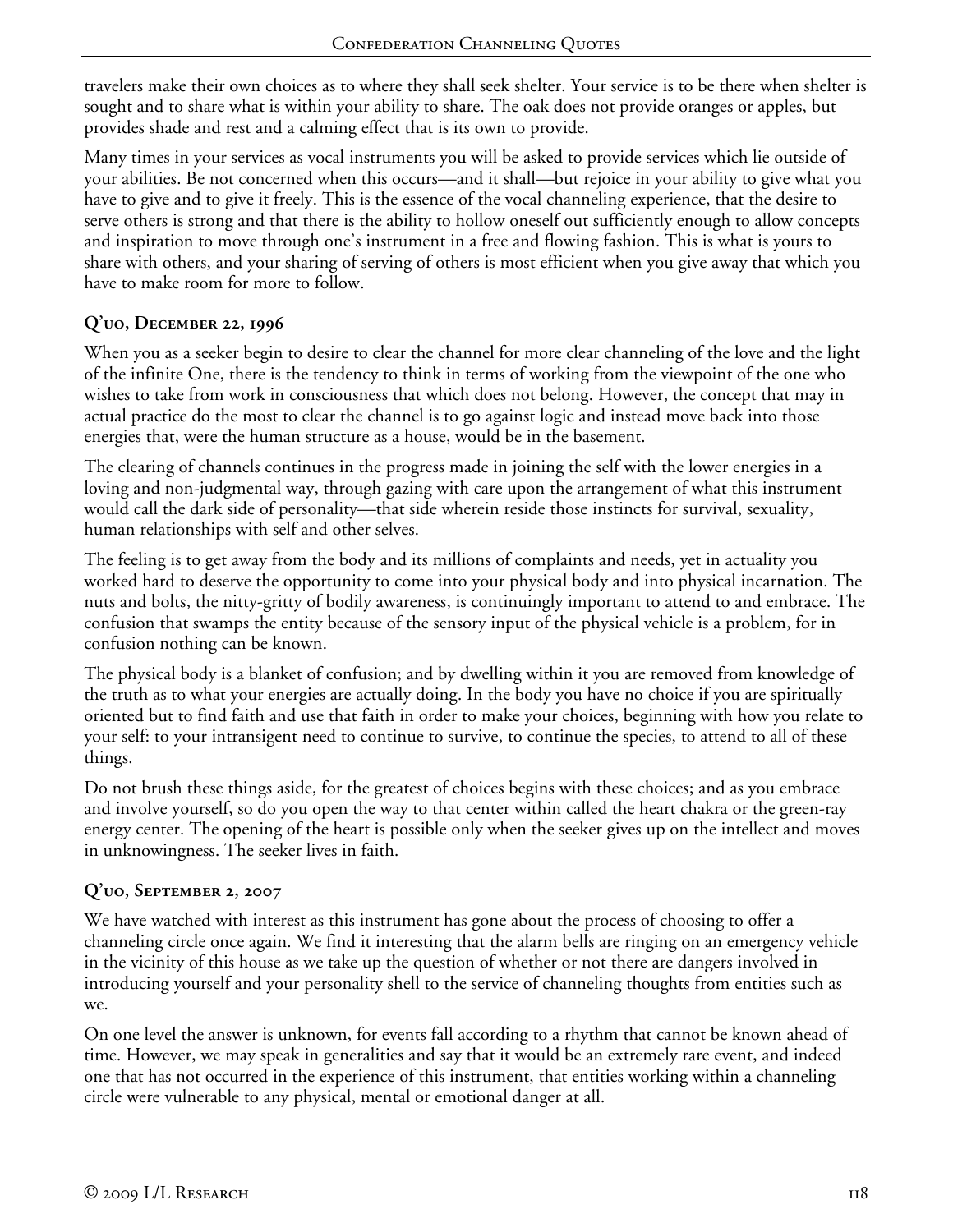travelers make their own choices as to where they shall seek shelter. Your service is to be there when shelter is sought and to share what is within your ability to share. The oak does not provide oranges or apples, but provides shade and rest and a calming effect that is its own to provide.

Many times in your services as vocal instruments you will be asked to provide services which lie outside of your abilities. Be not concerned when this occurs—and it shall—but rejoice in your ability to give what you have to give and to give it freely. This is the essence of the vocal channeling experience, that the desire to serve others is strong and that there is the ability to hollow oneself out sufficiently enough to allow concepts and inspiration to move through one's instrument in a free and flowing fashion. This is what is yours to share with others, and your sharing of serving of others is most efficient when you give away that which you have to make room for more to follow.

### Q'uo, December 22, 1996

When you as a seeker begin to desire to clear the channel for more clear channeling of the love and the light of the infinite One, there is the tendency to think in terms of working from the viewpoint of the one who wishes to take from work in consciousness that which does not belong. However, the concept that may in actual practice do the most to clear the channel is to go against logic and instead move back into those energies that, were the human structure as a house, would be in the basement.

The clearing of channels continues in the progress made in joining the self with the lower energies in a loving and non-judgmental way, through gazing with care upon the arrangement of what this instrument would call the dark side of personality—that side wherein reside those instincts for survival, sexuality, human relationships with self and other selves.

The feeling is to get away from the body and its millions of complaints and needs, yet in actuality you worked hard to deserve the opportunity to come into your physical body and into physical incarnation. The nuts and bolts, the nitty-gritty of bodily awareness, is continuingly important to attend to and embrace. The confusion that swamps the entity because of the sensory input of the physical vehicle is a problem, for in confusion nothing can be known.

The physical body is a blanket of confusion; and by dwelling within it you are removed from knowledge of the truth as to what your energies are actually doing. In the body you have no choice if you are spiritually oriented but to find faith and use that faith in order to make your choices, beginning with how you relate to your self: to your intransigent need to continue to survive, to continue the species, to attend to all of these things.

Do not brush these things aside, for the greatest of choices begins with these choices; and as you embrace and involve yourself, so do you open the way to that center within called the heart chakra or the green-ray energy center. The opening of the heart is possible only when the seeker gives up on the intellect and moves in unknowingness. The seeker lives in faith.

### Q'uo, September 2, 2007

We have watched with interest as this instrument has gone about the process of choosing to offer a channeling circle once again. We find it interesting that the alarm bells are ringing on an emergency vehicle in the vicinity of this house as we take up the question of whether or not there are dangers involved in introducing yourself and your personality shell to the service of channeling thoughts from entities such as we.

On one level the answer is unknown, for events fall according to a rhythm that cannot be known ahead of time. However, we may speak in generalities and say that it would be an extremely rare event, and indeed one that has not occurred in the experience of this instrument, that entities working within a channeling circle were vulnerable to any physical, mental or emotional danger at all.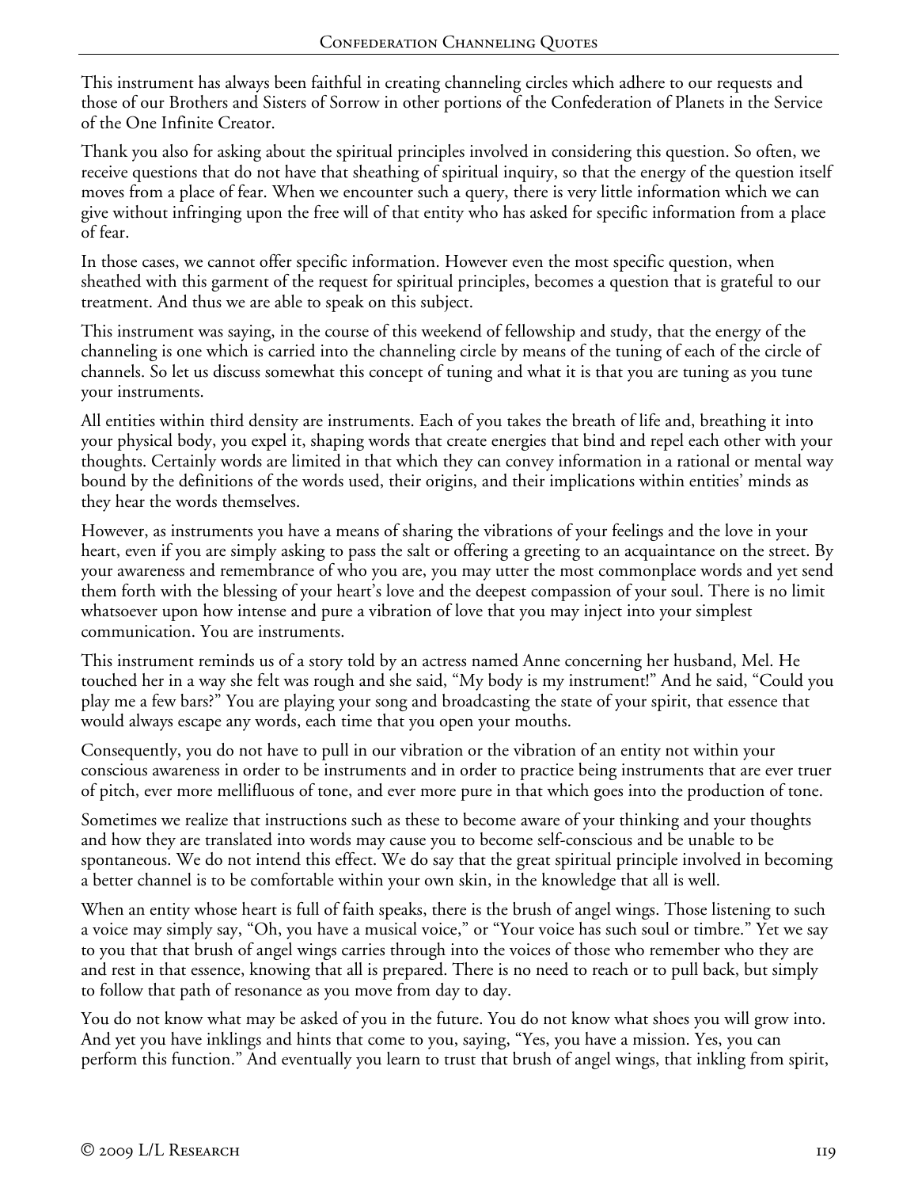This instrument has always been faithful in creating channeling circles which adhere to our requests and those of our Brothers and Sisters of Sorrow in other portions of the Confederation of Planets in the Service of the One Infinite Creator.

Thank you also for asking about the spiritual principles involved in considering this question. So often, we receive questions that do not have that sheathing of spiritual inquiry, so that the energy of the question itself moves from a place of fear. When we encounter such a query, there is very little information which we can give without infringing upon the free will of that entity who has asked for specific information from a place of fear.

In those cases, we cannot offer specific information. However even the most specific question, when sheathed with this garment of the request for spiritual principles, becomes a question that is grateful to our treatment. And thus we are able to speak on this subject.

This instrument was saying, in the course of this weekend of fellowship and study, that the energy of the channeling is one which is carried into the channeling circle by means of the tuning of each of the circle of channels. So let us discuss somewhat this concept of tuning and what it is that you are tuning as you tune your instruments.

All entities within third density are instruments. Each of you takes the breath of life and, breathing it into your physical body, you expel it, shaping words that create energies that bind and repel each other with your thoughts. Certainly words are limited in that which they can convey information in a rational or mental way bound by the definitions of the words used, their origins, and their implications within entities' minds as they hear the words themselves.

However, as instruments you have a means of sharing the vibrations of your feelings and the love in your heart, even if you are simply asking to pass the salt or offering a greeting to an acquaintance on the street. By your awareness and remembrance of who you are, you may utter the most commonplace words and yet send them forth with the blessing of your heart's love and the deepest compassion of your soul. There is no limit whatsoever upon how intense and pure a vibration of love that you may inject into your simplest communication. You are instruments.

This instrument reminds us of a story told by an actress named Anne concerning her husband, Mel. He touched her in a way she felt was rough and she said, "My body is my instrument!" And he said, "Could you play me a few bars?" You are playing your song and broadcasting the state of your spirit, that essence that would always escape any words, each time that you open your mouths.

Consequently, you do not have to pull in our vibration or the vibration of an entity not within your conscious awareness in order to be instruments and in order to practice being instruments that are ever truer of pitch, ever more mellifluous of tone, and ever more pure in that which goes into the production of tone.

Sometimes we realize that instructions such as these to become aware of your thinking and your thoughts and how they are translated into words may cause you to become self-conscious and be unable to be spontaneous. We do not intend this effect. We do say that the great spiritual principle involved in becoming a better channel is to be comfortable within your own skin, in the knowledge that all is well.

When an entity whose heart is full of faith speaks, there is the brush of angel wings. Those listening to such a voice may simply say, "Oh, you have a musical voice," or "Your voice has such soul or timbre." Yet we say to you that that brush of angel wings carries through into the voices of those who remember who they are and rest in that essence, knowing that all is prepared. There is no need to reach or to pull back, but simply to follow that path of resonance as you move from day to day.

You do not know what may be asked of you in the future. You do not know what shoes you will grow into. And yet you have inklings and hints that come to you, saying, "Yes, you have a mission. Yes, you can perform this function." And eventually you learn to trust that brush of angel wings, that inkling from spirit,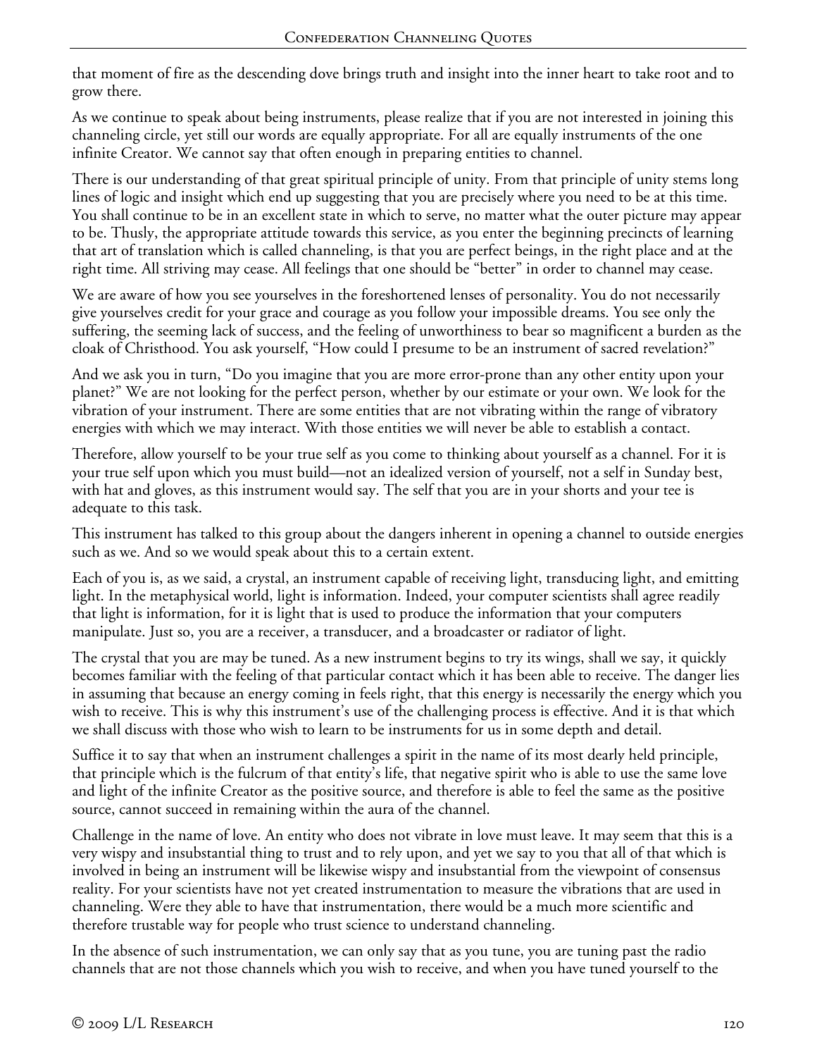that moment of fire as the descending dove brings truth and insight into the inner heart to take root and to grow there.

As we continue to speak about being instruments, please realize that if you are not interested in joining this channeling circle, yet still our words are equally appropriate. For all are equally instruments of the one infinite Creator. We cannot say that often enough in preparing entities to channel.

There is our understanding of that great spiritual principle of unity. From that principle of unity stems long lines of logic and insight which end up suggesting that you are precisely where you need to be at this time. You shall continue to be in an excellent state in which to serve, no matter what the outer picture may appear to be. Thusly, the appropriate attitude towards this service, as you enter the beginning precincts of learning that art of translation which is called channeling, is that you are perfect beings, in the right place and at the right time. All striving may cease. All feelings that one should be "better" in order to channel may cease.

We are aware of how you see yourselves in the foreshortened lenses of personality. You do not necessarily give yourselves credit for your grace and courage as you follow your impossible dreams. You see only the suffering, the seeming lack of success, and the feeling of unworthiness to bear so magnificent a burden as the cloak of Christhood. You ask yourself, "How could I presume to be an instrument of sacred revelation?"

And we ask you in turn, "Do you imagine that you are more error-prone than any other entity upon your planet?" We are not looking for the perfect person, whether by our estimate or your own. We look for the vibration of your instrument. There are some entities that are not vibrating within the range of vibratory energies with which we may interact. With those entities we will never be able to establish a contact.

Therefore, allow yourself to be your true self as you come to thinking about yourself as a channel. For it is your true self upon which you must build—not an idealized version of yourself, not a self in Sunday best, with hat and gloves, as this instrument would say. The self that you are in your shorts and your tee is adequate to this task.

This instrument has talked to this group about the dangers inherent in opening a channel to outside energies such as we. And so we would speak about this to a certain extent.

Each of you is, as we said, a crystal, an instrument capable of receiving light, transducing light, and emitting light. In the metaphysical world, light is information. Indeed, your computer scientists shall agree readily that light is information, for it is light that is used to produce the information that your computers manipulate. Just so, you are a receiver, a transducer, and a broadcaster or radiator of light.

The crystal that you are may be tuned. As a new instrument begins to try its wings, shall we say, it quickly becomes familiar with the feeling of that particular contact which it has been able to receive. The danger lies in assuming that because an energy coming in feels right, that this energy is necessarily the energy which you wish to receive. This is why this instrument's use of the challenging process is effective. And it is that which we shall discuss with those who wish to learn to be instruments for us in some depth and detail.

Suffice it to say that when an instrument challenges a spirit in the name of its most dearly held principle, that principle which is the fulcrum of that entity's life, that negative spirit who is able to use the same love and light of the infinite Creator as the positive source, and therefore is able to feel the same as the positive source, cannot succeed in remaining within the aura of the channel.

Challenge in the name of love. An entity who does not vibrate in love must leave. It may seem that this is a very wispy and insubstantial thing to trust and to rely upon, and yet we say to you that all of that which is involved in being an instrument will be likewise wispy and insubstantial from the viewpoint of consensus reality. For your scientists have not yet created instrumentation to measure the vibrations that are used in channeling. Were they able to have that instrumentation, there would be a much more scientific and therefore trustable way for people who trust science to understand channeling.

In the absence of such instrumentation, we can only say that as you tune, you are tuning past the radio channels that are not those channels which you wish to receive, and when you have tuned yourself to the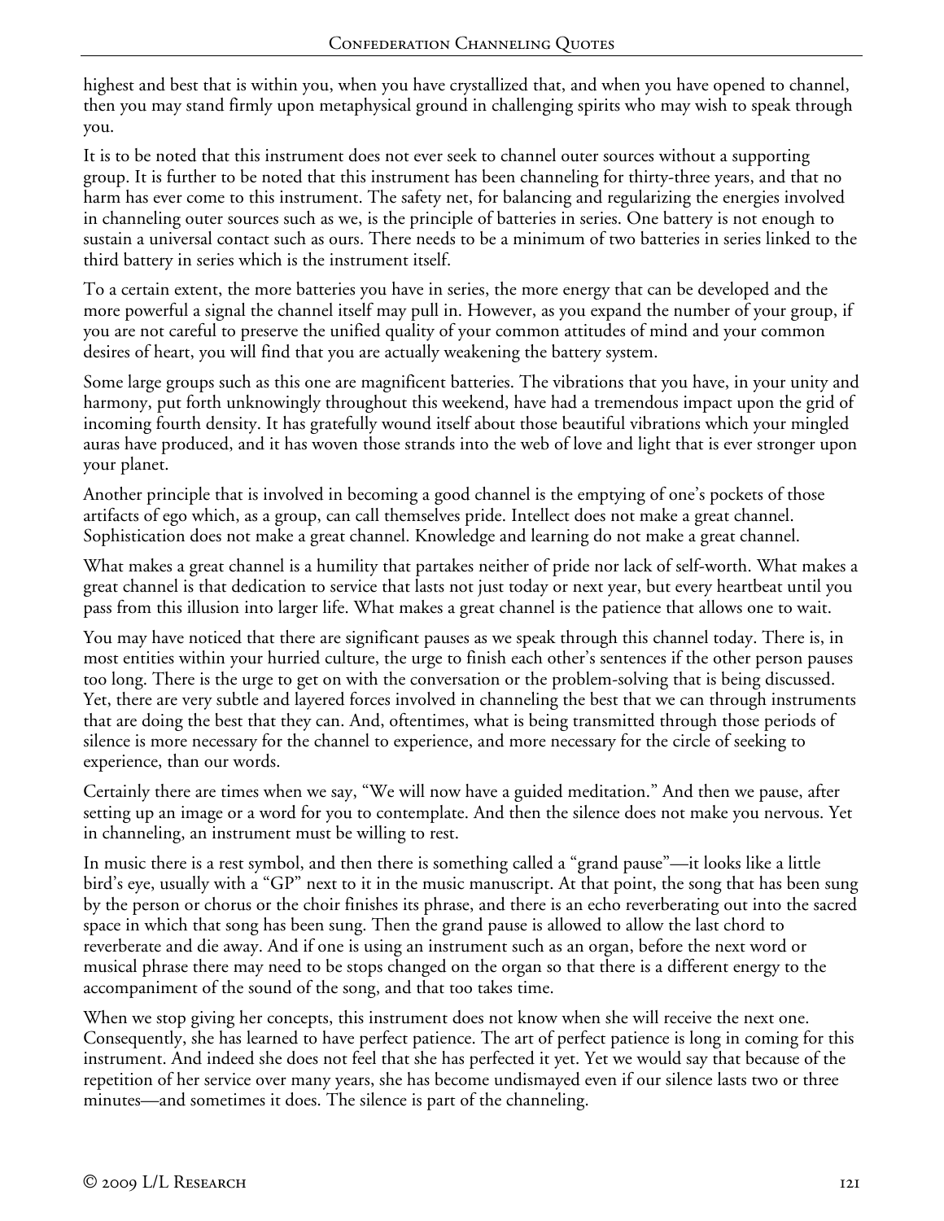highest and best that is within you, when you have crystallized that, and when you have opened to channel, then you may stand firmly upon metaphysical ground in challenging spirits who may wish to speak through you.

It is to be noted that this instrument does not ever seek to channel outer sources without a supporting group. It is further to be noted that this instrument has been channeling for thirty-three years, and that no harm has ever come to this instrument. The safety net, for balancing and regularizing the energies involved in channeling outer sources such as we, is the principle of batteries in series. One battery is not enough to sustain a universal contact such as ours. There needs to be a minimum of two batteries in series linked to the third battery in series which is the instrument itself.

To a certain extent, the more batteries you have in series, the more energy that can be developed and the more powerful a signal the channel itself may pull in. However, as you expand the number of your group, if you are not careful to preserve the unified quality of your common attitudes of mind and your common desires of heart, you will find that you are actually weakening the battery system.

Some large groups such as this one are magnificent batteries. The vibrations that you have, in your unity and harmony, put forth unknowingly throughout this weekend, have had a tremendous impact upon the grid of incoming fourth density. It has gratefully wound itself about those beautiful vibrations which your mingled auras have produced, and it has woven those strands into the web of love and light that is ever stronger upon your planet.

Another principle that is involved in becoming a good channel is the emptying of one's pockets of those artifacts of ego which, as a group, can call themselves pride. Intellect does not make a great channel. Sophistication does not make a great channel. Knowledge and learning do not make a great channel.

What makes a great channel is a humility that partakes neither of pride nor lack of self-worth. What makes a great channel is that dedication to service that lasts not just today or next year, but every heartbeat until you pass from this illusion into larger life. What makes a great channel is the patience that allows one to wait.

You may have noticed that there are significant pauses as we speak through this channel today. There is, in most entities within your hurried culture, the urge to finish each other's sentences if the other person pauses too long. There is the urge to get on with the conversation or the problem-solving that is being discussed. Yet, there are very subtle and layered forces involved in channeling the best that we can through instruments that are doing the best that they can. And, oftentimes, what is being transmitted through those periods of silence is more necessary for the channel to experience, and more necessary for the circle of seeking to experience, than our words.

Certainly there are times when we say, "We will now have a guided meditation." And then we pause, after setting up an image or a word for you to contemplate. And then the silence does not make you nervous. Yet in channeling, an instrument must be willing to rest.

In music there is a rest symbol, and then there is something called a "grand pause"—it looks like a little bird's eye, usually with a "GP" next to it in the music manuscript. At that point, the song that has been sung by the person or chorus or the choir finishes its phrase, and there is an echo reverberating out into the sacred space in which that song has been sung. Then the grand pause is allowed to allow the last chord to reverberate and die away. And if one is using an instrument such as an organ, before the next word or musical phrase there may need to be stops changed on the organ so that there is a different energy to the accompaniment of the sound of the song, and that too takes time.

When we stop giving her concepts, this instrument does not know when she will receive the next one. Consequently, she has learned to have perfect patience. The art of perfect patience is long in coming for this instrument. And indeed she does not feel that she has perfected it yet. Yet we would say that because of the repetition of her service over many years, she has become undismayed even if our silence lasts two or three minutes—and sometimes it does. The silence is part of the channeling.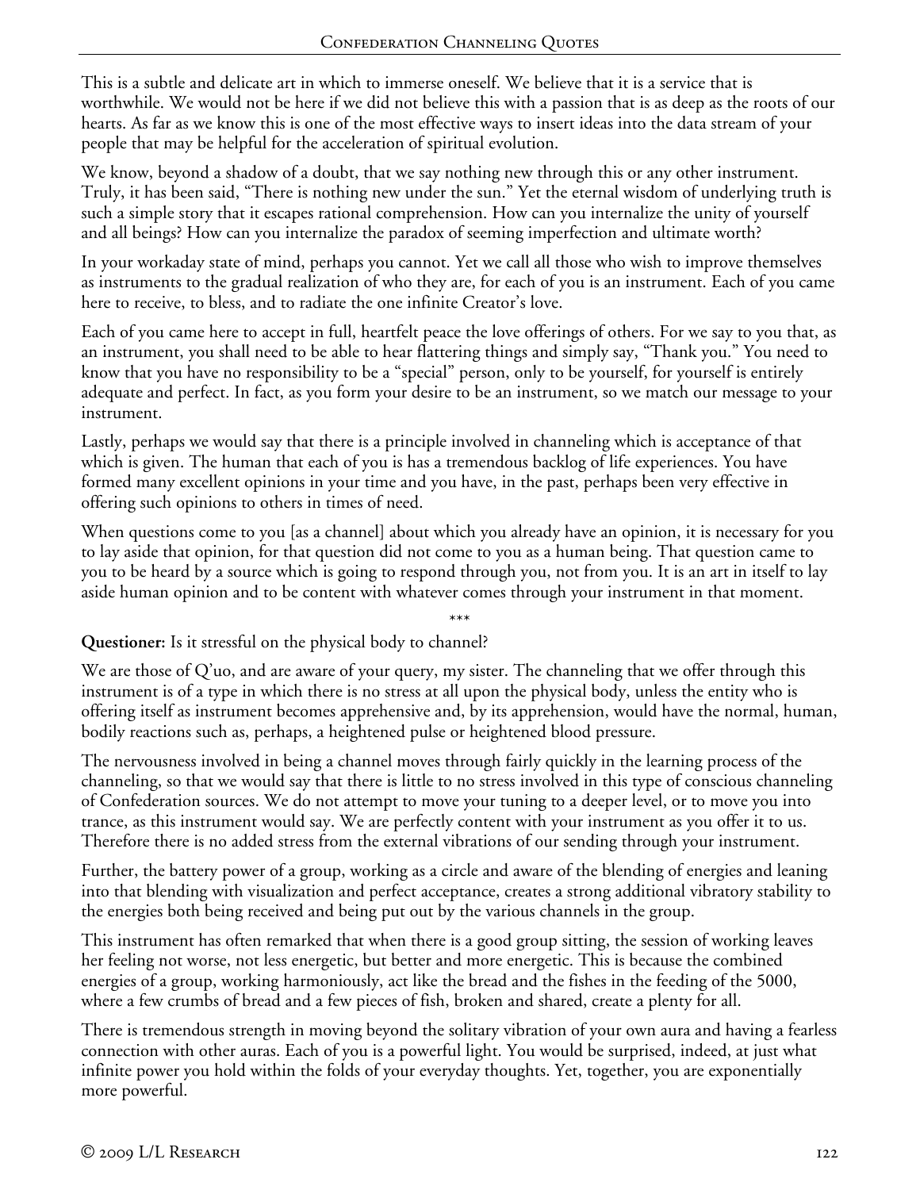This is a subtle and delicate art in which to immerse oneself. We believe that it is a service that is worthwhile. We would not be here if we did not believe this with a passion that is as deep as the roots of our hearts. As far as we know this is one of the most effective ways to insert ideas into the data stream of your people that may be helpful for the acceleration of spiritual evolution.

We know, beyond a shadow of a doubt, that we say nothing new through this or any other instrument. Truly, it has been said, "There is nothing new under the sun." Yet the eternal wisdom of underlying truth is such a simple story that it escapes rational comprehension. How can you internalize the unity of yourself and all beings? How can you internalize the paradox of seeming imperfection and ultimate worth?

In your workaday state of mind, perhaps you cannot. Yet we call all those who wish to improve themselves as instruments to the gradual realization of who they are, for each of you is an instrument. Each of you came here to receive, to bless, and to radiate the one infinite Creator's love.

Each of you came here to accept in full, heartfelt peace the love offerings of others. For we say to you that, as an instrument, you shall need to be able to hear flattering things and simply say, "Thank you." You need to know that you have no responsibility to be a "special" person, only to be yourself, for yourself is entirely adequate and perfect. In fact, as you form your desire to be an instrument, so we match our message to your instrument.

Lastly, perhaps we would say that there is a principle involved in channeling which is acceptance of that which is given. The human that each of you is has a tremendous backlog of life experiences. You have formed many excellent opinions in your time and you have, in the past, perhaps been very effective in offering such opinions to others in times of need.

When questions come to you [as a channel] about which you already have an opinion, it is necessary for you to lay aside that opinion, for that question did not come to you as a human being. That question came to you to be heard by a source which is going to respond through you, not from you. It is an art in itself to lay aside human opinion and to be content with whatever comes through your instrument in that moment.

\*\*\*

**Questioner:** Is it stressful on the physical body to channel?

We are those of Q'uo, and are aware of your query, my sister. The channeling that we offer through this instrument is of a type in which there is no stress at all upon the physical body, unless the entity who is offering itself as instrument becomes apprehensive and, by its apprehension, would have the normal, human, bodily reactions such as, perhaps, a heightened pulse or heightened blood pressure.

The nervousness involved in being a channel moves through fairly quickly in the learning process of the channeling, so that we would say that there is little to no stress involved in this type of conscious channeling of Confederation sources. We do not attempt to move your tuning to a deeper level, or to move you into trance, as this instrument would say. We are perfectly content with your instrument as you offer it to us. Therefore there is no added stress from the external vibrations of our sending through your instrument.

Further, the battery power of a group, working as a circle and aware of the blending of energies and leaning into that blending with visualization and perfect acceptance, creates a strong additional vibratory stability to the energies both being received and being put out by the various channels in the group.

This instrument has often remarked that when there is a good group sitting, the session of working leaves her feeling not worse, not less energetic, but better and more energetic. This is because the combined energies of a group, working harmoniously, act like the bread and the fishes in the feeding of the 5000, where a few crumbs of bread and a few pieces of fish, broken and shared, create a plenty for all.

There is tremendous strength in moving beyond the solitary vibration of your own aura and having a fearless connection with other auras. Each of you is a powerful light. You would be surprised, indeed, at just what infinite power you hold within the folds of your everyday thoughts. Yet, together, you are exponentially more powerful.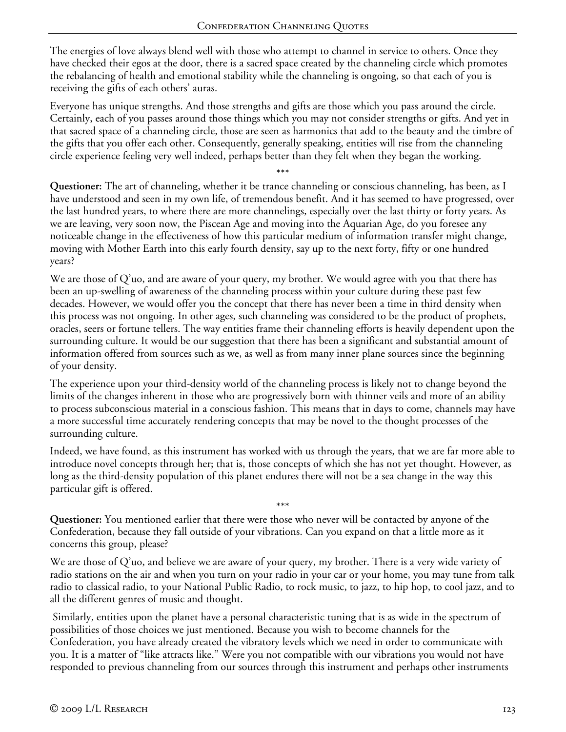The energies of love always blend well with those who attempt to channel in service to others. Once they have checked their egos at the door, there is a sacred space created by the channeling circle which promotes the rebalancing of health and emotional stability while the channeling is ongoing, so that each of you is receiving the gifts of each others' auras.

Everyone has unique strengths. And those strengths and gifts are those which you pass around the circle. Certainly, each of you passes around those things which you may not consider strengths or gifts. And yet in that sacred space of a channeling circle, those are seen as harmonics that add to the beauty and the timbre of the gifts that you offer each other. Consequently, generally speaking, entities will rise from the channeling circle experience feeling very well indeed, perhaps better than they felt when they began the working.

\*\*\*

**Questioner:** The art of channeling, whether it be trance channeling or conscious channeling, has been, as I have understood and seen in my own life, of tremendous benefit. And it has seemed to have progressed, over the last hundred years, to where there are more channelings, especially over the last thirty or forty years. As we are leaving, very soon now, the Piscean Age and moving into the Aquarian Age, do you foresee any noticeable change in the effectiveness of how this particular medium of information transfer might change, moving with Mother Earth into this early fourth density, say up to the next forty, fifty or one hundred years?

We are those of Q'uo, and are aware of your query, my brother. We would agree with you that there has been an up-swelling of awareness of the channeling process within your culture during these past few decades. However, we would offer you the concept that there has never been a time in third density when this process was not ongoing. In other ages, such channeling was considered to be the product of prophets, oracles, seers or fortune tellers. The way entities frame their channeling efforts is heavily dependent upon the surrounding culture. It would be our suggestion that there has been a significant and substantial amount of information offered from sources such as we, as well as from many inner plane sources since the beginning of your density.

The experience upon your third-density world of the channeling process is likely not to change beyond the limits of the changes inherent in those who are progressively born with thinner veils and more of an ability to process subconscious material in a conscious fashion. This means that in days to come, channels may have a more successful time accurately rendering concepts that may be novel to the thought processes of the surrounding culture.

Indeed, we have found, as this instrument has worked with us through the years, that we are far more able to introduce novel concepts through her; that is, those concepts of which she has not yet thought. However, as long as the third-density population of this planet endures there will not be a sea change in the way this particular gift is offered.

\*\*\*

**Questioner:** You mentioned earlier that there were those who never will be contacted by anyone of the Confederation, because they fall outside of your vibrations. Can you expand on that a little more as it concerns this group, please?

We are those of Q'uo, and believe we are aware of your query, my brother. There is a very wide variety of radio stations on the air and when you turn on your radio in your car or your home, you may tune from talk radio to classical radio, to your National Public Radio, to rock music, to jazz, to hip hop, to cool jazz, and to all the different genres of music and thought.

Similarly, entities upon the planet have a personal characteristic tuning that is as wide in the spectrum of possibilities of those choices we just mentioned. Because you wish to become channels for the Confederation, you have already created the vibratory levels which we need in order to communicate with you. It is a matter of "like attracts like." Were you not compatible with our vibrations you would not have responded to previous channeling from our sources through this instrument and perhaps other instruments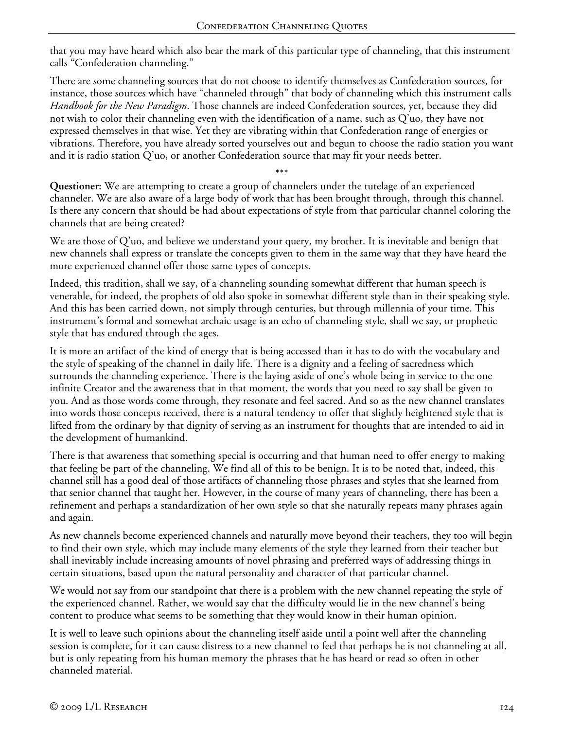that you may have heard which also bear the mark of this particular type of channeling, that this instrument calls "Confederation channeling."

There are some channeling sources that do not choose to identify themselves as Confederation sources, for instance, those sources which have "channeled through" that body of channeling which this instrument calls *Handbook for the New Paradigm*. Those channels are indeed Confederation sources, yet, because they did not wish to color their channeling even with the identification of a name, such as Q'uo, they have not expressed themselves in that wise. Yet they are vibrating within that Confederation range of energies or vibrations. Therefore, you have already sorted yourselves out and begun to choose the radio station you want and it is radio station Q'uo, or another Confederation source that may fit your needs better.

\*\*\*

**Questioner:** We are attempting to create a group of channelers under the tutelage of an experienced channeler. We are also aware of a large body of work that has been brought through, through this channel. Is there any concern that should be had about expectations of style from that particular channel coloring the channels that are being created?

We are those of Q'uo, and believe we understand your query, my brother. It is inevitable and benign that new channels shall express or translate the concepts given to them in the same way that they have heard the more experienced channel offer those same types of concepts.

Indeed, this tradition, shall we say, of a channeling sounding somewhat different that human speech is venerable, for indeed, the prophets of old also spoke in somewhat different style than in their speaking style. And this has been carried down, not simply through centuries, but through millennia of your time. This instrument's formal and somewhat archaic usage is an echo of channeling style, shall we say, or prophetic style that has endured through the ages.

It is more an artifact of the kind of energy that is being accessed than it has to do with the vocabulary and the style of speaking of the channel in daily life. There is a dignity and a feeling of sacredness which surrounds the channeling experience. There is the laying aside of one's whole being in service to the one infinite Creator and the awareness that in that moment, the words that you need to say shall be given to you. And as those words come through, they resonate and feel sacred. And so as the new channel translates into words those concepts received, there is a natural tendency to offer that slightly heightened style that is lifted from the ordinary by that dignity of serving as an instrument for thoughts that are intended to aid in the development of humankind.

There is that awareness that something special is occurring and that human need to offer energy to making that feeling be part of the channeling. We find all of this to be benign. It is to be noted that, indeed, this channel still has a good deal of those artifacts of channeling those phrases and styles that she learned from that senior channel that taught her. However, in the course of many years of channeling, there has been a refinement and perhaps a standardization of her own style so that she naturally repeats many phrases again and again.

As new channels become experienced channels and naturally move beyond their teachers, they too will begin to find their own style, which may include many elements of the style they learned from their teacher but shall inevitably include increasing amounts of novel phrasing and preferred ways of addressing things in certain situations, based upon the natural personality and character of that particular channel.

We would not say from our standpoint that there is a problem with the new channel repeating the style of the experienced channel. Rather, we would say that the difficulty would lie in the new channel's being content to produce what seems to be something that they would know in their human opinion.

It is well to leave such opinions about the channeling itself aside until a point well after the channeling session is complete, for it can cause distress to a new channel to feel that perhaps he is not channeling at all, but is only repeating from his human memory the phrases that he has heard or read so often in other channeled material.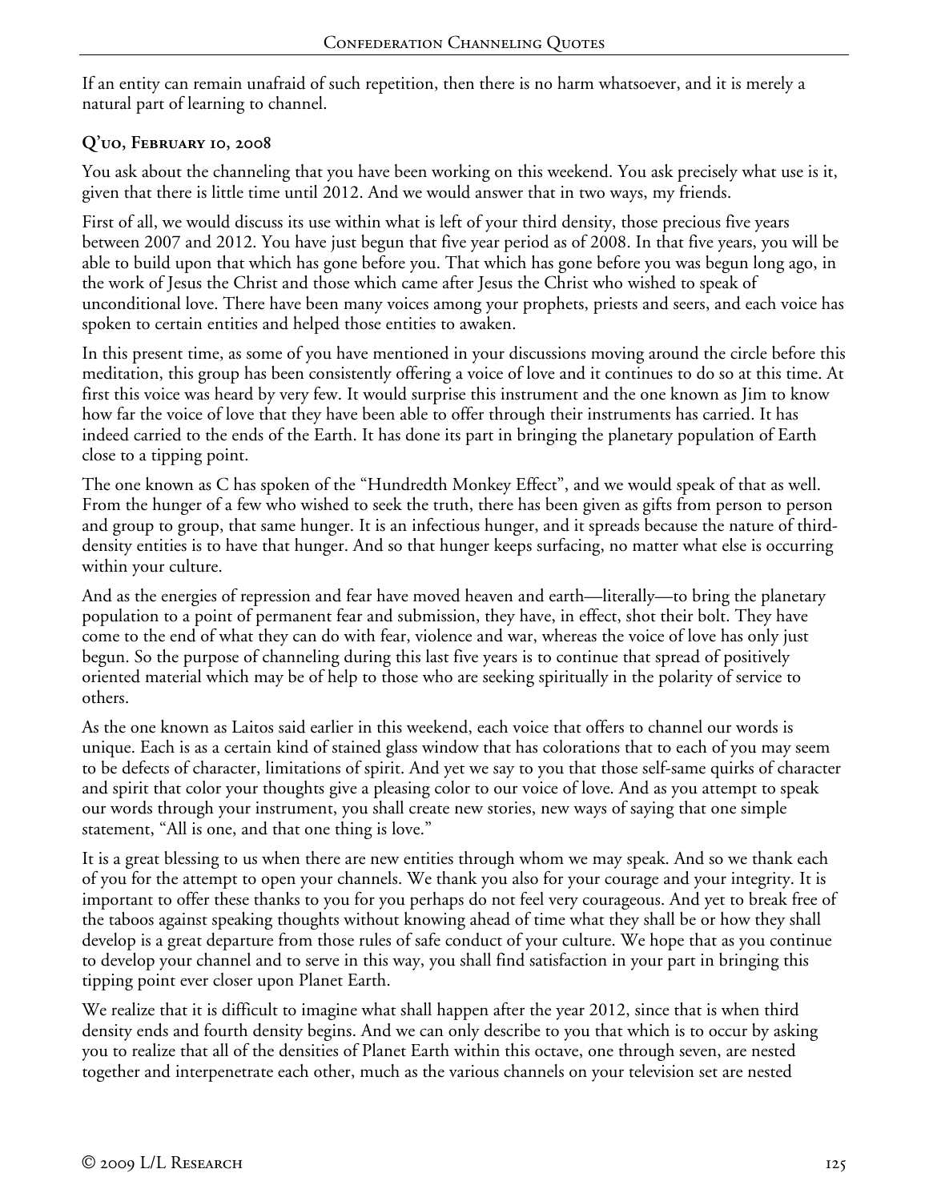If an entity can remain unafraid of such repetition, then there is no harm whatsoever, and it is merely a natural part of learning to channel.

### Q'uo, February 10, 2008

You ask about the channeling that you have been working on this weekend. You ask precisely what use is it, given that there is little time until 2012. And we would answer that in two ways, my friends.

First of all, we would discuss its use within what is left of your third density, those precious five years between 2007 and 2012. You have just begun that five year period as of 2008. In that five years, you will be able to build upon that which has gone before you. That which has gone before you was begun long ago, in the work of Jesus the Christ and those which came after Jesus the Christ who wished to speak of unconditional love. There have been many voices among your prophets, priests and seers, and each voice has spoken to certain entities and helped those entities to awaken.

In this present time, as some of you have mentioned in your discussions moving around the circle before this meditation, this group has been consistently offering a voice of love and it continues to do so at this time. At first this voice was heard by very few. It would surprise this instrument and the one known as Jim to know how far the voice of love that they have been able to offer through their instruments has carried. It has indeed carried to the ends of the Earth. It has done its part in bringing the planetary population of Earth close to a tipping point.

The one known as C has spoken of the "Hundredth Monkey Effect", and we would speak of that as well. From the hunger of a few who wished to seek the truth, there has been given as gifts from person to person and group to group, that same hunger. It is an infectious hunger, and it spreads because the nature of third-density entities is to have that hunger. And so that hunger keeps surfacing, no matter what else is occurring within your culture.

And as the energies of repression and fear have moved heaven and earth—literally—to bring the planetary population to a point of permanent fear and submission, they have, in effect, shot their bolt. They have come to the end of what they can do with fear, violence and war, whereas the voice of love has only just begun. So the purpose of channeling during this last five years is to continue that spread of positively oriented material which may be of help to those who are seeking spiritually in the polarity of service to others.

As the one known as Laitos said earlier in this weekend, each voice that offers to channel our words is unique. Each is as a certain kind of stained glass window that has colorations that to each of you may seem to be defects of character, limitations of spirit. And yet we say to you that those self-same quirks of character and spirit that color your thoughts give a pleasing color to our voice of love. And as you attempt to speak our words through your instrument, you shall create new stories, new ways of saying that one simple statement, "All is one, and that one thing is love."

It is a great blessing to us when there are new entities through whom we may speak. And so we thank each of you for the attempt to open your channels. We thank you also for your courage and your integrity. It is important to offer these thanks to you for you perhaps do not feel very courageous. And yet to break free of the taboos against speaking thoughts without knowing ahead of time what they shall be or how they shall develop is a great departure from those rules of safe conduct of your culture. We hope that as you continue to develop your channel and to serve in this way, you shall find satisfaction in your part in bringing this tipping point ever closer upon Planet Earth.

We realize that it is difficult to imagine what shall happen after the year 2012, since that is when third density ends and fourth density begins. And we can only describe to you that which is to occur by asking you to realize that all of the densities of Planet Earth within this octave, one through seven, are nested together and interpenetrate each other, much as the various channels on your television set are nested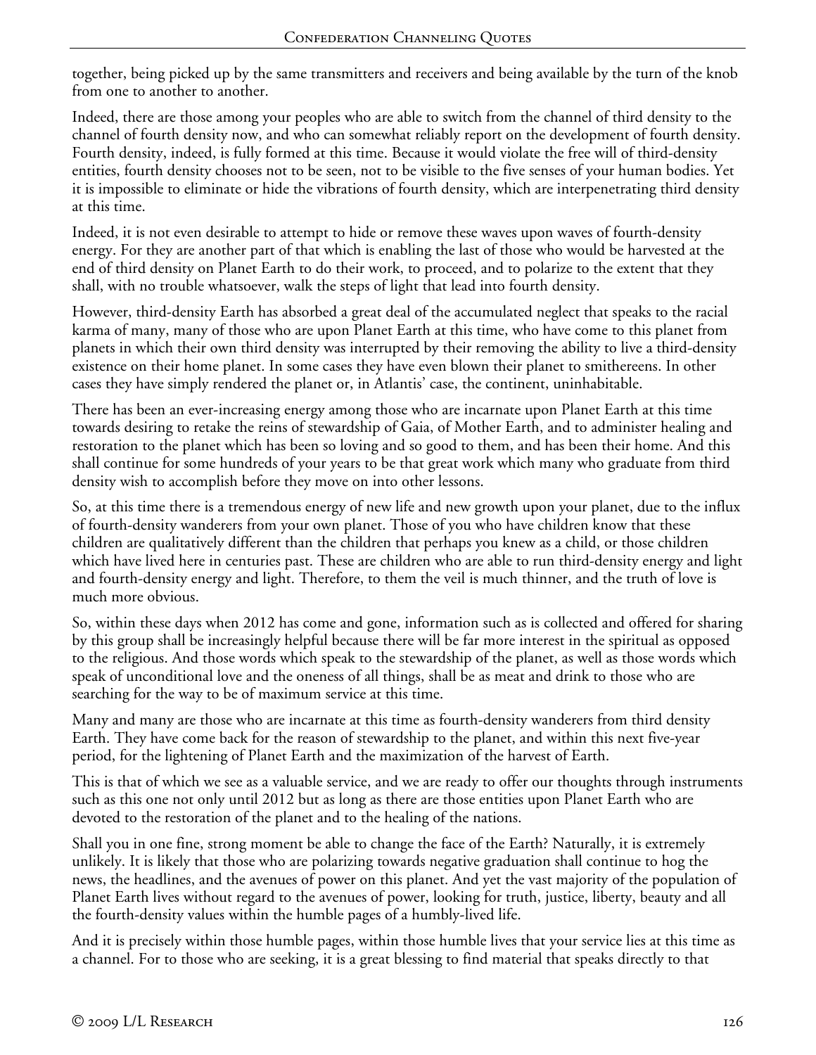together, being picked up by the same transmitters and receivers and being available by the turn of the knob from one to another to another.

Indeed, there are those among your peoples who are able to switch from the channel of third density to the channel of fourth density now, and who can somewhat reliably report on the development of fourth density. Fourth density, indeed, is fully formed at this time. Because it would violate the free will of third-density entities, fourth density chooses not to be seen, not to be visible to the five senses of your human bodies. Yet it is impossible to eliminate or hide the vibrations of fourth density, which are interpenetrating third density at this time.

Indeed, it is not even desirable to attempt to hide or remove these waves upon waves of fourth-density energy. For they are another part of that which is enabling the last of those who would be harvested at the end of third density on Planet Earth to do their work, to proceed, and to polarize to the extent that they shall, with no trouble whatsoever, walk the steps of light that lead into fourth density.

However, third-density Earth has absorbed a great deal of the accumulated neglect that speaks to the racial karma of many, many of those who are upon Planet Earth at this time, who have come to this planet from planets in which their own third density was interrupted by their removing the ability to live a third-density existence on their home planet. In some cases they have even blown their planet to smithereens. In other cases they have simply rendered the planet or, in Atlantis' case, the continent, uninhabitable.

There has been an ever-increasing energy among those who are incarnate upon Planet Earth at this time towards desiring to retake the reins of stewardship of Gaia, of Mother Earth, and to administer healing and restoration to the planet which has been so loving and so good to them, and has been their home. And this shall continue for some hundreds of your years to be that great work which many who graduate from third density wish to accomplish before they move on into other lessons.

So, at this time there is a tremendous energy of new life and new growth upon your planet, due to the influx of fourth-density wanderers from your own planet. Those of you who have children know that these children are qualitatively different than the children that perhaps you knew as a child, or those children which have lived here in centuries past. These are children who are able to run third-density energy and light and fourth-density energy and light. Therefore, to them the veil is much thinner, and the truth of love is much more obvious.

So, within these days when 2012 has come and gone, information such as is collected and offered for sharing by this group shall be increasingly helpful because there will be far more interest in the spiritual as opposed to the religious. And those words which speak to the stewardship of the planet, as well as those words which speak of unconditional love and the oneness of all things, shall be as meat and drink to those who are searching for the way to be of maximum service at this time.

Many and many are those who are incarnate at this time as fourth-density wanderers from third density Earth. They have come back for the reason of stewardship to the planet, and within this next five-year period, for the lightening of Planet Earth and the maximization of the harvest of Earth.

This is that of which we see as a valuable service, and we are ready to offer our thoughts through instruments such as this one not only until 2012 but as long as there are those entities upon Planet Earth who are devoted to the restoration of the planet and to the healing of the nations.

Shall you in one fine, strong moment be able to change the face of the Earth? Naturally, it is extremely unlikely. It is likely that those who are polarizing towards negative graduation shall continue to hog the news, the headlines, and the avenues of power on this planet. And yet the vast majority of the population of Planet Earth lives without regard to the avenues of power, looking for truth, justice, liberty, beauty and all the fourth-density values within the humble pages of a humbly-lived life.

And it is precisely within those humble pages, within those humble lives that your service lies at this time as a channel. For to those who are seeking, it is a great blessing to find material that speaks directly to that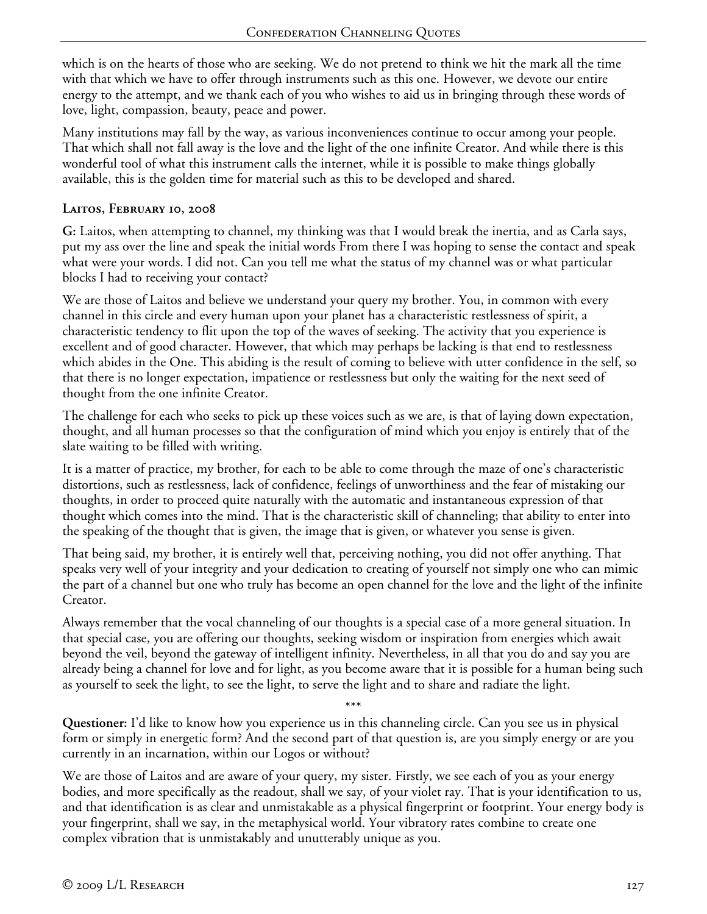which is on the hearts of those who are seeking. We do not pretend to think we hit the mark all the time with that which we have to offer through instruments such as this one. However, we devote our entire energy to the attempt, and we thank each of you who wishes to aid us in bringing through these words of love, light, compassion, beauty, peace and power.

Many institutions may fall by the way, as various inconveniences continue to occur among your people. That which shall not fall away is the love and the light of the one infinite Creator. And while there is this wonderful tool of what this instrument calls the internet, while it is possible to make things globally available, this is the golden time for material such as this to be developed and shared.

### Laitos, February 10, 2008

**G:** Laitos, when attempting to channel, my thinking was that I would break the inertia, and as Carla says, put my ass over the line and speak the initial words From there I was hoping to sense the contact and speak what were your words. I did not. Can you tell me what the status of my channel was or what particular blocks I had to receiving your contact?

We are those of Laitos and believe we understand your query my brother. You, in common with every channel in this circle and every human upon your planet has a characteristic restlessness of spirit, a characteristic tendency to flit upon the top of the waves of seeking. The activity that you experience is excellent and of good character. However, that which may perhaps be lacking is that end to restlessness which abides in the One. This abiding is the result of coming to believe with utter confidence in the self, so that there is no longer expectation, impatience or restlessness but only the waiting for the next seed of thought from the one infinite Creator.

The challenge for each who seeks to pick up these voices such as we are, is that of laying down expectation, thought, and all human processes so that the configuration of mind which you enjoy is entirely that of the slate waiting to be filled with writing.

It is a matter of practice, my brother, for each to be able to come through the maze of one's characteristic distortions, such as restlessness, lack of confidence, feelings of unworthiness and the fear of mistaking our thoughts, in order to proceed quite naturally with the automatic and instantaneous expression of that thought which comes into the mind. That is the characteristic skill of channeling; that ability to enter into the speaking of the thought that is given, the image that is given, or whatever you sense is given.

That being said, my brother, it is entirely well that, perceiving nothing, you did not offer anything. That speaks very well of your integrity and your dedication to creating of yourself not simply one who can mimic the part of a channel but one who truly has become an open channel for the love and the light of the infinite Creator.

Always remember that the vocal channeling of our thoughts is a special case of a more general situation. In that special case, you are offering our thoughts, seeking wisdom or inspiration from energies which await beyond the veil, beyond the gateway of intelligent infinity. Nevertheless, in all that you do and say you are already being a channel for love and for light, as you become aware that it is possible for a human being such as yourself to seek the light, to see the light, to serve the light and to share and radiate the light.

\*\*\*

**Questioner:** I'd like to know how you experience us in this channeling circle. Can you see us in physical form or simply in energetic form? And the second part of that question is, are you simply energy or are you currently in an incarnation, within our Logos or without?

We are those of Laitos and are aware of your query, my sister. Firstly, we see each of you as your energy bodies, and more specifically as the readout, shall we say, of your violet ray. That is your identification to us, and that identification is as clear and unmistakable as a physical fingerprint or footprint. Your energy body is your fingerprint, shall we say, in the metaphysical world. Your vibratory rates combine to create one complex vibration that is unmistakably and unutterably unique as you.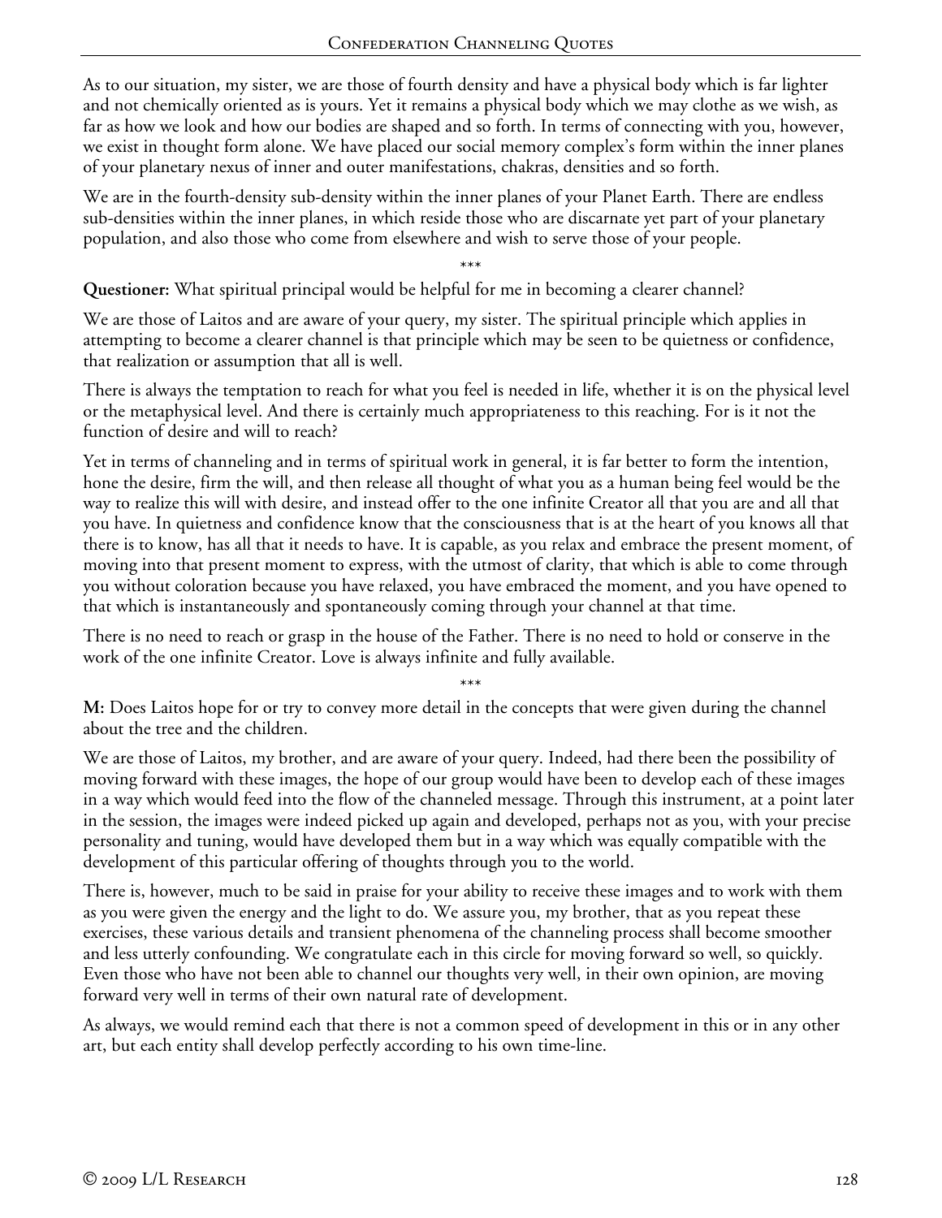As to our situation, my sister, we are those of fourth density and have a physical body which is far lighter and not chemically oriented as is yours. Yet it remains a physical body which we may clothe as we wish, as far as how we look and how our bodies are shaped and so forth. In terms of connecting with you, however, we exist in thought form alone. We have placed our social memory complex's form within the inner planes of your planetary nexus of inner and outer manifestations, chakras, densities and so forth.

We are in the fourth-density sub-density within the inner planes of your Planet Earth. There are endless sub-densities within the inner planes, in which reside those who are discarnate yet part of your planetary population, and also those who come from elsewhere and wish to serve those of your people.

\*\*\*

**Questioner:** What spiritual principal would be helpful for me in becoming a clearer channel?

We are those of Laitos and are aware of your query, my sister. The spiritual principle which applies in attempting to become a clearer channel is that principle which may be seen to be quietness or confidence, that realization or assumption that all is well.

There is always the temptation to reach for what you feel is needed in life, whether it is on the physical level or the metaphysical level. And there is certainly much appropriateness to this reaching. For is it not the function of desire and will to reach?

Yet in terms of channeling and in terms of spiritual work in general, it is far better to form the intention, hone the desire, firm the will, and then release all thought of what you as a human being feel would be the way to realize this will with desire, and instead offer to the one infinite Creator all that you are and all that you have. In quietness and confidence know that the consciousness that is at the heart of you knows all that there is to know, has all that it needs to have. It is capable, as you relax and embrace the present moment, of moving into that present moment to express, with the utmost of clarity, that which is able to come through you without coloration because you have relaxed, you have embraced the moment, and you have opened to that which is instantaneously and spontaneously coming through your channel at that time.

There is no need to reach or grasp in the house of the Father. There is no need to hold or conserve in the work of the one infinite Creator. Love is always infinite and fully available.

\*\*\*

**M:** Does Laitos hope for or try to convey more detail in the concepts that were given during the channel about the tree and the children.

We are those of Laitos, my brother, and are aware of your query. Indeed, had there been the possibility of moving forward with these images, the hope of our group would have been to develop each of these images in a way which would feed into the flow of the channeled message. Through this instrument, at a point later in the session, the images were indeed picked up again and developed, perhaps not as you, with your precise personality and tuning, would have developed them but in a way which was equally compatible with the development of this particular offering of thoughts through you to the world.

There is, however, much to be said in praise for your ability to receive these images and to work with them as you were given the energy and the light to do. We assure you, my brother, that as you repeat these exercises, these various details and transient phenomena of the channeling process shall become smoother and less utterly confounding. We congratulate each in this circle for moving forward so well, so quickly. Even those who have not been able to channel our thoughts very well, in their own opinion, are moving forward very well in terms of their own natural rate of development.

As always, we would remind each that there is not a common speed of development in this or in any other art, but each entity shall develop perfectly according to his own time-line.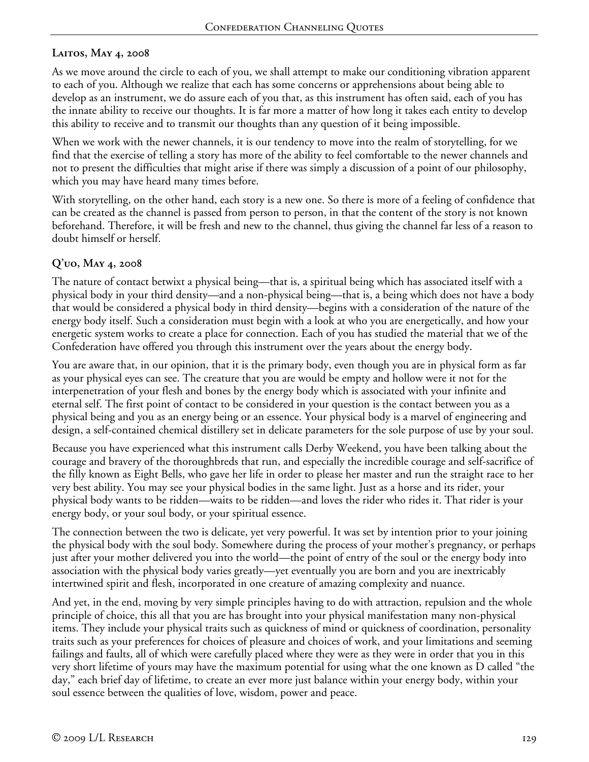**Laitos, May 4, 2008**

As we move around the circle to each of you, we shall attempt to make our conditioning vibration apparent to each of you. Although we realize that each has some concerns or apprehensions about being able to develop as an instrument, we do assure each of you that, as this instrument has often said, each of you has the innate ability to receive our thoughts. It is far more a matter of how long it takes each entity to develop this ability to receive and to transmit our thoughts than any question of it being impossible.

When we work with the newer channels, it is our tendency to move into the realm of storytelling, for we find that the exercise of telling a story has more of the ability to feel comfortable to the newer channels and not to present the difficulties that might arise if there was simply a discussion of a point of our philosophy, which you may have heard many times before.

With storytelling, on the other hand, each story is a new one. So there is more of a feeling of confidence that can be created as the channel is passed from person to person, in that the content of the story is not known beforehand. Therefore, it will be fresh and new to the channel, thus giving the channel far less of a reason to doubt himself or herself.

**Q'uo, May 4, 2008**

The nature of contact betwixt a physical being—that is, a spiritual being which has associated itself with a physical body in your third density—and a non-physical being—that is, a being which does not have a body that would be considered a physical body in third density—begins with a consideration of the nature of the energy body itself. Such a consideration must begin with a look at who you are energetically, and how your energetic system works to create a place for connection. Each of you has studied the material that we of the Confederation have offered you through this instrument over the years about the energy body.

You are aware that, in our opinion, that it is the primary body, even though you are in physical form as far as your physical eyes can see. The creature that you are would be empty and hollow were it not for the interpenetration of your flesh and bones by the energy body which is associated with your infinite and eternal self. The first point of contact to be considered in your question is the contact between you as a physical being and you as an energy being or an essence. Your physical body is a marvel of engineering and design, a self-contained chemical distillery set in delicate parameters for the sole purpose of use by your soul.

Because you have experienced what this instrument calls Derby Weekend, you have been talking about the courage and bravery of the thoroughbreds that run, and especially the incredible courage and self-sacrifice of the filly known as Eight Bells, who gave her life in order to please her master and run the straight race to her very best ability. You may see your physical bodies in the same light. Just as a horse and its rider, your physical body wants to be ridden—waits to be ridden—and loves the rider who rides it. That rider is your energy body, or your soul body, or your spiritual essence.

The connection between the two is delicate, yet very powerful. It was set by intention prior to your joining the physical body with the soul body. Somewhere during the process of your mother's pregnancy, or perhaps just after your mother delivered you into the world—the point of entry of the soul or the energy body into association with the physical body varies greatly—yet eventually you are born and you are inextricably intertwined spirit and flesh, incorporated in one creature of amazing complexity and nuance.

And yet, in the end, moving by very simple principles having to do with attraction, repulsion and the whole principle of choice, this all that you are has brought into your physical manifestation many non-physical items. They include your physical traits such as quickness of mind or quickness of coordination, personality traits such as your preferences for choices of pleasure and choices of work, and your limitations and seeming failings and faults, all of which were carefully placed where they were as they were in order that you in this very short lifetime of yours may have the maximum potential for using what the one known as D called "the day," each brief day of lifetime, to create an ever more just balance within your energy body, within your soul essence between the qualities of love, wisdom, power and peace.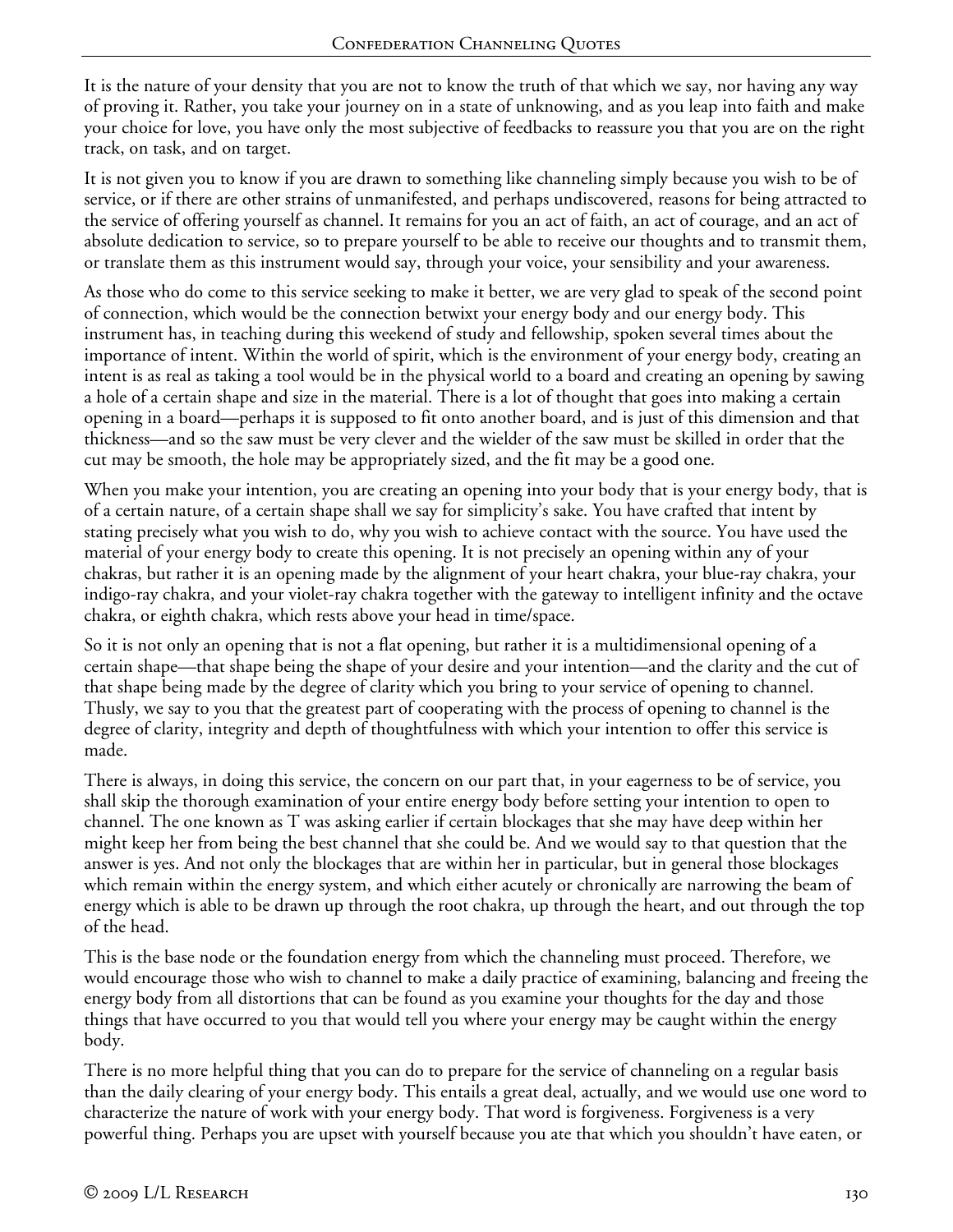It is the nature of your density that you are not to know the truth of that which we say, nor having any way of proving it. Rather, you take your journey on in a state of unknowing, and as you leap into faith and make your choice for love, you have only the most subjective of feedbacks to reassure you that you are on the right track, on task, and on target.

It is not given you to know if you are drawn to something like channeling simply because you wish to be of service, or if there are other strains of unmanifested, and perhaps undiscovered, reasons for being attracted to the service of offering yourself as channel. It remains for you an act of faith, an act of courage, and an act of absolute dedication to service, so to prepare yourself to be able to receive our thoughts and to transmit them, or translate them as this instrument would say, through your voice, your sensibility and your awareness.

As those who do come to this service seeking to make it better, we are very glad to speak of the second point of connection, which would be the connection betwixt your energy body and our energy body. This instrument has, in teaching during this weekend of study and fellowship, spoken several times about the importance of intent. Within the world of spirit, which is the environment of your energy body, creating an intent is as real as taking a tool would be in the physical world to a board and creating an opening by sawing a hole of a certain shape and size in the material. There is a lot of thought that goes into making a certain opening in a board—perhaps it is supposed to fit onto another board, and is just of this dimension and that thickness—and so the saw must be very clever and the wielder of the saw must be skilled in order that the cut may be smooth, the hole may be appropriately sized, and the fit may be a good one.

When you make your intention, you are creating an opening into your body that is your energy body, that is of a certain nature, of a certain shape shall we say for simplicity's sake. You have crafted that intent by stating precisely what you wish to do, why you wish to achieve contact with the source. You have used the material of your energy body to create this opening. It is not precisely an opening within any of your chakras, but rather it is an opening made by the alignment of your heart chakra, your blue-ray chakra, your indigo-ray chakra, and your violet-ray chakra together with the gateway to intelligent infinity and the octave chakra, or eighth chakra, which rests above your head in time/space.

So it is not only an opening that is not a flat opening, but rather it is a multidimensional opening of a certain shape—that shape being the shape of your desire and your intention—and the clarity and the cut of that shape being made by the degree of clarity which you bring to your service of opening to channel. Thusly, we say to you that the greatest part of cooperating with the process of opening to channel is the degree of clarity, integrity and depth of thoughtfulness with which your intention to offer this service is made.

There is always, in doing this service, the concern on our part that, in your eagerness to be of service, you shall skip the thorough examination of your entire energy body before setting your intention to open to channel. The one known as T was asking earlier if certain blockages that she may have deep within her might keep her from being the best channel that she could be. And we would say to that question that the answer is yes. And not only the blockages that are within her in particular, but in general those blockages which remain within the energy system, and which either acutely or chronically are narrowing the beam of energy which is able to be drawn up through the root chakra, up through the heart, and out through the top of the head.

This is the base node or the foundation energy from which the channeling must proceed. Therefore, we would encourage those who wish to channel to make a daily practice of examining, balancing and freeing the energy body from all distortions that can be found as you examine your thoughts for the day and those things that have occurred to you that would tell you where your energy may be caught within the energy body.

There is no more helpful thing that you can do to prepare for the service of channeling on a regular basis than the daily clearing of your energy body. This entails a great deal, actually, and we would use one word to characterize the nature of work with your energy body. That word is forgiveness. Forgiveness is a very powerful thing. Perhaps you are upset with yourself because you ate that which you shouldn't have eaten, or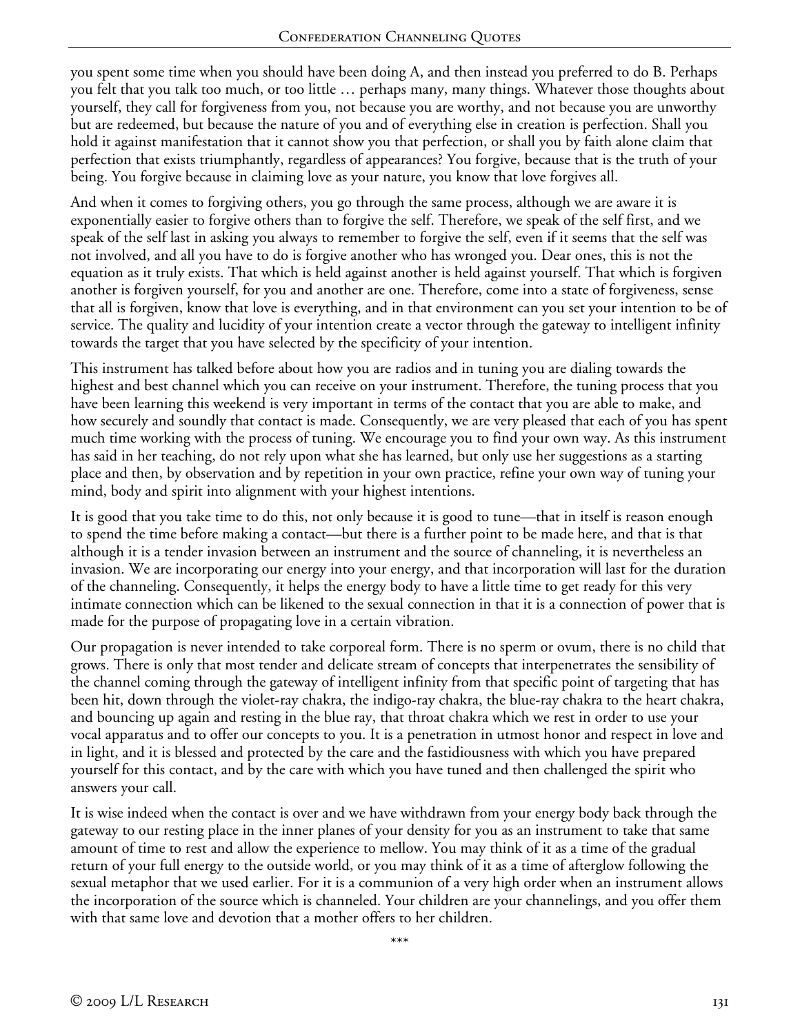you spent some time when you should have been doing A, and then instead you preferred to do B. Perhaps you felt that you talk too much, or too little … perhaps many, many things. Whatever those thoughts about yourself, they call for forgiveness from you, not because you are worthy, and not because you are unworthy but are redeemed, but because the nature of you and of everything else in creation is perfection. Shall you hold it against manifestation that it cannot show you that perfection, or shall you by faith alone claim that perfection that exists triumphantly, regardless of appearances? You forgive, because that is the truth of your being. You forgive because in claiming love as your nature, you know that love forgives all.

And when it comes to forgiving others, you go through the same process, although we are aware it is exponentially easier to forgive others than to forgive the self. Therefore, we speak of the self first, and we speak of the self last in asking you always to remember to forgive the self, even if it seems that the self was not involved, and all you have to do is forgive another who has wronged you. Dear ones, this is not the equation as it truly exists. That which is held against another is held against yourself. That which is forgiven another is forgiven yourself, for you and another are one. Therefore, come into a state of forgiveness, sense that all is forgiven, know that love is everything, and in that environment can you set your intention to be of service. The quality and lucidity of your intention create a vector through the gateway to intelligent infinity towards the target that you have selected by the specificity of your intention.

This instrument has talked before about how you are radios and in tuning you are dialing towards the highest and best channel which you can receive on your instrument. Therefore, the tuning process that you have been learning this weekend is very important in terms of the contact that you are able to make, and how securely and soundly that contact is made. Consequently, we are very pleased that each of you has spent much time working with the process of tuning. We encourage you to find your own way. As this instrument has said in her teaching, do not rely upon what she has learned, but only use her suggestions as a starting place and then, by observation and by repetition in your own practice, refine your own way of tuning your mind, body and spirit into alignment with your highest intentions.

It is good that you take time to do this, not only because it is good to tune—that in itself is reason enough to spend the time before making a contact—but there is a further point to be made here, and that is that although it is a tender invasion between an instrument and the source of channeling, it is nevertheless an invasion. We are incorporating our energy into your energy, and that incorporation will last for the duration of the channeling. Consequently, it helps the energy body to have a little time to get ready for this very intimate connection which can be likened to the sexual connection in that it is a connection of power that is made for the purpose of propagating love in a certain vibration.

Our propagation is never intended to take corporeal form. There is no sperm or ovum, there is no child that grows. There is only that most tender and delicate stream of concepts that interpenetrates the sensibility of the channel coming through the gateway of intelligent infinity from that specific point of targeting that has been hit, down through the violet-ray chakra, the indigo-ray chakra, the blue-ray chakra to the heart chakra, and bouncing up again and resting in the blue ray, that throat chakra which we rest in order to use your vocal apparatus and to offer our concepts to you. It is a penetration in utmost honor and respect in love and in light, and it is blessed and protected by the care and the fastidiousness with which you have prepared yourself for this contact, and by the care with which you have tuned and then challenged the spirit who answers your call.

It is wise indeed when the contact is over and we have withdrawn from your energy body back through the gateway to our resting place in the inner planes of your density for you as an instrument to take that same amount of time to rest and allow the experience to mellow. You may think of it as a time of the gradual return of your full energy to the outside world, or you may think of it as a time of afterglow following the sexual metaphor that we used earlier. For it is a communion of a very high order when an instrument allows the incorporation of the source which is channeled. Your children are your channelings, and you offer them with that same love and devotion that a mother offers to her children.

\*\*\*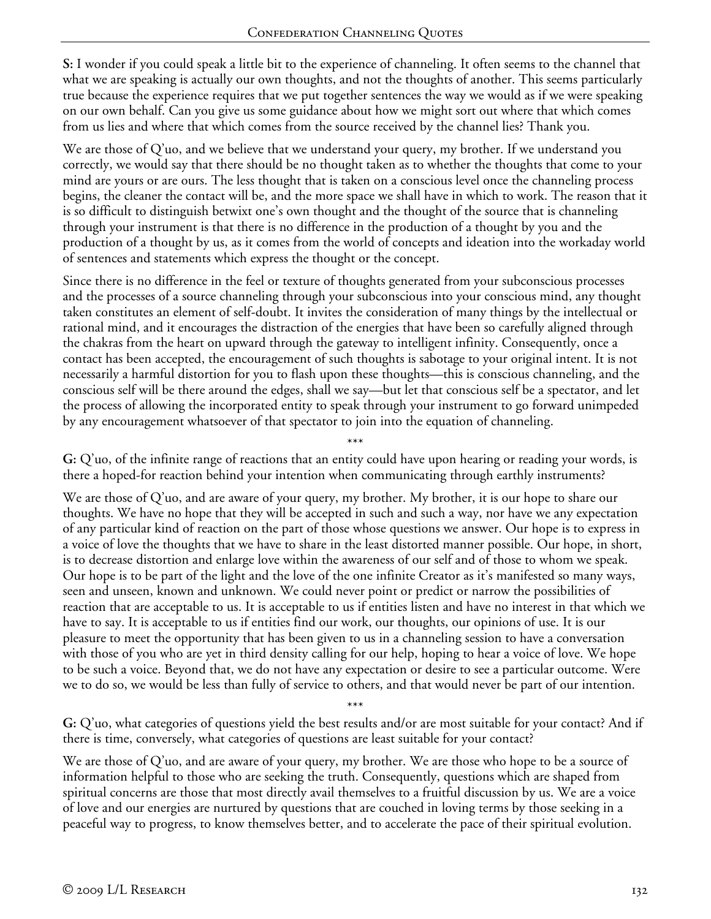**S:** I wonder if you could speak a little bit to the experience of channeling. It often seems to the channel that what we are speaking is actually our own thoughts, and not the thoughts of another. This seems particularly true because the experience requires that we put together sentences the way we would as if we were speaking on our own behalf. Can you give us some guidance about how we might sort out where that which comes from us lies and where that which comes from the source received by the channel lies? Thank you.

We are those of Q'uo, and we believe that we understand your query, my brother. If we understand you correctly, we would say that there should be no thought taken as to whether the thoughts that come to your mind are yours or are ours. The less thought that is taken on a conscious level once the channeling process begins, the cleaner the contact will be, and the more space we shall have in which to work. The reason that it is so difficult to distinguish betwixt one's own thought and the thought of the source that is channeling through your instrument is that there is no difference in the production of a thought by you and the production of a thought by us, as it comes from the world of concepts and ideation into the workaday world of sentences and statements which express the thought or the concept.

Since there is no difference in the feel or texture of thoughts generated from your subconscious processes and the processes of a source channeling through your subconscious into your conscious mind, any thought taken constitutes an element of self-doubt. It invites the consideration of many things by the intellectual or rational mind, and it encourages the distraction of the energies that have been so carefully aligned through the chakras from the heart on upward through the gateway to intelligent infinity. Consequently, once a contact has been accepted, the encouragement of such thoughts is sabotage to your original intent. It is not necessarily a harmful distortion for you to flash upon these thoughts—this is conscious channeling, and the conscious self will be there around the edges, shall we say—but let that conscious self be a spectator, and let the process of allowing the incorporated entity to speak through your instrument to go forward unimpeded by any encouragement whatsoever of that spectator to join into the equation of channeling.

\*\*\*

**G:** Q'uo, of the infinite range of reactions that an entity could have upon hearing or reading your words, is there a hoped-for reaction behind your intention when communicating through earthly instruments?

We are those of Q'uo, and are aware of your query, my brother. My brother, it is our hope to share our thoughts. We have no hope that they will be accepted in such and such a way, nor have we any expectation of any particular kind of reaction on the part of those whose questions we answer. Our hope is to express in a voice of love the thoughts that we have to share in the least distorted manner possible. Our hope, in short, is to decrease distortion and enlarge love within the awareness of our self and of those to whom we speak. Our hope is to be part of the light and the love of the one infinite Creator as it's manifested so many ways, seen and unseen, known and unknown. We could never point or predict or narrow the possibilities of reaction that are acceptable to us. It is acceptable to us if entities listen and have no interest in that which we have to say. It is acceptable to us if entities find our work, our thoughts, our opinions of use. It is our pleasure to meet the opportunity that has been given to us in a channeling session to have a conversation with those of you who are yet in third density calling for our help, hoping to hear a voice of love. We hope to be such a voice. Beyond that, we do not have any expectation or desire to see a particular outcome. Were we to do so, we would be less than fully of service to others, and that would never be part of our intention.

\*\*\*

**G:** Q'uo, what categories of questions yield the best results and/or are most suitable for your contact? And if there is time, conversely, what categories of questions are least suitable for your contact?

We are those of Q'uo, and are aware of your query, my brother. We are those who hope to be a source of information helpful to those who are seeking the truth. Consequently, questions which are shaped from spiritual concerns are those that most directly avail themselves to a fruitful discussion by us. We are a voice of love and our energies are nurtured by questions that are couched in loving terms by those seeking in a peaceful way to progress, to know themselves better, and to accelerate the pace of their spiritual evolution.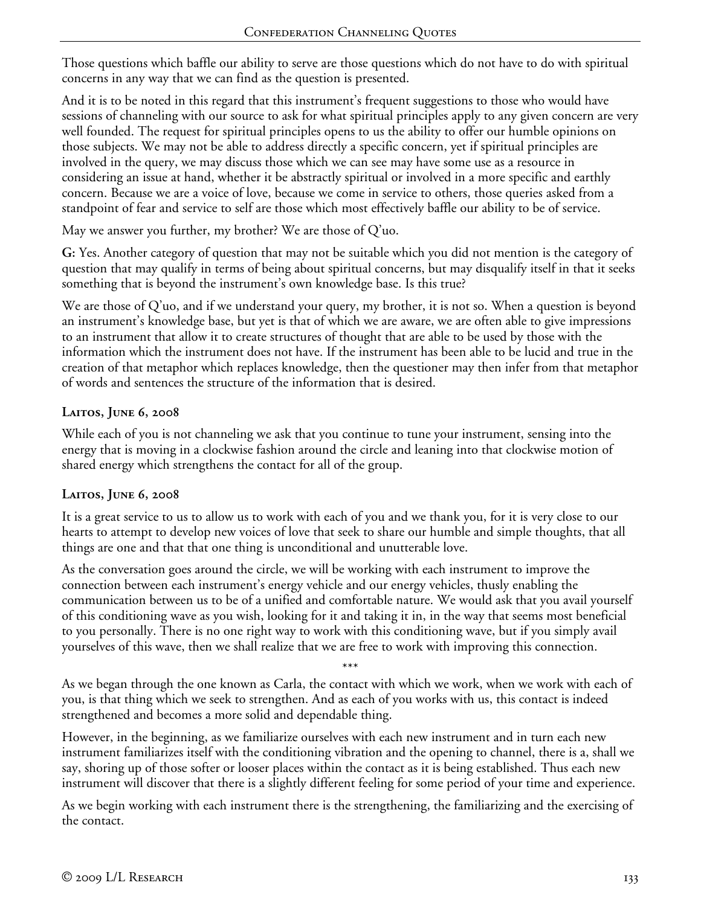Those questions which baffle our ability to serve are those questions which do not have to do with spiritual concerns in any way that we can find as the question is presented.

And it is to be noted in this regard that this instrument's frequent suggestions to those who would have sessions of channeling with our source to ask for what spiritual principles apply to any given concern are very well founded. The request for spiritual principles opens to us the ability to offer our humble opinions on those subjects. We may not be able to address directly a specific concern, yet if spiritual principles are involved in the query, we may discuss those which we can see may have some use as a resource in considering an issue at hand, whether it be abstractly spiritual or involved in a more specific and earthly concern. Because we are a voice of love, because we come in service to others, those queries asked from a standpoint of fear and service to self are those which most effectively baffle our ability to be of service.

May we answer you further, my brother? We are those of Q'uo.

**G:** Yes. Another category of question that may not be suitable which you did not mention is the category of question that may qualify in terms of being about spiritual concerns, but may disqualify itself in that it seeks something that is beyond the instrument's own knowledge base. Is this true?

We are those of Q'uo, and if we understand your query, my brother, it is not so. When a question is beyond an instrument's knowledge base, but yet is that of which we are aware, we are often able to give impressions to an instrument that allow it to create structures of thought that are able to be used by those with the information which the instrument does not have. If the instrument has been able to be lucid and true in the creation of that metaphor which replaces knowledge, then the questioner may then infer from that metaphor of words and sentences the structure of the information that is desired.

### Laitos, June 6, 2008

While each of you is not channeling we ask that you continue to tune your instrument, sensing into the energy that is moving in a clockwise fashion around the circle and leaning into that clockwise motion of shared energy which strengthens the contact for all of the group.

### Laitos, June 6, 2008

It is a great service to us to allow us to work with each of you and we thank you, for it is very close to our hearts to attempt to develop new voices of love that seek to share our humble and simple thoughts, that all things are one and that that one thing is unconditional and unutterable love.

As the conversation goes around the circle, we will be working with each instrument to improve the connection between each instrument's energy vehicle and our energy vehicles, thusly enabling the communication between us to be of a unified and comfortable nature. We would ask that you avail yourself of this conditioning wave as you wish, looking for it and taking it in, in the way that seems most beneficial to you personally. There is no one right way to work with this conditioning wave, but if you simply avail yourselves of this wave, then we shall realize that we are free to work with improving this connection.

\*\*\*

As we began through the one known as Carla, the contact with which we work, when we work with each of you, is that thing which we seek to strengthen. And as each of you works with us, this contact is indeed strengthened and becomes a more solid and dependable thing.

However, in the beginning, as we familiarize ourselves with each new instrument and in turn each new instrument familiarizes itself with the conditioning vibration and the opening to channel, there is a, shall we say, shoring up of those softer or looser places within the contact as it is being established. Thus each new instrument will discover that there is a slightly different feeling for some period of your time and experience.

As we begin working with each instrument there is the strengthening, the familiarizing and the exercising of the contact.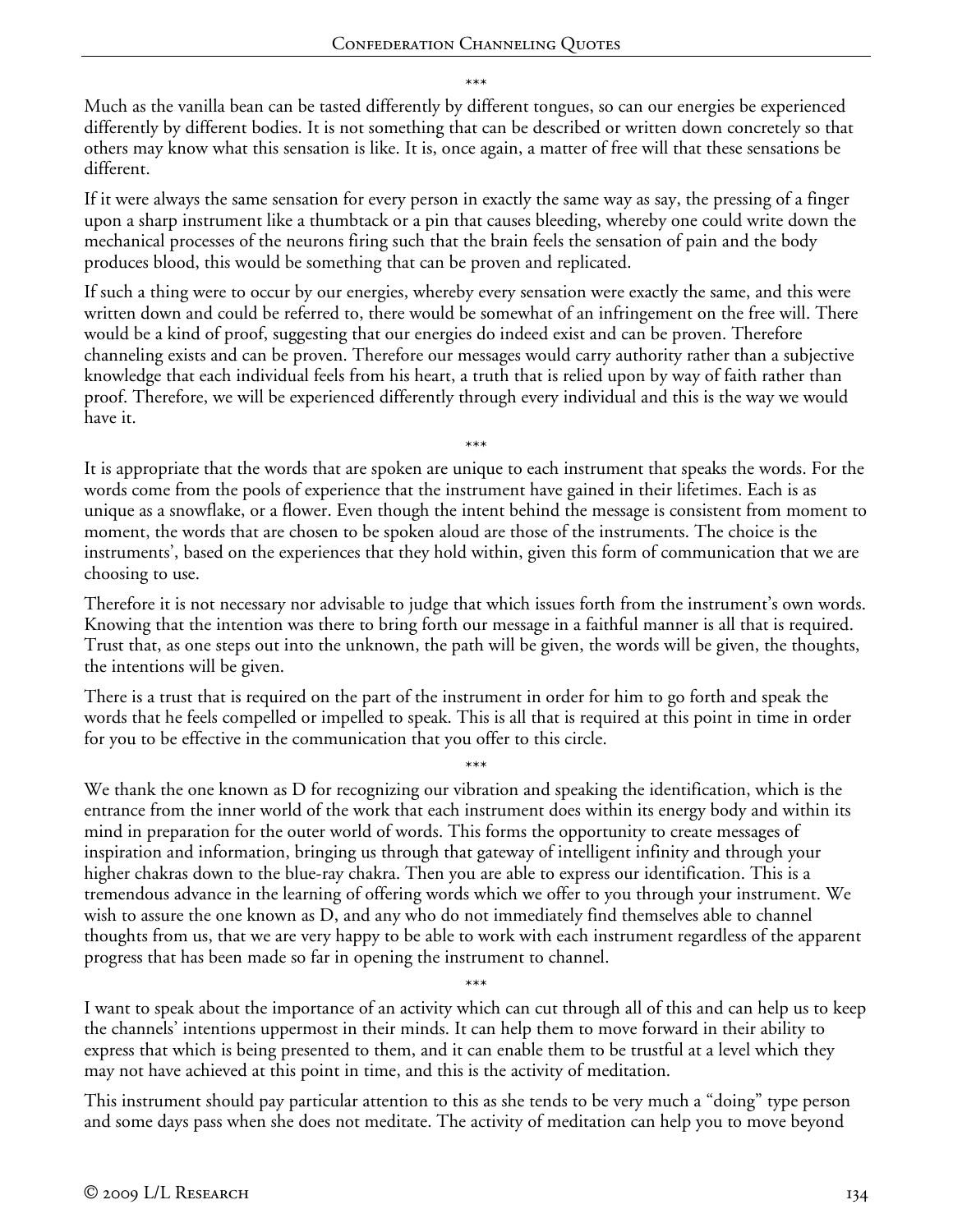\*\*\*

Much as the vanilla bean can be tasted differently by different tongues, so can our energies be experienced differently by different bodies. It is not something that can be described or written down concretely so that others may know what this sensation is like. It is, once again, a matter of free will that these sensations be different.

If it were always the same sensation for every person in exactly the same way as say, the pressing of a finger upon a sharp instrument like a thumbtack or a pin that causes bleeding, whereby one could write down the mechanical processes of the neurons firing such that the brain feels the sensation of pain and the body produces blood, this would be something that can be proven and replicated.

If such a thing were to occur by our energies, whereby every sensation were exactly the same, and this were written down and could be referred to, there would be somewhat of an infringement on the free will. There would be a kind of proof, suggesting that our energies do indeed exist and can be proven. Therefore channeling exists and can be proven. Therefore our messages would carry authority rather than a subjective knowledge that each individual feels from his heart, a truth that is relied upon by way of faith rather than proof. Therefore, we will be experienced differently through every individual and this is the way we would have it.

\*\*\*

It is appropriate that the words that are spoken are unique to each instrument that speaks the words. For the words come from the pools of experience that the instrument have gained in their lifetimes. Each is as unique as a snowflake, or a flower. Even though the intent behind the message is consistent from moment to moment, the words that are chosen to be spoken aloud are those of the instruments. The choice is the instruments', based on the experiences that they hold within, given this form of communication that we are choosing to use.

Therefore it is not necessary nor advisable to judge that which issues forth from the instrument's own words. Knowing that the intention was there to bring forth our message in a faithful manner is all that is required. Trust that, as one steps out into the unknown, the path will be given, the words will be given, the thoughts, the intentions will be given.

There is a trust that is required on the part of the instrument in order for him to go forth and speak the words that he feels compelled or impelled to speak. This is all that is required at this point in time in order for you to be effective in the communication that you offer to this circle.

\*\*\*

We thank the one known as D for recognizing our vibration and speaking the identification, which is the entrance from the inner world of the work that each instrument does within its energy body and within its mind in preparation for the outer world of words. This forms the opportunity to create messages of inspiration and information, bringing us through that gateway of intelligent infinity and through your higher chakras down to the blue-ray chakra. Then you are able to express our identification. This is a tremendous advance in the learning of offering words which we offer to you through your instrument. We wish to assure the one known as D, and any who do not immediately find themselves able to channel thoughts from us, that we are very happy to be able to work with each instrument regardless of the apparent progress that has been made so far in opening the instrument to channel.

\*\*\*

I want to speak about the importance of an activity which can cut through all of this and can help us to keep the channels' intentions uppermost in their minds. It can help them to move forward in their ability to express that which is being presented to them, and it can enable them to be trustful at a level which they may not have achieved at this point in time, and this is the activity of meditation.

This instrument should pay particular attention to this as she tends to be very much a "doing" type person and some days pass when she does not meditate. The activity of meditation can help you to move beyond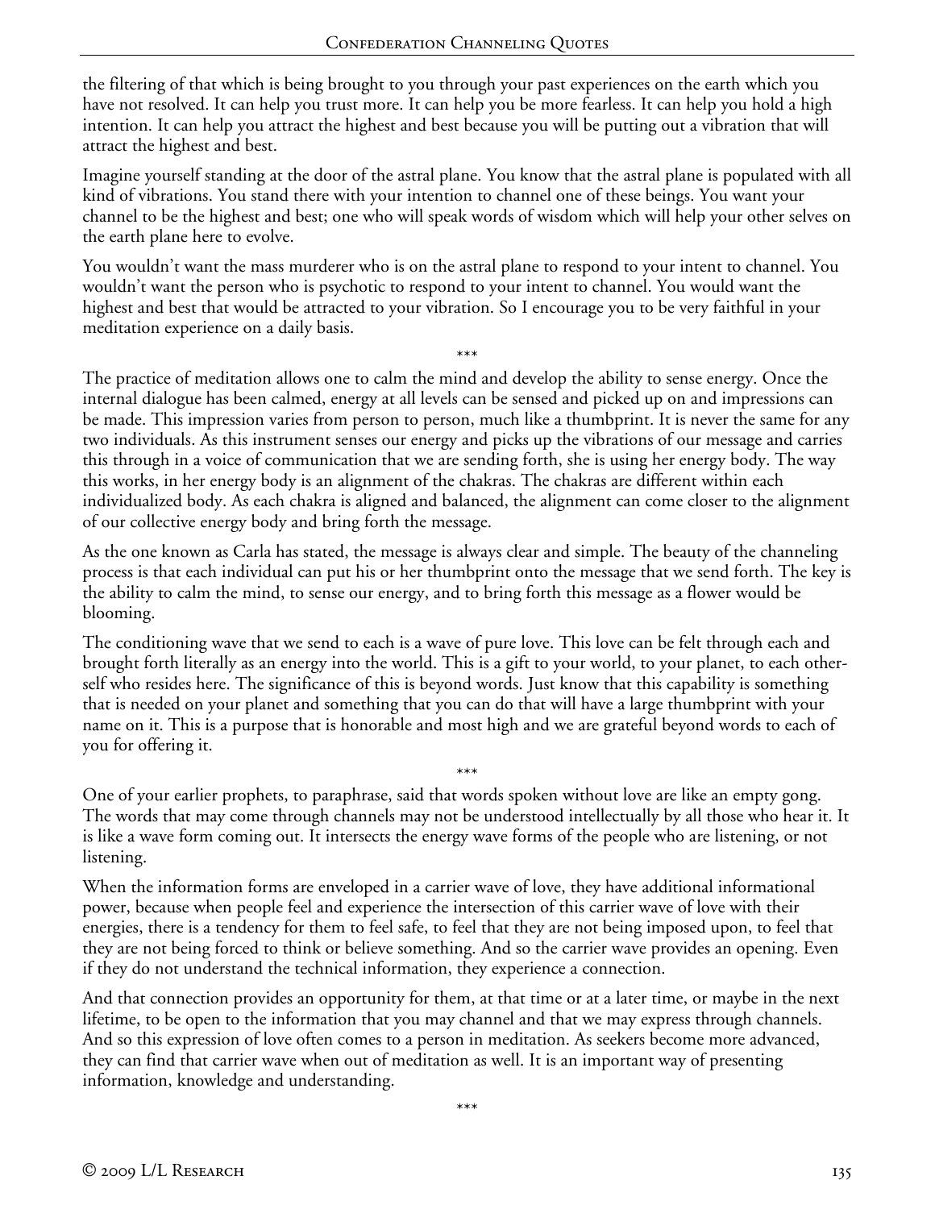the filtering of that which is being brought to you through your past experiences on the earth which you have not resolved. It can help you trust more. It can help you be more fearless. It can help you hold a high intention. It can help you attract the highest and best because you will be putting out a vibration that will attract the highest and best.

Imagine yourself standing at the door of the astral plane. You know that the astral plane is populated with all kind of vibrations. You stand there with your intention to channel one of these beings. You want your channel to be the highest and best; one who will speak words of wisdom which will help your other selves on the earth plane here to evolve.

You wouldn't want the mass murderer who is on the astral plane to respond to your intent to channel. You wouldn't want the person who is psychotic to respond to your intent to channel. You would want the highest and best that would be attracted to your vibration. So I encourage you to be very faithful in your meditation experience on a daily basis.

\*\*\*

The practice of meditation allows one to calm the mind and develop the ability to sense energy. Once the internal dialogue has been calmed, energy at all levels can be sensed and picked up on and impressions can be made. This impression varies from person to person, much like a thumbprint. It is never the same for any two individuals. As this instrument senses our energy and picks up the vibrations of our message and carries this through in a voice of communication that we are sending forth, she is using her energy body. The way this works, in her energy body is an alignment of the chakras. The chakras are different within each individualized body. As each chakra is aligned and balanced, the alignment can come closer to the alignment of our collective energy body and bring forth the message.

As the one known as Carla has stated, the message is always clear and simple. The beauty of the channeling process is that each individual can put his or her thumbprint onto the message that we send forth. The key is the ability to calm the mind, to sense our energy, and to bring forth this message as a flower would be blooming.

The conditioning wave that we send to each is a wave of pure love. This love can be felt through each and brought forth literally as an energy into the world. This is a gift to your world, to your planet, to each other-self who resides here. The significance of this is beyond words. Just know that this capability is something that is needed on your planet and something that you can do that will have a large thumbprint with your name on it. This is a purpose that is honorable and most high and we are grateful beyond words to each of you for offering it.

\*\*\*

One of your earlier prophets, to paraphrase, said that words spoken without love are like an empty gong. The words that may come through channels may not be understood intellectually by all those who hear it. It is like a wave form coming out. It intersects the energy wave forms of the people who are listening, or not listening.

When the information forms are enveloped in a carrier wave of love, they have additional informational power, because when people feel and experience the intersection of this carrier wave of love with their energies, there is a tendency for them to feel safe, to feel that they are not being imposed upon, to feel that they are not being forced to think or believe something. And so the carrier wave provides an opening. Even if they do not understand the technical information, they experience a connection.

And that connection provides an opportunity for them, at that time or at a later time, or maybe in the next lifetime, to be open to the information that you may channel and that we may express through channels. And so this expression of love often comes to a person in meditation. As seekers become more advanced, they can find that carrier wave when out of meditation as well. It is an important way of presenting information, knowledge and understanding.

\*\*\*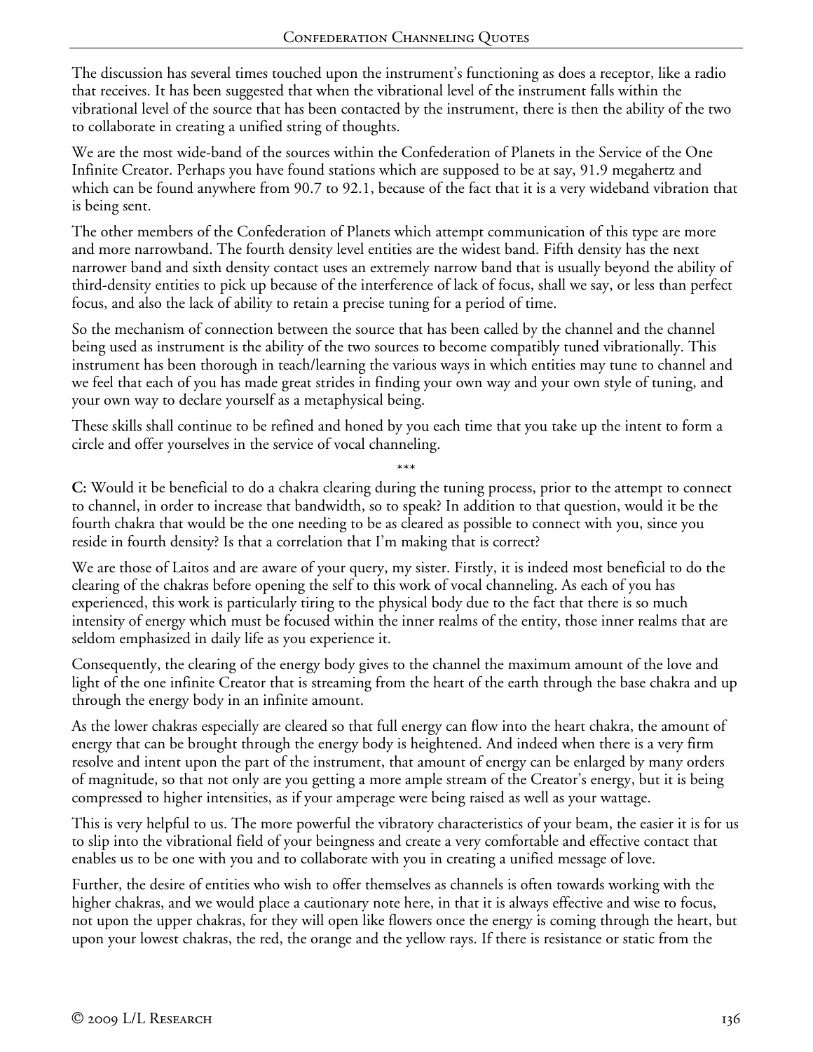The discussion has several times touched upon the instrument's functioning as does a receptor, like a radio that receives. It has been suggested that when the vibrational level of the instrument falls within the vibrational level of the source that has been contacted by the instrument, there is then the ability of the two to collaborate in creating a unified string of thoughts.

We are the most wide-band of the sources within the Confederation of Planets in the Service of the One Infinite Creator. Perhaps you have found stations which are supposed to be at say, 91.9 megahertz and which can be found anywhere from 90.7 to 92.1, because of the fact that it is a very wideband vibration that is being sent.

The other members of the Confederation of Planets which attempt communication of this type are more and more narrowband. The fourth density level entities are the widest band. Fifth density has the next narrower band and sixth density contact uses an extremely narrow band that is usually beyond the ability of third-density entities to pick up because of the interference of lack of focus, shall we say, or less than perfect focus, and also the lack of ability to retain a precise tuning for a period of time.

So the mechanism of connection between the source that has been called by the channel and the channel being used as instrument is the ability of the two sources to become compatibly tuned vibrationally. This instrument has been thorough in teach/learning the various ways in which entities may tune to channel and we feel that each of you has made great strides in finding your own way and your own style of tuning, and your own way to declare yourself as a metaphysical being.

These skills shall continue to be refined and honed by you each time that you take up the intent to form a circle and offer yourselves in the service of vocal channeling.

\*\*\*

**C:** Would it be beneficial to do a chakra clearing during the tuning process, prior to the attempt to connect to channel, in order to increase that bandwidth, so to speak? In addition to that question, would it be the fourth chakra that would be the one needing to be as cleared as possible to connect with you, since you reside in fourth density? Is that a correlation that I'm making that is correct?

We are those of Laitos and are aware of your query, my sister. Firstly, it is indeed most beneficial to do the clearing of the chakras before opening the self to this work of vocal channeling. As each of you has experienced, this work is particularly tiring to the physical body due to the fact that there is so much intensity of energy which must be focused within the inner realms of the entity, those inner realms that are seldom emphasized in daily life as you experience it.

Consequently, the clearing of the energy body gives to the channel the maximum amount of the love and light of the one infinite Creator that is streaming from the heart of the earth through the base chakra and up through the energy body in an infinite amount.

As the lower chakras especially are cleared so that full energy can flow into the heart chakra, the amount of energy that can be brought through the energy body is heightened. And indeed when there is a very firm resolve and intent upon the part of the instrument, that amount of energy can be enlarged by many orders of magnitude, so that not only are you getting a more ample stream of the Creator's energy, but it is being compressed to higher intensities, as if your amperage were being raised as well as your wattage.

This is very helpful to us. The more powerful the vibratory characteristics of your beam, the easier it is for us to slip into the vibrational field of your beingness and create a very comfortable and effective contact that enables us to be one with you and to collaborate with you in creating a unified message of love.

Further, the desire of entities who wish to offer themselves as channels is often towards working with the higher chakras, and we would place a cautionary note here, in that it is always effective and wise to focus, not upon the upper chakras, for they will open like flowers once the energy is coming through the heart, but upon your lowest chakras, the red, the orange and the yellow rays. If there is resistance or static from the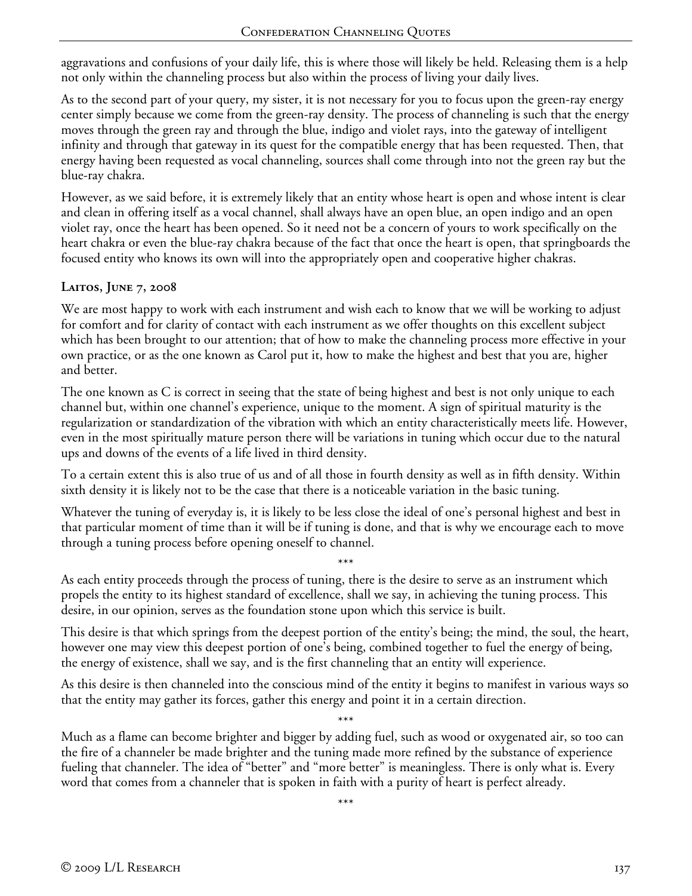aggravations and confusions of your daily life, this is where those will likely be held. Releasing them is a help not only within the channeling process but also within the process of living your daily lives.

As to the second part of your query, my sister, it is not necessary for you to focus upon the green-ray energy center simply because we come from the green-ray density. The process of channeling is such that the energy moves through the green ray and through the blue, indigo and violet rays, into the gateway of intelligent infinity and through that gateway in its quest for the compatible energy that has been requested. Then, that energy having been requested as vocal channeling, sources shall come through into not the green ray but the blue-ray chakra.

However, as we said before, it is extremely likely that an entity whose heart is open and whose intent is clear and clean in offering itself as a vocal channel, shall always have an open blue, an open indigo and an open violet ray, once the heart has been opened. So it need not be a concern of yours to work specifically on the heart chakra or even the blue-ray chakra because of the fact that once the heart is open, that springboards the focused entity who knows its own will into the appropriately open and cooperative higher chakras.

### Laitos, June 7, 2008

We are most happy to work with each instrument and wish each to know that we will be working to adjust for comfort and for clarity of contact with each instrument as we offer thoughts on this excellent subject which has been brought to our attention; that of how to make the channeling process more effective in your own practice, or as the one known as Carol put it, how to make the highest and best that you are, higher and better.

The one known as C is correct in seeing that the state of being highest and best is not only unique to each channel but, within one channel's experience, unique to the moment. A sign of spiritual maturity is the regularization or standardization of the vibration with which an entity characteristically meets life. However, even in the most spiritually mature person there will be variations in tuning which occur due to the natural ups and downs of the events of a life lived in third density.

To a certain extent this is also true of us and of all those in fourth density as well as in fifth density. Within sixth density it is likely not to be the case that there is a noticeable variation in the basic tuning.

Whatever the tuning of everyday is, it is likely to be less close the ideal of one's personal highest and best in that particular moment of time than it will be if tuning is done, and that is why we encourage each to move through a tuning process before opening oneself to channel.

\*\*\*

As each entity proceeds through the process of tuning, there is the desire to serve as an instrument which propels the entity to its highest standard of excellence, shall we say, in achieving the tuning process. This desire, in our opinion, serves as the foundation stone upon which this service is built.

This desire is that which springs from the deepest portion of the entity's being; the mind, the soul, the heart, however one may view this deepest portion of one's being, combined together to fuel the energy of being, the energy of existence, shall we say, and is the first channeling that an entity will experience.

As this desire is then channeled into the conscious mind of the entity it begins to manifest in various ways so that the entity may gather its forces, gather this energy and point it in a certain direction.

\*\*\*

Much as a flame can become brighter and bigger by adding fuel, such as wood or oxygenated air, so too can the fire of a channeler be made brighter and the tuning made more refined by the substance of experience fueling that channeler. The idea of "better" and "more better" is meaningless. There is only what is. Every word that comes from a channeler that is spoken in faith with a purity of heart is perfect already.

\*\*\*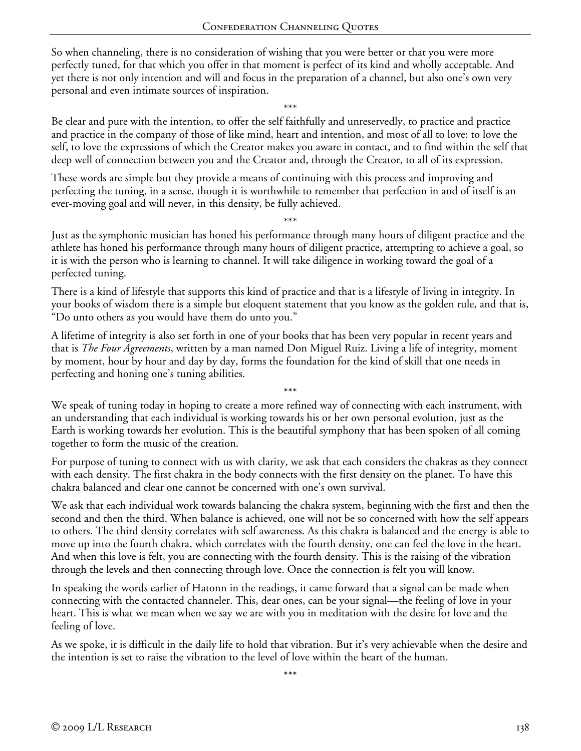So when channeling, there is no consideration of wishing that you were better or that you were more perfectly tuned, for that which you offer in that moment is perfect of its kind and wholly acceptable. And yet there is not only intention and will and focus in the preparation of a channel, but also one's own very personal and even intimate sources of inspiration.

\*\*\*

Be clear and pure with the intention, to offer the self faithfully and unreservedly, to practice and practice and practice in the company of those of like mind, heart and intention, and most of all to love: to love the self, to love the expressions of which the Creator makes you aware in contact, and to find within the self that deep well of connection between you and the Creator and, through the Creator, to all of its expression.

These words are simple but they provide a means of continuing with this process and improving and perfecting the tuning, in a sense, though it is worthwhile to remember that perfection in and of itself is an ever-moving goal and will never, in this density, be fully achieved.

\*\*\*

Just as the symphonic musician has honed his performance through many hours of diligent practice and the athlete has honed his performance through many hours of diligent practice, attempting to achieve a goal, so it is with the person who is learning to channel. It will take diligence in working toward the goal of a perfected tuning.

There is a kind of lifestyle that supports this kind of practice and that is a lifestyle of living in integrity. In your books of wisdom there is a simple but eloquent statement that you know as the golden rule, and that is, "Do unto others as you would have them do unto you."

A lifetime of integrity is also set forth in one of your books that has been very popular in recent years and that is *The Four Agreements*, written by a man named Don Miguel Ruiz. Living a life of integrity, moment by moment, hour by hour and day by day, forms the foundation for the kind of skill that one needs in perfecting and honing one's tuning abilities.

\*\*\*

We speak of tuning today in hoping to create a more refined way of connecting with each instrument, with an understanding that each individual is working towards his or her own personal evolution, just as the Earth is working towards her evolution. This is the beautiful symphony that has been spoken of all coming together to form the music of the creation.

For purpose of tuning to connect with us with clarity, we ask that each considers the chakras as they connect with each density. The first chakra in the body connects with the first density on the planet. To have this chakra balanced and clear one cannot be concerned with one's own survival.

We ask that each individual work towards balancing the chakra system, beginning with the first and then the second and then the third. When balance is achieved, one will not be so concerned with how the self appears to others. The third density correlates with self awareness. As this chakra is balanced and the energy is able to move up into the fourth chakra, which correlates with the fourth density, one can feel the love in the heart. And when this love is felt, you are connecting with the fourth density. This is the raising of the vibration through the levels and then connecting through love. Once the connection is felt you will know.

In speaking the words earlier of Hatonn in the readings, it came forward that a signal can be made when connecting with the contacted channeler. This, dear ones, can be your signal—the feeling of love in your heart. This is what we mean when we say we are with you in meditation with the desire for love and the feeling of love.

As we spoke, it is difficult in the daily life to hold that vibration. But it's very achievable when the desire and the intention is set to raise the vibration to the level of love within the heart of the human.

\*\*\*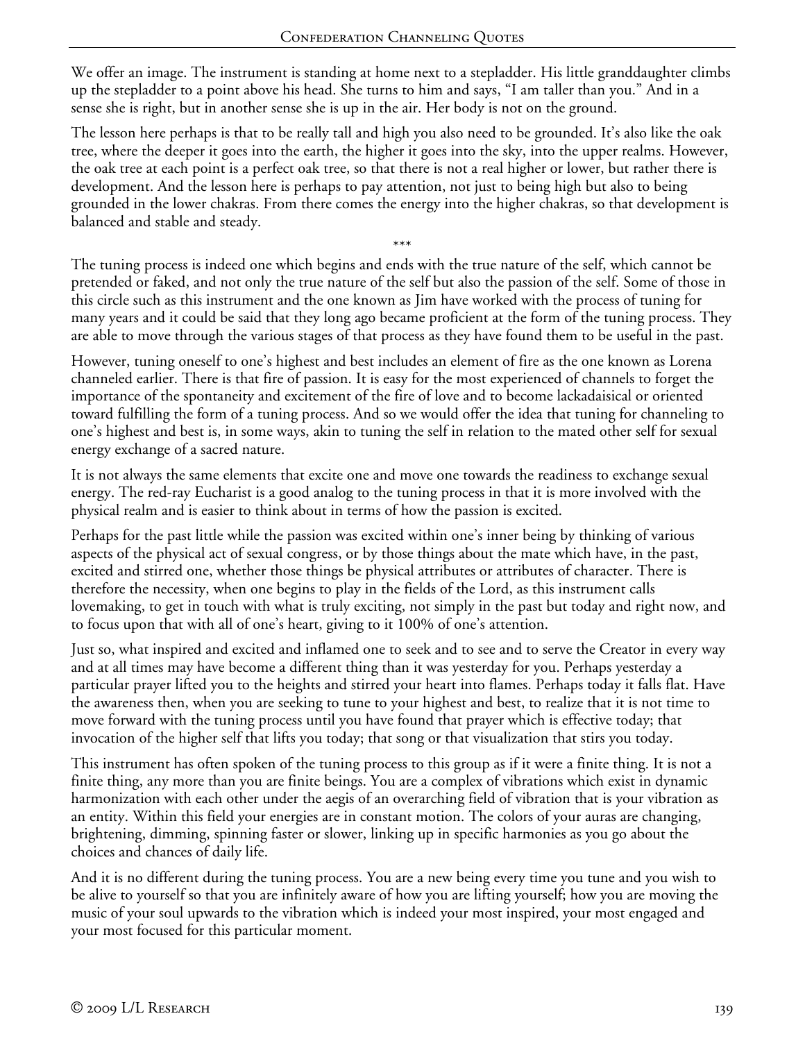We offer an image. The instrument is standing at home next to a stepladder. His little granddaughter climbs up the stepladder to a point above his head. She turns to him and says, "I am taller than you." And in a sense she is right, but in another sense she is up in the air. Her body is not on the ground.

The lesson here perhaps is that to be really tall and high you also need to be grounded. It's also like the oak tree, where the deeper it goes into the earth, the higher it goes into the sky, into the upper realms. However, the oak tree at each point is a perfect oak tree, so that there is not a real higher or lower, but rather there is development. And the lesson here is perhaps to pay attention, not just to being high but also to being grounded in the lower chakras. From there comes the energy into the higher chakras, so that development is balanced and stable and steady.

\*\*\*

The tuning process is indeed one which begins and ends with the true nature of the self, which cannot be pretended or faked, and not only the true nature of the self but also the passion of the self. Some of those in this circle such as this instrument and the one known as Jim have worked with the process of tuning for many years and it could be said that they long ago became proficient at the form of the tuning process. They are able to move through the various stages of that process as they have found them to be useful in the past.

However, tuning oneself to one's highest and best includes an element of fire as the one known as Lorena channeled earlier. There is that fire of passion. It is easy for the most experienced of channels to forget the importance of the spontaneity and excitement of the fire of love and to become lackadaisical or oriented toward fulfilling the form of a tuning process. And so we would offer the idea that tuning for channeling to one's highest and best is, in some ways, akin to tuning the self in relation to the mated other self for sexual energy exchange of a sacred nature.

It is not always the same elements that excite one and move one towards the readiness to exchange sexual energy. The red-ray Eucharist is a good analog to the tuning process in that it is more involved with the physical realm and is easier to think about in terms of how the passion is excited.

Perhaps for the past little while the passion was excited within one's inner being by thinking of various aspects of the physical act of sexual congress, or by those things about the mate which have, in the past, excited and stirred one, whether those things be physical attributes or attributes of character. There is therefore the necessity, when one begins to play in the fields of the Lord, as this instrument calls lovemaking, to get in touch with what is truly exciting, not simply in the past but today and right now, and to focus upon that with all of one's heart, giving to it 100% of one's attention.

Just so, what inspired and excited and inflamed one to seek and to see and to serve the Creator in every way and at all times may have become a different thing than it was yesterday for you. Perhaps yesterday a particular prayer lifted you to the heights and stirred your heart into flames. Perhaps today it falls flat. Have the awareness then, when you are seeking to tune to your highest and best, to realize that it is not time to move forward with the tuning process until you have found that prayer which is effective today; that invocation of the higher self that lifts you today; that song or that visualization that stirs you today.

This instrument has often spoken of the tuning process to this group as if it were a finite thing. It is not a finite thing, any more than you are finite beings. You are a complex of vibrations which exist in dynamic harmonization with each other under the aegis of an overarching field of vibration that is your vibration as an entity. Within this field your energies are in constant motion. The colors of your auras are changing, brightening, dimming, spinning faster or slower, linking up in specific harmonies as you go about the choices and chances of daily life.

And it is no different during the tuning process. You are a new being every time you tune and you wish to be alive to yourself so that you are infinitely aware of how you are lifting yourself; how you are moving the music of your soul upwards to the vibration which is indeed your most inspired, your most engaged and your most focused for this particular moment.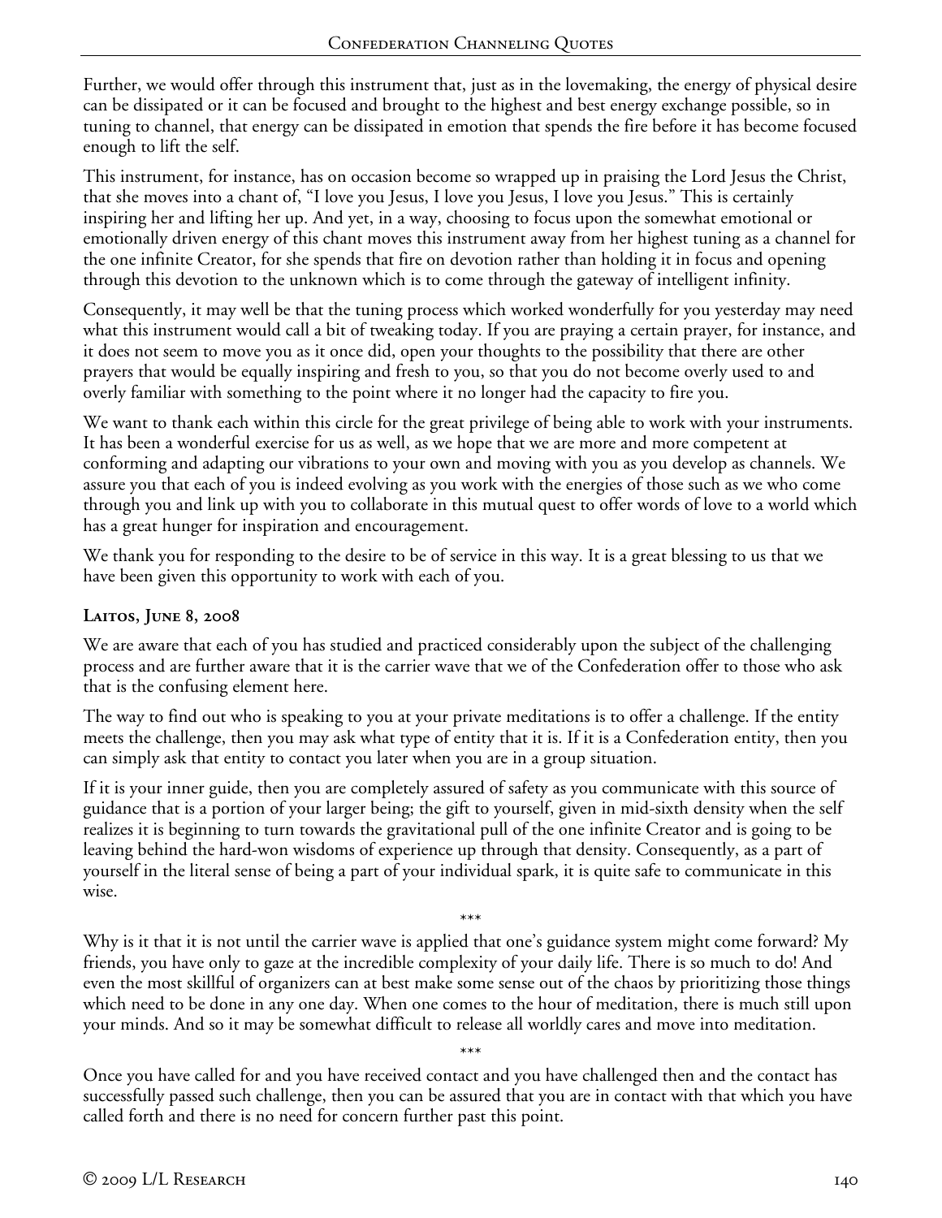Further, we would offer through this instrument that, just as in the lovemaking, the energy of physical desire can be dissipated or it can be focused and brought to the highest and best energy exchange possible, so in tuning to channel, that energy can be dissipated in emotion that spends the fire before it has become focused enough to lift the self.

This instrument, for instance, has on occasion become so wrapped up in praising the Lord Jesus the Christ, that she moves into a chant of, "I love you Jesus, I love you Jesus, I love you Jesus." This is certainly inspiring her and lifting her up. And yet, in a way, choosing to focus upon the somewhat emotional or emotionally driven energy of this chant moves this instrument away from her highest tuning as a channel for the one infinite Creator, for she spends that fire on devotion rather than holding it in focus and opening through this devotion to the unknown which is to come through the gateway of intelligent infinity.

Consequently, it may well be that the tuning process which worked wonderfully for you yesterday may need what this instrument would call a bit of tweaking today. If you are praying a certain prayer, for instance, and it does not seem to move you as it once did, open your thoughts to the possibility that there are other prayers that would be equally inspiring and fresh to you, so that you do not become overly used to and overly familiar with something to the point where it no longer had the capacity to fire you.

We want to thank each within this circle for the great privilege of being able to work with your instruments. It has been a wonderful exercise for us as well, as we hope that we are more and more competent at conforming and adapting our vibrations to your own and moving with you as you develop as channels. We assure you that each of you is indeed evolving as you work with the energies of those such as we who come through you and link up with you to collaborate in this mutual quest to offer words of love to a world which has a great hunger for inspiration and encouragement.

We thank you for responding to the desire to be of service in this way. It is a great blessing to us that we have been given this opportunity to work with each of you.

### Laitos, June 8, 2008

We are aware that each of you has studied and practiced considerably upon the subject of the challenging process and are further aware that it is the carrier wave that we of the Confederation offer to those who ask that is the confusing element here.

The way to find out who is speaking to you at your private meditations is to offer a challenge. If the entity meets the challenge, then you may ask what type of entity that it is. If it is a Confederation entity, then you can simply ask that entity to contact you later when you are in a group situation.

If it is your inner guide, then you are completely assured of safety as you communicate with this source of guidance that is a portion of your larger being; the gift to yourself, given in mid-sixth density when the self realizes it is beginning to turn towards the gravitational pull of the one infinite Creator and is going to be leaving behind the hard-won wisdoms of experience up through that density. Consequently, as a part of yourself in the literal sense of being a part of your individual spark, it is quite safe to communicate in this wise.

\*\*\*

Why is it that it is not until the carrier wave is applied that one's guidance system might come forward? My friends, you have only to gaze at the incredible complexity of your daily life. There is so much to do! And even the most skillful of organizers can at best make some sense out of the chaos by prioritizing those things which need to be done in any one day. When one comes to the hour of meditation, there is much still upon your minds. And so it may be somewhat difficult to release all worldly cares and move into meditation.

\*\*\*

Once you have called for and you have received contact and you have challenged then and the contact has successfully passed such challenge, then you can be assured that you are in contact with that which you have called forth and there is no need for concern further past this point.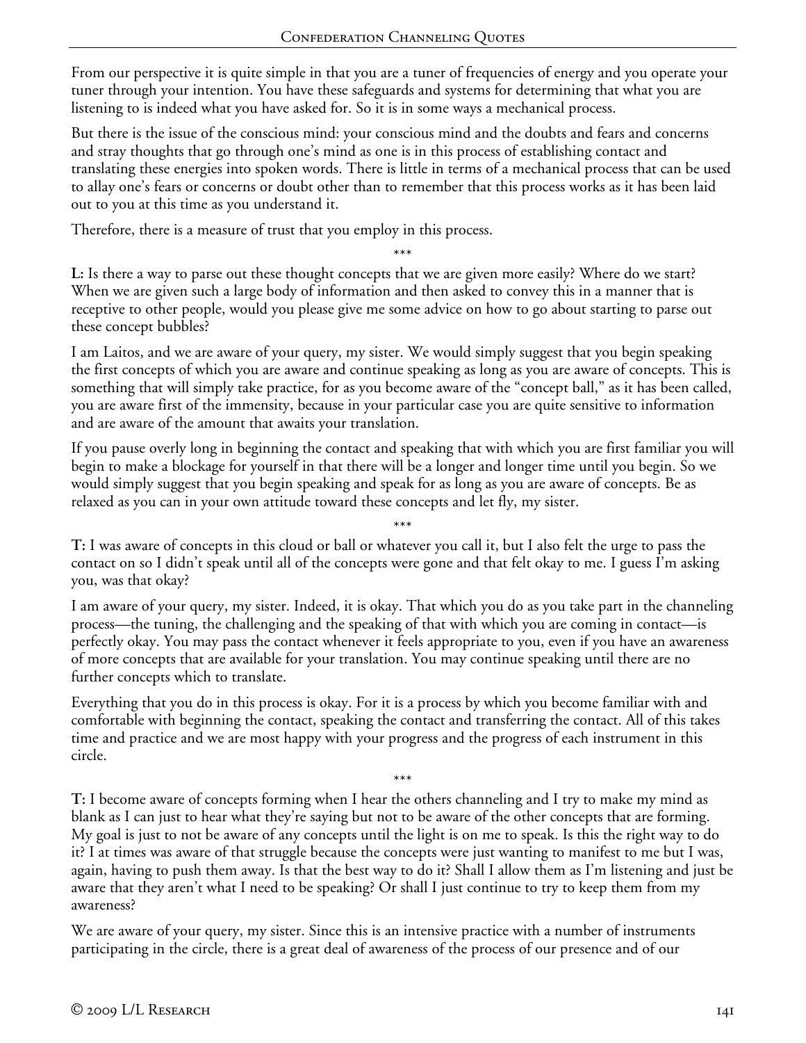From our perspective it is quite simple in that you are a tuner of frequencies of energy and you operate your tuner through your intention. You have these safeguards and systems for determining that what you are listening to is indeed what you have asked for. So it is in some ways a mechanical process.

But there is the issue of the conscious mind: your conscious mind and the doubts and fears and concerns and stray thoughts that go through one's mind as one is in this process of establishing contact and translating these energies into spoken words. There is little in terms of a mechanical process that can be used to allay one's fears or concerns or doubt other than to remember that this process works as it has been laid out to you at this time as you understand it.

Therefore, there is a measure of trust that you employ in this process.

\*\*\*

**L:** Is there a way to parse out these thought concepts that we are given more easily? Where do we start? When we are given such a large body of information and then asked to convey this in a manner that is receptive to other people, would you please give me some advice on how to go about starting to parse out these concept bubbles?

I am Laitos, and we are aware of your query, my sister. We would simply suggest that you begin speaking the first concepts of which you are aware and continue speaking as long as you are aware of concepts. This is something that will simply take practice, for as you become aware of the "concept ball," as it has been called, you are aware first of the immensity, because in your particular case you are quite sensitive to information and are aware of the amount that awaits your translation.

If you pause overly long in beginning the contact and speaking that with which you are first familiar you will begin to make a blockage for yourself in that there will be a longer and longer time until you begin. So we would simply suggest that you begin speaking and speak for as long as you are aware of concepts. Be as relaxed as you can in your own attitude toward these concepts and let fly, my sister.

\*\*\*

**T:** I was aware of concepts in this cloud or ball or whatever you call it, but I also felt the urge to pass the contact on so I didn't speak until all of the concepts were gone and that felt okay to me. I guess I'm asking you, was that okay?

I am aware of your query, my sister. Indeed, it is okay. That which you do as you take part in the channeling process—the tuning, the challenging and the speaking of that with which you are coming in contact—is perfectly okay. You may pass the contact whenever it feels appropriate to you, even if you have an awareness of more concepts that are available for your translation. You may continue speaking until there are no further concepts which to translate.

Everything that you do in this process is okay. For it is a process by which you become familiar with and comfortable with beginning the contact, speaking the contact and transferring the contact. All of this takes time and practice and we are most happy with your progress and the progress of each instrument in this circle.

\*\*\*

**T:** I become aware of concepts forming when I hear the others channeling and I try to make my mind as blank as I can just to hear what they're saying but not to be aware of the other concepts that are forming. My goal is just to not be aware of any concepts until the light is on me to speak. Is this the right way to do it? I at times was aware of that struggle because the concepts were just wanting to manifest to me but I was, again, having to push them away. Is that the best way to do it? Shall I allow them as I'm listening and just be aware that they aren't what I need to be speaking? Or shall I just continue to try to keep them from my awareness?

We are aware of your query, my sister. Since this is an intensive practice with a number of instruments participating in the circle, there is a great deal of awareness of the process of our presence and of our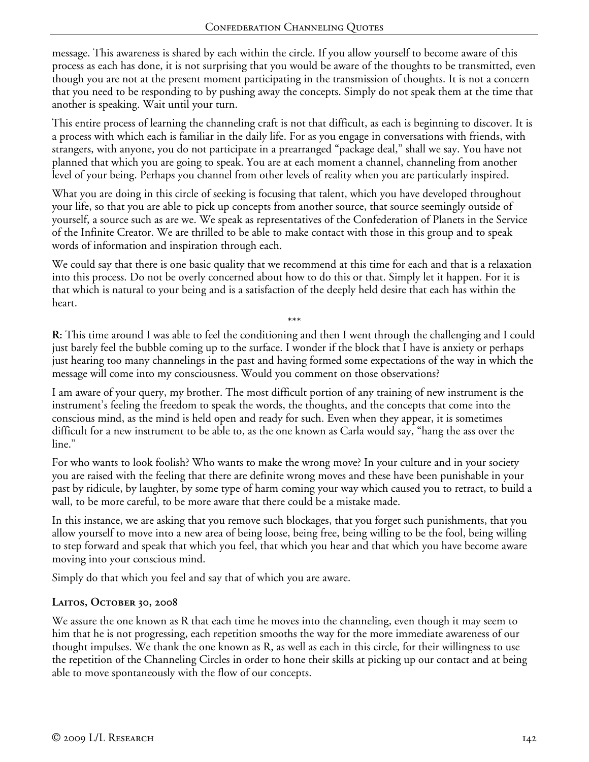message. This awareness is shared by each within the circle. If you allow yourself to become aware of this process as each has done, it is not surprising that you would be aware of the thoughts to be transmitted, even though you are not at the present moment participating in the transmission of thoughts. It is not a concern that you need to be responding to by pushing away the concepts. Simply do not speak them at the time that another is speaking. Wait until your turn.

This entire process of learning the channeling craft is not that difficult, as each is beginning to discover. It is a process with which each is familiar in the daily life. For as you engage in conversations with friends, with strangers, with anyone, you do not participate in a prearranged "package deal," shall we say. You have not planned that which you are going to speak. You are at each moment a channel, channeling from another level of your being. Perhaps you channel from other levels of reality when you are particularly inspired.

What you are doing in this circle of seeking is focusing that talent, which you have developed throughout your life, so that you are able to pick up concepts from another source, that source seemingly outside of yourself, a source such as are we. We speak as representatives of the Confederation of Planets in the Service of the Infinite Creator. We are thrilled to be able to make contact with those in this group and to speak words of information and inspiration through each.

We could say that there is one basic quality that we recommend at this time for each and that is a relaxation into this process. Do not be overly concerned about how to do this or that. Simply let it happen. For it is that which is natural to your being and is a satisfaction of the deeply held desire that each has within the heart.

\*\*\*

**R:** This time around I was able to feel the conditioning and then I went through the challenging and I could just barely feel the bubble coming up to the surface. I wonder if the block that I have is anxiety or perhaps just hearing too many channelings in the past and having formed some expectations of the way in which the message will come into my consciousness. Would you comment on those observations?

I am aware of your query, my brother. The most difficult portion of any training of new instrument is the instrument's feeling the freedom to speak the words, the thoughts, and the concepts that come into the conscious mind, as the mind is held open and ready for such. Even when they appear, it is sometimes difficult for a new instrument to be able to, as the one known as Carla would say, "hang the ass over the line."

For who wants to look foolish? Who wants to make the wrong move? In your culture and in your society you are raised with the feeling that there are definite wrong moves and these have been punishable in your past by ridicule, by laughter, by some type of harm coming your way which caused you to retract, to build a wall, to be more careful, to be more aware that there could be a mistake made.

In this instance, we are asking that you remove such blockages, that you forget such punishments, that you allow yourself to move into a new area of being loose, being free, being willing to be the fool, being willing to step forward and speak that which you feel, that which you hear and that which you have become aware moving into your conscious mind.

Simply do that which you feel and say that of which you are aware.

### Laitos, October 30, 2008

We assure the one known as R that each time he moves into the channeling, even though it may seem to him that he is not progressing, each repetition smooths the way for the more immediate awareness of our thought impulses. We thank the one known as R, as well as each in this circle, for their willingness to use the repetition of the Channeling Circles in order to hone their skills at picking up our contact and at being able to move spontaneously with the flow of our concepts.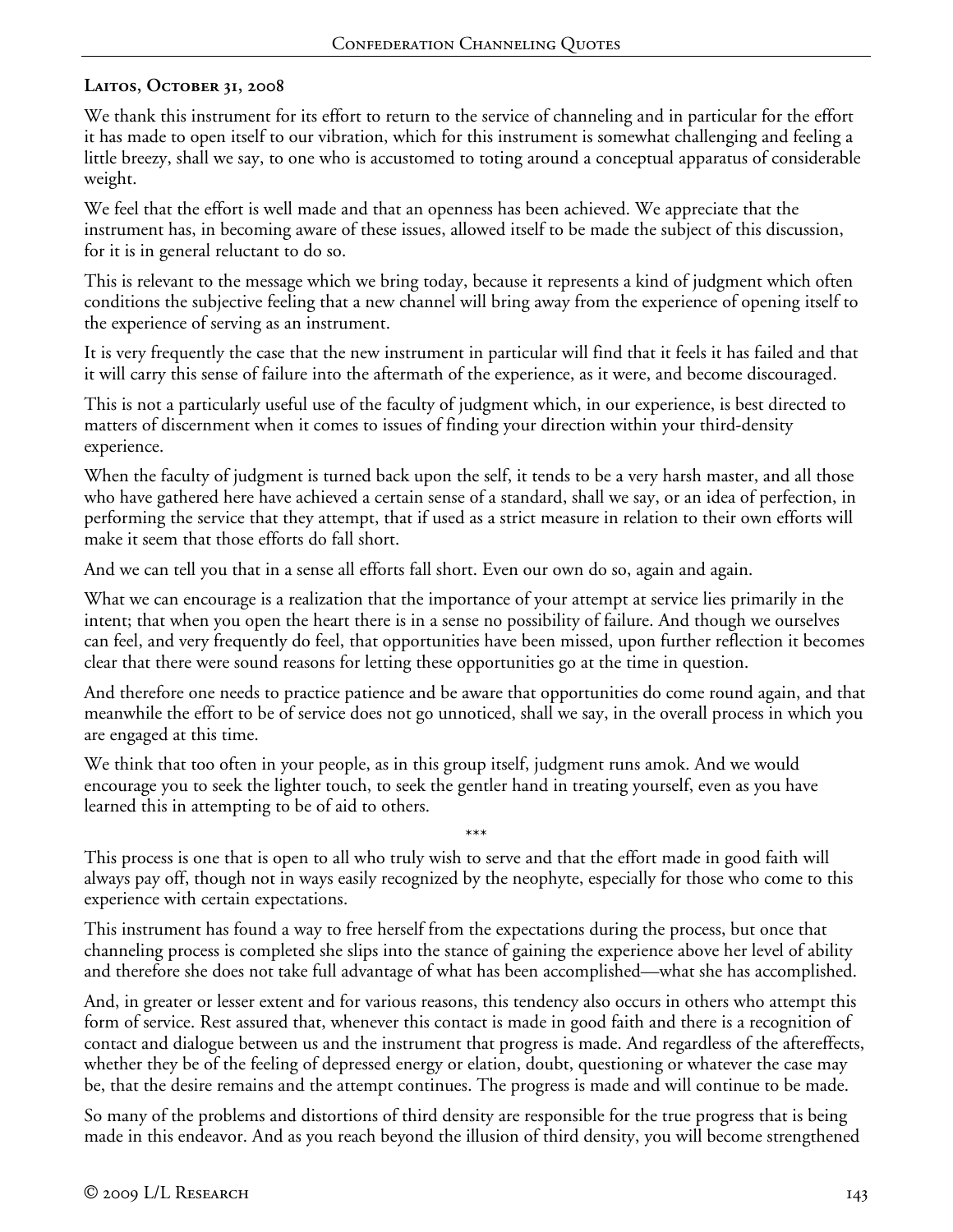**Laitos, October 31, 2008**

We thank this instrument for its effort to return to the service of channeling and in particular for the effort it has made to open itself to our vibration, which for this instrument is somewhat challenging and feeling a little breezy, shall we say, to one who is accustomed to toting around a conceptual apparatus of considerable weight.

We feel that the effort is well made and that an openness has been achieved. We appreciate that the instrument has, in becoming aware of these issues, allowed itself to be made the subject of this discussion, for it is in general reluctant to do so.

This is relevant to the message which we bring today, because it represents a kind of judgment which often conditions the subjective feeling that a new channel will bring away from the experience of opening itself to the experience of serving as an instrument.

It is very frequently the case that the new instrument in particular will find that it feels it has failed and that it will carry this sense of failure into the aftermath of the experience, as it were, and become discouraged.

This is not a particularly useful use of the faculty of judgment which, in our experience, is best directed to matters of discernment when it comes to issues of finding your direction within your third-density experience.

When the faculty of judgment is turned back upon the self, it tends to be a very harsh master, and all those who have gathered here have achieved a certain sense of a standard, shall we say, or an idea of perfection, in performing the service that they attempt, that if used as a strict measure in relation to their own efforts will make it seem that those efforts do fall short.

And we can tell you that in a sense all efforts fall short. Even our own do so, again and again.

What we can encourage is a realization that the importance of your attempt at service lies primarily in the intent; that when you open the heart there is in a sense no possibility of failure. And though we ourselves can feel, and very frequently do feel, that opportunities have been missed, upon further reflection it becomes clear that there were sound reasons for letting these opportunities go at the time in question.

And therefore one needs to practice patience and be aware that opportunities do come round again, and that meanwhile the effort to be of service does not go unnoticed, shall we say, in the overall process in which you are engaged at this time.

We think that too often in your people, as in this group itself, judgment runs amok. And we would encourage you to seek the lighter touch, to seek the gentler hand in treating yourself, even as you have learned this in attempting to be of aid to others.

\*\*\*

This process is one that is open to all who truly wish to serve and that the effort made in good faith will always pay off, though not in ways easily recognized by the neophyte, especially for those who come to this experience with certain expectations.

This instrument has found a way to free herself from the expectations during the process, but once that channeling process is completed she slips into the stance of gaining the experience above her level of ability and therefore she does not take full advantage of what has been accomplished—what she has accomplished.

And, in greater or lesser extent and for various reasons, this tendency also occurs in others who attempt this form of service. Rest assured that, whenever this contact is made in good faith and there is a recognition of contact and dialogue between us and the instrument that progress is made. And regardless of the aftereffects, whether they be of the feeling of depressed energy or elation, doubt, questioning or whatever the case may be, that the desire remains and the attempt continues. The progress is made and will continue to be made.

So many of the problems and distortions of third density are responsible for the true progress that is being made in this endeavor. And as you reach beyond the illusion of third density, you will become strengthened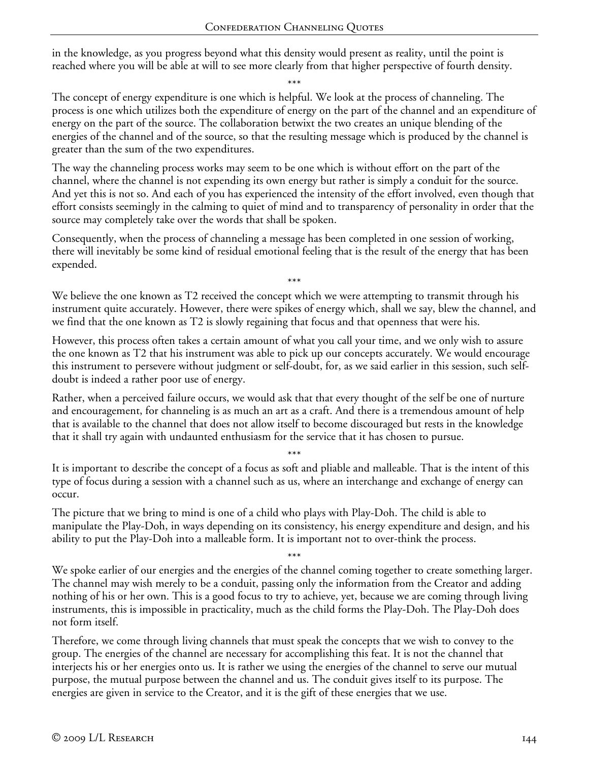in the knowledge, as you progress beyond what this density would present as reality, until the point is reached where you will be able at will to see more clearly from that higher perspective of fourth density.

\*\*\*

The concept of energy expenditure is one which is helpful. We look at the process of channeling. The process is one which utilizes both the expenditure of energy on the part of the channel and an expenditure of energy on the part of the source. The collaboration betwixt the two creates an unique blending of the energies of the channel and of the source, so that the resulting message which is produced by the channel is greater than the sum of the two expenditures.

The way the channeling process works may seem to be one which is without effort on the part of the channel, where the channel is not expending its own energy but rather is simply a conduit for the source. And yet this is not so. And each of you has experienced the intensity of the effort involved, even though that effort consists seemingly in the calming to quiet of mind and to transparency of personality in order that the source may completely take over the words that shall be spoken.

Consequently, when the process of channeling a message has been completed in one session of working, there will inevitably be some kind of residual emotional feeling that is the result of the energy that has been expended.

\*\*\*

We believe the one known as T2 received the concept which we were attempting to transmit through his instrument quite accurately. However, there were spikes of energy which, shall we say, blew the channel, and we find that the one known as T2 is slowly regaining that focus and that openness that were his.

However, this process often takes a certain amount of what you call your time, and we only wish to assure the one known as T2 that his instrument was able to pick up our concepts accurately. We would encourage this instrument to persevere without judgment or self-doubt, for, as we said earlier in this session, such self-doubt is indeed a rather poor use of energy.

Rather, when a perceived failure occurs, we would ask that that every thought of the self be one of nurture and encouragement, for channeling is as much an art as a craft. And there is a tremendous amount of help that is available to the channel that does not allow itself to become discouraged but rests in the knowledge that it shall try again with undaunted enthusiasm for the service that it has chosen to pursue.

\*\*\*

It is important to describe the concept of a focus as soft and pliable and malleable. That is the intent of this type of focus during a session with a channel such as us, where an interchange and exchange of energy can occur.

The picture that we bring to mind is one of a child who plays with Play-Doh. The child is able to manipulate the Play-Doh, in ways depending on its consistency, his energy expenditure and design, and his ability to put the Play-Doh into a malleable form. It is important not to over-think the process.

\*\*\*

We spoke earlier of our energies and the energies of the channel coming together to create something larger. The channel may wish merely to be a conduit, passing only the information from the Creator and adding nothing of his or her own. This is a good focus to try to achieve, yet, because we are coming through living instruments, this is impossible in practicality, much as the child forms the Play-Doh. The Play-Doh does not form itself.

Therefore, we come through living channels that must speak the concepts that we wish to convey to the group. The energies of the channel are necessary for accomplishing this feat. It is not the channel that interjects his or her energies onto us. It is rather we using the energies of the channel to serve our mutual purpose, the mutual purpose between the channel and us. The conduit gives itself to its purpose. The energies are given in service to the Creator, and it is the gift of these energies that we use.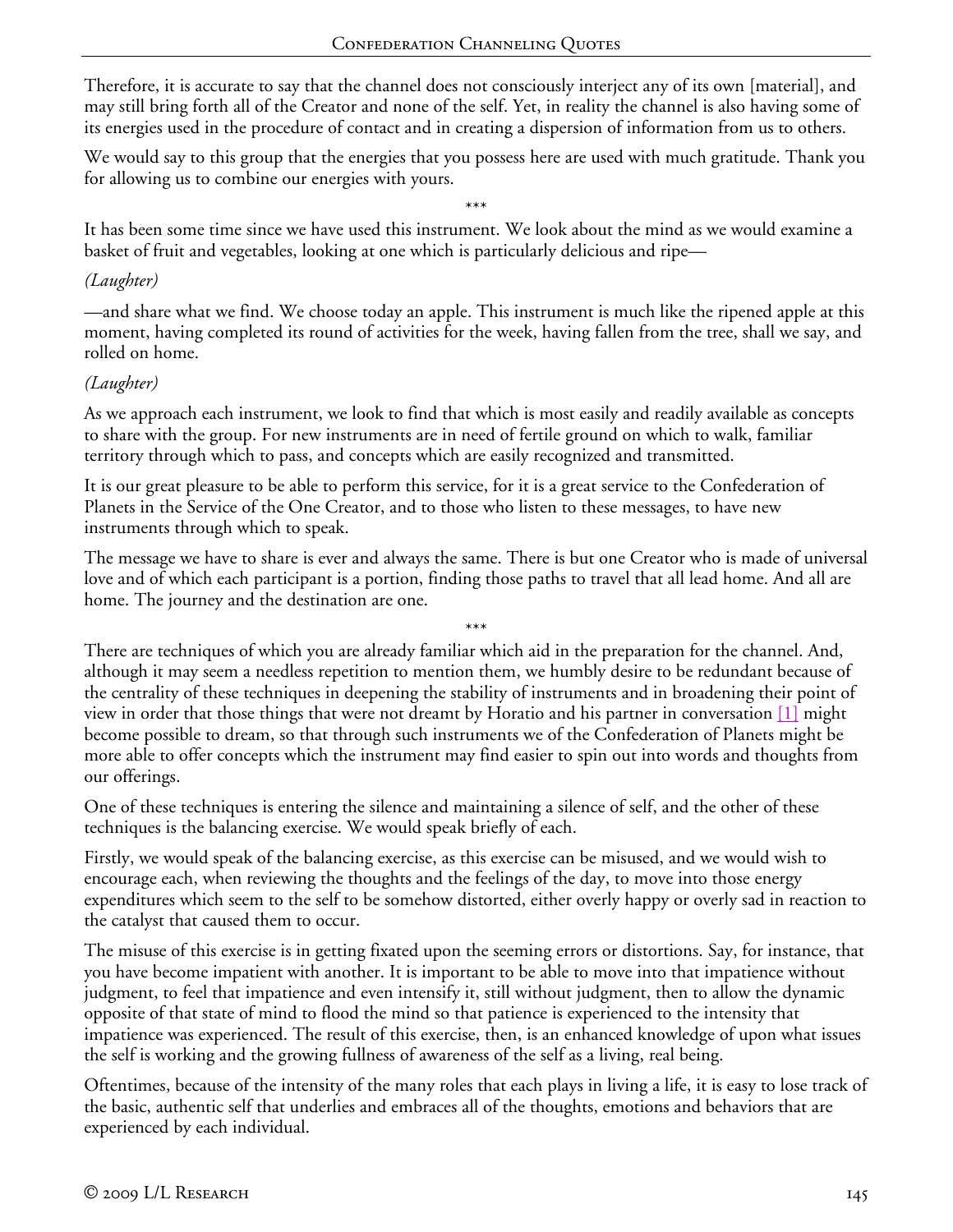Therefore, it is accurate to say that the channel does not consciously interject any of its own [material], and may still bring forth all of the Creator and none of the self. Yet, in reality the channel is also having some of its energies used in the procedure of contact and in creating a dispersion of information from us to others.

We would say to this group that the energies that you possess here are used with much gratitude. Thank you for allowing us to combine our energies with yours.

\*\*\*

It has been some time since we have used this instrument. We look about the mind as we would examine a basket of fruit and vegetables, looking at one which is particularly delicious and ripe—

*(Laughter)*

—and share what we find. We choose today an apple. This instrument is much like the ripened apple at this moment, having completed its round of activities for the week, having fallen from the tree, shall we say, and rolled on home.

*(Laughter)*

As we approach each instrument, we look to find that which is most easily and readily available as concepts to share with the group. For new instruments are in need of fertile ground on which to walk, familiar territory through which to pass, and concepts which are easily recognized and transmitted.

It is our great pleasure to be able to perform this service, for it is a great service to the Confederation of Planets in the Service of the One Creator, and to those who listen to these messages, to have new instruments through which to speak.

The message we have to share is ever and always the same. There is but one Creator who is made of universal love and of which each participant is a portion, finding those paths to travel that all lead home. And all are home. The journey and the destination are one.

\*\*\*

There are techniques of which you are already familiar which aid in the preparation for the channel. And, although it may seem a needless repetition to mention them, we humbly desire to be redundant because of the centrality of these techniques in deepening the stability of instruments and in broadening their point of view in order that those things that were not dreamt by Horatio and his partner in conversation [1] might become possible to dream, so that through such instruments we of the Confederation of Planets might be more able to offer concepts which the instrument may find easier to spin out into words and thoughts from our offerings.

One of these techniques is entering the silence and maintaining a silence of self, and the other of these techniques is the balancing exercise. We would speak briefly of each.

Firstly, we would speak of the balancing exercise, as this exercise can be misused, and we would wish to encourage each, when reviewing the thoughts and the feelings of the day, to move into those energy expenditures which seem to the self to be somehow distorted, either overly happy or overly sad in reaction to the catalyst that caused them to occur.

The misuse of this exercise is in getting fixated upon the seeming errors or distortions. Say, for instance, that you have become impatient with another. It is important to be able to move into that impatience without judgment, to feel that impatience and even intensify it, still without judgment, then to allow the dynamic opposite of that state of mind to flood the mind so that patience is experienced to the intensity that impatience was experienced. The result of this exercise, then, is an enhanced knowledge of upon what issues the self is working and the growing fullness of awareness of the self as a living, real being.

Oftentimes, because of the intensity of the many roles that each plays in living a life, it is easy to lose track of the basic, authentic self that underlies and embraces all of the thoughts, emotions and behaviors that are experienced by each individual.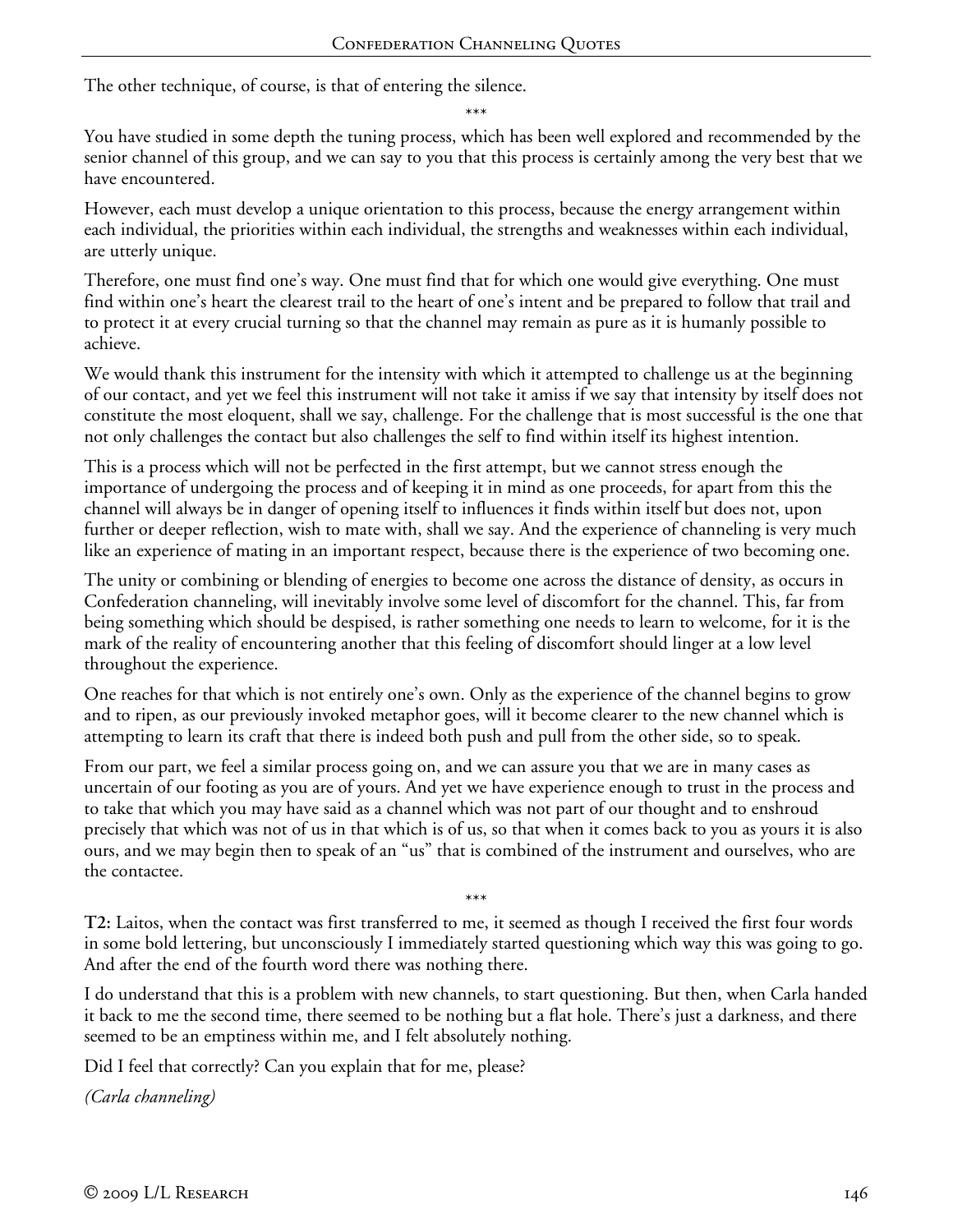The other technique, of course, is that of entering the silence.

\*\*\*

You have studied in some depth the tuning process, which has been well explored and recommended by the senior channel of this group, and we can say to you that this process is certainly among the very best that we have encountered.

However, each must develop a unique orientation to this process, because the energy arrangement within each individual, the priorities within each individual, the strengths and weaknesses within each individual, are utterly unique.

Therefore, one must find one's way. One must find that for which one would give everything. One must find within one's heart the clearest trail to the heart of one's intent and be prepared to follow that trail and to protect it at every crucial turning so that the channel may remain as pure as it is humanly possible to achieve.

We would thank this instrument for the intensity with which it attempted to challenge us at the beginning of our contact, and yet we feel this instrument will not take it amiss if we say that intensity by itself does not constitute the most eloquent, shall we say, challenge. For the challenge that is most successful is the one that not only challenges the contact but also challenges the self to find within itself its highest intention.

This is a process which will not be perfected in the first attempt, but we cannot stress enough the importance of undergoing the process and of keeping it in mind as one proceeds, for apart from this the channel will always be in danger of opening itself to influences it finds within itself but does not, upon further or deeper reflection, wish to mate with, shall we say. And the experience of channeling is very much like an experience of mating in an important respect, because there is the experience of two becoming one.

The unity or combining or blending of energies to become one across the distance of density, as occurs in Confederation channeling, will inevitably involve some level of discomfort for the channel. This, far from being something which should be despised, is rather something one needs to learn to welcome, for it is the mark of the reality of encountering another that this feeling of discomfort should linger at a low level throughout the experience.

One reaches for that which is not entirely one's own. Only as the experience of the channel begins to grow and to ripen, as our previously invoked metaphor goes, will it become clearer to the new channel which is attempting to learn its craft that there is indeed both push and pull from the other side, so to speak.

From our part, we feel a similar process going on, and we can assure you that we are in many cases as uncertain of our footing as you are of yours. And yet we have experience enough to trust in the process and to take that which you may have said as a channel which was not part of our thought and to enshroud precisely that which was not of us in that which is of us, so that when it comes back to you as yours it is also ours, and we may begin then to speak of an "us" that is combined of the instrument and ourselves, who are the contactee.

\*\*\*

**T2:** Laitos, when the contact was first transferred to me, it seemed as though I received the first four words in some bold lettering, but unconsciously I immediately started questioning which way this was going to go. And after the end of the fourth word there was nothing there.

I do understand that this is a problem with new channels, to start questioning. But then, when Carla handed it back to me the second time, there seemed to be nothing but a flat hole. There's just a darkness, and there seemed to be an emptiness within me, and I felt absolutely nothing.

Did I feel that correctly? Can you explain that for me, please?

*(Carla channeling)*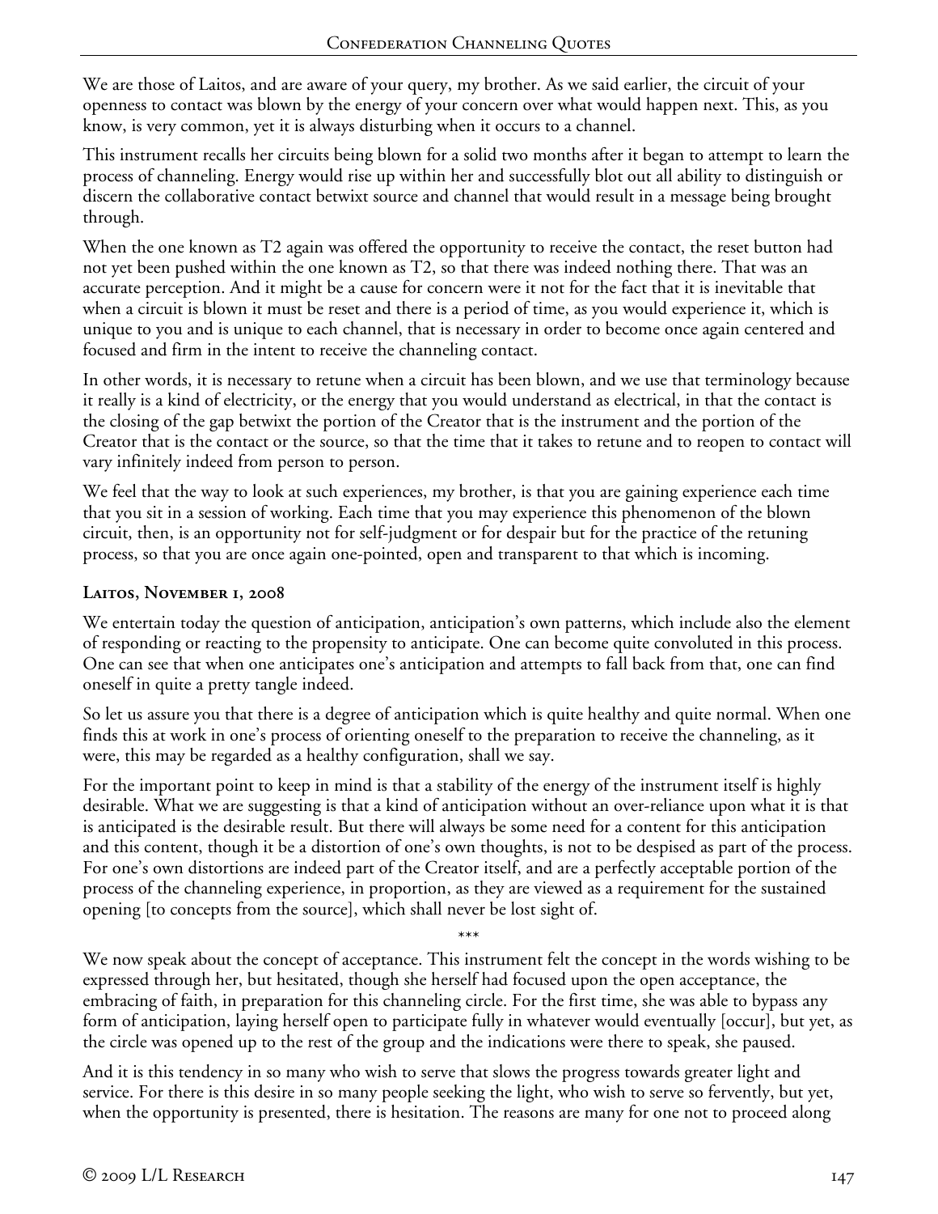We are those of Laitos, and are aware of your query, my brother. As we said earlier, the circuit of your openness to contact was blown by the energy of your concern over what would happen next. This, as you know, is very common, yet it is always disturbing when it occurs to a channel.

This instrument recalls her circuits being blown for a solid two months after it began to attempt to learn the process of channeling. Energy would rise up within her and successfully blot out all ability to distinguish or discern the collaborative contact betwixt source and channel that would result in a message being brought through.

When the one known as T2 again was offered the opportunity to receive the contact, the reset button had not yet been pushed within the one known as T2, so that there was indeed nothing there. That was an accurate perception. And it might be a cause for concern were it not for the fact that it is inevitable that when a circuit is blown it must be reset and there is a period of time, as you would experience it, which is unique to you and is unique to each channel, that is necessary in order to become once again centered and focused and firm in the intent to receive the channeling contact.

In other words, it is necessary to retune when a circuit has been blown, and we use that terminology because it really is a kind of electricity, or the energy that you would understand as electrical, in that the contact is the closing of the gap betwixt the portion of the Creator that is the instrument and the portion of the Creator that is the contact or the source, so that the time that it takes to retune and to reopen to contact will vary infinitely indeed from person to person.

We feel that the way to look at such experiences, my brother, is that you are gaining experience each time that you sit in a session of working. Each time that you may experience this phenomenon of the blown circuit, then, is an opportunity not for self-judgment or for despair but for the practice of the retuning process, so that you are once again one-pointed, open and transparent to that which is incoming.

### Laitos, November 1, 2008

We entertain today the question of anticipation, anticipation's own patterns, which include also the element of responding or reacting to the propensity to anticipate. One can become quite convoluted in this process. One can see that when one anticipates one's anticipation and attempts to fall back from that, one can find oneself in quite a pretty tangle indeed.

So let us assure you that there is a degree of anticipation which is quite healthy and quite normal. When one finds this at work in one's process of orienting oneself to the preparation to receive the channeling, as it were, this may be regarded as a healthy configuration, shall we say.

For the important point to keep in mind is that a stability of the energy of the instrument itself is highly desirable. What we are suggesting is that a kind of anticipation without an over-reliance upon what it is that is anticipated is the desirable result. But there will always be some need for a content for this anticipation and this content, though it be a distortion of one's own thoughts, is not to be despised as part of the process. For one's own distortions are indeed part of the Creator itself, and are a perfectly acceptable portion of the process of the channeling experience, in proportion, as they are viewed as a requirement for the sustained opening [to concepts from the source], which shall never be lost sight of.

\*\*\*

We now speak about the concept of acceptance. This instrument felt the concept in the words wishing to be expressed through her, but hesitated, though she herself had focused upon the open acceptance, the embracing of faith, in preparation for this channeling circle. For the first time, she was able to bypass any form of anticipation, laying herself open to participate fully in whatever would eventually [occur], but yet, as the circle was opened up to the rest of the group and the indications were there to speak, she paused.

And it is this tendency in so many who wish to serve that slows the progress towards greater light and service. For there is this desire in so many people seeking the light, who wish to serve so fervently, but yet, when the opportunity is presented, there is hesitation. The reasons are many for one not to proceed along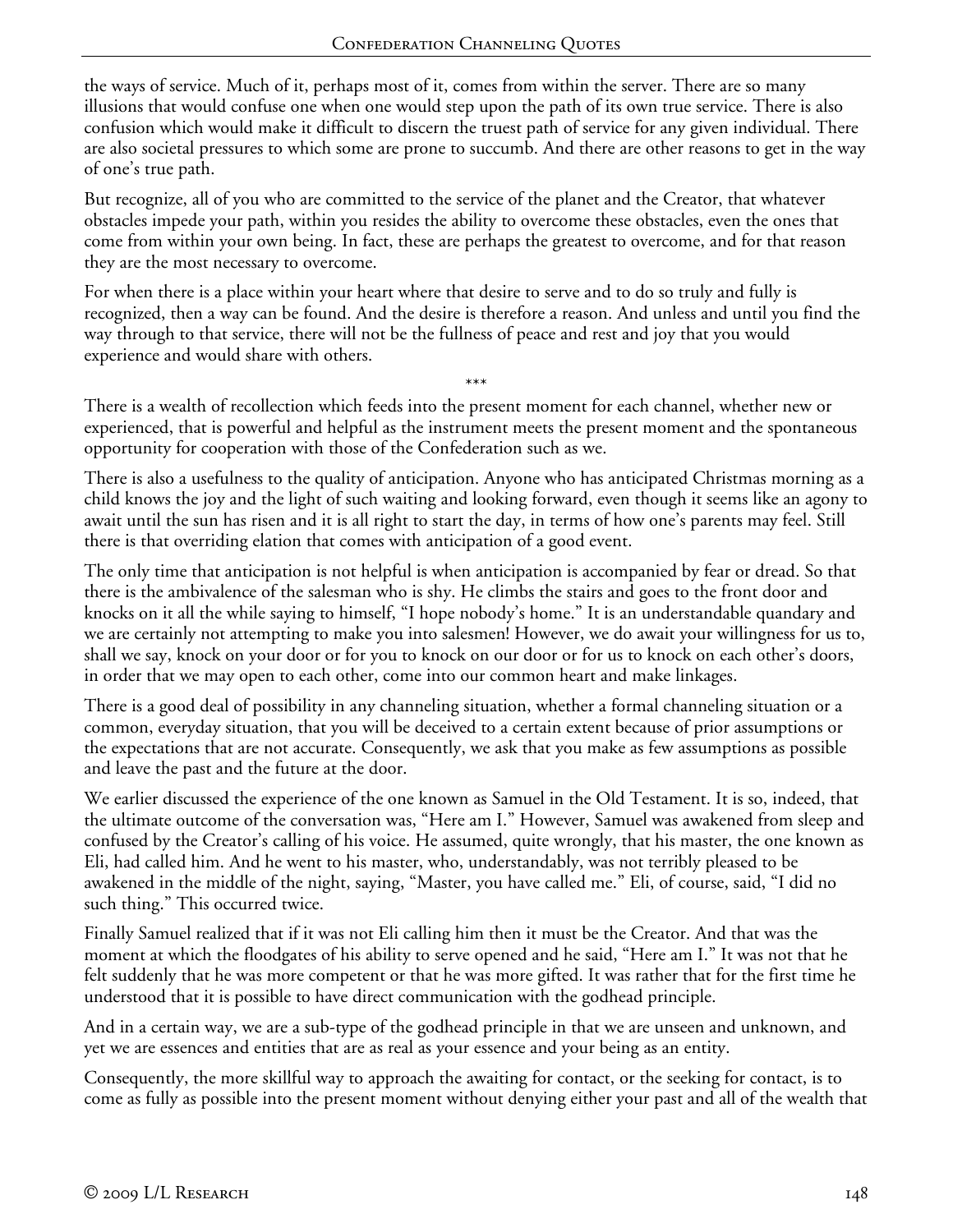the ways of service. Much of it, perhaps most of it, comes from within the server. There are so many illusions that would confuse one when one would step upon the path of its own true service. There is also confusion which would make it difficult to discern the truest path of service for any given individual. There are also societal pressures to which some are prone to succumb. And there are other reasons to get in the way of one's true path.

But recognize, all of you who are committed to the service of the planet and the Creator, that whatever obstacles impede your path, within you resides the ability to overcome these obstacles, even the ones that come from within your own being. In fact, these are perhaps the greatest to overcome, and for that reason they are the most necessary to overcome.

For when there is a place within your heart where that desire to serve and to do so truly and fully is recognized, then a way can be found. And the desire is therefore a reason. And unless and until you find the way through to that service, there will not be the fullness of peace and rest and joy that you would experience and would share with others.

\*\*\*

There is a wealth of recollection which feeds into the present moment for each channel, whether new or experienced, that is powerful and helpful as the instrument meets the present moment and the spontaneous opportunity for cooperation with those of the Confederation such as we.

There is also a usefulness to the quality of anticipation. Anyone who has anticipated Christmas morning as a child knows the joy and the light of such waiting and looking forward, even though it seems like an agony to await until the sun has risen and it is all right to start the day, in terms of how one's parents may feel. Still there is that overriding elation that comes with anticipation of a good event.

The only time that anticipation is not helpful is when anticipation is accompanied by fear or dread. So that there is the ambivalence of the salesman who is shy. He climbs the stairs and goes to the front door and knocks on it all the while saying to himself, "I hope nobody's home." It is an understandable quandary and we are certainly not attempting to make you into salesmen! However, we do await your willingness for us to, shall we say, knock on your door or for you to knock on our door or for us to knock on each other's doors, in order that we may open to each other, come into our common heart and make linkages.

There is a good deal of possibility in any channeling situation, whether a formal channeling situation or a common, everyday situation, that you will be deceived to a certain extent because of prior assumptions or the expectations that are not accurate. Consequently, we ask that you make as few assumptions as possible and leave the past and the future at the door.

We earlier discussed the experience of the one known as Samuel in the Old Testament. It is so, indeed, that the ultimate outcome of the conversation was, "Here am I." However, Samuel was awakened from sleep and confused by the Creator's calling of his voice. He assumed, quite wrongly, that his master, the one known as Eli, had called him. And he went to his master, who, understandably, was not terribly pleased to be awakened in the middle of the night, saying, "Master, you have called me." Eli, of course, said, "I did no such thing." This occurred twice.

Finally Samuel realized that if it was not Eli calling him then it must be the Creator. And that was the moment at which the floodgates of his ability to serve opened and he said, "Here am I." It was not that he felt suddenly that he was more competent or that he was more gifted. It was rather that for the first time he understood that it is possible to have direct communication with the godhead principle.

And in a certain way, we are a sub-type of the godhead principle in that we are unseen and unknown, and yet we are essences and entities that are as real as your essence and your being as an entity.

Consequently, the more skillful way to approach the awaiting for contact, or the seeking for contact, is to come as fully as possible into the present moment without denying either your past and all of the wealth that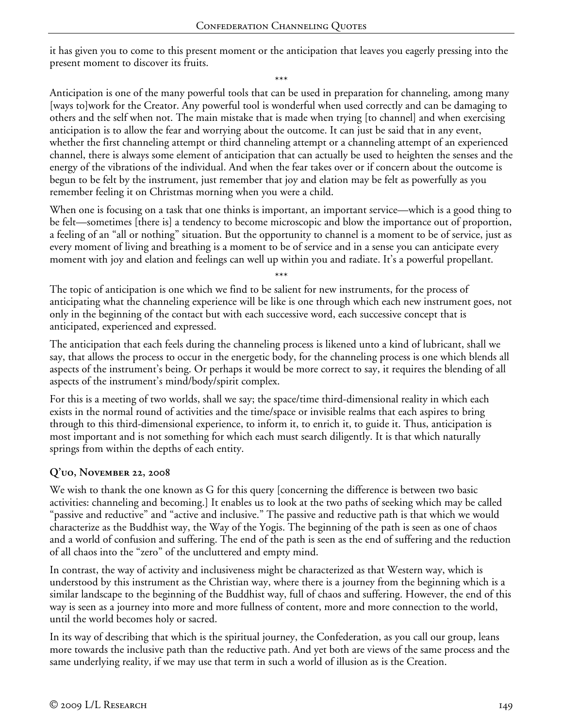it has given you to come to this present moment or the anticipation that leaves you eagerly pressing into the present moment to discover its fruits.

\*\*\*

Anticipation is one of the many powerful tools that can be used in preparation for channeling, among many [ways to]work for the Creator. Any powerful tool is wonderful when used correctly and can be damaging to others and the self when not. The main mistake that is made when trying [to channel] and when exercising anticipation is to allow the fear and worrying about the outcome. It can just be said that in any event, whether the first channeling attempt or third channeling attempt or a channeling attempt of an experienced channel, there is always some element of anticipation that can actually be used to heighten the senses and the energy of the vibrations of the individual. And when the fear takes over or if concern about the outcome is begun to be felt by the instrument, just remember that joy and elation may be felt as powerfully as you remember feeling it on Christmas morning when you were a child.

When one is focusing on a task that one thinks is important, an important service—which is a good thing to be felt—sometimes [there is] a tendency to become microscopic and blow the importance out of proportion, a feeling of an "all or nothing" situation. But the opportunity to channel is a moment to be of service, just as every moment of living and breathing is a moment to be of service and in a sense you can anticipate every moment with joy and elation and feelings can well up within you and radiate. It's a powerful propellant.

\*\*\*

The topic of anticipation is one which we find to be salient for new instruments, for the process of anticipating what the channeling experience will be like is one through which each new instrument goes, not only in the beginning of the contact but with each successive word, each successive concept that is anticipated, experienced and expressed.

The anticipation that each feels during the channeling process is likened unto a kind of lubricant, shall we say, that allows the process to occur in the energetic body, for the channeling process is one which blends all aspects of the instrument's being. Or perhaps it would be more correct to say, it requires the blending of all aspects of the instrument's mind/body/spirit complex.

For this is a meeting of two worlds, shall we say; the space/time third-dimensional reality in which each exists in the normal round of activities and the time/space or invisible realms that each aspires to bring through to this third-dimensional experience, to inform it, to enrich it, to guide it. Thus, anticipation is most important and is not something for which each must search diligently. It is that which naturally springs from within the depths of each entity.

### Q'uo, November 22, 2008

We wish to thank the one known as G for this query [concerning the difference is between two basic activities: channeling and becoming.] It enables us to look at the two paths of seeking which may be called "passive and reductive" and "active and inclusive." The passive and reductive path is that which we would characterize as the Buddhist way, the Way of the Yogis. The beginning of the path is seen as one of chaos and a world of confusion and suffering. The end of the path is seen as the end of suffering and the reduction of all chaos into the "zero" of the uncluttered and empty mind.

In contrast, the way of activity and inclusiveness might be characterized as that Western way, which is understood by this instrument as the Christian way, where there is a journey from the beginning which is a similar landscape to the beginning of the Buddhist way, full of chaos and suffering. However, the end of this way is seen as a journey into more and more fullness of content, more and more connection to the world, until the world becomes holy or sacred.

In its way of describing that which is the spiritual journey, the Confederation, as you call our group, leans more towards the inclusive path than the reductive path. And yet both are views of the same process and the same underlying reality, if we may use that term in such a world of illusion as is the Creation.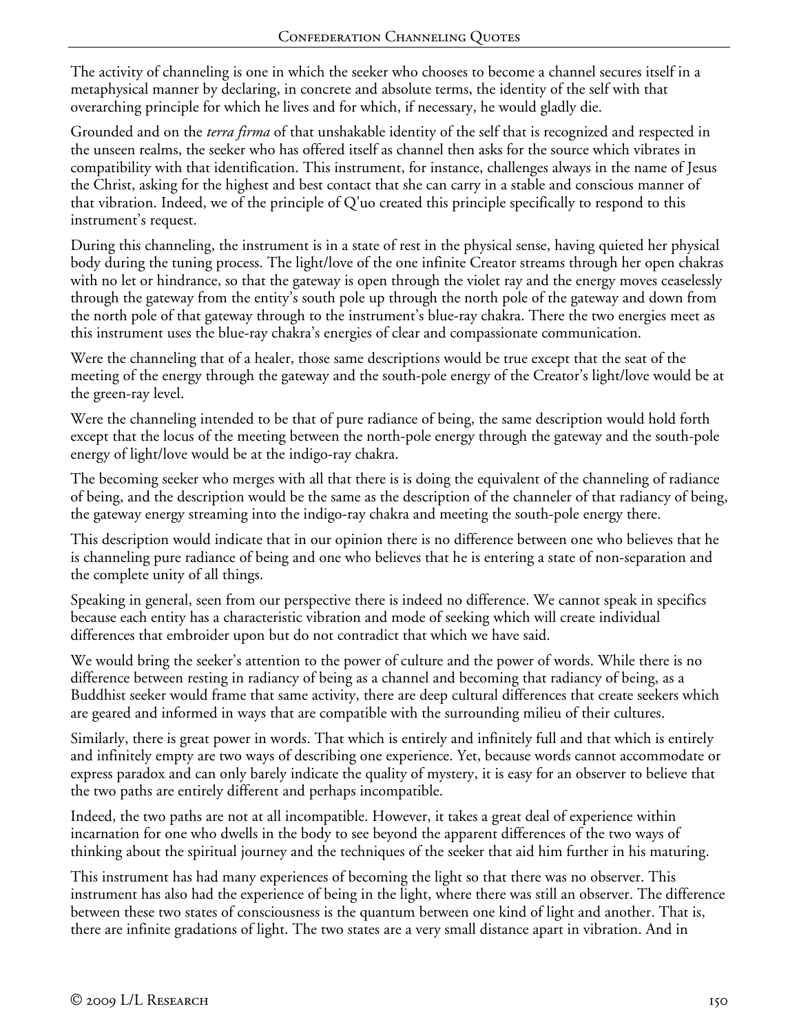The activity of channeling is one in which the seeker who chooses to become a channel secures itself in a metaphysical manner by declaring, in concrete and absolute terms, the identity of the self with that overarching principle for which he lives and for which, if necessary, he would gladly die.

Grounded and on the *terra firma* of that unshakable identity of the self that is recognized and respected in the unseen realms, the seeker who has offered itself as channel then asks for the source which vibrates in compatibility with that identification. This instrument, for instance, challenges always in the name of Jesus the Christ, asking for the highest and best contact that she can carry in a stable and conscious manner of that vibration. Indeed, we of the principle of Q'uo created this principle specifically to respond to this instrument's request.

During this channeling, the instrument is in a state of rest in the physical sense, having quieted her physical body during the tuning process. The light/love of the one infinite Creator streams through her open chakras with no let or hindrance, so that the gateway is open through the violet ray and the energy moves ceaselessly through the gateway from the entity's south pole up through the north pole of the gateway and down from the north pole of that gateway through to the instrument's blue-ray chakra. There the two energies meet as this instrument uses the blue-ray chakra's energies of clear and compassionate communication.

Were the channeling that of a healer, those same descriptions would be true except that the seat of the meeting of the energy through the gateway and the south-pole energy of the Creator's light/love would be at the green-ray level.

Were the channeling intended to be that of pure radiance of being, the same description would hold forth except that the locus of the meeting between the north-pole energy through the gateway and the south-pole energy of light/love would be at the indigo-ray chakra.

The becoming seeker who merges with all that there is is doing the equivalent of the channeling of radiance of being, and the description would be the same as the description of the channeler of that radiancy of being, the gateway energy streaming into the indigo-ray chakra and meeting the south-pole energy there.

This description would indicate that in our opinion there is no difference between one who believes that he is channeling pure radiance of being and one who believes that he is entering a state of non-separation and the complete unity of all things.

Speaking in general, seen from our perspective there is indeed no difference. We cannot speak in specifics because each entity has a characteristic vibration and mode of seeking which will create individual differences that embroider upon but do not contradict that which we have said.

We would bring the seeker's attention to the power of culture and the power of words. While there is no difference between resting in radiancy of being as a channel and becoming that radiancy of being, as a Buddhist seeker would frame that same activity, there are deep cultural differences that create seekers which are geared and informed in ways that are compatible with the surrounding milieu of their cultures.

Similarly, there is great power in words. That which is entirely and infinitely full and that which is entirely and infinitely empty are two ways of describing one experience. Yet, because words cannot accommodate or express paradox and can only barely indicate the quality of mystery, it is easy for an observer to believe that the two paths are entirely different and perhaps incompatible.

Indeed, the two paths are not at all incompatible. However, it takes a great deal of experience within incarnation for one who dwells in the body to see beyond the apparent differences of the two ways of thinking about the spiritual journey and the techniques of the seeker that aid him further in his maturing.

This instrument has had many experiences of becoming the light so that there was no observer. This instrument has also had the experience of being in the light, where there was still an observer. The difference between these two states of consciousness is the quantum between one kind of light and another. That is, there are infinite gradations of light. The two states are a very small distance apart in vibration. And in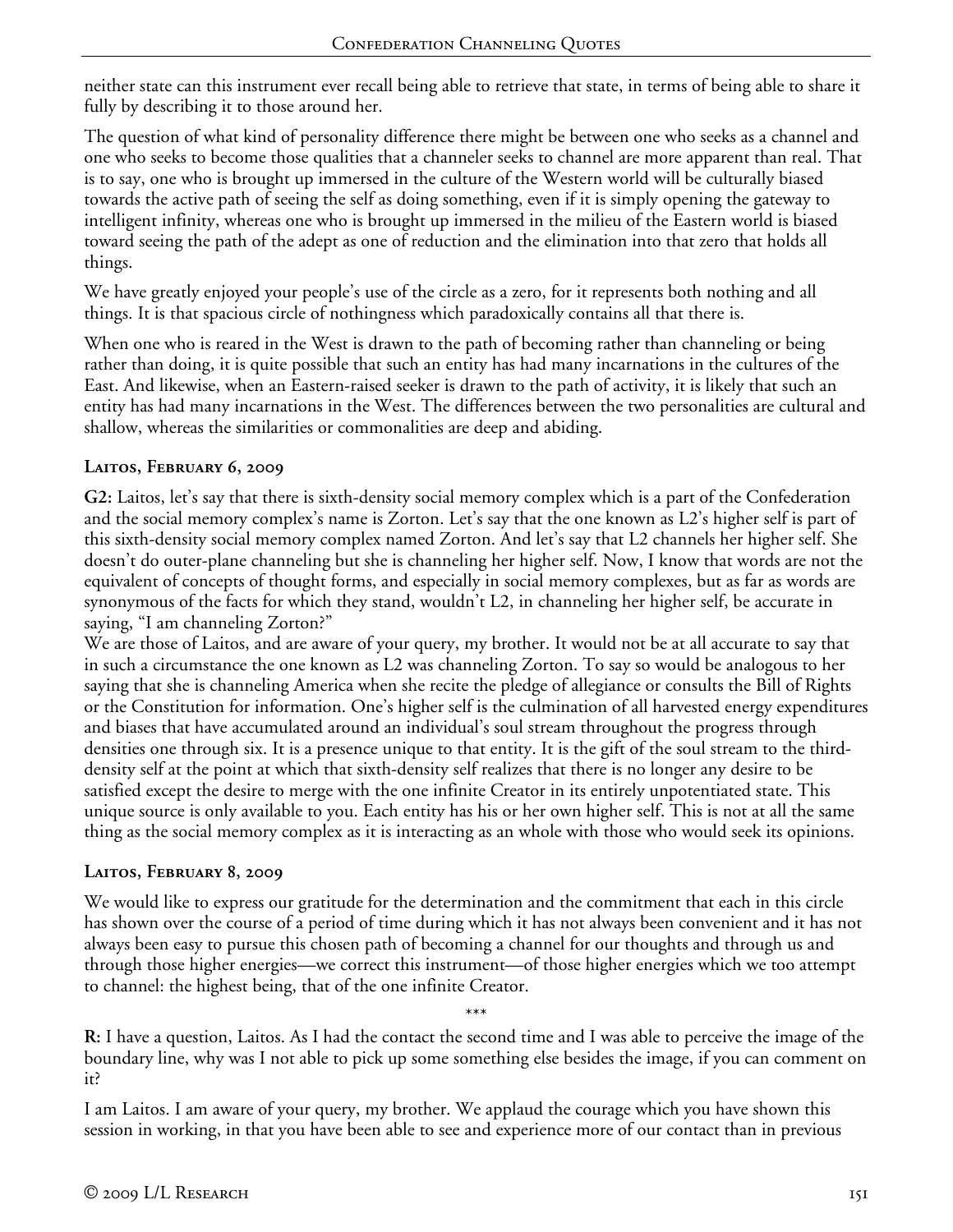neither state can this instrument ever recall being able to retrieve that state, in terms of being able to share it fully by describing it to those around her.

The question of what kind of personality difference there might be between one who seeks as a channel and one who seeks to become those qualities that a channeler seeks to channel are more apparent than real. That is to say, one who is brought up immersed in the culture of the Western world will be culturally biased towards the active path of seeing the self as doing something, even if it is simply opening the gateway to intelligent infinity, whereas one who is brought up immersed in the milieu of the Eastern world is biased toward seeing the path of the adept as one of reduction and the elimination into that zero that holds all things.

We have greatly enjoyed your people's use of the circle as a zero, for it represents both nothing and all things. It is that spacious circle of nothingness which paradoxically contains all that there is.

When one who is reared in the West is drawn to the path of becoming rather than channeling or being rather than doing, it is quite possible that such an entity has had many incarnations in the cultures of the East. And likewise, when an Eastern-raised seeker is drawn to the path of activity, it is likely that such an entity has had many incarnations in the West. The differences between the two personalities are cultural and shallow, whereas the similarities or commonalities are deep and abiding.

### Laitos, February 6, 2009

**G2:** Laitos, let's say that there is sixth-density social memory complex which is a part of the Confederation and the social memory complex's name is Zorton. Let's say that the one known as L2's higher self is part of this sixth-density social memory complex named Zorton. And let's say that L2 channels her higher self. She doesn't do outer-plane channeling but she is channeling her higher self. Now, I know that words are not the equivalent of concepts of thought forms, and especially in social memory complexes, but as far as words are synonymous of the facts for which they stand, wouldn't L2, in channeling her higher self, be accurate in saying, "I am channeling Zorton?"

We are those of Laitos, and are aware of your query, my brother. It would not be at all accurate to say that in such a circumstance the one known as L2 was channeling Zorton. To say so would be analogous to her saying that she is channeling America when she recite the pledge of allegiance or consults the Bill of Rights or the Constitution for information. One's higher self is the culmination of all harvested energy expenditures and biases that have accumulated around an individual's soul stream throughout the progress through densities one through six. It is a presence unique to that entity. It is the gift of the soul stream to the third-density self at the point at which that sixth-density self realizes that there is no longer any desire to be satisfied except the desire to merge with the one infinite Creator in its entirely unpotentiated state. This unique source is only available to you. Each entity has his or her own higher self. This is not at all the same thing as the social memory complex as it is interacting as an whole with those who would seek its opinions.

### Laitos, February 8, 2009

We would like to express our gratitude for the determination and the commitment that each in this circle has shown over the course of a period of time during which it has not always been convenient and it has not always been easy to pursue this chosen path of becoming a channel for our thoughts and through us and through those higher energies—we correct this instrument—of those higher energies which we too attempt to channel: the highest being, that of the one infinite Creator.

\*\*\*

**R:** I have a question, Laitos. As I had the contact the second time and I was able to perceive the image of the boundary line, why was I not able to pick up some something else besides the image, if you can comment on it?

I am Laitos. I am aware of your query, my brother. We applaud the courage which you have shown this session in working, in that you have been able to see and experience more of our contact than in previous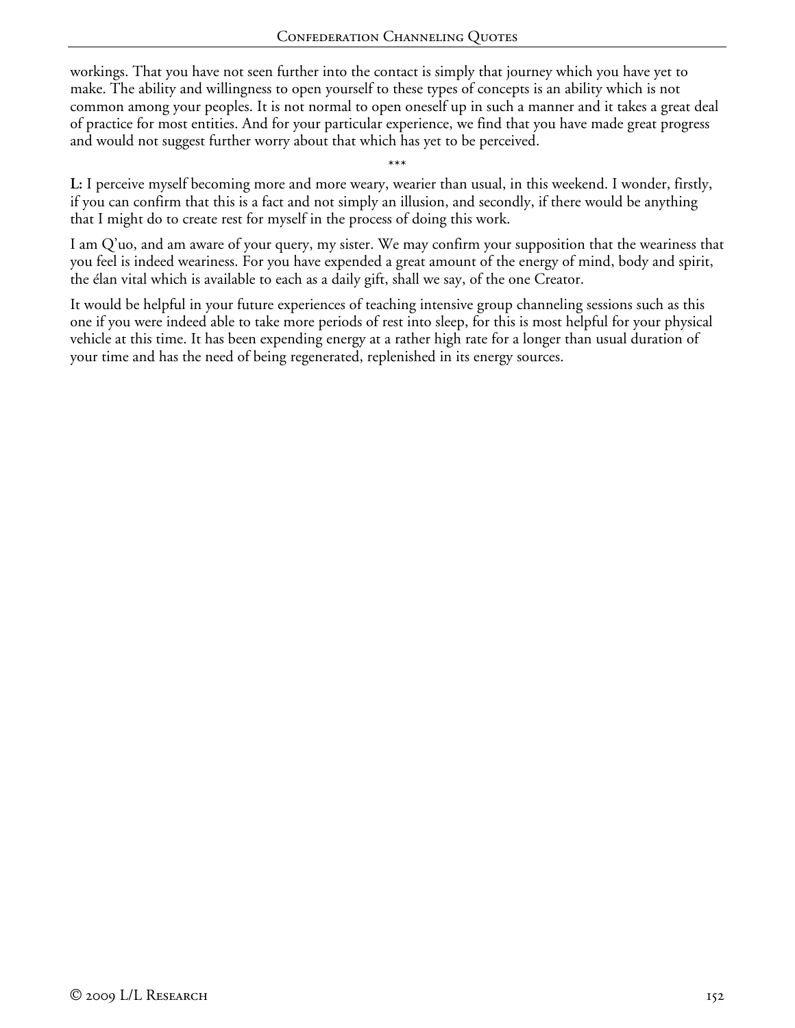workings. That you have not seen further into the contact is simply that journey which you have yet to make. The ability and willingness to open yourself to these types of concepts is an ability which is not common among your peoples. It is not normal to open oneself up in such a manner and it takes a great deal of practice for most entities. And for your particular experience, we find that you have made great progress and would not suggest further worry about that which has yet to be perceived.

***

**L:** I perceive myself becoming more and more weary, wearier than usual, in this weekend. I wonder, firstly, if you can confirm that this is a fact and not simply an illusion, and secondly, if there would be anything that I might do to create rest for myself in the process of doing this work.

I am Q'uo, and am aware of your query, my sister. We may confirm your supposition that the weariness that you feel is indeed weariness. For you have expended a great amount of the energy of mind, body and spirit, the élan vital which is available to each as a daily gift, shall we say, of the one Creator.

It would be helpful in your future experiences of teaching intensive group channeling sessions such as this one if you were indeed able to take more periods of rest into sleep, for this is most helpful for your physical vehicle at this time. It has been expending energy at a rather high rate for a longer than usual duration of your time and has the need of being regenerated, replenished in its energy sources.